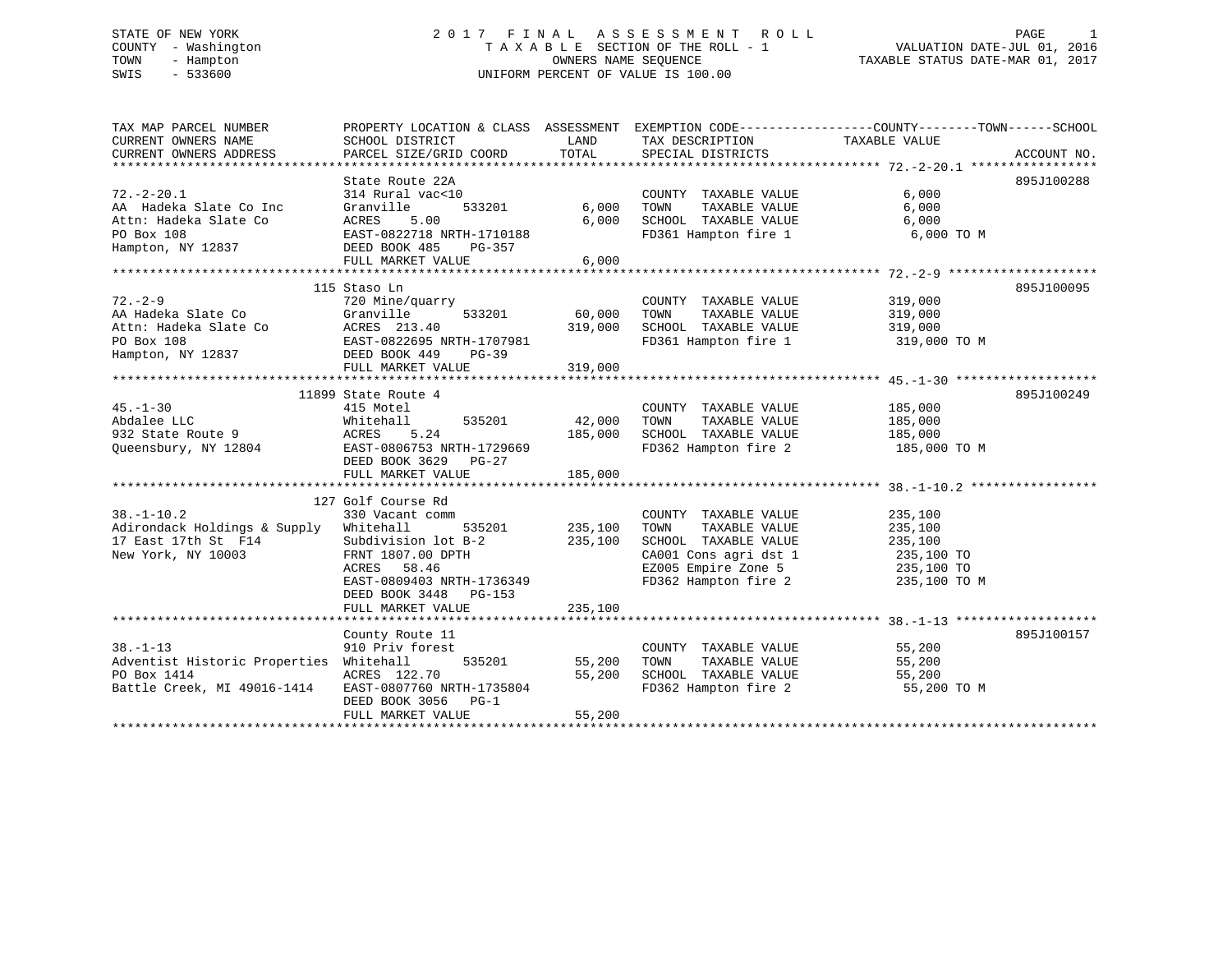STATE OF NEW YORK
COUNTY - Washington
TOWN - Hampton
SWIS - 533600

# 2017 FINAL ASSESSMENT ROLL

TAXABLE SECTION OF THE ROLL - 1
OWNERS NAME SEQUENCE
UNIFORM PERCENT OF VALUE IS 100.00

VALUATION DATE-JUL 01, 2016
TAXABLE STATUS DATE-MAR 01, 2017

| TAX MAP PARCEL NUMBER / CURRENT OWNERS NAME / CURRENT OWNERS ADDRESS | PROPERTY LOCATION & CLASS / SCHOOL DISTRICT / PARCEL SIZE/GRID COORD | ASSESSMENT LAND / TOTAL | EXEMPTION CODE / TAX DESCRIPTION / SPECIAL DISTRICTS | TAXABLE VALUE (COUNTY / TOWN / SCHOOL) | ACCOUNT NO. |
|---|---|---|---|---|---|
| **72.-2-20.1** | State Route 22A | | | | 895J100288 |
| 72.-2-20.1 | 314 Rural vac<10 | | COUNTY TAXABLE VALUE | 6,000 | |
| AA Hadeka Slate Co Inc | Granville 533201 | 6,000 | TOWN TAXABLE VALUE | 6,000 | |
| Attn: Hadeka Slate Co | ACRES 5.00 | 6,000 | SCHOOL TAXABLE VALUE | 6,000 | |
| PO Box 108 | EAST-0822718 NRTH-1710188 | | FD361 Hampton fire 1 | 6,000 TO M | |
| Hampton, NY 12837 | DEED BOOK 485 PG-357 | | | | |
| | FULL MARKET VALUE | 6,000 | | | |
| **72.-2-9** | 115 Staso Ln | | | | 895J100095 |
| 72.-2-9 | 720 Mine/quarry | | COUNTY TAXABLE VALUE | 319,000 | |
| AA Hadeka Slate Co | Granville 533201 | 60,000 | TOWN TAXABLE VALUE | 319,000 | |
| Attn: Hadeka Slate Co | ACRES 213.40 | 319,000 | SCHOOL TAXABLE VALUE | 319,000 | |
| PO Box 108 | EAST-0822695 NRTH-1707981 | | FD361 Hampton fire 1 | 319,000 TO M | |
| Hampton, NY 12837 | DEED BOOK 449 PG-39 | | | | |
| | FULL MARKET VALUE | 319,000 | | | |
| **45.-1-30** | 11899 State Route 4 | | | | 895J100249 |
| 45.-1-30 | 415 Motel | | COUNTY TAXABLE VALUE | 185,000 | |
| Abdalee LLC | Whitehall 535201 | 42,000 | TOWN TAXABLE VALUE | 185,000 | |
| 932 State Route 9 | ACRES 5.24 | 185,000 | SCHOOL TAXABLE VALUE | 185,000 | |
| Queensbury, NY 12804 | EAST-0806753 NRTH-1729669 | | FD362 Hampton fire 2 | 185,000 TO M | |
| | DEED BOOK 3629 PG-27 | | | | |
| | FULL MARKET VALUE | 185,000 | | | |
| **38.-1-10.2** | 127 Golf Course Rd | | | | |
| 38.-1-10.2 | 330 Vacant comm | | COUNTY TAXABLE VALUE | 235,100 | |
| Adirondack Holdings & Supply | Whitehall 535201 | 235,100 | TOWN TAXABLE VALUE | 235,100 | |
| 17 East 17th St F14 | Subdivision lot B-2 | 235,100 | SCHOOL TAXABLE VALUE | 235,100 | |
| New York, NY 10003 | FRNT 1807.00 DPTH | | CA001 Cons agri dst 1 | 235,100 TO | |
| | ACRES 58.46 | | EZ005 Empire Zone 5 | 235,100 TO | |
| | EAST-0809403 NRTH-1736349 | | FD362 Hampton fire 2 | 235,100 TO M | |
| | DEED BOOK 3448 PG-153 | | | | |
| | FULL MARKET VALUE | 235,100 | | | |
| **38.-1-13** | County Route 11 | | | | 895J100157 |
| 38.-1-13 | 910 Priv forest | | COUNTY TAXABLE VALUE | 55,200 | |
| Adventist Historic Properties | Whitehall 535201 | 55,200 | TOWN TAXABLE VALUE | 55,200 | |
| PO Box 1414 | ACRES 122.70 | 55,200 | SCHOOL TAXABLE VALUE | 55,200 | |
| Battle Creek, MI 49016-1414 | EAST-0807760 NRTH-1735804 | | FD362 Hampton fire 2 | 55,200 TO M | |
| | DEED BOOK 3056 PG-1 | | | | |
| | FULL MARKET VALUE | 55,200 | | | |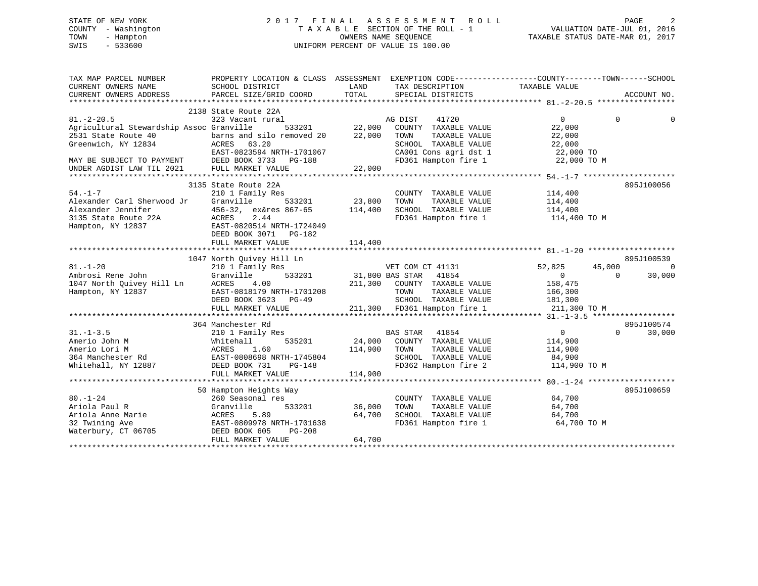STATE OF NEW YORK
COUNTY - Washington
TOWN - Hampton
SWIS - 533600

2017 FINAL ASSESSMENT ROLL
TAXABLE SECTION OF THE ROLL - 1
OWNERS NAME SEQUENCE
UNIFORM PERCENT OF VALUE IS 100.00

VALUATION DATE-JUL 01, 2016
TAXABLE STATUS DATE-MAR 01, 2017

```
TAX MAP PARCEL NUMBER          PROPERTY LOCATION & CLASS  ASSESSMENT  EXEMPTION CODE------------------COUNTY--------TOWN------SCHOOL
CURRENT OWNERS NAME            SCHOOL DISTRICT               LAND      TAX DESCRIPTION            TAXABLE VALUE
CURRENT OWNERS ADDRESS         PARCEL SIZE/GRID COORD        TOTAL     SPECIAL DISTRICTS                                     ACCOUNT NO.
******************************************************************************************************* 81.-2-20.5 *****************
                          2138 State Route 22A
81.-2-20.5                     323 Vacant rural                        AG DIST    41720                    0           0           0
Agricultural Stewardship Assoc Granville      533201        22,000    COUNTY  TAXABLE VALUE           22,000
2531 State Route 40            barns and silo removed 20    22,000    TOWN    TAXABLE VALUE           22,000
Greenwich, NY 12834            ACRES   63.20                          SCHOOL  TAXABLE VALUE           22,000
                               EAST-0823594 NRTH-1701067              CA001 Cons agri dst 1            22,000 TO
MAY BE SUBJECT TO PAYMENT      DEED BOOK 3733   PG-188                FD361 Hampton fire 1             22,000 TO M
UNDER AGDIST LAW TIL 2021      FULL MARKET VALUE            22,000
******************************************************************************************************* 54.-1-7 ********************
                          3135 State Route 22A                                                                        895J100056
54.-1-7                        210 1 Family Res                        COUNTY  TAXABLE VALUE          114,400
Alexander Carl Sherwood Jr     Granville      533201        23,800    TOWN    TAXABLE VALUE          114,400
Alexander Jennifer             456-32,  ex&res 867-65      114,400    SCHOOL  TAXABLE VALUE          114,400
3135 State Route 22A           ACRES    2.44                          FD361 Hampton fire 1            114,400 TO M
Hampton, NY 12837              EAST-0820514 NRTH-1724049
                               DEED BOOK 3071   PG-182
                               FULL MARKET VALUE           114,400
******************************************************************************************************* 81.-1-20 *******************
                          1047 North Quivey Hill Ln                                                                   895J100539
81.-1-20                       210 1 Family Res                        VET COM CT 41131             52,825      45,000           0
Ambrosi Rene John              Granville      533201        31,800 BAS STAR   41854                    0           0      30,000
1047 North Quivey Hill Ln      ACRES    4.00               211,300    COUNTY  TAXABLE VALUE          158,475
Hampton, NY 12837              EAST-0818179 NRTH-1701208              TOWN    TAXABLE VALUE          166,300
                               DEED BOOK 3623   PG-49                 SCHOOL  TAXABLE VALUE          181,300
                               FULL MARKET VALUE           211,300    FD361 Hampton fire 1            211,300 TO M
******************************************************************************************************* 31.-1-3.5 ******************
                          364 Manchester Rd                                                                           895J100574
31.-1-3.5                      210 1 Family Res                        BAS STAR   41854                    0           0      30,000
Amerio John M                  Whitehall      535201        24,000    COUNTY  TAXABLE VALUE          114,900
Amerio Lori M                  ACRES    1.60               114,900    TOWN    TAXABLE VALUE          114,900
364 Manchester Rd              EAST-0808698 NRTH-1745804              SCHOOL  TAXABLE VALUE           84,900
Whitehall, NY 12887            DEED BOOK 731    PG-148                FD362 Hampton fire 2            114,900 TO M
                               FULL MARKET VALUE           114,900
******************************************************************************************************* 80.-1-24 *******************
                          50 Hampton Heights Way                                                                      895J100659
80.-1-24                       260 Seasonal res                        COUNTY  TAXABLE VALUE           64,700
Ariola Paul R                  Granville      533201        36,000    TOWN    TAXABLE VALUE           64,700
Ariola Anne Marie              ACRES    5.89                64,700    SCHOOL  TAXABLE VALUE           64,700
32 Twining Ave                 EAST-0809978 NRTH-1701638              FD361 Hampton fire 1             64,700 TO M
Waterbury, CT 06705            DEED BOOK 605    PG-208
                               FULL MARKET VALUE            64,700
************************************************************************************************************************************
```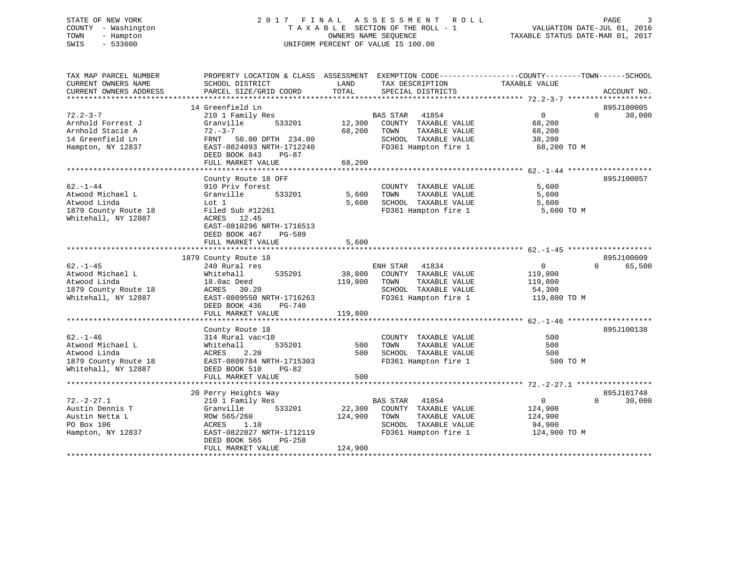STATE OF NEW YORK — 2017 FINAL ASSESSMENT ROLL
COUNTY - Washington — TAXABLE SECTION OF THE ROLL - 1 — VALUATION DATE-JUL 01, 2016
TOWN - Hampton — OWNERS NAME SEQUENCE — TAXABLE STATUS DATE-MAR 01, 2017
SWIS - 533600 — UNIFORM PERCENT OF VALUE IS 100.00

| TAX MAP PARCEL NUMBER / CURRENT OWNERS NAME / CURRENT OWNERS ADDRESS | PROPERTY LOCATION & CLASS / SCHOOL DISTRICT / PARCEL SIZE/GRID COORD | ASSESSMENT LAND | TOTAL | EXEMPTION CODE / TAX DESCRIPTION / SPECIAL DISTRICTS | COUNTY | TOWN | SCHOOL | ACCOUNT NO. |
|---|---|---|---|---|---|---|---|---|
| 72.2-3-7 | 14 Greenfield Ln | | | | | | | 895J100005 |
| Arnhold Forrest J | 210 1 Family Res | | | BAS STAR 41854 | 0 | 0 | 30,000 | |
| Arnhold Stacie A | Granville 533201 | 12,300 | | COUNTY TAXABLE VALUE | 68,200 | | | |
| 14 Greenfield Ln | 72.-3-7 | | 68,200 | TOWN TAXABLE VALUE | | 68,200 | | |
| Hampton, NY 12837 | FRNT 50.00 DPTH 234.00 | | | SCHOOL TAXABLE VALUE | | | 38,200 | |
| | EAST-0824093 NRTH-1712240 | | | FD361 Hampton fire 1 | 68,200 TO M | | | |
| | DEED BOOK 843 PG-87 | | | | | | | |
| | FULL MARKET VALUE | | 68,200 | | | | | |
| 62.-1-44 | County Route 18 OFF | | | | | | | 895J100057 |
| Atwood Michael L | 910 Priv forest | | | COUNTY TAXABLE VALUE | 5,600 | | | |
| Atwood Linda | Granville 533201 | 5,600 | | TOWN TAXABLE VALUE | | 5,600 | | |
| 1879 County Route 18 | Lot 1 | | 5,600 | SCHOOL TAXABLE VALUE | | | 5,600 | |
| Whitehall, NY 12887 | Filed Sub #12261 | | | FD361 Hampton fire 1 | 5,600 TO M | | | |
| | ACRES 12.45 | | | | | | | |
| | EAST-0810296 NRTH-1716513 | | | | | | | |
| | DEED BOOK 467 PG-589 | | | | | | | |
| | FULL MARKET VALUE | | 5,600 | | | | | |
| 62.-1-45 | 1879 County Route 18 | | | | | | | 895J100009 |
| Atwood Michael L | 240 Rural res | | | ENH STAR 41834 | 0 | 0 | 65,500 | |
| Atwood Linda | Whitehall 535201 | 38,800 | | COUNTY TAXABLE VALUE | 119,800 | | | |
| 1879 County Route 18 | 18.0ac Deed | | 119,800 | TOWN TAXABLE VALUE | | 119,800 | | |
| Whitehall, NY 12887 | ACRES 30.20 | | | SCHOOL TAXABLE VALUE | | | 54,300 | |
| | EAST-0809550 NRTH-1716263 | | | FD361 Hampton fire 1 | 119,800 TO M | | | |
| | DEED BOOK 436 PG-740 | | | | | | | |
| | FULL MARKET VALUE | | 119,800 | | | | | |
| 62.-1-46 | County Route 18 | | | | | | | 895J100138 |
| Atwood Michael L | 314 Rural vac<10 | | | COUNTY TAXABLE VALUE | 500 | | | |
| Atwood Linda | Whitehall 535201 | 500 | | TOWN TAXABLE VALUE | | 500 | | |
| 1879 County Route 18 | ACRES 2.20 | | 500 | SCHOOL TAXABLE VALUE | | | 500 | |
| Whitehall, NY 12887 | EAST-0809784 NRTH-1715303 | | | FD361 Hampton fire 1 | 500 TO M | | | |
| | DEED BOOK 510 PG-82 | | | | | | | |
| | FULL MARKET VALUE | | 500 | | | | | |
| 72.-2-27.1 | 20 Perry Heights Way | | | | | | | 895J101748 |
| Austin Dennis T | 210 1 Family Res | | | BAS STAR 41854 | 0 | 0 | 30,000 | |
| Austin Netta L | Granville 533201 | 22,300 | | COUNTY TAXABLE VALUE | 124,900 | | | |
| PO Box 106 | ROW 565/260 | | 124,900 | TOWN TAXABLE VALUE | | 124,900 | | |
| Hampton, NY 12837 | ACRES 1.10 | | | SCHOOL TAXABLE VALUE | | | 94,900 | |
| | EAST-0822827 NRTH-1712119 | | | FD361 Hampton fire 1 | 124,900 TO M | | | |
| | DEED BOOK 565 PG-258 | | | | | | | |
| | FULL MARKET VALUE | | 124,900 | | | | | |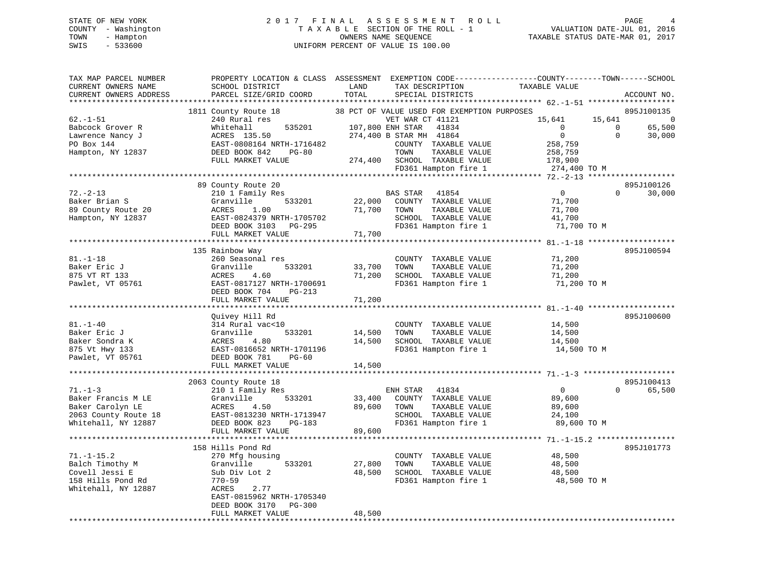STATE OF NEW YORK
COUNTY - Washington
TOWN - Hampton
SWIS - 533600

2017 FINAL ASSESSMENT ROLL
TAXABLE SECTION OF THE ROLL - 1
OWNERS NAME SEQUENCE
UNIFORM PERCENT OF VALUE IS 100.00

VALUATION DATE-JUL 01, 2016
TAXABLE STATUS DATE-MAR 01, 2017

```
TAX MAP PARCEL NUMBER      PROPERTY LOCATION & CLASS  ASSESSMENT  EXEMPTION CODE-----------------COUNTY--------TOWN------SCHOOL
CURRENT OWNERS NAME        SCHOOL DISTRICT            LAND        TAX DESCRIPTION             TAXABLE VALUE
CURRENT OWNERS ADDRESS     PARCEL SIZE/GRID COORD     TOTAL       SPECIAL DISTRICTS                                  ACCOUNT NO.
****************************************************************************************** 62.-1-51 *******************
                  1811 County Route 18          38 PCT OF VALUE USED FOR EXEMPTION PURPOSES                        895J100135
62.-1-51                   240 Rural res                      VET WAR CT 41121          15,641      15,641            0
Babcock Grover R           Whitehall       535201     107,800 ENH STAR   41834              0           0        65,500
Lawrence Nancy J           ACRES 135.50               274,400 B STAR MH  41864              0           0        30,000
PO Box 144                 EAST-0808164 NRTH-1716482          COUNTY  TAXABLE VALUE       258,759
Hampton, NY 12837          DEED BOOK 842    PG-80             TOWN    TAXABLE VALUE       258,759
                           FULL MARKET VALUE          274,400  SCHOOL  TAXABLE VALUE       178,900
                                                              FD361 Hampton fire 1        274,400 TO M
****************************************************************************************** 72.-2-13 *******************
                  89 County Route 20                                                                       895J100126
72.-2-13                   210 1 Family Res                   BAS STAR   41854              0           0        30,000
Baker Brian S              Granville       533201      22,000  COUNTY  TAXABLE VALUE        71,700
89 County Route 20         ACRES    1.00               71,700  TOWN    TAXABLE VALUE        71,700
Hampton, NY 12837          EAST-0824379 NRTH-1705702          SCHOOL  TAXABLE VALUE        41,700
                           DEED BOOK 3103   PG-295            FD361 Hampton fire 1         71,700 TO M
                           FULL MARKET VALUE           71,700
****************************************************************************************** 81.-1-18 *******************
                  135 Rainbow Way                                                                          895J100594
81.-1-18                   260 Seasonal res                   COUNTY  TAXABLE VALUE        71,200
Baker Eric J               Granville       533201      33,700  TOWN    TAXABLE VALUE        71,200
875 VT RT 133              ACRES    4.60               71,200  SCHOOL  TAXABLE VALUE        71,200
Pawlet, VT 05761           EAST-0817127 NRTH-1700691          FD361 Hampton fire 1         71,200 TO M
                           DEED BOOK 704    PG-213
                           FULL MARKET VALUE           71,200
****************************************************************************************** 81.-1-40 *******************
                  Quivey Hill Rd                                                                           895J100600
81.-1-40                   314 Rural vac<10                   COUNTY  TAXABLE VALUE        14,500
Baker Eric J               Granville       533201      14,500  TOWN    TAXABLE VALUE        14,500
Baker Sondra K             ACRES    4.80               14,500  SCHOOL  TAXABLE VALUE        14,500
875 Vt Hwy 133             EAST-0816652 NRTH-1701196          FD361 Hampton fire 1         14,500 TO M
Pawlet, VT 05761           DEED BOOK 781    PG-60
                           FULL MARKET VALUE           14,500
****************************************************************************************** 71.-1-3 ********************
                  2063 County Route 18                                                                     895J100413
71.-1-3                    210 1 Family Res                   ENH STAR   41834              0           0        65,500
Baker Francis M LE         Granville       533201      33,400  COUNTY  TAXABLE VALUE        89,600
Baker Carolyn LE           ACRES    4.50               89,600  TOWN    TAXABLE VALUE        89,600
2063 County Route 18       EAST-0813230 NRTH-1713947          SCHOOL  TAXABLE VALUE        24,100
Whitehall, NY 12887        DEED BOOK 823    PG-183            FD361 Hampton fire 1         89,600 TO M
                           FULL MARKET VALUE           89,600
****************************************************************************************** 71.-1-15.2 *****************
                  158 Hills Pond Rd                                                                        895J101773
71.-1-15.2                 270 Mfg housing                    COUNTY  TAXABLE VALUE        48,500
Balch Timothy M            Granville       533201      27,800  TOWN    TAXABLE VALUE        48,500
Covell Jessi E             Sub Div Lot 2               48,500  SCHOOL  TAXABLE VALUE        48,500
158 Hills Pond Rd          770-59                             FD361 Hampton fire 1         48,500 TO M
Whitehall, NY 12887        ACRES    2.77
                           EAST-0815962 NRTH-1705340
                           DEED BOOK 3170   PG-300
                           FULL MARKET VALUE           48,500
************************************************************************************************************************
```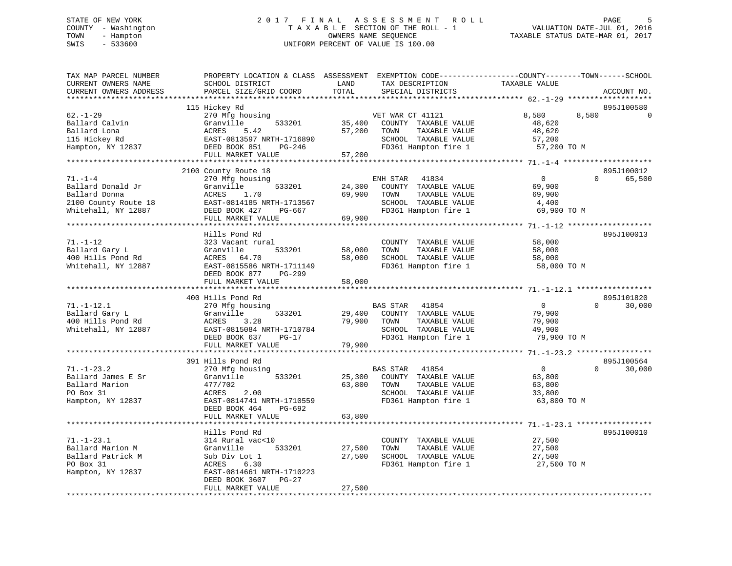STATE OF NEW YORK
COUNTY - Washington
TOWN - Hampton
SWIS - 533600

# 2017 FINAL ASSESSMENT ROLL

TAXABLE SECTION OF THE ROLL - 1
OWNERS NAME SEQUENCE
UNIFORM PERCENT OF VALUE IS 100.00

VALUATION DATE-JUL 01, 2016
TAXABLE STATUS DATE-MAR 01, 2017

```
TAX MAP PARCEL NUMBER     PROPERTY LOCATION & CLASS  ASSESSMENT  EXEMPTION CODE-----------------COUNTY--------TOWN------SCHOOL
CURRENT OWNERS NAME       SCHOOL DISTRICT               LAND      TAX DESCRIPTION            TAXABLE VALUE
CURRENT OWNERS ADDRESS    PARCEL SIZE/GRID COORD       TOTAL      SPECIAL DISTRICTS                                    ACCOUNT NO.
******************************************************************************************* 62.-1-29 *******************
                          115 Hickey Rd                                                                               895J100580
62.-1-29                  270 Mfg housing                     VET WAR CT 41121            8,580       8,580            0
Ballard Calvin            Granville        533201      35,400   COUNTY  TAXABLE VALUE       48,620
Ballard Lona              ACRES    5.42                 57,200   TOWN    TAXABLE VALUE       48,620
115 Hickey Rd             EAST-0813597 NRTH-1716890              SCHOOL  TAXABLE VALUE       57,200
Hampton, NY 12837         DEED BOOK 851    PG-246                FD361 Hampton fire 1         57,200 TO M
                          FULL MARKET VALUE             57,200
******************************************************************************************* 71.-1-4 ********************
                          2100 County Route 18                                                                        895J100012
71.-1-4                   270 Mfg housing                     ENH STAR   41834                 0            0     65,500
Ballard Donald Jr         Granville        533201      24,300   COUNTY  TAXABLE VALUE       69,900
Ballard Donna             ACRES    1.70                 69,900   TOWN    TAXABLE VALUE       69,900
2100 County Route 18      EAST-0814185 NRTH-1713567              SCHOOL  TAXABLE VALUE        4,400
Whitehall, NY 12887       DEED BOOK 427    PG-667                FD361 Hampton fire 1         69,900 TO M
                          FULL MARKET VALUE             69,900
******************************************************************************************* 71.-1-12 *******************
                          Hills Pond Rd                                                                               895J100013
71.-1-12                  323 Vacant rural                    COUNTY  TAXABLE VALUE       58,000
Ballard Gary L            Granville        533201      58,000   TOWN    TAXABLE VALUE       58,000
400 Hills Pond Rd         ACRES   64.70                 58,000   SCHOOL  TAXABLE VALUE       58,000
Whitehall, NY 12887       EAST-0815586 NRTH-1711149              FD361 Hampton fire 1         58,000 TO M
                          DEED BOOK 877    PG-299
                          FULL MARKET VALUE             58,000
******************************************************************************************* 71.-1-12.1 *****************
                          400 Hills Pond Rd                                                                           895J101820
71.-1-12.1                270 Mfg housing                     BAS STAR   41854                 0            0     30,000
Ballard Gary L            Granville        533201      29,400   COUNTY  TAXABLE VALUE       79,900
400 Hills Pond Rd         ACRES    3.28                 79,900   TOWN    TAXABLE VALUE       79,900
Whitehall, NY 12887       EAST-0815084 NRTH-1710784              SCHOOL  TAXABLE VALUE       49,900
                          DEED BOOK 637    PG-17                 FD361 Hampton fire 1         79,900 TO M
                          FULL MARKET VALUE             79,900
******************************************************************************************* 71.-1-23.2 *****************
                          391 Hills Pond Rd                                                                           895J100564
71.-1-23.2                270 Mfg housing                     BAS STAR   41854                 0            0     30,000
Ballard James E Sr        Granville        533201      25,300   COUNTY  TAXABLE VALUE       63,800
Ballard Marion            477/702                       63,800   TOWN    TAXABLE VALUE       63,800
PO Box 31                 ACRES    2.00                          SCHOOL  TAXABLE VALUE       33,800
Hampton, NY 12837         EAST-0814741 NRTH-1710559              FD361 Hampton fire 1         63,800 TO M
                          DEED BOOK 464    PG-692
                          FULL MARKET VALUE             63,800
******************************************************************************************* 71.-1-23.1 *****************
                          Hills Pond Rd                                                                               895J100010
71.-1-23.1                314 Rural vac<10                    COUNTY  TAXABLE VALUE       27,500
Ballard Marion M          Granville        533201      27,500   TOWN    TAXABLE VALUE       27,500
Ballard Patrick M         Sub Div Lot 1                 27,500   SCHOOL  TAXABLE VALUE       27,500
PO Box 31                 ACRES    6.30                          FD361 Hampton fire 1         27,500 TO M
Hampton, NY 12837         EAST-0814661 NRTH-1710223
                          DEED BOOK 3607   PG-27
                          FULL MARKET VALUE             27,500
**************************************************************************************************************************
```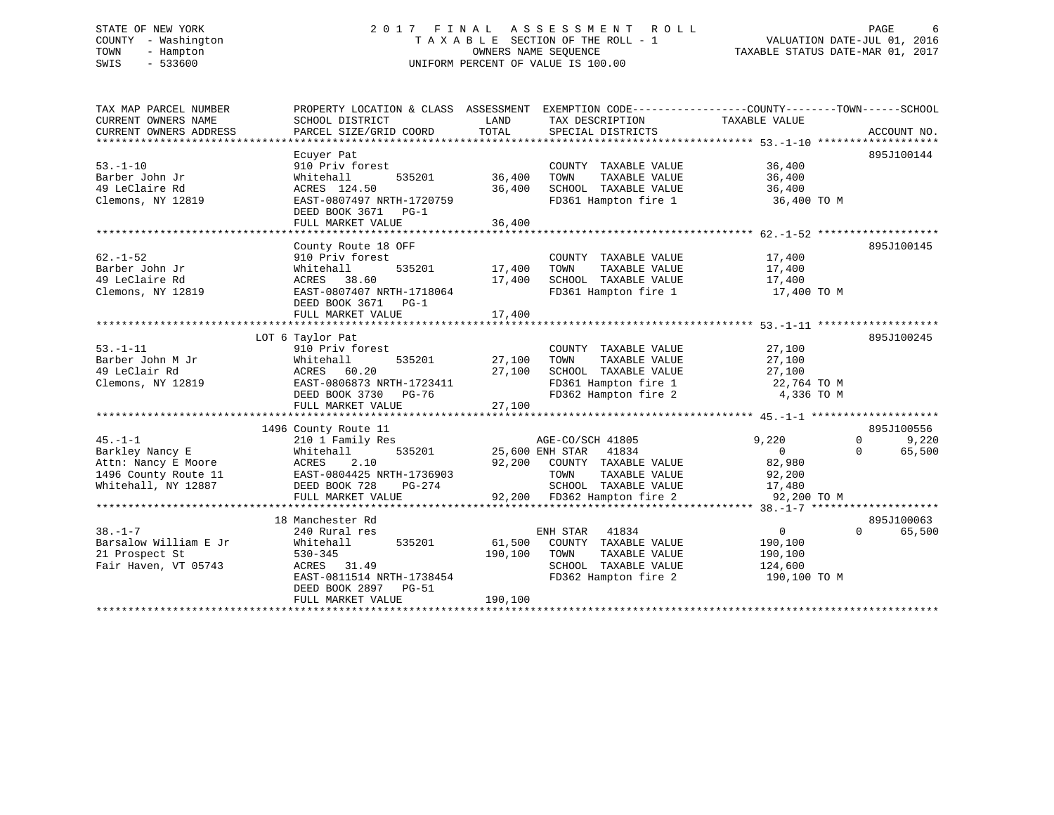STATE OF NEW YORK
COUNTY - Washington
TOWN - Hampton
SWIS - 533600

2017 FINAL ASSESSMENT ROLL
TAXABLE SECTION OF THE ROLL - 1
OWNERS NAME SEQUENCE
UNIFORM PERCENT OF VALUE IS 100.00

VALUATION DATE-JUL 01, 2016
TAXABLE STATUS DATE-MAR 01, 2017

```
TAX MAP PARCEL NUMBER      PROPERTY LOCATION & CLASS  ASSESSMENT  EXEMPTION CODE-----------------COUNTY--------TOWN------SCHOOL
CURRENT OWNERS NAME        SCHOOL DISTRICT            LAND        TAX DESCRIPTION            TAXABLE VALUE
CURRENT OWNERS ADDRESS     PARCEL SIZE/GRID COORD     TOTAL       SPECIAL DISTRICTS                                    ACCOUNT NO.
******************************************************************************************************* 53.-1-10 *******************
                           Ecuyer Pat                                                                               895J100144
53.-1-10                   910 Priv forest                        COUNTY  TAXABLE VALUE         36,400
Barber John Jr             Whitehall        535201      36,400    TOWN    TAXABLE VALUE         36,400
49 LeClaire Rd             ACRES 124.50                 36,400    SCHOOL  TAXABLE VALUE         36,400
Clemons, NY 12819          EAST-0807497 NRTH-1720759              FD361 Hampton fire 1           36,400 TO M
                           DEED BOOK 3671   PG-1
                           FULL MARKET VALUE            36,400
******************************************************************************************************* 62.-1-52 *******************
                           County Route 18 OFF                                                                      895J100145
62.-1-52                   910 Priv forest                        COUNTY  TAXABLE VALUE         17,400
Barber John Jr             Whitehall        535201      17,400    TOWN    TAXABLE VALUE         17,400
49 LeClaire Rd             ACRES  38.60                 17,400    SCHOOL  TAXABLE VALUE         17,400
Clemons, NY 12819          EAST-0807407 NRTH-1718064              FD361 Hampton fire 1           17,400 TO M
                           DEED BOOK 3671   PG-1
                           FULL MARKET VALUE            17,400
******************************************************************************************************* 53.-1-11 *******************
                       LOT 6 Taylor Pat                                                                             895J100245
53.-1-11                   910 Priv forest                        COUNTY  TAXABLE VALUE         27,100
Barber John M Jr           Whitehall        535201      27,100    TOWN    TAXABLE VALUE         27,100
49 LeClair Rd              ACRES  60.20                 27,100    SCHOOL  TAXABLE VALUE         27,100
Clemons, NY 12819          EAST-0806873 NRTH-1723411              FD361 Hampton fire 1           22,764 TO M
                           DEED BOOK 3730   PG-76                 FD362 Hampton fire 2            4,336 TO M
                           FULL MARKET VALUE            27,100
******************************************************************************************************* 45.-1-1 ********************
                       1496 County Route 11                                                                         895J100556
45.-1-1                    210 1 Family Res                       AGE-CO/SCH 41805             9,220          0        9,220
Barkley Nancy E            Whitehall        535201      25,600 ENH STAR    41834                   0          0       65,500
Attn: Nancy E Moore        ACRES   2.10                 92,200    COUNTY  TAXABLE VALUE         82,980
1496 County Route 11       EAST-0804425 NRTH-1736903              TOWN    TAXABLE VALUE         92,200
Whitehall, NY 12887        DEED BOOK 728    PG-274                SCHOOL  TAXABLE VALUE         17,480
                           FULL MARKET VALUE            92,200    FD362 Hampton fire 2           92,200 TO M
******************************************************************************************************* 38.-1-7 ********************
                        18 Manchester Rd                                                                            895J100063
38.-1-7                    240 Rural res                          ENH STAR    41834                0          0       65,500
Barsalow William E Jr      Whitehall        535201      61,500    COUNTY  TAXABLE VALUE        190,100
21 Prospect St             530-345                     190,100    TOWN    TAXABLE VALUE        190,100
Fair Haven, VT 05743       ACRES  31.49                           SCHOOL  TAXABLE VALUE        124,600
                           EAST-0811514 NRTH-1738454              FD362 Hampton fire 2          190,100 TO M
                           DEED BOOK 2897   PG-51
                           FULL MARKET VALUE           190,100
************************************************************************************************************************************
```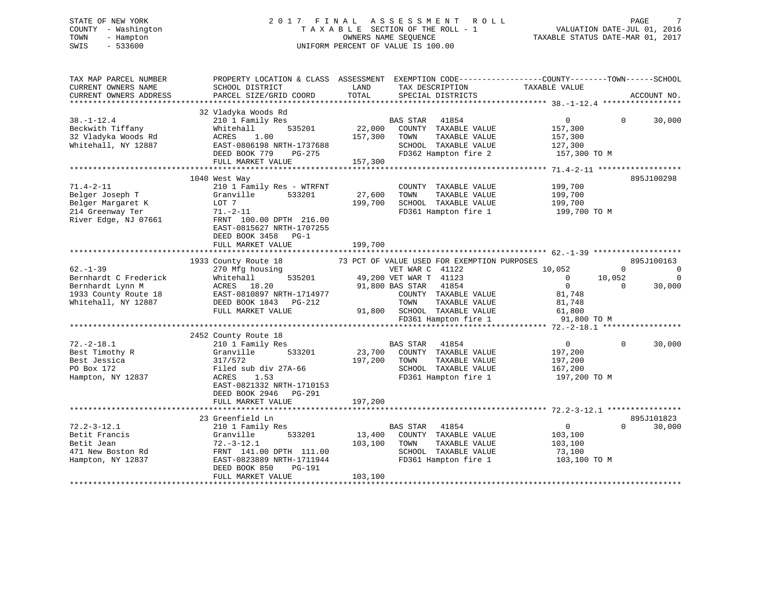STATE OF NEW YORK
COUNTY - Washington
TOWN - Hampton
SWIS - 533600

# 2017 FINAL ASSESSMENT ROLL
TAXABLE SECTION OF THE ROLL - 1
OWNERS NAME SEQUENCE
UNIFORM PERCENT OF VALUE IS 100.00

VALUATION DATE-JUL 01, 2016
TAXABLE STATUS DATE-MAR 01, 2017

| TAX MAP PARCEL NUMBER / CURRENT OWNERS NAME / CURRENT OWNERS ADDRESS | PROPERTY LOCATION & CLASS / SCHOOL DISTRICT / PARCEL SIZE/GRID COORD | ASSESSMENT LAND | TOTAL | EXEMPTION CODE / TAX DESCRIPTION / SPECIAL DISTRICTS | COUNTY TAXABLE VALUE | TOWN | SCHOOL | ACCOUNT NO. |
|---|---|---|---|---|---|---|---|---|
| 38.-1-12.4 | 32 Vladyka Woods Rd | | | | | | | |
| 38.-1-12.4 | 210 1 Family Res | | | BAS STAR 41854 | 0 | 0 | 30,000 | |
| Beckwith Tiffany | Whitehall 535201 | 22,000 | | COUNTY TAXABLE VALUE | 157,300 | | | |
| 32 Vladyka Woods Rd | ACRES 1.00 | | 157,300 | TOWN TAXABLE VALUE | 157,300 | | | |
| Whitehall, NY 12887 | EAST-0806198 NRTH-1737688 | | | SCHOOL TAXABLE VALUE | 127,300 | | | |
| | DEED BOOK 779 PG-275 | | | FD362 Hampton fire 2 | 157,300 TO M | | | |
| | FULL MARKET VALUE | | 157,300 | | | | | |
| 71.4-2-11 | 1040 West Way | | | | | | | 895J100298 |
| 71.4-2-11 | 210 1 Family Res - WTRFNT | | | COUNTY TAXABLE VALUE | 199,700 | | | |
| Belger Joseph T | Granville 533201 | 27,600 | | TOWN TAXABLE VALUE | 199,700 | | | |
| Belger Margaret K | LOT 7 | | 199,700 | SCHOOL TAXABLE VALUE | 199,700 | | | |
| 214 Greenway Ter | 71.-2-11 | | | FD361 Hampton fire 1 | 199,700 TO M | | | |
| River Edge, NJ 07661 | FRNT 100.00 DPTH 216.00 | | | | | | | |
| | EAST-0815627 NRTH-1707255 | | | | | | | |
| | DEED BOOK 3458 PG-1 | | | | | | | |
| | FULL MARKET VALUE | | 199,700 | | | | | |
| 62.-1-39 | 1933 County Route 18 | | | 73 PCT OF VALUE USED FOR EXEMPTION PURPOSES | | | | 895J100163 |
| 62.-1-39 | 270 Mfg housing | | | VET WAR C 41122 | 10,052 | 0 | 0 | |
| Bernhardt C Frederick | Whitehall 535201 | 49,200 | | VET WAR T 41123 | 0 | 10,052 | 0 | |
| Bernhardt Lynn M | ACRES 18.20 | | 91,800 | BAS STAR 41854 | 0 | 0 | 30,000 | |
| 1933 County Route 18 | EAST-0810897 NRTH-1714977 | | | COUNTY TAXABLE VALUE | 81,748 | | | |
| Whitehall, NY 12887 | DEED BOOK 1843 PG-212 | | | TOWN TAXABLE VALUE | 81,748 | | | |
| | FULL MARKET VALUE | | 91,800 | SCHOOL TAXABLE VALUE | 61,800 | | | |
| | | | | FD361 Hampton fire 1 | 91,800 TO M | | | |
| 72.-2-18.1 | 2452 County Route 18 | | | | | | | |
| 72.-2-18.1 | 210 1 Family Res | | | BAS STAR 41854 | 0 | 0 | 30,000 | |
| Best Timothy R | Granville 533201 | 23,700 | | COUNTY TAXABLE VALUE | 197,200 | | | |
| Best Jessica | 317/572 | | 197,200 | TOWN TAXABLE VALUE | 197,200 | | | |
| PO Box 172 | Filed sub div 27A-66 | | | SCHOOL TAXABLE VALUE | 167,200 | | | |
| Hampton, NY 12837 | ACRES 1.53 | | | FD361 Hampton fire 1 | 197,200 TO M | | | |
| | EAST-0821332 NRTH-1710153 | | | | | | | |
| | DEED BOOK 2946 PG-291 | | | | | | | |
| | FULL MARKET VALUE | | 197,200 | | | | | |
| 72.2-3-12.1 | 23 Greenfield Ln | | | | | | | 895J101823 |
| 72.2-3-12.1 | 210 1 Family Res | | | BAS STAR 41854 | 0 | 0 | 30,000 | |
| Betit Francis | Granville 533201 | 13,400 | | COUNTY TAXABLE VALUE | 103,100 | | | |
| Betit Jean | 72.-3-12.1 | | 103,100 | TOWN TAXABLE VALUE | 103,100 | | | |
| 471 New Boston Rd | FRNT 141.00 DPTH 111.00 | | | SCHOOL TAXABLE VALUE | 73,100 | | | |
| Hampton, NY 12837 | EAST-0823889 NRTH-1711944 | | | FD361 Hampton fire 1 | 103,100 TO M | | | |
| | DEED BOOK 850 PG-191 | | | | | | | |
| | FULL MARKET VALUE | | 103,100 | | | | | |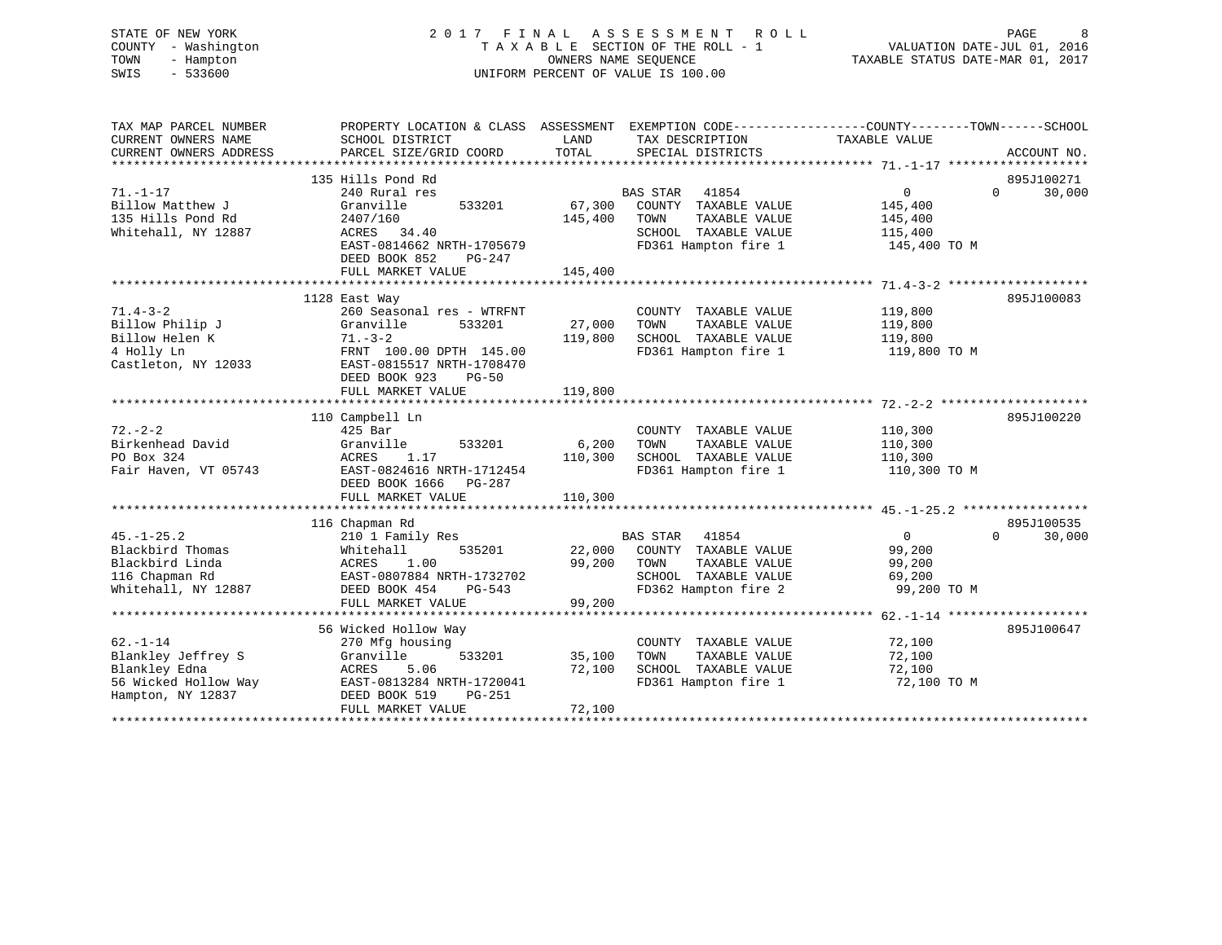STATE OF NEW YORK
COUNTY - Washington
TOWN - Hampton
SWIS - 533600

2017 FINAL ASSESSMENT ROLL
TAXABLE SECTION OF THE ROLL - 1
OWNERS NAME SEQUENCE
UNIFORM PERCENT OF VALUE IS 100.00

VALUATION DATE-JUL 01, 2016
TAXABLE STATUS DATE-MAR 01, 2017

```
TAX MAP PARCEL NUMBER      PROPERTY LOCATION & CLASS  ASSESSMENT  EXEMPTION CODE------------------COUNTY--------TOWN------SCHOOL
CURRENT OWNERS NAME        SCHOOL DISTRICT              LAND      TAX DESCRIPTION            TAXABLE VALUE
CURRENT OWNERS ADDRESS     PARCEL SIZE/GRID COORD      TOTAL      SPECIAL DISTRICTS                                    ACCOUNT NO.
******************************************************************************************** 71.-1-17 ******************
                           135 Hills Pond Rd                                                                         895J100271
71.-1-17                   240 Rural res                           BAS STAR   41854              0              0      30,000
Billow Matthew J           Granville        533201      67,300    COUNTY  TAXABLE VALUE         145,400
135 Hills Pond Rd          2407/160                     145,400   TOWN    TAXABLE VALUE         145,400
Whitehall, NY 12887        ACRES  34.40                           SCHOOL  TAXABLE VALUE         115,400
                           EAST-0814662 NRTH-1705679              FD361 Hampton fire 1           145,400 TO M
                           DEED BOOK 852    PG-247
                           FULL MARKET VALUE            145,400
******************************************************************************************** 71.4-3-2 ******************
                           1128 East Way                                                                             895J100083
71.4-3-2                   260 Seasonal res - WTRFNT              COUNTY  TAXABLE VALUE         119,800
Billow Philip J            Granville        533201      27,000    TOWN    TAXABLE VALUE         119,800
Billow Helen K             71.-3-2                      119,800   SCHOOL  TAXABLE VALUE         119,800
4 Holly Ln                 FRNT 100.00 DPTH 145.00                FD361 Hampton fire 1           119,800 TO M
Castleton, NY 12033        EAST-0815517 NRTH-1708470
                           DEED BOOK 923    PG-50
                           FULL MARKET VALUE            119,800
******************************************************************************************** 72.-2-2 *******************
                           110 Campbell Ln                                                                           895J100220
72.-2-2                    425 Bar                                COUNTY  TAXABLE VALUE         110,300
Birkenhead David           Granville        533201       6,200    TOWN    TAXABLE VALUE         110,300
PO Box 324                 ACRES    1.17                110,300   SCHOOL  TAXABLE VALUE         110,300
Fair Haven, VT 05743       EAST-0824616 NRTH-1712454              FD361 Hampton fire 1           110,300 TO M
                           DEED BOOK 1666   PG-287
                           FULL MARKET VALUE            110,300
******************************************************************************************** 45.-1-25.2 ****************
                           116 Chapman Rd                                                                            895J100535
45.-1-25.2                 210 1 Family Res                        BAS STAR   41854              0              0      30,000
Blackbird Thomas           Whitehall        535201      22,000    COUNTY  TAXABLE VALUE          99,200
Blackbird Linda            ACRES    1.00                 99,200   TOWN    TAXABLE VALUE          99,200
116 Chapman Rd             EAST-0807884 NRTH-1732702              SCHOOL  TAXABLE VALUE          69,200
Whitehall, NY 12887        DEED BOOK 454    PG-543                FD362 Hampton fire 2            99,200 TO M
                           FULL MARKET VALUE             99,200
******************************************************************************************** 62.-1-14 ******************
                           56 Wicked Hollow Way                                                                      895J100647
62.-1-14                   270 Mfg housing                        COUNTY  TAXABLE VALUE          72,100
Blankley Jeffrey S         Granville        533201      35,100    TOWN    TAXABLE VALUE          72,100
Blankley Edna              ACRES    5.06                 72,100   SCHOOL  TAXABLE VALUE          72,100
56 Wicked Hollow Way       EAST-0813284 NRTH-1720041              FD361 Hampton fire 1            72,100 TO M
Hampton, NY 12837          DEED BOOK 519    PG-251
                           FULL MARKET VALUE             72,100
*************************************************************************************************************************
```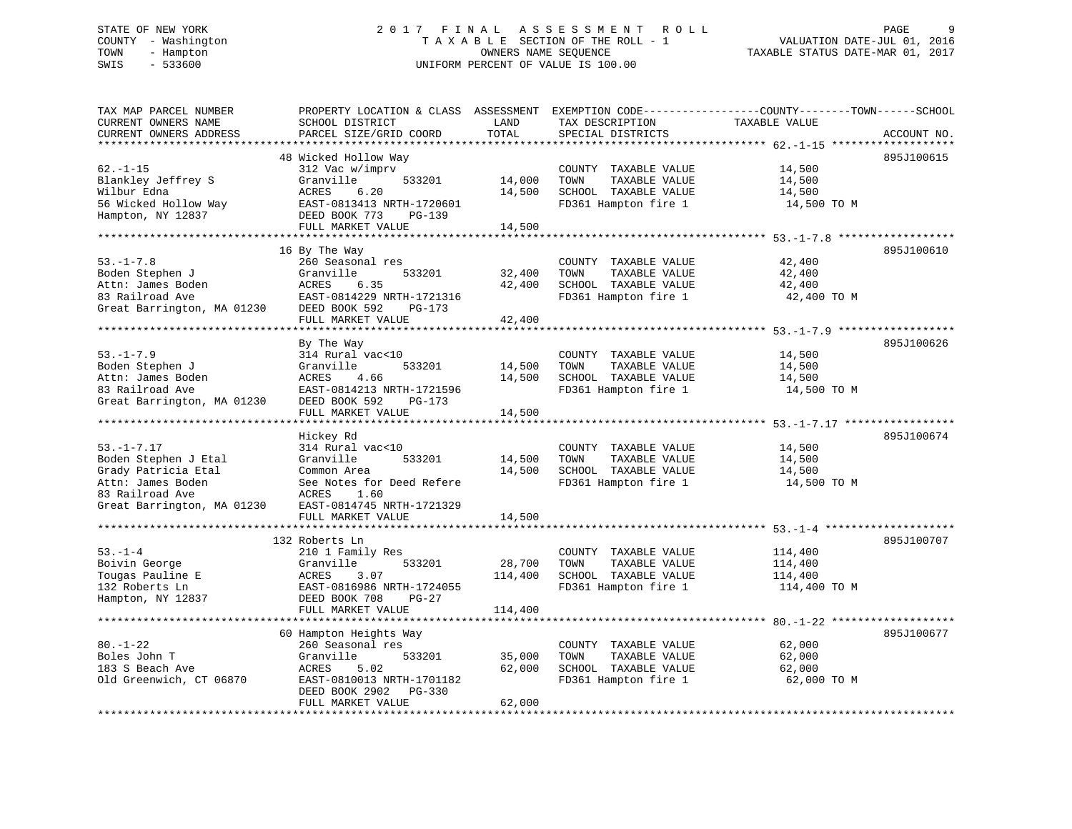STATE OF NEW YORK — 2017 FINAL ASSESSMENT ROLL
COUNTY - Washington — TAXABLE SECTION OF THE ROLL - 1 — VALUATION DATE-JUL 01, 2016
TOWN - Hampton — OWNERS NAME SEQUENCE — TAXABLE STATUS DATE-MAR 01, 2017
SWIS - 533600 — UNIFORM PERCENT OF VALUE IS 100.00

| TAX MAP PARCEL NUMBER / CURRENT OWNERS NAME / CURRENT OWNERS ADDRESS | PROPERTY LOCATION & CLASS / SCHOOL DISTRICT / PARCEL SIZE/GRID COORD | ASSESSMENT LAND | TOTAL | EXEMPTION CODE / TAX DESCRIPTION / SPECIAL DISTRICTS | TAXABLE VALUE (COUNTY / TOWN / SCHOOL) | ACCOUNT NO. |
|---|---|---|---|---|---|---|
| 62.-1-15 | 48 Wicked Hollow Way | | | | | 895J100615 |
| | 312 Vac w/imprv | | | COUNTY TAXABLE VALUE | 14,500 | |
| Blankley Jeffrey S | Granville 533201 | 14,000 | | TOWN TAXABLE VALUE | 14,500 | |
| Wilbur Edna | ACRES 6.20 | | 14,500 | SCHOOL TAXABLE VALUE | 14,500 | |
| 56 Wicked Hollow Way | EAST-0813413 NRTH-1720601 | | | FD361 Hampton fire 1 | 14,500 TO M | |
| Hampton, NY 12837 | DEED BOOK 773 PG-139 | | | | | |
| | FULL MARKET VALUE | | 14,500 | | | |
| 53.-1-7.8 | 16 By The Way | | | | | 895J100610 |
| | 260 Seasonal res | | | COUNTY TAXABLE VALUE | 42,400 | |
| Boden Stephen J | Granville 533201 | 32,400 | | TOWN TAXABLE VALUE | 42,400 | |
| Attn: James Boden | ACRES 6.35 | | 42,400 | SCHOOL TAXABLE VALUE | 42,400 | |
| 83 Railroad Ave | EAST-0814229 NRTH-1721316 | | | FD361 Hampton fire 1 | 42,400 TO M | |
| Great Barrington, MA 01230 | DEED BOOK 592 PG-173 | | | | | |
| | FULL MARKET VALUE | | 42,400 | | | |
| 53.-1-7.9 | By The Way | | | | | 895J100626 |
| | 314 Rural vac<10 | | | COUNTY TAXABLE VALUE | 14,500 | |
| Boden Stephen J | Granville 533201 | 14,500 | | TOWN TAXABLE VALUE | 14,500 | |
| Attn: James Boden | ACRES 4.66 | | 14,500 | SCHOOL TAXABLE VALUE | 14,500 | |
| 83 Railroad Ave | EAST-0814213 NRTH-1721596 | | | FD361 Hampton fire 1 | 14,500 TO M | |
| Great Barrington, MA 01230 | DEED BOOK 592 PG-173 | | | | | |
| | FULL MARKET VALUE | | 14,500 | | | |
| 53.-1-7.17 | Hickey Rd | | | | | 895J100674 |
| | 314 Rural vac<10 | | | COUNTY TAXABLE VALUE | 14,500 | |
| Boden Stephen J Etal | Granville 533201 | 14,500 | | TOWN TAXABLE VALUE | 14,500 | |
| Grady Patricia Etal | Common Area | | 14,500 | SCHOOL TAXABLE VALUE | 14,500 | |
| Attn: James Boden | See Notes for Deed Refere | | | FD361 Hampton fire 1 | 14,500 TO M | |
| 83 Railroad Ave | ACRES 1.60 | | | | | |
| Great Barrington, MA 01230 | EAST-0814745 NRTH-1721329 | | | | | |
| | FULL MARKET VALUE | | 14,500 | | | |
| 53.-1-4 | 132 Roberts Ln | | | | | 895J100707 |
| | 210 1 Family Res | | | COUNTY TAXABLE VALUE | 114,400 | |
| Boivin George | Granville 533201 | 28,700 | | TOWN TAXABLE VALUE | 114,400 | |
| Tougas Pauline E | ACRES 3.07 | | 114,400 | SCHOOL TAXABLE VALUE | 114,400 | |
| 132 Roberts Ln | EAST-0816986 NRTH-1724055 | | | FD361 Hampton fire 1 | 114,400 TO M | |
| Hampton, NY 12837 | DEED BOOK 708 PG-27 | | | | | |
| | FULL MARKET VALUE | | 114,400 | | | |
| 80.-1-22 | 60 Hampton Heights Way | | | | | 895J100677 |
| | 260 Seasonal res | | | COUNTY TAXABLE VALUE | 62,000 | |
| Boles John T | Granville 533201 | 35,000 | | TOWN TAXABLE VALUE | 62,000 | |
| 183 S Beach Ave | ACRES 5.02 | | 62,000 | SCHOOL TAXABLE VALUE | 62,000 | |
| Old Greenwich, CT 06870 | EAST-0810013 NRTH-1701182 | | | FD361 Hampton fire 1 | 62,000 TO M | |
| | DEED BOOK 2902 PG-330 | | | | | |
| | FULL MARKET VALUE | | 62,000 | | | |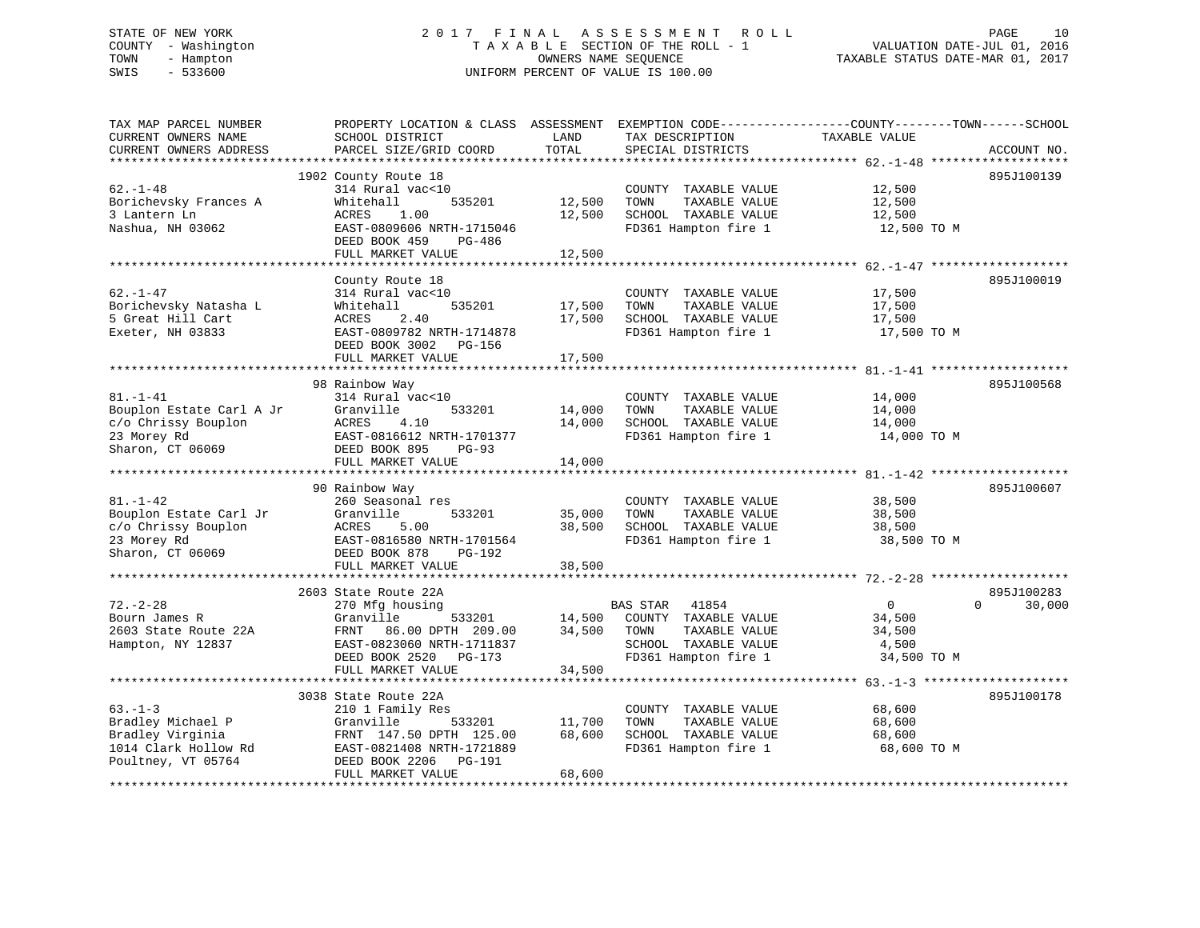STATE OF NEW YORK
COUNTY - Washington
TOWN - Hampton
SWIS - 533600

2 0 1 7 F I N A L A S S E S S M E N T R O L L
T A X A B L E SECTION OF THE ROLL - 1
OWNERS NAME SEQUENCE
UNIFORM PERCENT OF VALUE IS 100.00

VALUATION DATE-JUL 01, 2016
TAXABLE STATUS DATE-MAR 01, 2017

| TAX MAP PARCEL NUMBER / CURRENT OWNERS NAME / CURRENT OWNERS ADDRESS | PROPERTY LOCATION & CLASS / SCHOOL DISTRICT / PARCEL SIZE/GRID COORD | ASSESSMENT LAND | TOTAL | EXEMPTION CODE / TAX DESCRIPTION / SPECIAL DISTRICTS | COUNTY / TOWN / SCHOOL TAXABLE VALUE | ACCOUNT NO. |
|---|---|---|---|---|---|---|
| **62.-1-48** | 1902 County Route 18 | | | | | 895J100139 |
| | 314 Rural vac<10 | | | COUNTY TAXABLE VALUE | 12,500 | |
| Borichevsky Frances A | Whitehall 535201 | 12,500 | | TOWN TAXABLE VALUE | 12,500 | |
| 3 Lantern Ln | ACRES 1.00 | | 12,500 | SCHOOL TAXABLE VALUE | 12,500 | |
| Nashua, NH 03062 | EAST-0809606 NRTH-1715046 | | | FD361 Hampton fire 1 | 12,500 TO M | |
| | DEED BOOK 459 PG-486 | | | | | |
| | FULL MARKET VALUE | | 12,500 | | | |
| **62.-1-47** | County Route 18 | | | | | 895J100019 |
| | 314 Rural vac<10 | | | COUNTY TAXABLE VALUE | 17,500 | |
| Borichevsky Natasha L | Whitehall 535201 | 17,500 | | TOWN TAXABLE VALUE | 17,500 | |
| 5 Great Hill Cart | ACRES 2.40 | | 17,500 | SCHOOL TAXABLE VALUE | 17,500 | |
| Exeter, NH 03833 | EAST-0809782 NRTH-1714878 | | | FD361 Hampton fire 1 | 17,500 TO M | |
| | DEED BOOK 3002 PG-156 | | | | | |
| | FULL MARKET VALUE | | 17,500 | | | |
| **81.-1-41** | 98 Rainbow Way | | | | | 895J100568 |
| | 314 Rural vac<10 | | | COUNTY TAXABLE VALUE | 14,000 | |
| Bouplon Estate Carl A Jr | Granville 533201 | 14,000 | | TOWN TAXABLE VALUE | 14,000 | |
| c/o Chrissy Bouplon | ACRES 4.10 | | 14,000 | SCHOOL TAXABLE VALUE | 14,000 | |
| 23 Morey Rd | EAST-0816612 NRTH-1701377 | | | FD361 Hampton fire 1 | 14,000 TO M | |
| Sharon, CT 06069 | DEED BOOK 895 PG-93 | | | | | |
| | FULL MARKET VALUE | | 14,000 | | | |
| **81.-1-42** | 90 Rainbow Way | | | | | 895J100607 |
| | 260 Seasonal res | | | COUNTY TAXABLE VALUE | 38,500 | |
| Bouplon Estate Carl Jr | Granville 533201 | 35,000 | | TOWN TAXABLE VALUE | 38,500 | |
| c/o Chrissy Bouplon | ACRES 5.00 | | 38,500 | SCHOOL TAXABLE VALUE | 38,500 | |
| 23 Morey Rd | EAST-0816580 NRTH-1701564 | | | FD361 Hampton fire 1 | 38,500 TO M | |
| Sharon, CT 06069 | DEED BOOK 878 PG-192 | | | | | |
| | FULL MARKET VALUE | | 38,500 | | | |
| **72.-2-28** | 2603 State Route 22A | | | | | 895J100283 |
| | 270 Mfg housing | | | BAS STAR 41854 | 0 / 0 / 30,000 | |
| Bourn James R | Granville 533201 | 14,500 | | COUNTY TAXABLE VALUE | 34,500 | |
| 2603 State Route 22A | FRNT 86.00 DPTH 209.00 | | 34,500 | TOWN TAXABLE VALUE | 34,500 | |
| Hampton, NY 12837 | EAST-0823060 NRTH-1711837 | | | SCHOOL TAXABLE VALUE | 4,500 | |
| | DEED BOOK 2520 PG-173 | | | FD361 Hampton fire 1 | 34,500 TO M | |
| | FULL MARKET VALUE | | 34,500 | | | |
| **63.-1-3** | 3038 State Route 22A | | | | | 895J100178 |
| | 210 1 Family Res | | | COUNTY TAXABLE VALUE | 68,600 | |
| Bradley Michael P | Granville 533201 | 11,700 | | TOWN TAXABLE VALUE | 68,600 | |
| Bradley Virginia | FRNT 147.50 DPTH 125.00 | | 68,600 | SCHOOL TAXABLE VALUE | 68,600 | |
| 1014 Clark Hollow Rd | EAST-0821408 NRTH-1721889 | | | FD361 Hampton fire 1 | 68,600 TO M | |
| Poultney, VT 05764 | DEED BOOK 2206 PG-191 | | | | | |
| | FULL MARKET VALUE | | 68,600 | | | |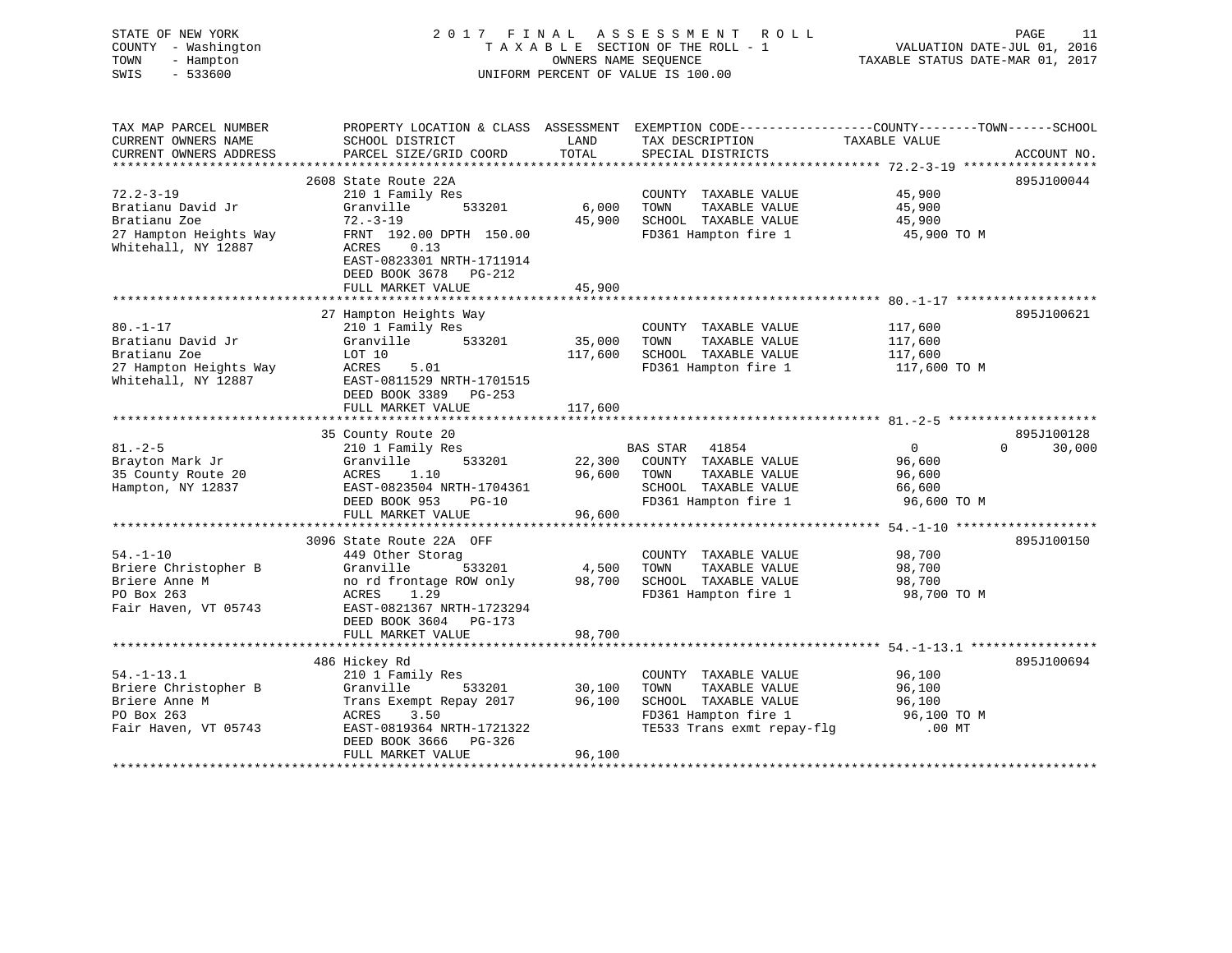STATE OF NEW YORK
COUNTY - Washington
TOWN - Hampton
SWIS - 533600

# 2017 FINAL ASSESSMENT ROLL

TAXABLE SECTION OF THE ROLL - 1
OWNERS NAME SEQUENCE
UNIFORM PERCENT OF VALUE IS 100.00

VALUATION DATE-JUL 01, 2016
TAXABLE STATUS DATE-MAR 01, 2017

| TAX MAP PARCEL NUMBER / CURRENT OWNERS NAME / CURRENT OWNERS ADDRESS | PROPERTY LOCATION & CLASS / SCHOOL DISTRICT / PARCEL SIZE/GRID COORD | ASSESSMENT LAND | TOTAL | EXEMPTION CODE / TAX DESCRIPTION / SPECIAL DISTRICTS | COUNTY | TOWN | SCHOOL | ACCOUNT NO. |
|---|---|---|---|---|---|---|---|---|
| 72.2-3-19 | 2608 State Route 22A | | | | | | | 895J100044 |
| | 210 1 Family Res | | | COUNTY TAXABLE VALUE | 45,900 | | | |
| Bratianu David Jr | Granville 533201 | 6,000 | | TOWN TAXABLE VALUE | | 45,900 | | |
| Bratianu Zoe | 72.-3-19 | | 45,900 | SCHOOL TAXABLE VALUE | | | 45,900 | |
| 27 Hampton Heights Way | FRNT 192.00 DPTH 150.00 | | | FD361 Hampton fire 1 | 45,900 TO M | | | |
| Whitehall, NY 12887 | ACRES 0.13 | | | | | | | |
| | EAST-0823301 NRTH-1711914 | | | | | | | |
| | DEED BOOK 3678 PG-212 | | | | | | | |
| | FULL MARKET VALUE | | 45,900 | | | | | |
| 80.-1-17 | 27 Hampton Heights Way | | | | | | | 895J100621 |
| | 210 1 Family Res | | | COUNTY TAXABLE VALUE | 117,600 | | | |
| Bratianu David Jr | Granville 533201 | 35,000 | | TOWN TAXABLE VALUE | | 117,600 | | |
| Bratianu Zoe | LOT 10 | | 117,600 | SCHOOL TAXABLE VALUE | | | 117,600 | |
| 27 Hampton Heights Way | ACRES 5.01 | | | FD361 Hampton fire 1 | 117,600 TO M | | | |
| Whitehall, NY 12887 | EAST-0811529 NRTH-1701515 | | | | | | | |
| | DEED BOOK 3389 PG-253 | | | | | | | |
| | FULL MARKET VALUE | | 117,600 | | | | | |
| 81.-2-5 | 35 County Route 20 | | | | | | | 895J100128 |
| | 210 1 Family Res | | | BAS STAR 41854 | 0 | 0 | 30,000 | |
| Brayton Mark Jr | Granville 533201 | 22,300 | | COUNTY TAXABLE VALUE | 96,600 | | | |
| 35 County Route 20 | ACRES 1.10 | | 96,600 | TOWN TAXABLE VALUE | | 96,600 | | |
| Hampton, NY 12837 | EAST-0823504 NRTH-1704361 | | | SCHOOL TAXABLE VALUE | | | 66,600 | |
| | DEED BOOK 953 PG-10 | | | FD361 Hampton fire 1 | 96,600 TO M | | | |
| | FULL MARKET VALUE | | 96,600 | | | | | |
| 54.-1-10 | 3096 State Route 22A OFF | | | | | | | 895J100150 |
| | 449 Other Storag | | | COUNTY TAXABLE VALUE | 98,700 | | | |
| Briere Christopher B | Granville 533201 | 4,500 | | TOWN TAXABLE VALUE | | 98,700 | | |
| Briere Anne M | no rd frontage ROW only | | 98,700 | SCHOOL TAXABLE VALUE | | | 98,700 | |
| PO Box 263 | ACRES 1.29 | | | FD361 Hampton fire 1 | 98,700 TO M | | | |
| Fair Haven, VT 05743 | EAST-0821367 NRTH-1723294 | | | | | | | |
| | DEED BOOK 3604 PG-173 | | | | | | | |
| | FULL MARKET VALUE | | 98,700 | | | | | |
| 54.-1-13.1 | 486 Hickey Rd | | | | | | | 895J100694 |
| | 210 1 Family Res | | | COUNTY TAXABLE VALUE | 96,100 | | | |
| Briere Christopher B | Granville 533201 | 30,100 | | TOWN TAXABLE VALUE | | 96,100 | | |
| Briere Anne M | Trans Exempt Repay 2017 | | 96,100 | SCHOOL TAXABLE VALUE | | | 96,100 | |
| PO Box 263 | ACRES 3.50 | | | FD361 Hampton fire 1 | 96,100 TO M | | | |
| Fair Haven, VT 05743 | EAST-0819364 NRTH-1721322 | | | TE533 Trans exmt repay-flg | .00 MT | | | |
| | DEED BOOK 3666 PG-326 | | | | | | | |
| | FULL MARKET VALUE | | 96,100 | | | | | |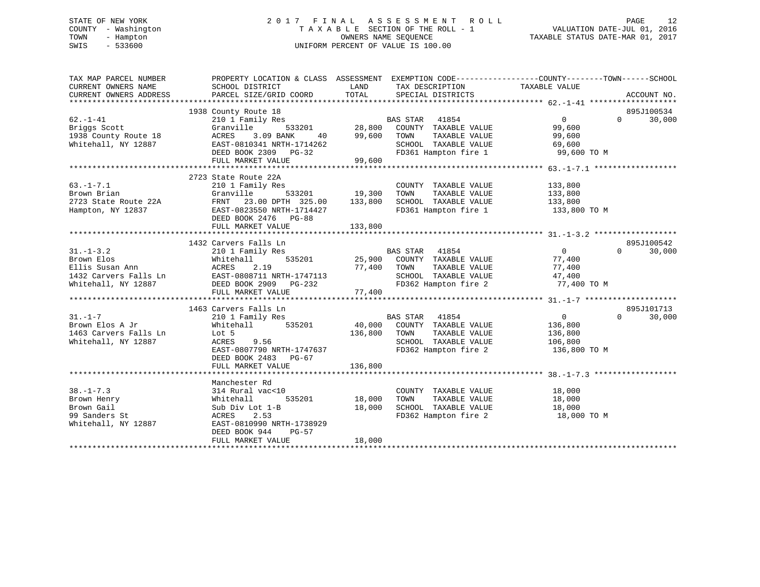STATE OF NEW YORK
COUNTY - Washington
TOWN - Hampton
SWIS - 533600

# 2017 FINAL ASSESSMENT ROLL

TAXABLE SECTION OF THE ROLL - 1
OWNERS NAME SEQUENCE
UNIFORM PERCENT OF VALUE IS 100.00

VALUATION DATE-JUL 01, 2016
TAXABLE STATUS DATE-MAR 01, 2017

| TAX MAP PARCEL NUMBER / CURRENT OWNERS NAME / CURRENT OWNERS ADDRESS | PROPERTY LOCATION & CLASS / SCHOOL DISTRICT / PARCEL SIZE/GRID COORD | ASSESSMENT LAND | ASSESSMENT TOTAL | EXEMPTION CODE / TAX DESCRIPTION / SPECIAL DISTRICTS | COUNTY TAXABLE VALUE | TOWN | SCHOOL | ACCOUNT NO. |
|---|---|---|---|---|---|---|---|---|
| 62.-1-41 | 1938 County Route 18 | | | | | | | 895J100534 |
| Briggs Scott | 210 1 Family Res | | | BAS STAR 41854 | 0 | 0 | 30,000 | |
| 1938 County Route 18 | Granville 533201 | 28,800 | | COUNTY TAXABLE VALUE | 99,600 | | | |
| Whitehall, NY 12887 | ACRES 3.09 BANK 40 | | 99,600 | TOWN TAXABLE VALUE | 99,600 | | | |
| | EAST-0810341 NRTH-1714262 | | | SCHOOL TAXABLE VALUE | 69,600 | | | |
| | DEED BOOK 2309 PG-32 | | | FD361 Hampton fire 1 | 99,600 TO M | | | |
| | FULL MARKET VALUE | | 99,600 | | | | | |
| 63.-1-7.1 | 2723 State Route 22A | | | | | | | |
| Brown Brian | 210 1 Family Res | | | COUNTY TAXABLE VALUE | 133,800 | | | |
| 2723 State Route 22A | Granville 533201 | 19,300 | | TOWN TAXABLE VALUE | 133,800 | | | |
| Hampton, NY 12837 | FRNT 23.00 DPTH 325.00 | | 133,800 | SCHOOL TAXABLE VALUE | 133,800 | | | |
| | EAST-0823550 NRTH-1714427 | | | FD361 Hampton fire 1 | 133,800 TO M | | | |
| | DEED BOOK 2476 PG-88 | | | | | | | |
| | FULL MARKET VALUE | | 133,800 | | | | | |
| 31.-1-3.2 | 1432 Carvers Falls Ln | | | | | | | 895J100542 |
| Brown Elos | 210 1 Family Res | | | BAS STAR 41854 | 0 | 0 | 30,000 | |
| Ellis Susan Ann | Whitehall 535201 | 25,900 | | COUNTY TAXABLE VALUE | 77,400 | | | |
| 1432 Carvers Falls Ln | ACRES 2.19 | | 77,400 | TOWN TAXABLE VALUE | 77,400 | | | |
| Whitehall, NY 12887 | EAST-0808711 NRTH-1747113 | | | SCHOOL TAXABLE VALUE | 47,400 | | | |
| | DEED BOOK 2909 PG-232 | | | FD362 Hampton fire 2 | 77,400 TO M | | | |
| | FULL MARKET VALUE | | 77,400 | | | | | |
| 31.-1-7 | 1463 Carvers Falls Ln | | | | | | | 895J101713 |
| Brown Elos A Jr | 210 1 Family Res | | | BAS STAR 41854 | 0 | 0 | 30,000 | |
| 1463 Carvers Falls Ln | Whitehall 535201 | 40,000 | | COUNTY TAXABLE VALUE | 136,800 | | | |
| Whitehall, NY 12887 | Lot 5 | | 136,800 | TOWN TAXABLE VALUE | 136,800 | | | |
| | ACRES 9.56 | | | SCHOOL TAXABLE VALUE | 106,800 | | | |
| | EAST-0807790 NRTH-1747637 | | | FD362 Hampton fire 2 | 136,800 TO M | | | |
| | DEED BOOK 2483 PG-67 | | | | | | | |
| | FULL MARKET VALUE | | 136,800 | | | | | |
| 38.-1-7.3 | Manchester Rd | | | | | | | |
| Brown Henry | 314 Rural vac<10 | | | COUNTY TAXABLE VALUE | 18,000 | | | |
| Brown Gail | Whitehall 535201 | 18,000 | | TOWN TAXABLE VALUE | 18,000 | | | |
| 99 Sanders St | Sub Div Lot 1-B | | 18,000 | SCHOOL TAXABLE VALUE | 18,000 | | | |
| Whitehall, NY 12887 | ACRES 2.53 | | | FD362 Hampton fire 2 | 18,000 TO M | | | |
| | EAST-0810990 NRTH-1738929 | | | | | | | |
| | DEED BOOK 944 PG-57 | | | | | | | |
| | FULL MARKET VALUE | | 18,000 | | | | | |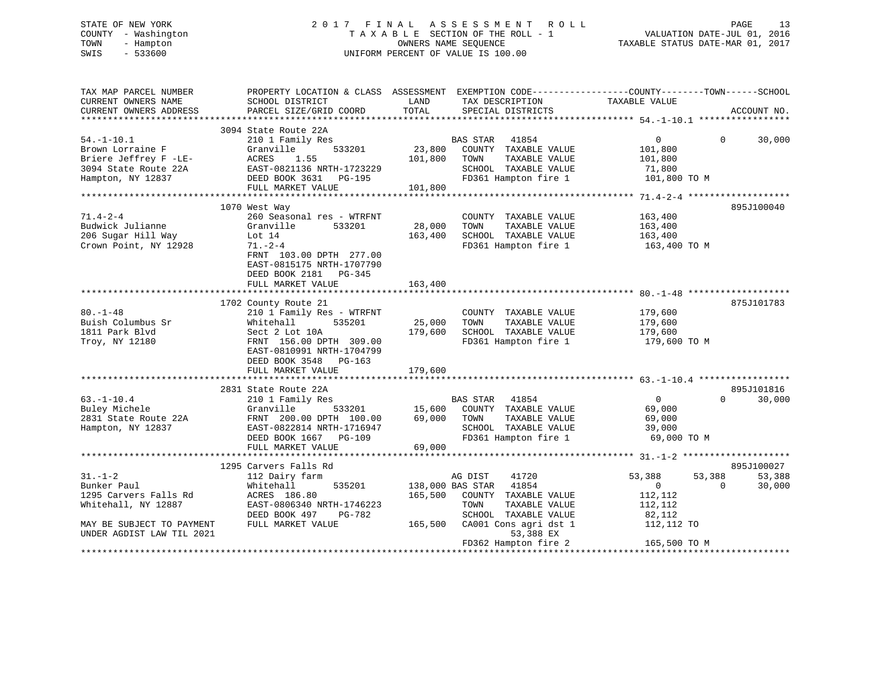STATE OF NEW YORK
COUNTY - Washington
TOWN - Hampton
SWIS - 533600

# 2017 FINAL ASSESSMENT ROLL
TAXABLE SECTION OF THE ROLL - 1
OWNERS NAME SEQUENCE
UNIFORM PERCENT OF VALUE IS 100.00

VALUATION DATE-JUL 01, 2016
TAXABLE STATUS DATE-MAR 01, 2017

```
TAX MAP PARCEL NUMBER          PROPERTY LOCATION & CLASS  ASSESSMENT  EXEMPTION CODE------------------COUNTY--------TOWN------SCHOOL
CURRENT OWNERS NAME            SCHOOL DISTRICT              LAND      TAX DESCRIPTION              TAXABLE VALUE
CURRENT OWNERS ADDRESS         PARCEL SIZE/GRID COORD       TOTAL     SPECIAL DISTRICTS                                   ACCOUNT NO.
************************************************************************************************ 54.-1-10.1 *****************
                               3094 State Route 22A
54.-1-10.1                     210 1 Family Res                       BAS STAR   41854                0           0       30,000
Brown Lorraine F               Granville        533201      23,800    COUNTY  TAXABLE VALUE         101,800
Briere Jeffrey F -LE-          ACRES    1.55               101,800    TOWN    TAXABLE VALUE         101,800
3094 State Route 22A           EAST-0821136 NRTH-1723229              SCHOOL  TAXABLE VALUE          71,800
Hampton, NY 12837              DEED BOOK 3631   PG-195                FD361 Hampton fire 1          101,800 TO M
                               FULL MARKET VALUE           101,800
************************************************************************************************ 71.4-2-4 *******************
                               1070 West Way                                                                      895J100040
71.4-2-4                       260 Seasonal res - WTRFNT              COUNTY  TAXABLE VALUE         163,400
Budwick Julianne               Granville        533201      28,000    TOWN    TAXABLE VALUE         163,400
206 Sugar Hill Way             Lot 14                      163,400    SCHOOL  TAXABLE VALUE         163,400
Crown Point, NY 12928          71.-2-4                                FD361 Hampton fire 1          163,400 TO M
                               FRNT 103.00 DPTH 277.00
                               EAST-0815175 NRTH-1707790
                               DEED BOOK 2181   PG-345
                               FULL MARKET VALUE           163,400
************************************************************************************************ 80.-1-48 *******************
                               1702 County Route 21                                                               875J101783
80.-1-48                       210 1 Family Res - WTRFNT              COUNTY  TAXABLE VALUE         179,600
Buish Columbus Sr              Whitehall        535201      25,000    TOWN    TAXABLE VALUE         179,600
1811 Park Blvd                 Sect 2 Lot 10A              179,600    SCHOOL  TAXABLE VALUE         179,600
Troy, NY 12180                 FRNT 156.00 DPTH 309.00                FD361 Hampton fire 1          179,600 TO M
                               EAST-0810991 NRTH-1704799
                               DEED BOOK 3548   PG-163
                               FULL MARKET VALUE           179,600
************************************************************************************************ 63.-1-10.4 *****************
                               2831 State Route 22A                                                               895J101816
63.-1-10.4                     210 1 Family Res                       BAS STAR   41854                0           0       30,000
Buley Michele                  Granville        533201      15,600    COUNTY  TAXABLE VALUE          69,000
2831 State Route 22A           FRNT 200.00 DPTH 100.00      69,000    TOWN    TAXABLE VALUE          69,000
Hampton, NY 12837              EAST-0822814 NRTH-1716947              SCHOOL  TAXABLE VALUE          39,000
                               DEED BOOK 1667   PG-109                FD361 Hampton fire 1           69,000 TO M
                               FULL MARKET VALUE            69,000
************************************************************************************************ 31.-1-2 ********************
                               1295 Carvers Falls Rd                                                              895J100027
31.-1-2                        112 Dairy farm                         AG DIST    41720           53,388      53,388       53,388
Bunker Paul                    Whitehall        535201     138,000 BAS STAR   41854                0           0       30,000
1295 Carvers Falls Rd          ACRES  186.80               165,500    COUNTY  TAXABLE VALUE         112,112
Whitehall, NY 12887            EAST-0806340 NRTH-1746223              TOWN    TAXABLE VALUE         112,112
                               DEED BOOK 497    PG-782                SCHOOL  TAXABLE VALUE          82,112
MAY BE SUBJECT TO PAYMENT      FULL MARKET VALUE           165,500    CA001 Cons agri dst 1         112,112 TO
UNDER AGDIST LAW TIL 2021                                                  53,388 EX
                                                                      FD362 Hampton fire 2          165,500 TO M
******************************************************************************************************************************
```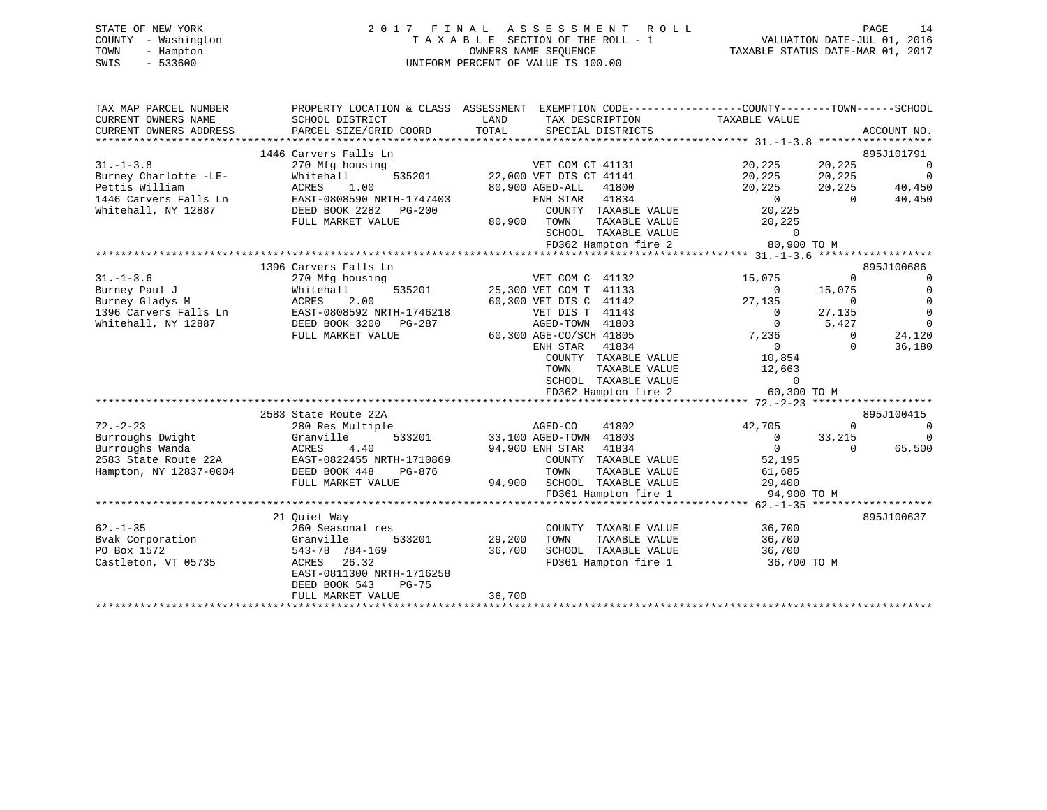STATE OF NEW YORK
COUNTY - Washington
TOWN - Hampton
SWIS - 533600

# 2017 FINAL ASSESSMENT ROLL

TAXABLE SECTION OF THE ROLL - 1
OWNERS NAME SEQUENCE
UNIFORM PERCENT OF VALUE IS 100.00

VALUATION DATE-JUL 01, 2016
TAXABLE STATUS DATE-MAR 01, 2017

```
TAX MAP PARCEL NUMBER      PROPERTY LOCATION & CLASS  ASSESSMENT  EXEMPTION CODE------------------COUNTY--------TOWN------SCHOOL
CURRENT OWNERS NAME        SCHOOL DISTRICT               LAND      TAX DESCRIPTION            TAXABLE VALUE
CURRENT OWNERS ADDRESS     PARCEL SIZE/GRID COORD       TOTAL      SPECIAL DISTRICTS                                       ACCOUNT NO.
******************************************************************************************** 31.-1-3.8 ******************
                          1446 Carvers Falls Ln                                                                   895J101791
31.-1-3.8                  270 Mfg housing                         VET COM CT 41131          20,225      20,225           0
Burney Charlotte -LE-      Whitehall       535201       22,000 VET DIS CT 41141          20,225      20,225           0
Pettis William             ACRES     1.00               80,900 AGED-ALL    41800          20,225      20,225      40,450
1446 Carvers Falls Ln      EAST-0808590 NRTH-1747403           ENH STAR    41834               0           0      40,450
Whitehall, NY 12887        DEED BOOK 2282   PG-200             COUNTY  TAXABLE VALUE          20,225
                           FULL MARKET VALUE            80,900  TOWN    TAXABLE VALUE          20,225
                                                               SCHOOL  TAXABLE VALUE               0
                                                               FD362 Hampton fire 2            80,900 TO M
******************************************************************************************** 31.-1-3.6 ******************
                          1396 Carvers Falls Ln                                                                   895J100686
31.-1-3.6                  270 Mfg housing                         VET COM C  41132          15,075           0           0
Burney Paul J              Whitehall       535201       25,300 VET COM T  41133               0      15,075           0
Burney Gladys M            ACRES     2.00               60,300 VET DIS C  41142          27,135           0           0
1396 Carvers Falls Ln      EAST-0808592 NRTH-1746218           VET DIS T  41143               0      27,135           0
Whitehall, NY 12887        DEED BOOK 3200   PG-287             AGED-TOWN  41803               0       5,427           0
                           FULL MARKET VALUE            60,300 AGE-CO/SCH 41805           7,236           0      24,120
                                                               ENH STAR   41834               0           0      36,180
                                                               COUNTY  TAXABLE VALUE          10,854
                                                               TOWN    TAXABLE VALUE          12,663
                                                               SCHOOL  TAXABLE VALUE               0
                                                               FD362 Hampton fire 2            60,300 TO M
******************************************************************************************** 72.-2-23 *******************
                          2583 State Route 22A                                                                    895J100415
72.-2-23                   280 Res Multiple                        AGED-CO    41802          42,705           0           0
Burroughs Dwight           Granville       533201       33,100 AGED-TOWN  41803               0      33,215           0
Burroughs Wanda            ACRES     4.40               94,900 ENH STAR   41834               0           0      65,500
2583 State Route 22A       EAST-0822455 NRTH-1710869           COUNTY  TAXABLE VALUE          52,195
Hampton, NY 12837-0004     DEED BOOK 448    PG-876             TOWN    TAXABLE VALUE          61,685
                           FULL MARKET VALUE            94,900  SCHOOL  TAXABLE VALUE          29,400
                                                               FD361 Hampton fire 1            94,900 TO M
******************************************************************************************** 62.-1-35 *******************
                          21 Quiet Way                                                                            895J100637
62.-1-35                   260 Seasonal res                        COUNTY  TAXABLE VALUE          36,700
Bvak Corporation           Granville       533201       29,200  TOWN    TAXABLE VALUE          36,700
PO Box 1572                543-78  784-169              36,700  SCHOOL  TAXABLE VALUE          36,700
Castleton, VT 05735        ACRES    26.32                      FD361 Hampton fire 1            36,700 TO M
                           EAST-0811300 NRTH-1716258
                           DEED BOOK 543    PG-75
                           FULL MARKET VALUE            36,700
**************************************************************************************************************************
```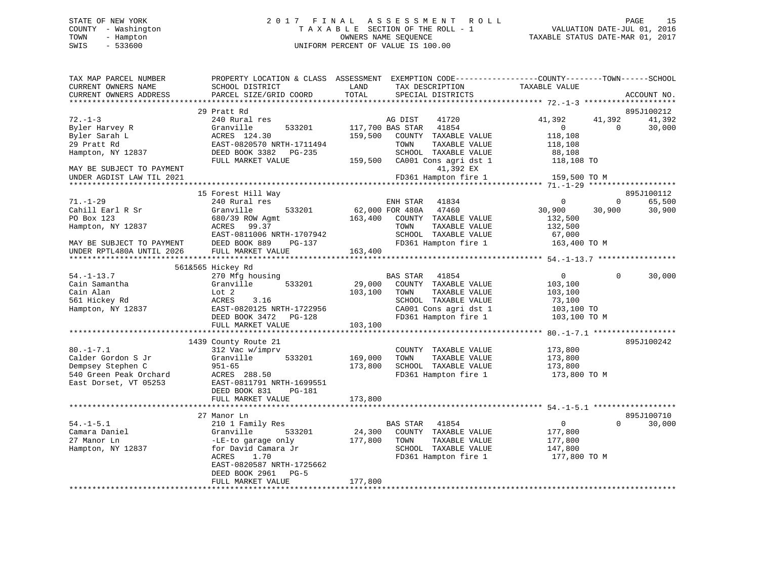STATE OF NEW YORK
COUNTY - Washington
TOWN - Hampton
SWIS - 533600

# 2017 FINAL ASSESSMENT ROLL
TAXABLE SECTION OF THE ROLL - 1
OWNERS NAME SEQUENCE
UNIFORM PERCENT OF VALUE IS 100.00

VALUATION DATE-JUL 01, 2016
TAXABLE STATUS DATE-MAR 01, 2017

```
TAX MAP PARCEL NUMBER          PROPERTY LOCATION & CLASS  ASSESSMENT  EXEMPTION CODE------------------COUNTY--------TOWN------SCHOOL
CURRENT OWNERS NAME            SCHOOL DISTRICT               LAND      TAX DESCRIPTION              TAXABLE VALUE
CURRENT OWNERS ADDRESS         PARCEL SIZE/GRID COORD        TOTAL     SPECIAL DISTRICTS                                      ACCOUNT NO.
****************************************************************************************************** 72.-1-3 ********************
                               29 Pratt Rd                                                                                  895J100212
72.-1-3                        240 Rural res                            AG DIST     41720              41,392      41,392       41,392
Byler Harvey R                 Granville       533201       117,700 BAS STAR    41854                   0           0           30,000
Byler Sarah L                  ACRES  124.30                159,500    COUNTY  TAXABLE VALUE          118,108
29 Pratt Rd                    EAST-0820570 NRTH-1711494               TOWN    TAXABLE VALUE          118,108
Hampton, NY 12837              DEED BOOK 3382   PG-235                 SCHOOL  TAXABLE VALUE           88,108
                               FULL MARKET VALUE            159,500    CA001 Cons agri dst 1          118,108 TO
MAY BE SUBJECT TO PAYMENT                                                  41,392 EX
UNDER AGDIST LAW TIL 2021                                              FD361 Hampton fire 1           159,500 TO M
****************************************************************************************************** 71.-1-29 *******************
                               15 Forest Hill Way                                                                           895J100112
71.-1-29                       240 Rural res                            ENH STAR    41834                   0           0           65,500
Cahill Earl R Sr               Granville       533201        62,000 FOR 480A    47460              30,900      30,900       30,900
PO Box 123                     680/39 ROW Agmt              163,400    COUNTY  TAXABLE VALUE          132,500
Hampton, NY 12837              ACRES   99.37                           TOWN    TAXABLE VALUE          132,500
                               EAST-0811006 NRTH-1707942               SCHOOL  TAXABLE VALUE           67,000
MAY BE SUBJECT TO PAYMENT      DEED BOOK 889    PG-137                 FD361 Hampton fire 1           163,400 TO M
UNDER RPTL480A UNTIL 2026      FULL MARKET VALUE            163,400
****************************************************************************************************** 54.-1-13.7 *****************
                               561&565 Hickey Rd
54.-1-13.7                     270 Mfg housing                          BAS STAR    41854                   0           0           30,000
Cain Samantha                  Granville       533201        29,000    COUNTY  TAXABLE VALUE          103,100
Cain Alan                      Lot 2                        103,100    TOWN    TAXABLE VALUE          103,100
561 Hickey Rd                  ACRES    3.16                           SCHOOL  TAXABLE VALUE           73,100
Hampton, NY 12837              EAST-0820125 NRTH-1722956               CA001 Cons agri dst 1          103,100 TO
                               DEED BOOK 3472   PG-128                 FD361 Hampton fire 1           103,100 TO M
                               FULL MARKET VALUE            103,100
****************************************************************************************************** 80.-1-7.1 ******************
                               1439 County Route 21                                                                         895J100242
80.-1-7.1                      312 Vac w/imprv                             COUNTY  TAXABLE VALUE          173,800
Calder Gordon S Jr             Granville       533201       169,000    TOWN    TAXABLE VALUE          173,800
Dempsey Stephen C              951-65                       173,800    SCHOOL  TAXABLE VALUE          173,800
540 Green Peak Orchard         ACRES  288.50                           FD361 Hampton fire 1           173,800 TO M
East Dorset, VT 05253          EAST-0811791 NRTH-1699551
                               DEED BOOK 831    PG-181
                               FULL MARKET VALUE            173,800
****************************************************************************************************** 54.-1-5.1 ******************
                               27 Manor Ln                                                                                  895J100710
54.-1-5.1                      210 1 Family Res                         BAS STAR    41854                   0           0           30,000
Camara Daniel                  Granville       533201        24,300    COUNTY  TAXABLE VALUE          177,800
27 Manor Ln                    -LE-to garage only           177,800    TOWN    TAXABLE VALUE          177,800
Hampton, NY 12837              for David Camara Jr                     SCHOOL  TAXABLE VALUE          147,800
                               ACRES    1.70                           FD361 Hampton fire 1           177,800 TO M
                               EAST-0820587 NRTH-1725662
                               DEED BOOK 2961   PG-5
                               FULL MARKET VALUE            177,800
************************************************************************************************************************************
```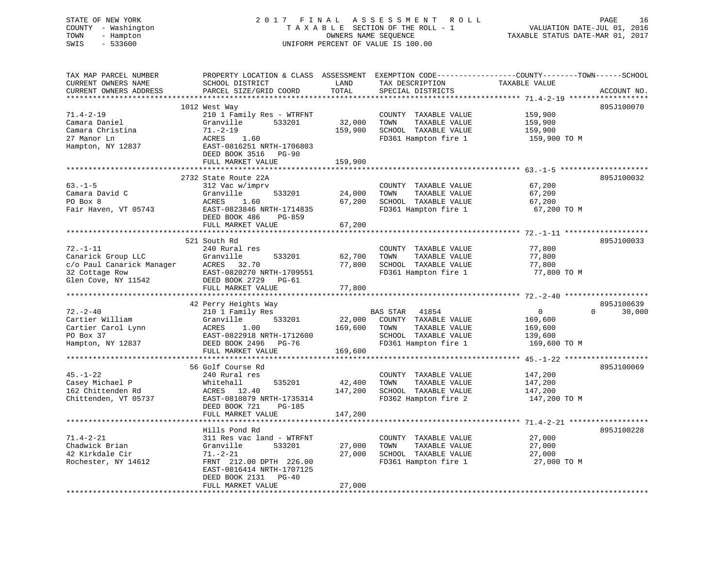STATE OF NEW YORK
COUNTY - Washington
TOWN - Hampton
SWIS - 533600

2017 FINAL ASSESSMENT ROLL
TAXABLE SECTION OF THE ROLL - 1
OWNERS NAME SEQUENCE
UNIFORM PERCENT OF VALUE IS 100.00

VALUATION DATE-JUL 01, 2016
TAXABLE STATUS DATE-MAR 01, 2017

| TAX MAP PARCEL NUMBER / CURRENT OWNERS NAME / CURRENT OWNERS ADDRESS | PROPERTY LOCATION & CLASS / SCHOOL DISTRICT / PARCEL SIZE/GRID COORD | ASSESSMENT LAND | TOTAL | EXEMPTION CODE / TAX DESCRIPTION / SPECIAL DISTRICTS | COUNTY / TOWN / SCHOOL TAXABLE VALUE | ACCOUNT NO. |
|---|---|---|---|---|---|---|
| | 1012 West Way | | | | | 895J100070 |
| 71.4-2-19 | 210 1 Family Res - WTRFNT | | | COUNTY TAXABLE VALUE | 159,900 | |
| Camara Daniel | Granville 533201 | 32,000 | | TOWN TAXABLE VALUE | 159,900 | |
| Camara Christina | 71.-2-19 | | 159,900 | SCHOOL TAXABLE VALUE | 159,900 | |
| 27 Manor Ln | ACRES 1.60 | | | FD361 Hampton fire 1 | 159,900 TO M | |
| Hampton, NY 12837 | EAST-0816251 NRTH-1706803 | | | | | |
| | DEED BOOK 3516 PG-90 | | | | | |
| | FULL MARKET VALUE | | 159,900 | | | |
| | 2732 State Route 22A | | | | | 895J100032 |
| 63.-1-5 | 312 Vac w/imprv | | | COUNTY TAXABLE VALUE | 67,200 | |
| Camara David C | Granville 533201 | 24,000 | | TOWN TAXABLE VALUE | 67,200 | |
| PO Box 8 | ACRES 1.60 | | 67,200 | SCHOOL TAXABLE VALUE | 67,200 | |
| Fair Haven, VT 05743 | EAST-0823846 NRTH-1714835 | | | FD361 Hampton fire 1 | 67,200 TO M | |
| | DEED BOOK 486 PG-859 | | | | | |
| | FULL MARKET VALUE | | 67,200 | | | |
| | 521 South Rd | | | | | 895J100033 |
| 72.-1-11 | 240 Rural res | | | COUNTY TAXABLE VALUE | 77,800 | |
| Canarick Group LLC | Granville 533201 | 62,700 | | TOWN TAXABLE VALUE | 77,800 | |
| c/o Paul Canarick Manager | ACRES 32.70 | | 77,800 | SCHOOL TAXABLE VALUE | 77,800 | |
| 32 Cottage Row | EAST-0820270 NRTH-1709551 | | | FD361 Hampton fire 1 | 77,800 TO M | |
| Glen Cove, NY 11542 | DEED BOOK 2729 PG-61 | | | | | |
| | FULL MARKET VALUE | | 77,800 | | | |
| | 42 Perry Heights Way | | | | | 895J100639 |
| 72.-2-40 | 210 1 Family Res | | | BAS STAR 41854 | 0 0 30,000 | |
| Cartier William | Granville 533201 | 22,000 | | COUNTY TAXABLE VALUE | 169,600 | |
| Cartier Carol Lynn | ACRES 1.00 | | 169,600 | TOWN TAXABLE VALUE | 169,600 | |
| PO Box 37 | EAST-0822918 NRTH-1712600 | | | SCHOOL TAXABLE VALUE | 139,600 | |
| Hampton, NY 12837 | DEED BOOK 2496 PG-76 | | | FD361 Hampton fire 1 | 169,600 TO M | |
| | FULL MARKET VALUE | | 169,600 | | | |
| | 56 Golf Course Rd | | | | | 895J100069 |
| 45.-1-22 | 240 Rural res | | | COUNTY TAXABLE VALUE | 147,200 | |
| Casey Michael P | Whitehall 535201 | 42,400 | | TOWN TAXABLE VALUE | 147,200 | |
| 162 Chittenden Rd | ACRES 12.40 | | 147,200 | SCHOOL TAXABLE VALUE | 147,200 | |
| Chittenden, VT 05737 | EAST-0810879 NRTH-1735314 | | | FD362 Hampton fire 2 | 147,200 TO M | |
| | DEED BOOK 721 PG-185 | | | | | |
| | FULL MARKET VALUE | | 147,200 | | | |
| | Hills Pond Rd | | | | | 895J100228 |
| 71.4-2-21 | 311 Res vac land - WTRFNT | | | COUNTY TAXABLE VALUE | 27,000 | |
| Chadwick Brian | Granville 533201 | 27,000 | | TOWN TAXABLE VALUE | 27,000 | |
| 42 Kirkdale Cir | 71.-2-21 | | 27,000 | SCHOOL TAXABLE VALUE | 27,000 | |
| Rochester, NY 14612 | FRNT 212.00 DPTH 226.00 | | | FD361 Hampton fire 1 | 27,000 TO M | |
| | EAST-0816414 NRTH-1707125 | | | | | |
| | DEED BOOK 2131 PG-40 | | | | | |
| | FULL MARKET VALUE | | 27,000 | | | |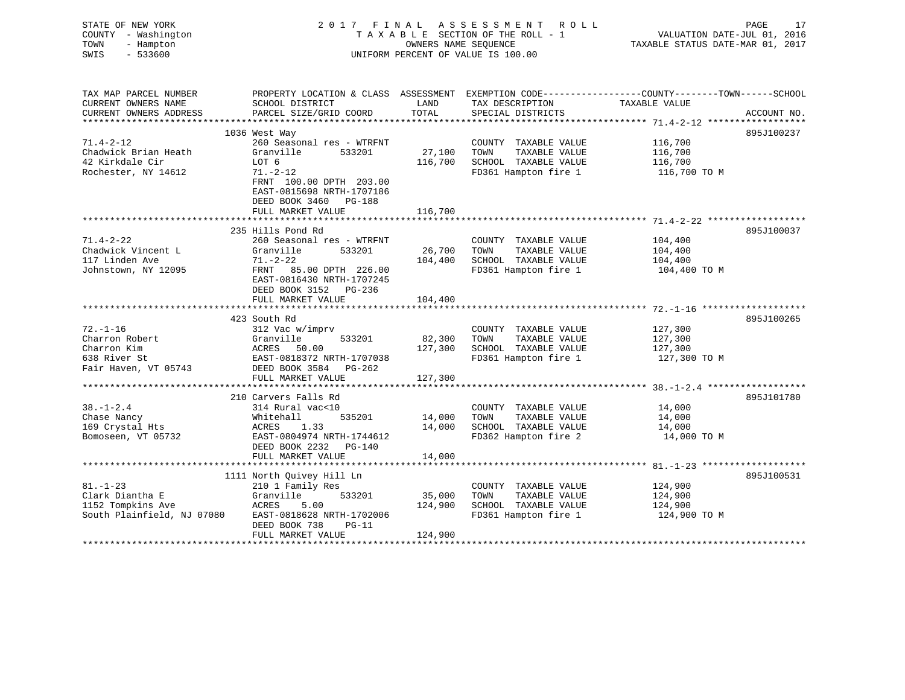STATE OF NEW YORK
COUNTY - Washington
TOWN - Hampton
SWIS - 533600

# 2017 FINAL ASSESSMENT ROLL
TAXABLE SECTION OF THE ROLL - 1
OWNERS NAME SEQUENCE
UNIFORM PERCENT OF VALUE IS 100.00

VALUATION DATE-JUL 01, 2016
TAXABLE STATUS DATE-MAR 01, 2017

| TAX MAP PARCEL NUMBER / CURRENT OWNERS NAME / CURRENT OWNERS ADDRESS | PROPERTY LOCATION & CLASS / SCHOOL DISTRICT / PARCEL SIZE/GRID COORD | ASSESSMENT LAND | TOTAL | EXEMPTION CODE / TAX DESCRIPTION / SPECIAL DISTRICTS | TAXABLE VALUE (COUNTY / TOWN / SCHOOL) | ACCOUNT NO. |
|---|---|---|---|---|---|---|
| 71.4-2-12 | 1036 West Way | | | | | 895J100237 |
| 71.4-2-12 | 260 Seasonal res - WTRFNT | | | COUNTY TAXABLE VALUE | 116,700 | |
| Chadwick Brian Heath | Granville 533201 | 27,100 | | TOWN TAXABLE VALUE | 116,700 | |
| 42 Kirkdale Cir | LOT 6 | | 116,700 | SCHOOL TAXABLE VALUE | 116,700 | |
| Rochester, NY 14612 | 71.-2-12 | | | FD361 Hampton fire 1 | 116,700 TO M | |
| | FRNT 100.00 DPTH 203.00 | | | | | |
| | EAST-0815698 NRTH-1707186 | | | | | |
| | DEED BOOK 3460 PG-188 | | | | | |
| | FULL MARKET VALUE | | 116,700 | | | |
| 71.4-2-22 | 235 Hills Pond Rd | | | | | 895J100037 |
| 71.4-2-22 | 260 Seasonal res - WTRFNT | | | COUNTY TAXABLE VALUE | 104,400 | |
| Chadwick Vincent L | Granville 533201 | 26,700 | | TOWN TAXABLE VALUE | 104,400 | |
| 117 Linden Ave | 71.-2-22 | | 104,400 | SCHOOL TAXABLE VALUE | 104,400 | |
| Johnstown, NY 12095 | FRNT 85.00 DPTH 226.00 | | | FD361 Hampton fire 1 | 104,400 TO M | |
| | EAST-0816430 NRTH-1707245 | | | | | |
| | DEED BOOK 3152 PG-236 | | | | | |
| | FULL MARKET VALUE | | 104,400 | | | |
| 72.-1-16 | 423 South Rd | | | | | 895J100265 |
| 72.-1-16 | 312 Vac w/imprv | | | COUNTY TAXABLE VALUE | 127,300 | |
| Charron Robert | Granville 533201 | 82,300 | | TOWN TAXABLE VALUE | 127,300 | |
| Charron Kim | ACRES 50.00 | | 127,300 | SCHOOL TAXABLE VALUE | 127,300 | |
| 638 River St | EAST-0818372 NRTH-1707038 | | | FD361 Hampton fire 1 | 127,300 TO M | |
| Fair Haven, VT 05743 | DEED BOOK 3584 PG-262 | | | | | |
| | FULL MARKET VALUE | | 127,300 | | | |
| 38.-1-2.4 | 210 Carvers Falls Rd | | | | | 895J101780 |
| 38.-1-2.4 | 314 Rural vac<10 | | | COUNTY TAXABLE VALUE | 14,000 | |
| Chase Nancy | Whitehall 535201 | 14,000 | | TOWN TAXABLE VALUE | 14,000 | |
| 169 Crystal Hts | ACRES 1.33 | | 14,000 | SCHOOL TAXABLE VALUE | 14,000 | |
| Bomoseen, VT 05732 | EAST-0804974 NRTH-1744612 | | | FD362 Hampton fire 2 | 14,000 TO M | |
| | DEED BOOK 2232 PG-140 | | | | | |
| | FULL MARKET VALUE | | 14,000 | | | |
| 81.-1-23 | 1111 North Quivey Hill Ln | | | | | 895J100531 |
| 81.-1-23 | 210 1 Family Res | | | COUNTY TAXABLE VALUE | 124,900 | |
| Clark Diantha E | Granville 533201 | 35,000 | | TOWN TAXABLE VALUE | 124,900 | |
| 1152 Tompkins Ave | ACRES 5.00 | | 124,900 | SCHOOL TAXABLE VALUE | 124,900 | |
| South Plainfield, NJ 07080 | EAST-0818628 NRTH-1702006 | | | FD361 Hampton fire 1 | 124,900 TO M | |
| | DEED BOOK 738 PG-11 | | | | | |
| | FULL MARKET VALUE | | 124,900 | | | |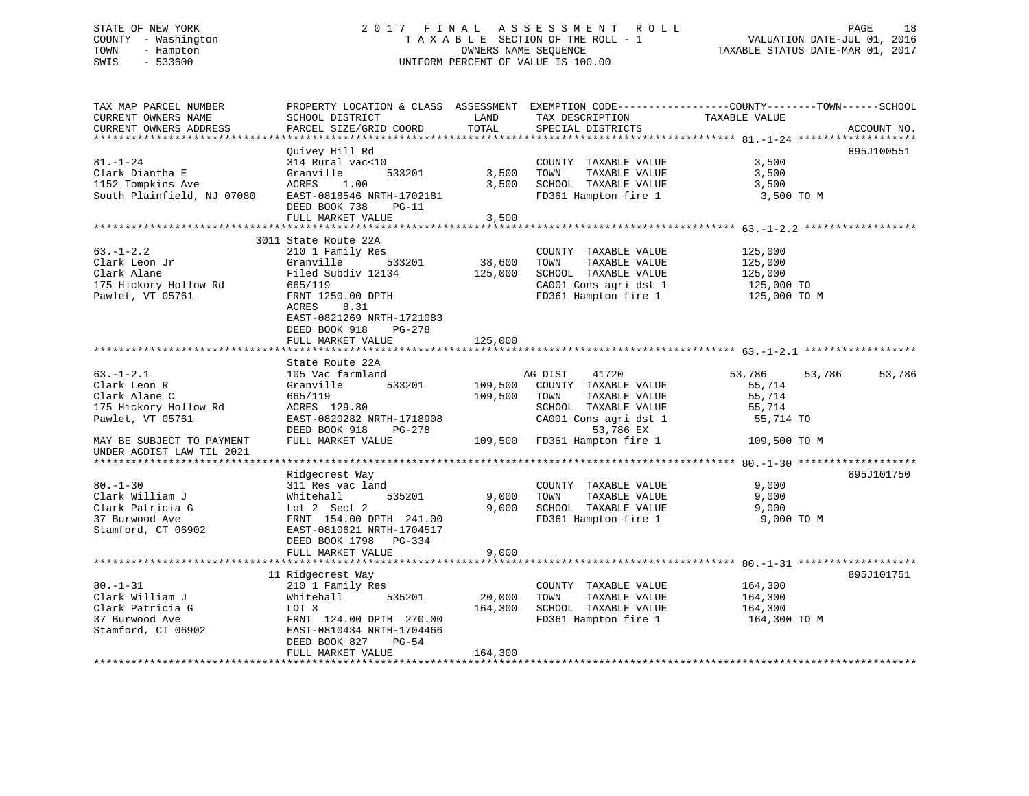STATE OF NEW YORK
COUNTY - Washington
TOWN - Hampton
SWIS - 533600

# 2017 FINAL ASSESSMENT ROLL
TAXABLE SECTION OF THE ROLL - 1
OWNERS NAME SEQUENCE
UNIFORM PERCENT OF VALUE IS 100.00

VALUATION DATE-JUL 01, 2016
TAXABLE STATUS DATE-MAR 01, 2017

| TAX MAP PARCEL NUMBER / CURRENT OWNERS NAME / CURRENT OWNERS ADDRESS | PROPERTY LOCATION & CLASS / SCHOOL DISTRICT / PARCEL SIZE/GRID COORD | ASSESSMENT LAND | TOTAL | EXEMPTION CODE / TAX DESCRIPTION / SPECIAL DISTRICTS | COUNTY TAXABLE VALUE | TOWN | SCHOOL | ACCOUNT NO. |
|---|---|---|---|---|---|---|---|---|
| **81.-1-24** | Quivey Hill Rd | | | | | | | 895J100551 |
| Clark Diantha E | 314 Rural vac<10 | | | COUNTY TAXABLE VALUE | 3,500 | | | |
| 1152 Tompkins Ave | Granville 533201 | 3,500 | | TOWN TAXABLE VALUE | 3,500 | | | |
| South Plainfield, NJ 07080 | ACRES 1.00 | | 3,500 | SCHOOL TAXABLE VALUE | 3,500 | | | |
| | EAST-0818546 NRTH-1702181 | | | FD361 Hampton fire 1 | 3,500 TO M | | | |
| | DEED BOOK 738 PG-11 | | | | | | | |
| | FULL MARKET VALUE | | 3,500 | | | | | |
| **63.-1-2.2** | 3011 State Route 22A | | | | | | | |
| Clark Leon Jr | 210 1 Family Res | | | COUNTY TAXABLE VALUE | 125,000 | | | |
| Clark Alane | Granville 533201 | 38,600 | | TOWN TAXABLE VALUE | 125,000 | | | |
| 175 Hickory Hollow Rd | Filed Subdiv 12134 | | 125,000 | SCHOOL TAXABLE VALUE | 125,000 | | | |
| Pawlet, VT 05761 | 665/119 | | | CA001 Cons agri dst 1 | 125,000 TO | | | |
| | FRNT 1250.00 DPTH | | | FD361 Hampton fire 1 | 125,000 TO M | | | |
| | ACRES 8.31 | | | | | | | |
| | EAST-0821269 NRTH-1721083 | | | | | | | |
| | DEED BOOK 918 PG-278 | | | | | | | |
| | FULL MARKET VALUE | | 125,000 | | | | | |
| **63.-1-2.1** | State Route 22A | | | | | | | |
| Clark Leon R | 105 Vac farmland | | | AG DIST 41720 | 53,786 | 53,786 | 53,786 | |
| Clark Alane C | Granville 533201 | 109,500 | | COUNTY TAXABLE VALUE | 55,714 | | | |
| 175 Hickory Hollow Rd | 665/119 | | 109,500 | TOWN TAXABLE VALUE | 55,714 | | | |
| Pawlet, VT 05761 | ACRES 129.80 | | | SCHOOL TAXABLE VALUE | 55,714 | | | |
| | EAST-0820282 NRTH-1718908 | | | CA001 Cons agri dst 1 | 55,714 TO | | | |
| | DEED BOOK 918 PG-278 | | | 53,786 EX | | | | |
| MAY BE SUBJECT TO PAYMENT UNDER AGDIST LAW TIL 2021 | FULL MARKET VALUE | | 109,500 | FD361 Hampton fire 1 | 109,500 TO M | | | |
| **80.-1-30** | Ridgecrest Way | | | | | | | 895J101750 |
| Clark William J | 311 Res vac land | | | COUNTY TAXABLE VALUE | 9,000 | | | |
| Clark Patricia G | Whitehall 535201 | 9,000 | | TOWN TAXABLE VALUE | 9,000 | | | |
| 37 Burwood Ave | Lot 2 Sect 2 | | 9,000 | SCHOOL TAXABLE VALUE | 9,000 | | | |
| Stamford, CT 06902 | FRNT 154.00 DPTH 241.00 | | | FD361 Hampton fire 1 | 9,000 TO M | | | |
| | EAST-0810621 NRTH-1704517 | | | | | | | |
| | DEED BOOK 1798 PG-334 | | | | | | | |
| | FULL MARKET VALUE | | 9,000 | | | | | |
| **80.-1-31** | 11 Ridgecrest Way | | | | | | | 895J101751 |
| Clark William J | 210 1 Family Res | | | COUNTY TAXABLE VALUE | 164,300 | | | |
| Clark Patricia G | Whitehall 535201 | 20,000 | | TOWN TAXABLE VALUE | 164,300 | | | |
| 37 Burwood Ave | LOT 3 | | 164,300 | SCHOOL TAXABLE VALUE | 164,300 | | | |
| Stamford, CT 06902 | FRNT 124.00 DPTH 270.00 | | | FD361 Hampton fire 1 | 164,300 TO M | | | |
| | EAST-0810434 NRTH-1704466 | | | | | | | |
| | DEED BOOK 827 PG-54 | | | | | | | |
| | FULL MARKET VALUE | | 164,300 | | | | | |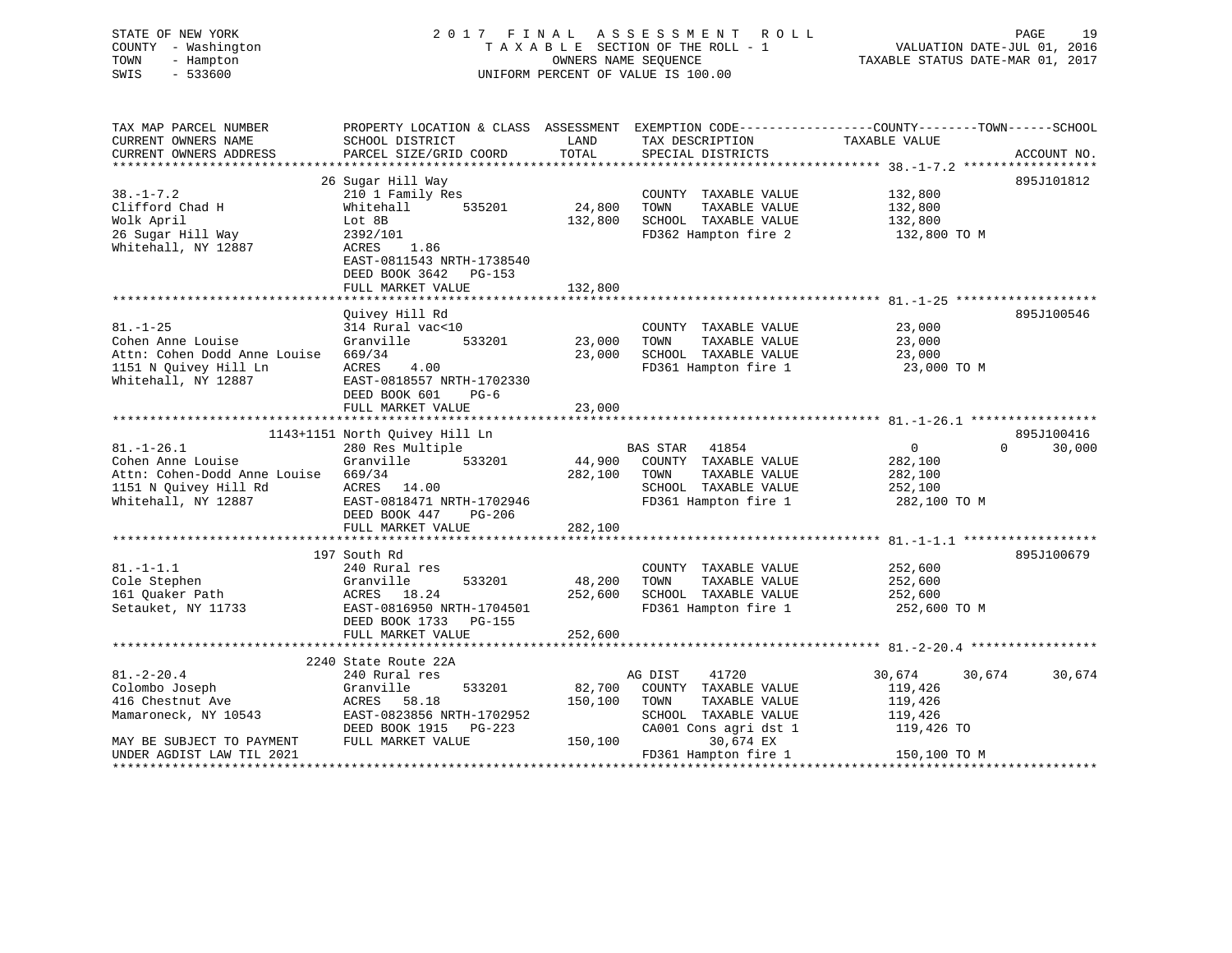STATE OF NEW YORK
COUNTY - Washington
TOWN - Hampton
SWIS - 533600

2017 FINAL ASSESSMENT ROLL
TAXABLE SECTION OF THE ROLL - 1
OWNERS NAME SEQUENCE
UNIFORM PERCENT OF VALUE IS 100.00

VALUATION DATE-JUL 01, 2016
TAXABLE STATUS DATE-MAR 01, 2017

| TAX MAP PARCEL NUMBER / CURRENT OWNERS NAME / CURRENT OWNERS ADDRESS | PROPERTY LOCATION & CLASS / SCHOOL DISTRICT / PARCEL SIZE/GRID COORD | LAND / ASSESSMENT TOTAL | EXEMPTION CODE / TAX DESCRIPTION / SPECIAL DISTRICTS | COUNTY TAXABLE VALUE | TOWN | SCHOOL | ACCOUNT NO. |
|---|---|---|---|---|---|---|---|
| **38.-1-7.2** | 26 Sugar Hill Way | | | | | | 895J101812 |
| 38.-1-7.2 | 210 1 Family Res | | COUNTY TAXABLE VALUE | 132,800 | | | |
| Clifford Chad H | Whitehall 535201 | 24,800 | TOWN TAXABLE VALUE | 132,800 | | | |
| Wolk April | Lot 8B | 132,800 | SCHOOL TAXABLE VALUE | 132,800 | | | |
| 26 Sugar Hill Way | 2392/101 | | FD362 Hampton fire 2 | 132,800 TO M | | | |
| Whitehall, NY 12887 | ACRES 1.86 | | | | | | |
| | EAST-0811543 NRTH-1738540 | | | | | | |
| | DEED BOOK 3642 PG-153 | | | | | | |
| | FULL MARKET VALUE | 132,800 | | | | | |
| **81.-1-25** | Quivey Hill Rd | | | | | | 895J100546 |
| 81.-1-25 | 314 Rural vac<10 | | COUNTY TAXABLE VALUE | 23,000 | | | |
| Cohen Anne Louise | Granville 533201 | 23,000 | TOWN TAXABLE VALUE | 23,000 | | | |
| Attn: Cohen Dodd Anne Louise | 669/34 | 23,000 | SCHOOL TAXABLE VALUE | 23,000 | | | |
| 1151 N Quivey Hill Ln | ACRES 4.00 | | FD361 Hampton fire 1 | 23,000 TO M | | | |
| Whitehall, NY 12887 | EAST-0818557 NRTH-1702330 | | | | | | |
| | DEED BOOK 601 PG-6 | | | | | | |
| | FULL MARKET VALUE | 23,000 | | | | | |
| **81.-1-26.1** | 1143+1151 North Quivey Hill Ln | | | | | | 895J100416 |
| 81.-1-26.1 | 280 Res Multiple | | BAS STAR 41854 | 0 | 0 | 30,000 | |
| Cohen Anne Louise | Granville 533201 | 44,900 | COUNTY TAXABLE VALUE | 282,100 | | | |
| Attn: Cohen-Dodd Anne Louise | 669/34 | 282,100 | TOWN TAXABLE VALUE | 282,100 | | | |
| 1151 N Quivey Hill Rd | ACRES 14.00 | | SCHOOL TAXABLE VALUE | 252,100 | | | |
| Whitehall, NY 12887 | EAST-0818471 NRTH-1702946 | | FD361 Hampton fire 1 | 282,100 TO M | | | |
| | DEED BOOK 447 PG-206 | | | | | | |
| | FULL MARKET VALUE | 282,100 | | | | | |
| **81.-1-1.1** | 197 South Rd | | | | | | 895J100679 |
| 81.-1-1.1 | 240 Rural res | | COUNTY TAXABLE VALUE | 252,600 | | | |
| Cole Stephen | Granville 533201 | 48,200 | TOWN TAXABLE VALUE | 252,600 | | | |
| 161 Quaker Path | ACRES 18.24 | 252,600 | SCHOOL TAXABLE VALUE | 252,600 | | | |
| Setauket, NY 11733 | EAST-0816950 NRTH-1704501 | | FD361 Hampton fire 1 | 252,600 TO M | | | |
| | DEED BOOK 1733 PG-155 | | | | | | |
| | FULL MARKET VALUE | 252,600 | | | | | |
| **81.-2-20.4** | 2240 State Route 22A | | | | | | |
| 81.-2-20.4 | 240 Rural res | | AG DIST 41720 | 30,674 | 30,674 | 30,674 | |
| Colombo Joseph | Granville 533201 | 82,700 | COUNTY TAXABLE VALUE | 119,426 | | | |
| 416 Chestnut Ave | ACRES 58.18 | 150,100 | TOWN TAXABLE VALUE | 119,426 | | | |
| Mamaroneck, NY 10543 | EAST-0823856 NRTH-1702952 | | SCHOOL TAXABLE VALUE | 119,426 | | | |
| | DEED BOOK 1915 PG-223 | | CA001 Cons agri dst 1 | 119,426 TO | | | |
| MAY BE SUBJECT TO PAYMENT | FULL MARKET VALUE | 150,100 | 30,674 EX | | | | |
| UNDER AGDIST LAW TIL 2021 | | | FD361 Hampton fire 1 | 150,100 TO M | | | |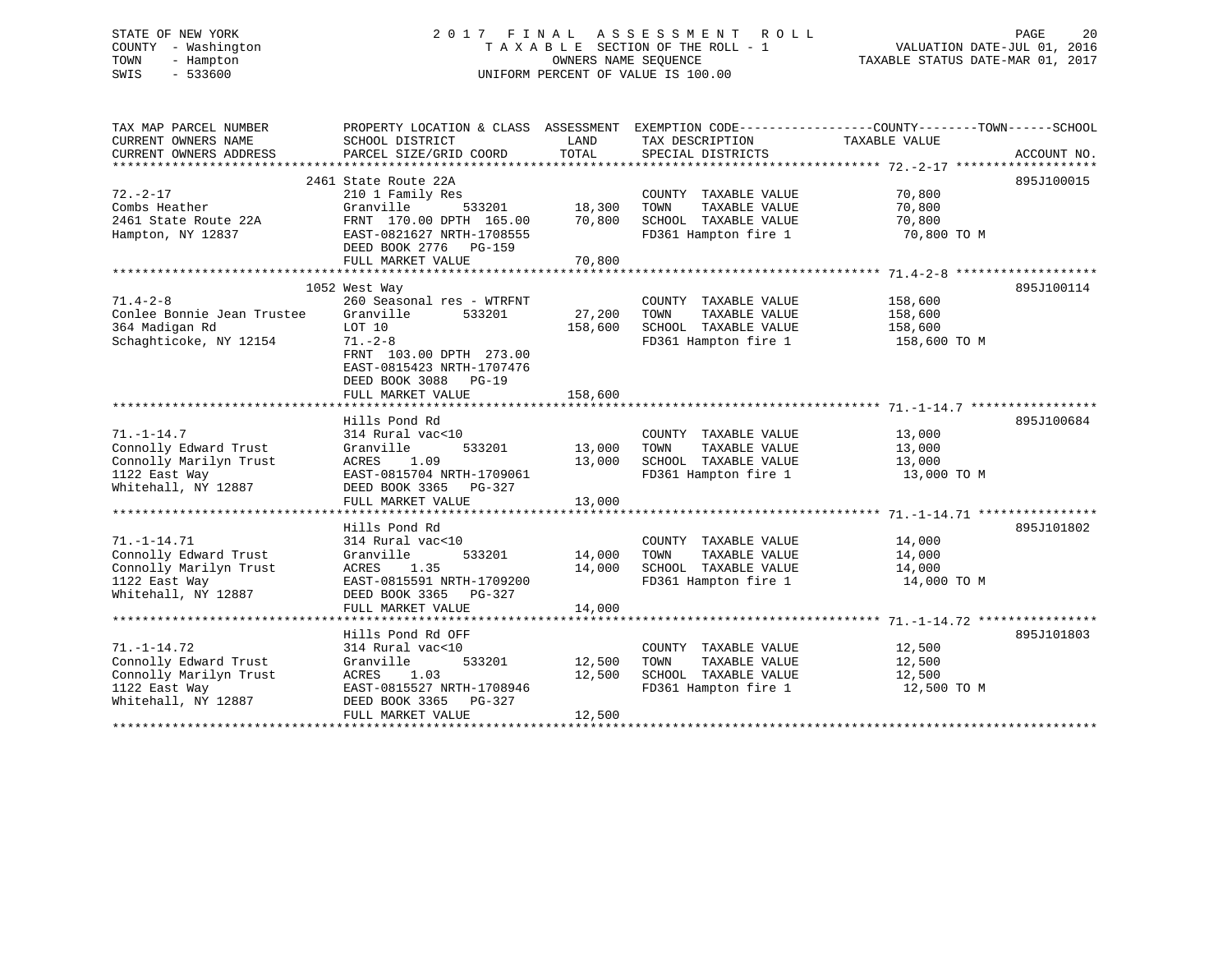STATE OF NEW YORK
COUNTY - Washington
TOWN - Hampton
SWIS - 533600

# 2017 FINAL ASSESSMENT ROLL

TAXABLE SECTION OF THE ROLL - 1
OWNERS NAME SEQUENCE
UNIFORM PERCENT OF VALUE IS 100.00

VALUATION DATE-JUL 01, 2016
TAXABLE STATUS DATE-MAR 01, 2017

| TAX MAP PARCEL NUMBER / CURRENT OWNERS NAME / CURRENT OWNERS ADDRESS | PROPERTY LOCATION & CLASS / SCHOOL DISTRICT / PARCEL SIZE/GRID COORD | ASSESSMENT LAND | TOTAL | EXEMPTION CODE / TAX DESCRIPTION / SPECIAL DISTRICTS | TAXABLE VALUE (COUNTY / TOWN / SCHOOL) | ACCOUNT NO. |
|---|---|---|---|---|---|---|
| 72.-2-17 | 2461 State Route 22A | | | | | 895J100015 |
| Combs Heather | 210 1 Family Res | | | COUNTY TAXABLE VALUE | 70,800 | |
| 2461 State Route 22A | Granville 533201 | 18,300 | | TOWN TAXABLE VALUE | 70,800 | |
| Hampton, NY 12837 | FRNT 170.00 DPTH 165.00 | | 70,800 | SCHOOL TAXABLE VALUE | 70,800 | |
| | EAST-0821627 NRTH-1708555 | | | FD361 Hampton fire 1 | 70,800 TO M | |
| | DEED BOOK 2776 PG-159 | | | | | |
| | FULL MARKET VALUE | | 70,800 | | | |
| 71.4-2-8 | 1052 West Way | | | | | 895J100114 |
| Conlee Bonnie Jean Trustee | 260 Seasonal res - WTRFNT | | | COUNTY TAXABLE VALUE | 158,600 | |
| 364 Madigan Rd | Granville 533201 | 27,200 | | TOWN TAXABLE VALUE | 158,600 | |
| Schaghticoke, NY 12154 | LOT 10 | | 158,600 | SCHOOL TAXABLE VALUE | 158,600 | |
| | 71.-2-8 | | | FD361 Hampton fire 1 | 158,600 TO M | |
| | FRNT 103.00 DPTH 273.00 | | | | | |
| | EAST-0815423 NRTH-1707476 | | | | | |
| | DEED BOOK 3088 PG-19 | | | | | |
| | FULL MARKET VALUE | | 158,600 | | | |
| 71.-1-14.7 | Hills Pond Rd | | | | | 895J100684 |
| Connolly Edward Trust | 314 Rural vac<10 | | | COUNTY TAXABLE VALUE | 13,000 | |
| Connolly Marilyn Trust | Granville 533201 | 13,000 | | TOWN TAXABLE VALUE | 13,000 | |
| 1122 East Way | ACRES 1.09 | | 13,000 | SCHOOL TAXABLE VALUE | 13,000 | |
| Whitehall, NY 12887 | EAST-0815704 NRTH-1709061 | | | FD361 Hampton fire 1 | 13,000 TO M | |
| | DEED BOOK 3365 PG-327 | | | | | |
| | FULL MARKET VALUE | | 13,000 | | | |
| 71.-1-14.71 | Hills Pond Rd | | | | | 895J101802 |
| Connolly Edward Trust | 314 Rural vac<10 | | | COUNTY TAXABLE VALUE | 14,000 | |
| Connolly Marilyn Trust | Granville 533201 | 14,000 | | TOWN TAXABLE VALUE | 14,000 | |
| 1122 East Way | ACRES 1.35 | | 14,000 | SCHOOL TAXABLE VALUE | 14,000 | |
| Whitehall, NY 12887 | EAST-0815591 NRTH-1709200 | | | FD361 Hampton fire 1 | 14,000 TO M | |
| | DEED BOOK 3365 PG-327 | | | | | |
| | FULL MARKET VALUE | | 14,000 | | | |
| 71.-1-14.72 | Hills Pond Rd OFF | | | | | 895J101803 |
| Connolly Edward Trust | 314 Rural vac<10 | | | COUNTY TAXABLE VALUE | 12,500 | |
| Connolly Marilyn Trust | Granville 533201 | 12,500 | | TOWN TAXABLE VALUE | 12,500 | |
| 1122 East Way | ACRES 1.03 | | 12,500 | SCHOOL TAXABLE VALUE | 12,500 | |
| Whitehall, NY 12887 | EAST-0815527 NRTH-1708946 | | | FD361 Hampton fire 1 | 12,500 TO M | |
| | DEED BOOK 3365 PG-327 | | | | | |
| | FULL MARKET VALUE | | 12,500 | | | |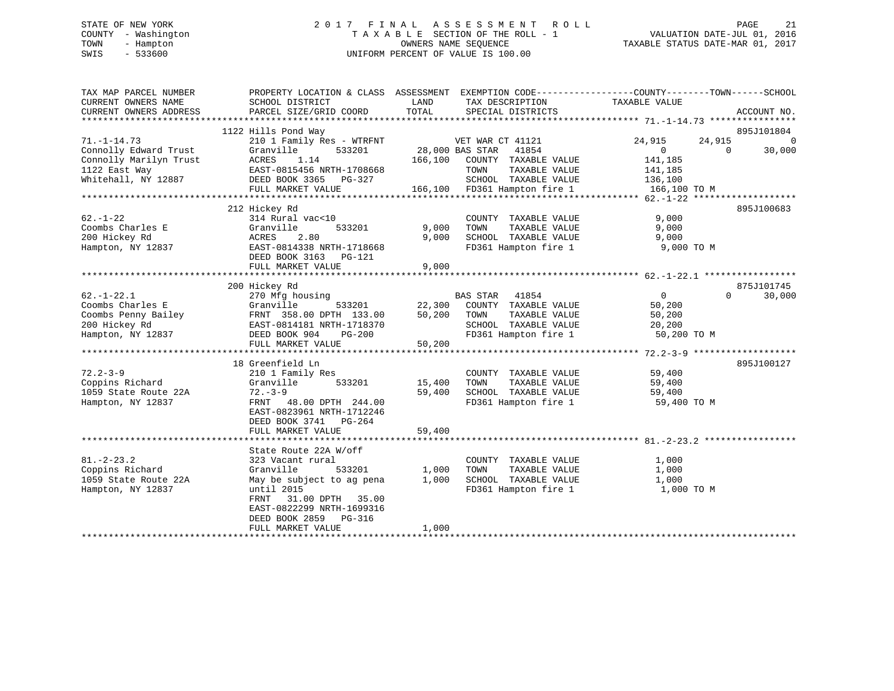STATE OF NEW YORK — 2017 FINAL ASSESSMENT ROLL
COUNTY - Washington — TAXABLE SECTION OF THE ROLL - 1 — VALUATION DATE-JUL 01, 2016
TOWN - Hampton — OWNERS NAME SEQUENCE — TAXABLE STATUS DATE-MAR 01, 2017
SWIS - 533600 — UNIFORM PERCENT OF VALUE IS 100.00

| TAX MAP PARCEL NUMBER / CURRENT OWNERS NAME / CURRENT OWNERS ADDRESS | PROPERTY LOCATION & CLASS / SCHOOL DISTRICT / PARCEL SIZE/GRID COORD | ASSESSMENT LAND | TOTAL | EXEMPTION CODE / TAX DESCRIPTION / SPECIAL DISTRICTS | COUNTY TAXABLE VALUE | TOWN | SCHOOL | ACCOUNT NO. |
|---|---|---|---|---|---|---|---|---|
| **71.-1-14.73** | 1122 Hills Pond Way | | | | | | | 895J101804 |
| 71.-1-14.73 | 210 1 Family Res - WTRFNT | | | VET WAR CT 41121 | 24,915 | 24,915 | 0 | |
| Connolly Edward Trust | Granville 533201 | 28,000 | | BAS STAR 41854 | 0 | 0 | 30,000 | |
| Connolly Marilyn Trust | ACRES 1.14 | | 166,100 | COUNTY TAXABLE VALUE | 141,185 | | | |
| 1122 East Way | EAST-0815456 NRTH-1708668 | | | TOWN TAXABLE VALUE | 141,185 | | | |
| Whitehall, NY 12887 | DEED BOOK 3365 PG-327 | | | SCHOOL TAXABLE VALUE | 136,100 | | | |
| | FULL MARKET VALUE | | 166,100 | FD361 Hampton fire 1 | 166,100 TO M | | | |
| **62.-1-22** | 212 Hickey Rd | | | | | | | 895J100683 |
| 62.-1-22 | 314 Rural vac<10 | | | COUNTY TAXABLE VALUE | 9,000 | | | |
| Coombs Charles E | Granville 533201 | 9,000 | | TOWN TAXABLE VALUE | 9,000 | | | |
| 200 Hickey Rd | ACRES 2.80 | | 9,000 | SCHOOL TAXABLE VALUE | 9,000 | | | |
| Hampton, NY 12837 | EAST-0814338 NRTH-1718668 | | | FD361 Hampton fire 1 | 9,000 TO M | | | |
| | DEED BOOK 3163 PG-121 | | | | | | | |
| | FULL MARKET VALUE | | 9,000 | | | | | |
| **62.-1-22.1** | 200 Hickey Rd | | | | | | | 875J101745 |
| 62.-1-22.1 | 270 Mfg housing | | | BAS STAR 41854 | 0 | 0 | 30,000 | |
| Coombs Charles E | Granville 533201 | 22,300 | | COUNTY TAXABLE VALUE | 50,200 | | | |
| Coombs Penny Bailey | FRNT 358.00 DPTH 133.00 | | 50,200 | TOWN TAXABLE VALUE | 50,200 | | | |
| 200 Hickey Rd | EAST-0814181 NRTH-1718370 | | | SCHOOL TAXABLE VALUE | 20,200 | | | |
| Hampton, NY 12837 | DEED BOOK 904 PG-200 | | | FD361 Hampton fire 1 | 50,200 TO M | | | |
| | FULL MARKET VALUE | | 50,200 | | | | | |
| **72.2-3-9** | 18 Greenfield Ln | | | | | | | 895J100127 |
| 72.2-3-9 | 210 1 Family Res | | | COUNTY TAXABLE VALUE | 59,400 | | | |
| Coppins Richard | Granville 533201 | 15,400 | | TOWN TAXABLE VALUE | 59,400 | | | |
| 1059 State Route 22A | 72.-3-9 | | 59,400 | SCHOOL TAXABLE VALUE | 59,400 | | | |
| Hampton, NY 12837 | FRNT 48.00 DPTH 244.00 | | | FD361 Hampton fire 1 | 59,400 TO M | | | |
| | EAST-0823961 NRTH-1712246 | | | | | | | |
| | DEED BOOK 3741 PG-264 | | | | | | | |
| | FULL MARKET VALUE | | 59,400 | | | | | |
| **81.-2-23.2** | State Route 22A W/off | | | | | | | |
| 81.-2-23.2 | 323 Vacant rural | | | COUNTY TAXABLE VALUE | 1,000 | | | |
| Coppins Richard | Granville 533201 | 1,000 | | TOWN TAXABLE VALUE | 1,000 | | | |
| 1059 State Route 22A | May be subject to ag pena | | 1,000 | SCHOOL TAXABLE VALUE | 1,000 | | | |
| Hampton, NY 12837 | until 2015 | | | FD361 Hampton fire 1 | 1,000 TO M | | | |
| | FRNT 31.00 DPTH 35.00 | | | | | | | |
| | EAST-0822299 NRTH-1699316 | | | | | | | |
| | DEED BOOK 2859 PG-316 | | | | | | | |
| | FULL MARKET VALUE | | 1,000 | | | | | |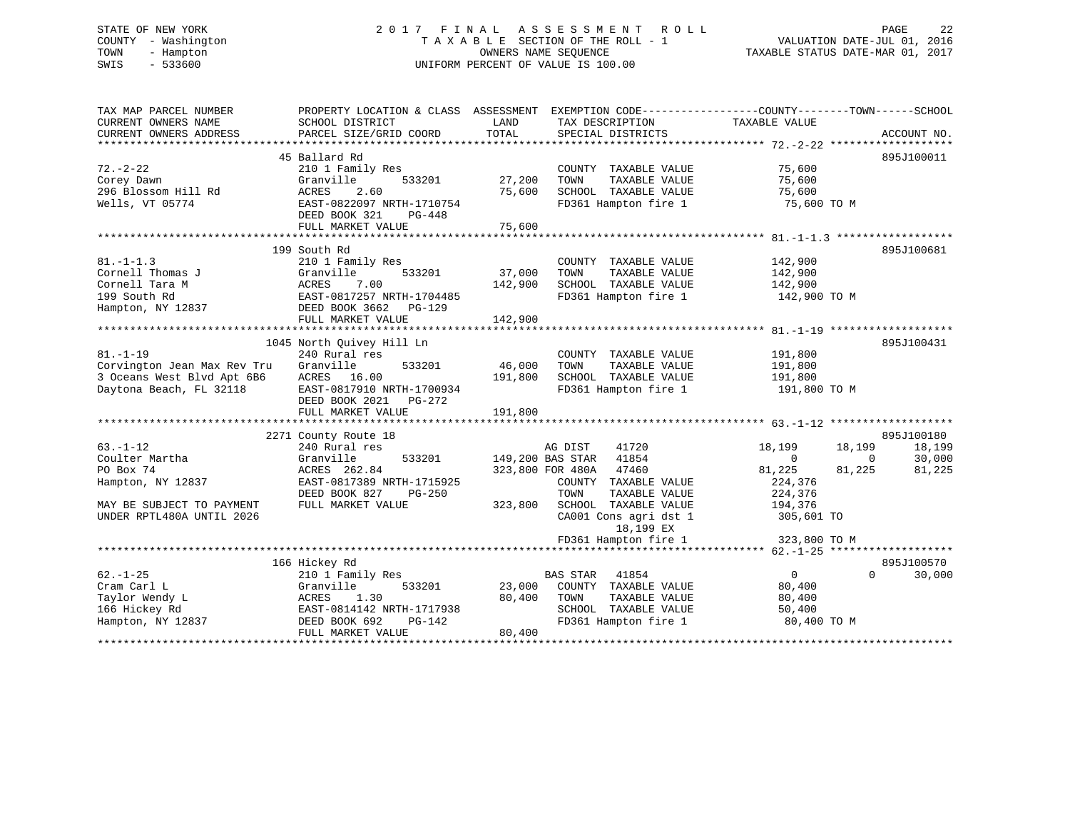STATE OF NEW YORK
COUNTY - Washington
TOWN - Hampton
SWIS - 533600

# 2017 FINAL ASSESSMENT ROLL

TAXABLE SECTION OF THE ROLL - 1
OWNERS NAME SEQUENCE
UNIFORM PERCENT OF VALUE IS 100.00

VALUATION DATE-JUL 01, 2016
TAXABLE STATUS DATE-MAR 01, 2017

```
TAX MAP PARCEL NUMBER          PROPERTY LOCATION & CLASS  ASSESSMENT  EXEMPTION CODE------------------COUNTY--------TOWN------SCHOOL
CURRENT OWNERS NAME            SCHOOL DISTRICT               LAND      TAX DESCRIPTION              TAXABLE VALUE
CURRENT OWNERS ADDRESS         PARCEL SIZE/GRID COORD        TOTAL     SPECIAL DISTRICTS                                   ACCOUNT NO.
******************************************************************************************************* 72.-2-22 *******************
                               45 Ballard Rd                                                                            895J100011
72.-2-22                       210 1 Family Res                        COUNTY  TAXABLE VALUE           75,600
Corey Dawn                     Granville        533201       27,200    TOWN    TAXABLE VALUE           75,600
296 Blossom Hill Rd            ACRES     2.60                75,600    SCHOOL  TAXABLE VALUE           75,600
Wells, VT 05774                EAST-0822097 NRTH-1710754               FD361 Hampton fire 1             75,600 TO M
                               DEED BOOK 321    PG-448
                               FULL MARKET VALUE             75,600
******************************************************************************************************* 81.-1-1.3 ******************
                               199 South Rd                                                                             895J100681
81.-1-1.3                      210 1 Family Res                        COUNTY  TAXABLE VALUE          142,900
Cornell Thomas J               Granville        533201       37,000    TOWN    TAXABLE VALUE          142,900
Cornell Tara M                 ACRES     7.00               142,900    SCHOOL  TAXABLE VALUE          142,900
199 South Rd                   EAST-0817257 NRTH-1704485               FD361 Hampton fire 1            142,900 TO M
Hampton, NY 12837              DEED BOOK 3662   PG-129
                               FULL MARKET VALUE            142,900
******************************************************************************************************* 81.-1-19 *******************
                               1045 North Quivey Hill Ln                                                                895J100431
81.-1-19                       240 Rural res                           COUNTY  TAXABLE VALUE          191,800
Corvington Jean Max Rev Tru    Granville        533201       46,000    TOWN    TAXABLE VALUE          191,800
3 Oceans West Blvd Apt 6B6     ACRES    16.00               191,800    SCHOOL  TAXABLE VALUE          191,800
Daytona Beach, FL 32118        EAST-0817910 NRTH-1700934               FD361 Hampton fire 1            191,800 TO M
                               DEED BOOK 2021   PG-272
                               FULL MARKET VALUE            191,800
******************************************************************************************************* 63.-1-12 *******************
                               2271 County Route 18                                                                     895J100180
63.-1-12                       240 Rural res                           AG DIST     41720             18,199      18,199      18,199
Coulter Martha                 Granville        533201      149,200 BAS STAR   41854                  0           0      30,000
PO Box 74                      ACRES   262.84               323,800 FOR 480A   47460             81,225      81,225      81,225
Hampton, NY 12837              EAST-0817389 NRTH-1715925               COUNTY  TAXABLE VALUE          224,376
                               DEED BOOK 827    PG-250                 TOWN    TAXABLE VALUE          224,376
MAY BE SUBJECT TO PAYMENT      FULL MARKET VALUE            323,800    SCHOOL  TAXABLE VALUE          194,376
UNDER RPTL480A UNTIL 2026                                              CA001 Cons agri dst 1           305,601 TO
                                                                              18,199 EX
                                                                       FD361 Hampton fire 1            323,800 TO M
******************************************************************************************************* 62.-1-25 *******************
                               166 Hickey Rd                                                                            895J100570
62.-1-25                       210 1 Family Res                        BAS STAR    41854                  0           0      30,000
Cram Carl L                    Granville        533201       23,000    COUNTY  TAXABLE VALUE           80,400
Taylor Wendy L                 ACRES     1.30                80,400    TOWN    TAXABLE VALUE           80,400
166 Hickey Rd                  EAST-0814142 NRTH-1717938               SCHOOL  TAXABLE VALUE           50,400
Hampton, NY 12837              DEED BOOK 692    PG-142                 FD361 Hampton fire 1             80,400 TO M
                               FULL MARKET VALUE             80,400
************************************************************************************************************************************
```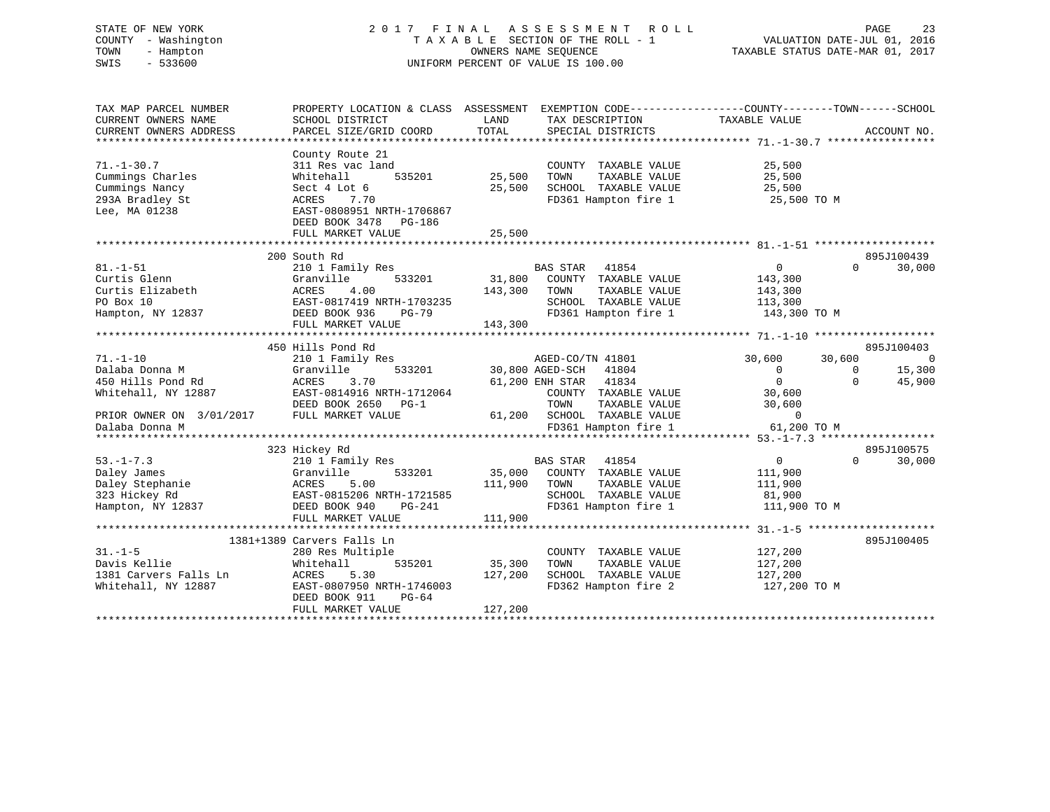STATE OF NEW YORK
COUNTY - Washington
TOWN - Hampton
SWIS - 533600

# 2017 FINAL ASSESSMENT ROLL

TAXABLE SECTION OF THE ROLL - 1
OWNERS NAME SEQUENCE
UNIFORM PERCENT OF VALUE IS 100.00

VALUATION DATE-JUL 01, 2016
TAXABLE STATUS DATE-MAR 01, 2017

```
TAX MAP PARCEL NUMBER          PROPERTY LOCATION & CLASS  ASSESSMENT  EXEMPTION CODE------------------COUNTY--------TOWN------SCHOOL
CURRENT OWNERS NAME            SCHOOL DISTRICT               LAND      TAX DESCRIPTION              TAXABLE VALUE
CURRENT OWNERS ADDRESS         PARCEL SIZE/GRID COORD        TOTAL     SPECIAL DISTRICTS                                      ACCOUNT NO.
******************************************************************************************************* 71.-1-30.7 *****************
                               County Route 21
71.-1-30.7                     311 Res vac land                         COUNTY  TAXABLE VALUE            25,500
Cummings Charles               Whitehall       535201       25,500      TOWN    TAXABLE VALUE            25,500
Cummings Nancy                 Sect 4 Lot 6                 25,500      SCHOOL  TAXABLE VALUE            25,500
293A Bradley St                ACRES    7.70                            FD361 Hampton fire 1              25,500 TO M
Lee, MA 01238                  EAST-0808951 NRTH-1706867
                               DEED BOOK 3478   PG-186
                               FULL MARKET VALUE            25,500
******************************************************************************************************* 81.-1-51 *******************
                               200 South Rd                                                                            895J100439
81.-1-51                       210 1 Family Res                         BAS STAR   41854                  0             0      30,000
Curtis Glenn                   Granville       533201       31,800      COUNTY  TAXABLE VALUE           143,300
Curtis Elizabeth               ACRES    4.00               143,300      TOWN    TAXABLE VALUE           143,300
PO Box 10                      EAST-0817419 NRTH-1703235                SCHOOL  TAXABLE VALUE           113,300
Hampton, NY 12837              DEED BOOK 936    PG-79                   FD361 Hampton fire 1             143,300 TO M
                               FULL MARKET VALUE           143,300
******************************************************************************************************* 71.-1-10 *******************
                               450 Hills Pond Rd                                                                       895J100403
71.-1-10                       210 1 Family Res                         AGED-CO/TN 41801             30,600        30,600           0
Dalaba Donna M                 Granville       533201       30,800 AGED-SCH   41804                   0             0      15,300
450 Hills Pond Rd              ACRES    3.70                61,200 ENH STAR   41834                   0             0      45,900
Whitehall, NY 12887            EAST-0814916 NRTH-1712064                COUNTY  TAXABLE VALUE            30,600
                               DEED BOOK 2650   PG-1                    TOWN    TAXABLE VALUE            30,600
PRIOR OWNER ON 3/01/2017       FULL MARKET VALUE            61,200      SCHOOL  TAXABLE VALUE                 0
Dalaba Donna M                                                          FD361 Hampton fire 1              61,200 TO M
******************************************************************************************************* 53.-1-7.3 ******************
                               323 Hickey Rd                                                                           895J100575
53.-1-7.3                      210 1 Family Res                         BAS STAR   41854                  0             0      30,000
Daley James                    Granville       533201       35,000      COUNTY  TAXABLE VALUE           111,900
Daley Stephanie                ACRES    5.00               111,900      TOWN    TAXABLE VALUE           111,900
323 Hickey Rd                  EAST-0815206 NRTH-1721585                SCHOOL  TAXABLE VALUE            81,900
Hampton, NY 12837              DEED BOOK 940    PG-241                  FD361 Hampton fire 1             111,900 TO M
                               FULL MARKET VALUE           111,900
******************************************************************************************************* 31.-1-5 ********************
                          1381+1389 Carvers Falls Ln                                                                   895J100405
31.-1-5                        280 Res Multiple                         COUNTY  TAXABLE VALUE           127,200
Davis Kellie                   Whitehall       535201       35,300      TOWN    TAXABLE VALUE           127,200
1381 Carvers Falls Ln          ACRES    5.30               127,200      SCHOOL  TAXABLE VALUE           127,200
Whitehall, NY 12887            EAST-0807950 NRTH-1746003                FD362 Hampton fire 2             127,200 TO M
                               DEED BOOK 911    PG-64
                               FULL MARKET VALUE           127,200
************************************************************************************************************************************
```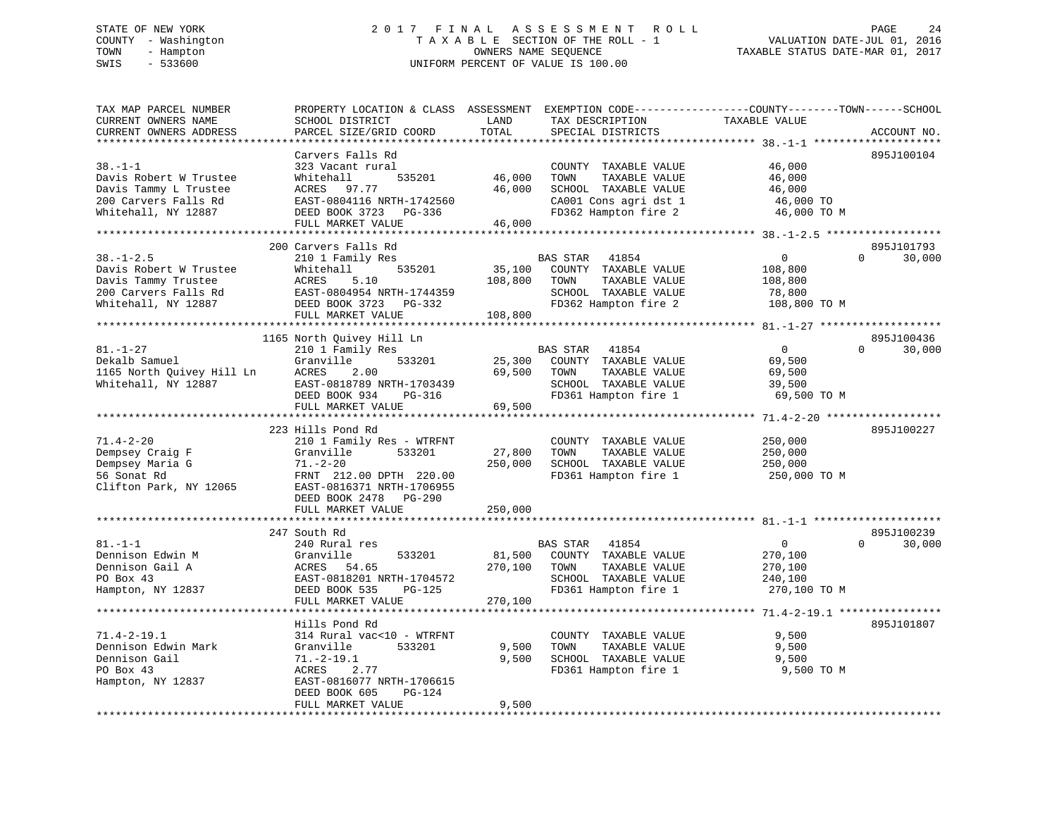STATE OF NEW YORK
COUNTY - Washington
TOWN - Hampton
SWIS - 533600

2017 FINAL ASSESSMENT ROLL
TAXABLE SECTION OF THE ROLL - 1
OWNERS NAME SEQUENCE
UNIFORM PERCENT OF VALUE IS 100.00

VALUATION DATE-JUL 01, 2016
TAXABLE STATUS DATE-MAR 01, 2017

| TAX MAP PARCEL NUMBER / CURRENT OWNERS NAME / CURRENT OWNERS ADDRESS | PROPERTY LOCATION & CLASS / SCHOOL DISTRICT / PARCEL SIZE/GRID COORD | ASSESSMENT LAND / TOTAL | EXEMPTION CODE / TAX DESCRIPTION / SPECIAL DISTRICTS | COUNTY / TOWN TAXABLE VALUE | SCHOOL | ACCOUNT NO. |
|---|---|---|---|---|---|---|
| 38.-1-1 | Carvers Falls Rd | | | | | 895J100104 |
| | 323 Vacant rural | | COUNTY TAXABLE VALUE | 46,000 | | |
| Davis Robert W Trustee | Whitehall 535201 | 46,000 | TOWN TAXABLE VALUE | 46,000 | | |
| Davis Tammy L Trustee | ACRES 97.77 | 46,000 | SCHOOL TAXABLE VALUE | 46,000 | | |
| 200 Carvers Falls Rd | EAST-0804116 NRTH-1742560 | | CA001 Cons agri dst 1 | 46,000 TO | | |
| Whitehall, NY 12887 | DEED BOOK 3723 PG-336 | | FD362 Hampton fire 2 | 46,000 TO M | | |
| | FULL MARKET VALUE | 46,000 | | | | |
| 38.-1-2.5 | 200 Carvers Falls Rd | | | | | 895J101793 |
| | 210 1 Family Res | | BAS STAR 41854 | 0 | 0 30,000 | |
| Davis Robert W Trustee | Whitehall 535201 | 35,100 | COUNTY TAXABLE VALUE | 108,800 | | |
| Davis Tammy Trustee | ACRES 5.10 | 108,800 | TOWN TAXABLE VALUE | 108,800 | | |
| 200 Carvers Falls Rd | EAST-0804954 NRTH-1744359 | | SCHOOL TAXABLE VALUE | 78,800 | | |
| Whitehall, NY 12887 | DEED BOOK 3723 PG-332 | | FD362 Hampton fire 2 | 108,800 TO M | | |
| | FULL MARKET VALUE | 108,800 | | | | |
| 81.-1-27 | 1165 North Quivey Hill Ln | | | | | 895J100436 |
| | 210 1 Family Res | | BAS STAR 41854 | 0 | 0 30,000 | |
| Dekalb Samuel | Granville 533201 | 25,300 | COUNTY TAXABLE VALUE | 69,500 | | |
| 1165 North Quivey Hill Ln | ACRES 2.00 | 69,500 | TOWN TAXABLE VALUE | 69,500 | | |
| Whitehall, NY 12887 | EAST-0818789 NRTH-1703439 | | SCHOOL TAXABLE VALUE | 39,500 | | |
| | DEED BOOK 934 PG-316 | | FD361 Hampton fire 1 | 69,500 TO M | | |
| | FULL MARKET VALUE | 69,500 | | | | |
| 71.4-2-20 | 223 Hills Pond Rd | | | | | 895J100227 |
| | 210 1 Family Res - WTRFNT | | COUNTY TAXABLE VALUE | 250,000 | | |
| Dempsey Craig F | Granville 533201 | 27,800 | TOWN TAXABLE VALUE | 250,000 | | |
| Dempsey Maria G | 71.-2-20 | 250,000 | SCHOOL TAXABLE VALUE | 250,000 | | |
| 56 Sonat Rd | FRNT 212.00 DPTH 220.00 | | FD361 Hampton fire 1 | 250,000 TO M | | |
| Clifton Park, NY 12065 | EAST-0816371 NRTH-1706955 | | | | | |
| | DEED BOOK 2478 PG-290 | | | | | |
| | FULL MARKET VALUE | 250,000 | | | | |
| 81.-1-1 | 247 South Rd | | | | | 895J100239 |
| | 240 Rural res | | BAS STAR 41854 | 0 | 0 30,000 | |
| Dennison Edwin M | Granville 533201 | 81,500 | COUNTY TAXABLE VALUE | 270,100 | | |
| Dennison Gail A | ACRES 54.65 | 270,100 | TOWN TAXABLE VALUE | 270,100 | | |
| PO Box 43 | EAST-0818201 NRTH-1704572 | | SCHOOL TAXABLE VALUE | 240,100 | | |
| Hampton, NY 12837 | DEED BOOK 535 PG-125 | | FD361 Hampton fire 1 | 270,100 TO M | | |
| | FULL MARKET VALUE | 270,100 | | | | |
| 71.4-2-19.1 | Hills Pond Rd | | | | | 895J101807 |
| | 314 Rural vac<10 - WTRFNT | | COUNTY TAXABLE VALUE | 9,500 | | |
| Dennison Edwin Mark | Granville 533201 | 9,500 | TOWN TAXABLE VALUE | 9,500 | | |
| Dennison Gail | 71.-2-19.1 | 9,500 | SCHOOL TAXABLE VALUE | 9,500 | | |
| PO Box 43 | ACRES 2.77 | | FD361 Hampton fire 1 | 9,500 TO M | | |
| Hampton, NY 12837 | EAST-0816077 NRTH-1706615 | | | | | |
| | DEED BOOK 605 PG-124 | | | | | |
| | FULL MARKET VALUE | 9,500 | | | | |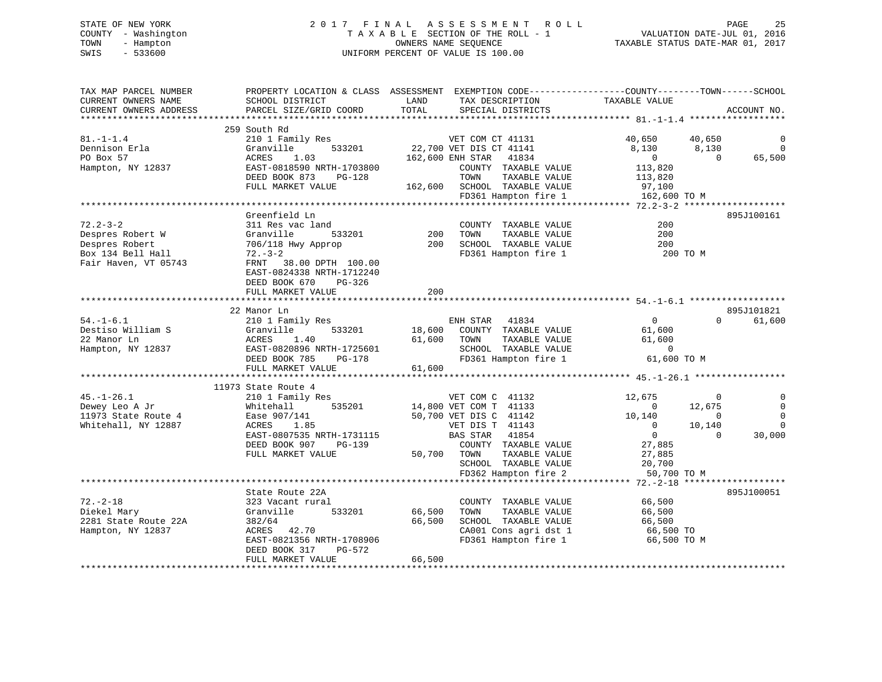STATE OF NEW YORK
COUNTY - Washington
TOWN - Hampton
SWIS - 533600

2017 FINAL ASSESSMENT ROLL
TAXABLE SECTION OF THE ROLL - 1
OWNERS NAME SEQUENCE
UNIFORM PERCENT OF VALUE IS 100.00

VALUATION DATE-JUL 01, 2016
TAXABLE STATUS DATE-MAR 01, 2017

| TAX MAP PARCEL NUMBER / CURRENT OWNERS NAME / CURRENT OWNERS ADDRESS | PROPERTY LOCATION & CLASS / SCHOOL DISTRICT / PARCEL SIZE/GRID COORD | LAND / TOTAL | EXEMPTION CODE / TAX DESCRIPTION / SPECIAL DISTRICTS | COUNTY TAXABLE VALUE | TOWN | SCHOOL | ACCOUNT NO. |
|---|---|---|---|---|---|---|---|
| **81.-1-1.4** | 259 South Rd | | | | | | |
| 81.-1-1.4 | 210 1 Family Res | | VET COM CT 41131 | 40,650 | 40,650 | 0 | |
| Dennison Erla | Granville 533201 | 22,700 | VET DIS CT 41141 | 8,130 | 8,130 | 0 | |
| PO Box 57 | ACRES 1.03 | 162,600 | ENH STAR 41834 | 0 | 0 | 65,500 | |
| Hampton, NY 12837 | EAST-0818590 NRTH-1703800 | | COUNTY TAXABLE VALUE | 113,820 | | | |
| | DEED BOOK 873 PG-128 | | TOWN TAXABLE VALUE | 113,820 | | | |
| | FULL MARKET VALUE | 162,600 | SCHOOL TAXABLE VALUE | 97,100 | | | |
| | | | FD361 Hampton fire 1 | 162,600 TO M | | | |
| **72.2-3-2** | Greenfield Ln | | | | | | 895J100161 |
| 72.2-3-2 | 311 Res vac land | | COUNTY TAXABLE VALUE | 200 | | | |
| Despres Robert W | Granville 533201 | 200 | TOWN TAXABLE VALUE | 200 | | | |
| Despres Robert | 706/118 Hwy Approp | 200 | SCHOOL TAXABLE VALUE | 200 | | | |
| Box 134 Bell Hall | 72.-3-2 | | FD361 Hampton fire 1 | 200 TO M | | | |
| Fair Haven, VT 05743 | FRNT 38.00 DPTH 100.00 | | | | | | |
| | EAST-0824338 NRTH-1712240 | | | | | | |
| | DEED BOOK 670 PG-326 | | | | | | |
| | FULL MARKET VALUE | 200 | | | | | |
| **54.-1-6.1** | 22 Manor Ln | | | | | | 895J101821 |
| 54.-1-6.1 | 210 1 Family Res | | ENH STAR 41834 | 0 | 0 | 61,600 | |
| Destiso William S | Granville 533201 | 18,600 | COUNTY TAXABLE VALUE | 61,600 | | | |
| 22 Manor Ln | ACRES 1.40 | 61,600 | TOWN TAXABLE VALUE | 61,600 | | | |
| Hampton, NY 12837 | EAST-0820896 NRTH-1725601 | | SCHOOL TAXABLE VALUE | 0 | | | |
| | DEED BOOK 785 PG-178 | | FD361 Hampton fire 1 | 61,600 TO M | | | |
| | FULL MARKET VALUE | 61,600 | | | | | |
| **45.-1-26.1** | 11973 State Route 4 | | | | | | |
| 45.-1-26.1 | 210 1 Family Res | | VET COM C 41132 | 12,675 | 0 | 0 | |
| Dewey Leo A Jr | Whitehall 535201 | 14,800 | VET COM T 41133 | 0 | 12,675 | 0 | |
| 11973 State Route 4 | Ease 907/141 | 50,700 | VET DIS C 41142 | 10,140 | 0 | 0 | |
| Whitehall, NY 12887 | ACRES 1.85 | | VET DIS T 41143 | 0 | 10,140 | 0 | |
| | EAST-0807535 NRTH-1731115 | | BAS STAR 41854 | 0 | 0 | 30,000 | |
| | DEED BOOK 907 PG-139 | | COUNTY TAXABLE VALUE | 27,885 | | | |
| | FULL MARKET VALUE | 50,700 | TOWN TAXABLE VALUE | 27,885 | | | |
| | | | SCHOOL TAXABLE VALUE | 20,700 | | | |
| | | | FD362 Hampton fire 2 | 50,700 TO M | | | |
| **72.-2-18** | State Route 22A | | | | | | 895J100051 |
| 72.-2-18 | 323 Vacant rural | | COUNTY TAXABLE VALUE | 66,500 | | | |
| Diekel Mary | Granville 533201 | 66,500 | TOWN TAXABLE VALUE | 66,500 | | | |
| 2281 State Route 22A | 382/64 | 66,500 | SCHOOL TAXABLE VALUE | 66,500 | | | |
| Hampton, NY 12837 | ACRES 42.70 | | CA001 Cons agri dst 1 | 66,500 TO | | | |
| | EAST-0821356 NRTH-1708906 | | FD361 Hampton fire 1 | 66,500 TO M | | | |
| | DEED BOOK 317 PG-572 | | | | | | |
| | FULL MARKET VALUE | 66,500 | | | | | |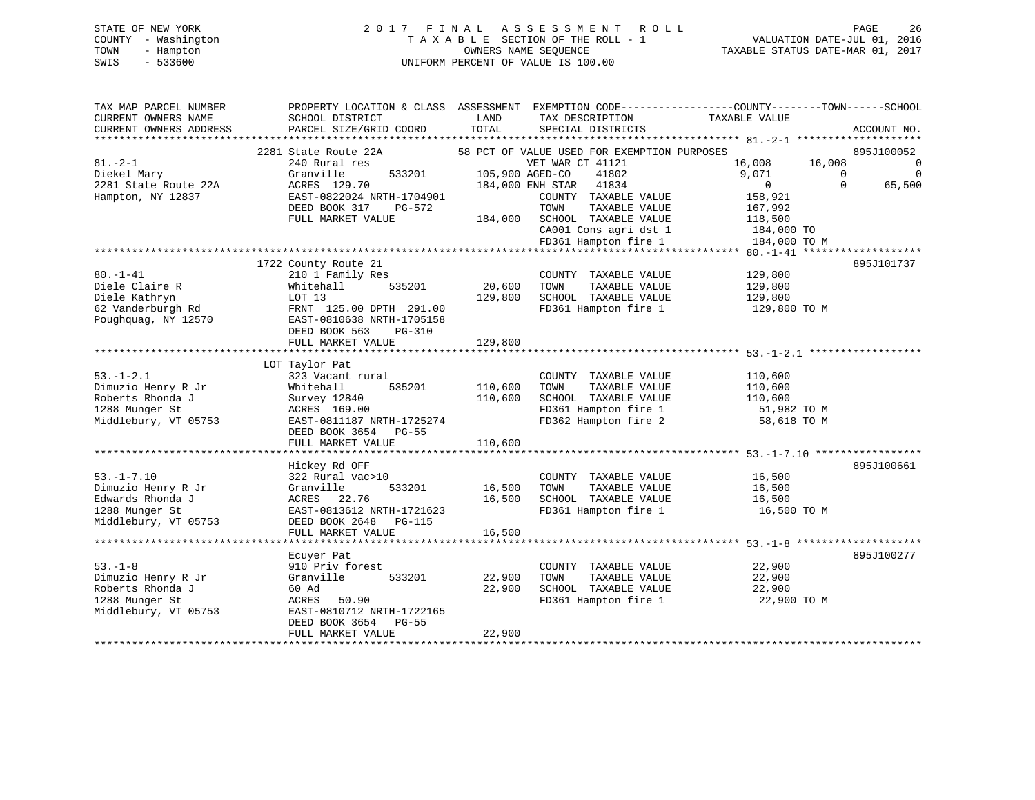STATE OF NEW YORK — 2017 FINAL ASSESSMENT ROLL — PAGE 26
COUNTY - Washington — TAXABLE SECTION OF THE ROLL - 1 — VALUATION DATE-JUL 01, 2016
TOWN - Hampton — OWNERS NAME SEQUENCE — TAXABLE STATUS DATE-MAR 01, 2017
SWIS - 533600 — UNIFORM PERCENT OF VALUE IS 100.00

```
TAX MAP PARCEL NUMBER          PROPERTY LOCATION & CLASS  ASSESSMENT  EXEMPTION CODE------------------COUNTY--------TOWN------SCHOOL
CURRENT OWNERS NAME            SCHOOL DISTRICT               LAND      TAX DESCRIPTION                TAXABLE VALUE
CURRENT OWNERS ADDRESS         PARCEL SIZE/GRID COORD        TOTAL     SPECIAL DISTRICTS                                    ACCOUNT NO.
******************************************************************************************************* 81.-2-1 ********************
                               2281 State Route 22A        58 PCT OF VALUE USED FOR EXEMPTION PURPOSES                         895J100052
81.-2-1                        240 Rural res                      VET WAR CT 41121               16,008      16,008            0
Diekel Mary                    Granville       533201     105,900 AGED-CO    41802                9,071           0            0
2281 State Route 22A           ACRES  129.70              184,000 ENH STAR   41834                    0           0       65,500
Hampton, NY 12837              EAST-0822024 NRTH-1704901          COUNTY  TAXABLE VALUE          158,921
                               DEED BOOK 317    PG-572            TOWN    TAXABLE VALUE          167,992
                               FULL MARKET VALUE          184,000 SCHOOL  TAXABLE VALUE          118,500
                                                                  CA001 Cons agri dst 1           184,000 TO
                                                                  FD361 Hampton fire 1            184,000 TO M
******************************************************************************************************* 80.-1-41 *******************
                               1722 County Route 21                                                                    895J101737
80.-1-41                       210 1 Family Res                   COUNTY  TAXABLE VALUE          129,800
Diele Claire R                 Whitehall       535201      20,600 TOWN    TAXABLE VALUE          129,800
Diele Kathryn                  LOT 13                     129,800 SCHOOL  TAXABLE VALUE          129,800
62 Vanderburgh Rd              FRNT 125.00 DPTH 291.00            FD361 Hampton fire 1            129,800 TO M
Poughquag, NY 12570            EAST-0810638 NRTH-1705158
                               DEED BOOK 563    PG-310
                               FULL MARKET VALUE          129,800
******************************************************************************************************* 53.-1-2.1 ******************
                               LOT Taylor Pat
53.-1-2.1                      323 Vacant rural                   COUNTY  TAXABLE VALUE          110,600
Dimuzio Henry R Jr             Whitehall       535201     110,600 TOWN    TAXABLE VALUE          110,600
Roberts Rhonda J               Survey 12840               110,600 SCHOOL  TAXABLE VALUE          110,600
1288 Munger St                 ACRES  169.00                      FD361 Hampton fire 1             51,982 TO M
Middlebury, VT 05753           EAST-0811187 NRTH-1725274          FD362 Hampton fire 2             58,618 TO M
                               DEED BOOK 3654   PG-55
                               FULL MARKET VALUE          110,600
******************************************************************************************************* 53.-1-7.10 *****************
                               Hickey Rd OFF                                                                           895J100661
53.-1-7.10                     322 Rural vac>10                   COUNTY  TAXABLE VALUE           16,500
Dimuzio Henry R Jr             Granville       533201      16,500 TOWN    TAXABLE VALUE           16,500
Edwards Rhonda J               ACRES   22.76               16,500 SCHOOL  TAXABLE VALUE           16,500
1288 Munger St                 EAST-0813612 NRTH-1721623          FD361 Hampton fire 1             16,500 TO M
Middlebury, VT 05753           DEED BOOK 2648   PG-115
                               FULL MARKET VALUE           16,500
******************************************************************************************************* 53.-1-8 ********************
                               Ecuyer Pat                                                                              895J100277
53.-1-8                        910 Priv forest                    COUNTY  TAXABLE VALUE           22,900
Dimuzio Henry R Jr             Granville       533201      22,900 TOWN    TAXABLE VALUE           22,900
Roberts Rhonda J               60 Ad                       22,900 SCHOOL  TAXABLE VALUE           22,900
1288 Munger St                 ACRES   50.90                      FD361 Hampton fire 1             22,900 TO M
Middlebury, VT 05753           EAST-0810712 NRTH-1722165
                               DEED BOOK 3654   PG-55
                               FULL MARKET VALUE           22,900
************************************************************************************************************************************
```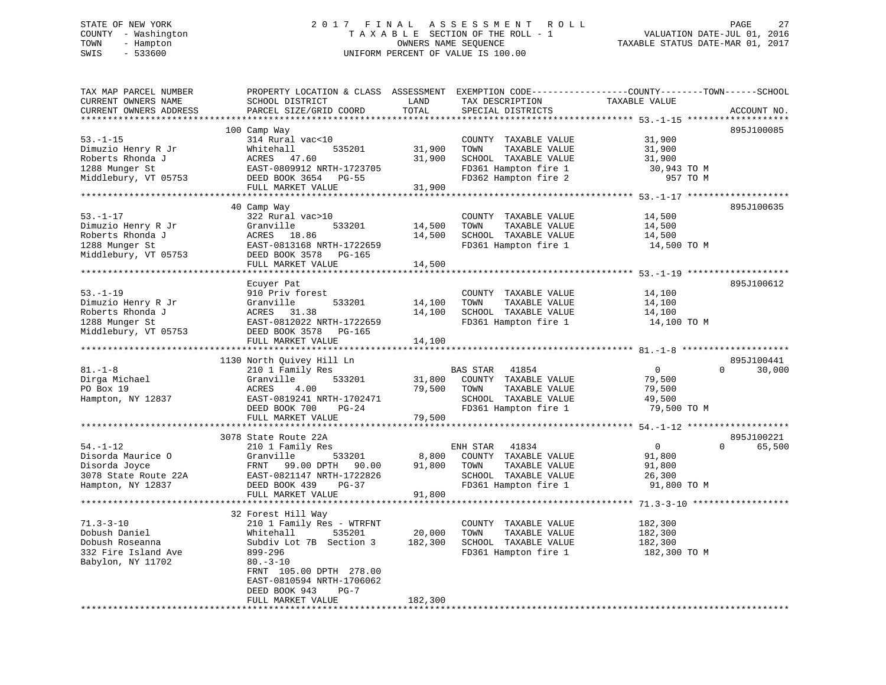STATE OF NEW YORK
COUNTY - Washington
TOWN - Hampton
SWIS - 533600

2017 FINAL ASSESSMENT ROLL
TAXABLE SECTION OF THE ROLL - 1
OWNERS NAME SEQUENCE
UNIFORM PERCENT OF VALUE IS 100.00

VALUATION DATE-JUL 01, 2016
TAXABLE STATUS DATE-MAR 01, 2017

```
TAX MAP PARCEL NUMBER          PROPERTY LOCATION & CLASS  ASSESSMENT  EXEMPTION CODE------------------COUNTY--------TOWN------SCHOOL
CURRENT OWNERS NAME            SCHOOL DISTRICT               LAND      TAX DESCRIPTION               TAXABLE VALUE
CURRENT OWNERS ADDRESS         PARCEL SIZE/GRID COORD        TOTAL     SPECIAL DISTRICTS                                         ACCOUNT NO.
*********************************************************************************************************** 53.-1-15 *******************
                               100 Camp Way                                                                                  895J100085
53.-1-15                       314 Rural vac<10                        COUNTY  TAXABLE VALUE              31,900
Dimuzio Henry R Jr             Whitehall        535201      31,900     TOWN    TAXABLE VALUE              31,900
Roberts Rhonda J               ACRES   47.60                31,900     SCHOOL  TAXABLE VALUE              31,900
1288 Munger St                 EAST-0809912 NRTH-1723705               FD361 Hampton fire 1                30,943 TO M
Middlebury, VT 05753           DEED BOOK 3654   PG-55                  FD362 Hampton fire 2                   957 TO M
                               FULL MARKET VALUE            31,900
*********************************************************************************************************** 53.-1-17 *******************
                               40 Camp Way                                                                                   895J100635
53.-1-17                       322 Rural vac>10                        COUNTY  TAXABLE VALUE              14,500
Dimuzio Henry R Jr             Granville        533201      14,500     TOWN    TAXABLE VALUE              14,500
Roberts Rhonda J               ACRES   18.86                14,500     SCHOOL  TAXABLE VALUE              14,500
1288 Munger St                 EAST-0813168 NRTH-1722659               FD361 Hampton fire 1                14,500 TO M
Middlebury, VT 05753           DEED BOOK 3578   PG-165
                               FULL MARKET VALUE            14,500
*********************************************************************************************************** 53.-1-19 *******************
                               Ecuyer Pat                                                                                    895J100612
53.-1-19                       910 Priv forest                         COUNTY  TAXABLE VALUE              14,100
Dimuzio Henry R Jr             Granville        533201      14,100     TOWN    TAXABLE VALUE              14,100
Roberts Rhonda J               ACRES   31.38                14,100     SCHOOL  TAXABLE VALUE              14,100
1288 Munger St                 EAST-0812022 NRTH-1722659               FD361 Hampton fire 1                14,100 TO M
Middlebury, VT 05753           DEED BOOK 3578   PG-165
                               FULL MARKET VALUE            14,100
*********************************************************************************************************** 81.-1-8 ********************
                               1130 North Quivey Hill Ln                                                                     895J100441
81.-1-8                        210 1 Family Res                        BAS STAR   41854                    0          0       30,000
Dirga Michael                  Granville        533201      31,800     COUNTY  TAXABLE VALUE              79,500
PO Box 19                      ACRES    4.00                79,500     TOWN    TAXABLE VALUE              79,500
Hampton, NY 12837              EAST-0819241 NRTH-1702471               SCHOOL  TAXABLE VALUE              49,500
                               DEED BOOK 700    PG-24                  FD361 Hampton fire 1                79,500 TO M
                               FULL MARKET VALUE            79,500
*********************************************************************************************************** 54.-1-12 *******************
                               3078 State Route 22A                                                                          895J100221
54.-1-12                       210 1 Family Res                        ENH STAR   41834                    0          0       65,500
Disorda Maurice O              Granville        533201       8,800     COUNTY  TAXABLE VALUE              91,800
Disorda Joyce                  FRNT   99.00 DPTH   90.00    91,800     TOWN    TAXABLE VALUE              91,800
3078 State Route 22A           EAST-0821147 NRTH-1722826               SCHOOL  TAXABLE VALUE              26,300
Hampton, NY 12837              DEED BOOK 439    PG-37                  FD361 Hampton fire 1                91,800 TO M
                               FULL MARKET VALUE            91,800
*********************************************************************************************************** 71.3-3-10 ******************
                               32 Forest Hill Way
71.3-3-10                      210 1 Family Res - WTRFNT               COUNTY  TAXABLE VALUE             182,300
Dobush Daniel                  Whitehall        535201      20,000     TOWN    TAXABLE VALUE             182,300
Dobush Roseanna                Subdiv Lot 7B  Section 3    182,300     SCHOOL  TAXABLE VALUE             182,300
332 Fire Island Ave            899-296                                 FD361 Hampton fire 1               182,300 TO M
Babylon, NY 11702              80.-3-10
                               FRNT  105.00 DPTH  278.00
                               EAST-0810594 NRTH-1706062
                               DEED BOOK 943    PG-7
                               FULL MARKET VALUE           182,300
****************************************************************************************************************************************
```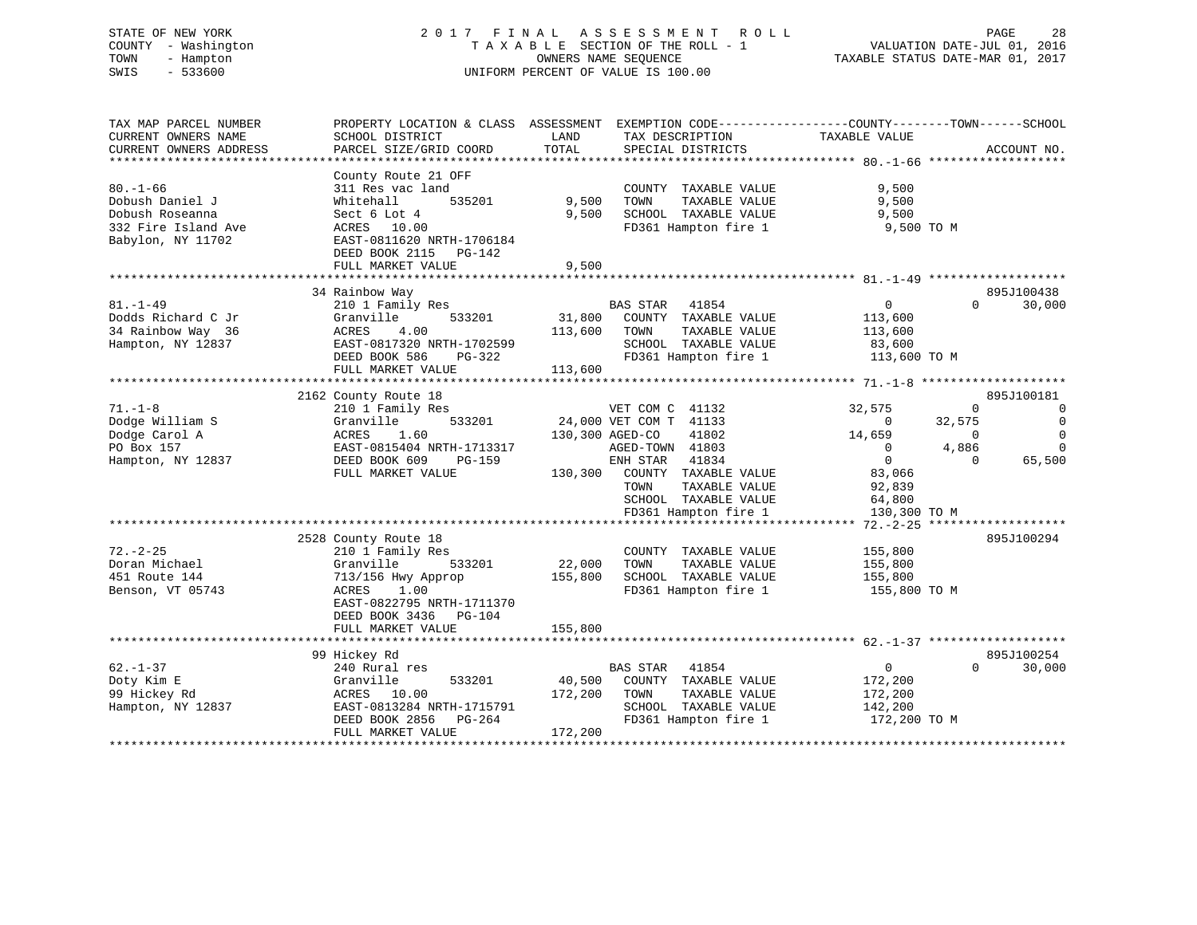STATE OF NEW YORK
COUNTY - Washington
TOWN - Hampton
SWIS - 533600

2017 FINAL ASSESSMENT ROLL
TAXABLE SECTION OF THE ROLL - 1
OWNERS NAME SEQUENCE
UNIFORM PERCENT OF VALUE IS 100.00

VALUATION DATE-JUL 01, 2016
TAXABLE STATUS DATE-MAR 01, 2017

```
TAX MAP PARCEL NUMBER          PROPERTY LOCATION & CLASS  ASSESSMENT  EXEMPTION CODE------------------COUNTY--------TOWN------SCHOOL
CURRENT OWNERS NAME            SCHOOL DISTRICT              LAND      TAX DESCRIPTION             TAXABLE VALUE
CURRENT OWNERS ADDRESS         PARCEL SIZE/GRID COORD       TOTAL     SPECIAL DISTRICTS                                      ACCOUNT NO.
****************************************************************************************************** 80.-1-66 *******************
                               County Route 21 OFF
80.-1-66                       311 Res vac land                       COUNTY  TAXABLE VALUE           9,500
Dobush Daniel J                Whitehall       535201        9,500    TOWN    TAXABLE VALUE           9,500
Dobush Roseanna                Sect 6 Lot 4                  9,500    SCHOOL  TAXABLE VALUE           9,500
332 Fire Island Ave            ACRES   10.00                          FD361 Hampton fire 1              9,500 TO M
Babylon, NY 11702              EAST-0811620 NRTH-1706184
                               DEED BOOK 2115   PG-142
                               FULL MARKET VALUE             9,500
****************************************************************************************************** 81.-1-49 *******************
                               34 Rainbow Way                                                                            895J100438
81.-1-49                       210 1 Family Res                       BAS STAR   41854                0          0        30,000
Dodds Richard C Jr             Granville       533201       31,800    COUNTY  TAXABLE VALUE         113,600
34 Rainbow Way  36             ACRES    4.00               113,600    TOWN    TAXABLE VALUE         113,600
Hampton, NY 12837              EAST-0817320 NRTH-1702599              SCHOOL  TAXABLE VALUE          83,600
                               DEED BOOK 586    PG-322                FD361 Hampton fire 1            113,600 TO M
                               FULL MARKET VALUE           113,600
****************************************************************************************************** 71.-1-8 ********************
                               2162 County Route 18                                                                      895J100181
71.-1-8                        210 1 Family Res                       VET COM C  41132           32,575          0             0
Dodge William S                Granville       533201       24,000 VET COM T  41133                0     32,575             0
Dodge Carol A                  ACRES    1.60               130,300 AGED-CO    41802           14,659          0             0
PO Box 157                     EAST-0815404 NRTH-1713317              AGED-TOWN  41803                0      4,886             0
Hampton, NY 12837              DEED BOOK 609    PG-159                ENH STAR   41834                0          0        65,500
                               FULL MARKET VALUE           130,300    COUNTY  TAXABLE VALUE          83,066
                                                                      TOWN    TAXABLE VALUE          92,839
                                                                      SCHOOL  TAXABLE VALUE          64,800
                                                                      FD361 Hampton fire 1            130,300 TO M
****************************************************************************************************** 72.-2-25 *******************
                               2528 County Route 18                                                                      895J100294
72.-2-25                       210 1 Family Res                       COUNTY  TAXABLE VALUE         155,800
Doran Michael                  Granville       533201       22,000    TOWN    TAXABLE VALUE         155,800
451 Route 144                  713/156 Hwy Approp          155,800    SCHOOL  TAXABLE VALUE         155,800
Benson, VT 05743               ACRES    1.00                          FD361 Hampton fire 1            155,800 TO M
                               EAST-0822795 NRTH-1711370
                               DEED BOOK 3436   PG-104
                               FULL MARKET VALUE           155,800
****************************************************************************************************** 62.-1-37 *******************
                               99 Hickey Rd                                                                              895J100254
62.-1-37                       240 Rural res                          BAS STAR   41854                0          0        30,000
Doty Kim E                     Granville       533201       40,500    COUNTY  TAXABLE VALUE         172,200
99 Hickey Rd                   ACRES   10.00               172,200    TOWN    TAXABLE VALUE         172,200
Hampton, NY 12837              EAST-0813284 NRTH-1715791              SCHOOL  TAXABLE VALUE         142,200
                               DEED BOOK 2856   PG-264                FD361 Hampton fire 1            172,200 TO M
                               FULL MARKET VALUE           172,200
************************************************************************************************************************************
```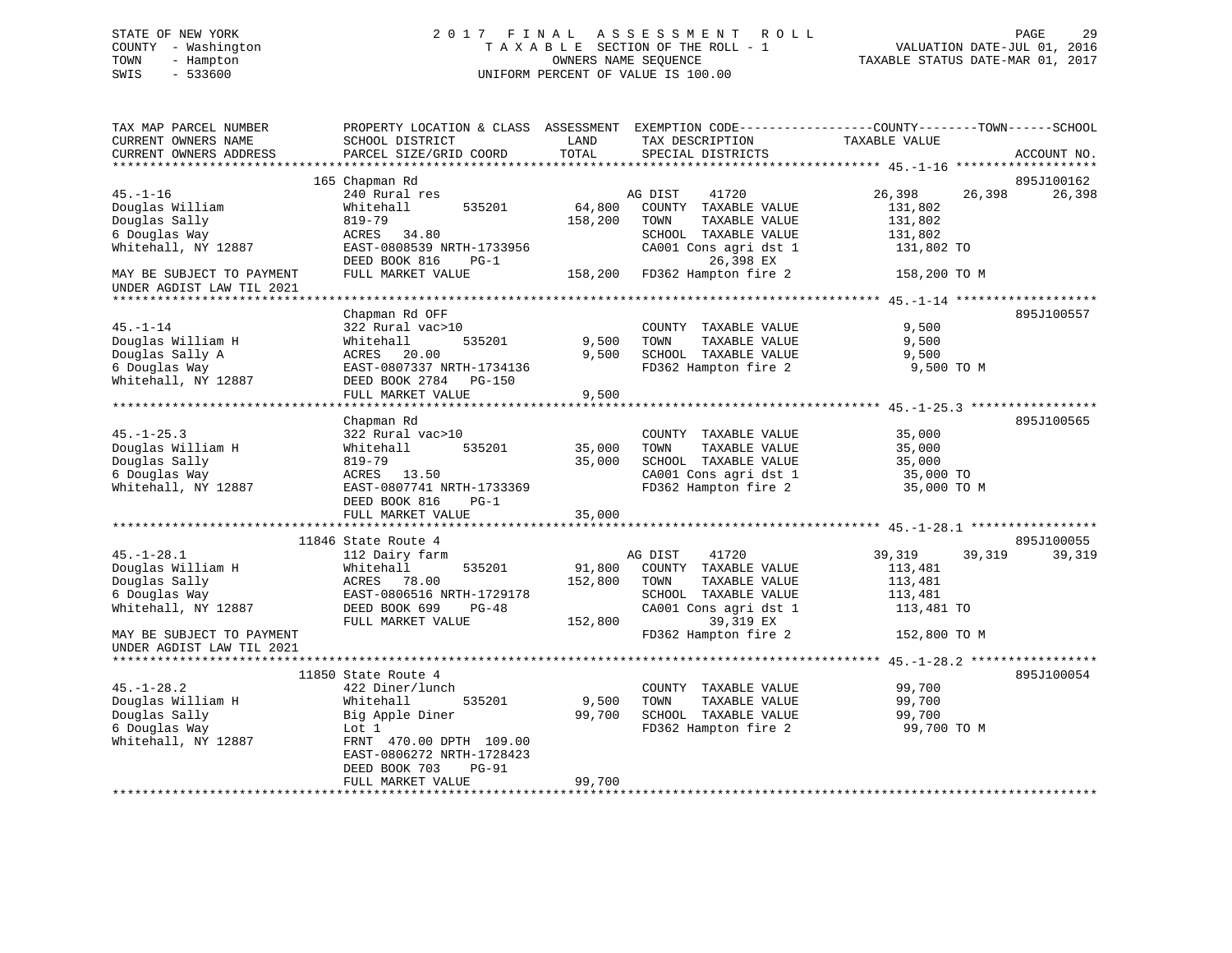STATE OF NEW YORK — 2017 FINAL ASSESSMENT ROLL
COUNTY - Washington — TAXABLE SECTION OF THE ROLL - 1 — VALUATION DATE-JUL 01, 2016
TOWN - Hampton — OWNERS NAME SEQUENCE — TAXABLE STATUS DATE-MAR 01, 2017
SWIS - 533600 — UNIFORM PERCENT OF VALUE IS 100.00

```
TAX MAP PARCEL NUMBER          PROPERTY LOCATION & CLASS  ASSESSMENT  EXEMPTION CODE------------------COUNTY--------TOWN------SCHOOL
CURRENT OWNERS NAME            SCHOOL DISTRICT               LAND      TAX DESCRIPTION            TAXABLE VALUE
CURRENT OWNERS ADDRESS         PARCEL SIZE/GRID COORD        TOTAL     SPECIAL DISTRICTS                                    ACCOUNT NO.
*********************************************************************************************** 45.-1-16 ********************
                   165 Chapman Rd                                                                                    895J100162
45.-1-16                       240 Rural res                          AG DIST     41720           26,398      26,398      26,398
Douglas William                Whitehall      535201       64,800    COUNTY  TAXABLE VALUE          131,802
Douglas Sally                  819-79                     158,200    TOWN    TAXABLE VALUE          131,802
6 Douglas Way                  ACRES  34.80                          SCHOOL  TAXABLE VALUE          131,802
Whitehall, NY 12887            EAST-0808539 NRTH-1733956             CA001 Cons agri dst 1           131,802 TO
                               DEED BOOK 816    PG-1                         26,398 EX
MAY BE SUBJECT TO PAYMENT      FULL MARKET VALUE          158,200    FD362 Hampton fire 2            158,200 TO M
UNDER AGDIST LAW TIL 2021
*********************************************************************************************** 45.-1-14 ********************
                   Chapman Rd OFF                                                                                    895J100557
45.-1-14                       322 Rural vac>10                      COUNTY  TAXABLE VALUE            9,500
Douglas William H              Whitehall      535201        9,500    TOWN    TAXABLE VALUE            9,500
Douglas Sally A                ACRES  20.00                  9,500    SCHOOL  TAXABLE VALUE            9,500
6 Douglas Way                  EAST-0807337 NRTH-1734136             FD362 Hampton fire 2              9,500 TO M
Whitehall, NY 12887            DEED BOOK 2784   PG-150
                               FULL MARKET VALUE            9,500
*********************************************************************************************** 45.-1-25.3 ******************
                   Chapman Rd                                                                                        895J100565
45.-1-25.3                     322 Rural vac>10                      COUNTY  TAXABLE VALUE           35,000
Douglas William H              Whitehall      535201       35,000    TOWN    TAXABLE VALUE           35,000
Douglas Sally                  819-79                      35,000    SCHOOL  TAXABLE VALUE           35,000
6 Douglas Way                  ACRES  13.50                          CA001 Cons agri dst 1            35,000 TO
Whitehall, NY 12887            EAST-0807741 NRTH-1733369             FD362 Hampton fire 2             35,000 TO M
                               DEED BOOK 816    PG-1
                               FULL MARKET VALUE           35,000
*********************************************************************************************** 45.-1-28.1 ******************
                   11846 State Route 4                                                                               895J100055
45.-1-28.1                     112 Dairy farm                         AG DIST     41720           39,319      39,319      39,319
Douglas William H              Whitehall      535201       91,800    COUNTY  TAXABLE VALUE          113,481
Douglas Sally                  ACRES  78.00               152,800    TOWN    TAXABLE VALUE          113,481
6 Douglas Way                  EAST-0806516 NRTH-1729178             SCHOOL  TAXABLE VALUE          113,481
Whitehall, NY 12887            DEED BOOK 699    PG-48                CA001 Cons agri dst 1           113,481 TO
                               FULL MARKET VALUE          152,800            39,319 EX
MAY BE SUBJECT TO PAYMENT                                            FD362 Hampton fire 2            152,800 TO M
UNDER AGDIST LAW TIL 2021
*********************************************************************************************** 45.-1-28.2 ******************
                   11850 State Route 4                                                                               895J100054
45.-1-28.2                     422 Diner/lunch                       COUNTY  TAXABLE VALUE           99,700
Douglas William H              Whitehall      535201        9,500    TOWN    TAXABLE VALUE           99,700
Douglas Sally                  Big Apple Diner             99,700    SCHOOL  TAXABLE VALUE           99,700
6 Douglas Way                  Lot 1                                 FD362 Hampton fire 2             99,700 TO M
Whitehall, NY 12887            FRNT 470.00 DPTH 109.00
                               EAST-0806272 NRTH-1728423
                               DEED BOOK 703    PG-91
                               FULL MARKET VALUE           99,700
*****************************************************************************************************************************
```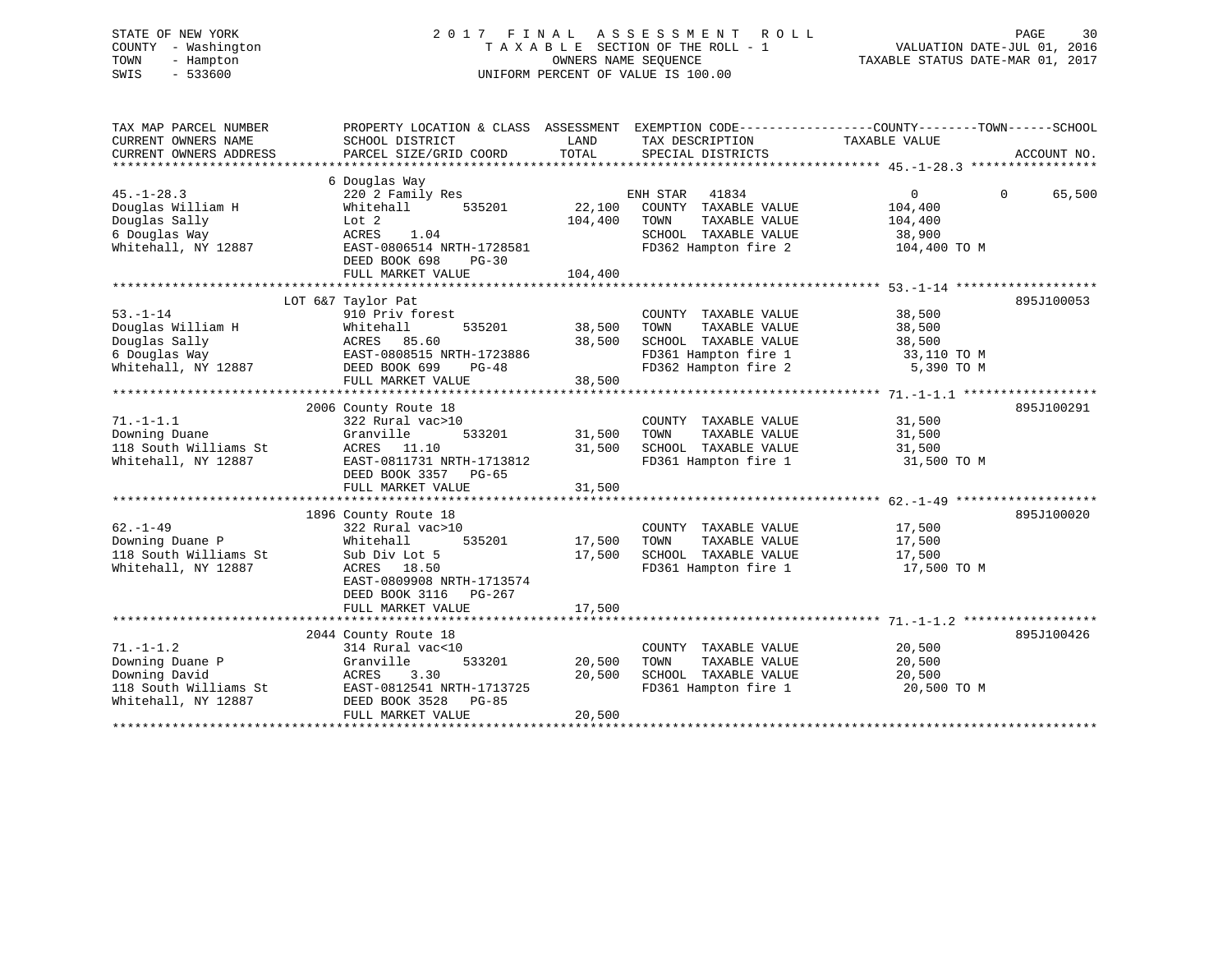STATE OF NEW YORK
COUNTY - Washington
TOWN - Hampton
SWIS - 533600

2 0 1 7 F I N A L A S S E S S M E N T R O L L
T A X A B L E SECTION OF THE ROLL - 1
OWNERS NAME SEQUENCE
UNIFORM PERCENT OF VALUE IS 100.00

VALUATION DATE-JUL 01, 2016
TAXABLE STATUS DATE-MAR 01, 2017

| TAX MAP PARCEL NUMBER / CURRENT OWNERS NAME / CURRENT OWNERS ADDRESS | PROPERTY LOCATION & CLASS / SCHOOL DISTRICT / PARCEL SIZE/GRID COORD | ASSESSMENT LAND / TOTAL | EXEMPTION CODE / TAX DESCRIPTION / SPECIAL DISTRICTS | COUNTY / TOWN / SCHOOL TAXABLE VALUE | ACCOUNT NO. |
|---|---|---|---|---|---|
| **45.-1-28.3** | 6 Douglas Way | | | | |
| 45.-1-28.3 | 220 2 Family Res | | ENH STAR 41834 | 0 0 65,500 | |
| Douglas William H | Whitehall 535201 | 22,100 | COUNTY TAXABLE VALUE | 104,400 | |
| Douglas Sally | Lot 2 | 104,400 | TOWN TAXABLE VALUE | 104,400 | |
| 6 Douglas Way | ACRES 1.04 | | SCHOOL TAXABLE VALUE | 38,900 | |
| Whitehall, NY 12887 | EAST-0806514 NRTH-1728581 | | FD362 Hampton fire 2 | 104,400 TO M | |
| | DEED BOOK 698 PG-30 | | | | |
| | FULL MARKET VALUE | 104,400 | | | |
| **53.-1-14** | LOT 6&7 Taylor Pat | | | | 895J100053 |
| 53.-1-14 | 910 Priv forest | | COUNTY TAXABLE VALUE | 38,500 | |
| Douglas William H | Whitehall 535201 | 38,500 | TOWN TAXABLE VALUE | 38,500 | |
| Douglas Sally | ACRES 85.60 | 38,500 | SCHOOL TAXABLE VALUE | 38,500 | |
| 6 Douglas Way | EAST-0808515 NRTH-1723886 | | FD361 Hampton fire 1 | 33,110 TO M | |
| Whitehall, NY 12887 | DEED BOOK 699 PG-48 | | FD362 Hampton fire 2 | 5,390 TO M | |
| | FULL MARKET VALUE | 38,500 | | | |
| **71.-1-1.1** | 2006 County Route 18 | | | | 895J100291 |
| 71.-1-1.1 | 322 Rural vac>10 | | COUNTY TAXABLE VALUE | 31,500 | |
| Downing Duane | Granville 533201 | 31,500 | TOWN TAXABLE VALUE | 31,500 | |
| 118 South Williams St | ACRES 11.10 | 31,500 | SCHOOL TAXABLE VALUE | 31,500 | |
| Whitehall, NY 12887 | EAST-0811731 NRTH-1713812 | | FD361 Hampton fire 1 | 31,500 TO M | |
| | DEED BOOK 3357 PG-65 | | | | |
| | FULL MARKET VALUE | 31,500 | | | |
| **62.-1-49** | 1896 County Route 18 | | | | 895J100020 |
| 62.-1-49 | 322 Rural vac>10 | | COUNTY TAXABLE VALUE | 17,500 | |
| Downing Duane P | Whitehall 535201 | 17,500 | TOWN TAXABLE VALUE | 17,500 | |
| 118 South Williams St | Sub Div Lot 5 | 17,500 | SCHOOL TAXABLE VALUE | 17,500 | |
| Whitehall, NY 12887 | ACRES 18.50 | | FD361 Hampton fire 1 | 17,500 TO M | |
| | EAST-0809908 NRTH-1713574 | | | | |
| | DEED BOOK 3116 PG-267 | | | | |
| | FULL MARKET VALUE | 17,500 | | | |
| **71.-1-1.2** | 2044 County Route 18 | | | | 895J100426 |
| 71.-1-1.2 | 314 Rural vac<10 | | COUNTY TAXABLE VALUE | 20,500 | |
| Downing Duane P | Granville 533201 | 20,500 | TOWN TAXABLE VALUE | 20,500 | |
| Downing David | ACRES 3.30 | 20,500 | SCHOOL TAXABLE VALUE | 20,500 | |
| 118 South Williams St | EAST-0812541 NRTH-1713725 | | FD361 Hampton fire 1 | 20,500 TO M | |
| Whitehall, NY 12887 | DEED BOOK 3528 PG-85 | | | | |
| | FULL MARKET VALUE | 20,500 | | | |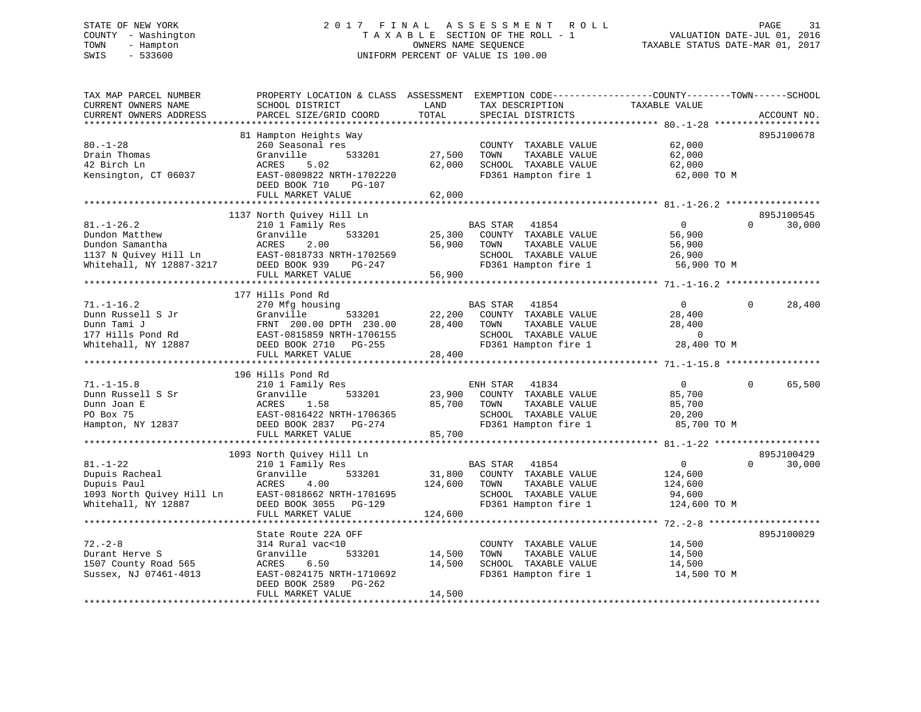STATE OF NEW YORK
COUNTY - Washington
TOWN - Hampton
SWIS - 533600

2017 FINAL ASSESSMENT ROLL
TAXABLE SECTION OF THE ROLL - 1
OWNERS NAME SEQUENCE
UNIFORM PERCENT OF VALUE IS 100.00

VALUATION DATE-JUL 01, 2016
TAXABLE STATUS DATE-MAR 01, 2017

| TAX MAP PARCEL NUMBER / CURRENT OWNERS NAME / CURRENT OWNERS ADDRESS | PROPERTY LOCATION & CLASS / SCHOOL DISTRICT / PARCEL SIZE/GRID COORD | LAND | ASSESSMENT TOTAL | EXEMPTION CODE / TAX DESCRIPTION / SPECIAL DISTRICTS | COUNTY TAXABLE VALUE | TOWN | SCHOOL | ACCOUNT NO. |
|---|---|---|---|---|---|---|---|---|
| **80.-1-28** | 81 Hampton Heights Way | | | | | | | 895J100678 |
| 80.-1-28 | 260 Seasonal res | | | COUNTY TAXABLE VALUE | 62,000 | | | |
| Drain Thomas | Granville 533201 | 27,500 | | TOWN TAXABLE VALUE | 62,000 | | | |
| 42 Birch Ln | ACRES 5.02 | | 62,000 | SCHOOL TAXABLE VALUE | 62,000 | | | |
| Kensington, CT 06037 | EAST-0809822 NRTH-1702220 | | | FD361 Hampton fire 1 | 62,000 TO M | | | |
| | DEED BOOK 710 PG-107 | | | | | | | |
| | FULL MARKET VALUE | | 62,000 | | | | | |
| **81.-1-26.2** | 1137 North Quivey Hill Ln | | | | | | | 895J100545 |
| 81.-1-26.2 | 210 1 Family Res | | | BAS STAR 41854 | 0 | 0 | 30,000 | |
| Dundon Matthew | Granville 533201 | 25,300 | | COUNTY TAXABLE VALUE | 56,900 | | | |
| Dundon Samantha | ACRES 2.00 | | 56,900 | TOWN TAXABLE VALUE | 56,900 | | | |
| 1137 N Quivey Hill Ln | EAST-0818733 NRTH-1702569 | | | SCHOOL TAXABLE VALUE | 26,900 | | | |
| Whitehall, NY 12887-3217 | DEED BOOK 939 PG-247 | | | FD361 Hampton fire 1 | 56,900 TO M | | | |
| | FULL MARKET VALUE | | 56,900 | | | | | |
| **71.-1-16.2** | 177 Hills Pond Rd | | | | | | | |
| 71.-1-16.2 | 270 Mfg housing | | | BAS STAR 41854 | 0 | 0 | 28,400 | |
| Dunn Russell S Jr | Granville 533201 | 22,200 | | COUNTY TAXABLE VALUE | 28,400 | | | |
| Dunn Tami J | FRNT 200.00 DPTH 230.00 | | 28,400 | TOWN TAXABLE VALUE | 28,400 | | | |
| 177 Hills Pond Rd | EAST-0815859 NRTH-1706155 | | | SCHOOL TAXABLE VALUE | 0 | | | |
| Whitehall, NY 12887 | DEED BOOK 2710 PG-255 | | | FD361 Hampton fire 1 | 28,400 TO M | | | |
| | FULL MARKET VALUE | | 28,400 | | | | | |
| **71.-1-15.8** | 196 Hills Pond Rd | | | | | | | |
| 71.-1-15.8 | 210 1 Family Res | | | ENH STAR 41834 | 0 | 0 | 65,500 | |
| Dunn Russell S Sr | Granville 533201 | 23,900 | | COUNTY TAXABLE VALUE | 85,700 | | | |
| Dunn Joan E | ACRES 1.58 | | 85,700 | TOWN TAXABLE VALUE | 85,700 | | | |
| PO Box 75 | EAST-0816422 NRTH-1706365 | | | SCHOOL TAXABLE VALUE | 20,200 | | | |
| Hampton, NY 12837 | DEED BOOK 2837 PG-274 | | | FD361 Hampton fire 1 | 85,700 TO M | | | |
| | FULL MARKET VALUE | | 85,700 | | | | | |
| **81.-1-22** | 1093 North Quivey Hill Ln | | | | | | | 895J100429 |
| 81.-1-22 | 210 1 Family Res | | | BAS STAR 41854 | 0 | 0 | 30,000 | |
| Dupuis Racheal | Granville 533201 | 31,800 | | COUNTY TAXABLE VALUE | 124,600 | | | |
| Dupuis Paul | ACRES 4.00 | | 124,600 | TOWN TAXABLE VALUE | 124,600 | | | |
| 1093 North Quivey Hill Ln | EAST-0818662 NRTH-1701695 | | | SCHOOL TAXABLE VALUE | 94,600 | | | |
| Whitehall, NY 12887 | DEED BOOK 3055 PG-129 | | | FD361 Hampton fire 1 | 124,600 TO M | | | |
| | FULL MARKET VALUE | | 124,600 | | | | | |
| **72.-2-8** | State Route 22A OFF | | | | | | | 895J100029 |
| 72.-2-8 | 314 Rural vac<10 | | | COUNTY TAXABLE VALUE | 14,500 | | | |
| Durant Herve S | Granville 533201 | 14,500 | | TOWN TAXABLE VALUE | 14,500 | | | |
| 1507 County Road 565 | ACRES 6.50 | | 14,500 | SCHOOL TAXABLE VALUE | 14,500 | | | |
| Sussex, NJ 07461-4013 | EAST-0824175 NRTH-1710692 | | | FD361 Hampton fire 1 | 14,500 TO M | | | |
| | DEED BOOK 2589 PG-262 | | | | | | | |
| | FULL MARKET VALUE | | 14,500 | | | | | |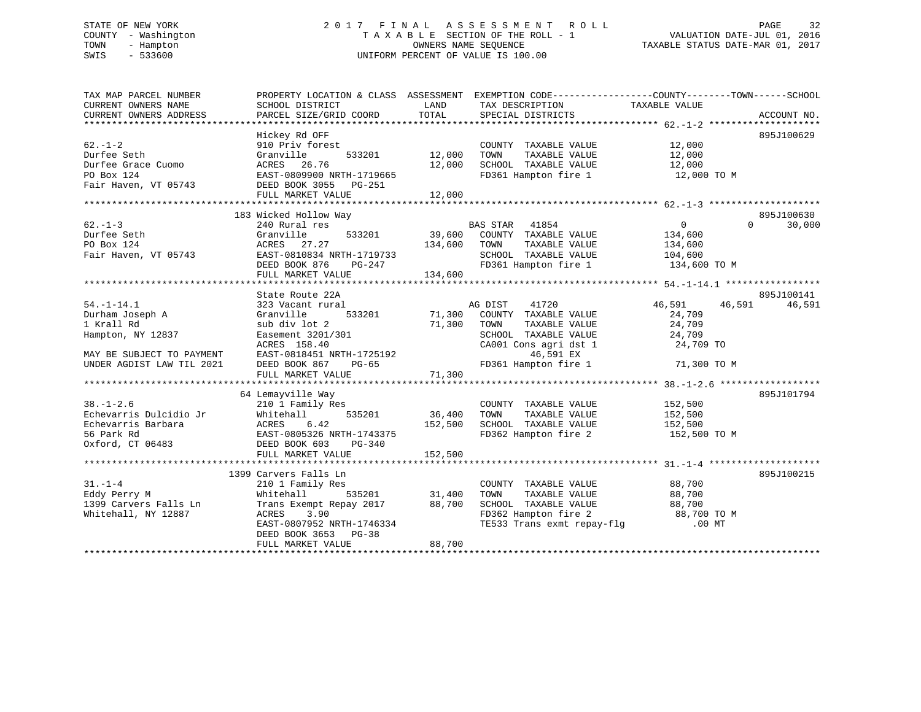STATE OF NEW YORK
COUNTY - Washington
TOWN - Hampton
SWIS - 533600

2 0 1 7 F I N A L A S S E S S M E N T R O L L
T A X A B L E SECTION OF THE ROLL - 1
OWNERS NAME SEQUENCE
UNIFORM PERCENT OF VALUE IS 100.00

VALUATION DATE-JUL 01, 2016
TAXABLE STATUS DATE-MAR 01, 2017

```
TAX MAP PARCEL NUMBER          PROPERTY LOCATION & CLASS  ASSESSMENT  EXEMPTION CODE------------------COUNTY--------TOWN------SCHOOL
CURRENT OWNERS NAME            SCHOOL DISTRICT               LAND      TAX DESCRIPTION                TAXABLE VALUE
CURRENT OWNERS ADDRESS         PARCEL SIZE/GRID COORD        TOTAL     SPECIAL DISTRICTS                                      ACCOUNT NO.
****************************************************************************************************** 62.-1-2 *******************
                               Hickey Rd OFF                                                                               895J100629
62.-1-2                        910 Priv forest                         COUNTY  TAXABLE VALUE             12,000
Durfee Seth                    Granville        533201       12,000    TOWN    TAXABLE VALUE             12,000
Durfee Grace Cuomo             ACRES  26.76                  12,000    SCHOOL  TAXABLE VALUE             12,000
PO Box 124                     EAST-0809900 NRTH-1719665               FD361 Hampton fire 1               12,000 TO M
Fair Haven, VT 05743           DEED BOOK 3055   PG-251
                               FULL MARKET VALUE             12,000
****************************************************************************************************** 62.-1-3 *******************
                               183 Wicked Hollow Way                                                                       895J100630
62.-1-3                        240 Rural res                           BAS STAR   41854                   0           0       30,000
Durfee Seth                    Granville        533201       39,600    COUNTY  TAXABLE VALUE            134,600
PO Box 124                     ACRES  27.27                 134,600    TOWN    TAXABLE VALUE            134,600
Fair Haven, VT 05743           EAST-0810834 NRTH-1719733               SCHOOL  TAXABLE VALUE            104,600
                               DEED BOOK 876    PG-247                 FD361 Hampton fire 1              134,600 TO M
                               FULL MARKET VALUE            134,600
****************************************************************************************************** 54.-1-14.1 ****************
                               State Route 22A                                                                             895J100141
54.-1-14.1                     323 Vacant rural                        AG DIST    41720              46,591      46,591      46,591
Durham Joseph A                Granville        533201       71,300    COUNTY  TAXABLE VALUE             24,709
1 Krall Rd                     sub div lot 2                 71,300    TOWN    TAXABLE VALUE             24,709
Hampton, NY 12837              Easement 3201/301                       SCHOOL  TAXABLE VALUE             24,709
                               ACRES 158.40                            CA001 Cons agri dst 1              24,709 TO
MAY BE SUBJECT TO PAYMENT      EAST-0818451 NRTH-1725192                    46,591 EX
UNDER AGDIST LAW TIL 2021      DEED BOOK 867    PG-65                  FD361 Hampton fire 1               71,300 TO M
                               FULL MARKET VALUE             71,300
****************************************************************************************************** 38.-1-2.6 *****************
                               64 Lemayville Way                                                                           895J101794
38.-1-2.6                      210 1 Family Res                        COUNTY  TAXABLE VALUE            152,500
Echevarris Dulcidio Jr         Whitehall        535201       36,400    TOWN    TAXABLE VALUE            152,500
Echevarris Barbara             ACRES   6.42                 152,500    SCHOOL  TAXABLE VALUE            152,500
56 Park Rd                     EAST-0805326 NRTH-1743375               FD362 Hampton fire 2              152,500 TO M
Oxford, CT 06483               DEED BOOK 603    PG-340
                               FULL MARKET VALUE            152,500
****************************************************************************************************** 31.-1-4 *******************
                               1399 Carvers Falls Ln                                                                       895J100215
31.-1-4                        210 1 Family Res                        COUNTY  TAXABLE VALUE             88,700
Eddy Perry M                   Whitehall        535201       31,400    TOWN    TAXABLE VALUE             88,700
1399 Carvers Falls Ln          Trans Exempt Repay 2017       88,700    SCHOOL  TAXABLE VALUE             88,700
Whitehall, NY 12887            ACRES   3.90                            FD362 Hampton fire 2               88,700 TO M
                               EAST-0807952 NRTH-1746334               TE533 Trans exmt repay-flg            .00 MT
                               DEED BOOK 3653   PG-38
                               FULL MARKET VALUE             88,700
**********************************************************************************************************************************
```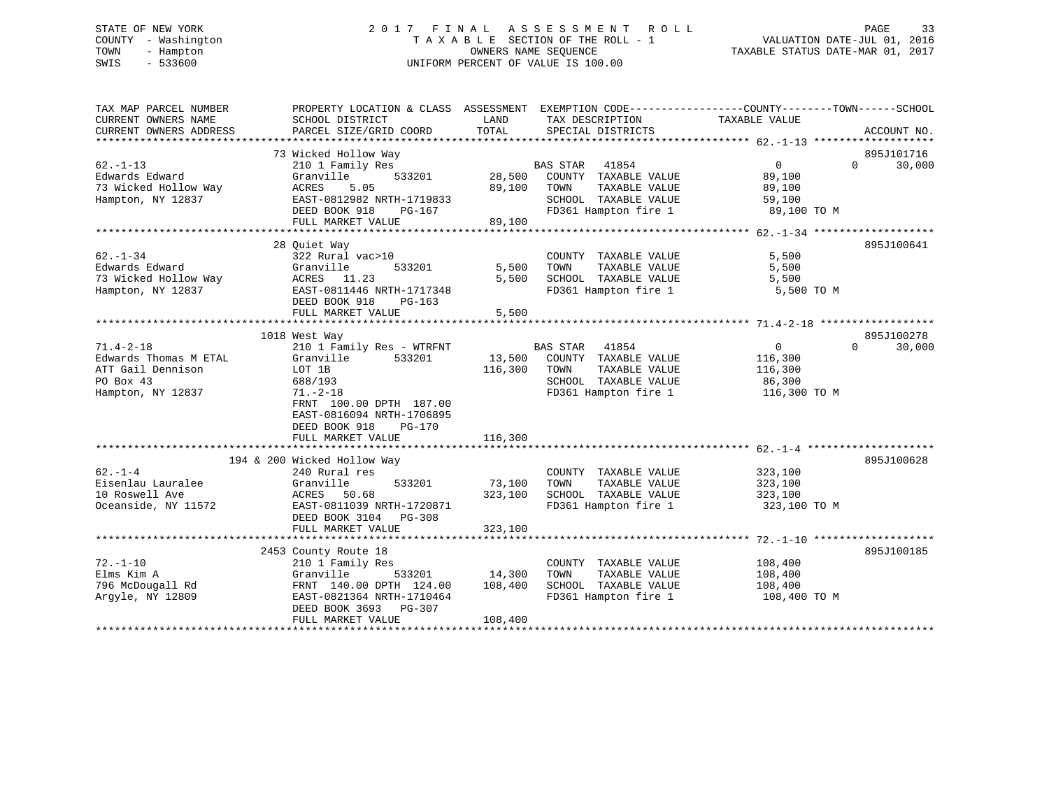STATE OF NEW YORK
COUNTY - Washington
TOWN - Hampton
SWIS - 533600

# 2017 FINAL ASSESSMENT ROLL
TAXABLE SECTION OF THE ROLL - 1
OWNERS NAME SEQUENCE
UNIFORM PERCENT OF VALUE IS 100.00

VALUATION DATE-JUL 01, 2016
TAXABLE STATUS DATE-MAR 01, 2017

| TAX MAP PARCEL NUMBER / CURRENT OWNERS NAME / CURRENT OWNERS ADDRESS | PROPERTY LOCATION & CLASS / SCHOOL DISTRICT / PARCEL SIZE/GRID COORD | ASSESSMENT LAND | TOTAL | EXEMPTION CODE / TAX DESCRIPTION / SPECIAL DISTRICTS | COUNTY / TOWN TAXABLE VALUE | SCHOOL | ACCOUNT NO. |
|---|---|---|---|---|---|---|---|
| 62.-1-13 | 73 Wicked Hollow Way | | | | | | 895J101716 |
| Edwards Edward | 210 1 Family Res | | | BAS STAR 41854 | 0 | 0 / 30,000 | |
| 73 Wicked Hollow Way | Granville 533201 | 28,500 | | COUNTY TAXABLE VALUE | 89,100 | | |
| Hampton, NY 12837 | ACRES 5.05 | | 89,100 | TOWN TAXABLE VALUE | 89,100 | | |
| | EAST-0812982 NRTH-1719833 | | | SCHOOL TAXABLE VALUE | 59,100 | | |
| | DEED BOOK 918 PG-167 | | | FD361 Hampton fire 1 | 89,100 TO M | | |
| | FULL MARKET VALUE | | 89,100 | | | | |
| 62.-1-34 | 28 Quiet Way | | | | | | 895J100641 |
| Edwards Edward | 322 Rural vac>10 | | | COUNTY TAXABLE VALUE | 5,500 | | |
| 73 Wicked Hollow Way | Granville 533201 | 5,500 | | TOWN TAXABLE VALUE | 5,500 | | |
| Hampton, NY 12837 | ACRES 11.23 | | 5,500 | SCHOOL TAXABLE VALUE | 5,500 | | |
| | EAST-0811446 NRTH-1717348 | | | FD361 Hampton fire 1 | 5,500 TO M | | |
| | DEED BOOK 918 PG-163 | | | | | | |
| | FULL MARKET VALUE | | 5,500 | | | | |
| 71.4-2-18 | 1018 West Way | | | | | | 895J100278 |
| Edwards Thomas M ETAL | 210 1 Family Res - WTRFNT | | | BAS STAR 41854 | 0 | 0 / 30,000 | |
| ATT Gail Dennison | Granville 533201 | 13,500 | | COUNTY TAXABLE VALUE | 116,300 | | |
| PO Box 43 | LOT 1B | | 116,300 | TOWN TAXABLE VALUE | 116,300 | | |
| Hampton, NY 12837 | 688/193 | | | SCHOOL TAXABLE VALUE | 86,300 | | |
| | 71.-2-18 | | | FD361 Hampton fire 1 | 116,300 TO M | | |
| | FRNT 100.00 DPTH 187.00 | | | | | | |
| | EAST-0816094 NRTH-1706895 | | | | | | |
| | DEED BOOK 918 PG-170 | | | | | | |
| | FULL MARKET VALUE | | 116,300 | | | | |
| 62.-1-4 | 194 & 200 Wicked Hollow Way | | | | | | 895J100628 |
| Eisenlau Lauralee | 240 Rural res | | | COUNTY TAXABLE VALUE | 323,100 | | |
| 10 Roswell Ave | Granville 533201 | 73,100 | | TOWN TAXABLE VALUE | 323,100 | | |
| Oceanside, NY 11572 | ACRES 50.68 | | 323,100 | SCHOOL TAXABLE VALUE | 323,100 | | |
| | EAST-0811039 NRTH-1720871 | | | FD361 Hampton fire 1 | 323,100 TO M | | |
| | DEED BOOK 3104 PG-308 | | | | | | |
| | FULL MARKET VALUE | | 323,100 | | | | |
| 72.-1-10 | 2453 County Route 18 | | | | | | 895J100185 |
| Elms Kim A | 210 1 Family Res | | | COUNTY TAXABLE VALUE | 108,400 | | |
| 796 McDougall Rd | Granville 533201 | 14,300 | | TOWN TAXABLE VALUE | 108,400 | | |
| Argyle, NY 12809 | FRNT 140.00 DPTH 124.00 | | 108,400 | SCHOOL TAXABLE VALUE | 108,400 | | |
| | EAST-0821364 NRTH-1710464 | | | FD361 Hampton fire 1 | 108,400 TO M | | |
| | DEED BOOK 3693 PG-307 | | | | | | |
| | FULL MARKET VALUE | | 108,400 | | | | |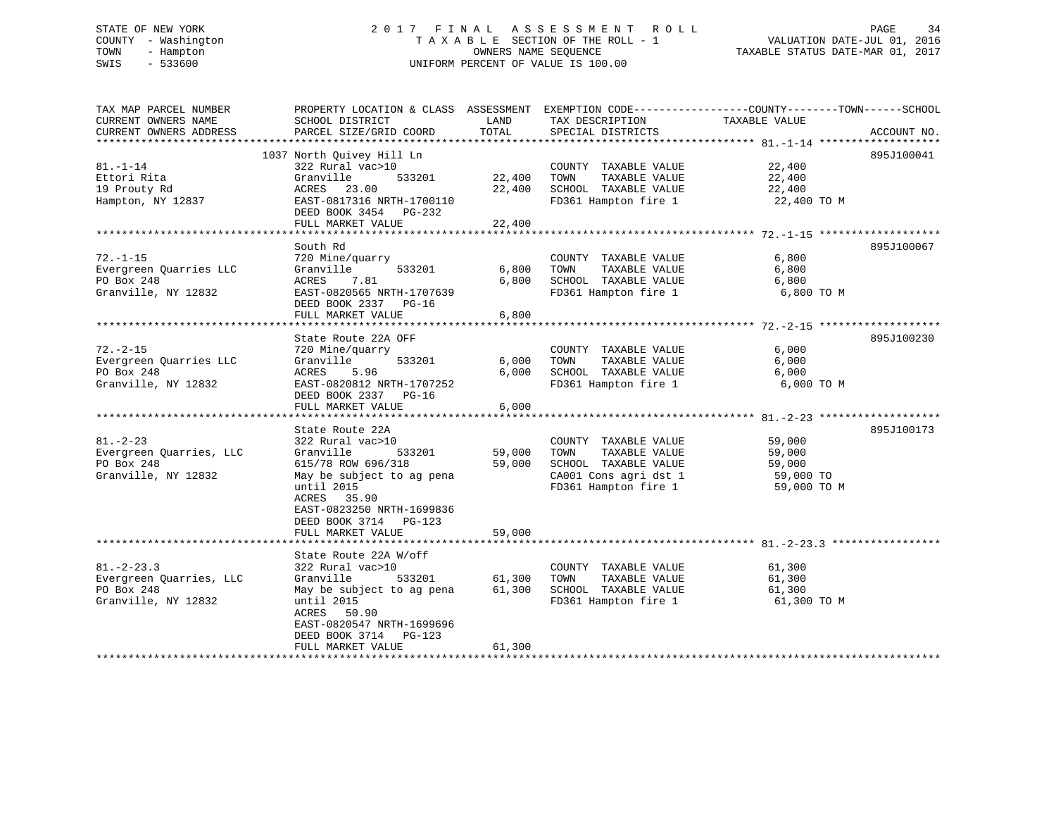STATE OF NEW YORK | 2017 FINAL ASSESSMENT ROLL | VALUATION DATE-JUL 01, 2016
COUNTY - Washington | TAXABLE SECTION OF THE ROLL - 1 | TAXABLE STATUS DATE-MAR 01, 2017
TOWN - Hampton | OWNERS NAME SEQUENCE
SWIS - 533600 | UNIFORM PERCENT OF VALUE IS 100.00

| TAX MAP PARCEL NUMBER / CURRENT OWNERS NAME / CURRENT OWNERS ADDRESS | PROPERTY LOCATION & CLASS / SCHOOL DISTRICT / PARCEL SIZE/GRID COORD | ASSESSMENT LAND / TOTAL | EXEMPTION CODE / TAX DESCRIPTION / SPECIAL DISTRICTS | TAXABLE VALUE (COUNTY / TOWN / SCHOOL) | ACCOUNT NO. |
|---|---|---|---|---|---|
| | 1037 North Quivey Hill Ln | | | | 895J100041 |
| 81.-1-14 | 322 Rural vac>10 | | COUNTY TAXABLE VALUE | 22,400 | |
| Ettori Rita | Granville 533201 | 22,400 | TOWN TAXABLE VALUE | 22,400 | |
| 19 Prouty Rd | ACRES 23.00 | 22,400 | SCHOOL TAXABLE VALUE | 22,400 | |
| Hampton, NY 12837 | EAST-0817316 NRTH-1700110 | | FD361 Hampton fire 1 | 22,400 TO M | |
| | DEED BOOK 3454 PG-232 | | | | |
| | FULL MARKET VALUE | 22,400 | | | |
| | South Rd | | | | 895J100067 |
| 72.-1-15 | 720 Mine/quarry | | COUNTY TAXABLE VALUE | 6,800 | |
| Evergreen Quarries LLC | Granville 533201 | 6,800 | TOWN TAXABLE VALUE | 6,800 | |
| PO Box 248 | ACRES 7.81 | 6,800 | SCHOOL TAXABLE VALUE | 6,800 | |
| Granville, NY 12832 | EAST-0820565 NRTH-1707639 | | FD361 Hampton fire 1 | 6,800 TO M | |
| | DEED BOOK 2337 PG-16 | | | | |
| | FULL MARKET VALUE | 6,800 | | | |
| | State Route 22A OFF | | | | 895J100230 |
| 72.-2-15 | 720 Mine/quarry | | COUNTY TAXABLE VALUE | 6,000 | |
| Evergreen Quarries LLC | Granville 533201 | 6,000 | TOWN TAXABLE VALUE | 6,000 | |
| PO Box 248 | ACRES 5.96 | 6,000 | SCHOOL TAXABLE VALUE | 6,000 | |
| Granville, NY 12832 | EAST-0820812 NRTH-1707252 | | FD361 Hampton fire 1 | 6,000 TO M | |
| | DEED BOOK 2337 PG-16 | | | | |
| | FULL MARKET VALUE | 6,000 | | | |
| | State Route 22A | | | | 895J100173 |
| 81.-2-23 | 322 Rural vac>10 | | COUNTY TAXABLE VALUE | 59,000 | |
| Evergreen Quarries, LLC | Granville 533201 | 59,000 | TOWN TAXABLE VALUE | 59,000 | |
| PO Box 248 | 615/78 ROW 696/318 | 59,000 | SCHOOL TAXABLE VALUE | 59,000 | |
| Granville, NY 12832 | May be subject to ag pena | | CA001 Cons agri dst 1 | 59,000 TO | |
| | until 2015 | | FD361 Hampton fire 1 | 59,000 TO M | |
| | ACRES 35.90 | | | | |
| | EAST-0823250 NRTH-1699836 | | | | |
| | DEED BOOK 3714 PG-123 | | | | |
| | FULL MARKET VALUE | 59,000 | | | |
| | State Route 22A W/off | | | | |
| 81.-2-23.3 | 322 Rural vac>10 | | COUNTY TAXABLE VALUE | 61,300 | |
| Evergreen Quarries, LLC | Granville 533201 | 61,300 | TOWN TAXABLE VALUE | 61,300 | |
| PO Box 248 | May be subject to ag pena | 61,300 | SCHOOL TAXABLE VALUE | 61,300 | |
| Granville, NY 12832 | until 2015 | | FD361 Hampton fire 1 | 61,300 TO M | |
| | ACRES 50.90 | | | | |
| | EAST-0820547 NRTH-1699696 | | | | |
| | DEED BOOK 3714 PG-123 | | | | |
| | FULL MARKET VALUE | 61,300 | | | |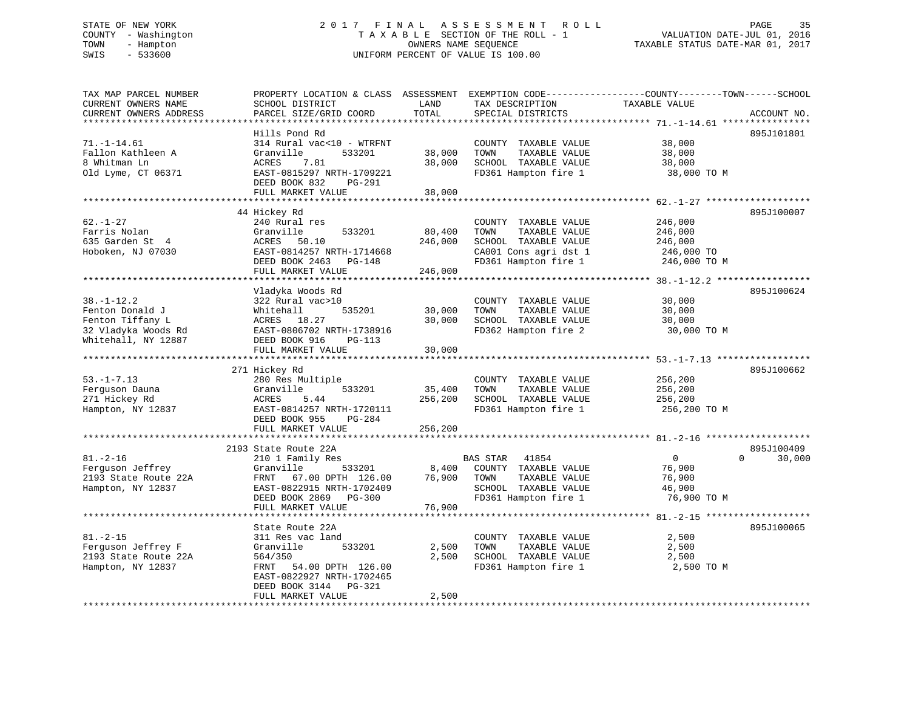STATE OF NEW YORK — 2017 FINAL ASSESSMENT ROLL
COUNTY - Washington — TAXABLE SECTION OF THE ROLL - 1 — VALUATION DATE-JUL 01, 2016
TOWN - Hampton — OWNERS NAME SEQUENCE — TAXABLE STATUS DATE-MAR 01, 2017
SWIS - 533600 — UNIFORM PERCENT OF VALUE IS 100.00

| TAX MAP PARCEL NUMBER / CURRENT OWNERS NAME / CURRENT OWNERS ADDRESS | PROPERTY LOCATION & CLASS / SCHOOL DISTRICT / PARCEL SIZE/GRID COORD | ASSESSMENT LAND | TOTAL | EXEMPTION CODE / TAX DESCRIPTION / SPECIAL DISTRICTS | COUNTY / TOWN / SCHOOL TAXABLE VALUE | ACCOUNT NO. |
|---|---|---|---|---|---|---|
| 71.-1-14.61 | Hills Pond Rd | | | | | 895J101801 |
| Fallon Kathleen A | 314 Rural vac<10 - WTRFNT | | | COUNTY TAXABLE VALUE | 38,000 | |
| 8 Whitman Ln | Granville 533201 | 38,000 | | TOWN TAXABLE VALUE | 38,000 | |
| Old Lyme, CT 06371 | ACRES 7.81 | | 38,000 | SCHOOL TAXABLE VALUE | 38,000 | |
| | EAST-0815297 NRTH-1709221 | | | FD361 Hampton fire 1 | 38,000 TO M | |
| | DEED BOOK 832 PG-291 | | | | | |
| | FULL MARKET VALUE | | 38,000 | | | |
| 62.-1-27 | 44 Hickey Rd | | | | | 895J100007 |
| Farris Nolan | 240 Rural res | | | COUNTY TAXABLE VALUE | 246,000 | |
| 635 Garden St 4 | Granville 533201 | 80,400 | | TOWN TAXABLE VALUE | 246,000 | |
| Hoboken, NJ 07030 | ACRES 50.10 | | 246,000 | SCHOOL TAXABLE VALUE | 246,000 | |
| | EAST-0814257 NRTH-1714668 | | | CA001 Cons agri dst 1 | 246,000 TO | |
| | DEED BOOK 2463 PG-148 | | | FD361 Hampton fire 1 | 246,000 TO M | |
| | FULL MARKET VALUE | | 246,000 | | | |
| 38.-1-12.2 | Vladyka Woods Rd | | | | | 895J100624 |
| Fenton Donald J | 322 Rural vac>10 | | | COUNTY TAXABLE VALUE | 30,000 | |
| Fenton Tiffany L | Whitehall 535201 | 30,000 | | TOWN TAXABLE VALUE | 30,000 | |
| 32 Vladyka Woods Rd | ACRES 18.27 | | 30,000 | SCHOOL TAXABLE VALUE | 30,000 | |
| Whitehall, NY 12887 | EAST-0806702 NRTH-1738916 | | | FD362 Hampton fire 2 | 30,000 TO M | |
| | DEED BOOK 916 PG-113 | | | | | |
| | FULL MARKET VALUE | | 30,000 | | | |
| 53.-1-7.13 | 271 Hickey Rd | | | | | 895J100662 |
| Ferguson Dauna | 280 Res Multiple | | | COUNTY TAXABLE VALUE | 256,200 | |
| 271 Hickey Rd | Granville 533201 | 35,400 | | TOWN TAXABLE VALUE | 256,200 | |
| Hampton, NY 12837 | ACRES 5.44 | | 256,200 | SCHOOL TAXABLE VALUE | 256,200 | |
| | EAST-0814257 NRTH-1720111 | | | FD361 Hampton fire 1 | 256,200 TO M | |
| | DEED BOOK 955 PG-284 | | | | | |
| | FULL MARKET VALUE | | 256,200 | | | |
| 81.-2-16 | 2193 State Route 22A | | | | | 895J100409 |
| Ferguson Jeffrey | 210 1 Family Res | | | BAS STAR 41854 | 0 / 0 / 30,000 | |
| 2193 State Route 22A | Granville 533201 | 8,400 | | COUNTY TAXABLE VALUE | 76,900 | |
| Hampton, NY 12837 | FRNT 67.00 DPTH 126.00 | | 76,900 | TOWN TAXABLE VALUE | 76,900 | |
| | EAST-0822915 NRTH-1702409 | | | SCHOOL TAXABLE VALUE | 46,900 | |
| | DEED BOOK 2869 PG-300 | | | FD361 Hampton fire 1 | 76,900 TO M | |
| | FULL MARKET VALUE | | 76,900 | | | |
| 81.-2-15 | State Route 22A | | | | | 895J100065 |
| Ferguson Jeffrey F | 311 Res vac land | | | COUNTY TAXABLE VALUE | 2,500 | |
| 2193 State Route 22A | Granville 533201 | 2,500 | | TOWN TAXABLE VALUE | 2,500 | |
| Hampton, NY 12837 | 564/350 | | 2,500 | SCHOOL TAXABLE VALUE | 2,500 | |
| | FRNT 54.00 DPTH 126.00 | | | FD361 Hampton fire 1 | 2,500 TO M | |
| | EAST-0822927 NRTH-1702465 | | | | | |
| | DEED BOOK 3144 PG-321 | | | | | |
| | FULL MARKET VALUE | | 2,500 | | | |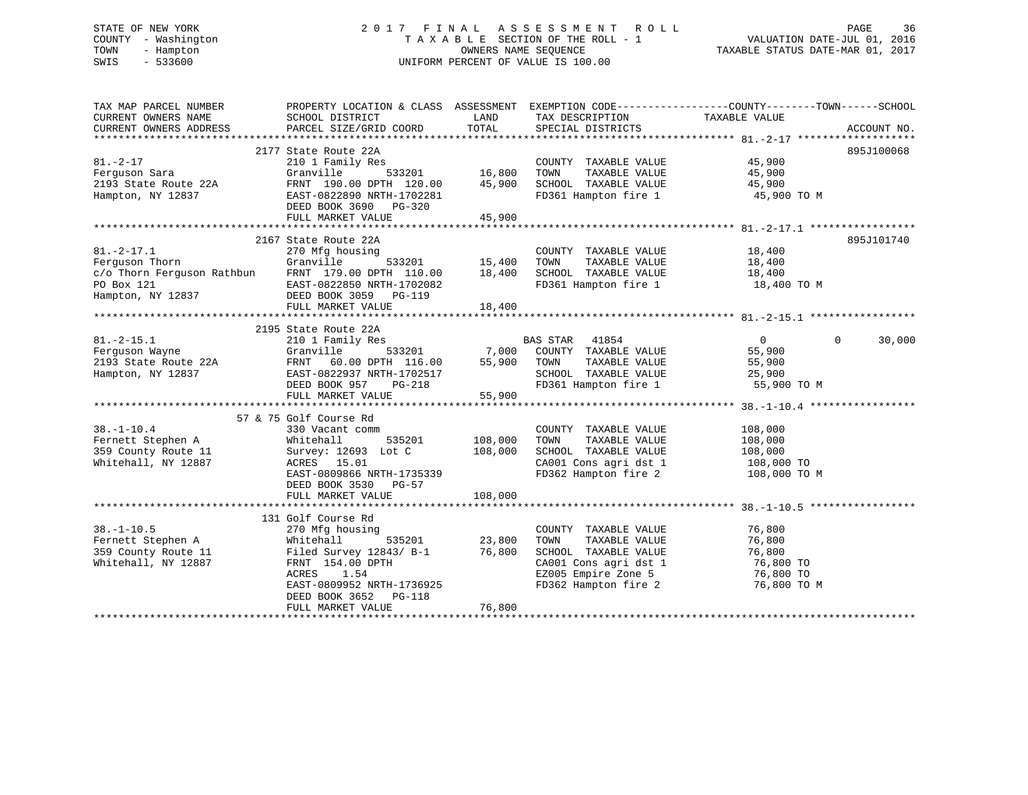STATE OF NEW YORK
COUNTY - Washington
TOWN - Hampton
SWIS - 533600

2 0 1 7 F I N A L A S S E S S M E N T R O L L
T A X A B L E SECTION OF THE ROLL - 1
OWNERS NAME SEQUENCE
UNIFORM PERCENT OF VALUE IS 100.00

VALUATION DATE-JUL 01, 2016
TAXABLE STATUS DATE-MAR 01, 2017

```
TAX MAP PARCEL NUMBER        PROPERTY LOCATION & CLASS  ASSESSMENT  EXEMPTION CODE------------------COUNTY--------TOWN------SCHOOL
CURRENT OWNERS NAME          SCHOOL DISTRICT               LAND      TAX DESCRIPTION              TAXABLE VALUE
CURRENT OWNERS ADDRESS       PARCEL SIZE/GRID COORD       TOTAL      SPECIAL DISTRICTS                                    ACCOUNT NO.
******************************************************************************************************* 81.-2-17 *******************
                         2177 State Route 22A                                                                              895J100068
81.-2-17                     210 1 Family Res                        COUNTY  TAXABLE VALUE            45,900
Ferguson Sara                Granville        533201       16,800    TOWN    TAXABLE VALUE            45,900
2193 State Route 22A         FRNT 190.00 DPTH 120.00       45,900    SCHOOL  TAXABLE VALUE            45,900
Hampton, NY 12837            EAST-0822890 NRTH-1702281               FD361 Hampton fire 1              45,900 TO M
                             DEED BOOK 3690   PG-320
                             FULL MARKET VALUE             45,900
******************************************************************************************************* 81.-2-17.1 *****************
                         2167 State Route 22A                                                                              895J101740
81.-2-17.1                   270 Mfg housing                         COUNTY  TAXABLE VALUE            18,400
Ferguson Thorn               Granville        533201       15,400    TOWN    TAXABLE VALUE            18,400
c/o Thorn Ferguson Rathbun   FRNT 179.00 DPTH 110.00       18,400    SCHOOL  TAXABLE VALUE            18,400
PO Box 121                   EAST-0822850 NRTH-1702082               FD361 Hampton fire 1              18,400 TO M
Hampton, NY 12837            DEED BOOK 3059   PG-119
                             FULL MARKET VALUE             18,400
******************************************************************************************************* 81.-2-15.1 *****************
                         2195 State Route 22A
81.-2-15.1                   210 1 Family Res                  BAS STAR   41854                     0             0      30,000
Ferguson Wayne               Granville        533201        7,000    COUNTY  TAXABLE VALUE            55,900
2193 State Route 22A         FRNT  60.00 DPTH 116.00       55,900    TOWN    TAXABLE VALUE            55,900
Hampton, NY 12837            EAST-0822937 NRTH-1702517               SCHOOL  TAXABLE VALUE            25,900
                             DEED BOOK 957    PG-218                 FD361 Hampton fire 1              55,900 TO M
                             FULL MARKET VALUE             55,900
******************************************************************************************************* 38.-1-10.4 *****************
                      57 & 75 Golf Course Rd
38.-1-10.4                   330 Vacant comm                         COUNTY  TAXABLE VALUE           108,000
Fernett Stephen A            Whitehall        535201      108,000    TOWN    TAXABLE VALUE           108,000
359 County Route 11          Survey: 12693  Lot C         108,000    SCHOOL  TAXABLE VALUE           108,000
Whitehall, NY 12887          ACRES   15.01                           CA001 Cons agri dst 1            108,000 TO
                             EAST-0809866 NRTH-1735339               FD362 Hampton fire 2             108,000 TO M
                             DEED BOOK 3530   PG-57
                             FULL MARKET VALUE            108,000
******************************************************************************************************* 38.-1-10.5 *****************
                         131 Golf Course Rd
38.-1-10.5                   270 Mfg housing                         COUNTY  TAXABLE VALUE            76,800
Fernett Stephen A            Whitehall        535201       23,800    TOWN    TAXABLE VALUE            76,800
359 County Route 11          Filed Survey 12843/ B-1       76,800    SCHOOL  TAXABLE VALUE            76,800
Whitehall, NY 12887          FRNT 154.00 DPTH                        CA001 Cons agri dst 1             76,800 TO
                             ACRES    1.54                           EZ005 Empire Zone 5               76,800 TO
                             EAST-0809952 NRTH-1736925               FD362 Hampton fire 2              76,800 TO M
                             DEED BOOK 3652   PG-118
                             FULL MARKET VALUE             76,800
************************************************************************************************************************************
```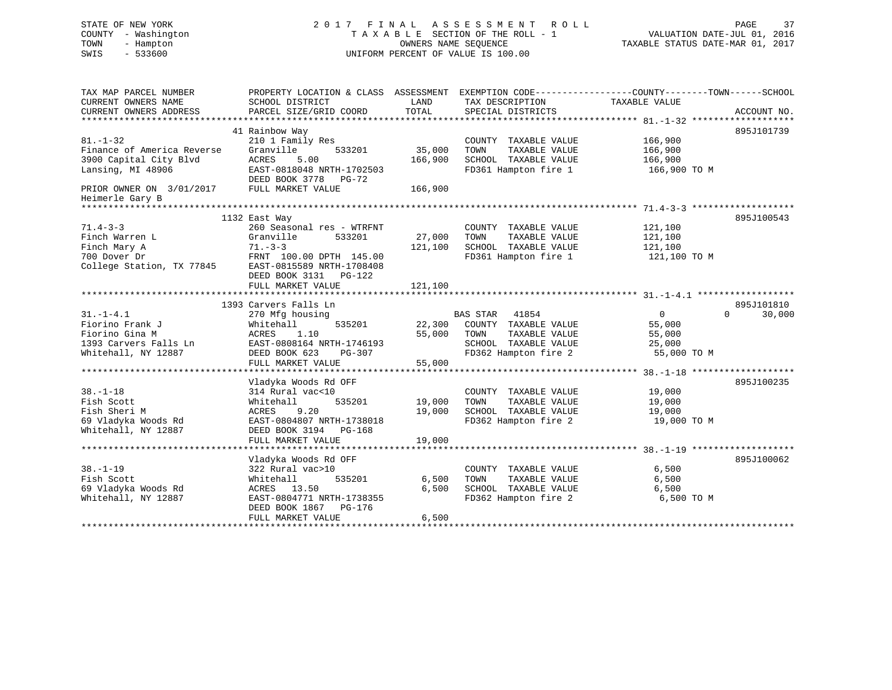STATE OF NEW YORK
COUNTY - Washington
TOWN - Hampton
SWIS - 533600

2017 FINAL ASSESSMENT ROLL
TAXABLE SECTION OF THE ROLL - 1
OWNERS NAME SEQUENCE
UNIFORM PERCENT OF VALUE IS 100.00

VALUATION DATE-JUL 01, 2016
TAXABLE STATUS DATE-MAR 01, 2017

```
TAX MAP PARCEL NUMBER          PROPERTY LOCATION & CLASS  ASSESSMENT  EXEMPTION CODE------------------COUNTY--------TOWN------SCHOOL
CURRENT OWNERS NAME            SCHOOL DISTRICT              LAND      TAX DESCRIPTION              TAXABLE VALUE
CURRENT OWNERS ADDRESS         PARCEL SIZE/GRID COORD       TOTAL     SPECIAL DISTRICTS                                   ACCOUNT NO.
******************************************************************************************************* 81.-1-32 *******************
                               41 Rainbow Way                                                                          895J101739
81.-1-32                       210 1 Family Res                       COUNTY  TAXABLE VALUE           166,900
Finance of America Reverse     Granville        533201      35,000    TOWN    TAXABLE VALUE           166,900
3900 Capital City Blvd         ACRES    5.00               166,900    SCHOOL  TAXABLE VALUE           166,900
Lansing, MI 48906              EAST-0818048 NRTH-1702503              FD361 Hampton fire 1             166,900 TO M
                               DEED BOOK 3778   PG-72
PRIOR OWNER ON 3/01/2017       FULL MARKET VALUE           166,900
Heimerle Gary B
******************************************************************************************************* 71.4-3-3 *******************
                               1132 East Way                                                                           895J100543
71.4-3-3                       260 Seasonal res - WTRFNT              COUNTY  TAXABLE VALUE           121,100
Finch Warren L                 Granville        533201      27,000    TOWN    TAXABLE VALUE           121,100
Finch Mary A                   71.-3-3                     121,100    SCHOOL  TAXABLE VALUE           121,100
700 Dover Dr                   FRNT 100.00 DPTH 145.00                FD361 Hampton fire 1             121,100 TO M
College Station, TX 77845      EAST-0815589 NRTH-1708408
                               DEED BOOK 3131   PG-122
                               FULL MARKET VALUE           121,100
******************************************************************************************************* 31.-1-4.1 ******************
                               1393 Carvers Falls Ln                                                                   895J101810
31.-1-4.1                      270 Mfg housing                        BAS STAR   41854                      0          0      30,000
Fiorino Frank J                Whitehall        535201      22,300    COUNTY  TAXABLE VALUE            55,000
Fiorino Gina M                 ACRES    1.10                55,000    TOWN    TAXABLE VALUE            55,000
1393 Carvers Falls Ln          EAST-0808164 NRTH-1746193              SCHOOL  TAXABLE VALUE            25,000
Whitehall, NY 12887            DEED BOOK 623    PG-307                FD362 Hampton fire 2              55,000 TO M
                               FULL MARKET VALUE            55,000
******************************************************************************************************* 38.-1-18 *******************
                               Vladyka Woods Rd OFF                                                                    895J100235
38.-1-18                       314 Rural vac<10                       COUNTY  TAXABLE VALUE            19,000
Fish Scott                     Whitehall        535201      19,000    TOWN    TAXABLE VALUE            19,000
Fish Sheri M                   ACRES    9.20                19,000    SCHOOL  TAXABLE VALUE            19,000
69 Vladyka Woods Rd            EAST-0804807 NRTH-1738018              FD362 Hampton fire 2              19,000 TO M
Whitehall, NY 12887            DEED BOOK 3194   PG-168
                               FULL MARKET VALUE            19,000
******************************************************************************************************* 38.-1-19 *******************
                               Vladyka Woods Rd OFF                                                                    895J100062
38.-1-19                       322 Rural vac>10                       COUNTY  TAXABLE VALUE             6,500
Fish Scott                     Whitehall        535201       6,500    TOWN    TAXABLE VALUE             6,500
69 Vladyka Woods Rd            ACRES   13.50                 6,500    SCHOOL  TAXABLE VALUE             6,500
Whitehall, NY 12887            EAST-0804771 NRTH-1738355              FD362 Hampton fire 2               6,500 TO M
                               DEED BOOK 1867   PG-176
                               FULL MARKET VALUE             6,500
************************************************************************************************************************************
```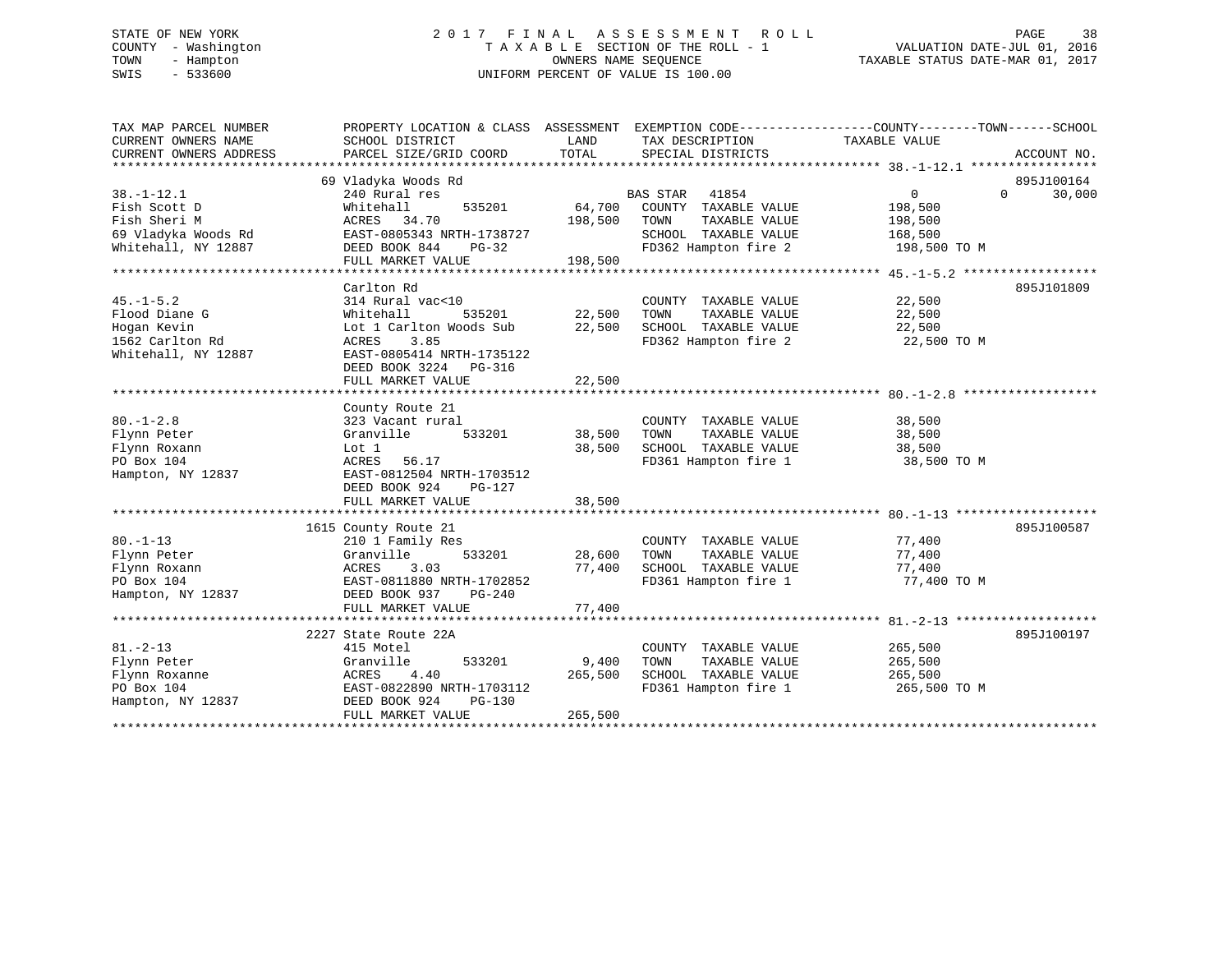STATE OF NEW YORK
COUNTY - Washington
TOWN - Hampton
SWIS - 533600

# 2017 FINAL ASSESSMENT ROLL
TAXABLE SECTION OF THE ROLL - 1
OWNERS NAME SEQUENCE
UNIFORM PERCENT OF VALUE IS 100.00

VALUATION DATE-JUL 01, 2016
TAXABLE STATUS DATE-MAR 01, 2017

| TAX MAP PARCEL NUMBER / CURRENT OWNERS NAME / CURRENT OWNERS ADDRESS | PROPERTY LOCATION & CLASS / SCHOOL DISTRICT / PARCEL SIZE/GRID COORD | ASSESSMENT LAND / TOTAL | EXEMPTION CODE / TAX DESCRIPTION / SPECIAL DISTRICTS | COUNTY TAXABLE VALUE | TOWN | SCHOOL / ACCOUNT NO. |
|---|---|---|---|---|---|---|
| **38.-1-12.1** | 69 Vladyka Woods Rd | | | | | 895J100164 |
| Fish Scott D | 240 Rural res | | BAS STAR 41854 | 0 | 0 | 30,000 |
| Fish Sheri M | Whitehall 535201 | 64,700 | COUNTY TAXABLE VALUE | 198,500 | | |
| 69 Vladyka Woods Rd | ACRES 34.70 | 198,500 | TOWN TAXABLE VALUE | 198,500 | | |
| Whitehall, NY 12887 | EAST-0805343 NRTH-1738727 | | SCHOOL TAXABLE VALUE | 168,500 | | |
| | DEED BOOK 844 PG-32 | | FD362 Hampton fire 2 | 198,500 TO M | | |
| | FULL MARKET VALUE | 198,500 | | | | |
| **45.-1-5.2** | Carlton Rd | | | | | 895J101809 |
| Flood Diane G | 314 Rural vac<10 | | COUNTY TAXABLE VALUE | 22,500 | | |
| Hogan Kevin | Whitehall 535201 | 22,500 | TOWN TAXABLE VALUE | 22,500 | | |
| 1562 Carlton Rd | Lot 1 Carlton Woods Sub | 22,500 | SCHOOL TAXABLE VALUE | 22,500 | | |
| Whitehall, NY 12887 | ACRES 3.85 | | FD362 Hampton fire 2 | 22,500 TO M | | |
| | EAST-0805414 NRTH-1735122 | | | | | |
| | DEED BOOK 3224 PG-316 | | | | | |
| | FULL MARKET VALUE | 22,500 | | | | |
| **80.-1-2.8** | County Route 21 | | | | | |
| Flynn Peter | 323 Vacant rural | | COUNTY TAXABLE VALUE | 38,500 | | |
| Flynn Roxann | Granville 533201 | 38,500 | TOWN TAXABLE VALUE | 38,500 | | |
| PO Box 104 | Lot 1 | 38,500 | SCHOOL TAXABLE VALUE | 38,500 | | |
| Hampton, NY 12837 | ACRES 56.17 | | FD361 Hampton fire 1 | 38,500 TO M | | |
| | EAST-0812504 NRTH-1703512 | | | | | |
| | DEED BOOK 924 PG-127 | | | | | |
| | FULL MARKET VALUE | 38,500 | | | | |
| **80.-1-13** | 1615 County Route 21 | | | | | 895J100587 |
| Flynn Peter | 210 1 Family Res | | COUNTY TAXABLE VALUE | 77,400 | | |
| Flynn Roxann | Granville 533201 | 28,600 | TOWN TAXABLE VALUE | 77,400 | | |
| PO Box 104 | ACRES 3.03 | 77,400 | SCHOOL TAXABLE VALUE | 77,400 | | |
| Hampton, NY 12837 | EAST-0811880 NRTH-1702852 | | FD361 Hampton fire 1 | 77,400 TO M | | |
| | DEED BOOK 937 PG-240 | | | | | |
| | FULL MARKET VALUE | 77,400 | | | | |
| **81.-2-13** | 2227 State Route 22A | | | | | 895J100197 |
| Flynn Peter | 415 Motel | | COUNTY TAXABLE VALUE | 265,500 | | |
| Flynn Roxanne | Granville 533201 | 9,400 | TOWN TAXABLE VALUE | 265,500 | | |
| PO Box 104 | ACRES 4.40 | 265,500 | SCHOOL TAXABLE VALUE | 265,500 | | |
| Hampton, NY 12837 | EAST-0822890 NRTH-1703112 | | FD361 Hampton fire 1 | 265,500 TO M | | |
| | DEED BOOK 924 PG-130 | | | | | |
| | FULL MARKET VALUE | 265,500 | | | | |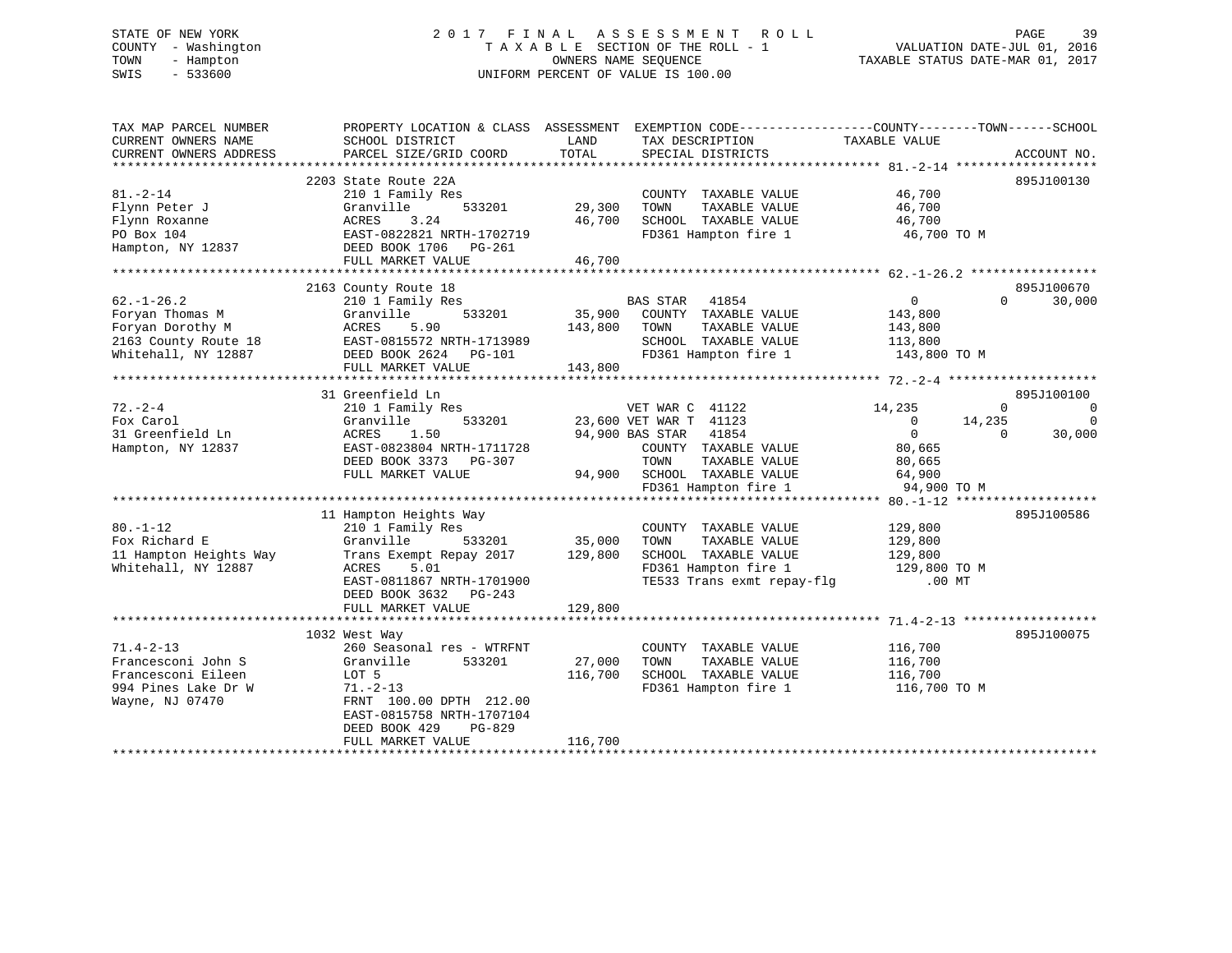STATE OF NEW YORK
COUNTY - Washington
TOWN - Hampton
SWIS - 533600

2 0 1 7 F I N A L A S S E S S M E N T R O L L
T A X A B L E SECTION OF THE ROLL - 1
OWNERS NAME SEQUENCE
UNIFORM PERCENT OF VALUE IS 100.00

VALUATION DATE-JUL 01, 2016
TAXABLE STATUS DATE-MAR 01, 2017

| TAX MAP PARCEL NUMBER / CURRENT OWNERS NAME / CURRENT OWNERS ADDRESS | PROPERTY LOCATION & CLASS / SCHOOL DISTRICT / PARCEL SIZE/GRID COORD | ASSESSMENT LAND / TOTAL | EXEMPTION CODE / TAX DESCRIPTION / SPECIAL DISTRICTS | COUNTY TAXABLE VALUE | TOWN | SCHOOL | ACCOUNT NO. |
|---|---|---|---|---|---|---|---|
| 81.-2-14 | 2203 State Route 22A | | | | | | 895J100130 |
| | 210 1 Family Res | | COUNTY TAXABLE VALUE | 46,700 | | | |
| Flynn Peter J | Granville 533201 | 29,300 | TOWN TAXABLE VALUE | 46,700 | | | |
| Flynn Roxanne | ACRES 3.24 | 46,700 | SCHOOL TAXABLE VALUE | 46,700 | | | |
| PO Box 104 | EAST-0822821 NRTH-1702719 | | FD361 Hampton fire 1 | 46,700 TO M | | | |
| Hampton, NY 12837 | DEED BOOK 1706 PG-261 | | | | | | |
| | FULL MARKET VALUE | 46,700 | | | | | |
| 62.-1-26.2 | 2163 County Route 18 | | | | | | 895J100670 |
| | 210 1 Family Res | | BAS STAR 41854 | 0 | 0 | 30,000 | |
| Foryan Thomas M | Granville 533201 | 35,900 | COUNTY TAXABLE VALUE | 143,800 | | | |
| Foryan Dorothy M | ACRES 5.90 | 143,800 | TOWN TAXABLE VALUE | 143,800 | | | |
| 2163 County Route 18 | EAST-0815572 NRTH-1713989 | | SCHOOL TAXABLE VALUE | 113,800 | | | |
| Whitehall, NY 12887 | DEED BOOK 2624 PG-101 | | FD361 Hampton fire 1 | 143,800 TO M | | | |
| | FULL MARKET VALUE | 143,800 | | | | | |
| 72.-2-4 | 31 Greenfield Ln | | | | | | 895J100100 |
| | 210 1 Family Res | | VET WAR C 41122 | 14,235 | 0 | 0 | |
| Fox Carol | Granville 533201 | 23,600 | VET WAR T 41123 | 0 | 14,235 | 0 | |
| 31 Greenfield Ln | ACRES 1.50 | 94,900 | BAS STAR 41854 | 0 | 0 | 30,000 | |
| Hampton, NY 12837 | EAST-0823804 NRTH-1711728 | | COUNTY TAXABLE VALUE | 80,665 | | | |
| | DEED BOOK 3373 PG-307 | | TOWN TAXABLE VALUE | 80,665 | | | |
| | FULL MARKET VALUE | 94,900 | SCHOOL TAXABLE VALUE | 64,900 | | | |
| | | | FD361 Hampton fire 1 | 94,900 TO M | | | |
| 80.-1-12 | 11 Hampton Heights Way | | | | | | 895J100586 |
| | 210 1 Family Res | | COUNTY TAXABLE VALUE | 129,800 | | | |
| Fox Richard E | Granville 533201 | 35,000 | TOWN TAXABLE VALUE | 129,800 | | | |
| 11 Hampton Heights Way | Trans Exempt Repay 2017 | 129,800 | SCHOOL TAXABLE VALUE | 129,800 | | | |
| Whitehall, NY 12887 | ACRES 5.01 | | FD361 Hampton fire 1 | 129,800 TO M | | | |
| | EAST-0811867 NRTH-1701900 | | TE533 Trans exmt repay-flg | .00 MT | | | |
| | DEED BOOK 3632 PG-243 | | | | | | |
| | FULL MARKET VALUE | 129,800 | | | | | |
| 71.4-2-13 | 1032 West Way | | | | | | 895J100075 |
| | 260 Seasonal res - WTRFNT | | COUNTY TAXABLE VALUE | 116,700 | | | |
| Francesconi John S | Granville 533201 | 27,000 | TOWN TAXABLE VALUE | 116,700 | | | |
| Francesconi Eileen | LOT 5 | 116,700 | SCHOOL TAXABLE VALUE | 116,700 | | | |
| 994 Pines Lake Dr W | 71.-2-13 | | FD361 Hampton fire 1 | 116,700 TO M | | | |
| Wayne, NJ 07470 | FRNT 100.00 DPTH 212.00 | | | | | | |
| | EAST-0815758 NRTH-1707104 | | | | | | |
| | DEED BOOK 429 PG-829 | | | | | | |
| | FULL MARKET VALUE | 116,700 | | | | | |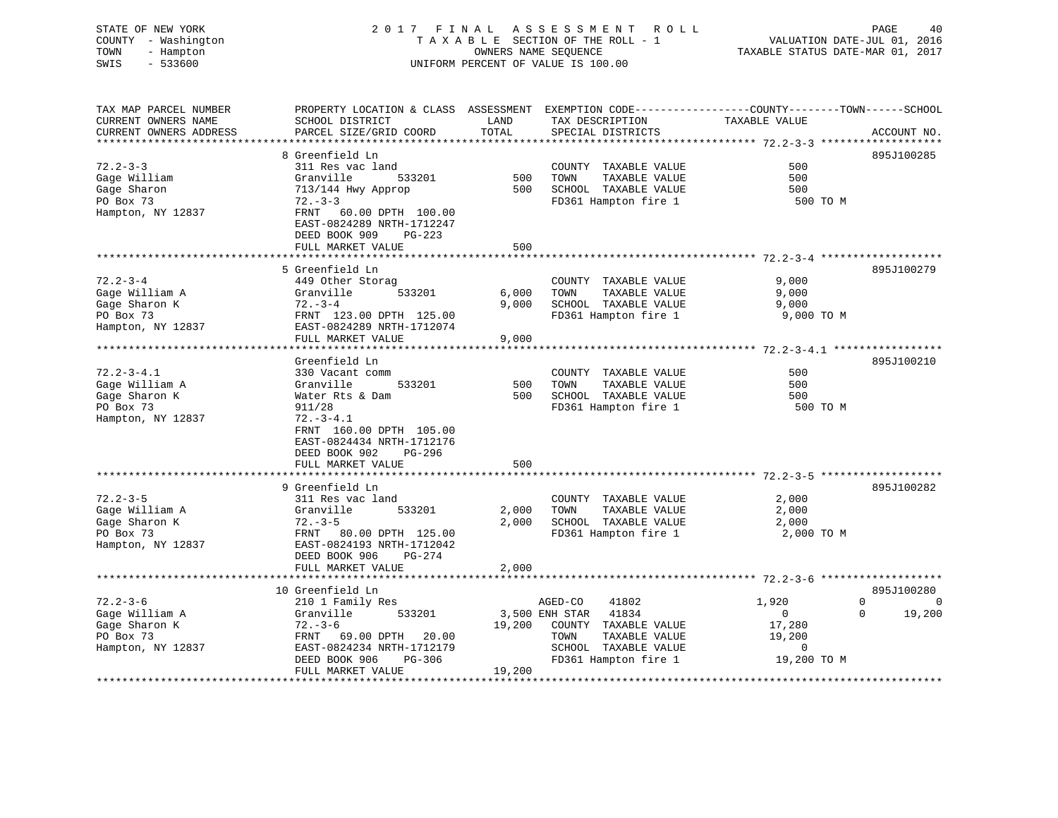STATE OF NEW YORK
COUNTY - Washington
TOWN - Hampton
SWIS - 533600

2 0 1 7 F I N A L A S S E S S M E N T R O L L
T A X A B L E SECTION OF THE ROLL - 1
OWNERS NAME SEQUENCE
UNIFORM PERCENT OF VALUE IS 100.00

VALUATION DATE-JUL 01, 2016
TAXABLE STATUS DATE-MAR 01, 2017

| TAX MAP PARCEL NUMBER / CURRENT OWNERS NAME / CURRENT OWNERS ADDRESS | PROPERTY LOCATION & CLASS / SCHOOL DISTRICT / PARCEL SIZE/GRID COORD | ASSESSMENT LAND / TOTAL | EXEMPTION CODE / TAX DESCRIPTION / SPECIAL DISTRICTS | COUNTY / TOWN / SCHOOL TAXABLE VALUE | ACCOUNT NO. |
|---|---|---|---|---|---|
| 72.2-3-3 | 8 Greenfield Ln | | | | 895J100285 |
| 72.2-3-3 | 311 Res vac land | | COUNTY TAXABLE VALUE | 500 | |
| Gage William | Granville 533201 | 500 | TOWN TAXABLE VALUE | 500 | |
| Gage Sharon | 713/144 Hwy Approp | 500 | SCHOOL TAXABLE VALUE | 500 | |
| PO Box 73 | 72.-3-3 | | FD361 Hampton fire 1 | 500 TO M | |
| Hampton, NY 12837 | FRNT 60.00 DPTH 100.00 | | | | |
| | EAST-0824289 NRTH-1712247 | | | | |
| | DEED BOOK 909 PG-223 | | | | |
| | FULL MARKET VALUE | 500 | | | |
| 72.2-3-4 | 5 Greenfield Ln | | | | 895J100279 |
| 72.2-3-4 | 449 Other Storag | | COUNTY TAXABLE VALUE | 9,000 | |
| Gage William A | Granville 533201 | 6,000 | TOWN TAXABLE VALUE | 9,000 | |
| Gage Sharon K | 72.-3-4 | 9,000 | SCHOOL TAXABLE VALUE | 9,000 | |
| PO Box 73 | FRNT 123.00 DPTH 125.00 | | FD361 Hampton fire 1 | 9,000 TO M | |
| Hampton, NY 12837 | EAST-0824289 NRTH-1712074 | | | | |
| | FULL MARKET VALUE | 9,000 | | | |
| 72.2-3-4.1 | Greenfield Ln | | | | 895J100210 |
| 72.2-3-4.1 | 330 Vacant comm | | COUNTY TAXABLE VALUE | 500 | |
| Gage William A | Granville 533201 | 500 | TOWN TAXABLE VALUE | 500 | |
| Gage Sharon K | Water Rts & Dam | 500 | SCHOOL TAXABLE VALUE | 500 | |
| PO Box 73 | 911/28 | | FD361 Hampton fire 1 | 500 TO M | |
| Hampton, NY 12837 | 72.-3-4.1 | | | | |
| | FRNT 160.00 DPTH 105.00 | | | | |
| | EAST-0824434 NRTH-1712176 | | | | |
| | DEED BOOK 902 PG-296 | | | | |
| | FULL MARKET VALUE | 500 | | | |
| 72.2-3-5 | 9 Greenfield Ln | | | | 895J100282 |
| 72.2-3-5 | 311 Res vac land | | COUNTY TAXABLE VALUE | 2,000 | |
| Gage William A | Granville 533201 | 2,000 | TOWN TAXABLE VALUE | 2,000 | |
| Gage Sharon K | 72.-3-5 | 2,000 | SCHOOL TAXABLE VALUE | 2,000 | |
| PO Box 73 | FRNT 80.00 DPTH 125.00 | | FD361 Hampton fire 1 | 2,000 TO M | |
| Hampton, NY 12837 | EAST-0824193 NRTH-1712042 | | | | |
| | DEED BOOK 906 PG-274 | | | | |
| | FULL MARKET VALUE | 2,000 | | | |
| 72.2-3-6 | 10 Greenfield Ln | | | | 895J100280 |
| 72.2-3-6 | 210 1 Family Res | | AGED-CO 41802 | 1,920 0 0 | |
| Gage William A | Granville 533201 | 3,500 | ENH STAR 41834 | 0 0 19,200 | |
| Gage Sharon K | 72.-3-6 | 19,200 | COUNTY TAXABLE VALUE | 17,280 | |
| PO Box 73 | FRNT 69.00 DPTH 20.00 | | TOWN TAXABLE VALUE | 19,200 | |
| Hampton, NY 12837 | EAST-0824234 NRTH-1712179 | | SCHOOL TAXABLE VALUE | 0 | |
| | DEED BOOK 906 PG-306 | | FD361 Hampton fire 1 | 19,200 TO M | |
| | FULL MARKET VALUE | 19,200 | | | |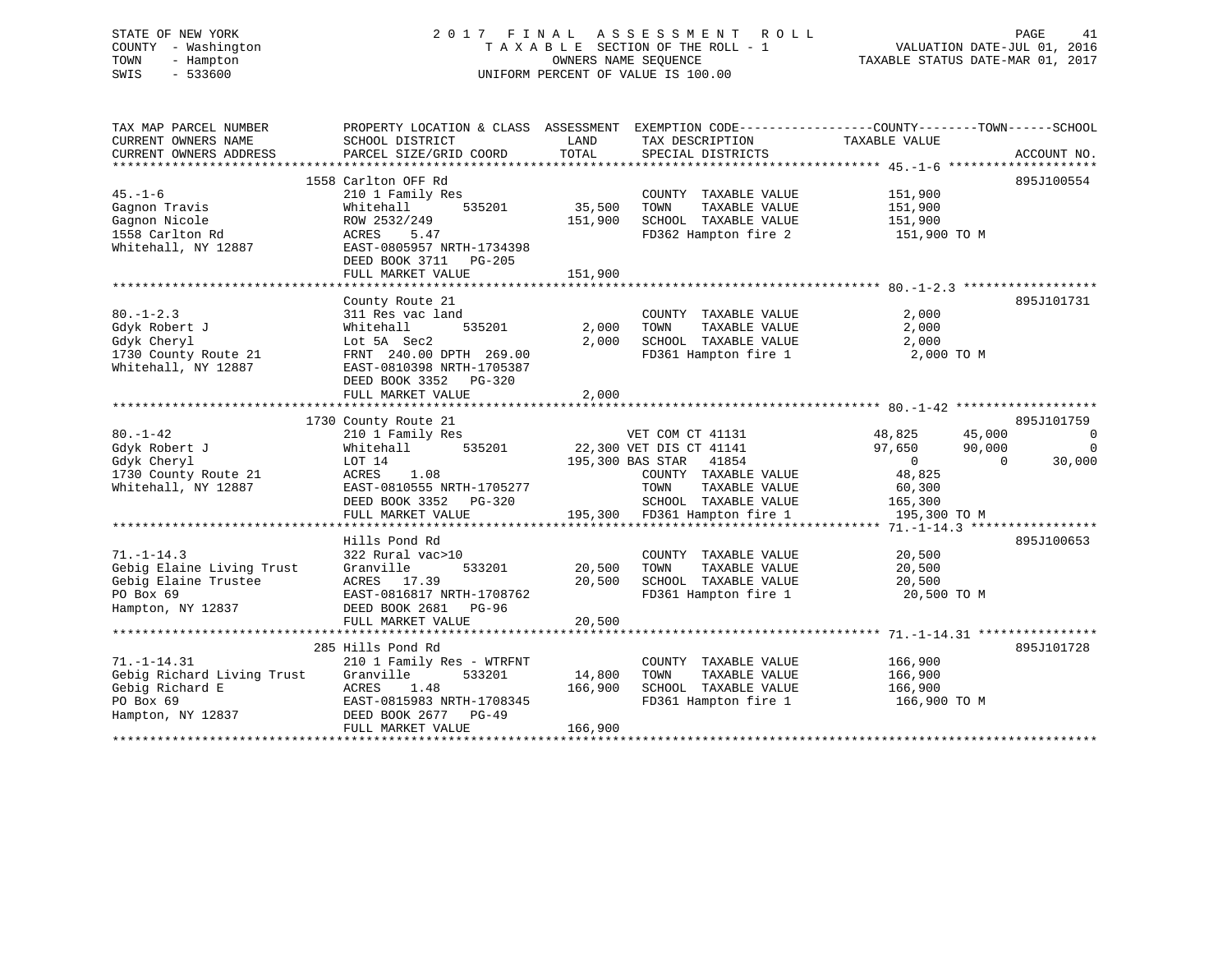STATE OF NEW YORK
COUNTY - Washington
TOWN - Hampton
SWIS - 533600

# 2017 FINAL ASSESSMENT ROLL

TAXABLE SECTION OF THE ROLL - 1
OWNERS NAME SEQUENCE
UNIFORM PERCENT OF VALUE IS 100.00

VALUATION DATE-JUL 01, 2016
TAXABLE STATUS DATE-MAR 01, 2017

```
TAX MAP PARCEL NUMBER          PROPERTY LOCATION & CLASS  ASSESSMENT  EXEMPTION CODE------------------COUNTY--------TOWN------SCHOOL
CURRENT OWNERS NAME            SCHOOL DISTRICT               LAND      TAX DESCRIPTION            TAXABLE VALUE
CURRENT OWNERS ADDRESS         PARCEL SIZE/GRID COORD        TOTAL     SPECIAL DISTRICTS                                      ACCOUNT NO.
******************************************************************************************************* 45.-1-6 ********************
                          1558 Carlton OFF Rd                                                                              895J100554
45.-1-6                        210 1 Family Res                        COUNTY  TAXABLE VALUE           151,900
Gagnon Travis                  Whitehall       535201       35,500     TOWN    TAXABLE VALUE           151,900
Gagnon Nicole                  ROW 2532/249                151,900     SCHOOL  TAXABLE VALUE           151,900
1558 Carlton Rd                ACRES    5.47                           FD362 Hampton fire 2             151,900 TO M
Whitehall, NY 12887            EAST-0805957 NRTH-1734398
                               DEED BOOK 3711   PG-205
                               FULL MARKET VALUE           151,900
******************************************************************************************************* 80.-1-2.3 ******************
                               County Route 21                                                                             895J101731
80.-1-2.3                      311 Res vac land                        COUNTY  TAXABLE VALUE             2,000
Gdyk Robert J                  Whitehall       535201        2,000     TOWN    TAXABLE VALUE             2,000
Gdyk Cheryl                    Lot 5A  Sec2                  2,000     SCHOOL  TAXABLE VALUE             2,000
1730 County Route 21           FRNT 240.00 DPTH 269.00                 FD361 Hampton fire 1               2,000 TO M
Whitehall, NY 12887            EAST-0810398 NRTH-1705387
                               DEED BOOK 3352   PG-320
                               FULL MARKET VALUE             2,000
******************************************************************************************************* 80.-1-42 *******************
                          1730 County Route 21                                                                             895J101759
80.-1-42                       210 1 Family Res                  VET COM CT 41131                 48,825      45,000             0
Gdyk Robert J                  Whitehall       535201       22,300 VET DIS CT 41141                 97,650      90,000             0
Gdyk Cheryl                    LOT 14                      195,300 BAS STAR   41854                      0           0        30,000
1730 County Route 21           ACRES    1.08                           COUNTY  TAXABLE VALUE            48,825
Whitehall, NY 12887            EAST-0810555 NRTH-1705277               TOWN    TAXABLE VALUE            60,300
                               DEED BOOK 3352   PG-320                 SCHOOL  TAXABLE VALUE           165,300
                               FULL MARKET VALUE           195,300     FD361 Hampton fire 1             195,300 TO M
******************************************************************************************************* 71.-1-14.3 *****************
                               Hills Pond Rd                                                                               895J100653
71.-1-14.3                     322 Rural vac>10                        COUNTY  TAXABLE VALUE            20,500
Gebig Elaine Living Trust      Granville       533201       20,500     TOWN    TAXABLE VALUE            20,500
Gebig Elaine Trustee           ACRES   17.39                20,500     SCHOOL  TAXABLE VALUE            20,500
PO Box 69                      EAST-0816817 NRTH-1708762               FD361 Hampton fire 1              20,500 TO M
Hampton, NY 12837              DEED BOOK 2681   PG-96
                               FULL MARKET VALUE            20,500
******************************************************************************************************* 71.-1-14.31 ****************
                           285 Hills Pond Rd                                                                               895J101728
71.-1-14.31                    210 1 Family Res - WTRFNT               COUNTY  TAXABLE VALUE           166,900
Gebig Richard Living Trust     Granville       533201       14,800     TOWN    TAXABLE VALUE           166,900
Gebig Richard E                ACRES    1.48               166,900     SCHOOL  TAXABLE VALUE           166,900
PO Box 69                      EAST-0815983 NRTH-1708345               FD361 Hampton fire 1             166,900 TO M
Hampton, NY 12837              DEED BOOK 2677   PG-49
                               FULL MARKET VALUE           166,900
************************************************************************************************************************************
```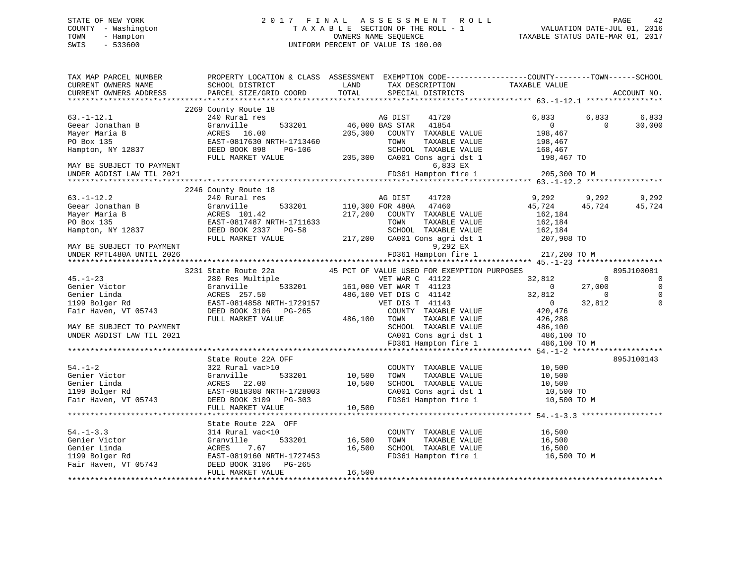STATE OF NEW YORK
COUNTY - Washington
TOWN - Hampton
SWIS - 533600

# 2017 FINAL ASSESSMENT ROLL

TAXABLE SECTION OF THE ROLL - 1
OWNERS NAME SEQUENCE
UNIFORM PERCENT OF VALUE IS 100.00

VALUATION DATE-JUL 01, 2016
TAXABLE STATUS DATE-MAR 01, 2017

```
TAX MAP PARCEL NUMBER          PROPERTY LOCATION & CLASS  ASSESSMENT  EXEMPTION CODE-----------------COUNTY--------TOWN------SCHOOL
CURRENT OWNERS NAME            SCHOOL DISTRICT              LAND      TAX DESCRIPTION            TAXABLE VALUE
CURRENT OWNERS ADDRESS         PARCEL SIZE/GRID COORD       TOTAL     SPECIAL DISTRICTS                                   ACCOUNT NO.
******************************************************************************************************* 63.-1-12.1 *****************
                               2269 County Route 18
63.-1-12.1                     240 Rural res                          AG DIST     41720              6,833        6,833        6,833
Geear Jonathan B               Granville       533201      46,000 BAS STAR    41854                  0            0       30,000
Mayer Maria B                  ACRES  16.00               205,300    COUNTY  TAXABLE VALUE        198,467
PO Box 135                     EAST-0817630 NRTH-1713460             TOWN    TAXABLE VALUE        198,467
Hampton, NY 12837              DEED BOOK 898    PG-106               SCHOOL  TAXABLE VALUE        168,467
                               FULL MARKET VALUE          205,300    CA001 Cons agri dst 1         198,467 TO
MAY BE SUBJECT TO PAYMENT                                                 6,833 EX
UNDER AGDIST LAW TIL 2021                                            FD361 Hampton fire 1          205,300 TO M
******************************************************************************************************* 63.-1-12.2 *****************
                               2246 County Route 18
63.-1-12.2                     240 Rural res                          AG DIST     41720              9,292        9,292        9,292
Geear Jonathan B               Granville       533201     110,300 FOR 480A    47460             45,724       45,724       45,724
Mayer Maria B                  ACRES 101.42               217,200    COUNTY  TAXABLE VALUE        162,184
PO Box 135                     EAST-0817487 NRTH-1711633             TOWN    TAXABLE VALUE        162,184
Hampton, NY 12837              DEED BOOK 2337   PG-58                SCHOOL  TAXABLE VALUE        162,184
                               FULL MARKET VALUE          217,200    CA001 Cons agri dst 1         207,908 TO
MAY BE SUBJECT TO PAYMENT                                                 9,292 EX
UNDER RPTL480A UNTIL 2026                                            FD361 Hampton fire 1          217,200 TO M
******************************************************************************************************* 45.-1-23 *******************
                               3231 State Route 22a          45 PCT OF VALUE USED FOR EXEMPTION PURPOSES                895J100081
45.-1-23                       280 Res Multiple                       VET WAR C   41122             32,812            0            0
Genier Victor                  Granville       533201     161,000 VET WAR T   41123                  0       27,000            0
Genier Linda                   ACRES 257.50               486,100 VET DIS C   41142             32,812            0            0
1199 Bolger Rd                 EAST-0814858 NRTH-1729157              VET DIS T   41143                  0       32,812            0
Fair Haven, VT 05743           DEED BOOK 3106   PG-265               COUNTY  TAXABLE VALUE        420,476
                               FULL MARKET VALUE          486,100    TOWN    TAXABLE VALUE        426,288
MAY BE SUBJECT TO PAYMENT                                            SCHOOL  TAXABLE VALUE        486,100
UNDER AGDIST LAW TIL 2021                                            CA001 Cons agri dst 1         486,100 TO
                                                                     FD361 Hampton fire 1          486,100 TO M
******************************************************************************************************* 54.-1-2 ********************
                               State Route 22A OFF                                                                      895J100143
54.-1-2                        322 Rural vac>10                       COUNTY  TAXABLE VALUE         10,500
Genier Victor                  Granville       533201      10,500    TOWN    TAXABLE VALUE         10,500
Genier Linda                   ACRES  22.00                10,500    SCHOOL  TAXABLE VALUE         10,500
1199 Bolger Rd                 EAST-0818308 NRTH-1728003             CA001 Cons agri dst 1          10,500 TO
Fair Haven, VT 05743           DEED BOOK 3109   PG-303               FD361 Hampton fire 1           10,500 TO M
                               FULL MARKET VALUE           10,500
******************************************************************************************************* 54.-1-3.3 ******************
                               State Route 22A  OFF
54.-1-3.3                      314 Rural vac<10                       COUNTY  TAXABLE VALUE         16,500
Genier Victor                  Granville       533201      16,500    TOWN    TAXABLE VALUE         16,500
Genier Linda                   ACRES   7.67                16,500    SCHOOL  TAXABLE VALUE         16,500
1199 Bolger Rd                 EAST-0819160 NRTH-1727453             FD361 Hampton fire 1           16,500 TO M
Fair Haven, VT 05743           DEED BOOK 3106   PG-265
                               FULL MARKET VALUE           16,500
************************************************************************************************************************************
```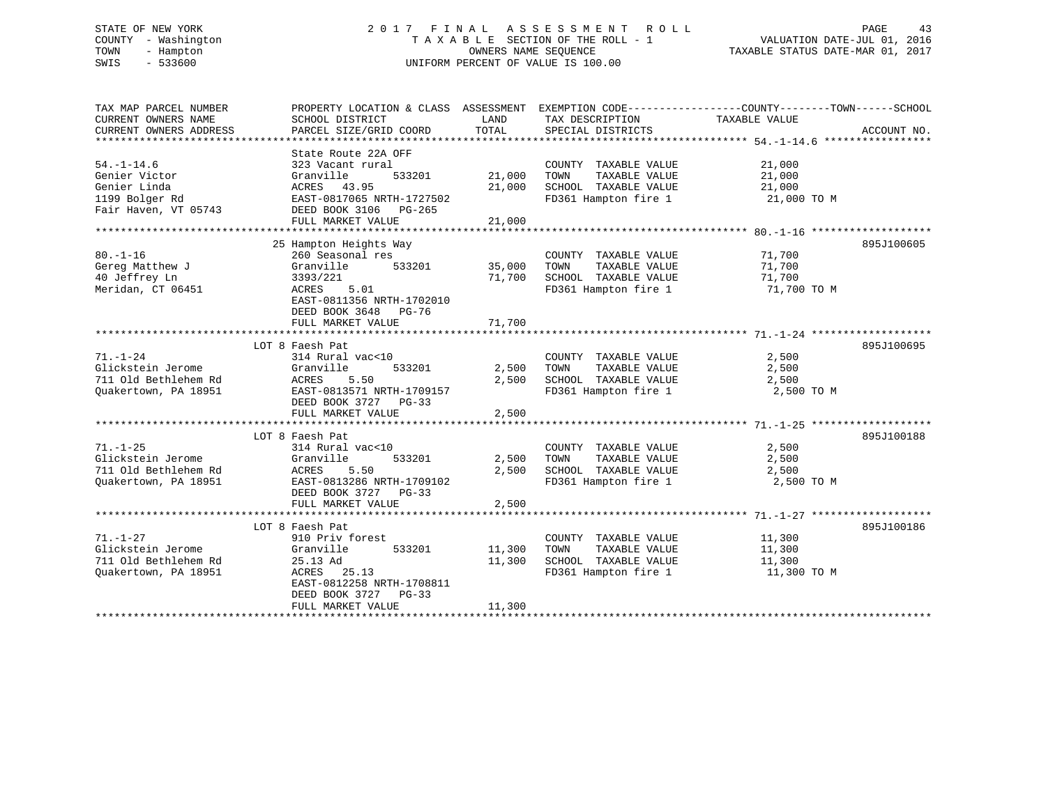STATE OF NEW YORK
COUNTY - Washington
TOWN - Hampton
SWIS - 533600

2017 FINAL ASSESSMENT ROLL
TAXABLE SECTION OF THE ROLL - 1
OWNERS NAME SEQUENCE
UNIFORM PERCENT OF VALUE IS 100.00

VALUATION DATE-JUL 01, 2016
TAXABLE STATUS DATE-MAR 01, 2017

| TAX MAP PARCEL NUMBER / CURRENT OWNERS NAME / CURRENT OWNERS ADDRESS | PROPERTY LOCATION & CLASS / SCHOOL DISTRICT / PARCEL SIZE/GRID COORD | ASSESSMENT LAND | TOTAL | EXEMPTION CODE / TAX DESCRIPTION / SPECIAL DISTRICTS | COUNTY--------TOWN------SCHOOL TAXABLE VALUE | ACCOUNT NO. |
|---|---|---|---|---|---|---|
| **54.-1-14.6** | State Route 22A OFF | | | | | |
| 54.-1-14.6 | 323 Vacant rural | | | COUNTY TAXABLE VALUE | 21,000 | |
| Genier Victor | Granville 533201 | 21,000 | | TOWN TAXABLE VALUE | 21,000 | |
| Genier Linda | ACRES 43.95 | | 21,000 | SCHOOL TAXABLE VALUE | 21,000 | |
| 1199 Bolger Rd | EAST-0817065 NRTH-1727502 | | | FD361 Hampton fire 1 | 21,000 TO M | |
| Fair Haven, VT 05743 | DEED BOOK 3106 PG-265 | | | | | |
| | FULL MARKET VALUE | | 21,000 | | | |
| **80.-1-16** | 25 Hampton Heights Way | | | | | 895J100605 |
| 80.-1-16 | 260 Seasonal res | | | COUNTY TAXABLE VALUE | 71,700 | |
| Gereg Matthew J | Granville 533201 | 35,000 | | TOWN TAXABLE VALUE | 71,700 | |
| 40 Jeffrey Ln | 3393/221 | | 71,700 | SCHOOL TAXABLE VALUE | 71,700 | |
| Meridan, CT 06451 | ACRES 5.01 | | | FD361 Hampton fire 1 | 71,700 TO M | |
| | EAST-0811356 NRTH-1702010 | | | | | |
| | DEED BOOK 3648 PG-76 | | | | | |
| | FULL MARKET VALUE | | 71,700 | | | |
| **71.-1-24** | LOT 8 Faesh Pat | | | | | 895J100695 |
| 71.-1-24 | 314 Rural vac<10 | | | COUNTY TAXABLE VALUE | 2,500 | |
| Glickstein Jerome | Granville 533201 | 2,500 | | TOWN TAXABLE VALUE | 2,500 | |
| 711 Old Bethlehem Rd | ACRES 5.50 | | 2,500 | SCHOOL TAXABLE VALUE | 2,500 | |
| Quakertown, PA 18951 | EAST-0813571 NRTH-1709157 | | | FD361 Hampton fire 1 | 2,500 TO M | |
| | DEED BOOK 3727 PG-33 | | | | | |
| | FULL MARKET VALUE | | 2,500 | | | |
| **71.-1-25** | LOT 8 Faesh Pat | | | | | 895J100188 |
| 71.-1-25 | 314 Rural vac<10 | | | COUNTY TAXABLE VALUE | 2,500 | |
| Glickstein Jerome | Granville 533201 | 2,500 | | TOWN TAXABLE VALUE | 2,500 | |
| 711 Old Bethlehem Rd | ACRES 5.50 | | 2,500 | SCHOOL TAXABLE VALUE | 2,500 | |
| Quakertown, PA 18951 | EAST-0813286 NRTH-1709102 | | | FD361 Hampton fire 1 | 2,500 TO M | |
| | DEED BOOK 3727 PG-33 | | | | | |
| | FULL MARKET VALUE | | 2,500 | | | |
| **71.-1-27** | LOT 8 Faesh Pat | | | | | 895J100186 |
| 71.-1-27 | 910 Priv forest | | | COUNTY TAXABLE VALUE | 11,300 | |
| Glickstein Jerome | Granville 533201 | 11,300 | | TOWN TAXABLE VALUE | 11,300 | |
| 711 Old Bethlehem Rd | 25.13 Ad | | 11,300 | SCHOOL TAXABLE VALUE | 11,300 | |
| Quakertown, PA 18951 | ACRES 25.13 | | | FD361 Hampton fire 1 | 11,300 TO M | |
| | EAST-0812258 NRTH-1708811 | | | | | |
| | DEED BOOK 3727 PG-33 | | | | | |
| | FULL MARKET VALUE | | 11,300 | | | |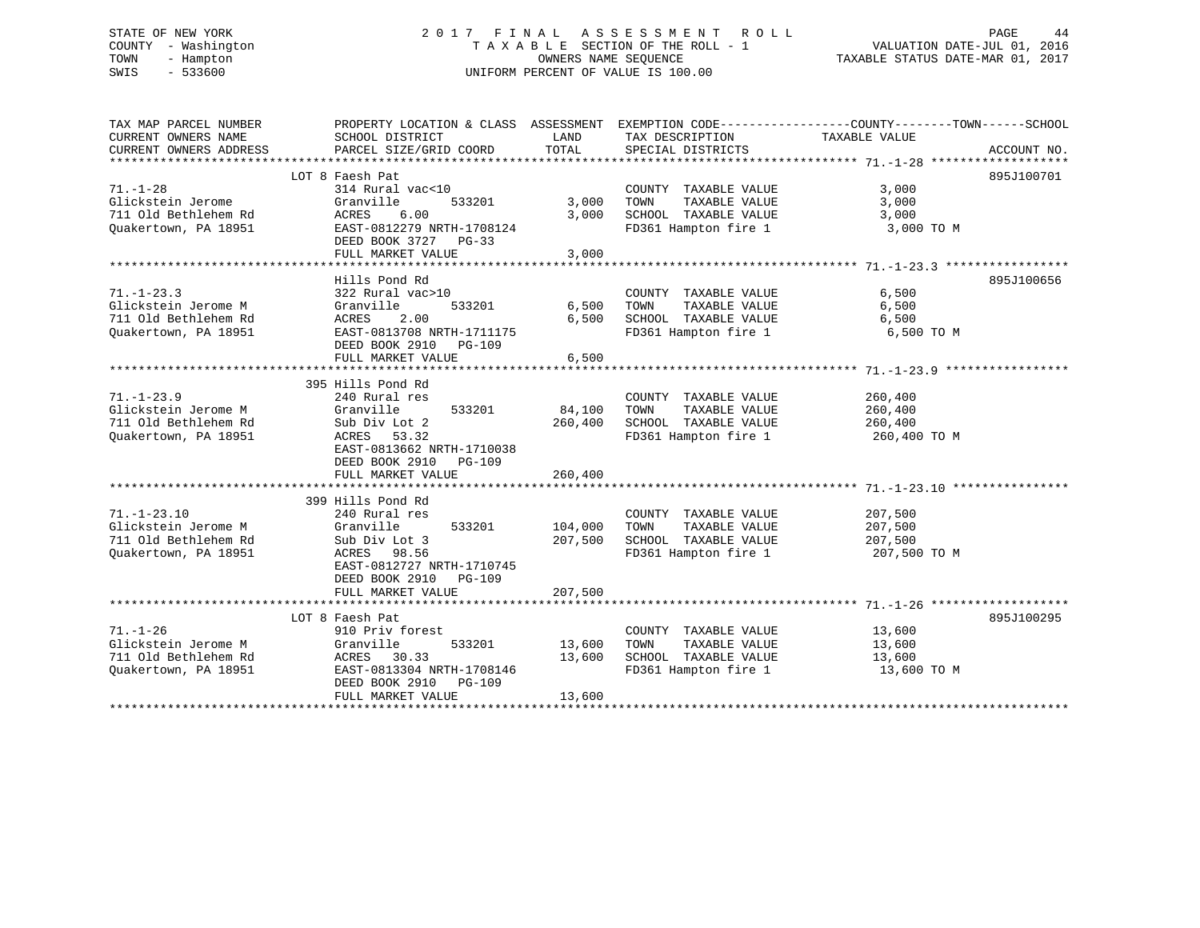STATE OF NEW YORK
COUNTY - Washington
TOWN - Hampton
SWIS - 533600

2 0 1 7 F I N A L A S S E S S M E N T R O L L
T A X A B L E SECTION OF THE ROLL - 1
OWNERS NAME SEQUENCE
UNIFORM PERCENT OF VALUE IS 100.00

VALUATION DATE-JUL 01, 2016
TAXABLE STATUS DATE-MAR 01, 2017

| TAX MAP PARCEL NUMBER / CURRENT OWNERS NAME / CURRENT OWNERS ADDRESS | PROPERTY LOCATION & CLASS / SCHOOL DISTRICT / PARCEL SIZE/GRID COORD | ASSESSMENT LAND / TOTAL | EXEMPTION CODE / TAX DESCRIPTION / SPECIAL DISTRICTS | COUNTY--TOWN--SCHOOL TAXABLE VALUE | ACCOUNT NO. |
|---|---|---|---|---|---|
| **71.-1-28** | LOT 8 Faesh Pat | | | | 895J100701 |
| Glickstein Jerome | 314 Rural vac<10 | | COUNTY TAXABLE VALUE | 3,000 | |
| 711 Old Bethlehem Rd | Granville 533201 | 3,000 | TOWN TAXABLE VALUE | 3,000 | |
| Quakertown, PA 18951 | ACRES 6.00 | 3,000 | SCHOOL TAXABLE VALUE | 3,000 | |
| | EAST-0812279 NRTH-1708124 | | FD361 Hampton fire 1 | 3,000 TO M | |
| | DEED BOOK 3727 PG-33 | | | | |
| | FULL MARKET VALUE | 3,000 | | | |
| **71.-1-23.3** | Hills Pond Rd | | | | 895J100656 |
| Glickstein Jerome M | 322 Rural vac>10 | | COUNTY TAXABLE VALUE | 6,500 | |
| 711 Old Bethlehem Rd | Granville 533201 | 6,500 | TOWN TAXABLE VALUE | 6,500 | |
| Quakertown, PA 18951 | ACRES 2.00 | 6,500 | SCHOOL TAXABLE VALUE | 6,500 | |
| | EAST-0813708 NRTH-1711175 | | FD361 Hampton fire 1 | 6,500 TO M | |
| | DEED BOOK 2910 PG-109 | | | | |
| | FULL MARKET VALUE | 6,500 | | | |
| **71.-1-23.9** | 395 Hills Pond Rd | | | | |
| Glickstein Jerome M | 240 Rural res | | COUNTY TAXABLE VALUE | 260,400 | |
| 711 Old Bethlehem Rd | Granville 533201 | 84,100 | TOWN TAXABLE VALUE | 260,400 | |
| Quakertown, PA 18951 | Sub Div Lot 2 | 260,400 | SCHOOL TAXABLE VALUE | 260,400 | |
| | ACRES 53.32 | | FD361 Hampton fire 1 | 260,400 TO M | |
| | EAST-0813662 NRTH-1710038 | | | | |
| | DEED BOOK 2910 PG-109 | | | | |
| | FULL MARKET VALUE | 260,400 | | | |
| **71.-1-23.10** | 399 Hills Pond Rd | | | | |
| Glickstein Jerome M | 240 Rural res | | COUNTY TAXABLE VALUE | 207,500 | |
| 711 Old Bethlehem Rd | Granville 533201 | 104,000 | TOWN TAXABLE VALUE | 207,500 | |
| Quakertown, PA 18951 | Sub Div Lot 3 | 207,500 | SCHOOL TAXABLE VALUE | 207,500 | |
| | ACRES 98.56 | | FD361 Hampton fire 1 | 207,500 TO M | |
| | EAST-0812727 NRTH-1710745 | | | | |
| | DEED BOOK 2910 PG-109 | | | | |
| | FULL MARKET VALUE | 207,500 | | | |
| **71.-1-26** | LOT 8 Faesh Pat | | | | 895J100295 |
| Glickstein Jerome M | 910 Priv forest | | COUNTY TAXABLE VALUE | 13,600 | |
| 711 Old Bethlehem Rd | Granville 533201 | 13,600 | TOWN TAXABLE VALUE | 13,600 | |
| Quakertown, PA 18951 | ACRES 30.33 | 13,600 | SCHOOL TAXABLE VALUE | 13,600 | |
| | EAST-0813304 NRTH-1708146 | | FD361 Hampton fire 1 | 13,600 TO M | |
| | DEED BOOK 2910 PG-109 | | | | |
| | FULL MARKET VALUE | 13,600 | | | |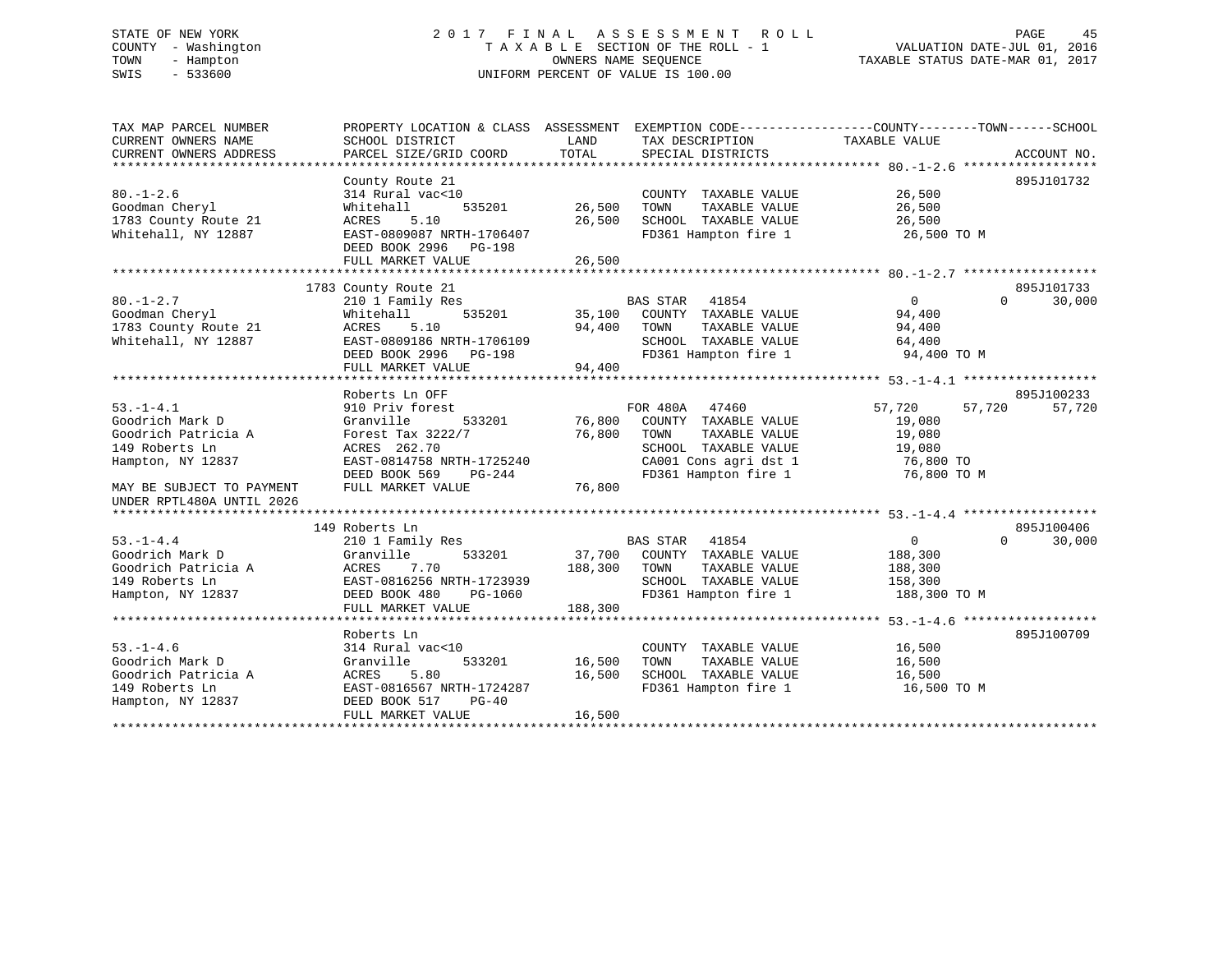STATE OF NEW YORK
COUNTY - Washington
TOWN - Hampton
SWIS - 533600

# 2017 FINAL ASSESSMENT ROLL
TAXABLE SECTION OF THE ROLL - 1
OWNERS NAME SEQUENCE
UNIFORM PERCENT OF VALUE IS 100.00

VALUATION DATE-JUL 01, 2016
TAXABLE STATUS DATE-MAR 01, 2017

```
TAX MAP PARCEL NUMBER          PROPERTY LOCATION & CLASS  ASSESSMENT  EXEMPTION CODE-----------------COUNTY--------TOWN------SCHOOL
CURRENT OWNERS NAME            SCHOOL DISTRICT               LAND      TAX DESCRIPTION              TAXABLE VALUE
CURRENT OWNERS ADDRESS         PARCEL SIZE/GRID COORD        TOTAL     SPECIAL DISTRICTS                                    ACCOUNT NO.
******************************************************************************************************* 80.-1-2.6 ******************
                               County Route 21                                                                          895J101732
80.-1-2.6                      314 Rural vac<10                         COUNTY  TAXABLE VALUE            26,500
Goodman Cheryl                 Whitehall       535201      26,500       TOWN    TAXABLE VALUE            26,500
1783 County Route 21           ACRES    5.10               26,500       SCHOOL  TAXABLE VALUE            26,500
Whitehall, NY 12887            EAST-0809087 NRTH-1706407                FD361 Hampton fire 1              26,500 TO M
                               DEED BOOK 2996   PG-198
                               FULL MARKET VALUE           26,500
******************************************************************************************************* 80.-1-2.7 ******************
                           1783 County Route 21                                                                         895J101733
80.-1-2.7                      210 1 Family Res                         BAS STAR   41854                 0            0     30,000
Goodman Cheryl                 Whitehall       535201      35,100       COUNTY  TAXABLE VALUE            94,400
1783 County Route 21           ACRES    5.10               94,400       TOWN    TAXABLE VALUE            94,400
Whitehall, NY 12887            EAST-0809186 NRTH-1706109                SCHOOL  TAXABLE VALUE            64,400
                               DEED BOOK 2996   PG-198                  FD361 Hampton fire 1              94,400 TO M
                               FULL MARKET VALUE           94,400
******************************************************************************************************* 53.-1-4.1 ******************
                               Roberts Ln OFF                                                                           895J100233
53.-1-4.1                      910 Priv forest                          FOR 480A   47460            57,720       57,720     57,720
Goodrich Mark D                Granville       533201      76,800       COUNTY  TAXABLE VALUE            19,080
Goodrich Patricia A            Forest Tax 3222/7           76,800       TOWN    TAXABLE VALUE            19,080
149 Roberts Ln                 ACRES  262.70                            SCHOOL  TAXABLE VALUE            19,080
Hampton, NY 12837              EAST-0814758 NRTH-1725240                CA001 Cons agri dst 1             76,800 TO
                               DEED BOOK 569    PG-244                  FD361 Hampton fire 1              76,800 TO M
MAY BE SUBJECT TO PAYMENT      FULL MARKET VALUE           76,800
UNDER RPTL480A UNTIL 2026
******************************************************************************************************* 53.-1-4.4 ******************
                           149 Roberts Ln                                                                               895J100406
53.-1-4.4                      210 1 Family Res                         BAS STAR   41854                 0            0     30,000
Goodrich Mark D                Granville       533201      37,700       COUNTY  TAXABLE VALUE           188,300
Goodrich Patricia A            ACRES    7.70              188,300       TOWN    TAXABLE VALUE           188,300
149 Roberts Ln                 EAST-0816256 NRTH-1723939                SCHOOL  TAXABLE VALUE           158,300
Hampton, NY 12837              DEED BOOK 480    PG-1060                 FD361 Hampton fire 1             188,300 TO M
                               FULL MARKET VALUE          188,300
******************************************************************************************************* 53.-1-4.6 ******************
                               Roberts Ln                                                                               895J100709
53.-1-4.6                      314 Rural vac<10                         COUNTY  TAXABLE VALUE            16,500
Goodrich Mark D                Granville       533201      16,500       TOWN    TAXABLE VALUE            16,500
Goodrich Patricia A            ACRES    5.80               16,500       SCHOOL  TAXABLE VALUE            16,500
149 Roberts Ln                 EAST-0816567 NRTH-1724287                FD361 Hampton fire 1              16,500 TO M
Hampton, NY 12837              DEED BOOK 517    PG-40
                               FULL MARKET VALUE           16,500
************************************************************************************************************************************
```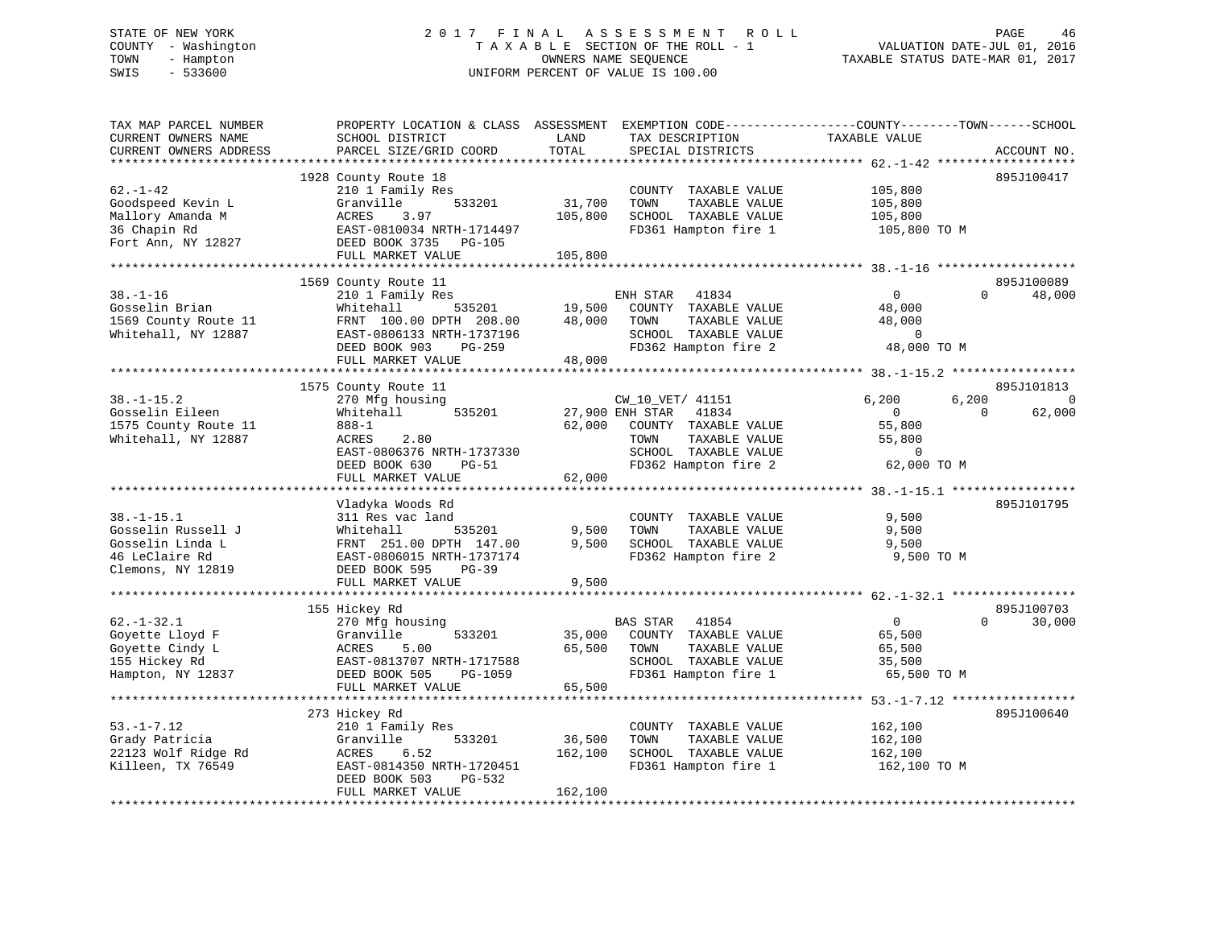STATE OF NEW YORK
COUNTY - Washington
TOWN - Hampton
SWIS - 533600

# 2017 FINAL ASSESSMENT ROLL

TAXABLE SECTION OF THE ROLL - 1
OWNERS NAME SEQUENCE
UNIFORM PERCENT OF VALUE IS 100.00

VALUATION DATE-JUL 01, 2016
TAXABLE STATUS DATE-MAR 01, 2017

```
TAX MAP PARCEL NUMBER        PROPERTY LOCATION & CLASS  ASSESSMENT  EXEMPTION CODE------------------COUNTY--------TOWN------SCHOOL
CURRENT OWNERS NAME          SCHOOL DISTRICT              LAND      TAX DESCRIPTION             TAXABLE VALUE
CURRENT OWNERS ADDRESS       PARCEL SIZE/GRID COORD       TOTAL     SPECIAL DISTRICTS                                      ACCOUNT NO.
******************************************************************************************************* 62.-1-42 *******************
                        1928 County Route 18                                                                             895J100417
62.-1-42                     210 1 Family Res                       COUNTY  TAXABLE VALUE          105,800
Goodspeed Kevin L            Granville       533201      31,700     TOWN    TAXABLE VALUE          105,800
Mallory Amanda M             ACRES    3.97              105,800     SCHOOL  TAXABLE VALUE          105,800
36 Chapin Rd                 EAST-0810034 NRTH-1714497              FD361 Hampton fire 1            105,800 TO M
Fort Ann, NY 12827           DEED BOOK 3735   PG-105
                             FULL MARKET VALUE          105,800
******************************************************************************************************* 38.-1-16 *******************
                        1569 County Route 11                                                                             895J100089
38.-1-16                     210 1 Family Res                       ENH STAR   41834                  0             0      48,000
Gosselin Brian               Whitehall       535201      19,500     COUNTY  TAXABLE VALUE           48,000
1569 County Route 11         FRNT 100.00 DPTH 208.00     48,000     TOWN    TAXABLE VALUE           48,000
Whitehall, NY 12887          EAST-0806133 NRTH-1737196              SCHOOL  TAXABLE VALUE                0
                             DEED BOOK 903    PG-259                FD362 Hampton fire 2             48,000 TO M
                             FULL MARKET VALUE           48,000
******************************************************************************************************* 38.-1-15.2 *****************
                        1575 County Route 11                                                                             895J101813
38.-1-15.2                   270 Mfg housing                        CW_10_VET/ 41151              6,200         6,200           0
Gosselin Eileen              Whitehall       535201      27,900 ENH STAR   41834                  0             0      62,000
1575 County Route 11         888-1                       62,000     COUNTY  TAXABLE VALUE           55,800
Whitehall, NY 12887          ACRES    2.80                          TOWN    TAXABLE VALUE           55,800
                             EAST-0806376 NRTH-1737330              SCHOOL  TAXABLE VALUE                0
                             DEED BOOK 630    PG-51                 FD362 Hampton fire 2             62,000 TO M
                             FULL MARKET VALUE           62,000
******************************************************************************************************* 38.-1-15.1 *****************
                             Vladyka Woods Rd                                                                            895J101795
38.-1-15.1                   311 Res vac land                       COUNTY  TAXABLE VALUE            9,500
Gosselin Russell J           Whitehall       535201       9,500     TOWN    TAXABLE VALUE            9,500
Gosselin Linda L             FRNT 251.00 DPTH 147.00      9,500     SCHOOL  TAXABLE VALUE            9,500
46 LeClaire Rd               EAST-0806015 NRTH-1737174              FD362 Hampton fire 2              9,500 TO M
Clemons, NY 12819            DEED BOOK 595    PG-39
                             FULL MARKET VALUE            9,500
******************************************************************************************************* 62.-1-32.1 *****************
                        155 Hickey Rd                                                                                    895J100703
62.-1-32.1                   270 Mfg housing                        BAS STAR   41854                  0             0      30,000
Goyette Lloyd F              Granville       533201      35,000     COUNTY  TAXABLE VALUE           65,500
Goyette Cindy L              ACRES    5.00               65,500     TOWN    TAXABLE VALUE           65,500
155 Hickey Rd                EAST-0813707 NRTH-1717588              SCHOOL  TAXABLE VALUE           35,500
Hampton, NY 12837            DEED BOOK 505    PG-1059               FD361 Hampton fire 1             65,500 TO M
                             FULL MARKET VALUE           65,500
******************************************************************************************************* 53.-1-7.12 *****************
                        273 Hickey Rd                                                                                    895J100640
53.-1-7.12                   210 1 Family Res                       COUNTY  TAXABLE VALUE          162,100
Grady Patricia               Granville       533201      36,500     TOWN    TAXABLE VALUE          162,100
22123 Wolf Ridge Rd          ACRES    6.52              162,100     SCHOOL  TAXABLE VALUE          162,100
Killeen, TX 76549            EAST-0814350 NRTH-1720451              FD361 Hampton fire 1            162,100 TO M
                             DEED BOOK 503    PG-532
                             FULL MARKET VALUE          162,100
************************************************************************************************************************************
```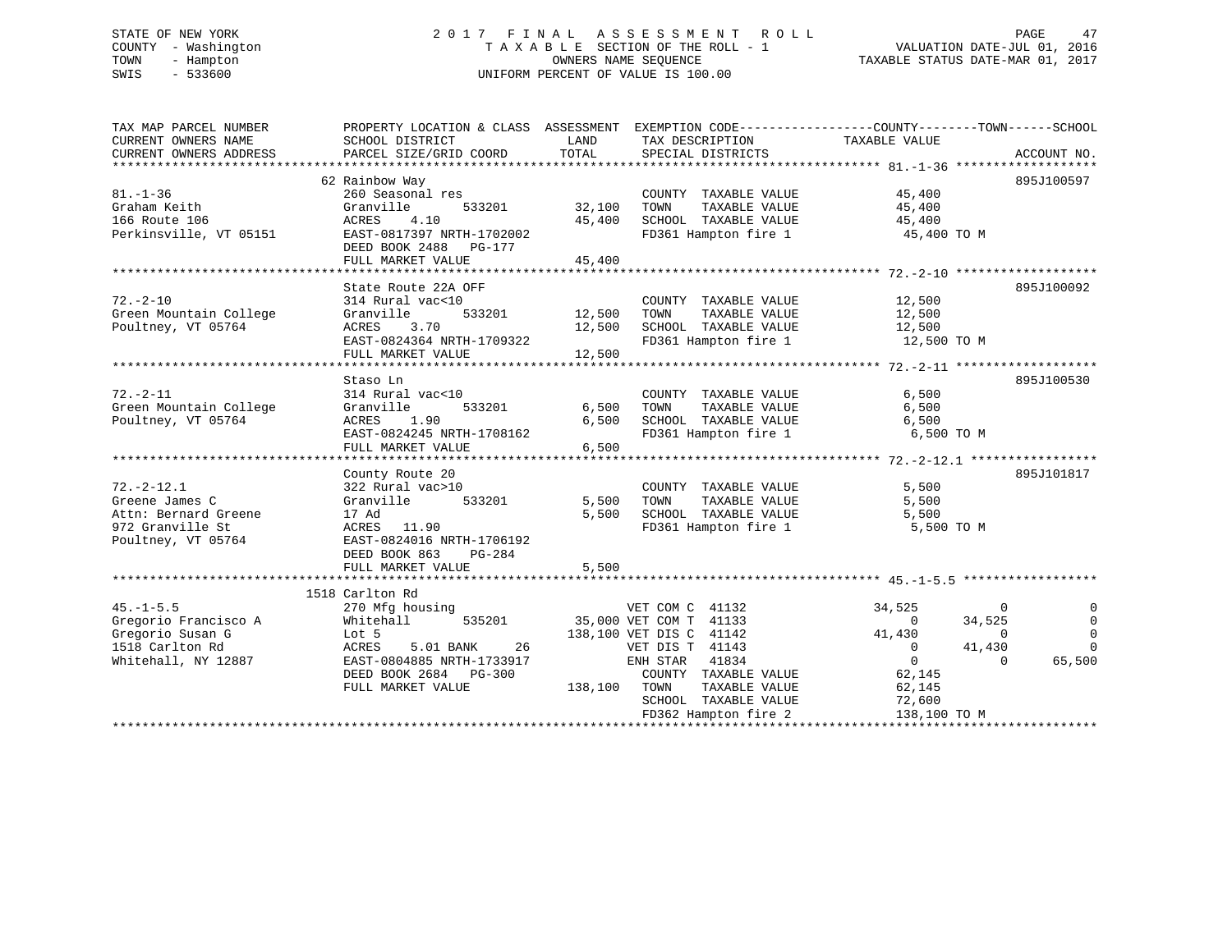STATE OF NEW YORK | 2017 FINAL ASSESSMENT ROLL | VALUATION DATE-JUL 01, 2016
COUNTY - Washington | TAXABLE SECTION OF THE ROLL - 1 | TAXABLE STATUS DATE-MAR 01, 2017
TOWN - Hampton | OWNERS NAME SEQUENCE
SWIS - 533600 | UNIFORM PERCENT OF VALUE IS 100.00

```
TAX MAP PARCEL NUMBER          PROPERTY LOCATION & CLASS  ASSESSMENT  EXEMPTION CODE-----------------COUNTY--------TOWN------SCHOOL
CURRENT OWNERS NAME            SCHOOL DISTRICT               LAND      TAX DESCRIPTION            TAXABLE VALUE
CURRENT OWNERS ADDRESS         PARCEL SIZE/GRID COORD        TOTAL     SPECIAL DISTRICTS                                  ACCOUNT NO.
******************************************************************************************************* 81.-1-36 ******************
                               62 Rainbow Way                                                                             895J100597
81.-1-36                       260 Seasonal res                        COUNTY  TAXABLE VALUE            45,400
Graham Keith                   Granville         533201      32,100    TOWN    TAXABLE VALUE            45,400
166 Route 106                  ACRES    4.10                 45,400    SCHOOL  TAXABLE VALUE            45,400
Perkinsville, VT 05151         EAST-0817397 NRTH-1702002               FD361 Hampton fire 1              45,400 TO M
                               DEED BOOK 2488   PG-177
                               FULL MARKET VALUE             45,400
******************************************************************************************************* 72.-2-10 ******************
                               State Route 22A OFF                                                                        895J100092
72.-2-10                       314 Rural vac<10                        COUNTY  TAXABLE VALUE            12,500
Green Mountain College         Granville         533201      12,500    TOWN    TAXABLE VALUE            12,500
Poultney, VT 05764             ACRES    3.70                 12,500    SCHOOL  TAXABLE VALUE            12,500
                               EAST-0824364 NRTH-1709322               FD361 Hampton fire 1              12,500 TO M
                               FULL MARKET VALUE             12,500
******************************************************************************************************* 72.-2-11 ******************
                               Staso Ln                                                                                   895J100530
72.-2-11                       314 Rural vac<10                        COUNTY  TAXABLE VALUE             6,500
Green Mountain College         Granville         533201       6,500    TOWN    TAXABLE VALUE             6,500
Poultney, VT 05764             ACRES    1.90                  6,500    SCHOOL  TAXABLE VALUE             6,500
                               EAST-0824245 NRTH-1708162               FD361 Hampton fire 1               6,500 TO M
                               FULL MARKET VALUE              6,500
******************************************************************************************************* 72.-2-12.1 ****************
                               County Route 20                                                                            895J101817
72.-2-12.1                     322 Rural vac>10                        COUNTY  TAXABLE VALUE             5,500
Greene James C                 Granville         533201       5,500    TOWN    TAXABLE VALUE             5,500
Attn: Bernard Greene           17 Ad                          5,500    SCHOOL  TAXABLE VALUE             5,500
972 Granville St               ACRES   11.90                           FD361 Hampton fire 1               5,500 TO M
Poultney, VT 05764             EAST-0824016 NRTH-1706192
                               DEED BOOK 863    PG-284
                               FULL MARKET VALUE              5,500
******************************************************************************************************* 45.-1-5.5 *****************
                               1518 Carlton Rd
45.-1-5.5                      270 Mfg housing                         VET COM C  41132                 34,525          0           0
Gregorio Francisco A           Whitehall         535201      35,000 VET COM T  41133                      0     34,525           0
Gregorio Susan G               Lot 5                        138,100 VET DIS C  41142                 41,430          0           0
1518 Carlton Rd                ACRES    5.01 BANK     26               VET DIS T  41143                      0     41,430           0
Whitehall, NY 12887            EAST-0804885 NRTH-1733917               ENH STAR   41834                      0          0      65,500
                               DEED BOOK 2684   PG-300                 COUNTY  TAXABLE VALUE            62,145
                               FULL MARKET VALUE            138,100    TOWN    TAXABLE VALUE            62,145
                                                                       SCHOOL  TAXABLE VALUE            72,600
                                                                       FD362 Hampton fire 2             138,100 TO M
************************************************************************************************************************************
```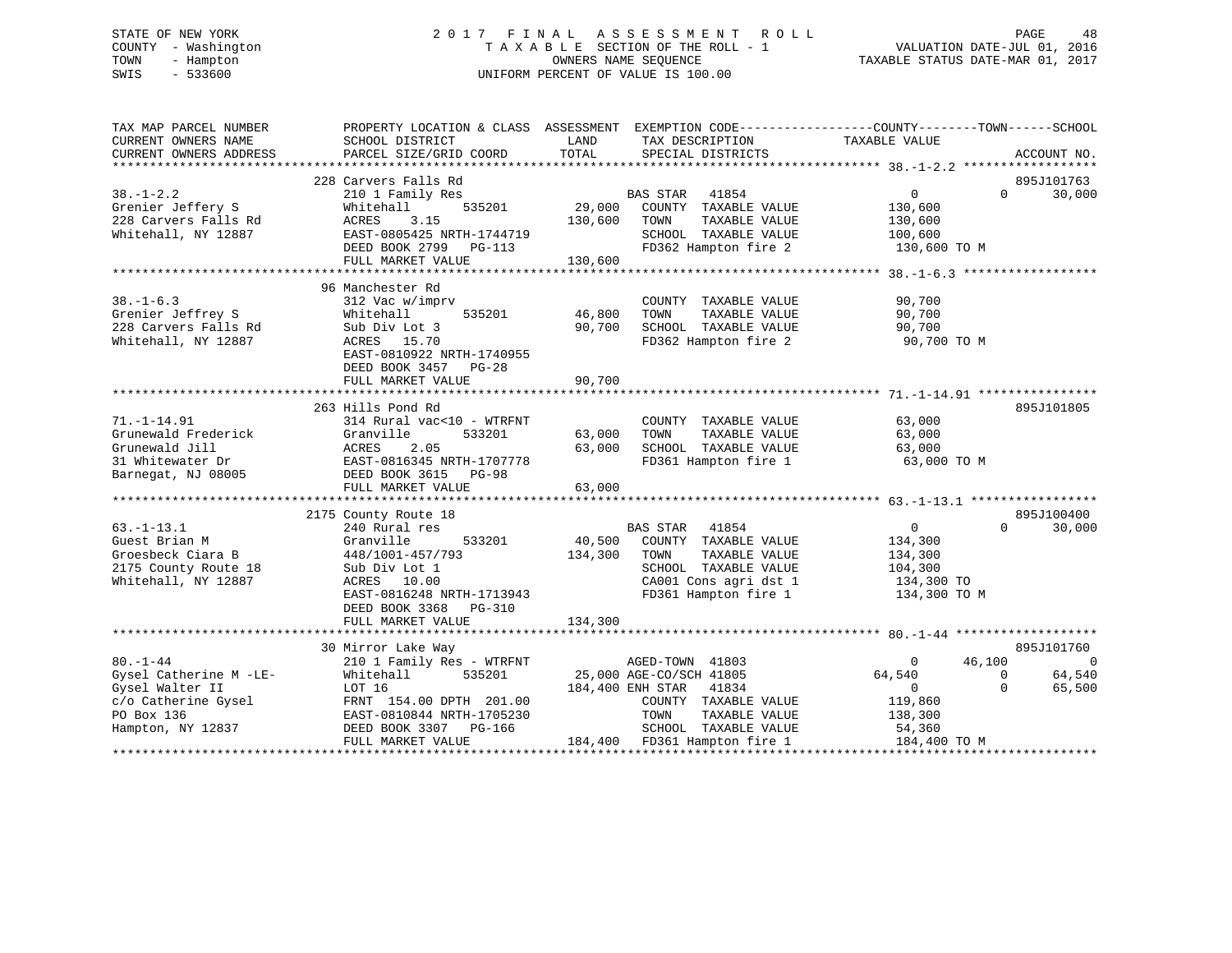STATE OF NEW YORK
COUNTY - Washington
TOWN - Hampton
SWIS - 533600

2017 FINAL ASSESSMENT ROLL
TAXABLE SECTION OF THE ROLL - 1
OWNERS NAME SEQUENCE
UNIFORM PERCENT OF VALUE IS 100.00

VALUATION DATE-JUL 01, 2016
TAXABLE STATUS DATE-MAR 01, 2017

```
TAX MAP PARCEL NUMBER          PROPERTY LOCATION & CLASS  ASSESSMENT  EXEMPTION CODE------------------COUNTY--------TOWN------SCHOOL
CURRENT OWNERS NAME            SCHOOL DISTRICT               LAND      TAX DESCRIPTION            TAXABLE VALUE
CURRENT OWNERS ADDRESS         PARCEL SIZE/GRID COORD        TOTAL     SPECIAL DISTRICTS                                   ACCOUNT NO.
******************************************************************************************************* 38.-1-2.2 ******************
                               228 Carvers Falls Rd                                                                     895J101763
38.-1-2.2                      210 1 Family Res                       BAS STAR   41854                0             0      30,000
Grenier Jeffery S              Whitehall      535201        29,000    COUNTY  TAXABLE VALUE         130,600
228 Carvers Falls Rd           ACRES    3.15               130,600    TOWN    TAXABLE VALUE         130,600
Whitehall, NY 12887            EAST-0805425 NRTH-1744719              SCHOOL  TAXABLE VALUE         100,600
                               DEED BOOK 2799   PG-113                FD362 Hampton fire 2           130,600 TO M
                               FULL MARKET VALUE           130,600
******************************************************************************************************* 38.-1-6.3 ******************
                               96 Manchester Rd
38.-1-6.3                      312 Vac w/imprv                        COUNTY  TAXABLE VALUE          90,700
Grenier Jeffrey S              Whitehall      535201        46,800    TOWN    TAXABLE VALUE          90,700
228 Carvers Falls Rd           Sub Div Lot 3                90,700    SCHOOL  TAXABLE VALUE          90,700
Whitehall, NY 12887            ACRES   15.70                          FD362 Hampton fire 2            90,700 TO M
                               EAST-0810922 NRTH-1740955
                               DEED BOOK 3457   PG-28
                               FULL MARKET VALUE            90,700
******************************************************************************************************* 71.-1-14.91 ****************
                               263 Hills Pond Rd                                                                        895J101805
71.-1-14.91                    314 Rural vac<10 - WTRFNT              COUNTY  TAXABLE VALUE          63,000
Grunewald Frederick            Granville      533201        63,000    TOWN    TAXABLE VALUE          63,000
Grunewald Jill                 ACRES    2.05                63,000    SCHOOL  TAXABLE VALUE          63,000
31 Whitewater Dr               EAST-0816345 NRTH-1707778              FD361 Hampton fire 1            63,000 TO M
Barnegat, NJ 08005             DEED BOOK 3615   PG-98
                               FULL MARKET VALUE            63,000
******************************************************************************************************* 63.-1-13.1 *****************
                               2175 County Route 18                                                                     895J100400
63.-1-13.1                     240 Rural res                          BAS STAR   41854                0             0      30,000
Guest Brian M                  Granville      533201        40,500    COUNTY  TAXABLE VALUE         134,300
Groesbeck Ciara B              448/1001-457/793            134,300    TOWN    TAXABLE VALUE         134,300
2175 County Route 18           Sub Div Lot 1                          SCHOOL  TAXABLE VALUE         104,300
Whitehall, NY 12887            ACRES   10.00                          CA001 Cons agri dst 1          134,300 TO
                               EAST-0816248 NRTH-1713943              FD361 Hampton fire 1           134,300 TO M
                               DEED BOOK 3368   PG-310
                               FULL MARKET VALUE           134,300
******************************************************************************************************* 80.-1-44 *******************
                               30 Mirror Lake Way                                                                       895J101760
80.-1-44                       210 1 Family Res - WTRFNT              AGED-TOWN  41803                0        46,100           0
Gysel Catherine M -LE-         Whitehall      535201        25,000 AGE-CO/SCH 41805              64,540             0      64,540
Gysel Walter II                LOT 16                      184,400 ENH STAR   41834                0             0      65,500
c/o Catherine Gysel            FRNT 154.00 DPTH 201.00                COUNTY  TAXABLE VALUE         119,860
PO Box 136                     EAST-0810844 NRTH-1705230              TOWN    TAXABLE VALUE         138,300
Hampton, NY 12837              DEED BOOK 3307   PG-166                SCHOOL  TAXABLE VALUE          54,360
                               FULL MARKET VALUE           184,400    FD361 Hampton fire 1           184,400 TO M
************************************************************************************************************************************
```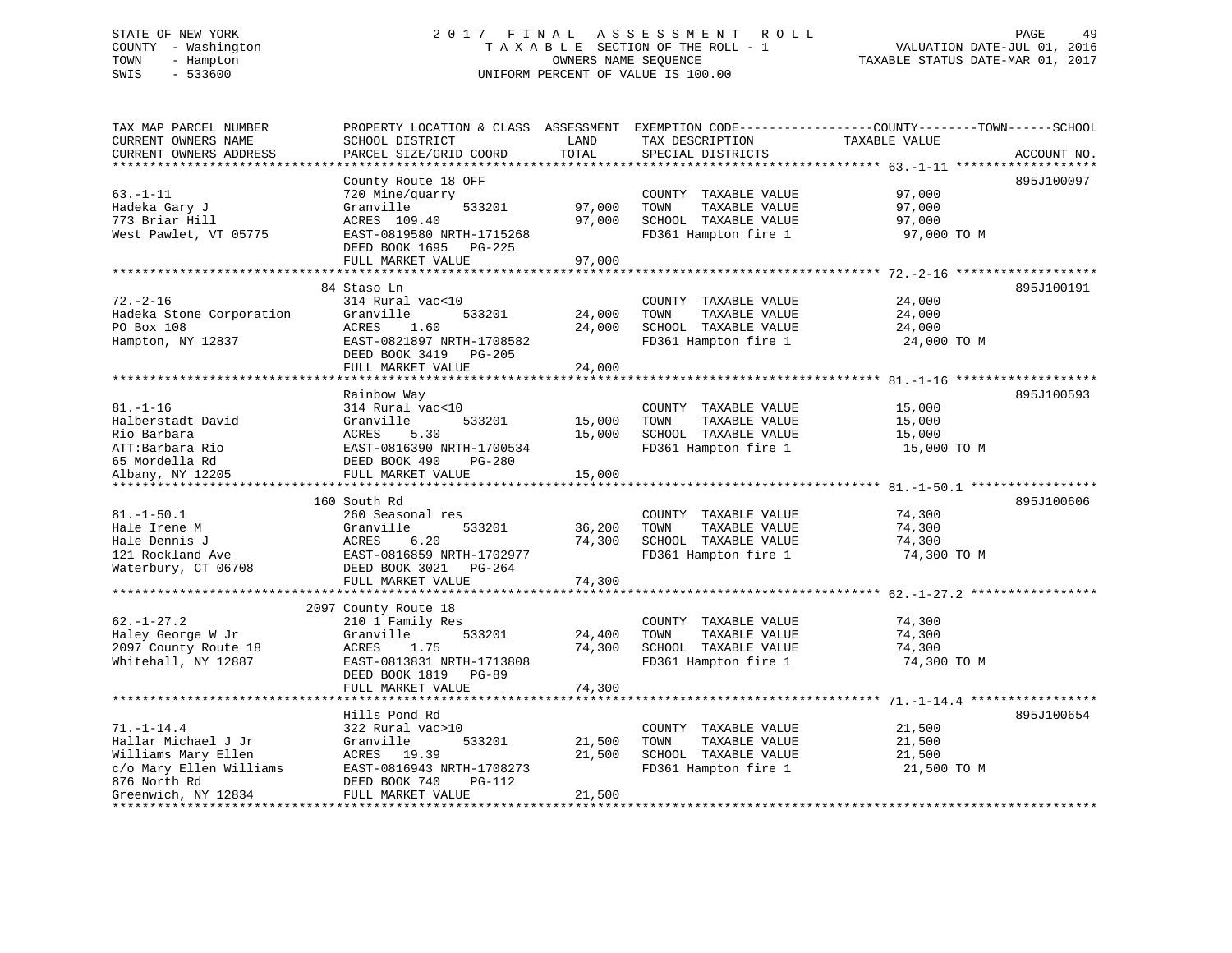STATE OF NEW YORK
COUNTY - Washington
TOWN - Hampton
SWIS - 533600

# 2017 FINAL ASSESSMENT ROLL
TAXABLE SECTION OF THE ROLL - 1
OWNERS NAME SEQUENCE
UNIFORM PERCENT OF VALUE IS 100.00

VALUATION DATE-JUL 01, 2016
TAXABLE STATUS DATE-MAR 01, 2017

| TAX MAP PARCEL NUMBER / CURRENT OWNERS NAME / CURRENT OWNERS ADDRESS | PROPERTY LOCATION & CLASS / SCHOOL DISTRICT / PARCEL SIZE/GRID COORD | ASSESSMENT LAND | TOTAL | EXEMPTION CODE / TAX DESCRIPTION / SPECIAL DISTRICTS | TAXABLE VALUE (COUNTY / TOWN / SCHOOL) | ACCOUNT NO. |
|---|---|---|---|---|---|---|
| **63.-1-11** | County Route 18 OFF | | | | | 895J100097 |
| Hadeka Gary J | 720 Mine/quarry | | | COUNTY TAXABLE VALUE | 97,000 | |
| 773 Briar Hill | Granville 533201 | 97,000 | | TOWN TAXABLE VALUE | 97,000 | |
| West Pawlet, VT 05775 | ACRES 109.40 | | 97,000 | SCHOOL TAXABLE VALUE | 97,000 | |
| | EAST-0819580 NRTH-1715268 | | | FD361 Hampton fire 1 | 97,000 TO M | |
| | DEED BOOK 1695 PG-225 | | | | | |
| | FULL MARKET VALUE | | 97,000 | | | |
| **72.-2-16** | 84 Staso Ln | | | | | 895J100191 |
| Hadeka Stone Corporation | 314 Rural vac<10 | | | COUNTY TAXABLE VALUE | 24,000 | |
| PO Box 108 | Granville 533201 | 24,000 | | TOWN TAXABLE VALUE | 24,000 | |
| Hampton, NY 12837 | ACRES 1.60 | | 24,000 | SCHOOL TAXABLE VALUE | 24,000 | |
| | EAST-0821897 NRTH-1708582 | | | FD361 Hampton fire 1 | 24,000 TO M | |
| | DEED BOOK 3419 PG-205 | | | | | |
| | FULL MARKET VALUE | | 24,000 | | | |
| **81.-1-16** | Rainbow Way | | | | | 895J100593 |
| Halberstadt David | 314 Rural vac<10 | | | COUNTY TAXABLE VALUE | 15,000 | |
| Rio Barbara | Granville 533201 | 15,000 | | TOWN TAXABLE VALUE | 15,000 | |
| ATT:Barbara Rio | ACRES 5.30 | | 15,000 | SCHOOL TAXABLE VALUE | 15,000 | |
| 65 Mordella Rd | EAST-0816390 NRTH-1700534 | | | FD361 Hampton fire 1 | 15,000 TO M | |
| Albany, NY 12205 | DEED BOOK 490 PG-280 | | | | | |
| | FULL MARKET VALUE | | 15,000 | | | |
| **81.-1-50.1** | 160 South Rd | | | | | 895J100606 |
| Hale Irene M | 260 Seasonal res | | | COUNTY TAXABLE VALUE | 74,300 | |
| Hale Dennis J | Granville 533201 | 36,200 | | TOWN TAXABLE VALUE | 74,300 | |
| 121 Rockland Ave | ACRES 6.20 | | 74,300 | SCHOOL TAXABLE VALUE | 74,300 | |
| Waterbury, CT 06708 | EAST-0816859 NRTH-1702977 | | | FD361 Hampton fire 1 | 74,300 TO M | |
| | DEED BOOK 3021 PG-264 | | | | | |
| | FULL MARKET VALUE | | 74,300 | | | |
| **62.-1-27.2** | 2097 County Route 18 | | | | | |
| Haley George W Jr | 210 1 Family Res | | | COUNTY TAXABLE VALUE | 74,300 | |
| 2097 County Route 18 | Granville 533201 | 24,400 | | TOWN TAXABLE VALUE | 74,300 | |
| Whitehall, NY 12887 | ACRES 1.75 | | 74,300 | SCHOOL TAXABLE VALUE | 74,300 | |
| | EAST-0813831 NRTH-1713808 | | | FD361 Hampton fire 1 | 74,300 TO M | |
| | DEED BOOK 1819 PG-89 | | | | | |
| | FULL MARKET VALUE | | 74,300 | | | |
| **71.-1-14.4** | Hills Pond Rd | | | | | 895J100654 |
| Hallar Michael J Jr | 322 Rural vac>10 | | | COUNTY TAXABLE VALUE | 21,500 | |
| Williams Mary Ellen | Granville 533201 | 21,500 | | TOWN TAXABLE VALUE | 21,500 | |
| c/o Mary Ellen Williams | ACRES 19.39 | | 21,500 | SCHOOL TAXABLE VALUE | 21,500 | |
| 876 North Rd | EAST-0816943 NRTH-1708273 | | | FD361 Hampton fire 1 | 21,500 TO M | |
| Greenwich, NY 12834 | DEED BOOK 740 PG-112 | | | | | |
| | FULL MARKET VALUE | | 21,500 | | | |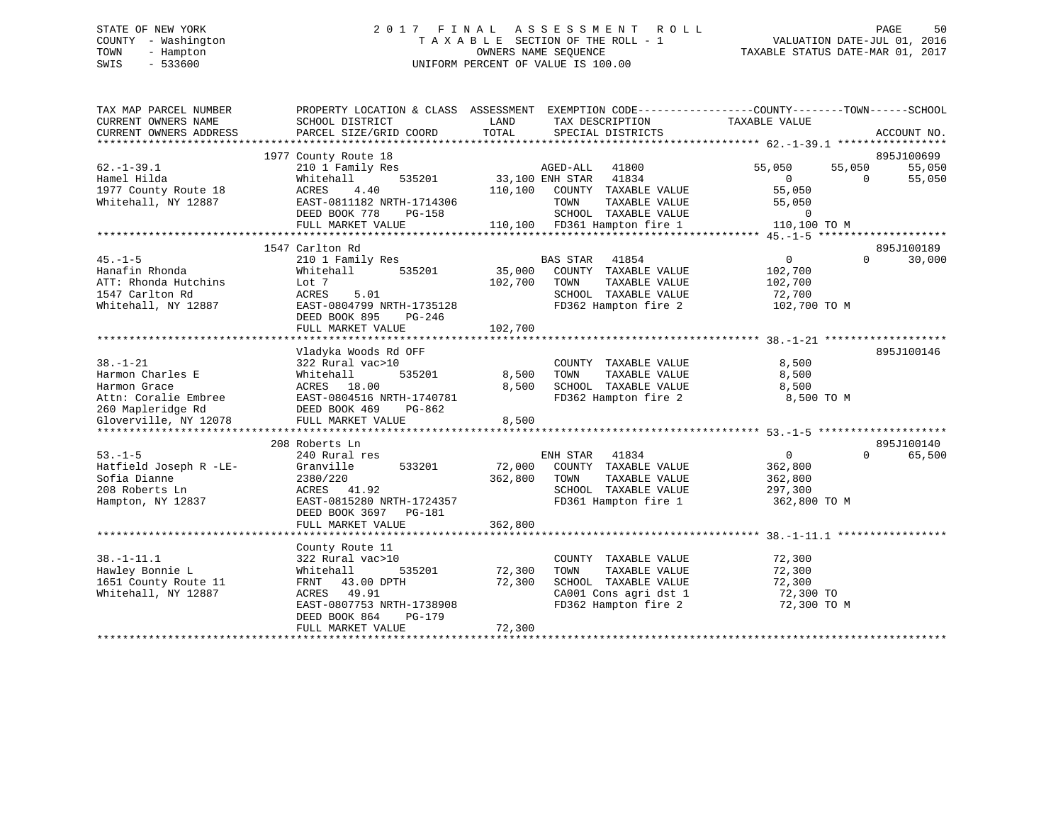STATE OF NEW YORK
COUNTY - Washington
TOWN - Hampton
SWIS - 533600

2017 FINAL ASSESSMENT ROLL
TAXABLE SECTION OF THE ROLL - 1
OWNERS NAME SEQUENCE
UNIFORM PERCENT OF VALUE IS 100.00

VALUATION DATE-JUL 01, 2016
TAXABLE STATUS DATE-MAR 01, 2017

```
TAX MAP PARCEL NUMBER          PROPERTY LOCATION & CLASS  ASSESSMENT  EXEMPTION CODE-----------------COUNTY--------TOWN------SCHOOL
CURRENT OWNERS NAME            SCHOOL DISTRICT               LAND       TAX DESCRIPTION              TAXABLE VALUE
CURRENT OWNERS ADDRESS         PARCEL SIZE/GRID COORD        TOTAL      SPECIAL DISTRICTS                                         ACCOUNT NO.
******************************************************************************************************* 62.-1-39.1 *****************
                               1977 County Route 18                                                                            895J100699
62.-1-39.1                     210 1 Family Res                   AGED-ALL   41800                55,050       55,050        55,050
Hamel Hilda                    Whitehall      535201       33,100 ENH STAR   41834                     0            0        55,050
1977 County Route 18           ACRES     4.40             110,100    COUNTY  TAXABLE VALUE          55,050
Whitehall, NY 12887            EAST-0811182 NRTH-1714306              TOWN    TAXABLE VALUE          55,050
                               DEED BOOK 778     PG-158               SCHOOL  TAXABLE VALUE               0
                               FULL MARKET VALUE             110,100  FD361 Hampton fire 1          110,100 TO M
******************************************************************************************************* 45.-1-5 ********************
                               1547 Carlton Rd                                                                                 895J100189
45.-1-5                        210 1 Family Res                   BAS STAR   41854                     0            0        30,000
Hanafin Rhonda                 Whitehall      535201       35,000    COUNTY  TAXABLE VALUE         102,700
ATT: Rhonda Hutchins           Lot 7                      102,700    TOWN    TAXABLE VALUE         102,700
1547 Carlton Rd                ACRES     5.01                        SCHOOL  TAXABLE VALUE          72,700
Whitehall, NY 12887            EAST-0804799 NRTH-1735128             FD362 Hampton fire 2          102,700 TO M
                               DEED BOOK 895     PG-246
                               FULL MARKET VALUE             102,700
******************************************************************************************************* 38.-1-21 *******************
                               Vladyka Woods Rd OFF                                                                            895J100146
38.-1-21                       322 Rural vac>10                      COUNTY  TAXABLE VALUE           8,500
Harmon Charles E               Whitehall      535201        8,500    TOWN    TAXABLE VALUE           8,500
Harmon Grace                   ACRES    18.00               8,500    SCHOOL  TAXABLE VALUE           8,500
Attn: Coralie Embree           EAST-0804516 NRTH-1740781             FD362 Hampton fire 2            8,500 TO M
260 Mapleridge Rd              DEED BOOK 469     PG-862
Gloverville, NY 12078          FULL MARKET VALUE               8,500
******************************************************************************************************* 53.-1-5 ********************
                               208 Roberts Ln                                                                                  895J100140
53.-1-5                        240 Rural res                      ENH STAR   41834                     0            0        65,500
Hatfield Joseph R -LE-         Granville      533201       72,000    COUNTY  TAXABLE VALUE         362,800
Sofia Dianne                   2380/220                   362,800    TOWN    TAXABLE VALUE         362,800
208 Roberts Ln                 ACRES    41.92                        SCHOOL  TAXABLE VALUE         297,300
Hampton, NY 12837              EAST-0815280 NRTH-1724357             FD361 Hampton fire 1          362,800 TO M
                               DEED BOOK 3697    PG-181
                               FULL MARKET VALUE             362,800
******************************************************************************************************* 38.-1-11.1 *****************
                               County Route 11
38.-1-11.1                     322 Rural vac>10                      COUNTY  TAXABLE VALUE          72,300
Hawley Bonnie L                Whitehall      535201       72,300    TOWN    TAXABLE VALUE          72,300
1651 County Route 11           FRNT    43.00 DPTH          72,300    SCHOOL  TAXABLE VALUE          72,300
Whitehall, NY 12887            ACRES    49.91                        CA001 Cons agri dst 1          72,300 TO
                               EAST-0807753 NRTH-1738908             FD362 Hampton fire 2           72,300 TO M
                               DEED BOOK 864     PG-179
                               FULL MARKET VALUE              72,300
************************************************************************************************************************************
```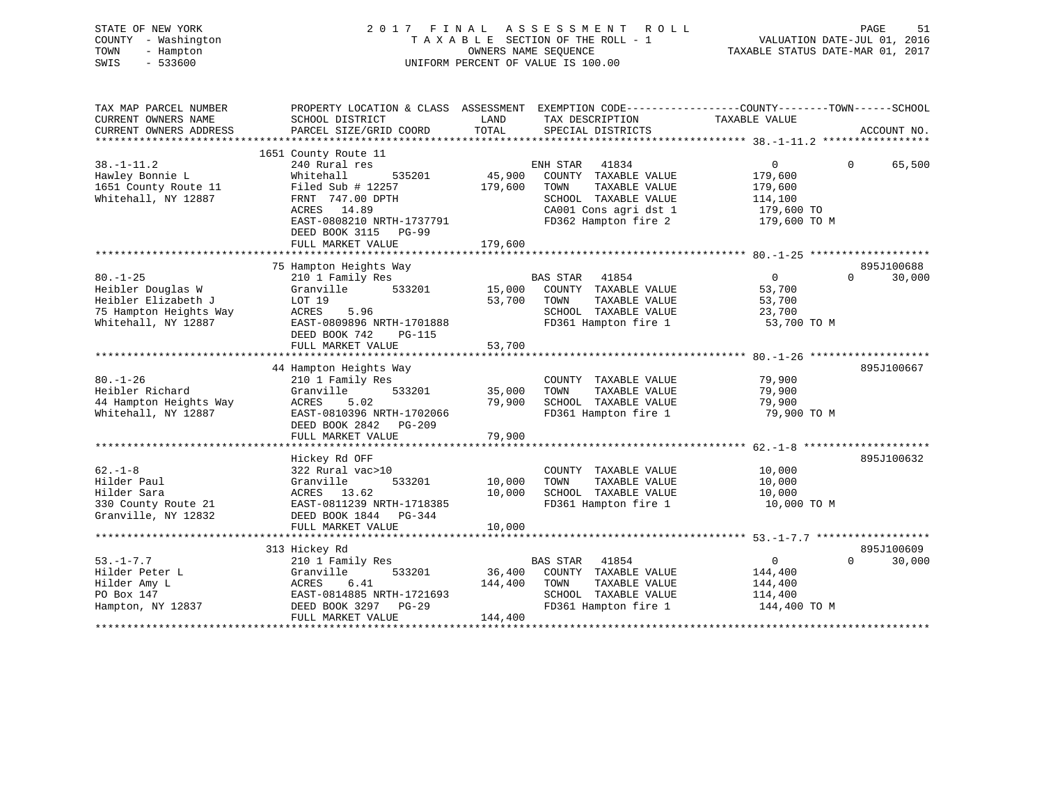STATE OF NEW YORK
COUNTY - Washington
TOWN - Hampton
SWIS - 533600

# 2017 FINAL ASSESSMENT ROLL

TAXABLE SECTION OF THE ROLL - 1
OWNERS NAME SEQUENCE
UNIFORM PERCENT OF VALUE IS 100.00

VALUATION DATE-JUL 01, 2016
TAXABLE STATUS DATE-MAR 01, 2017

```
TAX MAP PARCEL NUMBER      PROPERTY LOCATION & CLASS  ASSESSMENT  EXEMPTION CODE------------------COUNTY--------TOWN------SCHOOL
CURRENT OWNERS NAME        SCHOOL DISTRICT               LAND      TAX DESCRIPTION            TAXABLE VALUE
CURRENT OWNERS ADDRESS     PARCEL SIZE/GRID COORD        TOTAL     SPECIAL DISTRICTS                                     ACCOUNT NO.
******************************************************************************************************* 38.-1-11.2 *****************
                           1651 County Route 11
38.-1-11.2                 240 Rural res                           ENH STAR   41834               0              0     65,500
Hawley Bonnie L            Whitehall         535201      45,900    COUNTY  TAXABLE VALUE      179,600
1651 County Route 11       Filed Sub # 12257            179,600    TOWN    TAXABLE VALUE      179,600
Whitehall, NY 12887        FRNT  747.00 DPTH                       SCHOOL  TAXABLE VALUE      114,100
                           ACRES   14.89                           CA001 Cons agri dst 1      179,600 TO
                           EAST-0808210 NRTH-1737791               FD362 Hampton fire 2       179,600 TO M
                           DEED BOOK 3115   PG-99
                           FULL MARKET VALUE            179,600
******************************************************************************************************* 80.-1-25 *******************
                           75 Hampton Heights Way                                                                895J100688
80.-1-25                   210 1 Family Res                        BAS STAR   41854               0              0     30,000
Heibler Douglas W          Granville         533201      15,000    COUNTY  TAXABLE VALUE       53,700
Heibler Elizabeth J        LOT 19                        53,700    TOWN    TAXABLE VALUE       53,700
75 Hampton Heights Way     ACRES    5.96                           SCHOOL  TAXABLE VALUE       23,700
Whitehall, NY 12887        EAST-0809896 NRTH-1701888               FD361 Hampton fire 1        53,700 TO M
                           DEED BOOK 742    PG-115
                           FULL MARKET VALUE             53,700
******************************************************************************************************* 80.-1-26 *******************
                           44 Hampton Heights Way                                                                895J100667
80.-1-26                   210 1 Family Res                        COUNTY  TAXABLE VALUE       79,900
Heibler Richard            Granville         533201      35,000    TOWN    TAXABLE VALUE       79,900
44 Hampton Heights Way     ACRES    5.02                 79,900    SCHOOL  TAXABLE VALUE       79,900
Whitehall, NY 12887        EAST-0810396 NRTH-1702066               FD361 Hampton fire 1        79,900 TO M
                           DEED BOOK 2842   PG-209
                           FULL MARKET VALUE             79,900
******************************************************************************************************* 62.-1-8 ********************
                           Hickey Rd OFF                                                                         895J100632
62.-1-8                    322 Rural vac>10                        COUNTY  TAXABLE VALUE       10,000
Hilder Paul                Granville         533201      10,000    TOWN    TAXABLE VALUE       10,000
Hilder Sara                ACRES   13.62                 10,000    SCHOOL  TAXABLE VALUE       10,000
330 County Route 21        EAST-0811239 NRTH-1718385               FD361 Hampton fire 1        10,000 TO M
Granville, NY 12832        DEED BOOK 1844   PG-344
                           FULL MARKET VALUE             10,000
******************************************************************************************************* 53.-1-7.7 ******************
                           313 Hickey Rd                                                                         895J100609
53.-1-7.7                  210 1 Family Res                        BAS STAR   41854               0              0     30,000
Hilder Peter L             Granville         533201      36,400    COUNTY  TAXABLE VALUE      144,400
Hilder Amy L               ACRES    6.41                144,400    TOWN    TAXABLE VALUE      144,400
PO Box 147                 EAST-0814885 NRTH-1721693               SCHOOL  TAXABLE VALUE      114,400
Hampton, NY 12837          DEED BOOK 3297   PG-29                  FD361 Hampton fire 1       144,400 TO M
                           FULL MARKET VALUE            144,400
************************************************************************************************************************************
```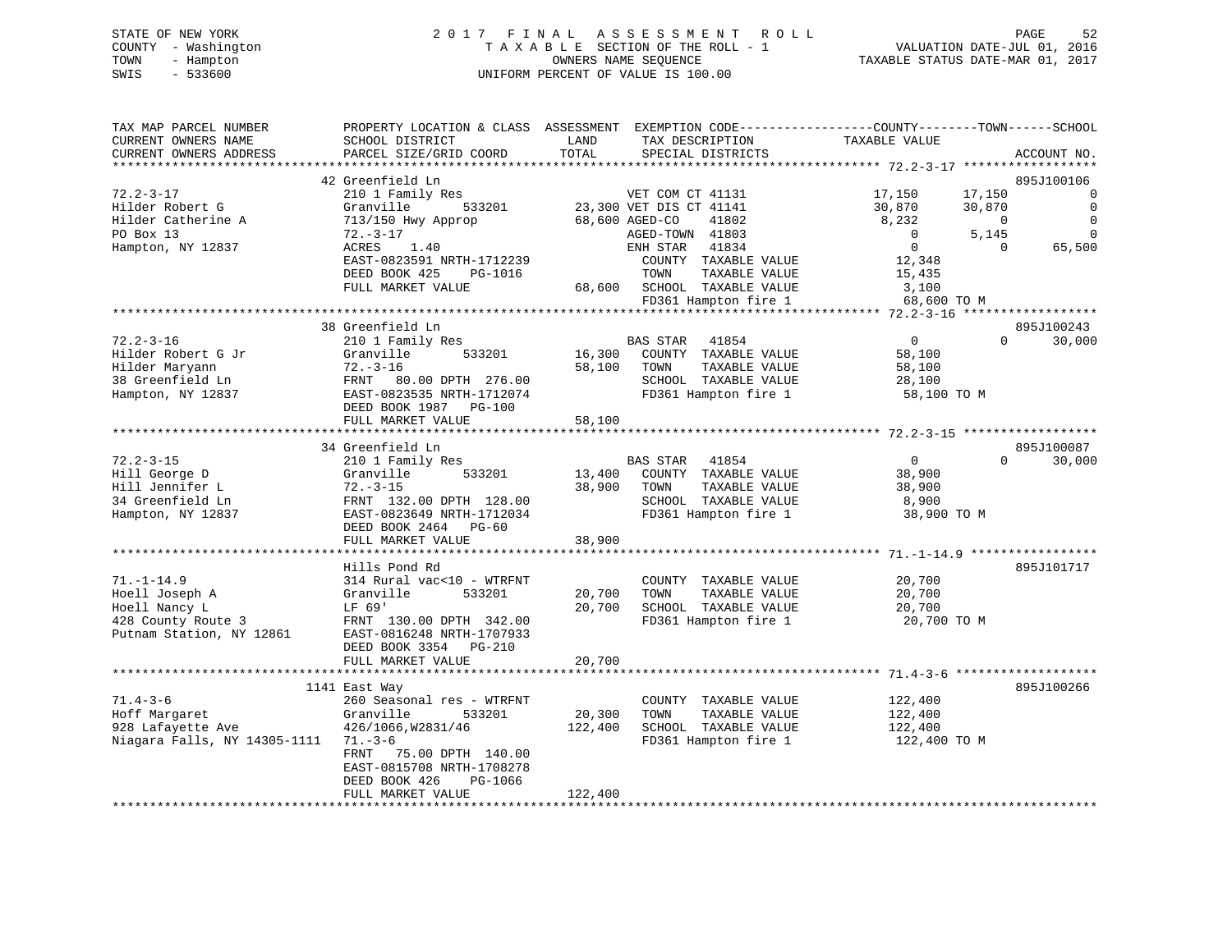STATE OF NEW YORK — 2017 FINAL ASSESSMENT ROLL
COUNTY - Washington — TAXABLE SECTION OF THE ROLL - 1 — VALUATION DATE-JUL 01, 2016
TOWN - Hampton — OWNERS NAME SEQUENCE — TAXABLE STATUS DATE-MAR 01, 2017
SWIS - 533600 — UNIFORM PERCENT OF VALUE IS 100.00

```
TAX MAP PARCEL NUMBER          PROPERTY LOCATION & CLASS  ASSESSMENT  EXEMPTION CODE-----------------COUNTY--------TOWN------SCHOOL
CURRENT OWNERS NAME            SCHOOL DISTRICT               LAND      TAX DESCRIPTION            TAXABLE VALUE
CURRENT OWNERS ADDRESS         PARCEL SIZE/GRID COORD        TOTAL     SPECIAL DISTRICTS                                      ACCOUNT NO.
*********************************************************************************************** 72.2-3-17 ******************
                               42 Greenfield Ln                                                                              895J100106
72.2-3-17                      210 1 Family Res                      VET COM CT 41131              17,150        17,150              0
Hilder Robert G                Granville        533201        23,300 VET DIS CT 41141              30,870        30,870              0
Hilder Catherine A             713/150 Hwy Approp            68,600 AGED-CO     41802               8,232             0              0
PO Box 13                      72.-3-17                              AGED-TOWN  41803                   0         5,145              0
Hampton, NY 12837              ACRES    1.40                         ENH STAR   41834                   0             0         65,500
                               EAST-0823591 NRTH-1712239             COUNTY  TAXABLE VALUE         12,348
                               DEED BOOK 425     PG-1016             TOWN    TAXABLE VALUE         15,435
                               FULL MARKET VALUE             68,600  SCHOOL  TAXABLE VALUE          3,100
                                                                     FD361 Hampton fire 1          68,600 TO M
*********************************************************************************************** 72.2-3-16 ******************
                               38 Greenfield Ln                                                                              895J100243
72.2-3-16                      210 1 Family Res                      BAS STAR   41854                   0             0         30,000
Hilder Robert G Jr             Granville        533201        16,300   COUNTY  TAXABLE VALUE         58,100
Hilder Maryann                 72.-3-16                      58,100   TOWN    TAXABLE VALUE         58,100
38 Greenfield Ln               FRNT   80.00 DPTH 276.00               SCHOOL  TAXABLE VALUE         28,100
Hampton, NY 12837              EAST-0823535 NRTH-1712074              FD361 Hampton fire 1          58,100 TO M
                               DEED BOOK 1987    PG-100
                               FULL MARKET VALUE             58,100
*********************************************************************************************** 72.2-3-15 ******************
                               34 Greenfield Ln                                                                              895J100087
72.2-3-15                      210 1 Family Res                      BAS STAR   41854                   0             0         30,000
Hill George D                  Granville        533201        13,400   COUNTY  TAXABLE VALUE         38,900
Hill Jennifer L                72.-3-15                      38,900   TOWN    TAXABLE VALUE         38,900
34 Greenfield Ln               FRNT  132.00 DPTH 128.00               SCHOOL  TAXABLE VALUE          8,900
Hampton, NY 12837              EAST-0823649 NRTH-1712034              FD361 Hampton fire 1          38,900 TO M
                               DEED BOOK 2464    PG-60
                               FULL MARKET VALUE             38,900
*********************************************************************************************** 71.-1-14.9 *****************
                               Hills Pond Rd                                                                                 895J101717
71.-1-14.9                     314 Rural vac<10 - WTRFNT              COUNTY  TAXABLE VALUE         20,700
Hoell Joseph A                 Granville        533201        20,700   TOWN    TAXABLE VALUE         20,700
Hoell Nancy L                  LF 69'                        20,700   SCHOOL  TAXABLE VALUE         20,700
428 County Route 3             FRNT  130.00 DPTH 342.00               FD361 Hampton fire 1          20,700 TO M
Putnam Station, NY 12861       EAST-0816248 NRTH-1707933
                               DEED BOOK 3354    PG-210
                               FULL MARKET VALUE             20,700
*********************************************************************************************** 71.4-3-6 *******************
                               1141 East Way                                                                                 895J100266
71.4-3-6                       260 Seasonal res - WTRFNT              COUNTY  TAXABLE VALUE        122,400
Hoff Margaret                  Granville        533201        20,300   TOWN    TAXABLE VALUE        122,400
928 Lafayette Ave              426/1066,W2831/46            122,400   SCHOOL  TAXABLE VALUE        122,400
Niagara Falls, NY 14305-1111   71.-3-6                                FD361 Hampton fire 1         122,400 TO M
                               FRNT   75.00 DPTH 140.00
                               EAST-0815708 NRTH-1708278
                               DEED BOOK 426     PG-1066
                               FULL MARKET VALUE            122,400
********************************************************************************************************************************
```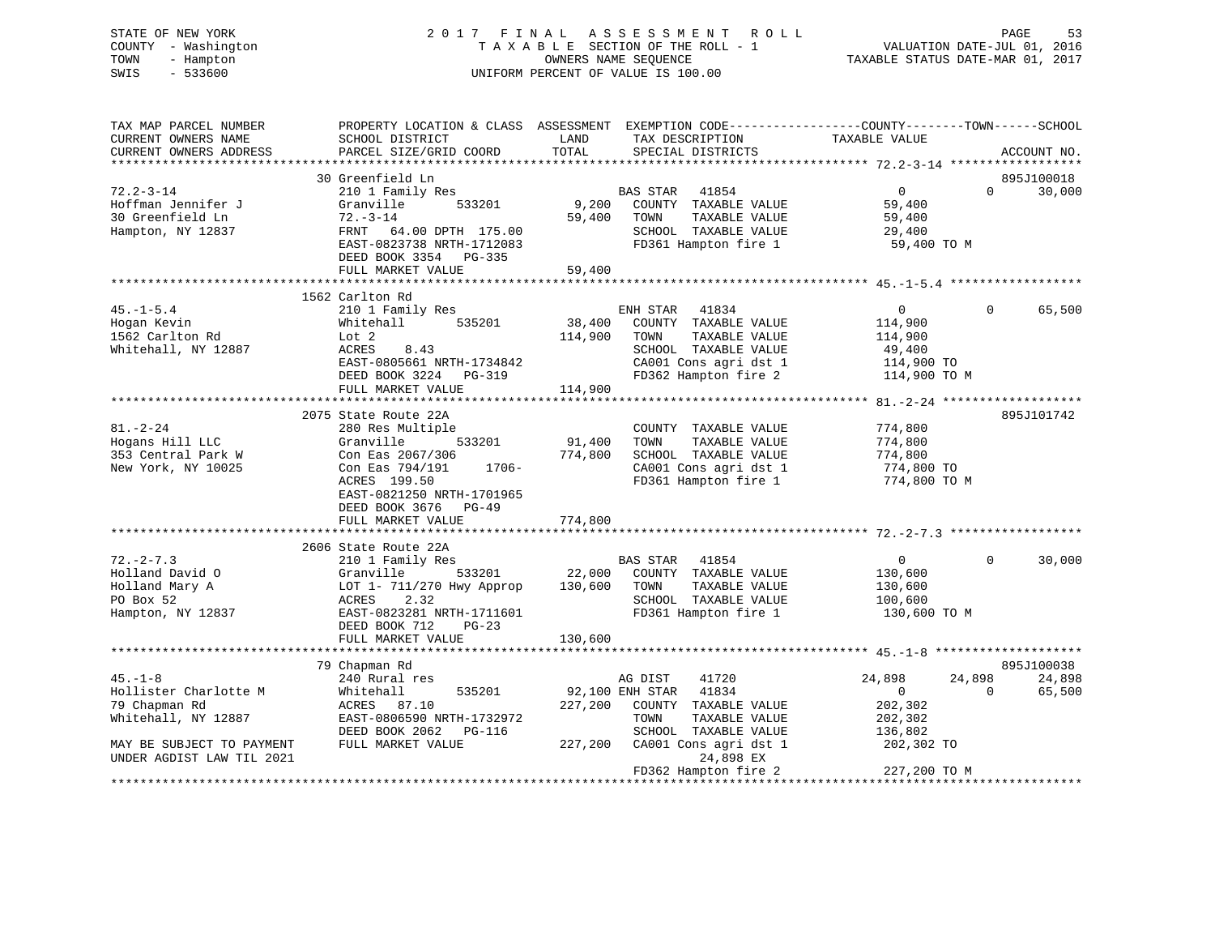STATE OF NEW YORK
COUNTY - Washington
TOWN - Hampton
SWIS - 533600

2 0 1 7 F I N A L A S S E S S M E N T R O L L
T A X A B L E SECTION OF THE ROLL - 1
OWNERS NAME SEQUENCE
UNIFORM PERCENT OF VALUE IS 100.00

VALUATION DATE-JUL 01, 2016
TAXABLE STATUS DATE-MAR 01, 2017

```
TAX MAP PARCEL NUMBER          PROPERTY LOCATION & CLASS  ASSESSMENT  EXEMPTION CODE------------------COUNTY--------TOWN------SCHOOL
CURRENT OWNERS NAME            SCHOOL DISTRICT             LAND       TAX DESCRIPTION             TAXABLE VALUE
CURRENT OWNERS ADDRESS         PARCEL SIZE/GRID COORD      TOTAL      SPECIAL DISTRICTS                                    ACCOUNT NO.
******************************************************************************************************* 72.2-3-14 ******************
                          30 Greenfield Ln                                                                               895J100018
72.2-3-14                      210 1 Family Res                       BAS STAR   41854                  0           0        30,000
Hoffman Jennifer J             Granville        533201       9,200    COUNTY  TAXABLE VALUE            59,400
30 Greenfield Ln               72.-3-14                     59,400    TOWN    TAXABLE VALUE            59,400
Hampton, NY 12837              FRNT   64.00 DPTH 175.00               SCHOOL  TAXABLE VALUE            29,400
                               EAST-0823738 NRTH-1712083              FD361 Hampton fire 1              59,400 TO M
                               DEED BOOK 3354   PG-335
                               FULL MARKET VALUE            59,400
******************************************************************************************************* 45.-1-5.4 ******************
                          1562 Carlton Rd
45.-1-5.4                      210 1 Family Res                       ENH STAR   41834                  0           0        65,500
Hogan Kevin                    Whitehall        535201      38,400    COUNTY  TAXABLE VALUE           114,900
1562 Carlton Rd                Lot 2                       114,900    TOWN    TAXABLE VALUE           114,900
Whitehall, NY 12887            ACRES    8.43                          SCHOOL  TAXABLE VALUE            49,400
                               EAST-0805661 NRTH-1734842              CA001 Cons agri dst 1            114,900 TO
                               DEED BOOK 3224   PG-319                FD362 Hampton fire 2             114,900 TO M
                               FULL MARKET VALUE           114,900
******************************************************************************************************* 81.-2-24 *******************
                          2075 State Route 22A                                                                           895J101742
81.-2-24                       280 Res Multiple                       COUNTY  TAXABLE VALUE           774,800
Hogans Hill LLC                Granville        533201      91,400    TOWN    TAXABLE VALUE           774,800
353 Central Park W             Con Eas 2067/306            774,800    SCHOOL  TAXABLE VALUE           774,800
New York, NY 10025             Con Eas 794/191      1706-             CA001 Cons agri dst 1            774,800 TO
                               ACRES  199.50                          FD361 Hampton fire 1             774,800 TO M
                               EAST-0821250 NRTH-1701965
                               DEED BOOK 3676   PG-49
                               FULL MARKET VALUE           774,800
******************************************************************************************************* 72.-2-7.3 ******************
                          2606 State Route 22A
72.-2-7.3                      210 1 Family Res                       BAS STAR   41854                  0           0        30,000
Holland David O                Granville        533201      22,000    COUNTY  TAXABLE VALUE           130,600
Holland Mary A                 LOT 1- 711/270 Hwy Approp   130,600    TOWN    TAXABLE VALUE           130,600
PO Box 52                      ACRES    2.32                          SCHOOL  TAXABLE VALUE           100,600
Hampton, NY 12837              EAST-0823281 NRTH-1711601              FD361 Hampton fire 1             130,600 TO M
                               DEED BOOK 712    PG-23
                               FULL MARKET VALUE           130,600
******************************************************************************************************* 45.-1-8 ********************
                          79 Chapman Rd                                                                                  895J100038
45.-1-8                        240 Rural res                          AG DIST    41720             24,898      24,898        24,898
Hollister Charlotte M          Whitehall        535201      92,100 ENH STAR   41834                  0           0        65,500
79 Chapman Rd                  ACRES   87.10               227,200    COUNTY  TAXABLE VALUE           202,302
Whitehall, NY 12887            EAST-0806590 NRTH-1732972              TOWN    TAXABLE VALUE           202,302
                               DEED BOOK 2062   PG-116                SCHOOL  TAXABLE VALUE           136,802
MAY BE SUBJECT TO PAYMENT      FULL MARKET VALUE           227,200    CA001 Cons agri dst 1            202,302 TO
UNDER AGDIST LAW TIL 2021                                                       24,898 EX
                                                                      FD362 Hampton fire 2             227,200 TO M
************************************************************************************************************************************
```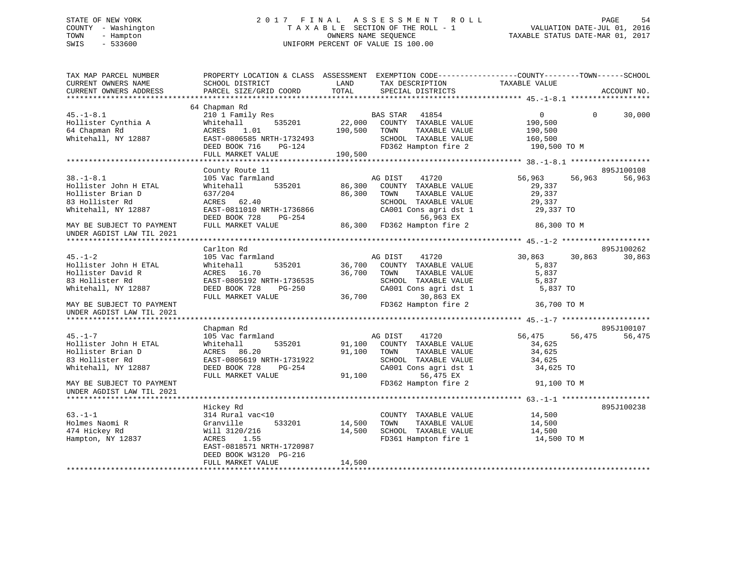STATE OF NEW YORK
COUNTY - Washington
TOWN - Hampton
SWIS - 533600

# 2017 FINAL ASSESSMENT ROLL
TAXABLE SECTION OF THE ROLL - 1
OWNERS NAME SEQUENCE
UNIFORM PERCENT OF VALUE IS 100.00

VALUATION DATE-JUL 01, 2016
TAXABLE STATUS DATE-MAR 01, 2017

```
TAX MAP PARCEL NUMBER          PROPERTY LOCATION & CLASS  ASSESSMENT  EXEMPTION CODE------------------COUNTY--------TOWN------SCHOOL
CURRENT OWNERS NAME            SCHOOL DISTRICT               LAND      TAX DESCRIPTION             TAXABLE VALUE
CURRENT OWNERS ADDRESS         PARCEL SIZE/GRID COORD        TOTAL     SPECIAL DISTRICTS                                   ACCOUNT NO.
******************************************************************************************************* 45.-1-8.1 ******************
                               64 Chapman Rd
45.-1-8.1                      210 1 Family Res                       BAS STAR   41854                  0           0      30,000
Hollister Cynthia A            Whitehall        535201      22,000    COUNTY  TAXABLE VALUE         190,500
64 Chapman Rd                  ACRES    1.01               190,500    TOWN    TAXABLE VALUE         190,500
Whitehall, NY 12887            EAST-0806585 NRTH-1732493              SCHOOL  TAXABLE VALUE         160,500
                               DEED BOOK 716    PG-124                FD362 Hampton fire 2           190,500 TO M
                               FULL MARKET VALUE           190,500
******************************************************************************************************* 38.-1-8.1 ******************
                               County Route 11                                                                     895J100108
38.-1-8.1                      105 Vac farmland                       AG DIST    41720              56,963      56,963      56,963
Hollister John H ETAL          Whitehall        535201      86,300    COUNTY  TAXABLE VALUE          29,337
Hollister Brian D              637/204                      86,300    TOWN    TAXABLE VALUE          29,337
83 Hollister Rd                ACRES   62.40                          SCHOOL  TAXABLE VALUE          29,337
Whitehall, NY 12887            EAST-0811010 NRTH-1736866              CA001 Cons agri dst 1           29,337 TO
                               DEED BOOK 728    PG-254                      56,963 EX
MAY BE SUBJECT TO PAYMENT      FULL MARKET VALUE            86,300    FD362 Hampton fire 2            86,300 TO M
UNDER AGDIST LAW TIL 2021
******************************************************************************************************* 45.-1-2 ********************
                               Carlton Rd                                                                          895J100262
45.-1-2                        105 Vac farmland                       AG DIST    41720              30,863      30,863      30,863
Hollister John H ETAL          Whitehall        535201      36,700    COUNTY  TAXABLE VALUE           5,837
Hollister David R              ACRES   16.70                36,700    TOWN    TAXABLE VALUE           5,837
83 Hollister Rd                EAST-0805192 NRTH-1736535              SCHOOL  TAXABLE VALUE           5,837
Whitehall, NY 12887            DEED BOOK 728    PG-250                CA001 Cons agri dst 1            5,837 TO
                               FULL MARKET VALUE            36,700          30,863 EX
MAY BE SUBJECT TO PAYMENT                                             FD362 Hampton fire 2            36,700 TO M
UNDER AGDIST LAW TIL 2021
******************************************************************************************************* 45.-1-7 ********************
                               Chapman Rd                                                                          895J100107
45.-1-7                        105 Vac farmland                       AG DIST    41720              56,475      56,475      56,475
Hollister John H ETAL          Whitehall        535201      91,100    COUNTY  TAXABLE VALUE          34,625
Hollister Brian D              ACRES   86.20                91,100    TOWN    TAXABLE VALUE          34,625
83 Hollister Rd                EAST-0805619 NRTH-1731922              SCHOOL  TAXABLE VALUE          34,625
Whitehall, NY 12887            DEED BOOK 728    PG-254                CA001 Cons agri dst 1           34,625 TO
                               FULL MARKET VALUE            91,100          56,475 EX
MAY BE SUBJECT TO PAYMENT                                             FD362 Hampton fire 2            91,100 TO M
UNDER AGDIST LAW TIL 2021
******************************************************************************************************* 63.-1-1 ********************
                               Hickey Rd                                                                           895J100238
63.-1-1                        314 Rural vac<10                       COUNTY  TAXABLE VALUE          14,500
Holmes Naomi R                 Granville        533201      14,500    TOWN    TAXABLE VALUE          14,500
474 Hickey Rd                  Will 3120/216                14,500    SCHOOL  TAXABLE VALUE          14,500
Hampton, NY 12837              ACRES    1.55                          FD361 Hampton fire 1            14,500 TO M
                               EAST-0818571 NRTH-1720987
                               DEED BOOK W3120  PG-216
                               FULL MARKET VALUE            14,500
************************************************************************************************************************************
```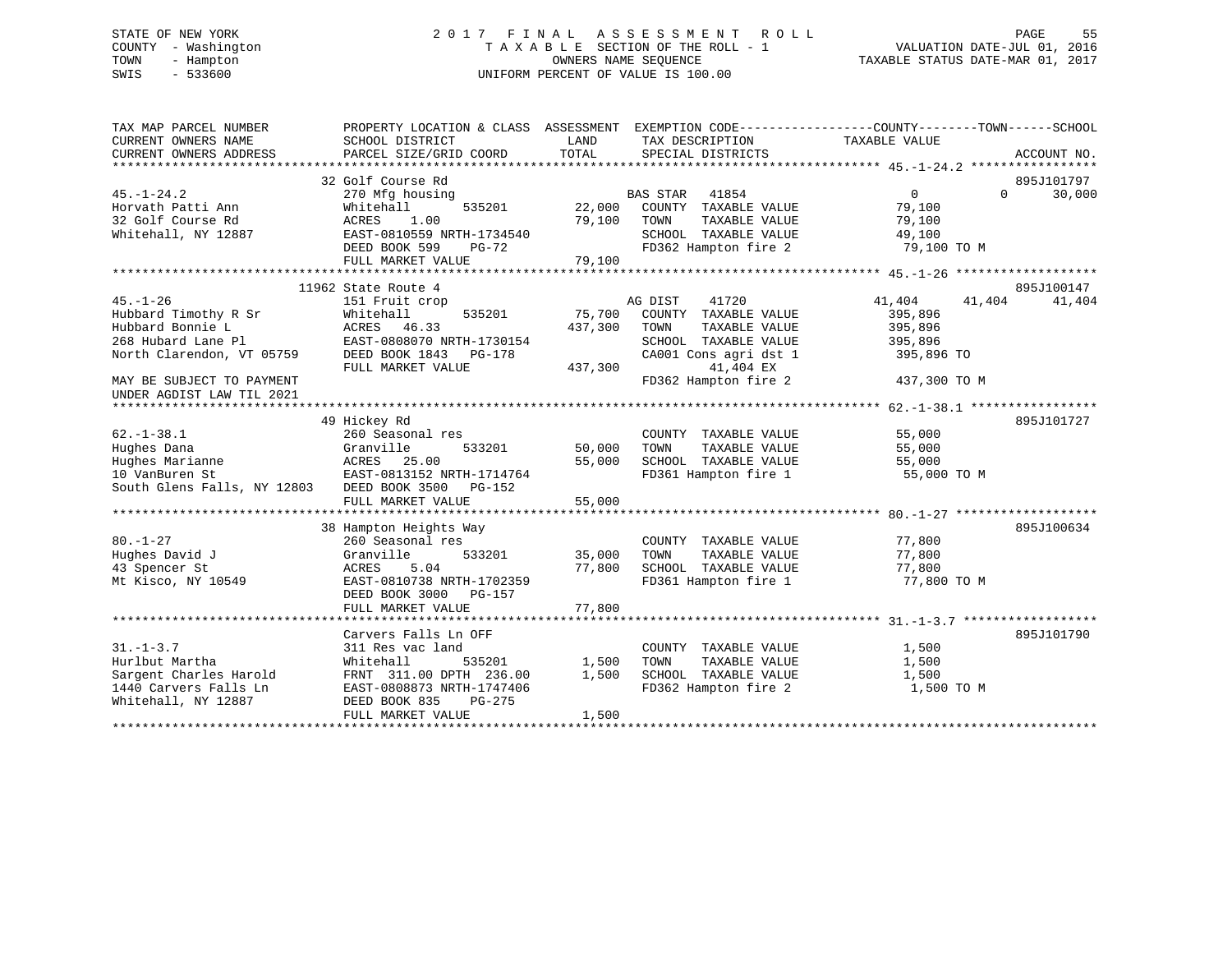STATE OF NEW YORK
COUNTY - Washington
TOWN - Hampton
SWIS - 533600

# 2017 FINAL ASSESSMENT ROLL

TAXABLE SECTION OF THE ROLL - 1
OWNERS NAME SEQUENCE
UNIFORM PERCENT OF VALUE IS 100.00

VALUATION DATE-JUL 01, 2016
TAXABLE STATUS DATE-MAR 01, 2017

```
TAX MAP PARCEL NUMBER          PROPERTY LOCATION & CLASS  ASSESSMENT  EXEMPTION CODE------------------COUNTY--------TOWN------SCHOOL
CURRENT OWNERS NAME            SCHOOL DISTRICT               LAND      TAX DESCRIPTION            TAXABLE VALUE
CURRENT OWNERS ADDRESS         PARCEL SIZE/GRID COORD        TOTAL     SPECIAL DISTRICTS                                    ACCOUNT NO.
******************************************************************************************************* 45.-1-24.2 *****************
                          32 Golf Course Rd                                                                                895J101797
45.-1-24.2                     270 Mfg housing                        BAS STAR   41854                  0           0      30,000
Horvath Patti Ann              Whitehall       535201       22,000    COUNTY  TAXABLE VALUE          79,100
32 Golf Course Rd              ACRES    1.00                79,100    TOWN    TAXABLE VALUE          79,100
Whitehall, NY 12887            EAST-0810559 NRTH-1734540              SCHOOL  TAXABLE VALUE          49,100
                               DEED BOOK 599    PG-72                 FD362 Hampton fire 2            79,100 TO M
                               FULL MARKET VALUE            79,100
******************************************************************************************************* 45.-1-26 *******************
                        11962 State Route 4                                                                                895J100147
45.-1-26                       151 Fruit crop                         AG DIST    41720             41,404      41,404      41,404
Hubbard Timothy R Sr           Whitehall       535201       75,700    COUNTY  TAXABLE VALUE         395,896
Hubbard Bonnie L               ACRES   46.33               437,300    TOWN    TAXABLE VALUE         395,896
268 Hubard Lane Pl             EAST-0808070 NRTH-1730154              SCHOOL  TAXABLE VALUE         395,896
North Clarendon, VT 05759      DEED BOOK 1843   PG-178                CA001 Cons agri dst 1          395,896 TO
                               FULL MARKET VALUE           437,300           41,404 EX
MAY BE SUBJECT TO PAYMENT                                             FD362 Hampton fire 2           437,300 TO M
UNDER AGDIST LAW TIL 2021
******************************************************************************************************* 62.-1-38.1 *****************
                          49 Hickey Rd                                                                                     895J101727
62.-1-38.1                     260 Seasonal res                       COUNTY  TAXABLE VALUE          55,000
Hughes Dana                    Granville       533201       50,000    TOWN    TAXABLE VALUE          55,000
Hughes Marianne                ACRES   25.00                55,000    SCHOOL  TAXABLE VALUE          55,000
10 VanBuren St                 EAST-0813152 NRTH-1714764              FD361 Hampton fire 1            55,000 TO M
South Glens Falls, NY 12803    DEED BOOK 3500   PG-152
                               FULL MARKET VALUE            55,000
******************************************************************************************************* 80.-1-27 *******************
                          38 Hampton Heights Way                                                                           895J100634
80.-1-27                       260 Seasonal res                       COUNTY  TAXABLE VALUE          77,800
Hughes David J                 Granville       533201       35,000    TOWN    TAXABLE VALUE          77,800
43 Spencer St                  ACRES    5.04                77,800    SCHOOL  TAXABLE VALUE          77,800
Mt Kisco, NY 10549             EAST-0810738 NRTH-1702359              FD361 Hampton fire 1            77,800 TO M
                               DEED BOOK 3000   PG-157
                               FULL MARKET VALUE            77,800
******************************************************************************************************* 31.-1-3.7 ******************
                           Carvers Falls Ln OFF                                                                            895J101790
31.-1-3.7                      311 Res vac land                       COUNTY  TAXABLE VALUE           1,500
Hurlbut Martha                 Whitehall       535201        1,500    TOWN    TAXABLE VALUE           1,500
Sargent Charles Harold         FRNT 311.00 DPTH 236.00       1,500    SCHOOL  TAXABLE VALUE           1,500
1440 Carvers Falls Ln          EAST-0808873 NRTH-1747406              FD362 Hampton fire 2             1,500 TO M
Whitehall, NY 12887            DEED BOOK 835    PG-275
                               FULL MARKET VALUE             1,500
************************************************************************************************************************************
```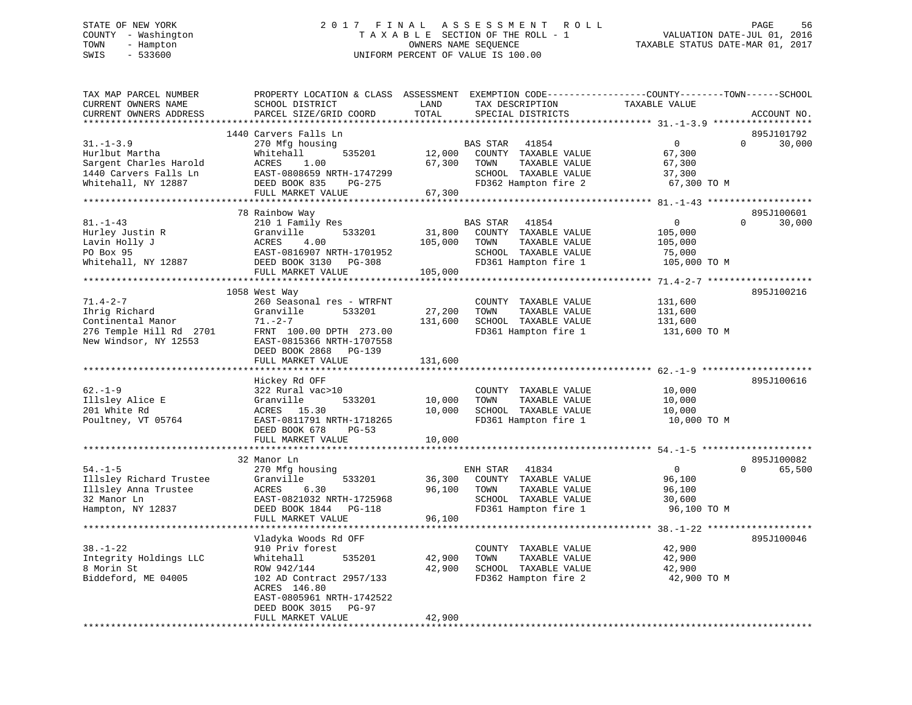STATE OF NEW YORK
COUNTY - Washington
TOWN - Hampton
SWIS - 533600

# 2017 FINAL ASSESSMENT ROLL
TAXABLE SECTION OF THE ROLL - 1
OWNERS NAME SEQUENCE
UNIFORM PERCENT OF VALUE IS 100.00

VALUATION DATE-JUL 01, 2016
TAXABLE STATUS DATE-MAR 01, 2017

```
TAX MAP PARCEL NUMBER     PROPERTY LOCATION & CLASS  ASSESSMENT  EXEMPTION CODE------------------COUNTY--------TOWN------SCHOOL
CURRENT OWNERS NAME       SCHOOL DISTRICT               LAND      TAX DESCRIPTION            TAXABLE VALUE
CURRENT OWNERS ADDRESS    PARCEL SIZE/GRID COORD        TOTAL     SPECIAL DISTRICTS                                     ACCOUNT NO.
*************************************************************************************************** 31.-1-3.9 ******************
                          1440 Carvers Falls Ln                                                                         895J101792
31.-1-3.9                 270 Mfg housing                          BAS STAR   41854                  0             0      30,000
Hurlbut Martha            Whitehall         535201       12,000   COUNTY  TAXABLE VALUE         67,300
Sargent Charles Harold    ACRES     1.00                 67,300   TOWN    TAXABLE VALUE         67,300
1440 Carvers Falls Ln     EAST-0808659 NRTH-1747299               SCHOOL  TAXABLE VALUE         37,300
Whitehall, NY 12887       DEED BOOK 835     PG-275                FD362 Hampton fire 2           67,300 TO M
                          FULL MARKET VALUE              67,300
*************************************************************************************************** 81.-1-43 *******************
                          78 Rainbow Way                                                                                895J100601
81.-1-43                  210 1 Family Res                         BAS STAR   41854                  0             0      30,000
Hurley Justin R           Granville         533201       31,800   COUNTY  TAXABLE VALUE        105,000
Lavin Holly J             ACRES     4.00                105,000   TOWN    TAXABLE VALUE        105,000
PO Box 95                 EAST-0816907 NRTH-1701952               SCHOOL  TAXABLE VALUE         75,000
Whitehall, NY 12887       DEED BOOK 3130    PG-308                FD361 Hampton fire 1          105,000 TO M
                          FULL MARKET VALUE             105,000
*************************************************************************************************** 71.4-2-7 *******************
                          1058 West Way                                                                                 895J100216
71.4-2-7                  260 Seasonal res - WTRFNT                COUNTY  TAXABLE VALUE        131,600
Ihrig Richard             Granville         533201       27,200   TOWN    TAXABLE VALUE        131,600
Continental Manor         71.-2-7                       131,600   SCHOOL  TAXABLE VALUE        131,600
276 Temple Hill Rd  2701  FRNT 100.00 DPTH 273.00                 FD361 Hampton fire 1          131,600 TO M
New Windsor, NY 12553     EAST-0815366 NRTH-1707558
                          DEED BOOK 2868    PG-139
                          FULL MARKET VALUE             131,600
*************************************************************************************************** 62.-1-9 ********************
                          Hickey Rd OFF                                                                                 895J100616
62.-1-9                   322 Rural vac>10                         COUNTY  TAXABLE VALUE         10,000
Illsley Alice E           Granville         533201       10,000   TOWN    TAXABLE VALUE         10,000
201 White Rd              ACRES    15.30                 10,000   SCHOOL  TAXABLE VALUE         10,000
Poultney, VT 05764        EAST-0811791 NRTH-1718265               FD361 Hampton fire 1           10,000 TO M
                          DEED BOOK 678     PG-53
                          FULL MARKET VALUE              10,000
*************************************************************************************************** 54.-1-5 ********************
                          32 Manor Ln                                                                                   895J100082
54.-1-5                   270 Mfg housing                          ENH STAR   41834                  0             0      65,500
Illsley Richard Trustee   Granville         533201       36,300   COUNTY  TAXABLE VALUE         96,100
Illsley Anna Trustee      ACRES     6.30                 96,100   TOWN    TAXABLE VALUE         96,100
32 Manor Ln               EAST-0821032 NRTH-1725968               SCHOOL  TAXABLE VALUE         30,600
Hampton, NY 12837         DEED BOOK 1844    PG-118                FD361 Hampton fire 1           96,100 TO M
                          FULL MARKET VALUE              96,100
*************************************************************************************************** 38.-1-22 *******************
                          Vladyka Woods Rd OFF                                                                          895J100046
38.-1-22                  910 Priv forest                          COUNTY  TAXABLE VALUE         42,900
Integrity Holdings LLC    Whitehall         535201       42,900   TOWN    TAXABLE VALUE         42,900
8 Morin St                ROW 942/144                    42,900   SCHOOL  TAXABLE VALUE         42,900
Biddeford, ME 04005       102 AD Contract 2957/133                FD362 Hampton fire 2           42,900 TO M
                          ACRES   146.80
                          EAST-0805961 NRTH-1742522
                          DEED BOOK 3015    PG-97
                          FULL MARKET VALUE              42,900
********************************************************************************************************************************
```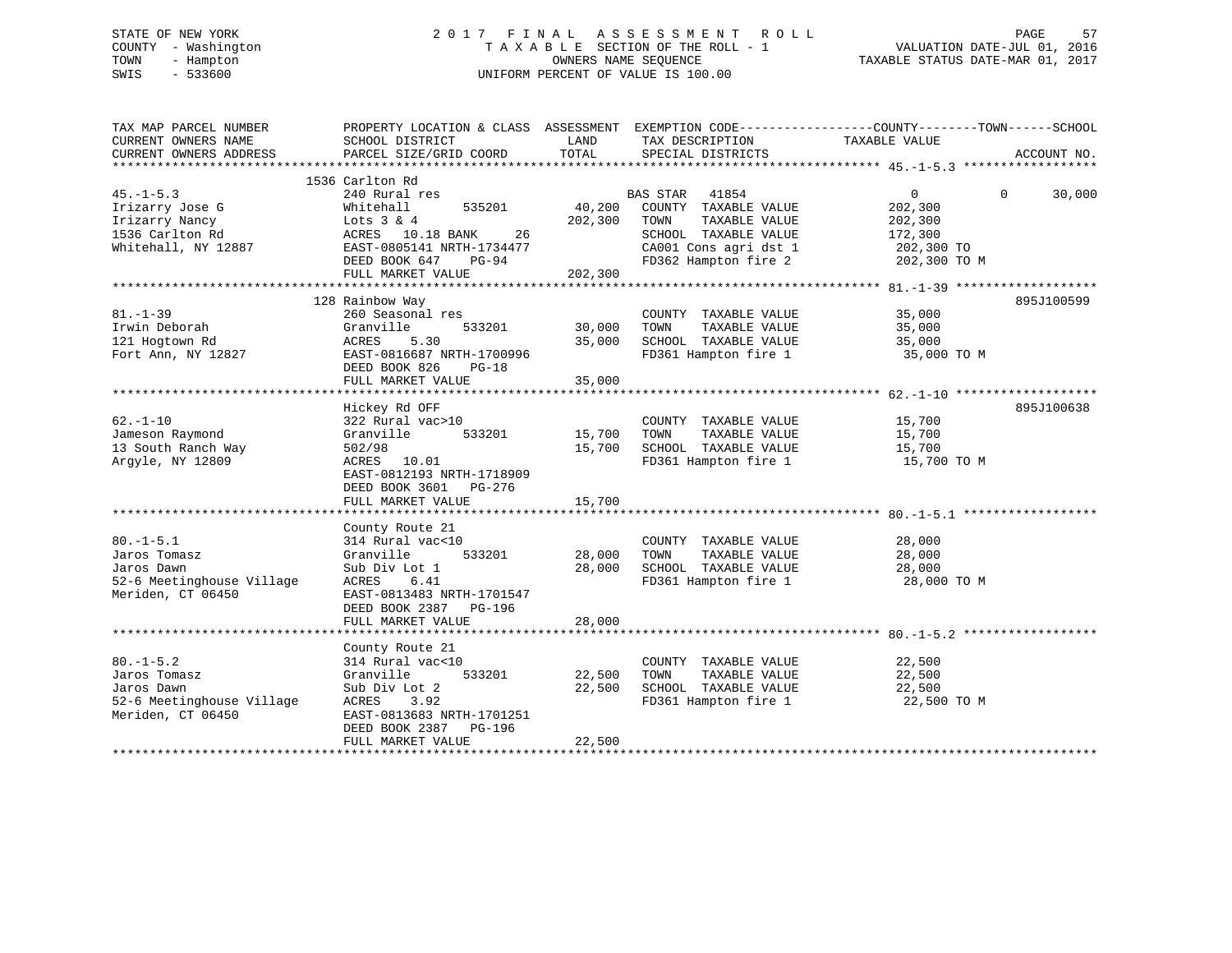STATE OF NEW YORK
COUNTY - Washington
TOWN - Hampton
SWIS - 533600

# 2017 FINAL ASSESSMENT ROLL

TAXABLE SECTION OF THE ROLL - 1
OWNERS NAME SEQUENCE
UNIFORM PERCENT OF VALUE IS 100.00

VALUATION DATE-JUL 01, 2016
TAXABLE STATUS DATE-MAR 01, 2017

| TAX MAP PARCEL NUMBER / CURRENT OWNERS NAME / CURRENT OWNERS ADDRESS | PROPERTY LOCATION & CLASS / SCHOOL DISTRICT / PARCEL SIZE/GRID COORD | ASSESSMENT LAND | TOTAL | EXEMPTION CODE / TAX DESCRIPTION / SPECIAL DISTRICTS | COUNTY TAXABLE VALUE | TOWN | SCHOOL | ACCOUNT NO. |
|---|---|---|---|---|---|---|---|---|
| **45.-1-5.3** | 1536 Carlton Rd | | | | | | | |
| | 240 Rural res | | | BAS STAR 41854 | 0 | 0 | 30,000 | |
| Irizarry Jose G | Whitehall 535201 | 40,200 | | COUNTY TAXABLE VALUE | 202,300 | | | |
| Irizarry Nancy | Lots 3 & 4 | | 202,300 | TOWN TAXABLE VALUE | 202,300 | | | |
| 1536 Carlton Rd | ACRES 10.18 BANK 26 | | | SCHOOL TAXABLE VALUE | 172,300 | | | |
| Whitehall, NY 12887 | EAST-0805141 NRTH-1734477 | | | CA001 Cons agri dst 1 | 202,300 TO | | | |
| | DEED BOOK 647 PG-94 | | | FD362 Hampton fire 2 | 202,300 TO M | | | |
| | FULL MARKET VALUE | | 202,300 | | | | | |
| **81.-1-39** | 128 Rainbow Way | | | | | | | 895J100599 |
| | 260 Seasonal res | | | COUNTY TAXABLE VALUE | 35,000 | | | |
| Irwin Deborah | Granville 533201 | 30,000 | | TOWN TAXABLE VALUE | 35,000 | | | |
| 121 Hogtown Rd | ACRES 5.30 | | 35,000 | SCHOOL TAXABLE VALUE | 35,000 | | | |
| Fort Ann, NY 12827 | EAST-0816687 NRTH-1700996 | | | FD361 Hampton fire 1 | 35,000 TO M | | | |
| | DEED BOOK 826 PG-18 | | | | | | | |
| | FULL MARKET VALUE | | 35,000 | | | | | |
| **62.-1-10** | Hickey Rd OFF | | | | | | | 895J100638 |
| | 322 Rural vac>10 | | | COUNTY TAXABLE VALUE | 15,700 | | | |
| Jameson Raymond | Granville 533201 | 15,700 | | TOWN TAXABLE VALUE | 15,700 | | | |
| 13 South Ranch Way | 502/98 | | 15,700 | SCHOOL TAXABLE VALUE | 15,700 | | | |
| Argyle, NY 12809 | ACRES 10.01 | | | FD361 Hampton fire 1 | 15,700 TO M | | | |
| | EAST-0812193 NRTH-1718909 | | | | | | | |
| | DEED BOOK 3601 PG-276 | | | | | | | |
| | FULL MARKET VALUE | | 15,700 | | | | | |
| **80.-1-5.1** | County Route 21 | | | | | | | |
| | 314 Rural vac<10 | | | COUNTY TAXABLE VALUE | 28,000 | | | |
| Jaros Tomasz | Granville 533201 | 28,000 | | TOWN TAXABLE VALUE | 28,000 | | | |
| Jaros Dawn | Sub Div Lot 1 | | 28,000 | SCHOOL TAXABLE VALUE | 28,000 | | | |
| 52-6 Meetinghouse Village | ACRES 6.41 | | | FD361 Hampton fire 1 | 28,000 TO M | | | |
| Meriden, CT 06450 | EAST-0813483 NRTH-1701547 | | | | | | | |
| | DEED BOOK 2387 PG-196 | | | | | | | |
| | FULL MARKET VALUE | | 28,000 | | | | | |
| **80.-1-5.2** | County Route 21 | | | | | | | |
| | 314 Rural vac<10 | | | COUNTY TAXABLE VALUE | 22,500 | | | |
| Jaros Tomasz | Granville 533201 | 22,500 | | TOWN TAXABLE VALUE | 22,500 | | | |
| Jaros Dawn | Sub Div Lot 2 | | 22,500 | SCHOOL TAXABLE VALUE | 22,500 | | | |
| 52-6 Meetinghouse Village | ACRES 3.92 | | | FD361 Hampton fire 1 | 22,500 TO M | | | |
| Meriden, CT 06450 | EAST-0813683 NRTH-1701251 | | | | | | | |
| | DEED BOOK 2387 PG-196 | | | | | | | |
| | FULL MARKET VALUE | | 22,500 | | | | | |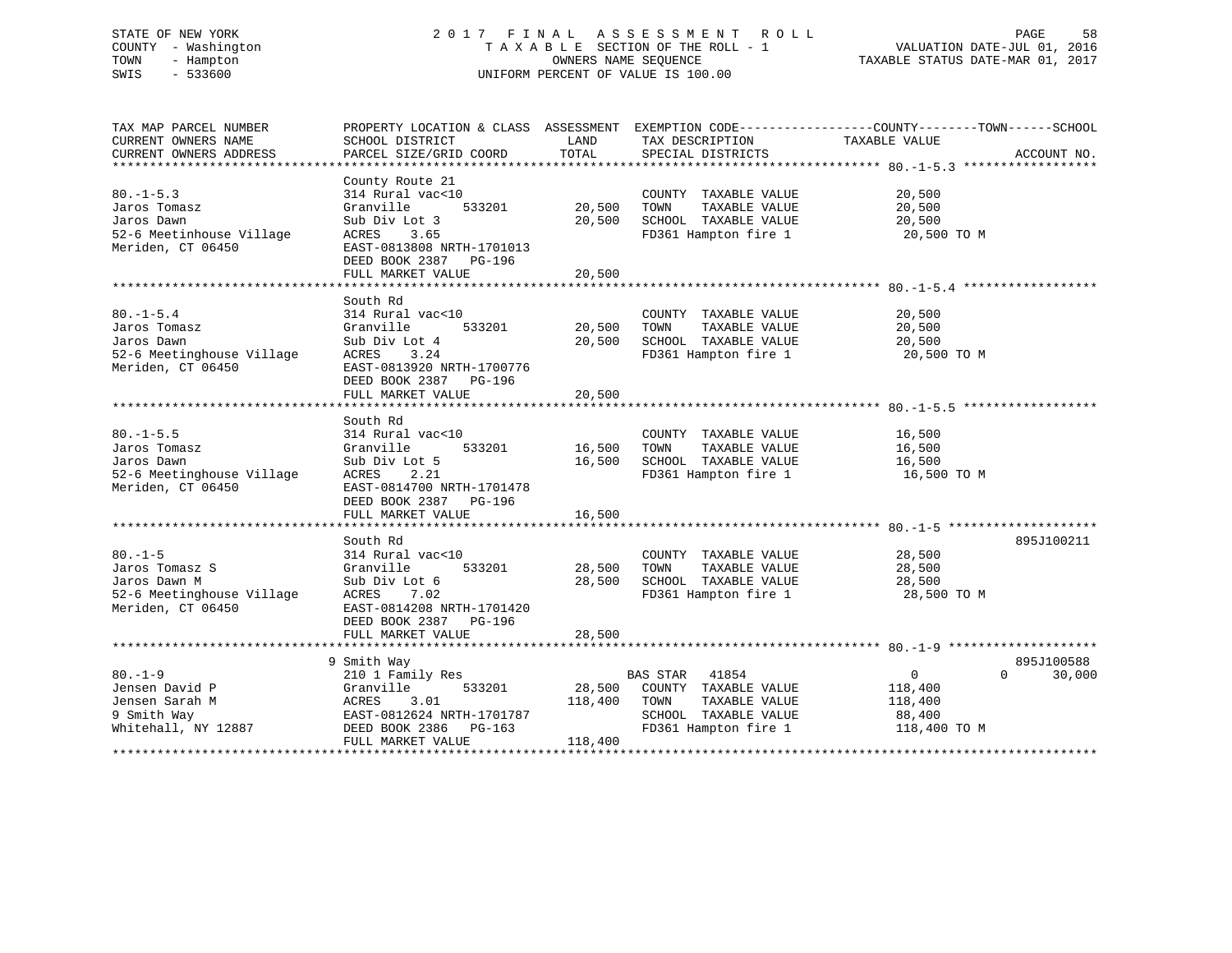STATE OF NEW YORK
COUNTY - Washington
TOWN - Hampton
SWIS - 533600

2 0 1 7 F I N A L A S S E S S M E N T R O L L
T A X A B L E SECTION OF THE ROLL - 1
OWNERS NAME SEQUENCE
UNIFORM PERCENT OF VALUE IS 100.00

VALUATION DATE-JUL 01, 2016
TAXABLE STATUS DATE-MAR 01, 2017

```
TAX MAP PARCEL NUMBER          PROPERTY LOCATION & CLASS  ASSESSMENT  EXEMPTION CODE------------------COUNTY--------TOWN------SCHOOL
CURRENT OWNERS NAME            SCHOOL DISTRICT              LAND      TAX DESCRIPTION              TAXABLE VALUE
CURRENT OWNERS ADDRESS         PARCEL SIZE/GRID COORD       TOTAL     SPECIAL DISTRICTS                                    ACCOUNT NO.
******************************************************************************************************* 80.-1-5.3 ******************
                               County Route 21
80.-1-5.3                      314 Rural vac<10                       COUNTY  TAXABLE VALUE             20,500
Jaros Tomasz                   Granville        533201       20,500   TOWN    TAXABLE VALUE             20,500
Jaros Dawn                     Sub Div Lot 3                 20,500   SCHOOL  TAXABLE VALUE             20,500
52-6 Meetinhouse Village       ACRES    3.65                          FD361 Hampton fire 1               20,500 TO M
Meriden, CT 06450              EAST-0813808 NRTH-1701013
                               DEED BOOK 2387   PG-196
                               FULL MARKET VALUE             20,500
******************************************************************************************************* 80.-1-5.4 ******************
                               South Rd
80.-1-5.4                      314 Rural vac<10                       COUNTY  TAXABLE VALUE             20,500
Jaros Tomasz                   Granville        533201       20,500   TOWN    TAXABLE VALUE             20,500
Jaros Dawn                     Sub Div Lot 4                 20,500   SCHOOL  TAXABLE VALUE             20,500
52-6 Meetinghouse Village      ACRES    3.24                          FD361 Hampton fire 1               20,500 TO M
Meriden, CT 06450              EAST-0813920 NRTH-1700776
                               DEED BOOK 2387   PG-196
                               FULL MARKET VALUE             20,500
******************************************************************************************************* 80.-1-5.5 ******************
                               South Rd
80.-1-5.5                      314 Rural vac<10                       COUNTY  TAXABLE VALUE             16,500
Jaros Tomasz                   Granville        533201       16,500   TOWN    TAXABLE VALUE             16,500
Jaros Dawn                     Sub Div Lot 5                 16,500   SCHOOL  TAXABLE VALUE             16,500
52-6 Meetinghouse Village      ACRES    2.21                          FD361 Hampton fire 1               16,500 TO M
Meriden, CT 06450              EAST-0814700 NRTH-1701478
                               DEED BOOK 2387   PG-196
                               FULL MARKET VALUE             16,500
******************************************************************************************************* 80.-1-5 ********************
                               South Rd                                                                              895J100211
80.-1-5                        314 Rural vac<10                       COUNTY  TAXABLE VALUE             28,500
Jaros Tomasz S                 Granville        533201       28,500   TOWN    TAXABLE VALUE             28,500
Jaros Dawn M                   Sub Div Lot 6                 28,500   SCHOOL  TAXABLE VALUE             28,500
52-6 Meetinghouse Village      ACRES    7.02                          FD361 Hampton fire 1               28,500 TO M
Meriden, CT 06450              EAST-0814208 NRTH-1701420
                               DEED BOOK 2387   PG-196
                               FULL MARKET VALUE             28,500
******************************************************************************************************* 80.-1-9 ********************
                             9 Smith Way                                                                             895J100588
80.-1-9                        210 1 Family Res                       BAS STAR   41854                   0             0     30,000
Jensen David P                 Granville        533201       28,500   COUNTY  TAXABLE VALUE            118,400
Jensen Sarah M                 ACRES    3.01                118,400   TOWN    TAXABLE VALUE            118,400
9 Smith Way                    EAST-0812624 NRTH-1701787              SCHOOL  TAXABLE VALUE             88,400
Whitehall, NY 12887            DEED BOOK 2386   PG-163                FD361 Hampton fire 1              118,400 TO M
                               FULL MARKET VALUE            118,400
************************************************************************************************************************************
```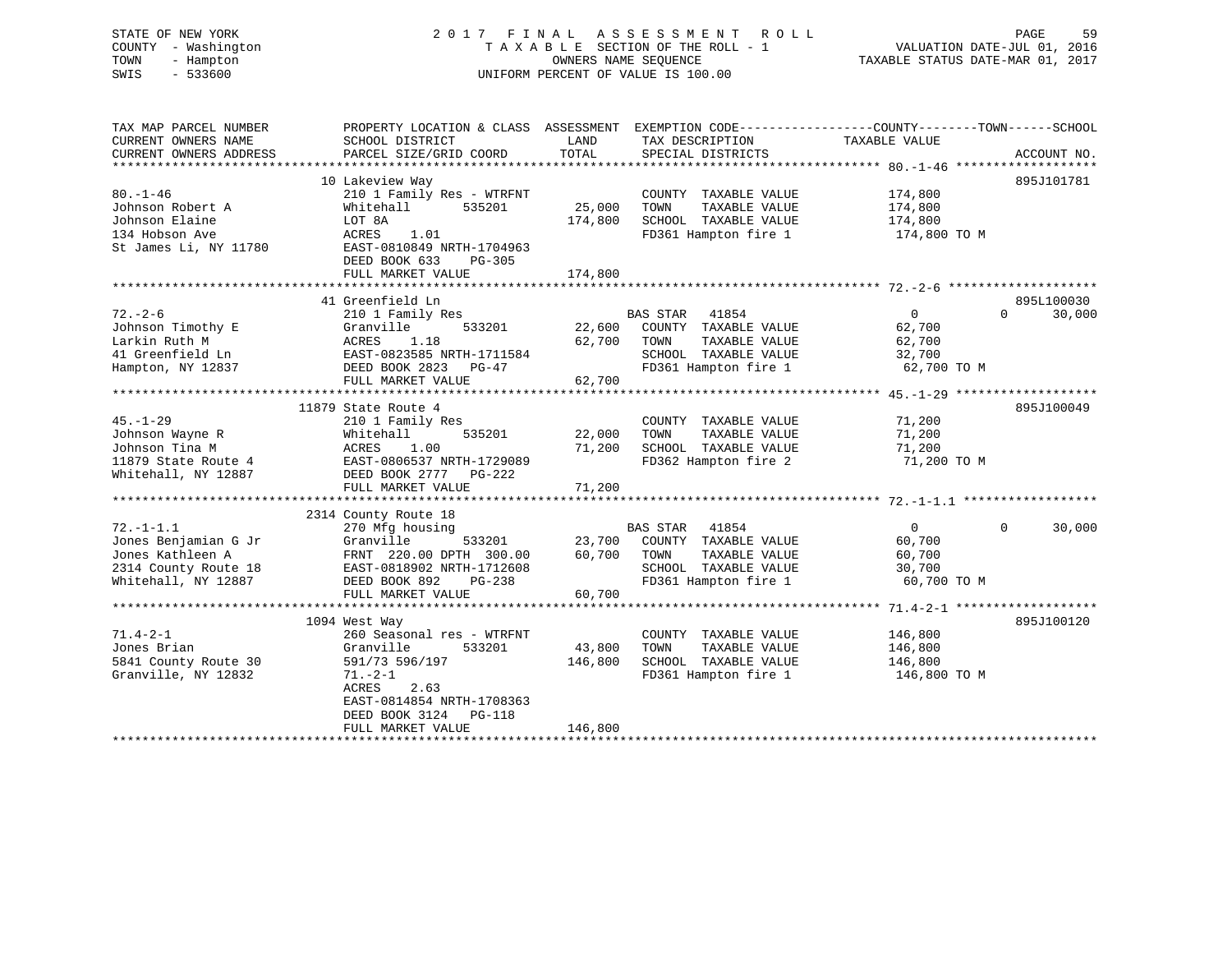STATE OF NEW YORK
COUNTY - Washington
TOWN - Hampton
SWIS - 533600

2017 FINAL ASSESSMENT ROLL
TAXABLE SECTION OF THE ROLL - 1
OWNERS NAME SEQUENCE
UNIFORM PERCENT OF VALUE IS 100.00

VALUATION DATE-JUL 01, 2016
TAXABLE STATUS DATE-MAR 01, 2017

```
TAX MAP PARCEL NUMBER          PROPERTY LOCATION & CLASS  ASSESSMENT  EXEMPTION CODE------------------COUNTY--------TOWN------SCHOOL
CURRENT OWNERS NAME            SCHOOL DISTRICT              LAND      TAX DESCRIPTION              TAXABLE VALUE
CURRENT OWNERS ADDRESS         PARCEL SIZE/GRID COORD       TOTAL     SPECIAL DISTRICTS                                    ACCOUNT NO.
******************************************************************************************************* 80.-1-46 *******************
                               10 Lakeview Way                                                                          895J101781
80.-1-46                       210 1 Family Res - WTRFNT            COUNTY  TAXABLE VALUE           174,800
Johnson Robert A               Whitehall      535201      25,000    TOWN    TAXABLE VALUE           174,800
Johnson Elaine                 LOT 8A                    174,800    SCHOOL  TAXABLE VALUE           174,800
134 Hobson Ave                 ACRES    1.01                        FD361 Hampton fire 1             174,800 TO M
St James Li, NY 11780          EAST-0810849 NRTH-1704963
                               DEED BOOK 633    PG-305
                               FULL MARKET VALUE         174,800
******************************************************************************************************* 72.-2-6 ********************
                               41 Greenfield Ln                                                                         895L100030
72.-2-6                        210 1 Family Res                     BAS STAR   41854                 0            0      30,000
Johnson Timothy E              Granville      533201      22,600    COUNTY  TAXABLE VALUE            62,700
Larkin Ruth M                  ACRES    1.18              62,700    TOWN    TAXABLE VALUE            62,700
41 Greenfield Ln               EAST-0823585 NRTH-1711584            SCHOOL  TAXABLE VALUE            32,700
Hampton, NY 12837              DEED BOOK 2823   PG-47               FD361 Hampton fire 1              62,700 TO M
                               FULL MARKET VALUE          62,700
******************************************************************************************************* 45.-1-29 *******************
                               11879 State Route 4                                                                      895J100049
45.-1-29                       210 1 Family Res                     COUNTY  TAXABLE VALUE            71,200
Johnson Wayne R                Whitehall      535201      22,000    TOWN    TAXABLE VALUE            71,200
Johnson Tina M                 ACRES    1.00              71,200    SCHOOL  TAXABLE VALUE            71,200
11879 State Route 4            EAST-0806537 NRTH-1729089            FD362 Hampton fire 2              71,200 TO M
Whitehall, NY 12887            DEED BOOK 2777   PG-222
                               FULL MARKET VALUE          71,200
******************************************************************************************************* 72.-1-1.1 ******************
                               2314 County Route 18
72.-1-1.1                      270 Mfg housing                      BAS STAR   41854                 0            0      30,000
Jones Benjamian G Jr           Granville      533201      23,700    COUNTY  TAXABLE VALUE            60,700
Jones Kathleen A               FRNT 220.00 DPTH 300.00    60,700    TOWN    TAXABLE VALUE            60,700
2314 County Route 18           EAST-0818902 NRTH-1712608            SCHOOL  TAXABLE VALUE            30,700
Whitehall, NY 12887            DEED BOOK 892    PG-238              FD361 Hampton fire 1              60,700 TO M
                               FULL MARKET VALUE          60,700
******************************************************************************************************* 71.4-2-1 *******************
                               1094 West Way                                                                            895J100120
71.4-2-1                       260 Seasonal res - WTRFNT            COUNTY  TAXABLE VALUE           146,800
Jones Brian                    Granville      533201      43,800    TOWN    TAXABLE VALUE           146,800
5841 County Route 30           591/73 596/197            146,800    SCHOOL  TAXABLE VALUE           146,800
Granville, NY 12832            71.-2-1                              FD361 Hampton fire 1             146,800 TO M
                               ACRES    2.63
                               EAST-0814854 NRTH-1708363
                               DEED BOOK 3124   PG-118
                               FULL MARKET VALUE         146,800
************************************************************************************************************************************
```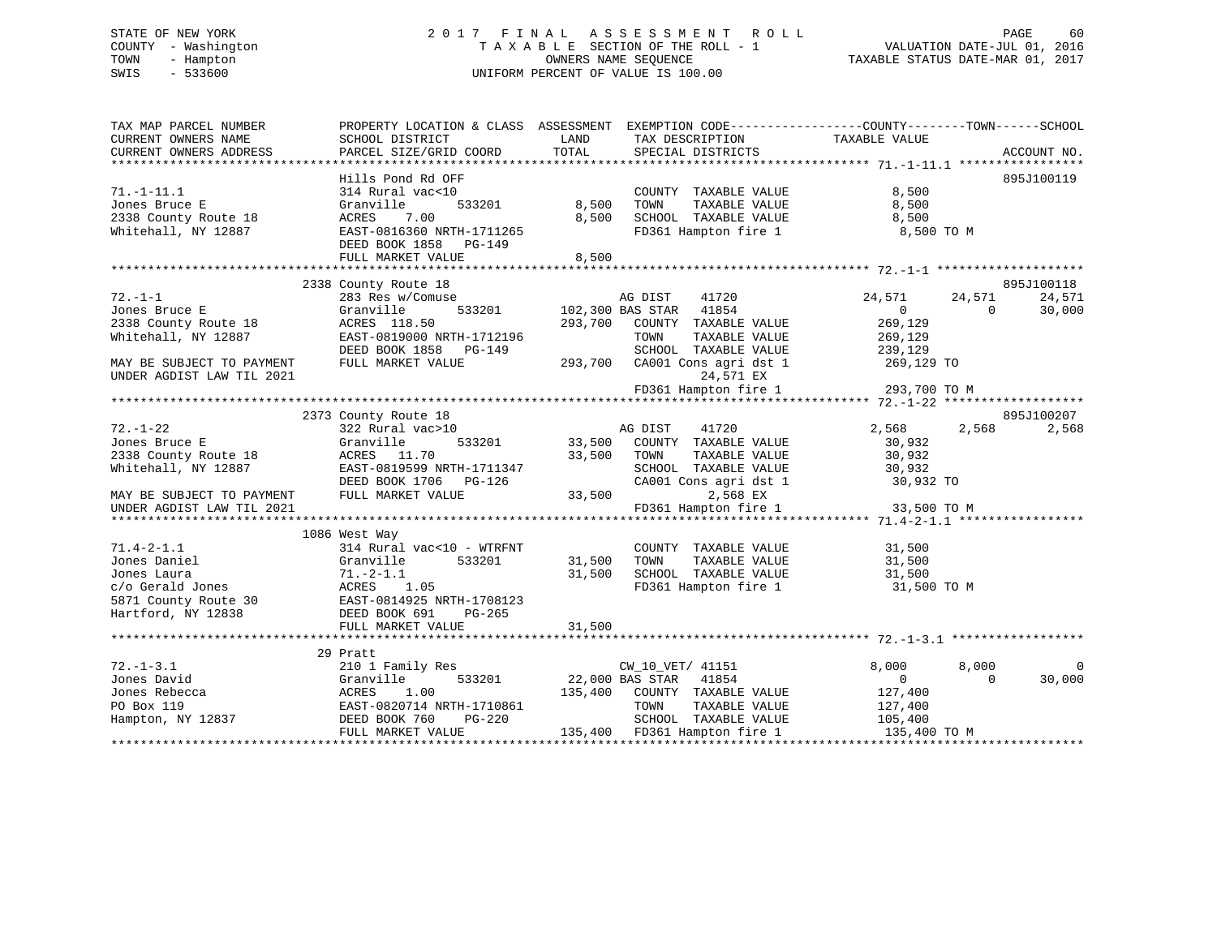STATE OF NEW YORK
COUNTY - Washington
TOWN - Hampton
SWIS - 533600

2017 FINAL ASSESSMENT ROLL
TAXABLE SECTION OF THE ROLL - 1
OWNERS NAME SEQUENCE
UNIFORM PERCENT OF VALUE IS 100.00

VALUATION DATE-JUL 01, 2016
TAXABLE STATUS DATE-MAR 01, 2017

```
TAX MAP PARCEL NUMBER          PROPERTY LOCATION & CLASS  ASSESSMENT  EXEMPTION CODE------------------COUNTY--------TOWN------SCHOOL
CURRENT OWNERS NAME            SCHOOL DISTRICT              LAND      TAX DESCRIPTION              TAXABLE VALUE
CURRENT OWNERS ADDRESS         PARCEL SIZE/GRID COORD      TOTAL      SPECIAL DISTRICTS                                    ACCOUNT NO.
******************************************************************************************************* 71.-1-11.1 *****************
                               Hills Pond Rd OFF                                                                       895J100119
71.-1-11.1                     314 Rural vac<10                      COUNTY  TAXABLE VALUE            8,500
Jones Bruce E                  Granville      533201         8,500   TOWN    TAXABLE VALUE            8,500
2338 County Route 18           ACRES    7.00                 8,500   SCHOOL  TAXABLE VALUE            8,500
Whitehall, NY 12887            EAST-0816360 NRTH-1711265             FD361 Hampton fire 1               8,500 TO M
                               DEED BOOK 1858   PG-149
                               FULL MARKET VALUE             8,500
******************************************************************************************************* 72.-1-1 ********************
                               2338 County Route 18                                                                    895J100118
72.-1-1                        283 Res w/Comuse                      AG DIST    41720              24,571      24,571      24,571
Jones Bruce E                  Granville      533201       102,300 BAS STAR   41854                   0           0      30,000
2338 County Route 18           ACRES  118.50               293,700   COUNTY  TAXABLE VALUE          269,129
Whitehall, NY 12887            EAST-0819000 NRTH-1712196             TOWN    TAXABLE VALUE          269,129
                               DEED BOOK 1858   PG-149               SCHOOL  TAXABLE VALUE          239,129
MAY BE SUBJECT TO PAYMENT      FULL MARKET VALUE           293,700   CA001 Cons agri dst 1          269,129 TO
UNDER AGDIST LAW TIL 2021                                                 24,571 EX
                                                                     FD361 Hampton fire 1           293,700 TO M
******************************************************************************************************* 72.-1-22 *******************
                               2373 County Route 18                                                                    895J100207
72.-1-22                       322 Rural vac>10                      AG DIST    41720               2,568       2,568       2,568
Jones Bruce E                  Granville      533201        33,500   COUNTY  TAXABLE VALUE           30,932
2338 County Route 18           ACRES   11.70                33,500   TOWN    TAXABLE VALUE           30,932
Whitehall, NY 12887            EAST-0819599 NRTH-1711347             SCHOOL  TAXABLE VALUE           30,932
                               DEED BOOK 1706   PG-126               CA001 Cons agri dst 1           30,932 TO
MAY BE SUBJECT TO PAYMENT      FULL MARKET VALUE            33,500        2,568 EX
UNDER AGDIST LAW TIL 2021                                            FD361 Hampton fire 1            33,500 TO M
******************************************************************************************************* 71.4-2-1.1 *****************
                               1086 West Way
71.4-2-1.1                     314 Rural vac<10 - WTRFNT             COUNTY  TAXABLE VALUE           31,500
Jones Daniel                   Granville      533201        31,500   TOWN    TAXABLE VALUE           31,500
Jones Laura                    71.-2-1.1                    31,500   SCHOOL  TAXABLE VALUE           31,500
c/o Gerald Jones               ACRES    1.05                         FD361 Hampton fire 1            31,500 TO M
5871 County Route 30           EAST-0814925 NRTH-1708123
Hartford, NY 12838             DEED BOOK 691    PG-265
                               FULL MARKET VALUE            31,500
******************************************************************************************************* 72.-1-3.1 ******************
                               29 Pratt
72.-1-3.1                      210 1 Family Res                      CW_10_VET/ 41151               8,000       8,000           0
Jones David                    Granville      533201        22,000 BAS STAR   41854                   0           0      30,000
Jones Rebecca                  ACRES    1.00               135,400   COUNTY  TAXABLE VALUE          127,400
PO Box 119                     EAST-0820714 NRTH-1710861             TOWN    TAXABLE VALUE          127,400
Hampton, NY 12837              DEED BOOK 760    PG-220               SCHOOL  TAXABLE VALUE          105,400
                               FULL MARKET VALUE           135,400   FD361 Hampton fire 1           135,400 TO M
************************************************************************************************************************************
```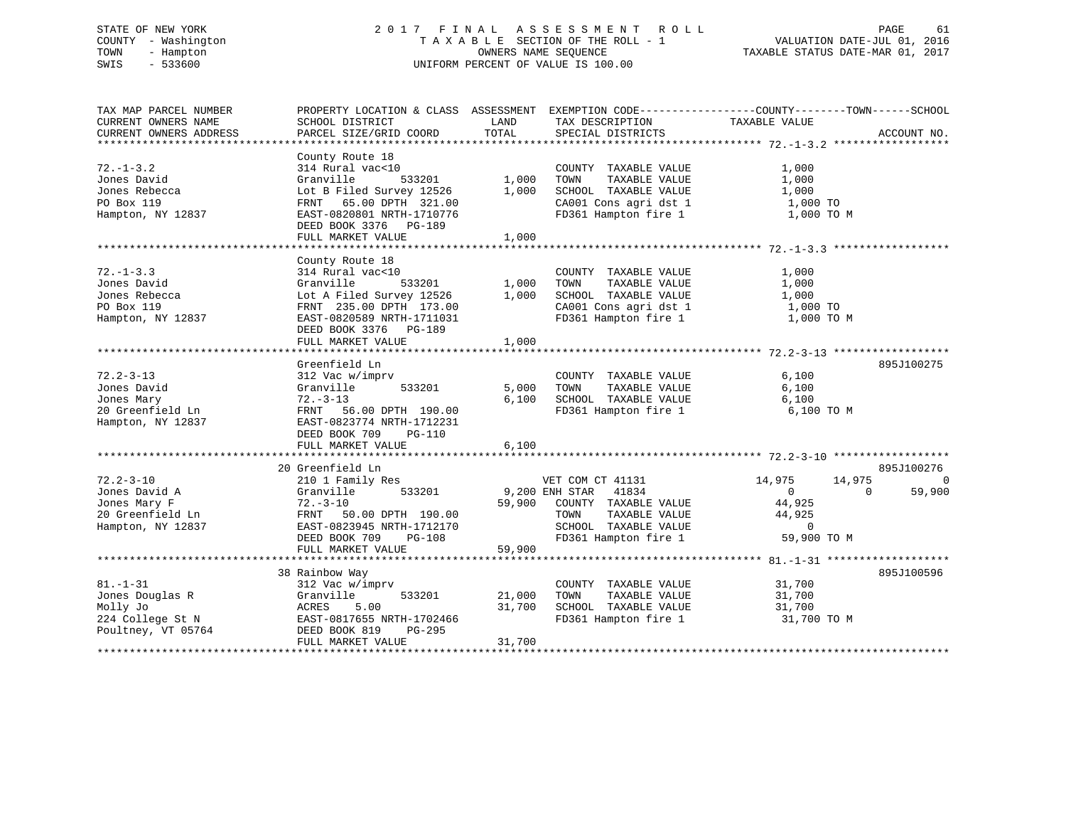STATE OF NEW YORK
COUNTY - Washington
TOWN - Hampton
SWIS - 533600

# 2017 FINAL ASSESSMENT ROLL

TAXABLE SECTION OF THE ROLL - 1
OWNERS NAME SEQUENCE
UNIFORM PERCENT OF VALUE IS 100.00

VALUATION DATE-JUL 01, 2016
TAXABLE STATUS DATE-MAR 01, 2017

| TAX MAP PARCEL NUMBER / CURRENT OWNERS NAME / CURRENT OWNERS ADDRESS | PROPERTY LOCATION & CLASS / SCHOOL DISTRICT / PARCEL SIZE/GRID COORD | ASSESSMENT LAND | TOTAL | EXEMPTION CODE / TAX DESCRIPTION / SPECIAL DISTRICTS | COUNTY TAXABLE VALUE | TOWN | SCHOOL | ACCOUNT NO. |
|---|---|---|---|---|---|---|---|---|
| **72.-1-3.2** | County Route 18 | | | | | | | |
| | 314 Rural vac<10 | | | COUNTY TAXABLE VALUE | 1,000 | | | |
| Jones David | Granville 533201 | 1,000 | | TOWN TAXABLE VALUE | 1,000 | | | |
| Jones Rebecca | Lot B Filed Survey 12526 | | 1,000 | SCHOOL TAXABLE VALUE | 1,000 | | | |
| PO Box 119 | FRNT 65.00 DPTH 321.00 | | | CA001 Cons agri dst 1 | 1,000 TO | | | |
| Hampton, NY 12837 | EAST-0820801 NRTH-1710776 | | | FD361 Hampton fire 1 | 1,000 TO M | | | |
| | DEED BOOK 3376 PG-189 | | | | | | | |
| | FULL MARKET VALUE | | 1,000 | | | | | |
| **72.-1-3.3** | County Route 18 | | | | | | | |
| | 314 Rural vac<10 | | | COUNTY TAXABLE VALUE | 1,000 | | | |
| Jones David | Granville 533201 | 1,000 | | TOWN TAXABLE VALUE | 1,000 | | | |
| Jones Rebecca | Lot A Filed Survey 12526 | | 1,000 | SCHOOL TAXABLE VALUE | 1,000 | | | |
| PO Box 119 | FRNT 235.00 DPTH 173.00 | | | CA001 Cons agri dst 1 | 1,000 TO | | | |
| Hampton, NY 12837 | EAST-0820589 NRTH-1711031 | | | FD361 Hampton fire 1 | 1,000 TO M | | | |
| | DEED BOOK 3376 PG-189 | | | | | | | |
| | FULL MARKET VALUE | | 1,000 | | | | | |
| **72.2-3-13** | Greenfield Ln | | | | | | | 895J100275 |
| | 312 Vac w/imprv | | | COUNTY TAXABLE VALUE | 6,100 | | | |
| Jones David | Granville 533201 | 5,000 | | TOWN TAXABLE VALUE | 6,100 | | | |
| Jones Mary | 72.-3-13 | | 6,100 | SCHOOL TAXABLE VALUE | 6,100 | | | |
| 20 Greenfield Ln | FRNT 56.00 DPTH 190.00 | | | FD361 Hampton fire 1 | 6,100 TO M | | | |
| Hampton, NY 12837 | EAST-0823774 NRTH-1712231 | | | | | | | |
| | DEED BOOK 709 PG-110 | | | | | | | |
| | FULL MARKET VALUE | | 6,100 | | | | | |
| **72.2-3-10** | 20 Greenfield Ln | | | | | | | 895J100276 |
| | 210 1 Family Res | | | VET COM CT 41131 | 14,975 | 14,975 | 0 | |
| Jones David A | Granville 533201 | 9,200 | | ENH STAR 41834 | 0 | 0 | 59,900 | |
| Jones Mary F | 72.-3-10 | | 59,900 | COUNTY TAXABLE VALUE | 44,925 | | | |
| 20 Greenfield Ln | FRNT 50.00 DPTH 190.00 | | | TOWN TAXABLE VALUE | 44,925 | | | |
| Hampton, NY 12837 | EAST-0823945 NRTH-1712170 | | | SCHOOL TAXABLE VALUE | 0 | | | |
| | DEED BOOK 709 PG-108 | | | FD361 Hampton fire 1 | 59,900 TO M | | | |
| | FULL MARKET VALUE | | 59,900 | | | | | |
| **81.-1-31** | 38 Rainbow Way | | | | | | | 895J100596 |
| | 312 Vac w/imprv | | | COUNTY TAXABLE VALUE | 31,700 | | | |
| Jones Douglas R | Granville 533201 | 21,000 | | TOWN TAXABLE VALUE | 31,700 | | | |
| Molly Jo | ACRES 5.00 | | 31,700 | SCHOOL TAXABLE VALUE | 31,700 | | | |
| 224 College St N | EAST-0817655 NRTH-1702466 | | | FD361 Hampton fire 1 | 31,700 TO M | | | |
| Poultney, VT 05764 | DEED BOOK 819 PG-295 | | | | | | | |
| | FULL MARKET VALUE | | 31,700 | | | | | |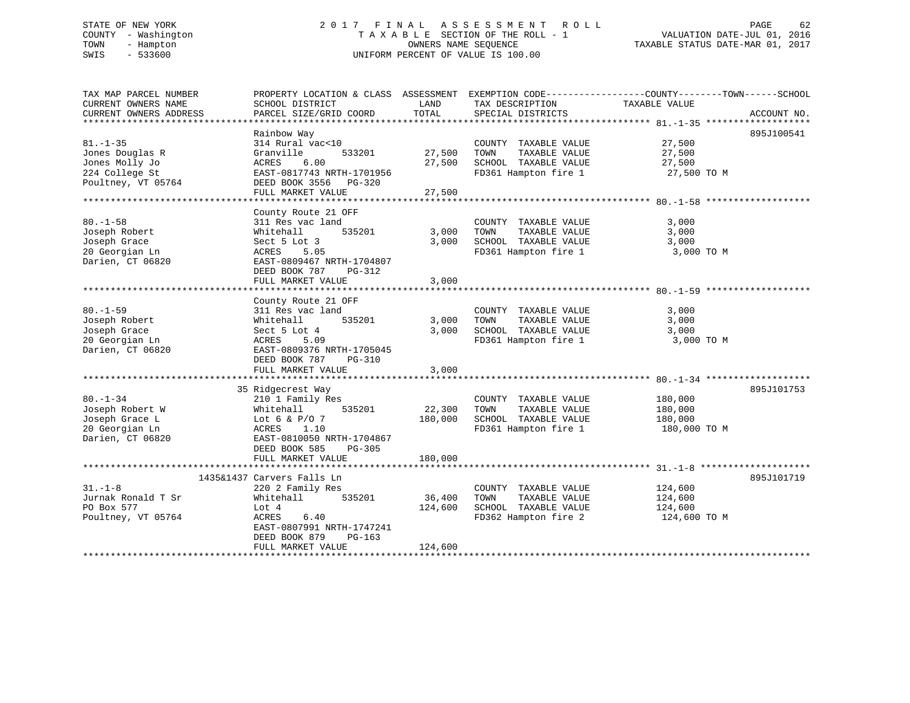STATE OF NEW YORK
COUNTY - Washington
TOWN - Hampton
SWIS - 533600

# 2017 FINAL ASSESSMENT ROLL

TAXABLE SECTION OF THE ROLL - 1
OWNERS NAME SEQUENCE
UNIFORM PERCENT OF VALUE IS 100.00

VALUATION DATE-JUL 01, 2016
TAXABLE STATUS DATE-MAR 01, 2017

| TAX MAP PARCEL NUMBER / CURRENT OWNERS NAME / CURRENT OWNERS ADDRESS | PROPERTY LOCATION & CLASS / SCHOOL DISTRICT / PARCEL SIZE/GRID COORD | ASSESSMENT LAND | TOTAL | EXEMPTION CODE / TAX DESCRIPTION / SPECIAL DISTRICTS | TAXABLE VALUE (COUNTY / TOWN / SCHOOL) | ACCOUNT NO. |
|---|---|---|---|---|---|---|
| 81.-1-35 | Rainbow Way | | | | | 895J100541 |
| Jones Douglas R | 314 Rural vac<10 | | | COUNTY TAXABLE VALUE | 27,500 | |
| Jones Molly Jo | Granville 533201 | 27,500 | | TOWN TAXABLE VALUE | 27,500 | |
| 224 College St | ACRES 6.00 | | 27,500 | SCHOOL TAXABLE VALUE | 27,500 | |
| Poultney, VT 05764 | EAST-0817743 NRTH-1701956 | | | FD361 Hampton fire 1 | 27,500 TO M | |
| | DEED BOOK 3556 PG-320 | | | | | |
| | FULL MARKET VALUE | | 27,500 | | | |
| 80.-1-58 | County Route 21 OFF | | | | | |
| Joseph Robert | 311 Res vac land | | | COUNTY TAXABLE VALUE | 3,000 | |
| Joseph Grace | Whitehall 535201 | 3,000 | | TOWN TAXABLE VALUE | 3,000 | |
| 20 Georgian Ln | Sect 5 Lot 3 | | 3,000 | SCHOOL TAXABLE VALUE | 3,000 | |
| Darien, CT 06820 | ACRES 5.05 | | | FD361 Hampton fire 1 | 3,000 TO M | |
| | EAST-0809467 NRTH-1704807 | | | | | |
| | DEED BOOK 787 PG-312 | | | | | |
| | FULL MARKET VALUE | | 3,000 | | | |
| 80.-1-59 | County Route 21 OFF | | | | | |
| Joseph Robert | 311 Res vac land | | | COUNTY TAXABLE VALUE | 3,000 | |
| Joseph Grace | Whitehall 535201 | 3,000 | | TOWN TAXABLE VALUE | 3,000 | |
| 20 Georgian Ln | Sect 5 Lot 4 | | 3,000 | SCHOOL TAXABLE VALUE | 3,000 | |
| Darien, CT 06820 | ACRES 5.09 | | | FD361 Hampton fire 1 | 3,000 TO M | |
| | EAST-0809376 NRTH-1705045 | | | | | |
| | DEED BOOK 787 PG-310 | | | | | |
| | FULL MARKET VALUE | | 3,000 | | | |
| 80.-1-34 | 35 Ridgecrest Way | | | | | 895J101753 |
| Joseph Robert W | 210 1 Family Res | | | COUNTY TAXABLE VALUE | 180,000 | |
| Joseph Grace L | Whitehall 535201 | 22,300 | | TOWN TAXABLE VALUE | 180,000 | |
| 20 Georgian Ln | Lot 6 & P/O 7 | | 180,000 | SCHOOL TAXABLE VALUE | 180,000 | |
| Darien, CT 06820 | ACRES 1.10 | | | FD361 Hampton fire 1 | 180,000 TO M | |
| | EAST-0810050 NRTH-1704867 | | | | | |
| | DEED BOOK 585 PG-305 | | | | | |
| | FULL MARKET VALUE | | 180,000 | | | |
| 31.-1-8 | 1435&1437 Carvers Falls Ln | | | | | 895J101719 |
| Jurnak Ronald T Sr | 220 2 Family Res | | | COUNTY TAXABLE VALUE | 124,600 | |
| PO Box 577 | Whitehall 535201 | 36,400 | | TOWN TAXABLE VALUE | 124,600 | |
| Poultney, VT 05764 | Lot 4 | | 124,600 | SCHOOL TAXABLE VALUE | 124,600 | |
| | ACRES 6.40 | | | FD362 Hampton fire 2 | 124,600 TO M | |
| | EAST-0807991 NRTH-1747241 | | | | | |
| | DEED BOOK 879 PG-163 | | | | | |
| | FULL MARKET VALUE | | 124,600 | | | |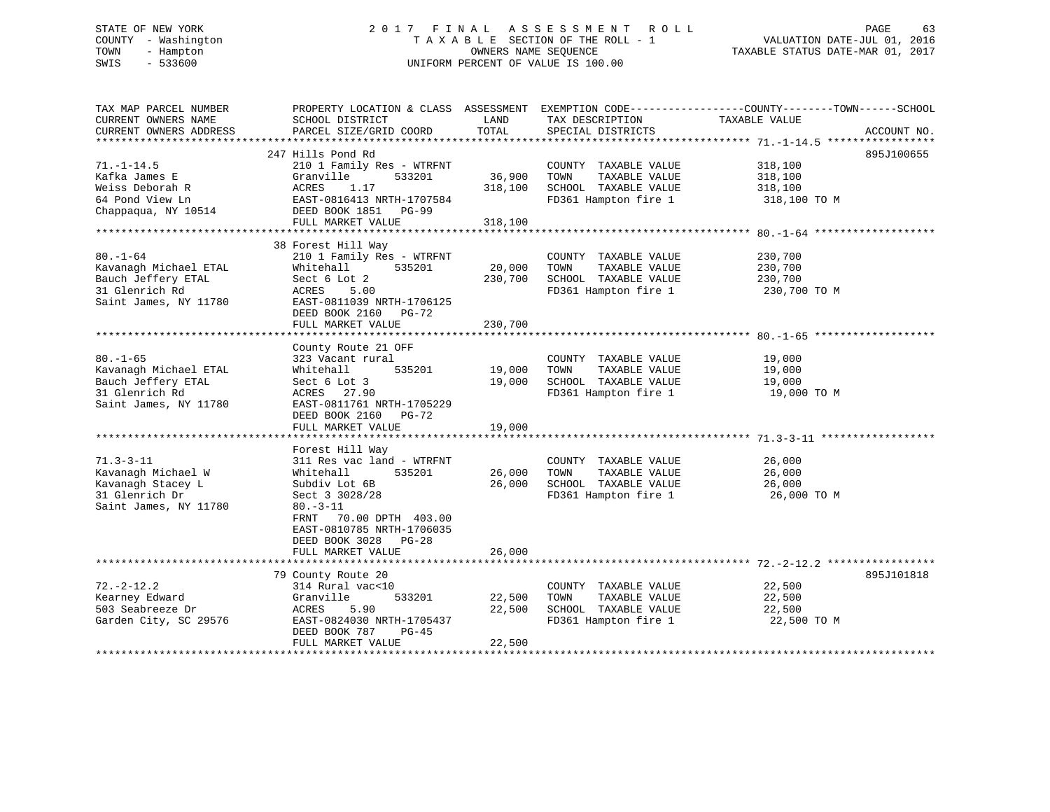STATE OF NEW YORK
COUNTY - Washington
TOWN - Hampton
SWIS - 533600

# 2017 FINAL ASSESSMENT ROLL
TAXABLE SECTION OF THE ROLL - 1
OWNERS NAME SEQUENCE
UNIFORM PERCENT OF VALUE IS 100.00

VALUATION DATE-JUL 01, 2016
TAXABLE STATUS DATE-MAR 01, 2017

| TAX MAP PARCEL NUMBER / CURRENT OWNERS NAME / CURRENT OWNERS ADDRESS | PROPERTY LOCATION & CLASS / SCHOOL DISTRICT / PARCEL SIZE/GRID COORD | ASSESSMENT LAND | TOTAL | EXEMPTION CODE / TAX DESCRIPTION / SPECIAL DISTRICTS | TAXABLE VALUE COUNTY--------TOWN------SCHOOL | ACCOUNT NO. |
|---|---|---|---|---|---|---|
| 71.-1-14.5 | 247 Hills Pond Rd | | | | | 895J100655 |
| 71.-1-14.5 | 210 1 Family Res - WTRFNT | | | COUNTY TAXABLE VALUE | 318,100 | |
| Kafka James E | Granville 533201 | 36,900 | | TOWN TAXABLE VALUE | 318,100 | |
| Weiss Deborah R | ACRES 1.17 | | 318,100 | SCHOOL TAXABLE VALUE | 318,100 | |
| 64 Pond View Ln | EAST-0816413 NRTH-1707584 | | | FD361 Hampton fire 1 | 318,100 TO M | |
| Chappaqua, NY 10514 | DEED BOOK 1851 PG-99 | | | | | |
| | FULL MARKET VALUE | | 318,100 | | | |
| 80.-1-64 | 38 Forest Hill Way | | | | | |
| 80.-1-64 | 210 1 Family Res - WTRFNT | | | COUNTY TAXABLE VALUE | 230,700 | |
| Kavanagh Michael ETAL | Whitehall 535201 | 20,000 | | TOWN TAXABLE VALUE | 230,700 | |
| Bauch Jeffery ETAL | Sect 6 Lot 2 | | 230,700 | SCHOOL TAXABLE VALUE | 230,700 | |
| 31 Glenrich Rd | ACRES 5.00 | | | FD361 Hampton fire 1 | 230,700 TO M | |
| Saint James, NY 11780 | EAST-0811039 NRTH-1706125 | | | | | |
| | DEED BOOK 2160 PG-72 | | | | | |
| | FULL MARKET VALUE | | 230,700 | | | |
| 80.-1-65 | County Route 21 OFF | | | | | |
| 80.-1-65 | 323 Vacant rural | | | COUNTY TAXABLE VALUE | 19,000 | |
| Kavanagh Michael ETAL | Whitehall 535201 | 19,000 | | TOWN TAXABLE VALUE | 19,000 | |
| Bauch Jeffery ETAL | Sect 6 Lot 3 | | 19,000 | SCHOOL TAXABLE VALUE | 19,000 | |
| 31 Glenrich Rd | ACRES 27.90 | | | FD361 Hampton fire 1 | 19,000 TO M | |
| Saint James, NY 11780 | EAST-0811761 NRTH-1705229 | | | | | |
| | DEED BOOK 2160 PG-72 | | | | | |
| | FULL MARKET VALUE | | 19,000 | | | |
| 71.3-3-11 | Forest Hill Way | | | | | |
| 71.3-3-11 | 311 Res vac land - WTRFNT | | | COUNTY TAXABLE VALUE | 26,000 | |
| Kavanagh Michael W | Whitehall 535201 | 26,000 | | TOWN TAXABLE VALUE | 26,000 | |
| Kavanagh Stacey L | Subdiv Lot 6B | | 26,000 | SCHOOL TAXABLE VALUE | 26,000 | |
| 31 Glenrich Dr | Sect 3 3028/28 | | | FD361 Hampton fire 1 | 26,000 TO M | |
| Saint James, NY 11780 | 80.-3-11 | | | | | |
| | FRNT 70.00 DPTH 403.00 | | | | | |
| | EAST-0810785 NRTH-1706035 | | | | | |
| | DEED BOOK 3028 PG-28 | | | | | |
| | FULL MARKET VALUE | | 26,000 | | | |
| 72.-2-12.2 | 79 County Route 20 | | | | | 895J101818 |
| 72.-2-12.2 | 314 Rural vac<10 | | | COUNTY TAXABLE VALUE | 22,500 | |
| Kearney Edward | Granville 533201 | 22,500 | | TOWN TAXABLE VALUE | 22,500 | |
| 503 Seabreeze Dr | ACRES 5.90 | | 22,500 | SCHOOL TAXABLE VALUE | 22,500 | |
| Garden City, SC 29576 | EAST-0824030 NRTH-1705437 | | | FD361 Hampton fire 1 | 22,500 TO M | |
| | DEED BOOK 787 PG-45 | | | | | |
| | FULL MARKET VALUE | | 22,500 | | | |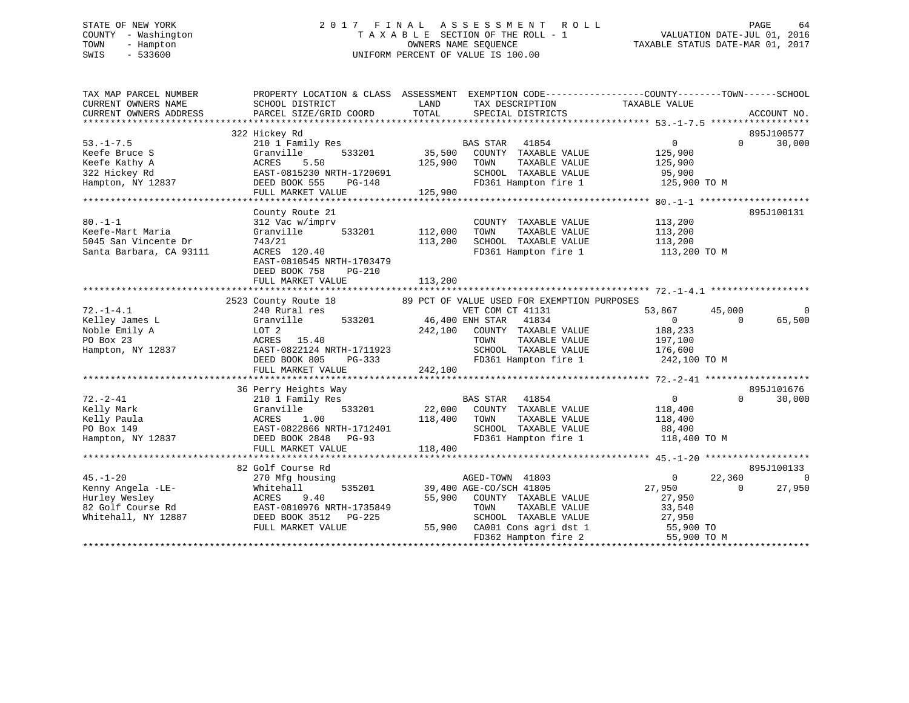STATE OF NEW YORK
COUNTY - Washington
TOWN - Hampton
SWIS - 533600

# 2017 FINAL ASSESSMENT ROLL

TAXABLE SECTION OF THE ROLL - 1
OWNERS NAME SEQUENCE
UNIFORM PERCENT OF VALUE IS 100.00

VALUATION DATE-JUL 01, 2016
TAXABLE STATUS DATE-MAR 01, 2017

```
TAX MAP PARCEL NUMBER     PROPERTY LOCATION & CLASS  ASSESSMENT  EXEMPTION CODE------------------COUNTY--------TOWN------SCHOOL
CURRENT OWNERS NAME       SCHOOL DISTRICT              LAND      TAX DESCRIPTION             TAXABLE VALUE
CURRENT OWNERS ADDRESS    PARCEL SIZE/GRID COORD       TOTAL     SPECIAL DISTRICTS                                    ACCOUNT NO.
******************************************************************************************************* 53.-1-7.5 ******************
                          322 Hickey Rd                                                                               895J100577
53.-1-7.5                 210 1 Family Res                       BAS STAR   41854                  0             0      30,000
Keefe Bruce S             Granville        533201       35,500   COUNTY  TAXABLE VALUE        125,900
Keefe Kathy A             ACRES    5.50                125,900   TOWN    TAXABLE VALUE        125,900
322 Hickey Rd             EAST-0815230 NRTH-1720691              SCHOOL  TAXABLE VALUE         95,900
Hampton, NY 12837         DEED BOOK 555    PG-148                FD361 Hampton fire 1          125,900 TO M
                          FULL MARKET VALUE            125,900
******************************************************************************************************* 80.-1-1 ********************
                          County Route 21                                                                             895J100131
80.-1-1                   312 Vac w/imprv                        COUNTY  TAXABLE VALUE        113,200
Keefe-Mart Maria          Granville        533201      112,000   TOWN    TAXABLE VALUE        113,200
5045 San Vincente Dr      743/21                       113,200   SCHOOL  TAXABLE VALUE        113,200
Santa Barbara, CA 93111   ACRES  120.40                          FD361 Hampton fire 1          113,200 TO M
                          EAST-0810545 NRTH-1703479
                          DEED BOOK 758    PG-210
                          FULL MARKET VALUE            113,200
******************************************************************************************************* 72.-1-4.1 ******************
                          2523 County Route 18          89 PCT OF VALUE USED FOR EXEMPTION PURPOSES
72.-1-4.1                 240 Rural res                          VET COM CT 41131              53,867        45,000           0
Kelley James L            Granville        533201       46,400 ENH STAR   41834                  0             0      65,500
Noble Emily A             LOT 2                        242,100   COUNTY  TAXABLE VALUE        188,233
PO Box 23                 ACRES   15.40                          TOWN    TAXABLE VALUE        197,100
Hampton, NY 12837         EAST-0822124 NRTH-1711923              SCHOOL  TAXABLE VALUE        176,600
                          DEED BOOK 805    PG-333                FD361 Hampton fire 1          242,100 TO M
                          FULL MARKET VALUE            242,100
******************************************************************************************************* 72.-2-41 *******************
                          36 Perry Heights Way                                                                        895J101676
72.-2-41                  210 1 Family Res                       BAS STAR   41854                  0             0      30,000
Kelly Mark                Granville        533201       22,000   COUNTY  TAXABLE VALUE        118,400
Kelly Paula               ACRES    1.00                118,400   TOWN    TAXABLE VALUE        118,400
PO Box 149                EAST-0822866 NRTH-1712401              SCHOOL  TAXABLE VALUE         88,400
Hampton, NY 12837         DEED BOOK 2848   PG-93                 FD361 Hampton fire 1          118,400 TO M
                          FULL MARKET VALUE            118,400
******************************************************************************************************* 45.-1-20 *******************
                          82 Golf Course Rd                                                                           895J100133
45.-1-20                  270 Mfg housing                        AGED-TOWN  41803                  0        22,360           0
Kenny Angela -LE-         Whitehall        535201       39,400 AGE-CO/SCH 41805               27,950             0      27,950
Hurley Wesley             ACRES    9.40                 55,900   COUNTY  TAXABLE VALUE         27,950
82 Golf Course Rd         EAST-0810976 NRTH-1735849              TOWN    TAXABLE VALUE         33,540
Whitehall, NY 12887       DEED BOOK 3512   PG-225                SCHOOL  TAXABLE VALUE         27,950
                          FULL MARKET VALUE             55,900   CA001 Cons agri dst 1          55,900 TO
                                                                 FD362 Hampton fire 2           55,900 TO M
************************************************************************************************************************************
```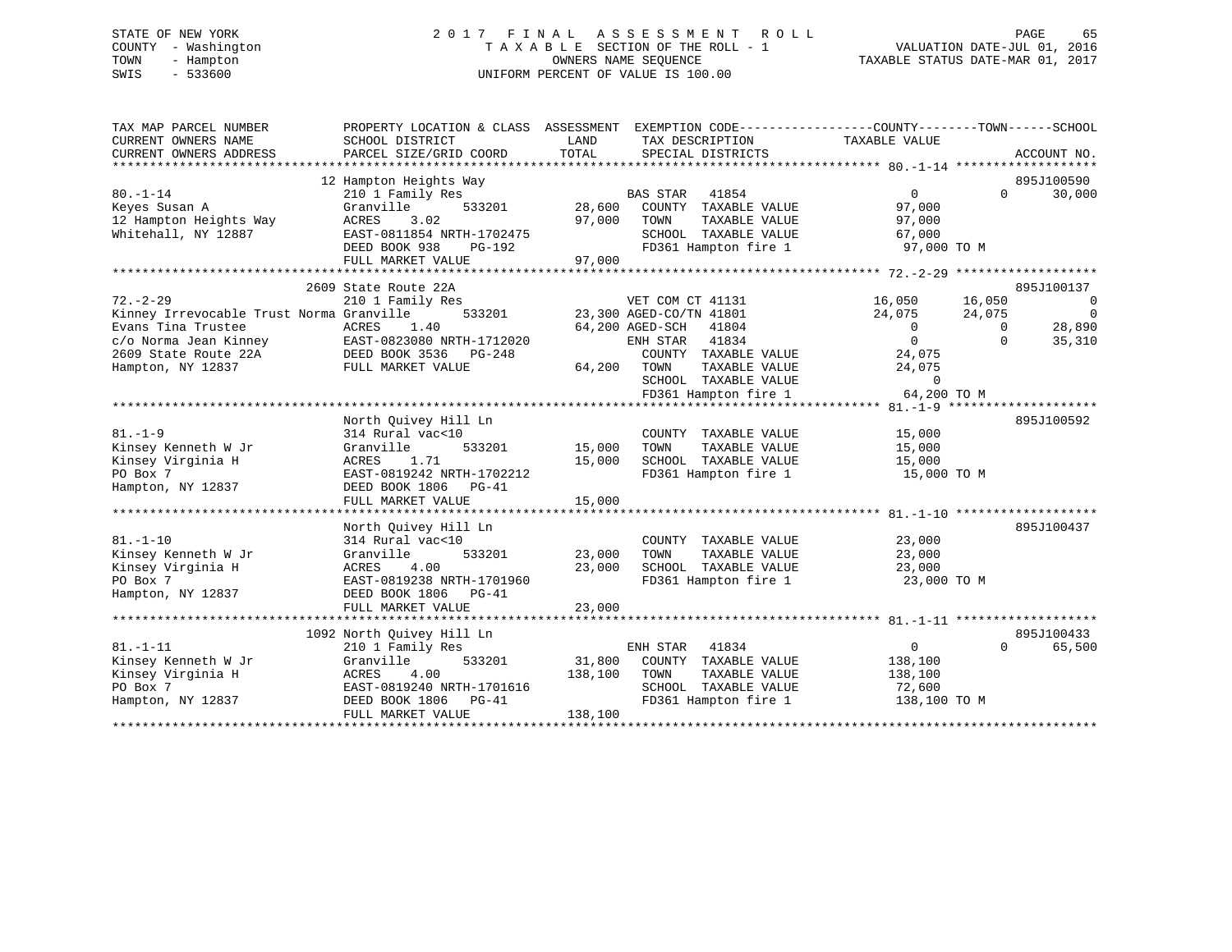STATE OF NEW YORK
COUNTY - Washington
TOWN - Hampton
SWIS - 533600

2017 FINAL ASSESSMENT ROLL
TAXABLE SECTION OF THE ROLL - 1
OWNERS NAME SEQUENCE
UNIFORM PERCENT OF VALUE IS 100.00

VALUATION DATE-JUL 01, 2016
TAXABLE STATUS DATE-MAR 01, 2017

```
TAX MAP PARCEL NUMBER          PROPERTY LOCATION & CLASS  ASSESSMENT  EXEMPTION CODE------------------COUNTY--------TOWN------SCHOOL
CURRENT OWNERS NAME            SCHOOL DISTRICT              LAND      TAX DESCRIPTION              TAXABLE VALUE
CURRENT OWNERS ADDRESS         PARCEL SIZE/GRID COORD       TOTAL     SPECIAL DISTRICTS                                   ACCOUNT NO.
******************************************************************************************************* 80.-1-14 *******************
                               12 Hampton Heights Way                                                                      895J100590
80.-1-14                       210 1 Family Res                       BAS STAR   41854                 0              0      30,000
Keyes Susan A                  Granville        533201      28,600    COUNTY  TAXABLE VALUE           97,000
12 Hampton Heights Way         ACRES     3.02               97,000    TOWN    TAXABLE VALUE           97,000
Whitehall, NY 12887            EAST-0811854 NRTH-1702475              SCHOOL  TAXABLE VALUE           67,000
                               DEED BOOK 938    PG-192                FD361 Hampton fire 1             97,000 TO M
                               FULL MARKET VALUE            97,000
******************************************************************************************************* 72.-2-29 *******************
                               2609 State Route 22A                                                                        895J100137
72.-2-29                       210 1 Family Res                       VET COM CT 41131            16,050         16,050           0
Kinney Irrevocable Trust Norma Granville        533201      23,300 AGED-CO/TN 41801               24,075         24,075           0
Evans Tina Trustee             ACRES     1.40               64,200 AGED-SCH   41804                    0              0      28,890
c/o Norma Jean Kinney          EAST-0823080 NRTH-1712020              ENH STAR   41834                 0              0      35,310
2609 State Route 22A           DEED BOOK 3536   PG-248                COUNTY  TAXABLE VALUE           24,075
Hampton, NY 12837              FULL MARKET VALUE            64,200    TOWN    TAXABLE VALUE           24,075
                                                                      SCHOOL  TAXABLE VALUE                0
                                                                      FD361 Hampton fire 1             64,200 TO M
******************************************************************************************************* 81.-1-9 ********************
                               North Quivey Hill Ln                                                                        895J100592
81.-1-9                        314 Rural vac<10                       COUNTY  TAXABLE VALUE           15,000
Kinsey Kenneth W Jr            Granville        533201      15,000    TOWN    TAXABLE VALUE           15,000
Kinsey Virginia H              ACRES     1.71               15,000    SCHOOL  TAXABLE VALUE           15,000
PO Box 7                       EAST-0819242 NRTH-1702212              FD361 Hampton fire 1             15,000 TO M
Hampton, NY 12837              DEED BOOK 1806   PG-41
                               FULL MARKET VALUE            15,000
******************************************************************************************************* 81.-1-10 *******************
                               North Quivey Hill Ln                                                                        895J100437
81.-1-10                       314 Rural vac<10                       COUNTY  TAXABLE VALUE           23,000
Kinsey Kenneth W Jr            Granville        533201      23,000    TOWN    TAXABLE VALUE           23,000
Kinsey Virginia H              ACRES     4.00               23,000    SCHOOL  TAXABLE VALUE           23,000
PO Box 7                       EAST-0819238 NRTH-1701960              FD361 Hampton fire 1             23,000 TO M
Hampton, NY 12837              DEED BOOK 1806   PG-41
                               FULL MARKET VALUE            23,000
******************************************************************************************************* 81.-1-11 *******************
                               1092 North Quivey Hill Ln                                                                   895J100433
81.-1-11                       210 1 Family Res                       ENH STAR   41834                 0              0      65,500
Kinsey Kenneth W Jr            Granville        533201      31,800    COUNTY  TAXABLE VALUE          138,100
Kinsey Virginia H              ACRES     4.00              138,100    TOWN    TAXABLE VALUE          138,100
PO Box 7                       EAST-0819240 NRTH-1701616              SCHOOL  TAXABLE VALUE           72,600
Hampton, NY 12837              DEED BOOK 1806   PG-41                 FD361 Hampton fire 1            138,100 TO M
                               FULL MARKET VALUE           138,100
************************************************************************************************************************************
```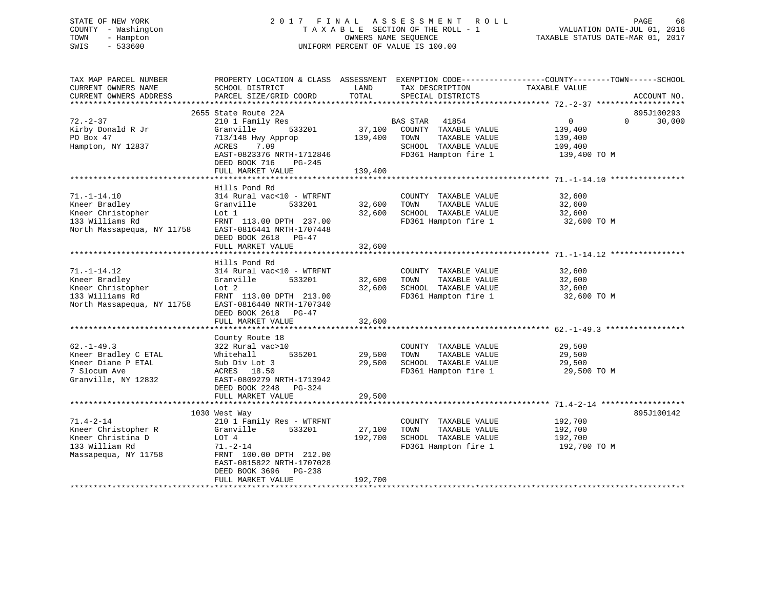STATE OF NEW YORK
COUNTY - Washington
TOWN - Hampton
SWIS - 533600

# 2017 FINAL ASSESSMENT ROLL

TAXABLE SECTION OF THE ROLL - 1
OWNERS NAME SEQUENCE
UNIFORM PERCENT OF VALUE IS 100.00

VALUATION DATE-JUL 01, 2016
TAXABLE STATUS DATE-MAR 01, 2017

| TAX MAP PARCEL NUMBER / CURRENT OWNERS NAME / CURRENT OWNERS ADDRESS | PROPERTY LOCATION & CLASS / SCHOOL DISTRICT / PARCEL SIZE/GRID COORD | ASSESSMENT LAND | TOTAL | EXEMPTION CODE / TAX DESCRIPTION / SPECIAL DISTRICTS | COUNTY / TOWN / SCHOOL TAXABLE VALUE | ACCOUNT NO. |
|---|---|---|---|---|---|---|
| | 2655 State Route 22A | | | | | 895J100293 |
| 72.-2-37 | 210 1 Family Res | | | BAS STAR 41854 | 0 0 30,000 | |
| Kirby Donald R Jr | Granville 533201 | 37,100 | | COUNTY TAXABLE VALUE | 139,400 | |
| PO Box 47 | 713/148 Hwy Approp | | 139,400 | TOWN TAXABLE VALUE | 139,400 | |
| Hampton, NY 12837 | ACRES 7.09 | | | SCHOOL TAXABLE VALUE | 109,400 | |
| | EAST-0823376 NRTH-1712846 | | | FD361 Hampton fire 1 | 139,400 TO M | |
| | DEED BOOK 716 PG-245 | | | | | |
| | FULL MARKET VALUE | | 139,400 | | | |
| | Hills Pond Rd | | | | | |
| 71.-1-14.10 | 314 Rural vac<10 - WTRFNT | | | COUNTY TAXABLE VALUE | 32,600 | |
| Kneer Bradley | Granville 533201 | 32,600 | | TOWN TAXABLE VALUE | 32,600 | |
| Kneer Christopher | Lot 1 | | 32,600 | SCHOOL TAXABLE VALUE | 32,600 | |
| 133 Williams Rd | FRNT 113.00 DPTH 237.00 | | | FD361 Hampton fire 1 | 32,600 TO M | |
| North Massapequa, NY 11758 | EAST-0816441 NRTH-1707448 | | | | | |
| | DEED BOOK 2618 PG-47 | | | | | |
| | FULL MARKET VALUE | | 32,600 | | | |
| | Hills Pond Rd | | | | | |
| 71.-1-14.12 | 314 Rural vac<10 - WTRFNT | | | COUNTY TAXABLE VALUE | 32,600 | |
| Kneer Bradley | Granville 533201 | 32,600 | | TOWN TAXABLE VALUE | 32,600 | |
| Kneer Christopher | Lot 2 | | 32,600 | SCHOOL TAXABLE VALUE | 32,600 | |
| 133 Williams Rd | FRNT 113.00 DPTH 213.00 | | | FD361 Hampton fire 1 | 32,600 TO M | |
| North Massapequa, NY 11758 | EAST-0816440 NRTH-1707340 | | | | | |
| | DEED BOOK 2618 PG-47 | | | | | |
| | FULL MARKET VALUE | | 32,600 | | | |
| | County Route 18 | | | | | |
| 62.-1-49.3 | 322 Rural vac>10 | | | COUNTY TAXABLE VALUE | 29,500 | |
| Kneer Bradley C ETAL | Whitehall 535201 | 29,500 | | TOWN TAXABLE VALUE | 29,500 | |
| Kneer Diane P ETAL | Sub Div Lot 3 | | 29,500 | SCHOOL TAXABLE VALUE | 29,500 | |
| 7 Slocum Ave | ACRES 18.50 | | | FD361 Hampton fire 1 | 29,500 TO M | |
| Granville, NY 12832 | EAST-0809279 NRTH-1713942 | | | | | |
| | DEED BOOK 2248 PG-324 | | | | | |
| | FULL MARKET VALUE | | 29,500 | | | |
| | 1030 West Way | | | | | 895J100142 |
| 71.4-2-14 | 210 1 Family Res - WTRFNT | | | COUNTY TAXABLE VALUE | 192,700 | |
| Kneer Christopher R | Granville 533201 | 27,100 | | TOWN TAXABLE VALUE | 192,700 | |
| Kneer Christina D | LOT 4 | | 192,700 | SCHOOL TAXABLE VALUE | 192,700 | |
| 133 William Rd | 71.-2-14 | | | FD361 Hampton fire 1 | 192,700 TO M | |
| Massapequa, NY 11758 | FRNT 100.00 DPTH 212.00 | | | | | |
| | EAST-0815822 NRTH-1707028 | | | | | |
| | DEED BOOK 3696 PG-238 | | | | | |
| | FULL MARKET VALUE | | 192,700 | | | |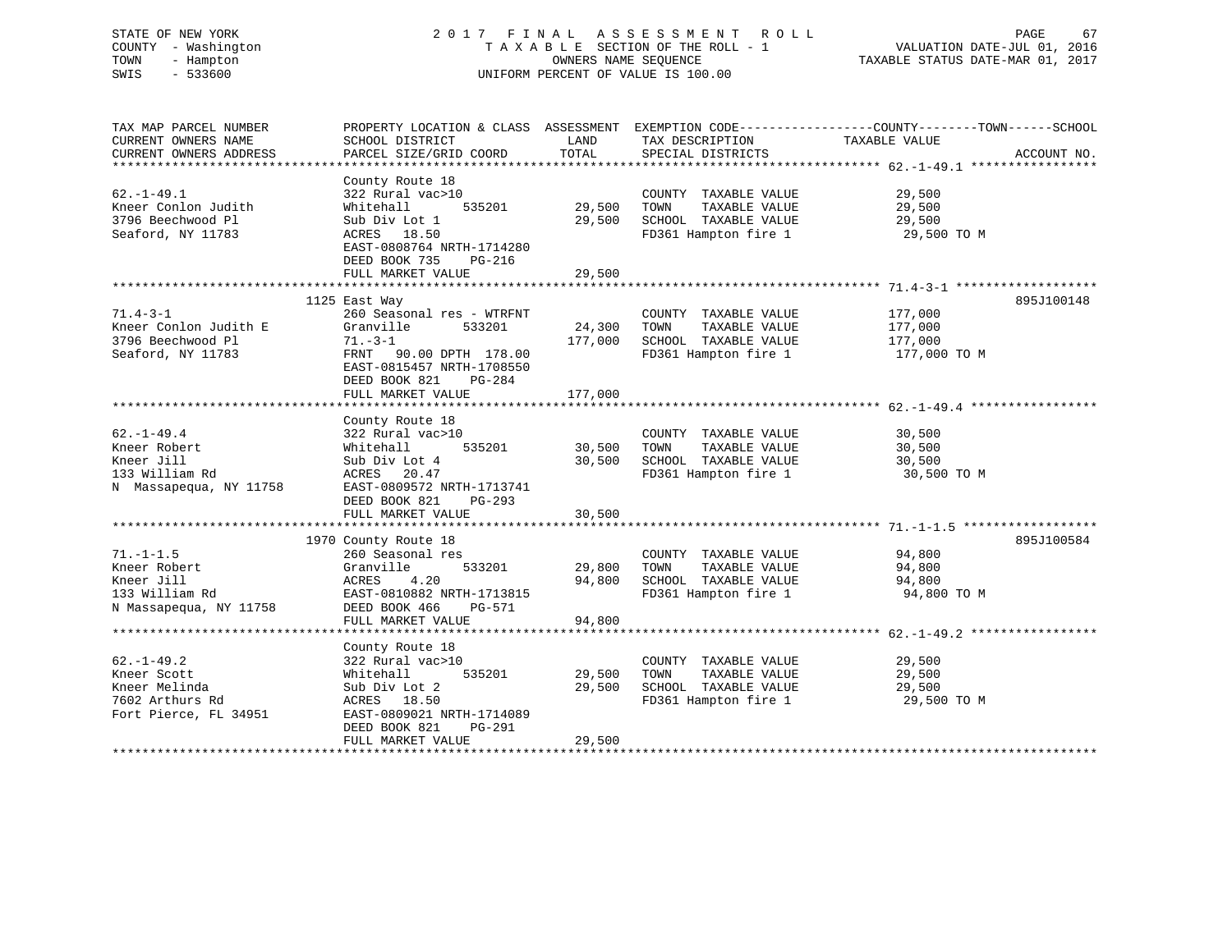STATE OF NEW YORK — 2017 FINAL ASSESSMENT ROLL
COUNTY - Washington — TAXABLE SECTION OF THE ROLL - 1 — VALUATION DATE-JUL 01, 2016
TOWN - Hampton — OWNERS NAME SEQUENCE — TAXABLE STATUS DATE-MAR 01, 2017
SWIS - 533600 — UNIFORM PERCENT OF VALUE IS 100.00

| TAX MAP PARCEL NUMBER / CURRENT OWNERS NAME / CURRENT OWNERS ADDRESS | PROPERTY LOCATION & CLASS / SCHOOL DISTRICT / PARCEL SIZE/GRID COORD | ASSESSMENT LAND | TOTAL | EXEMPTION CODE / TAX DESCRIPTION / SPECIAL DISTRICTS | TAXABLE VALUE (COUNTY--------TOWN------SCHOOL) | ACCOUNT NO. |
|---|---|---|---|---|---|---|
| **62.-1-49.1** | County Route 18 | | | | | |
| 62.-1-49.1 | 322 Rural vac>10 | | | COUNTY TAXABLE VALUE | 29,500 | |
| Kneer Conlon Judith | Whitehall 535201 | 29,500 | | TOWN TAXABLE VALUE | 29,500 | |
| 3796 Beechwood Pl | Sub Div Lot 1 | | 29,500 | SCHOOL TAXABLE VALUE | 29,500 | |
| Seaford, NY 11783 | ACRES 18.50 | | | FD361 Hampton fire 1 | 29,500 TO M | |
| | EAST-0808764 NRTH-1714280 | | | | | |
| | DEED BOOK 735 PG-216 | | | | | |
| | FULL MARKET VALUE | | 29,500 | | | |
| **71.4-3-1** | 1125 East Way | | | | | 895J100148 |
| 71.4-3-1 | 260 Seasonal res - WTRFNT | | | COUNTY TAXABLE VALUE | 177,000 | |
| Kneer Conlon Judith E | Granville 533201 | 24,300 | | TOWN TAXABLE VALUE | 177,000 | |
| 3796 Beechwood Pl | 71.-3-1 | | 177,000 | SCHOOL TAXABLE VALUE | 177,000 | |
| Seaford, NY 11783 | FRNT 90.00 DPTH 178.00 | | | FD361 Hampton fire 1 | 177,000 TO M | |
| | EAST-0815457 NRTH-1708550 | | | | | |
| | DEED BOOK 821 PG-284 | | | | | |
| | FULL MARKET VALUE | | 177,000 | | | |
| **62.-1-49.4** | County Route 18 | | | | | |
| 62.-1-49.4 | 322 Rural vac>10 | | | COUNTY TAXABLE VALUE | 30,500 | |
| Kneer Robert | Whitehall 535201 | 30,500 | | TOWN TAXABLE VALUE | 30,500 | |
| Kneer Jill | Sub Div Lot 4 | | 30,500 | SCHOOL TAXABLE VALUE | 30,500 | |
| 133 William Rd | ACRES 20.47 | | | FD361 Hampton fire 1 | 30,500 TO M | |
| N Massapequa, NY 11758 | EAST-0809572 NRTH-1713741 | | | | | |
| | DEED BOOK 821 PG-293 | | | | | |
| | FULL MARKET VALUE | | 30,500 | | | |
| **71.-1-1.5** | 1970 County Route 18 | | | | | 895J100584 |
| 71.-1-1.5 | 260 Seasonal res | | | COUNTY TAXABLE VALUE | 94,800 | |
| Kneer Robert | Granville 533201 | 29,800 | | TOWN TAXABLE VALUE | 94,800 | |
| Kneer Jill | ACRES 4.20 | | 94,800 | SCHOOL TAXABLE VALUE | 94,800 | |
| 133 William Rd | EAST-0810882 NRTH-1713815 | | | FD361 Hampton fire 1 | 94,800 TO M | |
| N Massapequa, NY 11758 | DEED BOOK 466 PG-571 | | | | | |
| | FULL MARKET VALUE | | 94,800 | | | |
| **62.-1-49.2** | County Route 18 | | | | | |
| 62.-1-49.2 | 322 Rural vac>10 | | | COUNTY TAXABLE VALUE | 29,500 | |
| Kneer Scott | Whitehall 535201 | 29,500 | | TOWN TAXABLE VALUE | 29,500 | |
| Kneer Melinda | Sub Div Lot 2 | | 29,500 | SCHOOL TAXABLE VALUE | 29,500 | |
| 7602 Arthurs Rd | ACRES 18.50 | | | FD361 Hampton fire 1 | 29,500 TO M | |
| Fort Pierce, FL 34951 | EAST-0809021 NRTH-1714089 | | | | | |
| | DEED BOOK 821 PG-291 | | | | | |
| | FULL MARKET VALUE | | 29,500 | | | |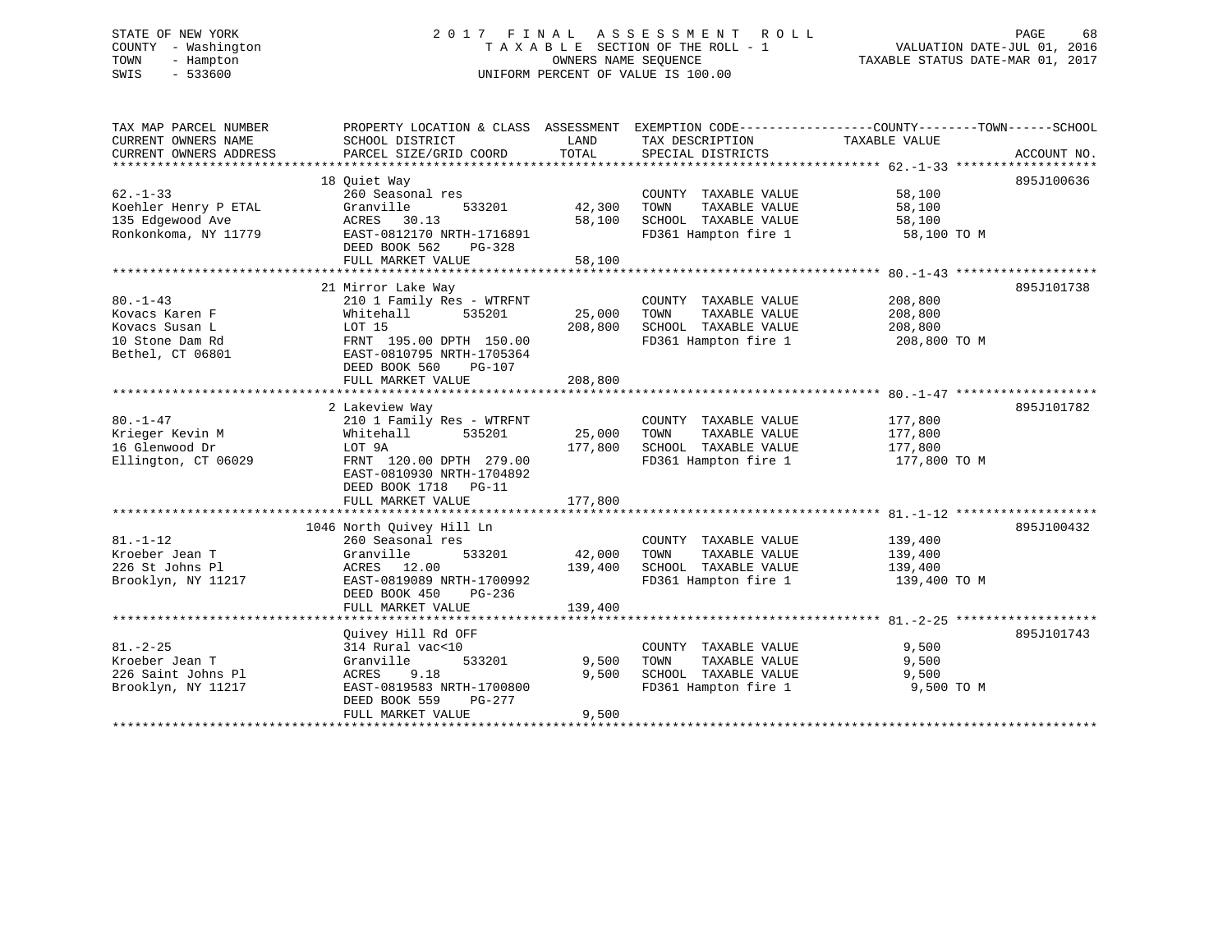STATE OF NEW YORK
COUNTY - Washington
TOWN - Hampton
SWIS - 533600

# 2017 FINAL ASSESSMENT ROLL

TAXABLE SECTION OF THE ROLL - 1
OWNERS NAME SEQUENCE
UNIFORM PERCENT OF VALUE IS 100.00

VALUATION DATE-JUL 01, 2016
TAXABLE STATUS DATE-MAR 01, 2017

| TAX MAP PARCEL NUMBER / CURRENT OWNERS NAME / CURRENT OWNERS ADDRESS | PROPERTY LOCATION & CLASS / SCHOOL DISTRICT / PARCEL SIZE/GRID COORD | ASSESSMENT LAND | ASSESSMENT TOTAL | EXEMPTION CODE / TAX DESCRIPTION / SPECIAL DISTRICTS | TAXABLE VALUE (COUNTY--------TOWN------SCHOOL) | ACCOUNT NO. |
|---|---|---|---|---|---|---|
| 62.-1-33 | 18 Quiet Way | | | | | 895J100636 |
| Koehler Henry P ETAL | 260 Seasonal res | | | COUNTY TAXABLE VALUE | 58,100 | |
| 135 Edgewood Ave | Granville 533201 | 42,300 | | TOWN TAXABLE VALUE | 58,100 | |
| Ronkonkoma, NY 11779 | ACRES 30.13 | | 58,100 | SCHOOL TAXABLE VALUE | 58,100 | |
| | EAST-0812170 NRTH-1716891 | | | FD361 Hampton fire 1 | 58,100 TO M | |
| | DEED BOOK 562 PG-328 | | | | | |
| | FULL MARKET VALUE | | 58,100 | | | |
| 80.-1-43 | 21 Mirror Lake Way | | | | | 895J101738 |
| Kovacs Karen F | 210 1 Family Res - WTRFNT | | | COUNTY TAXABLE VALUE | 208,800 | |
| Kovacs Susan L | Whitehall 535201 | 25,000 | | TOWN TAXABLE VALUE | 208,800 | |
| 10 Stone Dam Rd | LOT 15 | | 208,800 | SCHOOL TAXABLE VALUE | 208,800 | |
| Bethel, CT 06801 | FRNT 195.00 DPTH 150.00 | | | FD361 Hampton fire 1 | 208,800 TO M | |
| | EAST-0810795 NRTH-1705364 | | | | | |
| | DEED BOOK 560 PG-107 | | | | | |
| | FULL MARKET VALUE | | 208,800 | | | |
| 80.-1-47 | 2 Lakeview Way | | | | | 895J101782 |
| Krieger Kevin M | 210 1 Family Res - WTRFNT | | | COUNTY TAXABLE VALUE | 177,800 | |
| 16 Glenwood Dr | Whitehall 535201 | 25,000 | | TOWN TAXABLE VALUE | 177,800 | |
| Ellington, CT 06029 | LOT 9A | | 177,800 | SCHOOL TAXABLE VALUE | 177,800 | |
| | FRNT 120.00 DPTH 279.00 | | | FD361 Hampton fire 1 | 177,800 TO M | |
| | EAST-0810930 NRTH-1704892 | | | | | |
| | DEED BOOK 1718 PG-11 | | | | | |
| | FULL MARKET VALUE | | 177,800 | | | |
| 81.-1-12 | 1046 North Quivey Hill Ln | | | | | 895J100432 |
| Kroeber Jean T | 260 Seasonal res | | | COUNTY TAXABLE VALUE | 139,400 | |
| 226 St Johns Pl | Granville 533201 | 42,000 | | TOWN TAXABLE VALUE | 139,400 | |
| Brooklyn, NY 11217 | ACRES 12.00 | | 139,400 | SCHOOL TAXABLE VALUE | 139,400 | |
| | EAST-0819089 NRTH-1700992 | | | FD361 Hampton fire 1 | 139,400 TO M | |
| | DEED BOOK 450 PG-236 | | | | | |
| | FULL MARKET VALUE | | 139,400 | | | |
| 81.-2-25 | Quivey Hill Rd OFF | | | | | 895J101743 |
| Kroeber Jean T | 314 Rural vac<10 | | | COUNTY TAXABLE VALUE | 9,500 | |
| 226 Saint Johns Pl | Granville 533201 | 9,500 | | TOWN TAXABLE VALUE | 9,500 | |
| Brooklyn, NY 11217 | ACRES 9.18 | | 9,500 | SCHOOL TAXABLE VALUE | 9,500 | |
| | EAST-0819583 NRTH-1700800 | | | FD361 Hampton fire 1 | 9,500 TO M | |
| | DEED BOOK 559 PG-277 | | | | | |
| | FULL MARKET VALUE | | 9,500 | | | |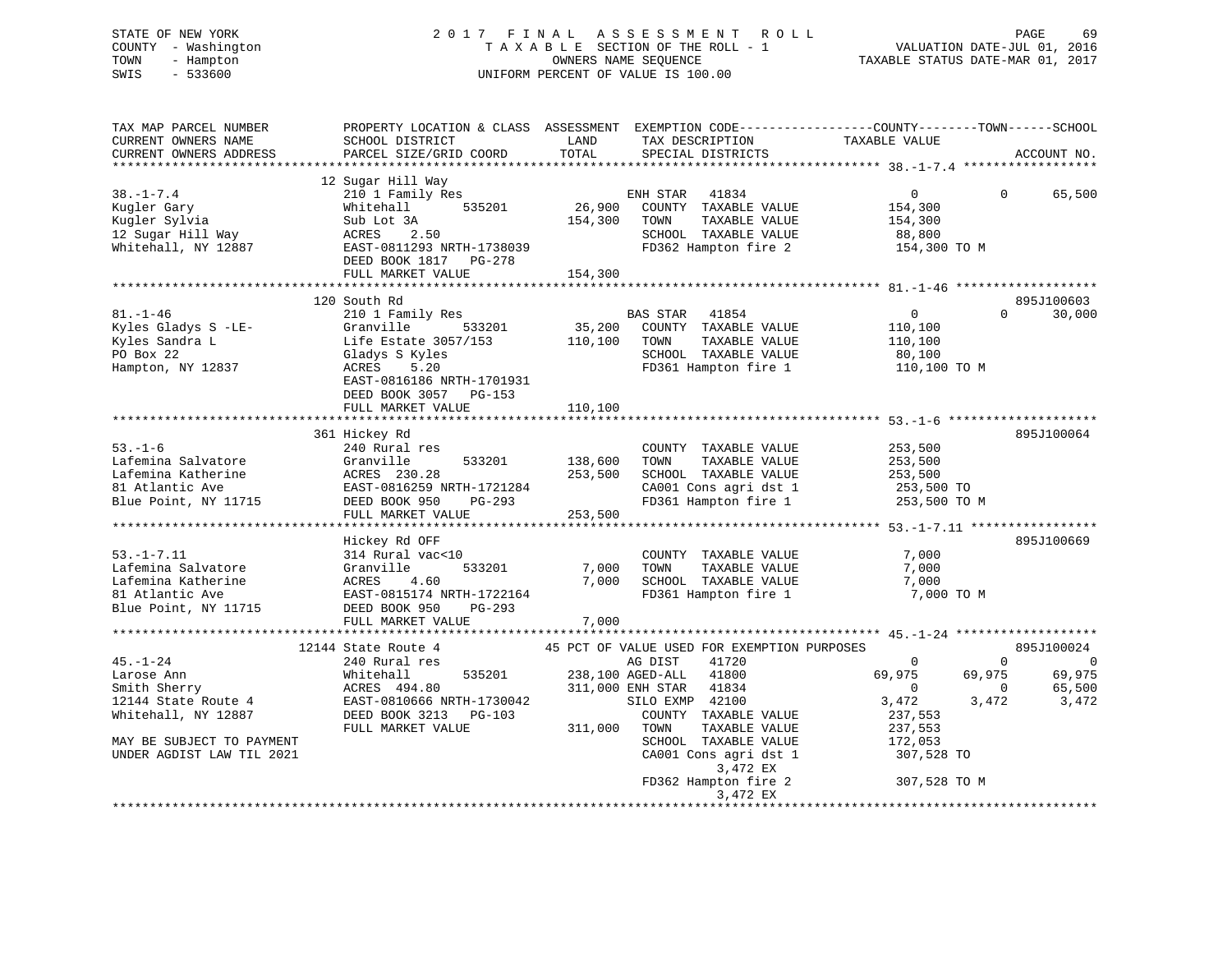STATE OF NEW YORK
COUNTY - Washington
TOWN - Hampton
SWIS - 533600

2 0 1 7 F I N A L A S S E S S M E N T R O L L
T A X A B L E SECTION OF THE ROLL - 1
OWNERS NAME SEQUENCE
UNIFORM PERCENT OF VALUE IS 100.00

VALUATION DATE-JUL 01, 2016
TAXABLE STATUS DATE-MAR 01, 2017

```
TAX MAP PARCEL NUMBER          PROPERTY LOCATION & CLASS  ASSESSMENT  EXEMPTION CODE------------------COUNTY--------TOWN------SCHOOL
CURRENT OWNERS NAME            SCHOOL DISTRICT              LAND       TAX DESCRIPTION            TAXABLE VALUE
CURRENT OWNERS ADDRESS         PARCEL SIZE/GRID COORD       TOTAL      SPECIAL DISTRICTS                                  ACCOUNT NO.
*********************************************************************************************** 38.-1-7.4 ******************
                               12 Sugar Hill Way
38.-1-7.4                      210 1 Family Res                        ENH STAR   41834               0             0     65,500
Kugler Gary                    Whitehall        535201      26,900    COUNTY  TAXABLE VALUE        154,300
Kugler Sylvia                  Sub Lot 3A                  154,300    TOWN    TAXABLE VALUE        154,300
12 Sugar Hill Way              ACRES    2.50                          SCHOOL  TAXABLE VALUE         88,800
Whitehall, NY 12887            EAST-0811293 NRTH-1738039              FD362 Hampton fire 2          154,300 TO M
                               DEED BOOK 1817   PG-278
                               FULL MARKET VALUE           154,300
*********************************************************************************************** 81.-1-46 *******************
                               120 South Rd                                                                       895J100603
81.-1-46                       210 1 Family Res                        BAS STAR   41854               0             0     30,000
Kyles Gladys S -LE-            Granville        533201      35,200    COUNTY  TAXABLE VALUE        110,100
Kyles Sandra L                 Life Estate 3057/153        110,100    TOWN    TAXABLE VALUE        110,100
PO Box 22                      Gladys S Kyles                         SCHOOL  TAXABLE VALUE         80,100
Hampton, NY 12837              ACRES    5.20                          FD361 Hampton fire 1          110,100 TO M
                               EAST-0816186 NRTH-1701931
                               DEED BOOK 3057   PG-153
                               FULL MARKET VALUE           110,100
*********************************************************************************************** 53.-1-6 ********************
                               361 Hickey Rd                                                                      895J100064
53.-1-6                        240 Rural res                           COUNTY  TAXABLE VALUE        253,500
Lafemina Salvatore             Granville        533201     138,600    TOWN    TAXABLE VALUE        253,500
Lafemina Katherine             ACRES  230.28               253,500    SCHOOL  TAXABLE VALUE        253,500
81 Atlantic Ave                EAST-0816259 NRTH-1721284              CA001 Cons agri dst 1         253,500 TO
Blue Point, NY 11715           DEED BOOK 950    PG-293                FD361 Hampton fire 1          253,500 TO M
                               FULL MARKET VALUE           253,500
*********************************************************************************************** 53.-1-7.11 *****************
                               Hickey Rd OFF                                                                      895J100669
53.-1-7.11                     314 Rural vac<10                        COUNTY  TAXABLE VALUE          7,000
Lafemina Salvatore             Granville        533201       7,000    TOWN    TAXABLE VALUE          7,000
Lafemina Katherine             ACRES    4.60                 7,000    SCHOOL  TAXABLE VALUE          7,000
81 Atlantic Ave                EAST-0815174 NRTH-1722164              FD361 Hampton fire 1            7,000 TO M
Blue Point, NY 11715           DEED BOOK 950    PG-293
                               FULL MARKET VALUE             7,000
*********************************************************************************************** 45.-1-24 *******************
                               12144 State Route 4         45 PCT OF VALUE USED FOR EXEMPTION PURPOSES                       895J100024
45.-1-24                       240 Rural res                           AG DIST    41720               0             0          0
Larose Ann                     Whitehall        535201     238,100 AGED-ALL   41800          69,975        69,975     69,975
Smith Sherry                   ACRES  494.80               311,000 ENH STAR   41834               0             0     65,500
12144 State Route 4            EAST-0810666 NRTH-1730042              SILO EXMP  42100           3,472         3,472      3,472
Whitehall, NY 12887            DEED BOOK 3213   PG-103                COUNTY  TAXABLE VALUE        237,553
                               FULL MARKET VALUE           311,000    TOWN    TAXABLE VALUE        237,553
MAY BE SUBJECT TO PAYMENT                                             SCHOOL  TAXABLE VALUE        172,053
UNDER AGDIST LAW TIL 2021                                             CA001 Cons agri dst 1         307,528 TO
                                                                            3,472 EX
                                                                      FD362 Hampton fire 2          307,528 TO M
                                                                            3,472 EX
******************************************************************************************************************************
```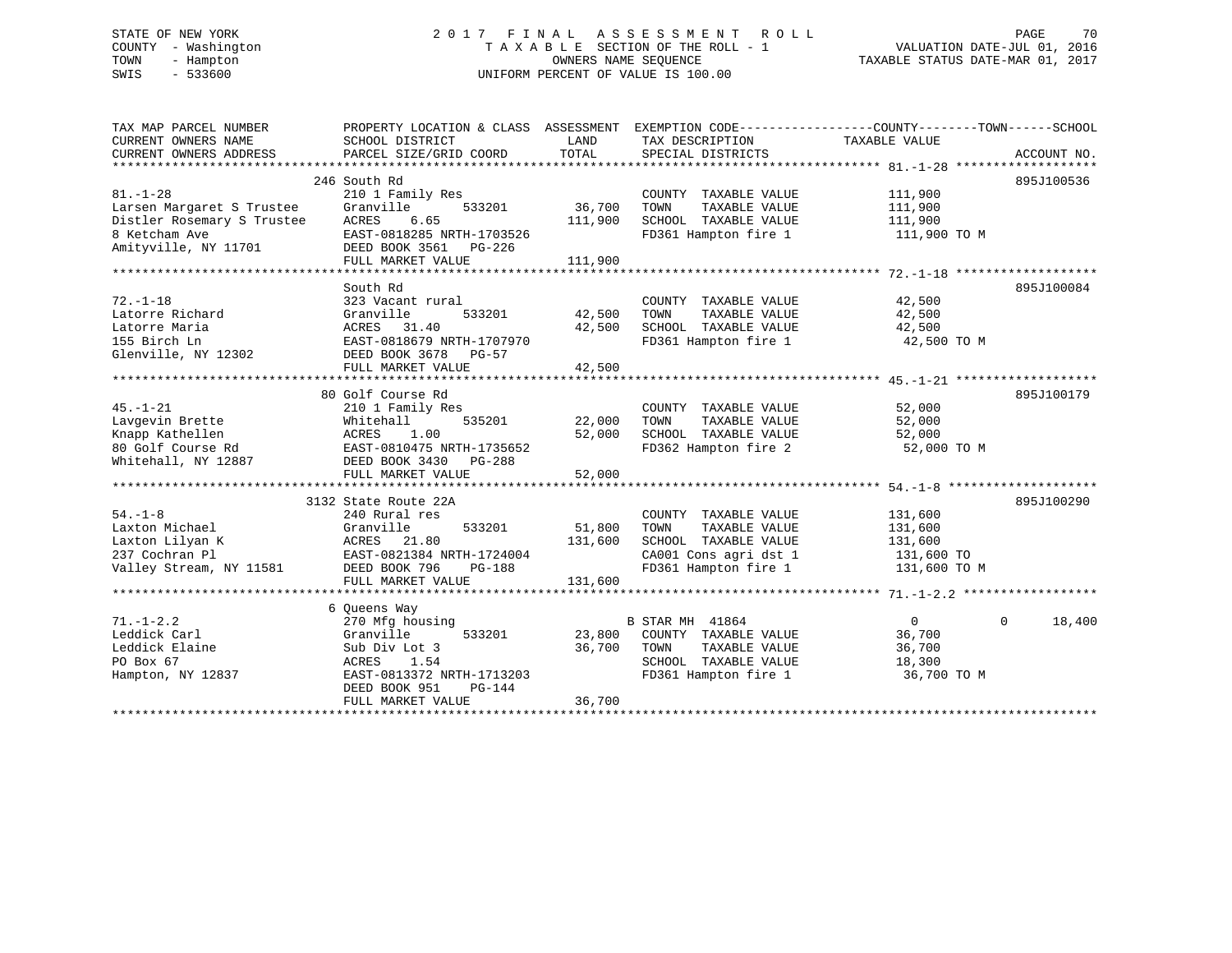STATE OF NEW YORK
COUNTY - Washington
TOWN - Hampton
SWIS - 533600

2 0 1 7 F I N A L A S S E S S M E N T R O L L
T A X A B L E SECTION OF THE ROLL - 1
OWNERS NAME SEQUENCE
UNIFORM PERCENT OF VALUE IS 100.00

VALUATION DATE-JUL 01, 2016
TAXABLE STATUS DATE-MAR 01, 2017

| TAX MAP PARCEL NUMBER / CURRENT OWNERS NAME / CURRENT OWNERS ADDRESS | PROPERTY LOCATION & CLASS / SCHOOL DISTRICT / PARCEL SIZE/GRID COORD | ASSESSMENT LAND | TOTAL | EXEMPTION CODE / TAX DESCRIPTION / SPECIAL DISTRICTS | COUNTY / TOWN TAXABLE VALUE | SCHOOL | ACCOUNT NO. |
|---|---|---|---|---|---|---|---|
| **81.-1-28** | 246 South Rd | | | | | | 895J100536 |
| 81.-1-28 | 210 1 Family Res | | | COUNTY TAXABLE VALUE | 111,900 | | |
| Larsen Margaret S Trustee | Granville 533201 | 36,700 | | TOWN TAXABLE VALUE | 111,900 | | |
| Distler Rosemary S Trustee | ACRES 6.65 | | 111,900 | SCHOOL TAXABLE VALUE | 111,900 | | |
| 8 Ketcham Ave | EAST-0818285 NRTH-1703526 | | | FD361 Hampton fire 1 | 111,900 TO M | | |
| Amityville, NY 11701 | DEED BOOK 3561 PG-226 | | | | | | |
| | FULL MARKET VALUE | | 111,900 | | | | |
| **72.-1-18** | South Rd | | | | | | 895J100084 |
| 72.-1-18 | 323 Vacant rural | | | COUNTY TAXABLE VALUE | 42,500 | | |
| Latorre Richard | Granville 533201 | 42,500 | | TOWN TAXABLE VALUE | 42,500 | | |
| Latorre Maria | ACRES 31.40 | | 42,500 | SCHOOL TAXABLE VALUE | 42,500 | | |
| 155 Birch Ln | EAST-0818679 NRTH-1707970 | | | FD361 Hampton fire 1 | 42,500 TO M | | |
| Glenville, NY 12302 | DEED BOOK 3678 PG-57 | | | | | | |
| | FULL MARKET VALUE | | 42,500 | | | | |
| **45.-1-21** | 80 Golf Course Rd | | | | | | 895J100179 |
| 45.-1-21 | 210 1 Family Res | | | COUNTY TAXABLE VALUE | 52,000 | | |
| Lavgevin Brette | Whitehall 535201 | 22,000 | | TOWN TAXABLE VALUE | 52,000 | | |
| Knapp Kathellen | ACRES 1.00 | | 52,000 | SCHOOL TAXABLE VALUE | 52,000 | | |
| 80 Golf Course Rd | EAST-0810475 NRTH-1735652 | | | FD362 Hampton fire 2 | 52,000 TO M | | |
| Whitehall, NY 12887 | DEED BOOK 3430 PG-288 | | | | | | |
| | FULL MARKET VALUE | | 52,000 | | | | |
| **54.-1-8** | 3132 State Route 22A | | | | | | 895J100290 |
| 54.-1-8 | 240 Rural res | | | COUNTY TAXABLE VALUE | 131,600 | | |
| Laxton Michael | Granville 533201 | 51,800 | | TOWN TAXABLE VALUE | 131,600 | | |
| Laxton Lilyan K | ACRES 21.80 | | 131,600 | SCHOOL TAXABLE VALUE | 131,600 | | |
| 237 Cochran Pl | EAST-0821384 NRTH-1724004 | | | CA001 Cons agri dst 1 | 131,600 TO | | |
| Valley Stream, NY 11581 | DEED BOOK 796 PG-188 | | | FD361 Hampton fire 1 | 131,600 TO M | | |
| | FULL MARKET VALUE | | 131,600 | | | | |
| **71.-1-2.2** | 6 Queens Way | | | | | | |
| 71.-1-2.2 | 270 Mfg housing | | | B STAR MH 41864 | 0 | 0 18,400 | |
| Leddick Carl | Granville 533201 | 23,800 | | COUNTY TAXABLE VALUE | 36,700 | | |
| Leddick Elaine | Sub Div Lot 3 | | 36,700 | TOWN TAXABLE VALUE | 36,700 | | |
| PO Box 67 | ACRES 1.54 | | | SCHOOL TAXABLE VALUE | 18,300 | | |
| Hampton, NY 12837 | EAST-0813372 NRTH-1713203 | | | FD361 Hampton fire 1 | 36,700 TO M | | |
| | DEED BOOK 951 PG-144 | | | | | | |
| | FULL MARKET VALUE | | 36,700 | | | | |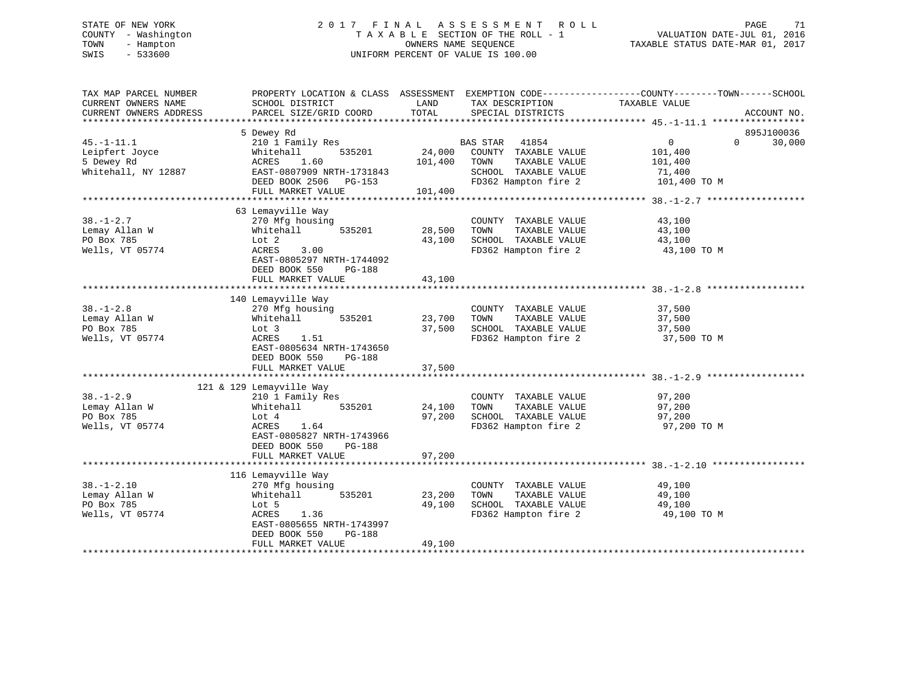STATE OF NEW YORK
COUNTY - Washington
TOWN - Hampton
SWIS - 533600

# 2017 FINAL ASSESSMENT ROLL
TAXABLE SECTION OF THE ROLL - 1
OWNERS NAME SEQUENCE
UNIFORM PERCENT OF VALUE IS 100.00

VALUATION DATE-JUL 01, 2016
TAXABLE STATUS DATE-MAR 01, 2017

| TAX MAP PARCEL NUMBER / CURRENT OWNERS NAME / CURRENT OWNERS ADDRESS | PROPERTY LOCATION & CLASS / SCHOOL DISTRICT / PARCEL SIZE/GRID COORD | ASSESSMENT LAND | TOTAL | EXEMPTION CODE / TAX DESCRIPTION / SPECIAL DISTRICTS | COUNTY TAXABLE VALUE | TOWN | SCHOOL / ACCOUNT NO. |
|---|---|---|---|---|---|---|---|
| **45.-1-11.1** | 5 Dewey Rd | | | | | | 895J100036 |
| Leipfert Joyce | 210 1 Family Res | | | BAS STAR 41854 | 0 | 0 | 30,000 |
| 5 Dewey Rd | Whitehall 535201 | 24,000 | | COUNTY TAXABLE VALUE | 101,400 | | |
| Whitehall, NY 12887 | ACRES 1.60 | | 101,400 | TOWN TAXABLE VALUE | 101,400 | | |
| | EAST-0807909 NRTH-1731843 | | | SCHOOL TAXABLE VALUE | 71,400 | | |
| | DEED BOOK 2506 PG-153 | | | FD362 Hampton fire 2 | 101,400 TO M | | |
| | FULL MARKET VALUE | | 101,400 | | | | |
| **38.-1-2.7** | 63 Lemayville Way | | | | | | |
| Lemay Allan W | 270 Mfg housing | | | COUNTY TAXABLE VALUE | 43,100 | | |
| PO Box 785 | Whitehall 535201 | 28,500 | | TOWN TAXABLE VALUE | 43,100 | | |
| Wells, VT 05774 | Lot 2 | | 43,100 | SCHOOL TAXABLE VALUE | 43,100 | | |
| | ACRES 3.00 | | | FD362 Hampton fire 2 | 43,100 TO M | | |
| | EAST-0805297 NRTH-1744092 | | | | | | |
| | DEED BOOK 550 PG-188 | | | | | | |
| | FULL MARKET VALUE | | 43,100 | | | | |
| **38.-1-2.8** | 140 Lemayville Way | | | | | | |
| Lemay Allan W | 270 Mfg housing | | | COUNTY TAXABLE VALUE | 37,500 | | |
| PO Box 785 | Whitehall 535201 | 23,700 | | TOWN TAXABLE VALUE | 37,500 | | |
| Wells, VT 05774 | Lot 3 | | 37,500 | SCHOOL TAXABLE VALUE | 37,500 | | |
| | ACRES 1.51 | | | FD362 Hampton fire 2 | 37,500 TO M | | |
| | EAST-0805634 NRTH-1743650 | | | | | | |
| | DEED BOOK 550 PG-188 | | | | | | |
| | FULL MARKET VALUE | | 37,500 | | | | |
| **38.-1-2.9** | 121 & 129 Lemayville Way | | | | | | |
| Lemay Allan W | 210 1 Family Res | | | COUNTY TAXABLE VALUE | 97,200 | | |
| PO Box 785 | Whitehall 535201 | 24,100 | | TOWN TAXABLE VALUE | 97,200 | | |
| Wells, VT 05774 | Lot 4 | | 97,200 | SCHOOL TAXABLE VALUE | 97,200 | | |
| | ACRES 1.64 | | | FD362 Hampton fire 2 | 97,200 TO M | | |
| | EAST-0805827 NRTH-1743966 | | | | | | |
| | DEED BOOK 550 PG-188 | | | | | | |
| | FULL MARKET VALUE | | 97,200 | | | | |
| **38.-1-2.10** | 116 Lemayville Way | | | | | | |
| Lemay Allan W | 270 Mfg housing | | | COUNTY TAXABLE VALUE | 49,100 | | |
| PO Box 785 | Whitehall 535201 | 23,200 | | TOWN TAXABLE VALUE | 49,100 | | |
| Wells, VT 05774 | Lot 5 | | 49,100 | SCHOOL TAXABLE VALUE | 49,100 | | |
| | ACRES 1.36 | | | FD362 Hampton fire 2 | 49,100 TO M | | |
| | EAST-0805655 NRTH-1743997 | | | | | | |
| | DEED BOOK 550 PG-188 | | | | | | |
| | FULL MARKET VALUE | | 49,100 | | | | |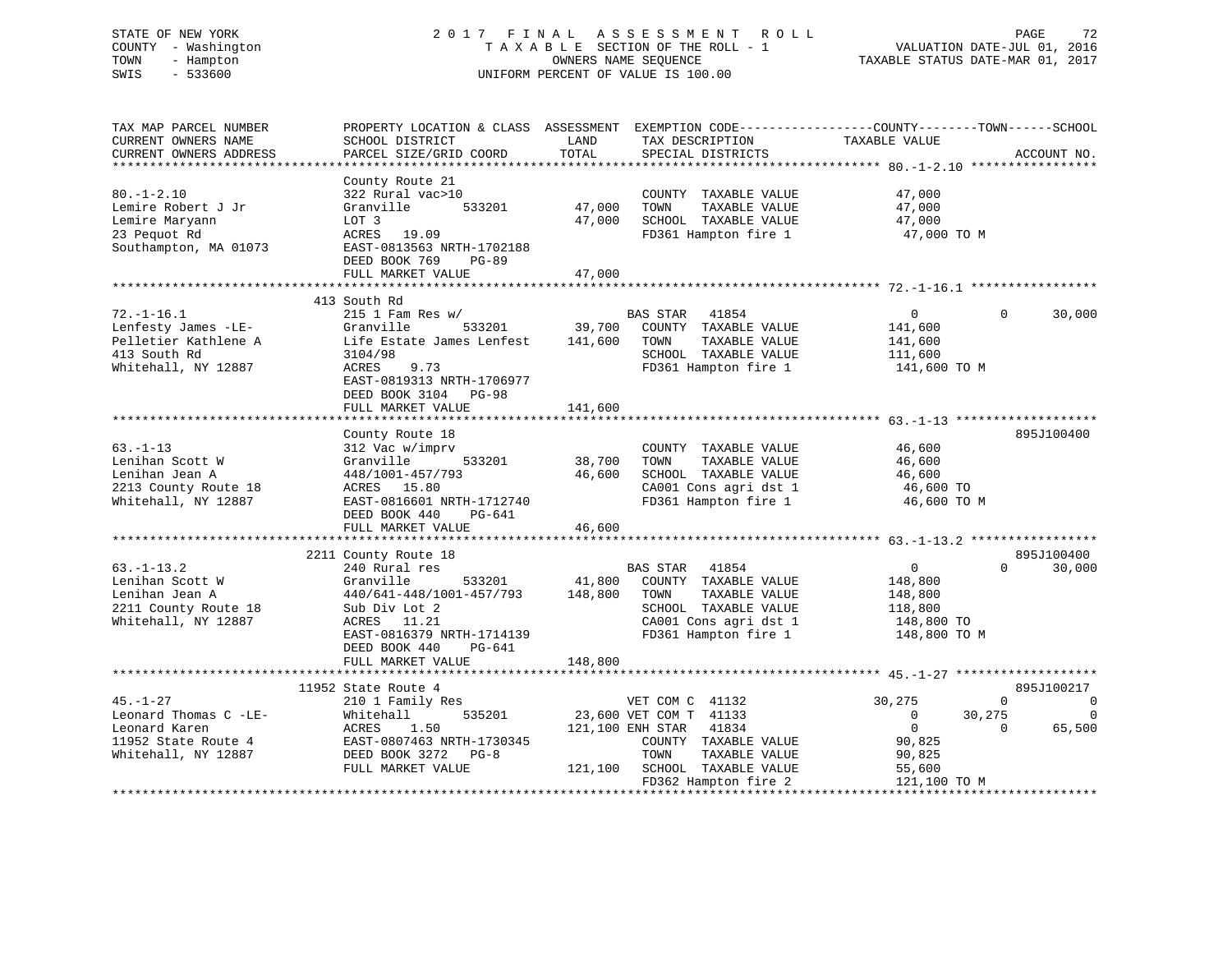STATE OF NEW YORK
COUNTY - Washington
TOWN - Hampton
SWIS - 533600

2017 FINAL ASSESSMENT ROLL
TAXABLE SECTION OF THE ROLL - 1
OWNERS NAME SEQUENCE
UNIFORM PERCENT OF VALUE IS 100.00

VALUATION DATE-JUL 01, 2016
TAXABLE STATUS DATE-MAR 01, 2017

```
TAX MAP PARCEL NUMBER          PROPERTY LOCATION & CLASS  ASSESSMENT  EXEMPTION CODE------------------COUNTY--------TOWN------SCHOOL
CURRENT OWNERS NAME            SCHOOL DISTRICT              LAND       TAX DESCRIPTION              TAXABLE VALUE
CURRENT OWNERS ADDRESS         PARCEL SIZE/GRID COORD       TOTAL      SPECIAL DISTRICTS                                        ACCOUNT NO.
******************************************************************************************************* 80.-1-2.10 *****************
                               County Route 21
80.-1-2.10                     322 Rural vac>10                        COUNTY  TAXABLE VALUE            47,000
Lemire Robert J Jr             Granville       533201       47,000     TOWN    TAXABLE VALUE            47,000
Lemire Maryann                 LOT 3                        47,000     SCHOOL  TAXABLE VALUE            47,000
23 Pequot Rd                   ACRES   19.09                           FD361 Hampton fire 1              47,000 TO M
Southampton, MA 01073          EAST-0813563 NRTH-1702188
                               DEED BOOK 769     PG-89
                               FULL MARKET VALUE            47,000
******************************************************************************************************* 72.-1-16.1 *****************
                               413 South Rd
72.-1-16.1                     215 1 Fam Res w/                        BAS STAR   41854                  0             0       30,000
Lenfesty James -LE-            Granville       533201       39,700     COUNTY  TAXABLE VALUE           141,600
Pelletier Kathlene A           Life Estate James Lenfest   141,600     TOWN    TAXABLE VALUE           141,600
413 South Rd                   3104/98                                 SCHOOL  TAXABLE VALUE           111,600
Whitehall, NY 12887            ACRES    9.73                           FD361 Hampton fire 1             141,600 TO M
                               EAST-0819313 NRTH-1706977
                               DEED BOOK 3104    PG-98
                               FULL MARKET VALUE           141,600
******************************************************************************************************* 63.-1-13 *******************
                               County Route 18                                                                              895J100400
63.-1-13                       312 Vac w/imprv                         COUNTY  TAXABLE VALUE            46,600
Lenihan Scott W                Granville       533201       38,700     TOWN    TAXABLE VALUE            46,600
Lenihan Jean A                 448/1001-457/793             46,600     SCHOOL  TAXABLE VALUE            46,600
2213 County Route 18           ACRES   15.80                           CA001 Cons agri dst 1             46,600 TO
Whitehall, NY 12887            EAST-0816601 NRTH-1712740               FD361 Hampton fire 1              46,600 TO M
                               DEED BOOK 440     PG-641
                               FULL MARKET VALUE            46,600
******************************************************************************************************* 63.-1-13.2 *****************
                               2211 County Route 18                                                                         895J100400
63.-1-13.2                     240 Rural res                           BAS STAR   41854                  0             0       30,000
Lenihan Scott W                Granville       533201       41,800     COUNTY  TAXABLE VALUE           148,800
Lenihan Jean A                 440/641-448/1001-457/793    148,800     TOWN    TAXABLE VALUE           148,800
2211 County Route 18           Sub Div Lot 2                           SCHOOL  TAXABLE VALUE           118,800
Whitehall, NY 12887            ACRES   11.21                           CA001 Cons agri dst 1            148,800 TO
                               EAST-0816379 NRTH-1714139               FD361 Hampton fire 1             148,800 TO M
                               DEED BOOK 440     PG-641
                               FULL MARKET VALUE           148,800
******************************************************************************************************* 45.-1-27 *******************
                               11952 State Route 4                                                                          895J100217
45.-1-27                       210 1 Family Res                        VET COM C  41132             30,275             0            0
Leonard Thomas C -LE-          Whitehall       535201       23,600 VET COM T  41133                  0        30,275            0
Leonard Karen                  ACRES    1.50               121,100 ENH STAR   41834                  0             0       65,500
11952 State Route 4            EAST-0807463 NRTH-1730345               COUNTY  TAXABLE VALUE            90,825
Whitehall, NY 12887            DEED BOOK 3272    PG-8                  TOWN    TAXABLE VALUE            90,825
                               FULL MARKET VALUE           121,100     SCHOOL  TAXABLE VALUE            55,600
                                                                       FD362 Hampton fire 2             121,100 TO M
************************************************************************************************************************************
```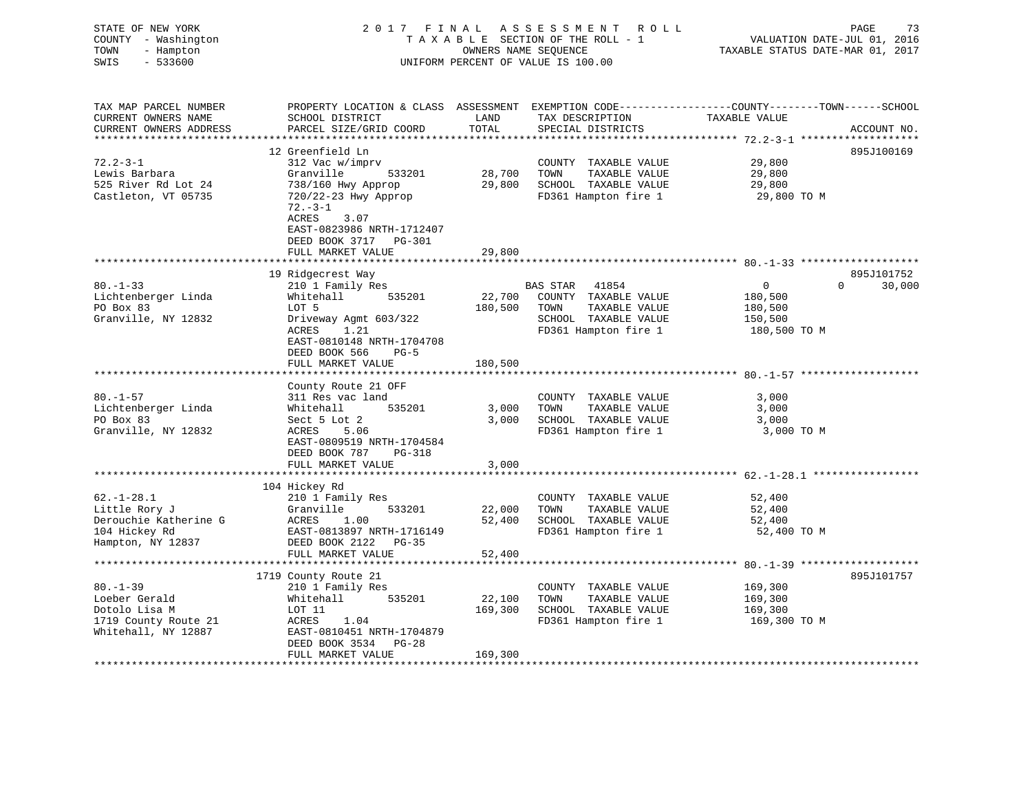STATE OF NEW YORK — 2017 FINAL ASSESSMENT ROLL
COUNTY - Washington — TAXABLE SECTION OF THE ROLL - 1 — VALUATION DATE-JUL 01, 2016
TOWN - Hampton — OWNERS NAME SEQUENCE — TAXABLE STATUS DATE-MAR 01, 2017
SWIS - 533600 — UNIFORM PERCENT OF VALUE IS 100.00

| TAX MAP PARCEL NUMBER / CURRENT OWNERS NAME / CURRENT OWNERS ADDRESS | PROPERTY LOCATION & CLASS / SCHOOL DISTRICT / PARCEL SIZE/GRID COORD | ASSESSMENT LAND | TOTAL | EXEMPTION CODE / TAX DESCRIPTION / SPECIAL DISTRICTS | COUNTY TAXABLE VALUE | TOWN | SCHOOL | ACCOUNT NO. |
|---|---|---|---|---|---|---|---|---|
| **72.2-3-1** | 12 Greenfield Ln | | | | | | | 895J100169 |
| 72.2-3-1 | 312 Vac w/imprv | | | COUNTY TAXABLE VALUE | 29,800 | | | |
| Lewis Barbara | Granville 533201 | 28,700 | | TOWN TAXABLE VALUE | 29,800 | | | |
| 525 River Rd Lot 24 | 738/160 Hwy Approp | | 29,800 | SCHOOL TAXABLE VALUE | 29,800 | | | |
| Castleton, VT 05735 | 720/22-23 Hwy Approp | | | FD361 Hampton fire 1 | 29,800 TO M | | | |
| | 72.-3-1 | | | | | | | |
| | ACRES 3.07 | | | | | | | |
| | EAST-0823986 NRTH-1712407 | | | | | | | |
| | DEED BOOK 3717 PG-301 | | | | | | | |
| | FULL MARKET VALUE | | 29,800 | | | | | |
| **80.-1-33** | 19 Ridgecrest Way | | | | | | | 895J101752 |
| 80.-1-33 | 210 1 Family Res | | | BAS STAR 41854 | 0 | 0 | 30,000 | |
| Lichtenberger Linda | Whitehall 535201 | 22,700 | | COUNTY TAXABLE VALUE | 180,500 | | | |
| PO Box 83 | LOT 5 | | 180,500 | TOWN TAXABLE VALUE | 180,500 | | | |
| Granville, NY 12832 | Driveway Agmt 603/322 | | | SCHOOL TAXABLE VALUE | 150,500 | | | |
| | ACRES 1.21 | | | FD361 Hampton fire 1 | 180,500 TO M | | | |
| | EAST-0810148 NRTH-1704708 | | | | | | | |
| | DEED BOOK 566 PG-5 | | | | | | | |
| | FULL MARKET VALUE | | 180,500 | | | | | |
| **80.-1-57** | County Route 21 OFF | | | | | | | |
| 80.-1-57 | 311 Res vac land | | | COUNTY TAXABLE VALUE | 3,000 | | | |
| Lichtenberger Linda | Whitehall 535201 | 3,000 | | TOWN TAXABLE VALUE | 3,000 | | | |
| PO Box 83 | Sect 5 Lot 2 | | 3,000 | SCHOOL TAXABLE VALUE | 3,000 | | | |
| Granville, NY 12832 | ACRES 5.06 | | | FD361 Hampton fire 1 | 3,000 TO M | | | |
| | EAST-0809519 NRTH-1704584 | | | | | | | |
| | DEED BOOK 787 PG-318 | | | | | | | |
| | FULL MARKET VALUE | | 3,000 | | | | | |
| **62.-1-28.1** | 104 Hickey Rd | | | | | | | |
| 62.-1-28.1 | 210 1 Family Res | | | COUNTY TAXABLE VALUE | 52,400 | | | |
| Little Rory J | Granville 533201 | 22,000 | | TOWN TAXABLE VALUE | 52,400 | | | |
| Derouchie Katherine G | ACRES 1.00 | | 52,400 | SCHOOL TAXABLE VALUE | 52,400 | | | |
| 104 Hickey Rd | EAST-0813897 NRTH-1716149 | | | FD361 Hampton fire 1 | 52,400 TO M | | | |
| Hampton, NY 12837 | DEED BOOK 2122 PG-35 | | | | | | | |
| | FULL MARKET VALUE | | 52,400 | | | | | |
| **80.-1-39** | 1719 County Route 21 | | | | | | | 895J101757 |
| 80.-1-39 | 210 1 Family Res | | | COUNTY TAXABLE VALUE | 169,300 | | | |
| Loeber Gerald | Whitehall 535201 | 22,100 | | TOWN TAXABLE VALUE | 169,300 | | | |
| Dotolo Lisa M | LOT 11 | | 169,300 | SCHOOL TAXABLE VALUE | 169,300 | | | |
| 1719 County Route 21 | ACRES 1.04 | | | FD361 Hampton fire 1 | 169,300 TO M | | | |
| Whitehall, NY 12887 | EAST-0810451 NRTH-1704879 | | | | | | | |
| | DEED BOOK 3534 PG-28 | | | | | | | |
| | FULL MARKET VALUE | | 169,300 | | | | | |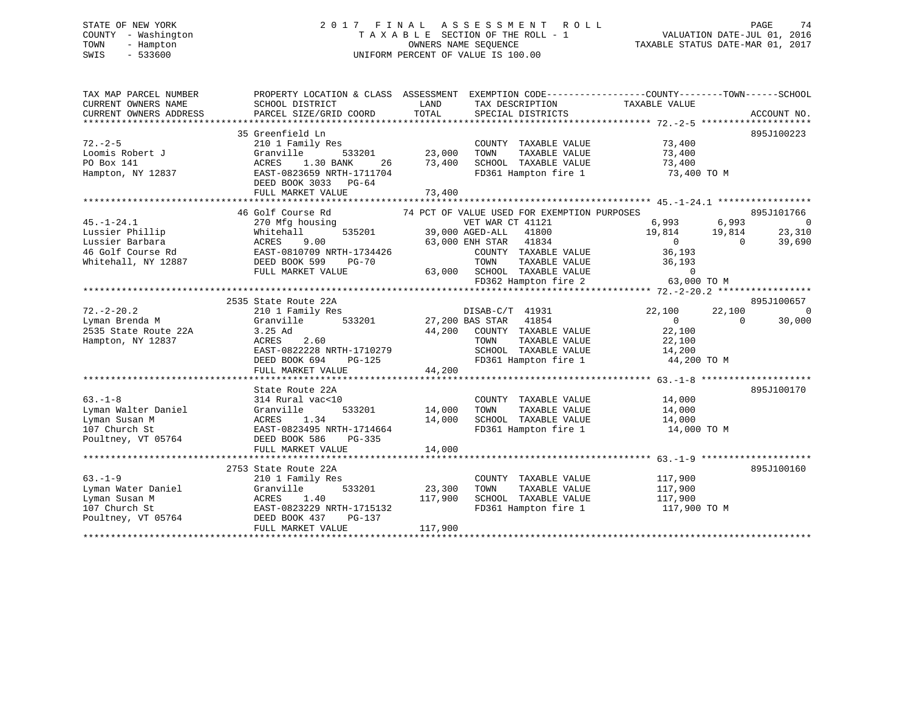STATE OF NEW YORK — 2017 FINAL ASSESSMENT ROLL
COUNTY - Washington — TAXABLE SECTION OF THE ROLL - 1 — VALUATION DATE-JUL 01, 2016
TOWN - Hampton — OWNERS NAME SEQUENCE — TAXABLE STATUS DATE-MAR 01, 2017
SWIS - 533600 — UNIFORM PERCENT OF VALUE IS 100.00

```
TAX MAP PARCEL NUMBER          PROPERTY LOCATION & CLASS  ASSESSMENT  EXEMPTION CODE------------------COUNTY--------TOWN------SCHOOL
CURRENT OWNERS NAME            SCHOOL DISTRICT              LAND      TAX DESCRIPTION            TAXABLE VALUE
CURRENT OWNERS ADDRESS         PARCEL SIZE/GRID COORD       TOTAL     SPECIAL DISTRICTS                                        ACCOUNT NO.
******************************************************************************************************* 72.-2-5 ********************
                               35 Greenfield Ln                                                                               895J100223
72.-2-5                        210 1 Family Res                        COUNTY  TAXABLE VALUE              73,400
Loomis Robert J                Granville       533201      23,000      TOWN    TAXABLE VALUE              73,400
PO Box 141                     ACRES    1.30 BANK     26   73,400      SCHOOL  TAXABLE VALUE              73,400
Hampton, NY 12837              EAST-0823659 NRTH-1711704               FD361 Hampton fire 1                73,400 TO M
                               DEED BOOK 3033   PG-64
                               FULL MARKET VALUE           73,400
******************************************************************************************************* 45.-1-24.1 *****************
                               46 Golf Course Rd             74 PCT OF VALUE USED FOR EXEMPTION PURPOSES                      895J101766
45.-1-24.1                     270 Mfg housing                     VET WAR CT 41121                 6,993       6,993             0
Lussier Phillip                Whitehall       535201      39,000 AGED-ALL   41800                 19,814      19,814        23,310
Lussier Barbara                ACRES    9.00               63,000 ENH STAR   41834                      0           0        39,690
46 Golf Course Rd              EAST-0810709 NRTH-1734426               COUNTY  TAXABLE VALUE              36,193
Whitehall, NY 12887            DEED BOOK 599    PG-70                  TOWN    TAXABLE VALUE              36,193
                               FULL MARKET VALUE           63,000      SCHOOL  TAXABLE VALUE                   0
                                                                       FD362 Hampton fire 2                63,000 TO M
******************************************************************************************************* 72.-2-20.2 *****************
                               2535 State Route 22A                                                                           895J100657
72.-2-20.2                     210 1 Family Res                    DISAB-C/T  41931                22,100      22,100             0
Lyman Brenda M                 Granville       533201      27,200 BAS STAR   41854                      0           0        30,000
2535 State Route 22A           3.25 Ad                     44,200      COUNTY  TAXABLE VALUE              22,100
Hampton, NY 12837              ACRES    2.60                           TOWN    TAXABLE VALUE              22,100
                               EAST-0822228 NRTH-1710279               SCHOOL  TAXABLE VALUE              14,200
                               DEED BOOK 694    PG-125                 FD361 Hampton fire 1                44,200 TO M
                               FULL MARKET VALUE           44,200
******************************************************************************************************* 63.-1-8 ********************
                               State Route 22A                                                                                895J100170
63.-1-8                        314 Rural vac<10                        COUNTY  TAXABLE VALUE              14,000
Lyman Walter Daniel            Granville       533201      14,000      TOWN    TAXABLE VALUE              14,000
Lyman Susan M                  ACRES    1.34               14,000      SCHOOL  TAXABLE VALUE              14,000
107 Church St                  EAST-0823495 NRTH-1714664               FD361 Hampton fire 1                14,000 TO M
Poultney, VT 05764             DEED BOOK 586    PG-335
                               FULL MARKET VALUE           14,000
******************************************************************************************************* 63.-1-9 ********************
                               2753 State Route 22A                                                                           895J100160
63.-1-9                        210 1 Family Res                        COUNTY  TAXABLE VALUE             117,900
Lyman Water Daniel             Granville       533201      23,300      TOWN    TAXABLE VALUE             117,900
Lyman Susan M                  ACRES    1.40              117,900      SCHOOL  TAXABLE VALUE             117,900
107 Church St                  EAST-0823229 NRTH-1715132               FD361 Hampton fire 1               117,900 TO M
Poultney, VT 05764             DEED BOOK 437    PG-137
                               FULL MARKET VALUE          117,900
************************************************************************************************************************************
```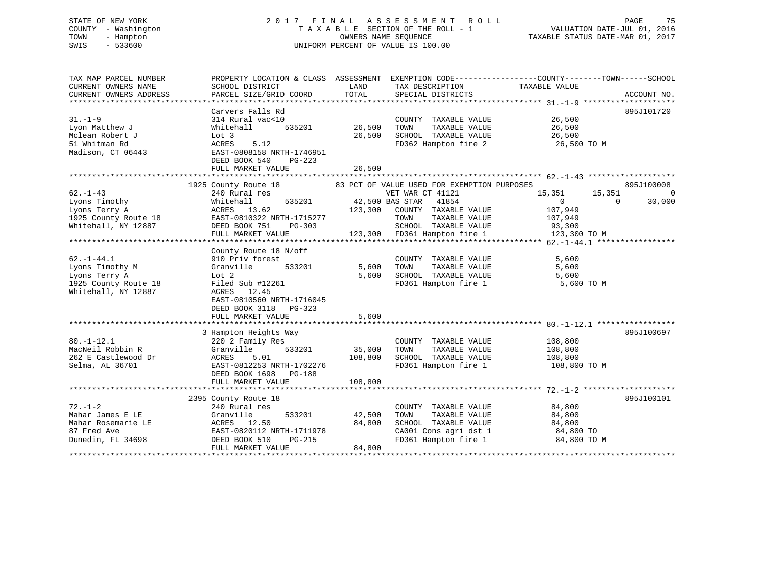STATE OF NEW YORK
COUNTY - Washington
TOWN - Hampton
SWIS - 533600

# 2017 FINAL ASSESSMENT ROLL

TAXABLE SECTION OF THE ROLL - 1
OWNERS NAME SEQUENCE
UNIFORM PERCENT OF VALUE IS 100.00

VALUATION DATE-JUL 01, 2016
TAXABLE STATUS DATE-MAR 01, 2017

| TAX MAP PARCEL NUMBER / CURRENT OWNERS NAME / CURRENT OWNERS ADDRESS | PROPERTY LOCATION & CLASS / SCHOOL DISTRICT / PARCEL SIZE/GRID COORD | ASSESSMENT LAND | ASSESSMENT TOTAL | EXEMPTION CODE / TAX DESCRIPTION / SPECIAL DISTRICTS | COUNTY TAXABLE VALUE | TOWN | SCHOOL | ACCOUNT NO. |
|---|---|---|---|---|---|---|---|---|
| **31.-1-9** | Carvers Falls Rd | | | | | | | 895J101720 |
| 31.-1-9 | 314 Rural vac<10 | | | COUNTY TAXABLE VALUE | 26,500 | | | |
| Lyon Matthew J | Whitehall 535201 | 26,500 | | TOWN TAXABLE VALUE | 26,500 | | | |
| Mclean Robert J | Lot 3 | | 26,500 | SCHOOL TAXABLE VALUE | 26,500 | | | |
| 51 Whitman Rd | ACRES 5.12 | | | FD362 Hampton fire 2 | 26,500 TO M | | | |
| Madison, CT 06443 | EAST-0808158 NRTH-1746951 | | | | | | | |
| | DEED BOOK 540 PG-223 | | | | | | | |
| | FULL MARKET VALUE | | 26,500 | | | | | |
| **62.-1-43** | 1925 County Route 18 | | | 83 PCT OF VALUE USED FOR EXEMPTION PURPOSES | | | | 895J100008 |
| 62.-1-43 | 240 Rural res | | | VET WAR CT 41121 | 15,351 | 15,351 | 0 | |
| Lyons Timothy | Whitehall 535201 | 42,500 | | BAS STAR 41854 | 0 | 0 | 30,000 | |
| Lyons Terry A | ACRES 13.62 | | 123,300 | COUNTY TAXABLE VALUE | 107,949 | | | |
| 1925 County Route 18 | EAST-0810322 NRTH-1715277 | | | TOWN TAXABLE VALUE | 107,949 | | | |
| Whitehall, NY 12887 | DEED BOOK 751 PG-303 | | | SCHOOL TAXABLE VALUE | 93,300 | | | |
| | FULL MARKET VALUE | | 123,300 | FD361 Hampton fire 1 | 123,300 TO M | | | |
| **62.-1-44.1** | County Route 18 N/off | | | | | | | |
| 62.-1-44.1 | 910 Priv forest | | | COUNTY TAXABLE VALUE | 5,600 | | | |
| Lyons Timothy M | Granville 533201 | 5,600 | | TOWN TAXABLE VALUE | 5,600 | | | |
| Lyons Terry A | Lot 2 | | 5,600 | SCHOOL TAXABLE VALUE | 5,600 | | | |
| 1925 County Route 18 | Filed Sub #12261 | | | FD361 Hampton fire 1 | 5,600 TO M | | | |
| Whitehall, NY 12887 | ACRES 12.45 | | | | | | | |
| | EAST-0810560 NRTH-1716045 | | | | | | | |
| | DEED BOOK 3118 PG-323 | | | | | | | |
| | FULL MARKET VALUE | | 5,600 | | | | | |
| **80.-1-12.1** | 3 Hampton Heights Way | | | | | | | 895J100697 |
| 80.-1-12.1 | 220 2 Family Res | | | COUNTY TAXABLE VALUE | 108,800 | | | |
| MacNeil Robbin R | Granville 533201 | 35,000 | | TOWN TAXABLE VALUE | 108,800 | | | |
| 262 E Castlewood Dr | ACRES 5.01 | | 108,800 | SCHOOL TAXABLE VALUE | 108,800 | | | |
| Selma, AL 36701 | EAST-0812253 NRTH-1702276 | | | FD361 Hampton fire 1 | 108,800 TO M | | | |
| | DEED BOOK 1698 PG-188 | | | | | | | |
| | FULL MARKET VALUE | | 108,800 | | | | | |
| **72.-1-2** | 2395 County Route 18 | | | | | | | 895J100101 |
| 72.-1-2 | 240 Rural res | | | COUNTY TAXABLE VALUE | 84,800 | | | |
| Mahar James E LE | Granville 533201 | 42,500 | | TOWN TAXABLE VALUE | 84,800 | | | |
| Mahar Rosemarie LE | ACRES 12.50 | | 84,800 | SCHOOL TAXABLE VALUE | 84,800 | | | |
| 87 Fred Ave | EAST-0820112 NRTH-1711978 | | | CA001 Cons agri dst 1 | 84,800 TO | | | |
| Dunedin, FL 34698 | DEED BOOK 510 PG-215 | | | FD361 Hampton fire 1 | 84,800 TO M | | | |
| | FULL MARKET VALUE | | 84,800 | | | | | |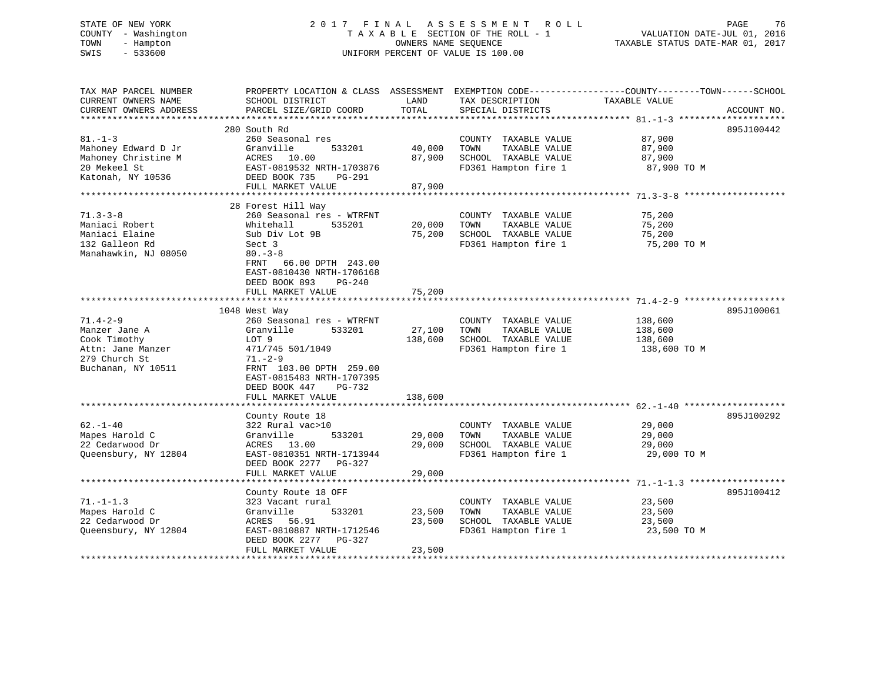STATE OF NEW YORK
COUNTY - Washington
TOWN - Hampton
SWIS - 533600

2 0 1 7 F I N A L A S S E S S M E N T R O L L
T A X A B L E SECTION OF THE ROLL - 1
OWNERS NAME SEQUENCE
UNIFORM PERCENT OF VALUE IS 100.00

VALUATION DATE-JUL 01, 2016
TAXABLE STATUS DATE-MAR 01, 2017

| TAX MAP PARCEL NUMBER / CURRENT OWNERS NAME / CURRENT OWNERS ADDRESS | PROPERTY LOCATION & CLASS / SCHOOL DISTRICT / PARCEL SIZE/GRID COORD | ASSESSMENT LAND | TOTAL | EXEMPTION CODE / TAX DESCRIPTION / SPECIAL DISTRICTS | COUNTY--------TOWN------SCHOOL TAXABLE VALUE | ACCOUNT NO. |
|---|---|---|---|---|---|---|
| 81.-1-3 | 280 South Rd | | | | | 895J100442 |
| 81.-1-3 | 260 Seasonal res | | | COUNTY TAXABLE VALUE | 87,900 | |
| Mahoney Edward D Jr | Granville 533201 | 40,000 | | TOWN TAXABLE VALUE | 87,900 | |
| Mahoney Christine M | ACRES 10.00 | | 87,900 | SCHOOL TAXABLE VALUE | 87,900 | |
| 20 Mekeel St | EAST-0819532 NRTH-1703876 | | | FD361 Hampton fire 1 | 87,900 TO M | |
| Katonah, NY 10536 | DEED BOOK 735 PG-291 | | | | | |
| | FULL MARKET VALUE | | 87,900 | | | |
| 71.3-3-8 | 28 Forest Hill Way | | | | | |
| 71.3-3-8 | 260 Seasonal res - WTRFNT | | | COUNTY TAXABLE VALUE | 75,200 | |
| Maniaci Robert | Whitehall 535201 | 20,000 | | TOWN TAXABLE VALUE | 75,200 | |
| Maniaci Elaine | Sub Div Lot 9B | | 75,200 | SCHOOL TAXABLE VALUE | 75,200 | |
| 132 Galleon Rd | Sect 3 | | | FD361 Hampton fire 1 | 75,200 TO M | |
| Manahawkin, NJ 08050 | 80.-3-8 | | | | | |
| | FRNT 66.00 DPTH 243.00 | | | | | |
| | EAST-0810430 NRTH-1706168 | | | | | |
| | DEED BOOK 893 PG-240 | | | | | |
| | FULL MARKET VALUE | | 75,200 | | | |
| 71.4-2-9 | 1048 West Way | | | | | 895J100061 |
| 71.4-2-9 | 260 Seasonal res - WTRFNT | | | COUNTY TAXABLE VALUE | 138,600 | |
| Manzer Jane A | Granville 533201 | 27,100 | | TOWN TAXABLE VALUE | 138,600 | |
| Cook Timothy | LOT 9 | | 138,600 | SCHOOL TAXABLE VALUE | 138,600 | |
| Attn: Jane Manzer | 471/745 501/1049 | | | FD361 Hampton fire 1 | 138,600 TO M | |
| 279 Church St | 71.-2-9 | | | | | |
| Buchanan, NY 10511 | FRNT 103.00 DPTH 259.00 | | | | | |
| | EAST-0815483 NRTH-1707395 | | | | | |
| | DEED BOOK 447 PG-732 | | | | | |
| | FULL MARKET VALUE | | 138,600 | | | |
| 62.-1-40 | County Route 18 | | | | | 895J100292 |
| 62.-1-40 | 322 Rural vac>10 | | | COUNTY TAXABLE VALUE | 29,000 | |
| Mapes Harold C | Granville 533201 | 29,000 | | TOWN TAXABLE VALUE | 29,000 | |
| 22 Cedarwood Dr | ACRES 13.00 | | 29,000 | SCHOOL TAXABLE VALUE | 29,000 | |
| Queensbury, NY 12804 | EAST-0810351 NRTH-1713944 | | | FD361 Hampton fire 1 | 29,000 TO M | |
| | DEED BOOK 2277 PG-327 | | | | | |
| | FULL MARKET VALUE | | 29,000 | | | |
| 71.-1-1.3 | County Route 18 OFF | | | | | 895J100412 |
| 71.-1-1.3 | 323 Vacant rural | | | COUNTY TAXABLE VALUE | 23,500 | |
| Mapes Harold C | Granville 533201 | 23,500 | | TOWN TAXABLE VALUE | 23,500 | |
| 22 Cedarwood Dr | ACRES 56.91 | | 23,500 | SCHOOL TAXABLE VALUE | 23,500 | |
| Queensbury, NY 12804 | EAST-0810887 NRTH-1712546 | | | FD361 Hampton fire 1 | 23,500 TO M | |
| | DEED BOOK 2277 PG-327 | | | | | |
| | FULL MARKET VALUE | | 23,500 | | | |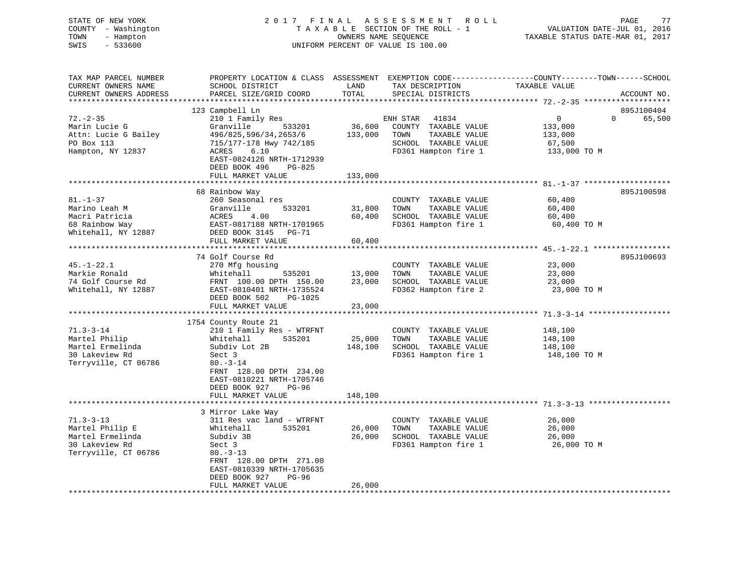STATE OF NEW YORK
COUNTY - Washington
TOWN - Hampton
SWIS - 533600

2017 FINAL ASSESSMENT ROLL
TAXABLE SECTION OF THE ROLL - 1
OWNERS NAME SEQUENCE
UNIFORM PERCENT OF VALUE IS 100.00

VALUATION DATE-JUL 01, 2016
TAXABLE STATUS DATE-MAR 01, 2017

| TAX MAP PARCEL NUMBER / CURRENT OWNERS NAME / CURRENT OWNERS ADDRESS | PROPERTY LOCATION & CLASS / SCHOOL DISTRICT / PARCEL SIZE/GRID COORD | ASSESSMENT LAND | TOTAL | EXEMPTION CODE / TAX DESCRIPTION / SPECIAL DISTRICTS | COUNTY TAXABLE VALUE | TOWN | SCHOOL | ACCOUNT NO. |
|---|---|---|---|---|---|---|---|---|
| | 123 Campbell Ln | | | | | | | 895J100404 |
| 72.-2-35 | 210 1 Family Res | | | ENH STAR 41834 | 0 | 0 | 65,500 | |
| Marin Lucie G | Granville 533201 | 36,600 | | COUNTY TAXABLE VALUE | 133,000 | | | |
| Attn: Lucie G Bailey | 496/825,596/34,2653/6 | | 133,000 | TOWN TAXABLE VALUE | 133,000 | | | |
| PO Box 113 | 715/177-178 Hwy 742/185 | | | SCHOOL TAXABLE VALUE | 67,500 | | | |
| Hampton, NY 12837 | ACRES 6.10 | | | FD361 Hampton fire 1 | 133,000 TO M | | | |
| | EAST-0824126 NRTH-1712939 | | | | | | | |
| | DEED BOOK 496 PG-825 | | | | | | | |
| | FULL MARKET VALUE | | 133,000 | | | | | |
| | 68 Rainbow Way | | | | | | | 895J100598 |
| 81.-1-37 | 260 Seasonal res | | | COUNTY TAXABLE VALUE | 60,400 | | | |
| Marino Leah M | Granville 533201 | 31,800 | | TOWN TAXABLE VALUE | 60,400 | | | |
| Macri Patricia | ACRES 4.00 | | 60,400 | SCHOOL TAXABLE VALUE | 60,400 | | | |
| 68 Rainbow Way | EAST-0817188 NRTH-1701965 | | | FD361 Hampton fire 1 | 60,400 TO M | | | |
| Whitehall, NY 12887 | DEED BOOK 3145 PG-71 | | | | | | | |
| | FULL MARKET VALUE | | 60,400 | | | | | |
| | 74 Golf Course Rd | | | | | | | 895J100693 |
| 45.-1-22.1 | 270 Mfg housing | | | COUNTY TAXABLE VALUE | 23,000 | | | |
| Markie Ronald | Whitehall 535201 | 13,000 | | TOWN TAXABLE VALUE | 23,000 | | | |
| 74 Golf Course Rd | FRNT 100.00 DPTH 150.00 | | 23,000 | SCHOOL TAXABLE VALUE | 23,000 | | | |
| Whitehall, NY 12887 | EAST-0810401 NRTH-1735524 | | | FD362 Hampton fire 2 | 23,000 TO M | | | |
| | DEED BOOK 502 PG-1025 | | | | | | | |
| | FULL MARKET VALUE | | 23,000 | | | | | |
| | 1754 County Route 21 | | | | | | | |
| 71.3-3-14 | 210 1 Family Res - WTRFNT | | | COUNTY TAXABLE VALUE | 148,100 | | | |
| Martel Philip | Whitehall 535201 | 25,000 | | TOWN TAXABLE VALUE | 148,100 | | | |
| Martel Ermelinda | Subdiv Lot 2B | | 148,100 | SCHOOL TAXABLE VALUE | 148,100 | | | |
| 30 Lakeview Rd | Sect 3 | | | FD361 Hampton fire 1 | 148,100 TO M | | | |
| Terryville, CT 06786 | 80.-3-14 | | | | | | | |
| | FRNT 128.00 DPTH 234.00 | | | | | | | |
| | EAST-0810221 NRTH-1705746 | | | | | | | |
| | DEED BOOK 927 PG-96 | | | | | | | |
| | FULL MARKET VALUE | | 148,100 | | | | | |
| | 3 Mirror Lake Way | | | | | | | |
| 71.3-3-13 | 311 Res vac land - WTRFNT | | | COUNTY TAXABLE VALUE | 26,000 | | | |
| Martel Philip E | Whitehall 535201 | 26,000 | | TOWN TAXABLE VALUE | 26,000 | | | |
| Martel Ermelinda | Subdiv 3B | | 26,000 | SCHOOL TAXABLE VALUE | 26,000 | | | |
| 30 Lakeview Rd | Sect 3 | | | FD361 Hampton fire 1 | 26,000 TO M | | | |
| Terryville, CT 06786 | 80.-3-13 | | | | | | | |
| | FRNT 128.00 DPTH 271.00 | | | | | | | |
| | EAST-0810339 NRTH-1705635 | | | | | | | |
| | DEED BOOK 927 PG-96 | | | | | | | |
| | FULL MARKET VALUE | | 26,000 | | | | | |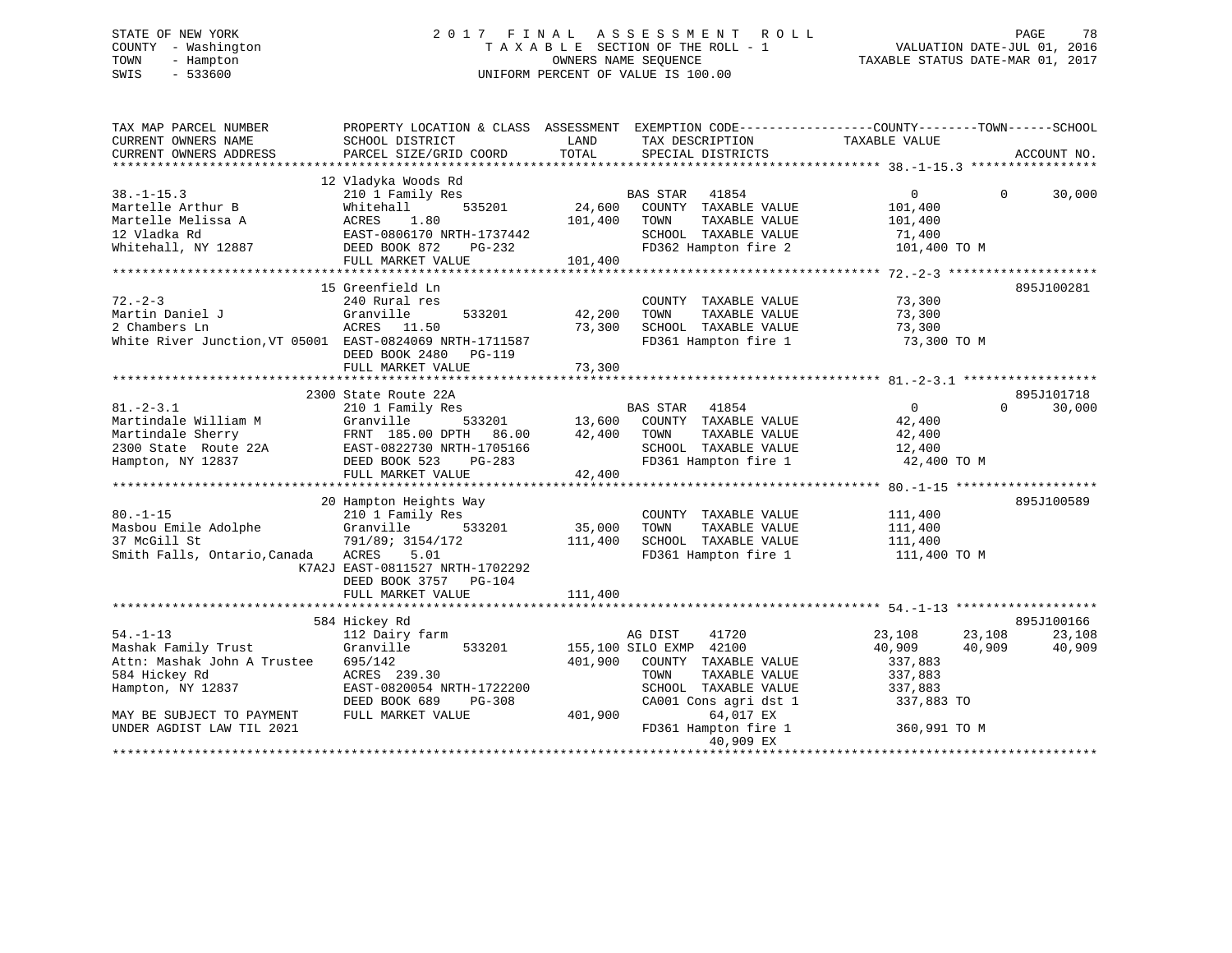STATE OF NEW YORK
COUNTY - Washington
TOWN - Hampton
SWIS - 533600

2 0 1 7 F I N A L A S S E S S M E N T R O L L
T A X A B L E SECTION OF THE ROLL - 1
OWNERS NAME SEQUENCE
UNIFORM PERCENT OF VALUE IS 100.00

VALUATION DATE-JUL 01, 2016
TAXABLE STATUS DATE-MAR 01, 2017

```
TAX MAP PARCEL NUMBER          PROPERTY LOCATION & CLASS  ASSESSMENT  EXEMPTION CODE------------------COUNTY--------TOWN------SCHOOL
CURRENT OWNERS NAME            SCHOOL DISTRICT               LAND      TAX DESCRIPTION             TAXABLE VALUE
CURRENT OWNERS ADDRESS         PARCEL SIZE/GRID COORD        TOTAL     SPECIAL DISTRICTS                                       ACCOUNT NO.
******************************************************************************************************* 38.-1-15.3 *****************
                               12 Vladyka Woods Rd
38.-1-15.3                     210 1 Family Res                        BAS STAR   41854                  0           0      30,000
Martelle Arthur B              Whitehall         535201       24,600   COUNTY  TAXABLE VALUE          101,400
Martelle Melissa A             ACRES    1.80                 101,400   TOWN    TAXABLE VALUE          101,400
12 Vladka Rd                   EAST-0806170 NRTH-1737442               SCHOOL  TAXABLE VALUE           71,400
Whitehall, NY 12887            DEED BOOK 872    PG-232                 FD362 Hampton fire 2           101,400 TO M
                               FULL MARKET VALUE             101,400
******************************************************************************************************* 72.-2-3 ********************
                               15 Greenfield Ln                                                                         895J100281
72.-2-3                        240 Rural res                           COUNTY  TAXABLE VALUE           73,300
Martin Daniel J                Granville         533201       42,200   TOWN    TAXABLE VALUE           73,300
2 Chambers Ln                  ACRES   11.50                  73,300   SCHOOL  TAXABLE VALUE           73,300
White River Junction,VT 05001  EAST-0824069 NRTH-1711587               FD361 Hampton fire 1            73,300 TO M
                               DEED BOOK 2480   PG-119
                               FULL MARKET VALUE              73,300
******************************************************************************************************* 81.-2-3.1 ******************
                               2300 State Route 22A                                                                     895J101718
81.-2-3.1                      210 1 Family Res                        BAS STAR   41854                  0           0      30,000
Martindale William M           Granville         533201       13,600   COUNTY  TAXABLE VALUE           42,400
Martindale Sherry              FRNT 185.00 DPTH  86.00        42,400   TOWN    TAXABLE VALUE           42,400
2300 State  Route 22A          EAST-0822730 NRTH-1705166               SCHOOL  TAXABLE VALUE           12,400
Hampton, NY 12837              DEED BOOK 523    PG-283                 FD361 Hampton fire 1            42,400 TO M
                               FULL MARKET VALUE              42,400
******************************************************************************************************* 80.-1-15 *******************
                               20 Hampton Heights Way                                                                   895J100589
80.-1-15                       210 1 Family Res                        COUNTY  TAXABLE VALUE          111,400
Masbou Emile Adolphe           Granville         533201       35,000   TOWN    TAXABLE VALUE          111,400
37 McGill St                   791/89; 3154/172              111,400   SCHOOL  TAXABLE VALUE          111,400
Smith Falls, Ontario,Canada    ACRES    5.01                           FD361 Hampton fire 1           111,400 TO M
                         K7A2J EAST-0811527 NRTH-1702292
                               DEED BOOK 3757   PG-104
                               FULL MARKET VALUE             111,400
******************************************************************************************************* 54.-1-13 *******************
                               584 Hickey Rd                                                                            895J100166
54.-1-13                       112 Dairy farm                          AG DIST    41720             23,108      23,108      23,108
Mashak Family Trust            Granville         533201      155,100 SILO EXMP  42100             40,909      40,909      40,909
Attn: Mashak John A Trustee    695/142                       401,900   COUNTY  TAXABLE VALUE          337,883
584 Hickey Rd                  ACRES  239.30                           TOWN    TAXABLE VALUE          337,883
Hampton, NY 12837              EAST-0820054 NRTH-1722200               SCHOOL  TAXABLE VALUE          337,883
                               DEED BOOK 689    PG-308                 CA001 Cons agri dst 1          337,883 TO
MAY BE SUBJECT TO PAYMENT      FULL MARKET VALUE             401,900          64,017 EX
UNDER AGDIST LAW TIL 2021                                              FD361 Hampton fire 1           360,991 TO M
                                                                              40,909 EX
************************************************************************************************************************************
```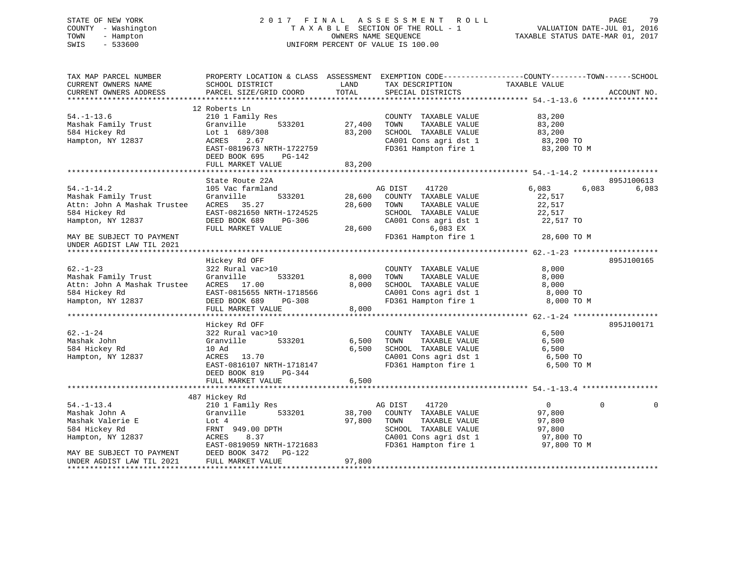STATE OF NEW YORK
COUNTY - Washington
TOWN - Hampton
SWIS - 533600

2 0 1 7 F I N A L A S S E S S M E N T R O L L
T A X A B L E SECTION OF THE ROLL - 1
OWNERS NAME SEQUENCE
UNIFORM PERCENT OF VALUE IS 100.00

VALUATION DATE-JUL 01, 2016
TAXABLE STATUS DATE-MAR 01, 2017

```
TAX MAP PARCEL NUMBER          PROPERTY LOCATION & CLASS  ASSESSMENT  EXEMPTION CODE-----------------COUNTY--------TOWN------SCHOOL
CURRENT OWNERS NAME            SCHOOL DISTRICT               LAND      TAX DESCRIPTION             TAXABLE VALUE
CURRENT OWNERS ADDRESS         PARCEL SIZE/GRID COORD        TOTAL     SPECIAL DISTRICTS                                     ACCOUNT NO.
******************************************************************************************************* 54.-1-13.6 *****************
                               12 Roberts Ln
54.-1-13.6                     210 1 Family Res                         COUNTY  TAXABLE VALUE             83,200
Mashak Family Trust            Granville      533201        27,400      TOWN    TAXABLE VALUE             83,200
584 Hickey Rd                  Lot 1  689/308               83,200      SCHOOL  TAXABLE VALUE             83,200
Hampton, NY 12837              ACRES     2.67                           CA001 Cons agri dst 1              83,200 TO
                               EAST-0819673 NRTH-1722759                FD361 Hampton fire 1               83,200 TO M
                               DEED BOOK 695    PG-142
                               FULL MARKET VALUE            83,200
******************************************************************************************************* 54.-1-14.2 *****************
                               State Route 22A                                                                       895J100613
54.-1-14.2                     105 Vac farmland                         AG DIST     41720               6,083       6,083       6,083
Mashak Family Trust            Granville      533201        28,600      COUNTY  TAXABLE VALUE             22,517
Attn: John A Mashak Trustee    ACRES    35.27               28,600      TOWN    TAXABLE VALUE             22,517
584 Hickey Rd                  EAST-0821650 NRTH-1724525                SCHOOL  TAXABLE VALUE             22,517
Hampton, NY 12837              DEED BOOK 689    PG-306                  CA001 Cons agri dst 1              22,517 TO
                               FULL MARKET VALUE            28,600            6,083 EX
MAY BE SUBJECT TO PAYMENT                                               FD361 Hampton fire 1               28,600 TO M
UNDER AGDIST LAW TIL 2021
******************************************************************************************************* 62.-1-23 *******************
                               Hickey Rd OFF                                                                         895J100165
62.-1-23                       322 Rural vac>10                         COUNTY  TAXABLE VALUE              8,000
Mashak Family Trust            Granville      533201         8,000      TOWN    TAXABLE VALUE              8,000
Attn: John A Mashak Trustee    ACRES    17.00                8,000      SCHOOL  TAXABLE VALUE              8,000
584 Hickey Rd                  EAST-0815655 NRTH-1718566                CA001 Cons agri dst 1               8,000 TO
Hampton, NY 12837              DEED BOOK 689    PG-308                  FD361 Hampton fire 1                8,000 TO M
                               FULL MARKET VALUE             8,000
******************************************************************************************************* 62.-1-24 *******************
                               Hickey Rd OFF                                                                         895J100171
62.-1-24                       322 Rural vac>10                         COUNTY  TAXABLE VALUE              6,500
Mashak John                    Granville      533201         6,500      TOWN    TAXABLE VALUE              6,500
584 Hickey Rd                  10 Ad                         6,500      SCHOOL  TAXABLE VALUE              6,500
Hampton, NY 12837              ACRES    13.70                           CA001 Cons agri dst 1               6,500 TO
                               EAST-0816107 NRTH-1718147                FD361 Hampton fire 1                6,500 TO M
                               DEED BOOK 819    PG-344
                               FULL MARKET VALUE             6,500
******************************************************************************************************* 54.-1-13.4 *****************
                               487 Hickey Rd
54.-1-13.4                     210 1 Family Res                         AG DIST     41720                   0           0           0
Mashak John A                  Granville      533201        38,700      COUNTY  TAXABLE VALUE             97,800
Mashak Valerie E               Lot 4                        97,800      TOWN    TAXABLE VALUE             97,800
584 Hickey Rd                  FRNT 949.00 DPTH                         SCHOOL  TAXABLE VALUE             97,800
Hampton, NY 12837              ACRES     8.37                           CA001 Cons agri dst 1              97,800 TO
                               EAST-0819059 NRTH-1721683                FD361 Hampton fire 1               97,800 TO M
MAY BE SUBJECT TO PAYMENT      DEED BOOK 3472   PG-122
UNDER AGDIST LAW TIL 2021      FULL MARKET VALUE            97,800
************************************************************************************************************************************
```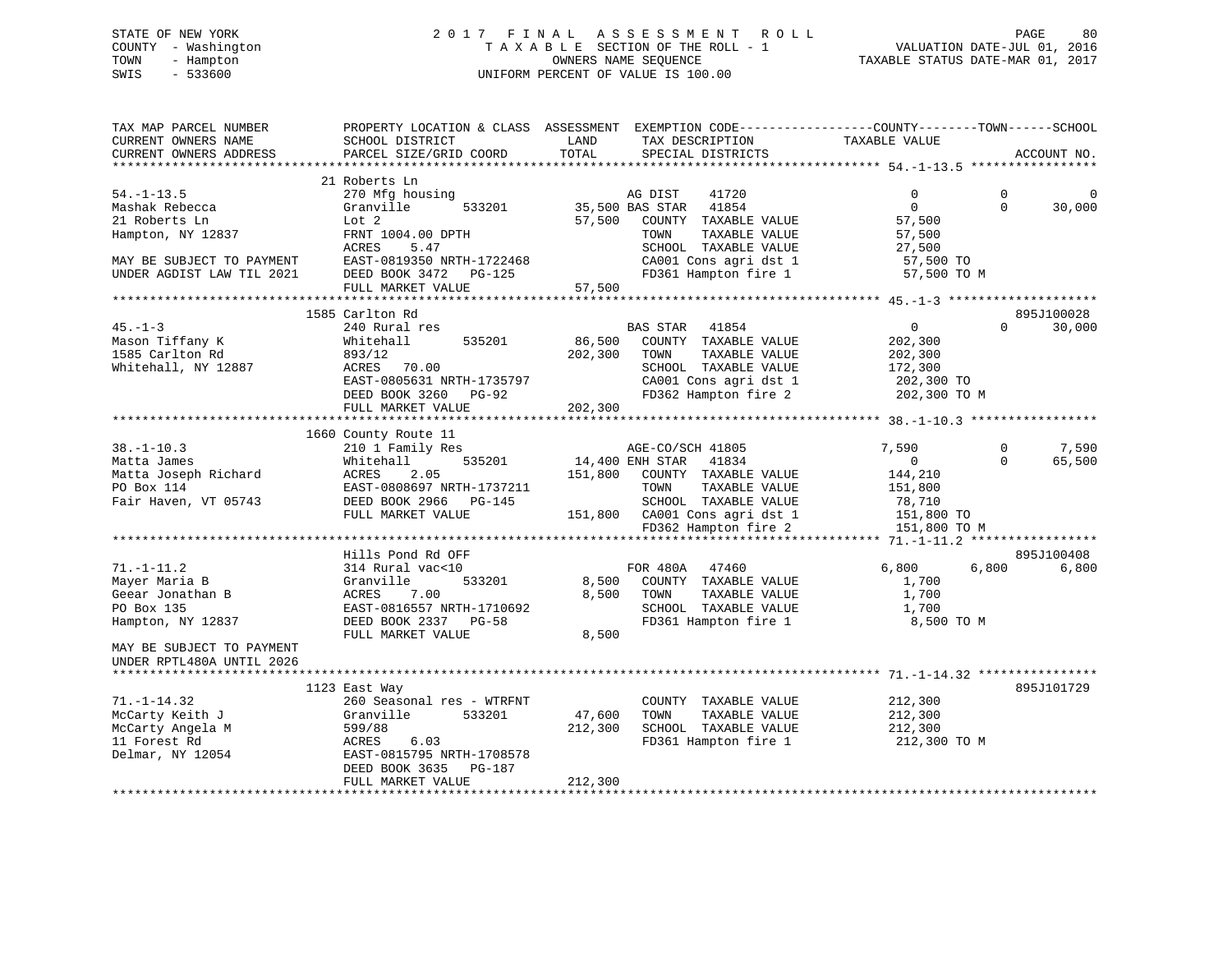STATE OF NEW YORK | COUNTY - Washington | TOWN - Hampton | SWIS - 533600

# 2017 FINAL ASSESSMENT ROLL
TAXABLE SECTION OF THE ROLL - 1
OWNERS NAME SEQUENCE
UNIFORM PERCENT OF VALUE IS 100.00

VALUATION DATE-JUL 01, 2016
TAXABLE STATUS DATE-MAR 01, 2017

```
TAX MAP PARCEL NUMBER          PROPERTY LOCATION & CLASS  ASSESSMENT  EXEMPTION CODE-----------------COUNTY--------TOWN------SCHOOL
CURRENT OWNERS NAME            SCHOOL DISTRICT              LAND      TAX DESCRIPTION            TAXABLE VALUE
CURRENT OWNERS ADDRESS         PARCEL SIZE/GRID COORD       TOTAL     SPECIAL DISTRICTS                                   ACCOUNT NO.
******************************************************************************************************* 54.-1-13.5 *****************
                               21 Roberts Ln
54.-1-13.5                     270 Mfg housing                   AG DIST     41720            0              0             0
Mashak Rebecca                 Granville       533201     35,500 BAS STAR    41854            0              0        30,000
21 Roberts Ln                  Lot 2                      57,500   COUNTY  TAXABLE VALUE     57,500
Hampton, NY 12837              FRNT 1004.00 DPTH                   TOWN    TAXABLE VALUE     57,500
                               ACRES     5.47                      SCHOOL  TAXABLE VALUE     27,500
MAY BE SUBJECT TO PAYMENT      EAST-0819350 NRTH-1722468           CA001 Cons agri dst 1      57,500 TO
UNDER AGDIST LAW TIL 2021      DEED BOOK 3472   PG-125             FD361 Hampton fire 1       57,500 TO M
                               FULL MARKET VALUE          57,500
******************************************************************************************************* 45.-1-3 ********************
                               1585 Carlton Rd                                                                       895J100028
45.-1-3                        240 Rural res                     BAS STAR    41854            0              0        30,000
Mason Tiffany K                Whitehall       535201     86,500   COUNTY  TAXABLE VALUE    202,300
1585 Carlton Rd                893/12                    202,300   TOWN    TAXABLE VALUE    202,300
Whitehall, NY 12887            ACRES    70.00                      SCHOOL  TAXABLE VALUE    172,300
                               EAST-0805631 NRTH-1735797           CA001 Cons agri dst 1     202,300 TO
                               DEED BOOK 3260   PG-92              FD362 Hampton fire 2      202,300 TO M
                               FULL MARKET VALUE         202,300
******************************************************************************************************* 38.-1-10.3 *****************
                               1660 County Route 11
38.-1-10.3                     210 1 Family Res                  AGE-CO/SCH 41805          7,590             0         7,590
Matta James                    Whitehall       535201     14,400 ENH STAR    41834            0              0        65,500
Matta Joseph Richard           ACRES     2.05            151,800   COUNTY  TAXABLE VALUE    144,210
PO Box 114                     EAST-0808697 NRTH-1737211           TOWN    TAXABLE VALUE    151,800
Fair Haven, VT 05743           DEED BOOK 2966   PG-145             SCHOOL  TAXABLE VALUE     78,710
                               FULL MARKET VALUE         151,800   CA001 Cons agri dst 1     151,800 TO
                                                                   FD362 Hampton fire 2      151,800 TO M
******************************************************************************************************* 71.-1-11.2 *****************
                               Hills Pond Rd OFF                                                                     895J100408
71.-1-11.2                     314 Rural vac<10                  FOR 480A    47460          6,800          6,800         6,800
Mayer Maria B                  Granville       533201      8,500   COUNTY  TAXABLE VALUE      1,700
Geear Jonathan B               ACRES     7.00              8,500   TOWN    TAXABLE VALUE      1,700
PO Box 135                     EAST-0816557 NRTH-1710692           SCHOOL  TAXABLE VALUE      1,700
Hampton, NY 12837              DEED BOOK 2337   PG-58              FD361 Hampton fire 1        8,500 TO M
                               FULL MARKET VALUE           8,500
MAY BE SUBJECT TO PAYMENT
UNDER RPTL480A UNTIL 2026
******************************************************************************************************* 71.-1-14.32 ****************
                               1123 East Way                                                                         895J101729
71.-1-14.32                    260 Seasonal res - WTRFNT           COUNTY  TAXABLE VALUE    212,300
McCarty Keith J                Granville       533201     47,600   TOWN    TAXABLE VALUE    212,300
McCarty Angela M               599/88                    212,300   SCHOOL  TAXABLE VALUE    212,300
11 Forest Rd                   ACRES     6.03                      FD361 Hampton fire 1      212,300 TO M
Delmar, NY 12054               EAST-0815795 NRTH-1708578
                               DEED BOOK 3635   PG-187
                               FULL MARKET VALUE         212,300
************************************************************************************************************************************
```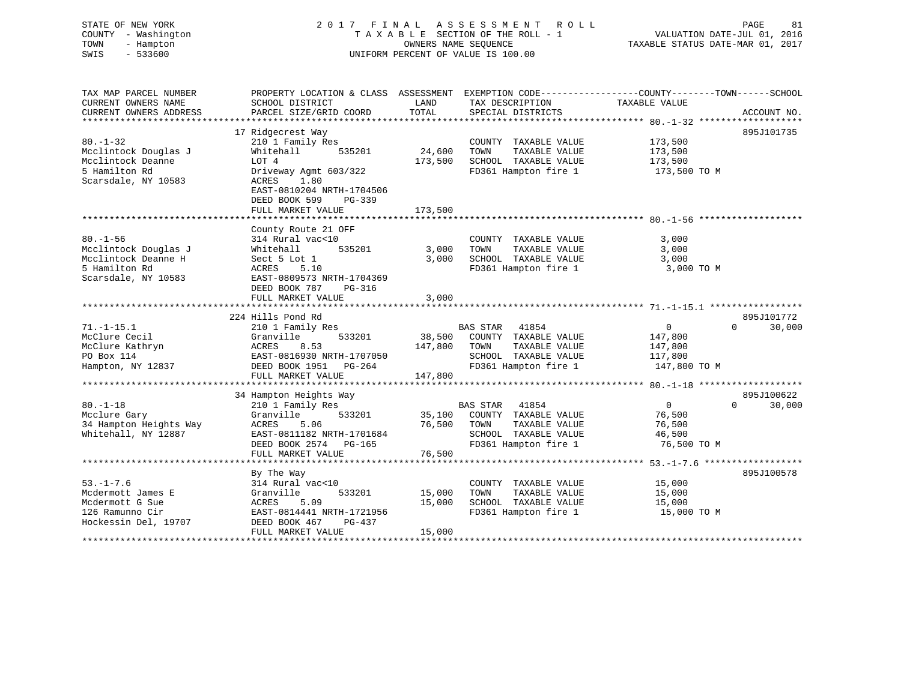STATE OF NEW YORK
COUNTY - Washington
TOWN - Hampton
SWIS - 533600

2017 FINAL ASSESSMENT ROLL
TAXABLE SECTION OF THE ROLL - 1
OWNERS NAME SEQUENCE
UNIFORM PERCENT OF VALUE IS 100.00

VALUATION DATE-JUL 01, 2016
TAXABLE STATUS DATE-MAR 01, 2017

| TAX MAP PARCEL NUMBER / CURRENT OWNERS NAME / CURRENT OWNERS ADDRESS | PROPERTY LOCATION & CLASS / SCHOOL DISTRICT / PARCEL SIZE/GRID COORD | ASSESSMENT LAND | TOTAL | EXEMPTION CODE / TAX DESCRIPTION / SPECIAL DISTRICTS | COUNTY / TOWN TAXABLE VALUE | SCHOOL | ACCOUNT NO. |
|---|---|---|---|---|---|---|---|
| 80.-1-32 | 17 Ridgecrest Way | | | | | | 895J101735 |
| Mcclintock Douglas J | 210 1 Family Res | | | COUNTY TAXABLE VALUE | 173,500 | | |
| Mcclintock Deanne | Whitehall 535201 | 24,600 | | TOWN TAXABLE VALUE | 173,500 | | |
| 5 Hamilton Rd | LOT 4 | | 173,500 | SCHOOL TAXABLE VALUE | 173,500 | | |
| Scarsdale, NY 10583 | Driveway Agmt 603/322 | | | FD361 Hampton fire 1 | 173,500 TO M | | |
| | ACRES 1.80 | | | | | | |
| | EAST-0810204 NRTH-1704506 | | | | | | |
| | DEED BOOK 599 PG-339 | | | | | | |
| | FULL MARKET VALUE | | 173,500 | | | | |
| 80.-1-56 | County Route 21 OFF | | | | | | |
| Mcclintock Douglas J | 314 Rural vac<10 | | | COUNTY TAXABLE VALUE | 3,000 | | |
| Mcclintock Deanne H | Whitehall 535201 | 3,000 | | TOWN TAXABLE VALUE | 3,000 | | |
| 5 Hamilton Rd | Sect 5 Lot 1 | | 3,000 | SCHOOL TAXABLE VALUE | 3,000 | | |
| Scarsdale, NY 10583 | ACRES 5.10 | | | FD361 Hampton fire 1 | 3,000 TO M | | |
| | EAST-0809573 NRTH-1704369 | | | | | | |
| | DEED BOOK 787 PG-316 | | | | | | |
| | FULL MARKET VALUE | | 3,000 | | | | |
| 71.-1-15.1 | 224 Hills Pond Rd | | | | | | 895J101772 |
| McClure Cecil | 210 1 Family Res | | | BAS STAR 41854 | 0 | 0 30,000 | |
| McClure Kathryn | Granville 533201 | 38,500 | | COUNTY TAXABLE VALUE | 147,800 | | |
| PO Box 114 | ACRES 8.53 | | 147,800 | TOWN TAXABLE VALUE | 147,800 | | |
| Hampton, NY 12837 | EAST-0816930 NRTH-1707050 | | | SCHOOL TAXABLE VALUE | 117,800 | | |
| | DEED BOOK 1951 PG-264 | | | FD361 Hampton fire 1 | 147,800 TO M | | |
| | FULL MARKET VALUE | | 147,800 | | | | |
| 80.-1-18 | 34 Hampton Heights Way | | | | | | 895J100622 |
| Mcclure Gary | 210 1 Family Res | | | BAS STAR 41854 | 0 | 0 30,000 | |
| 34 Hampton Heights Way | Granville 533201 | 35,100 | | COUNTY TAXABLE VALUE | 76,500 | | |
| Whitehall, NY 12887 | ACRES 5.06 | | 76,500 | TOWN TAXABLE VALUE | 76,500 | | |
| | EAST-0811182 NRTH-1701684 | | | SCHOOL TAXABLE VALUE | 46,500 | | |
| | DEED BOOK 2574 PG-165 | | | FD361 Hampton fire 1 | 76,500 TO M | | |
| | FULL MARKET VALUE | | 76,500 | | | | |
| 53.-1-7.6 | By The Way | | | | | | 895J100578 |
| Mcdermott James E | 314 Rural vac<10 | | | COUNTY TAXABLE VALUE | 15,000 | | |
| Mcdermott G Sue | Granville 533201 | 15,000 | | TOWN TAXABLE VALUE | 15,000 | | |
| 126 Ramunno Cir | ACRES 5.09 | | 15,000 | SCHOOL TAXABLE VALUE | 15,000 | | |
| Hockessin Del, 19707 | EAST-0814441 NRTH-1721956 | | | FD361 Hampton fire 1 | 15,000 TO M | | |
| | DEED BOOK 467 PG-437 | | | | | | |
| | FULL MARKET VALUE | | 15,000 | | | | |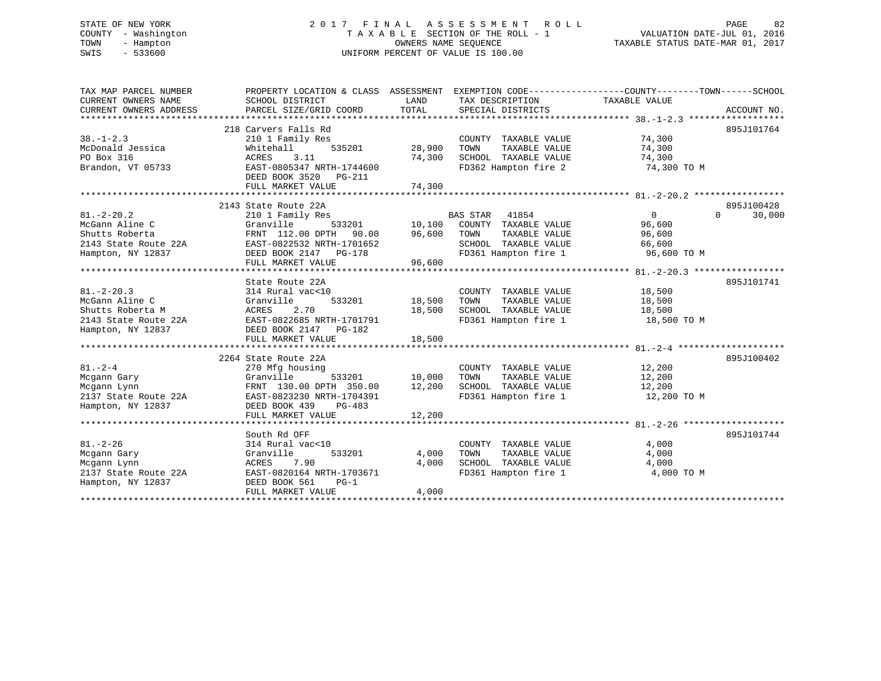STATE OF NEW YORK
COUNTY - Washington
TOWN - Hampton
SWIS - 533600

# 2017 FINAL ASSESSMENT ROLL

TAXABLE SECTION OF THE ROLL - 1
OWNERS NAME SEQUENCE
UNIFORM PERCENT OF VALUE IS 100.00

VALUATION DATE-JUL 01, 2016
TAXABLE STATUS DATE-MAR 01, 2017

| TAX MAP PARCEL NUMBER / CURRENT OWNERS NAME / CURRENT OWNERS ADDRESS | PROPERTY LOCATION & CLASS / SCHOOL DISTRICT / PARCEL SIZE/GRID COORD | ASSESSMENT LAND | TOTAL | EXEMPTION CODE / TAX DESCRIPTION / SPECIAL DISTRICTS | COUNTY | TOWN | SCHOOL | ACCOUNT NO. |
|---|---|---|---|---|---|---|---|---|
| 38.-1-2.3 | 218 Carvers Falls Rd | | | | | | | 895J101764 |
| McDonald Jessica | 210 1 Family Res | | | COUNTY TAXABLE VALUE | 74,300 | | | |
| PO Box 316 | Whitehall 535201 | 28,900 | | TOWN TAXABLE VALUE | | 74,300 | | |
| Brandon, VT 05733 | ACRES 3.11 | | 74,300 | SCHOOL TAXABLE VALUE | | | 74,300 | |
| | EAST-0805347 NRTH-1744600 | | | FD362 Hampton fire 2 | 74,300 TO M | | | |
| | DEED BOOK 3520 PG-211 | | | | | | | |
| | FULL MARKET VALUE | | 74,300 | | | | | |
| 81.-2-20.2 | 2143 State Route 22A | | | | | | | 895J100428 |
| McGann Aline C | 210 1 Family Res | | | BAS STAR 41854 | 0 | 0 | 30,000 | |
| Shutts Roberta | Granville 533201 | 10,100 | | COUNTY TAXABLE VALUE | 96,600 | | | |
| 2143 State Route 22A | FRNT 112.00 DPTH 90.00 | | 96,600 | TOWN TAXABLE VALUE | | 96,600 | | |
| Hampton, NY 12837 | EAST-0822532 NRTH-1701652 | | | SCHOOL TAXABLE VALUE | | | 66,600 | |
| | DEED BOOK 2147 PG-178 | | | FD361 Hampton fire 1 | 96,600 TO M | | | |
| | FULL MARKET VALUE | | 96,600 | | | | | |
| 81.-2-20.3 | State Route 22A | | | | | | | 895J101741 |
| McGann Aline C | 314 Rural vac<10 | | | COUNTY TAXABLE VALUE | 18,500 | | | |
| Shutts Roberta M | Granville 533201 | 18,500 | | TOWN TAXABLE VALUE | | 18,500 | | |
| 2143 State Route 22A | ACRES 2.70 | | 18,500 | SCHOOL TAXABLE VALUE | | | 18,500 | |
| Hampton, NY 12837 | EAST-0822685 NRTH-1701791 | | | FD361 Hampton fire 1 | 18,500 TO M | | | |
| | DEED BOOK 2147 PG-182 | | | | | | | |
| | FULL MARKET VALUE | | 18,500 | | | | | |
| 81.-2-4 | 2264 State Route 22A | | | | | | | 895J100402 |
| Mcgann Gary | 270 Mfg housing | | | COUNTY TAXABLE VALUE | 12,200 | | | |
| Mcgann Lynn | Granville 533201 | 10,000 | | TOWN TAXABLE VALUE | | 12,200 | | |
| 2137 State Route 22A | FRNT 130.00 DPTH 350.00 | | 12,200 | SCHOOL TAXABLE VALUE | | | 12,200 | |
| Hampton, NY 12837 | EAST-0823230 NRTH-1704391 | | | FD361 Hampton fire 1 | 12,200 TO M | | | |
| | DEED BOOK 439 PG-483 | | | | | | | |
| | FULL MARKET VALUE | | 12,200 | | | | | |
| 81.-2-26 | South Rd OFF | | | | | | | 895J101744 |
| Mcgann Gary | 314 Rural vac<10 | | | COUNTY TAXABLE VALUE | 4,000 | | | |
| Mcgann Lynn | Granville 533201 | 4,000 | | TOWN TAXABLE VALUE | | 4,000 | | |
| 2137 State Route 22A | ACRES 7.90 | | 4,000 | SCHOOL TAXABLE VALUE | | | 4,000 | |
| Hampton, NY 12837 | EAST-0820164 NRTH-1703671 | | | FD361 Hampton fire 1 | 4,000 TO M | | | |
| | DEED BOOK 561 PG-1 | | | | | | | |
| | FULL MARKET VALUE | | 4,000 | | | | | |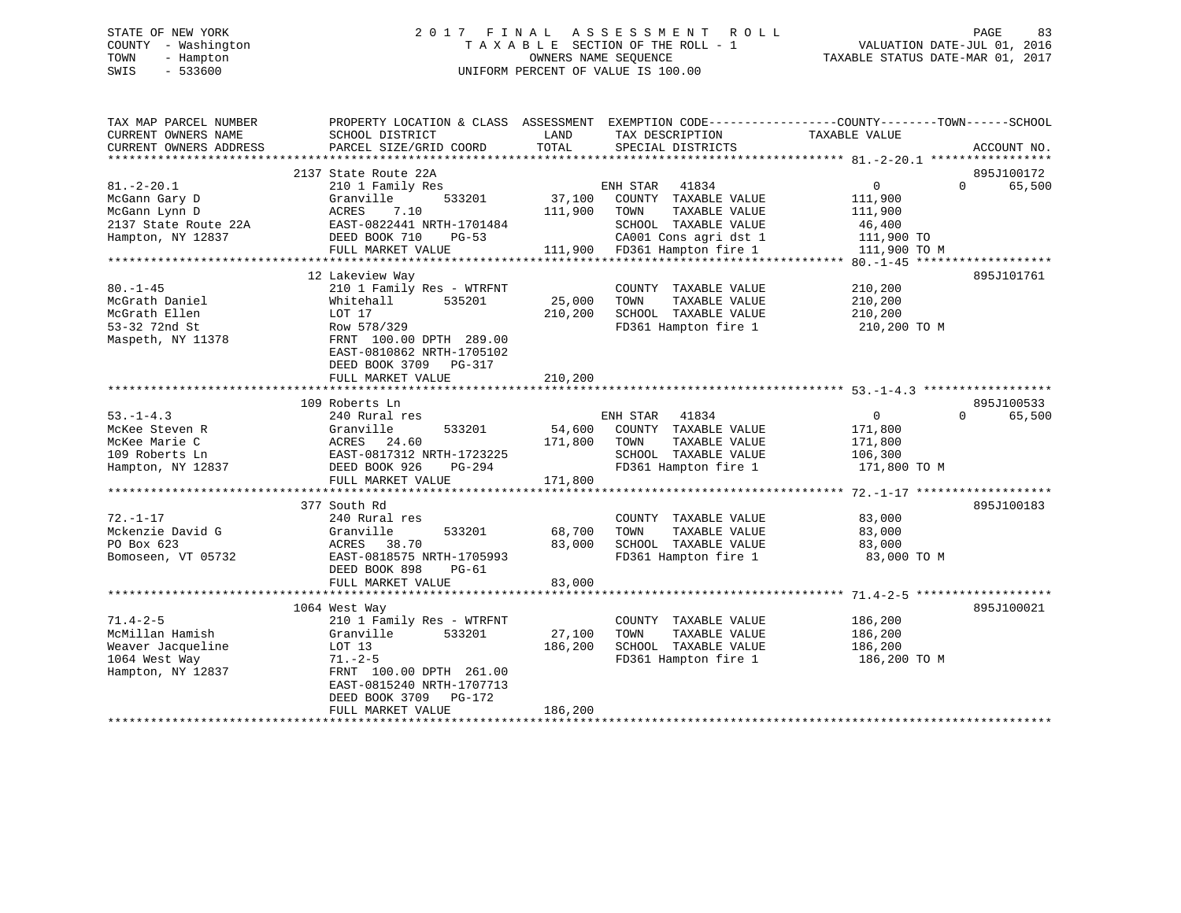STATE OF NEW YORK — 2017 FINAL ASSESSMENT ROLL
COUNTY - Washington — TAXABLE SECTION OF THE ROLL - 1 — VALUATION DATE-JUL 01, 2016
TOWN - Hampton — OWNERS NAME SEQUENCE — TAXABLE STATUS DATE-MAR 01, 2017
SWIS - 533600 — UNIFORM PERCENT OF VALUE IS 100.00

| TAX MAP PARCEL NUMBER / CURRENT OWNERS NAME / CURRENT OWNERS ADDRESS | PROPERTY LOCATION & CLASS / SCHOOL DISTRICT / PARCEL SIZE/GRID COORD | ASSESSMENT LAND / TOTAL | EXEMPTION CODE / TAX DESCRIPTION / SPECIAL DISTRICTS | COUNTY TAXABLE VALUE | TOWN | SCHOOL | ACCOUNT NO. |
|---|---|---|---|---|---|---|---|
| 81.-2-20.1 | 2137 State Route 22A | | | | | | 895J100172 |
| McGann Gary D | 210 1 Family Res | | ENH STAR 41834 | 0 | 0 | 65,500 | |
| McGann Lynn D | Granville 533201 | 37,100 | COUNTY TAXABLE VALUE | 111,900 | | | |
| 2137 State Route 22A | ACRES 7.10 | 111,900 | TOWN TAXABLE VALUE | 111,900 | | | |
| Hampton, NY 12837 | EAST-0822441 NRTH-1701484 | | SCHOOL TAXABLE VALUE | 46,400 | | | |
| | DEED BOOK 710 PG-53 | | CA001 Cons agri dst 1 | 111,900 TO | | | |
| | FULL MARKET VALUE | 111,900 | FD361 Hampton fire 1 | 111,900 TO M | | | |
| 80.-1-45 | 12 Lakeview Way | | | | | | 895J101761 |
| McGrath Daniel | 210 1 Family Res - WTRFNT | | COUNTY TAXABLE VALUE | 210,200 | | | |
| McGrath Ellen | Whitehall 535201 | 25,000 | TOWN TAXABLE VALUE | 210,200 | | | |
| 53-32 72nd St | LOT 17 | 210,200 | SCHOOL TAXABLE VALUE | 210,200 | | | |
| Maspeth, NY 11378 | Row 578/329 | | FD361 Hampton fire 1 | 210,200 TO M | | | |
| | FRNT 100.00 DPTH 289.00 | | | | | | |
| | EAST-0810862 NRTH-1705102 | | | | | | |
| | DEED BOOK 3709 PG-317 | | | | | | |
| | FULL MARKET VALUE | 210,200 | | | | | |
| 53.-1-4.3 | 109 Roberts Ln | | | | | | 895J100533 |
| McKee Steven R | 240 Rural res | | ENH STAR 41834 | 0 | 0 | 65,500 | |
| McKee Marie C | Granville 533201 | 54,600 | COUNTY TAXABLE VALUE | 171,800 | | | |
| 109 Roberts Ln | ACRES 24.60 | 171,800 | TOWN TAXABLE VALUE | 171,800 | | | |
| Hampton, NY 12837 | EAST-0817312 NRTH-1723225 | | SCHOOL TAXABLE VALUE | 106,300 | | | |
| | DEED BOOK 926 PG-294 | | FD361 Hampton fire 1 | 171,800 TO M | | | |
| | FULL MARKET VALUE | 171,800 | | | | | |
| 72.-1-17 | 377 South Rd | | | | | | 895J100183 |
| Mckenzie David G | 240 Rural res | | COUNTY TAXABLE VALUE | 83,000 | | | |
| PO Box 623 | Granville 533201 | 68,700 | TOWN TAXABLE VALUE | 83,000 | | | |
| Bomoseen, VT 05732 | ACRES 38.70 | 83,000 | SCHOOL TAXABLE VALUE | 83,000 | | | |
| | EAST-0818575 NRTH-1705993 | | FD361 Hampton fire 1 | 83,000 TO M | | | |
| | DEED BOOK 898 PG-61 | | | | | | |
| | FULL MARKET VALUE | 83,000 | | | | | |
| 71.4-2-5 | 1064 West Way | | | | | | 895J100021 |
| McMillan Hamish | 210 1 Family Res - WTRFNT | | COUNTY TAXABLE VALUE | 186,200 | | | |
| Weaver Jacqueline | Granville 533201 | 27,100 | TOWN TAXABLE VALUE | 186,200 | | | |
| 1064 West Way | LOT 13 | 186,200 | SCHOOL TAXABLE VALUE | 186,200 | | | |
| Hampton, NY 12837 | 71.-2-5 | | FD361 Hampton fire 1 | 186,200 TO M | | | |
| | FRNT 100.00 DPTH 261.00 | | | | | | |
| | EAST-0815240 NRTH-1707713 | | | | | | |
| | DEED BOOK 3709 PG-172 | | | | | | |
| | FULL MARKET VALUE | 186,200 | | | | | |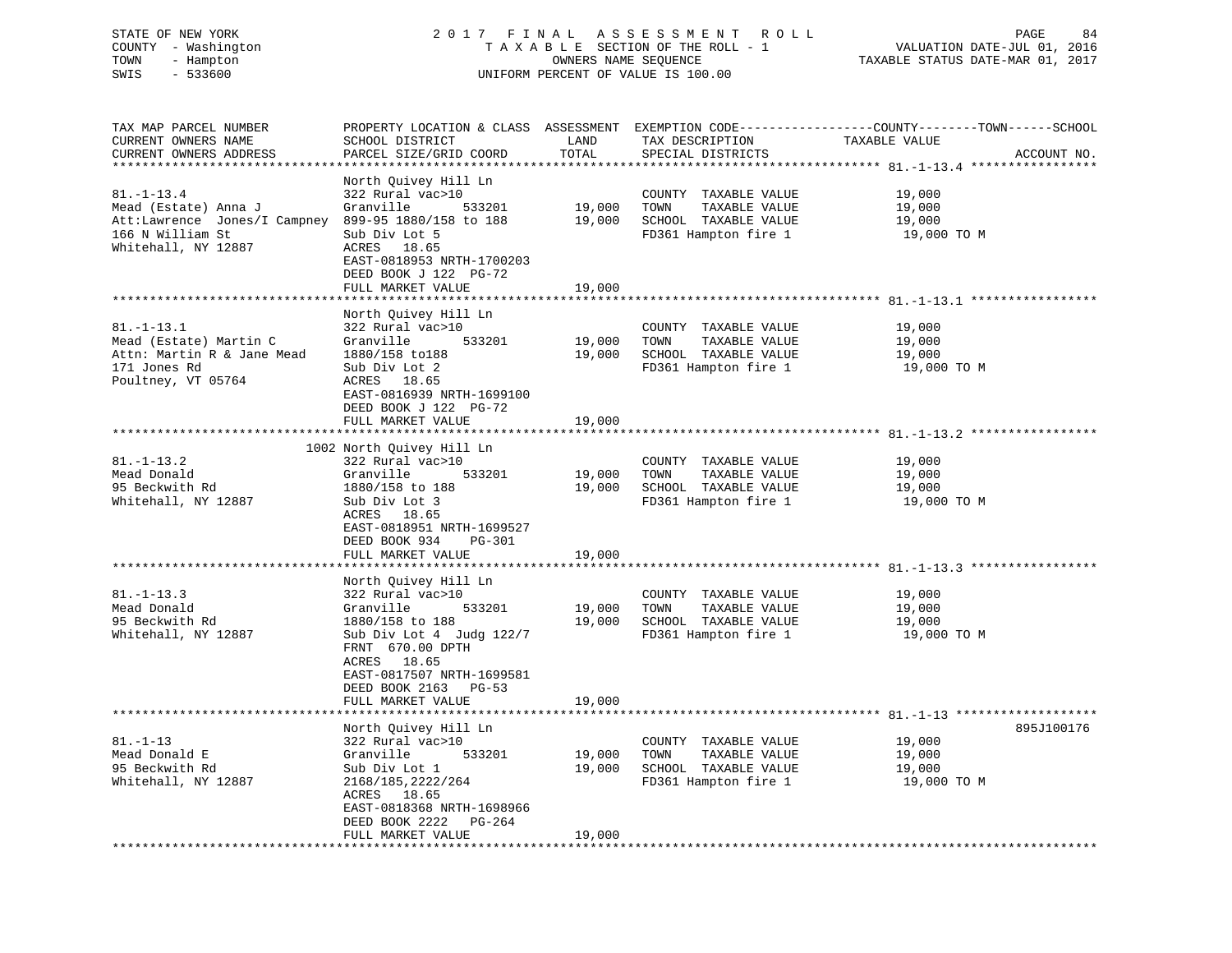STATE OF NEW YORK — 2017 FINAL ASSESSMENT ROLL
COUNTY - Washington — TAXABLE SECTION OF THE ROLL - 1 — VALUATION DATE-JUL 01, 2016
TOWN - Hampton — OWNERS NAME SEQUENCE — TAXABLE STATUS DATE-MAR 01, 2017
SWIS - 533600 — UNIFORM PERCENT OF VALUE IS 100.00

| TAX MAP PARCEL NUMBER / CURRENT OWNERS NAME / CURRENT OWNERS ADDRESS | PROPERTY LOCATION & CLASS / SCHOOL DISTRICT / PARCEL SIZE/GRID COORD | ASSESSMENT LAND / TOTAL | EXEMPTION CODE / TAX DESCRIPTION / SPECIAL DISTRICTS | TAXABLE VALUE (COUNTY--TOWN--SCHOOL) | ACCOUNT NO. |
|---|---|---|---|---|---|
| **81.-1-13.4** | North Quivey Hill Ln | | | | |
| 81.-1-13.4 | 322 Rural vac>10 | | COUNTY TAXABLE VALUE | 19,000 | |
| Mead (Estate) Anna J | Granville 533201 | 19,000 | TOWN TAXABLE VALUE | 19,000 | |
| Att:Lawrence Jones/I Campney | 899-95 1880/158 to 188 | 19,000 | SCHOOL TAXABLE VALUE | 19,000 | |
| 166 N William St | Sub Div Lot 5 | | FD361 Hampton fire 1 | 19,000 TO M | |
| Whitehall, NY 12887 | ACRES 18.65 | | | | |
| | EAST-0818953 NRTH-1700203 | | | | |
| | DEED BOOK J 122 PG-72 | | | | |
| | FULL MARKET VALUE | 19,000 | | | |
| **81.-1-13.1** | North Quivey Hill Ln | | | | |
| 81.-1-13.1 | 322 Rural vac>10 | | COUNTY TAXABLE VALUE | 19,000 | |
| Mead (Estate) Martin C | Granville 533201 | 19,000 | TOWN TAXABLE VALUE | 19,000 | |
| Attn: Martin R & Jane Mead | 1880/158 to188 | 19,000 | SCHOOL TAXABLE VALUE | 19,000 | |
| 171 Jones Rd | Sub Div Lot 2 | | FD361 Hampton fire 1 | 19,000 TO M | |
| Poultney, VT 05764 | ACRES 18.65 | | | | |
| | EAST-0816939 NRTH-1699100 | | | | |
| | DEED BOOK J 122 PG-72 | | | | |
| | FULL MARKET VALUE | 19,000 | | | |
| **81.-1-13.2** | 1002 North Quivey Hill Ln | | | | |
| 81.-1-13.2 | 322 Rural vac>10 | | COUNTY TAXABLE VALUE | 19,000 | |
| Mead Donald | Granville 533201 | 19,000 | TOWN TAXABLE VALUE | 19,000 | |
| 95 Beckwith Rd | 1880/158 to 188 | 19,000 | SCHOOL TAXABLE VALUE | 19,000 | |
| Whitehall, NY 12887 | Sub Div Lot 3 | | FD361 Hampton fire 1 | 19,000 TO M | |
| | ACRES 18.65 | | | | |
| | EAST-0818951 NRTH-1699527 | | | | |
| | DEED BOOK 934 PG-301 | | | | |
| | FULL MARKET VALUE | 19,000 | | | |
| **81.-1-13.3** | North Quivey Hill Ln | | | | |
| 81.-1-13.3 | 322 Rural vac>10 | | COUNTY TAXABLE VALUE | 19,000 | |
| Mead Donald | Granville 533201 | 19,000 | TOWN TAXABLE VALUE | 19,000 | |
| 95 Beckwith Rd | 1880/158 to 188 | 19,000 | SCHOOL TAXABLE VALUE | 19,000 | |
| Whitehall, NY 12887 | Sub Div Lot 4 Judg 122/7 | | FD361 Hampton fire 1 | 19,000 TO M | |
| | FRNT 670.00 DPTH | | | | |
| | ACRES 18.65 | | | | |
| | EAST-0817507 NRTH-1699581 | | | | |
| | DEED BOOK 2163 PG-53 | | | | |
| | FULL MARKET VALUE | 19,000 | | | |
| **81.-1-13** | North Quivey Hill Ln | | | | 895J100176 |
| 81.-1-13 | 322 Rural vac>10 | | COUNTY TAXABLE VALUE | 19,000 | |
| Mead Donald E | Granville 533201 | 19,000 | TOWN TAXABLE VALUE | 19,000 | |
| 95 Beckwith Rd | Sub Div Lot 1 | 19,000 | SCHOOL TAXABLE VALUE | 19,000 | |
| Whitehall, NY 12887 | 2168/185,2222/264 | | FD361 Hampton fire 1 | 19,000 TO M | |
| | ACRES 18.65 | | | | |
| | EAST-0818368 NRTH-1698966 | | | | |
| | DEED BOOK 2222 PG-264 | | | | |
| | FULL MARKET VALUE | 19,000 | | | |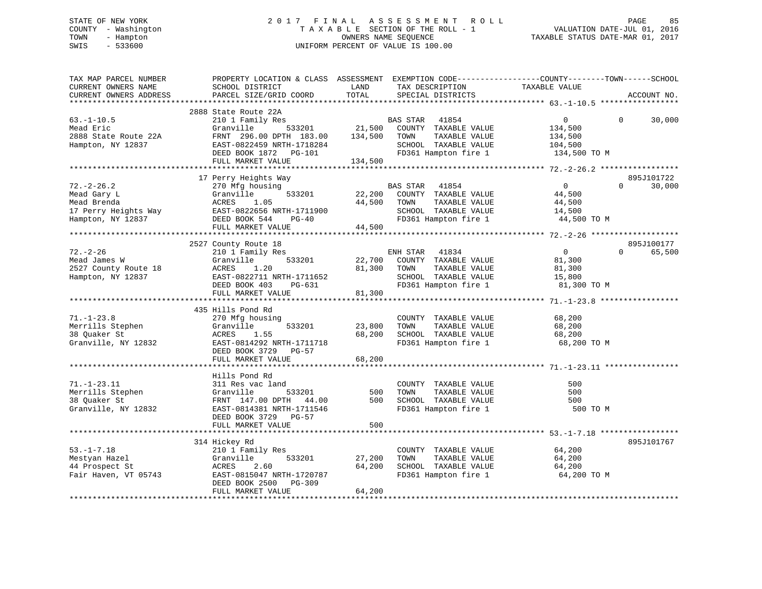STATE OF NEW YORK
COUNTY - Washington
TOWN - Hampton
SWIS - 533600

# 2017 FINAL ASSESSMENT ROLL
TAXABLE SECTION OF THE ROLL - 1
OWNERS NAME SEQUENCE
UNIFORM PERCENT OF VALUE IS 100.00

VALUATION DATE-JUL 01, 2016
TAXABLE STATUS DATE-MAR 01, 2017

| TAX MAP PARCEL NUMBER / CURRENT OWNERS NAME / CURRENT OWNERS ADDRESS | PROPERTY LOCATION & CLASS / SCHOOL DISTRICT / PARCEL SIZE/GRID COORD | ASSESSMENT LAND | TOTAL | EXEMPTION CODE / TAX DESCRIPTION / SPECIAL DISTRICTS | COUNTY | TOWN | SCHOOL / TAXABLE VALUE | ACCOUNT NO. |
|---|---|---|---|---|---|---|---|---|
| 63.-1-10.5 | 2888 State Route 22A | | | | | | | |
| Mead Eric | 210 1 Family Res | | | BAS STAR 41854 | 0 | 0 | 30,000 | |
| 2888 State Route 22A | Granville 533201 | 21,500 | | COUNTY TAXABLE VALUE | 134,500 | | | |
| Hampton, NY 12837 | FRNT 296.00 DPTH 183.00 | | 134,500 | TOWN TAXABLE VALUE | | 134,500 | | |
| | EAST-0822459 NRTH-1718284 | | | SCHOOL TAXABLE VALUE | | | 104,500 | |
| | DEED BOOK 1872 PG-101 | | | FD361 Hampton fire 1 | 134,500 TO M | | | |
| | FULL MARKET VALUE | | 134,500 | | | | | |
| 72.-2-26.2 | 17 Perry Heights Way | | | | | | | 895J101722 |
| Mead Gary L | 270 Mfg housing | | | BAS STAR 41854 | 0 | 0 | 30,000 | |
| Mead Brenda | Granville 533201 | 22,200 | | COUNTY TAXABLE VALUE | 44,500 | | | |
| 17 Perry Heights Way | ACRES 1.05 | | 44,500 | TOWN TAXABLE VALUE | | 44,500 | | |
| Hampton, NY 12837 | EAST-0822656 NRTH-1711900 | | | SCHOOL TAXABLE VALUE | | | 14,500 | |
| | DEED BOOK 544 PG-40 | | | FD361 Hampton fire 1 | 44,500 TO M | | | |
| | FULL MARKET VALUE | | 44,500 | | | | | |
| 72.-2-26 | 2527 County Route 18 | | | | | | | 895J100177 |
| Mead James W | 210 1 Family Res | | | ENH STAR 41834 | 0 | 0 | 65,500 | |
| 2527 County Route 18 | Granville 533201 | 22,700 | | COUNTY TAXABLE VALUE | 81,300 | | | |
| Hampton, NY 12837 | ACRES 1.20 | | 81,300 | TOWN TAXABLE VALUE | | 81,300 | | |
| | EAST-0822711 NRTH-1711652 | | | SCHOOL TAXABLE VALUE | | | 15,800 | |
| | DEED BOOK 403 PG-631 | | | FD361 Hampton fire 1 | 81,300 TO M | | | |
| | FULL MARKET VALUE | | 81,300 | | | | | |
| 71.-1-23.8 | 435 Hills Pond Rd | | | | | | | |
| Merrills Stephen | 270 Mfg housing | | | COUNTY TAXABLE VALUE | 68,200 | | | |
| 38 Quaker St | Granville 533201 | 23,800 | | TOWN TAXABLE VALUE | | 68,200 | | |
| Granville, NY 12832 | ACRES 1.55 | | 68,200 | SCHOOL TAXABLE VALUE | | | 68,200 | |
| | EAST-0814292 NRTH-1711718 | | | FD361 Hampton fire 1 | 68,200 TO M | | | |
| | DEED BOOK 3729 PG-57 | | | | | | | |
| | FULL MARKET VALUE | | 68,200 | | | | | |
| 71.-1-23.11 | Hills Pond Rd | | | | | | | |
| Merrills Stephen | 311 Res vac land | | | COUNTY TAXABLE VALUE | 500 | | | |
| 38 Quaker St | Granville 533201 | 500 | | TOWN TAXABLE VALUE | | 500 | | |
| Granville, NY 12832 | FRNT 147.00 DPTH 44.00 | | 500 | SCHOOL TAXABLE VALUE | | | 500 | |
| | EAST-0814381 NRTH-1711546 | | | FD361 Hampton fire 1 | 500 TO M | | | |
| | DEED BOOK 3729 PG-57 | | | | | | | |
| | FULL MARKET VALUE | | 500 | | | | | |
| 53.-1-7.18 | 314 Hickey Rd | | | | | | | 895J101767 |
| Mestyan Hazel | 210 1 Family Res | | | COUNTY TAXABLE VALUE | 64,200 | | | |
| 44 Prospect St | Granville 533201 | 27,200 | | TOWN TAXABLE VALUE | | 64,200 | | |
| Fair Haven, VT 05743 | ACRES 2.60 | | 64,200 | SCHOOL TAXABLE VALUE | | | 64,200 | |
| | EAST-0815047 NRTH-1720787 | | | FD361 Hampton fire 1 | 64,200 TO M | | | |
| | DEED BOOK 2500 PG-309 | | | | | | | |
| | FULL MARKET VALUE | | 64,200 | | | | | |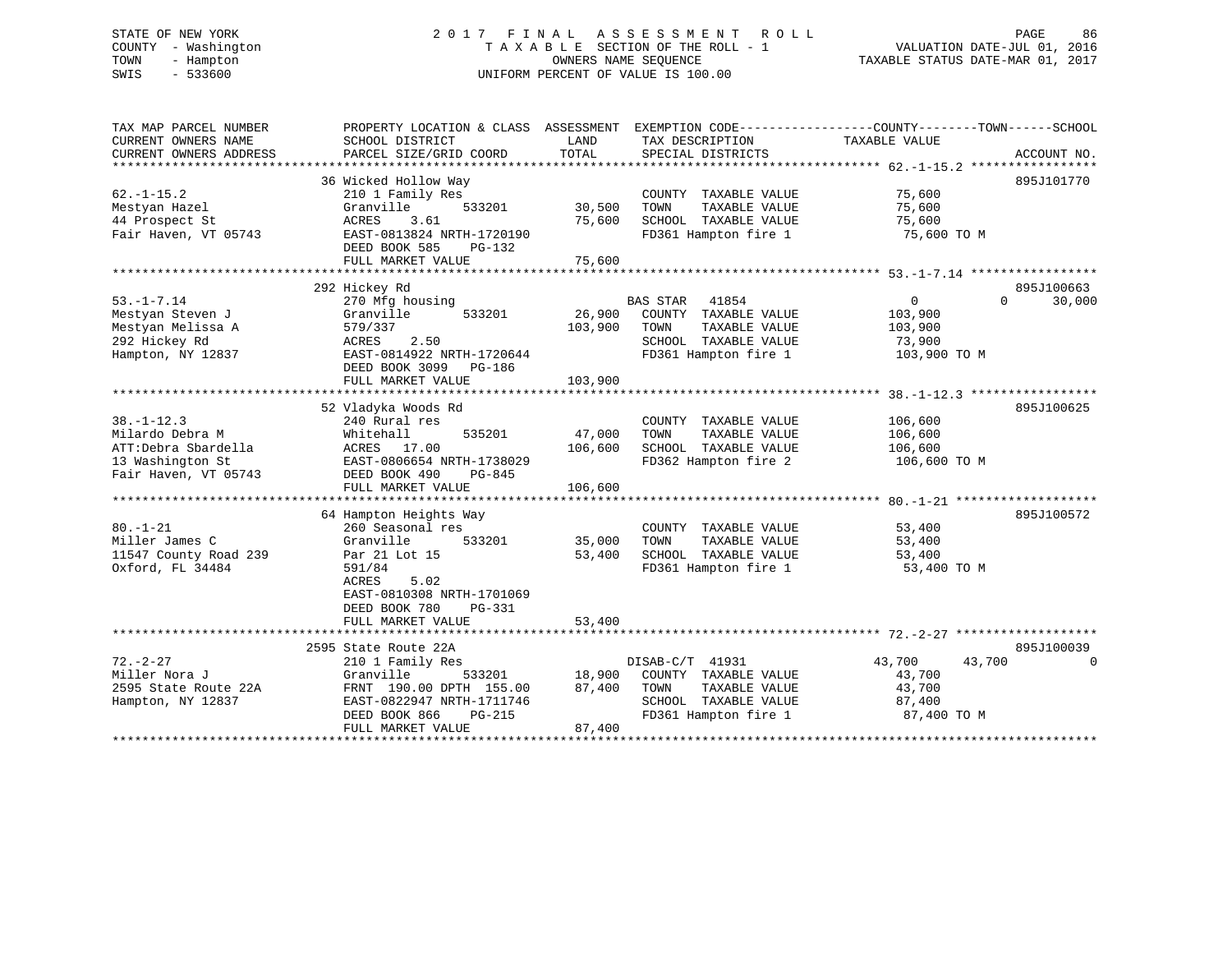STATE OF NEW YORK
COUNTY - Washington
TOWN - Hampton
SWIS - 533600

# 2017 FINAL ASSESSMENT ROLL

TAXABLE SECTION OF THE ROLL - 1
OWNERS NAME SEQUENCE
UNIFORM PERCENT OF VALUE IS 100.00

VALUATION DATE-JUL 01, 2016
TAXABLE STATUS DATE-MAR 01, 2017

| TAX MAP PARCEL NUMBER / CURRENT OWNERS NAME / CURRENT OWNERS ADDRESS | PROPERTY LOCATION & CLASS / SCHOOL DISTRICT / PARCEL SIZE/GRID COORD | ASSESSMENT LAND / TOTAL | EXEMPTION CODE / TAX DESCRIPTION / SPECIAL DISTRICTS | COUNTY / TAXABLE VALUE | TOWN | SCHOOL | ACCOUNT NO. |
|---|---|---|---|---|---|---|---|
| **62.-1-15.2** | 36 Wicked Hollow Way | | | | | | 895J101770 |
| 62.-1-15.2 | 210 1 Family Res | | COUNTY TAXABLE VALUE | 75,600 | | | |
| Mestyan Hazel | Granville 533201 | 30,500 | TOWN TAXABLE VALUE | 75,600 | | | |
| 44 Prospect St | ACRES 3.61 | 75,600 | SCHOOL TAXABLE VALUE | 75,600 | | | |
| Fair Haven, VT 05743 | EAST-0813824 NRTH-1720190 | | FD361 Hampton fire 1 | 75,600 TO M | | | |
| | DEED BOOK 585 PG-132 | | | | | | |
| | FULL MARKET VALUE | 75,600 | | | | | |
| **53.-1-7.14** | 292 Hickey Rd | | | | | | 895J100663 |
| 53.-1-7.14 | 270 Mfg housing | | BAS STAR 41854 | 0 | 0 | 30,000 | |
| Mestyan Steven J | Granville 533201 | 26,900 | COUNTY TAXABLE VALUE | 103,900 | | | |
| Mestyan Melissa A | 579/337 | 103,900 | TOWN TAXABLE VALUE | 103,900 | | | |
| 292 Hickey Rd | ACRES 2.50 | | SCHOOL TAXABLE VALUE | 73,900 | | | |
| Hampton, NY 12837 | EAST-0814922 NRTH-1720644 | | FD361 Hampton fire 1 | 103,900 TO M | | | |
| | DEED BOOK 3099 PG-186 | | | | | | |
| | FULL MARKET VALUE | 103,900 | | | | | |
| **38.-1-12.3** | 52 Vladyka Woods Rd | | | | | | 895J100625 |
| 38.-1-12.3 | 240 Rural res | | COUNTY TAXABLE VALUE | 106,600 | | | |
| Milardo Debra M | Whitehall 535201 | 47,000 | TOWN TAXABLE VALUE | 106,600 | | | |
| ATT:Debra Sbardella | ACRES 17.00 | 106,600 | SCHOOL TAXABLE VALUE | 106,600 | | | |
| 13 Washington St | EAST-0806654 NRTH-1738029 | | FD362 Hampton fire 2 | 106,600 TO M | | | |
| Fair Haven, VT 05743 | DEED BOOK 490 PG-845 | | | | | | |
| | FULL MARKET VALUE | 106,600 | | | | | |
| **80.-1-21** | 64 Hampton Heights Way | | | | | | 895J100572 |
| 80.-1-21 | 260 Seasonal res | | COUNTY TAXABLE VALUE | 53,400 | | | |
| Miller James C | Granville 533201 | 35,000 | TOWN TAXABLE VALUE | 53,400 | | | |
| 11547 County Road 239 | Par 21 Lot 15 | 53,400 | SCHOOL TAXABLE VALUE | 53,400 | | | |
| Oxford, FL 34484 | 591/84 | | FD361 Hampton fire 1 | 53,400 TO M | | | |
| | ACRES 5.02 | | | | | | |
| | EAST-0810308 NRTH-1701069 | | | | | | |
| | DEED BOOK 780 PG-331 | | | | | | |
| | FULL MARKET VALUE | 53,400 | | | | | |
| **72.-2-27** | 2595 State Route 22A | | | | | | 895J100039 |
| 72.-2-27 | 210 1 Family Res | | DISAB-C/T 41931 | 43,700 | 43,700 | 0 | |
| Miller Nora J | Granville 533201 | 18,900 | COUNTY TAXABLE VALUE | 43,700 | | | |
| 2595 State Route 22A | FRNT 190.00 DPTH 155.00 | 87,400 | TOWN TAXABLE VALUE | 43,700 | | | |
| Hampton, NY 12837 | EAST-0822947 NRTH-1711746 | | SCHOOL TAXABLE VALUE | 87,400 | | | |
| | DEED BOOK 866 PG-215 | | FD361 Hampton fire 1 | 87,400 TO M | | | |
| | FULL MARKET VALUE | 87,400 | | | | | |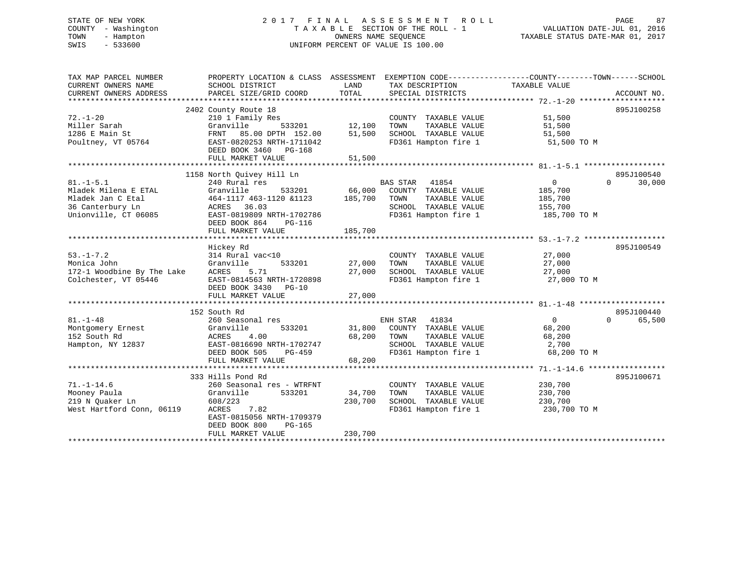STATE OF NEW YORK
COUNTY - Washington
TOWN - Hampton
SWIS - 533600

# 2017 FINAL ASSESSMENT ROLL

TAXABLE SECTION OF THE ROLL - 1
OWNERS NAME SEQUENCE
UNIFORM PERCENT OF VALUE IS 100.00

VALUATION DATE-JUL 01, 2016
TAXABLE STATUS DATE-MAR 01, 2017

| TAX MAP PARCEL NUMBER / CURRENT OWNERS NAME / CURRENT OWNERS ADDRESS | PROPERTY LOCATION & CLASS / SCHOOL DISTRICT / PARCEL SIZE/GRID COORD | ASSESSMENT LAND | TOTAL | EXEMPTION CODE / TAX DESCRIPTION / SPECIAL DISTRICTS | COUNTY / TOWN / SCHOOL TAXABLE VALUE | ACCOUNT NO. |
|---|---|---|---|---|---|---|
| 72.-1-20 | 2402 County Route 18 | | | | | 895J100258 |
| | 210 1 Family Res | | | COUNTY TAXABLE VALUE | 51,500 | |
| Miller Sarah | Granville 533201 | 12,100 | | TOWN TAXABLE VALUE | 51,500 | |
| 1286 E Main St | FRNT 85.00 DPTH 152.00 | | 51,500 | SCHOOL TAXABLE VALUE | 51,500 | |
| Poultney, VT 05764 | EAST-0820253 NRTH-1711042 | | | FD361 Hampton fire 1 | 51,500 TO M | |
| | DEED BOOK 3460 PG-168 | | | | | |
| | FULL MARKET VALUE | | 51,500 | | | |
| 81.-1-5.1 | 1158 North Quivey Hill Ln | | | | | 895J100540 |
| | 240 Rural res | | | BAS STAR 41854 | 0 0 30,000 | |
| Mladek Milena E ETAL | Granville 533201 | 66,000 | | COUNTY TAXABLE VALUE | 185,700 | |
| Mladek Jan C Etal | 464-1117 463-1120 &1123 | | 185,700 | TOWN TAXABLE VALUE | 185,700 | |
| 36 Canterbury Ln | ACRES 36.03 | | | SCHOOL TAXABLE VALUE | 155,700 | |
| Unionville, CT 06085 | EAST-0819809 NRTH-1702786 | | | FD361 Hampton fire 1 | 185,700 TO M | |
| | DEED BOOK 864 PG-116 | | | | | |
| | FULL MARKET VALUE | | 185,700 | | | |
| 53.-1-7.2 | Hickey Rd | | | | | 895J100549 |
| | 314 Rural vac<10 | | | COUNTY TAXABLE VALUE | 27,000 | |
| Monica John | Granville 533201 | 27,000 | | TOWN TAXABLE VALUE | 27,000 | |
| 172-1 Woodbine By The Lake | ACRES 5.71 | | 27,000 | SCHOOL TAXABLE VALUE | 27,000 | |
| Colchester, VT 05446 | EAST-0814563 NRTH-1720898 | | | FD361 Hampton fire 1 | 27,000 TO M | |
| | DEED BOOK 3430 PG-10 | | | | | |
| | FULL MARKET VALUE | | 27,000 | | | |
| 81.-1-48 | 152 South Rd | | | | | 895J100440 |
| | 260 Seasonal res | | | ENH STAR 41834 | 0 0 65,500 | |
| Montgomery Ernest | Granville 533201 | 31,800 | | COUNTY TAXABLE VALUE | 68,200 | |
| 152 South Rd | ACRES 4.00 | | 68,200 | TOWN TAXABLE VALUE | 68,200 | |
| Hampton, NY 12837 | EAST-0816690 NRTH-1702747 | | | SCHOOL TAXABLE VALUE | 2,700 | |
| | DEED BOOK 505 PG-459 | | | FD361 Hampton fire 1 | 68,200 TO M | |
| | FULL MARKET VALUE | | 68,200 | | | |
| 71.-1-14.6 | 333 Hills Pond Rd | | | | | 895J100671 |
| | 260 Seasonal res - WTRFNT | | | COUNTY TAXABLE VALUE | 230,700 | |
| Mooney Paula | Granville 533201 | 34,700 | | TOWN TAXABLE VALUE | 230,700 | |
| 219 N Quaker Ln | 608/223 | | 230,700 | SCHOOL TAXABLE VALUE | 230,700 | |
| West Hartford Conn, 06119 | ACRES 7.82 | | | FD361 Hampton fire 1 | 230,700 TO M | |
| | EAST-0815056 NRTH-1709379 | | | | | |
| | DEED BOOK 800 PG-165 | | | | | |
| | FULL MARKET VALUE | | 230,700 | | | |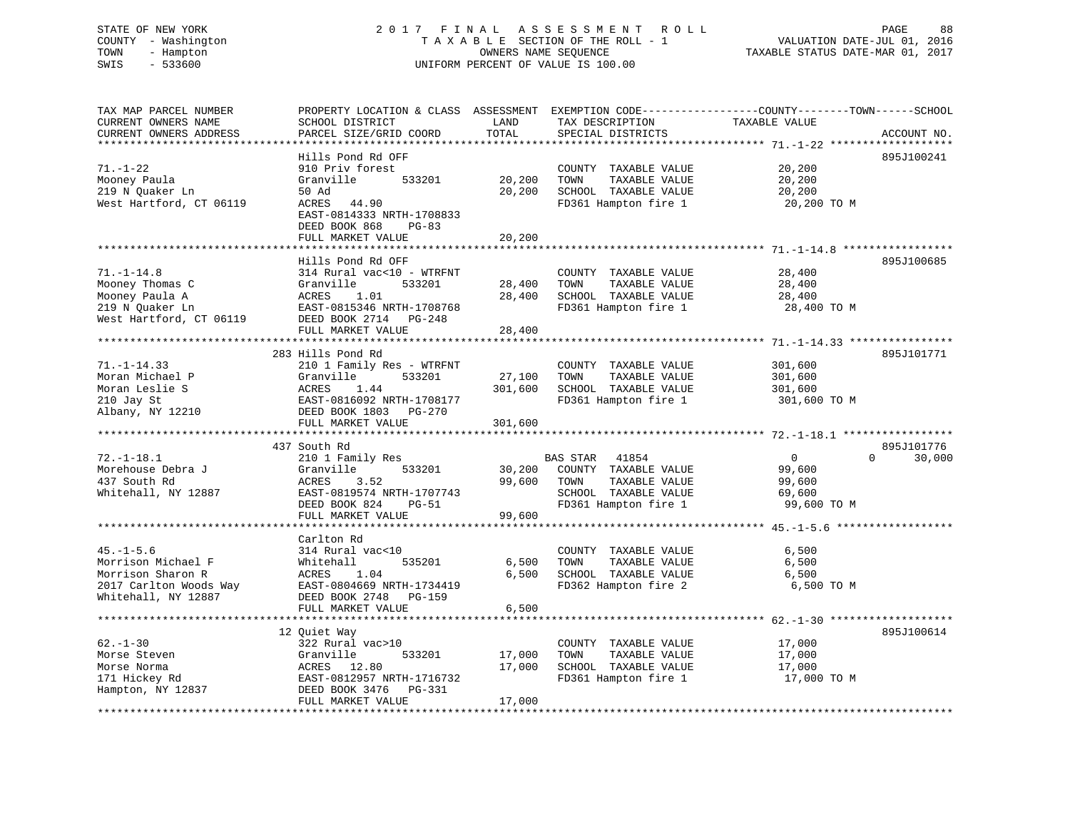STATE OF NEW YORK
COUNTY - Washington
TOWN - Hampton
SWIS - 533600

2017 FINAL ASSESSMENT ROLL
TAXABLE SECTION OF THE ROLL - 1
OWNERS NAME SEQUENCE
UNIFORM PERCENT OF VALUE IS 100.00

VALUATION DATE-JUL 01, 2016
TAXABLE STATUS DATE-MAR 01, 2017

| TAX MAP PARCEL NUMBER / CURRENT OWNERS NAME / CURRENT OWNERS ADDRESS | PROPERTY LOCATION & CLASS / SCHOOL DISTRICT / PARCEL SIZE/GRID COORD | ASSESSMENT LAND | TOTAL | EXEMPTION CODE / TAX DESCRIPTION / SPECIAL DISTRICTS | COUNTY / TOWN / SCHOOL TAXABLE VALUE | ACCOUNT NO. |
|---|---|---|---|---|---|---|
| **71.-1-22** | Hills Pond Rd OFF | | | | | 895J100241 |
| 71.-1-22 | 910 Priv forest | | | COUNTY TAXABLE VALUE | 20,200 | |
| Mooney Paula | Granville 533201 | 20,200 | | TOWN TAXABLE VALUE | 20,200 | |
| 219 N Quaker Ln | 50 Ad | | 20,200 | SCHOOL TAXABLE VALUE | 20,200 | |
| West Hartford, CT 06119 | ACRES 44.90 | | | FD361 Hampton fire 1 | 20,200 TO M | |
| | EAST-0814333 NRTH-1708833 | | | | | |
| | DEED BOOK 868 PG-83 | | | | | |
| | FULL MARKET VALUE | | 20,200 | | | |
| **71.-1-14.8** | Hills Pond Rd OFF | | | | | 895J100685 |
| 71.-1-14.8 | 314 Rural vac<10 - WTRFNT | | | COUNTY TAXABLE VALUE | 28,400 | |
| Mooney Thomas C | Granville 533201 | 28,400 | | TOWN TAXABLE VALUE | 28,400 | |
| Mooney Paula A | ACRES 1.01 | | 28,400 | SCHOOL TAXABLE VALUE | 28,400 | |
| 219 N Quaker Ln | EAST-0815346 NRTH-1708768 | | | FD361 Hampton fire 1 | 28,400 TO M | |
| West Hartford, CT 06119 | DEED BOOK 2714 PG-248 | | | | | |
| | FULL MARKET VALUE | | 28,400 | | | |
| **71.-1-14.33** | 283 Hills Pond Rd | | | | | 895J101771 |
| 71.-1-14.33 | 210 1 Family Res - WTRFNT | | | COUNTY TAXABLE VALUE | 301,600 | |
| Moran Michael P | Granville 533201 | 27,100 | | TOWN TAXABLE VALUE | 301,600 | |
| Moran Leslie S | ACRES 1.44 | | 301,600 | SCHOOL TAXABLE VALUE | 301,600 | |
| 210 Jay St | EAST-0816092 NRTH-1708177 | | | FD361 Hampton fire 1 | 301,600 TO M | |
| Albany, NY 12210 | DEED BOOK 1803 PG-270 | | | | | |
| | FULL MARKET VALUE | | 301,600 | | | |
| **72.-1-18.1** | 437 South Rd | | | | | 895J101776 |
| 72.-1-18.1 | 210 1 Family Res | | | BAS STAR 41854 | 0 0 30,000 | |
| Morehouse Debra J | Granville 533201 | 30,200 | | COUNTY TAXABLE VALUE | 99,600 | |
| 437 South Rd | ACRES 3.52 | | 99,600 | TOWN TAXABLE VALUE | 99,600 | |
| Whitehall, NY 12887 | EAST-0819574 NRTH-1707743 | | | SCHOOL TAXABLE VALUE | 69,600 | |
| | DEED BOOK 824 PG-51 | | | FD361 Hampton fire 1 | 99,600 TO M | |
| | FULL MARKET VALUE | | 99,600 | | | |
| **45.-1-5.6** | Carlton Rd | | | | | |
| 45.-1-5.6 | 314 Rural vac<10 | | | COUNTY TAXABLE VALUE | 6,500 | |
| Morrison Michael F | Whitehall 535201 | 6,500 | | TOWN TAXABLE VALUE | 6,500 | |
| Morrison Sharon R | ACRES 1.04 | | 6,500 | SCHOOL TAXABLE VALUE | 6,500 | |
| 2017 Carlton Woods Way | EAST-0804669 NRTH-1734419 | | | FD362 Hampton fire 2 | 6,500 TO M | |
| Whitehall, NY 12887 | DEED BOOK 2748 PG-159 | | | | | |
| | FULL MARKET VALUE | | 6,500 | | | |
| **62.-1-30** | 12 Quiet Way | | | | | 895J100614 |
| 62.-1-30 | 322 Rural vac>10 | | | COUNTY TAXABLE VALUE | 17,000 | |
| Morse Steven | Granville 533201 | 17,000 | | TOWN TAXABLE VALUE | 17,000 | |
| Morse Norma | ACRES 12.80 | | 17,000 | SCHOOL TAXABLE VALUE | 17,000 | |
| 171 Hickey Rd | EAST-0812957 NRTH-1716732 | | | FD361 Hampton fire 1 | 17,000 TO M | |
| Hampton, NY 12837 | DEED BOOK 3476 PG-331 | | | | | |
| | FULL MARKET VALUE | | 17,000 | | | |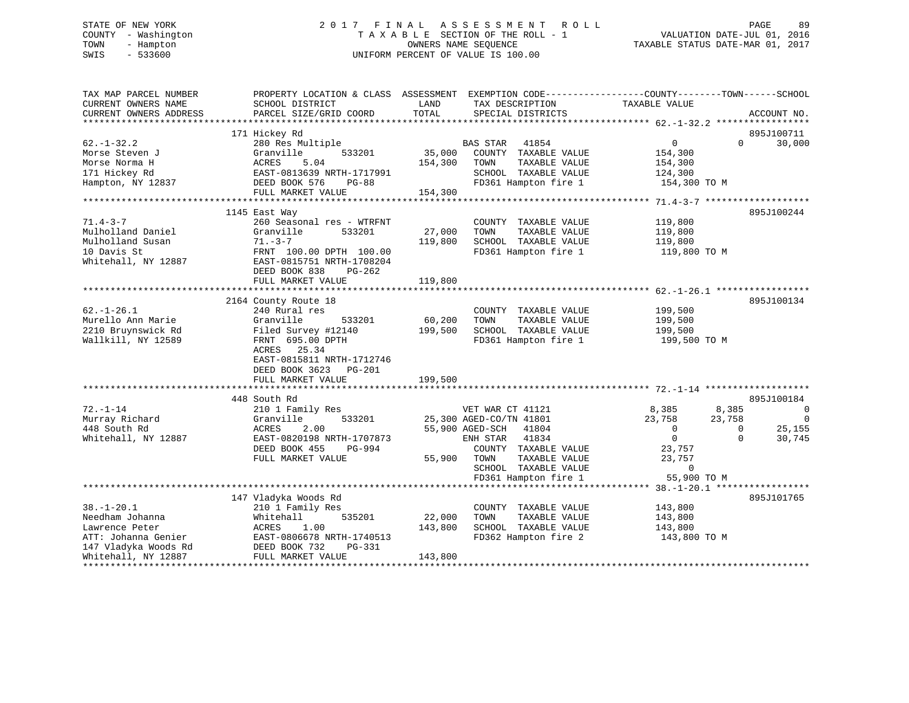STATE OF NEW YORK — 2017 FINAL ASSESSMENT ROLL
COUNTY - Washington — TAXABLE SECTION OF THE ROLL - 1 — VALUATION DATE-JUL 01, 2016
TOWN - Hampton — OWNERS NAME SEQUENCE — TAXABLE STATUS DATE-MAR 01, 2017
SWIS - 533600 — UNIFORM PERCENT OF VALUE IS 100.00

| TAX MAP PARCEL NUMBER / CURRENT OWNERS NAME / CURRENT OWNERS ADDRESS | PROPERTY LOCATION & CLASS / SCHOOL DISTRICT / PARCEL SIZE/GRID COORD | ASSESSMENT LAND | TOTAL | EXEMPTION CODE / TAX DESCRIPTION / SPECIAL DISTRICTS | COUNTY TAXABLE VALUE | TOWN | SCHOOL | ACCOUNT NO. |
|---|---|---|---|---|---|---|---|---|
| **62.-1-32.2** | 171 Hickey Rd | | | | | | | 895J100711 |
| 62.-1-32.2 | 280 Res Multiple | | | BAS STAR 41854 | 0 | 0 | 30,000 | |
| Morse Steven J | Granville 533201 | 35,000 | | COUNTY TAXABLE VALUE | 154,300 | | | |
| Morse Norma H | ACRES 5.04 | | 154,300 | TOWN TAXABLE VALUE | 154,300 | | | |
| 171 Hickey Rd | EAST-0813639 NRTH-1717991 | | | SCHOOL TAXABLE VALUE | 124,300 | | | |
| Hampton, NY 12837 | DEED BOOK 576 PG-88 | | | FD361 Hampton fire 1 | 154,300 TO M | | | |
| | FULL MARKET VALUE | | 154,300 | | | | | |
| **71.4-3-7** | 1145 East Way | | | | | | | 895J100244 |
| 71.4-3-7 | 260 Seasonal res - WTRFNT | | | COUNTY TAXABLE VALUE | 119,800 | | | |
| Mulholland Daniel | Granville 533201 | 27,000 | | TOWN TAXABLE VALUE | 119,800 | | | |
| Mulholland Susan | 71.-3-7 | | 119,800 | SCHOOL TAXABLE VALUE | 119,800 | | | |
| 10 Davis St | FRNT 100.00 DPTH 100.00 | | | FD361 Hampton fire 1 | 119,800 TO M | | | |
| Whitehall, NY 12887 | EAST-0815751 NRTH-1708204 | | | | | | | |
| | DEED BOOK 838 PG-262 | | | | | | | |
| | FULL MARKET VALUE | | 119,800 | | | | | |
| **62.-1-26.1** | 2164 County Route 18 | | | | | | | 895J100134 |
| 62.-1-26.1 | 240 Rural res | | | COUNTY TAXABLE VALUE | 199,500 | | | |
| Murello Ann Marie | Granville 533201 | 60,200 | | TOWN TAXABLE VALUE | 199,500 | | | |
| 2210 Bruynswick Rd | Filed Survey #12140 | | 199,500 | SCHOOL TAXABLE VALUE | 199,500 | | | |
| Wallkill, NY 12589 | FRNT 695.00 DPTH | | | FD361 Hampton fire 1 | 199,500 TO M | | | |
| | ACRES 25.34 | | | | | | | |
| | EAST-0815811 NRTH-1712746 | | | | | | | |
| | DEED BOOK 3623 PG-201 | | | | | | | |
| | FULL MARKET VALUE | | 199,500 | | | | | |
| **72.-1-14** | 448 South Rd | | | | | | | 895J100184 |
| 72.-1-14 | 210 1 Family Res | | | VET WAR CT 41121 | 8,385 | 8,385 | 0 | |
| Murray Richard | Granville 533201 | 25,300 | | AGED-CO/TN 41801 | 23,758 | 23,758 | 0 | |
| 448 South Rd | ACRES 2.00 | | 55,900 | AGED-SCH 41804 | 0 | 0 | 25,155 | |
| Whitehall, NY 12887 | EAST-0820198 NRTH-1707873 | | | ENH STAR 41834 | 0 | 0 | 30,745 | |
| | DEED BOOK 455 PG-994 | | | COUNTY TAXABLE VALUE | 23,757 | | | |
| | FULL MARKET VALUE | | 55,900 | TOWN TAXABLE VALUE | 23,757 | | | |
| | | | | SCHOOL TAXABLE VALUE | 0 | | | |
| | | | | FD361 Hampton fire 1 | 55,900 TO M | | | |
| **38.-1-20.1** | 147 Vladyka Woods Rd | | | | | | | 895J101765 |
| 38.-1-20.1 | 210 1 Family Res | | | COUNTY TAXABLE VALUE | 143,800 | | | |
| Needham Johanna | Whitehall 535201 | 22,000 | | TOWN TAXABLE VALUE | 143,800 | | | |
| Lawrence Peter | ACRES 1.00 | | 143,800 | SCHOOL TAXABLE VALUE | 143,800 | | | |
| ATT: Johanna Genier | EAST-0806678 NRTH-1740513 | | | FD362 Hampton fire 2 | 143,800 TO M | | | |
| 147 Vladyka Woods Rd | DEED BOOK 732 PG-331 | | | | | | | |
| Whitehall, NY 12887 | FULL MARKET VALUE | | 143,800 | | | | | |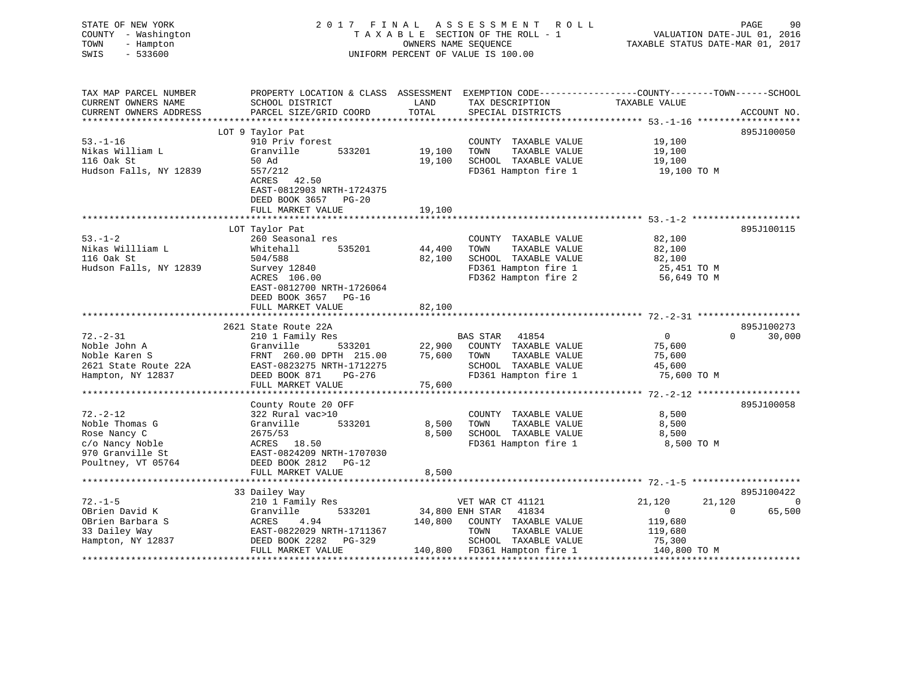STATE OF NEW YORK
COUNTY - Washington
TOWN - Hampton
SWIS - 533600

# 2017 FINAL ASSESSMENT ROLL

TAXABLE SECTION OF THE ROLL - 1
OWNERS NAME SEQUENCE
UNIFORM PERCENT OF VALUE IS 100.00

VALUATION DATE-JUL 01, 2016
TAXABLE STATUS DATE-MAR 01, 2017

| TAX MAP PARCEL NUMBER / CURRENT OWNERS NAME / CURRENT OWNERS ADDRESS | PROPERTY LOCATION & CLASS / SCHOOL DISTRICT / PARCEL SIZE/GRID COORD | ASSESSMENT LAND | TOTAL | EXEMPTION CODE / TAX DESCRIPTION / SPECIAL DISTRICTS | COUNTY TAXABLE VALUE | TOWN | SCHOOL | ACCOUNT NO. |
|---|---|---|---|---|---|---|---|---|
| | LOT 9 Taylor Pat | | | | | | | 895J100050 |
| 53.-1-16 | 910 Priv forest | | | COUNTY TAXABLE VALUE | 19,100 | | | |
| Nikas William L | Granville 533201 | 19,100 | | TOWN TAXABLE VALUE | 19,100 | | | |
| 116 Oak St | 50 Ad | | 19,100 | SCHOOL TAXABLE VALUE | 19,100 | | | |
| Hudson Falls, NY 12839 | 557/212 | | | FD361 Hampton fire 1 | 19,100 TO M | | | |
| | ACRES 42.50 | | | | | | | |
| | EAST-0812903 NRTH-1724375 | | | | | | | |
| | DEED BOOK 3657 PG-20 | | | | | | | |
| | FULL MARKET VALUE | | 19,100 | | | | | |
| | LOT Taylor Pat | | | | | | | 895J100115 |
| 53.-1-2 | 260 Seasonal res | | | COUNTY TAXABLE VALUE | 82,100 | | | |
| Nikas Willliam L | Whitehall 535201 | 44,400 | | TOWN TAXABLE VALUE | 82,100 | | | |
| 116 Oak St | 504/588 | | 82,100 | SCHOOL TAXABLE VALUE | 82,100 | | | |
| Hudson Falls, NY 12839 | Survey 12840 | | | FD361 Hampton fire 1 | 25,451 TO M | | | |
| | ACRES 106.00 | | | FD362 Hampton fire 2 | 56,649 TO M | | | |
| | EAST-0812700 NRTH-1726064 | | | | | | | |
| | DEED BOOK 3657 PG-16 | | | | | | | |
| | FULL MARKET VALUE | | 82,100 | | | | | |
| | 2621 State Route 22A | | | | | | | 895J100273 |
| 72.-2-31 | 210 1 Family Res | | | BAS STAR 41854 | 0 | 0 | 30,000 | |
| Noble John A | Granville 533201 | 22,900 | | COUNTY TAXABLE VALUE | 75,600 | | | |
| Noble Karen S | FRNT 260.00 DPTH 215.00 | | 75,600 | TOWN TAXABLE VALUE | 75,600 | | | |
| 2621 State Route 22A | EAST-0823275 NRTH-1712275 | | | SCHOOL TAXABLE VALUE | 45,600 | | | |
| Hampton, NY 12837 | DEED BOOK 871 PG-276 | | | FD361 Hampton fire 1 | 75,600 TO M | | | |
| | FULL MARKET VALUE | | 75,600 | | | | | |
| | County Route 20 OFF | | | | | | | 895J100058 |
| 72.-2-12 | 322 Rural vac>10 | | | COUNTY TAXABLE VALUE | 8,500 | | | |
| Noble Thomas G | Granville 533201 | 8,500 | | TOWN TAXABLE VALUE | 8,500 | | | |
| Rose Nancy C | 2675/53 | | 8,500 | SCHOOL TAXABLE VALUE | 8,500 | | | |
| c/o Nancy Noble | ACRES 18.50 | | | FD361 Hampton fire 1 | 8,500 TO M | | | |
| 970 Granville St | EAST-0824209 NRTH-1707030 | | | | | | | |
| Poultney, VT 05764 | DEED BOOK 2812 PG-12 | | | | | | | |
| | FULL MARKET VALUE | | 8,500 | | | | | |
| | 33 Dailey Way | | | | | | | 895J100422 |
| 72.-1-5 | 210 1 Family Res | | | VET WAR CT 41121 | 21,120 | 21,120 | 0 | |
| OBrien David K | Granville 533201 | 34,800 | | ENH STAR 41834 | 0 | 0 | 65,500 | |
| OBrien Barbara S | ACRES 4.94 | | 140,800 | COUNTY TAXABLE VALUE | 119,680 | | | |
| 33 Dailey Way | EAST-0822029 NRTH-1711367 | | | TOWN TAXABLE VALUE | 119,680 | | | |
| Hampton, NY 12837 | DEED BOOK 2282 PG-329 | | | SCHOOL TAXABLE VALUE | 75,300 | | | |
| | FULL MARKET VALUE | | 140,800 | FD361 Hampton fire 1 | 140,800 TO M | | | |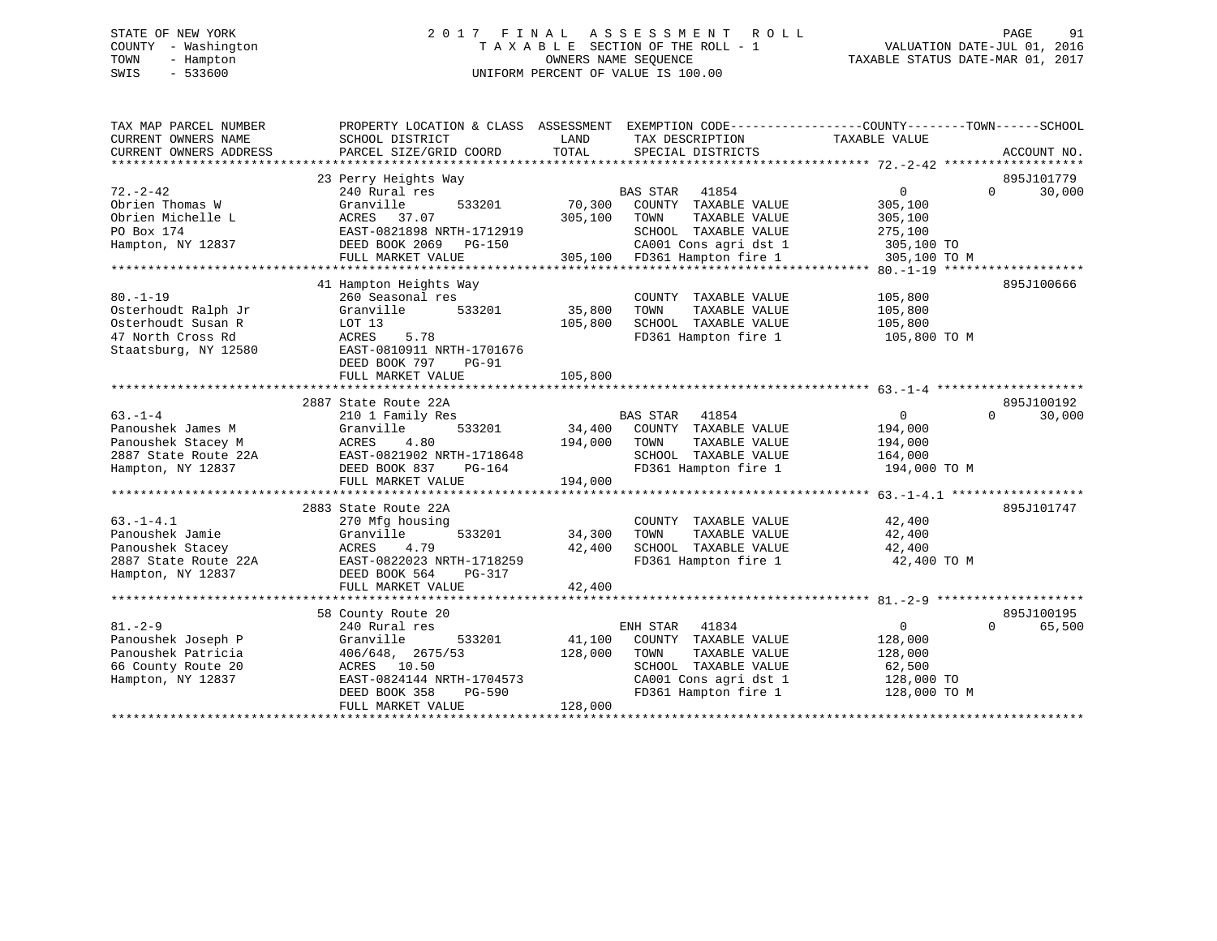STATE OF NEW YORK  
COUNTY - Washington  
TOWN - Hampton  
SWIS - 533600

# 2017 FINAL ASSESSMENT ROLL
TAXABLE SECTION OF THE ROLL - 1  
OWNERS NAME SEQUENCE  
UNIFORM PERCENT OF VALUE IS 100.00

VALUATION DATE-JUL 01, 2016  
TAXABLE STATUS DATE-MAR 01, 2017

| TAX MAP PARCEL NUMBER / CURRENT OWNERS NAME / CURRENT OWNERS ADDRESS | PROPERTY LOCATION & CLASS / SCHOOL DISTRICT / PARCEL SIZE/GRID COORD | ASSESSMENT LAND | TOTAL | EXEMPTION CODE / TAX DESCRIPTION / SPECIAL DISTRICTS | COUNTY / TOWN TAXABLE VALUE | SCHOOL | ACCOUNT NO. |
|---|---|---|---|---|---|---|---|
| 72.-2-42 | 23 Perry Heights Way | | | | | | 895J101779 |
| Obrien Thomas W | 240 Rural res | | | BAS STAR 41854 | 0 | 0 30,000 | |
| Obrien Michelle L | Granville 533201 | 70,300 | | COUNTY TAXABLE VALUE | 305,100 | | |
| PO Box 174 | ACRES 37.07 | | 305,100 | TOWN TAXABLE VALUE | 305,100 | | |
| Hampton, NY 12837 | EAST-0821898 NRTH-1712919 | | | SCHOOL TAXABLE VALUE | 275,100 | | |
| | DEED BOOK 2069 PG-150 | | | CA001 Cons agri dst 1 | 305,100 TO | | |
| | FULL MARKET VALUE | | 305,100 | FD361 Hampton fire 1 | 305,100 TO M | | |
| 80.-1-19 | 41 Hampton Heights Way | | | | | | 895J100666 |
| Osterhoudt Ralph Jr | 260 Seasonal res | | | COUNTY TAXABLE VALUE | 105,800 | | |
| Osterhoudt Susan R | Granville 533201 | 35,800 | | TOWN TAXABLE VALUE | 105,800 | | |
| 47 North Cross Rd | LOT 13 | | 105,800 | SCHOOL TAXABLE VALUE | 105,800 | | |
| Staatsburg, NY 12580 | ACRES 5.78 | | | FD361 Hampton fire 1 | 105,800 TO M | | |
| | EAST-0810911 NRTH-1701676 | | | | | | |
| | DEED BOOK 797 PG-91 | | | | | | |
| | FULL MARKET VALUE | | 105,800 | | | | |
| 63.-1-4 | 2887 State Route 22A | | | | | | 895J100192 |
| Panoushek James M | 210 1 Family Res | | | BAS STAR 41854 | 0 | 0 30,000 | |
| Panoushek Stacey M | Granville 533201 | 34,400 | | COUNTY TAXABLE VALUE | 194,000 | | |
| 2887 State Route 22A | ACRES 4.80 | | 194,000 | TOWN TAXABLE VALUE | 194,000 | | |
| Hampton, NY 12837 | EAST-0821902 NRTH-1718648 | | | SCHOOL TAXABLE VALUE | 164,000 | | |
| | DEED BOOK 837 PG-164 | | | FD361 Hampton fire 1 | 194,000 TO M | | |
| | FULL MARKET VALUE | | 194,000 | | | | |
| 63.-1-4.1 | 2883 State Route 22A | | | | | | 895J101747 |
| Panoushek Jamie | 270 Mfg housing | | | COUNTY TAXABLE VALUE | 42,400 | | |
| Panoushek Stacey | Granville 533201 | 34,300 | | TOWN TAXABLE VALUE | 42,400 | | |
| 2887 State Route 22A | ACRES 4.79 | | 42,400 | SCHOOL TAXABLE VALUE | 42,400 | | |
| Hampton, NY 12837 | EAST-0822023 NRTH-1718259 | | | FD361 Hampton fire 1 | 42,400 TO M | | |
| | DEED BOOK 564 PG-317 | | | | | | |
| | FULL MARKET VALUE | | 42,400 | | | | |
| 81.-2-9 | 58 County Route 20 | | | | | | 895J100195 |
| Panoushek Joseph P | 240 Rural res | | | ENH STAR 41834 | 0 | 0 65,500 | |
| Panoushek Patricia | Granville 533201 | 41,100 | | COUNTY TAXABLE VALUE | 128,000 | | |
| 66 County Route 20 | 406/648, 2675/53 | | 128,000 | TOWN TAXABLE VALUE | 128,000 | | |
| Hampton, NY 12837 | ACRES 10.50 | | | SCHOOL TAXABLE VALUE | 62,500 | | |
| | EAST-0824144 NRTH-1704573 | | | CA001 Cons agri dst 1 | 128,000 TO | | |
| | DEED BOOK 358 PG-590 | | | FD361 Hampton fire 1 | 128,000 TO M | | |
| | FULL MARKET VALUE | | 128,000 | | | | |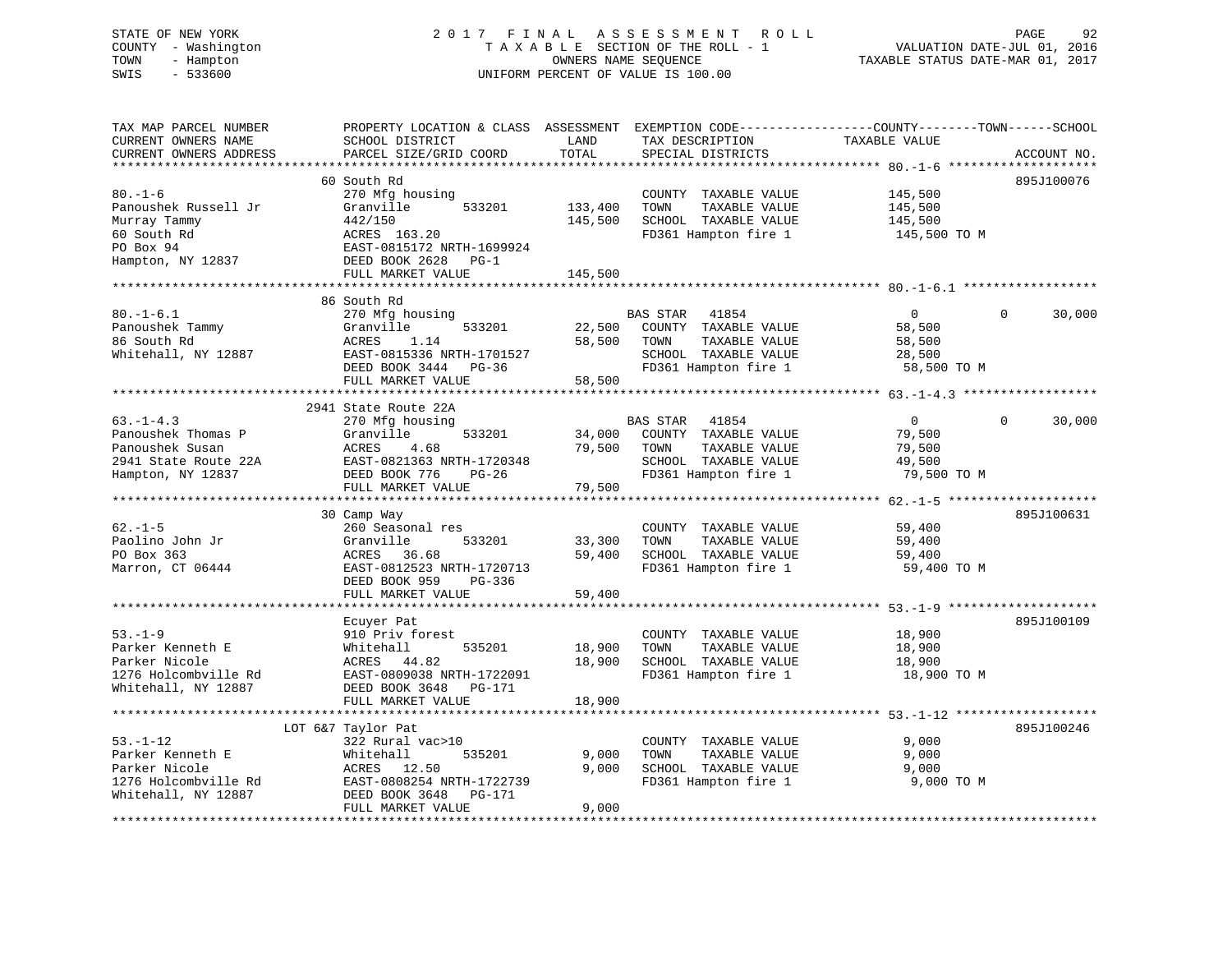STATE OF NEW YORK
COUNTY - Washington
TOWN - Hampton
SWIS - 533600

2017 FINAL ASSESSMENT ROLL
TAXABLE SECTION OF THE ROLL - 1
OWNERS NAME SEQUENCE
UNIFORM PERCENT OF VALUE IS 100.00

VALUATION DATE-JUL 01, 2016
TAXABLE STATUS DATE-MAR 01, 2017

```
TAX MAP PARCEL NUMBER          PROPERTY LOCATION & CLASS  ASSESSMENT  EXEMPTION CODE------------------COUNTY--------TOWN------SCHOOL
CURRENT OWNERS NAME            SCHOOL DISTRICT              LAND      TAX DESCRIPTION            TAXABLE VALUE
CURRENT OWNERS ADDRESS         PARCEL SIZE/GRID COORD       TOTAL     SPECIAL DISTRICTS                                    ACCOUNT NO.
******************************************************************************************************* 80.-1-6 ********************
                               60 South Rd                                                                              895J100076
80.-1-6                        270 Mfg housing                          COUNTY  TAXABLE VALUE          145,500
Panoushek Russell Jr           Granville        533201     133,400     TOWN    TAXABLE VALUE          145,500
Murray Tammy                   442/150                     145,500     SCHOOL  TAXABLE VALUE          145,500
60 South Rd                    ACRES 163.20                             FD361 Hampton fire 1            145,500 TO M
PO Box 94                      EAST-0815172 NRTH-1699924
Hampton, NY 12837              DEED BOOK 2628   PG-1
                               FULL MARKET VALUE           145,500
******************************************************************************************************* 80.-1-6.1 ******************
                               86 South Rd
80.-1-6.1                      270 Mfg housing                          BAS STAR   41854                    0            0      30,000
Panoushek Tammy                Granville        533201      22,500     COUNTY  TAXABLE VALUE           58,500
86 South Rd                    ACRES    1.14                58,500     TOWN    TAXABLE VALUE           58,500
Whitehall, NY 12887            EAST-0815336 NRTH-1701527                SCHOOL  TAXABLE VALUE           28,500
                               DEED BOOK 3444   PG-36                   FD361 Hampton fire 1             58,500 TO M
                               FULL MARKET VALUE            58,500
******************************************************************************************************* 63.-1-4.3 ******************
                               2941 State Route 22A
63.-1-4.3                      270 Mfg housing                          BAS STAR   41854                    0            0      30,000
Panoushek Thomas P             Granville        533201      34,000     COUNTY  TAXABLE VALUE           79,500
Panoushek Susan                ACRES    4.68                79,500     TOWN    TAXABLE VALUE           79,500
2941 State Route 22A           EAST-0821363 NRTH-1720348                SCHOOL  TAXABLE VALUE           49,500
Hampton, NY 12837              DEED BOOK 776    PG-26                   FD361 Hampton fire 1             79,500 TO M
                               FULL MARKET VALUE            79,500
******************************************************************************************************* 62.-1-5 ********************
                               30 Camp Way                                                                              895J100631
62.-1-5                        260 Seasonal res                         COUNTY  TAXABLE VALUE           59,400
Paolino John Jr                Granville        533201      33,300     TOWN    TAXABLE VALUE           59,400
PO Box 363                     ACRES   36.68                59,400     SCHOOL  TAXABLE VALUE           59,400
Marron, CT 06444               EAST-0812523 NRTH-1720713                FD361 Hampton fire 1             59,400 TO M
                               DEED BOOK 959    PG-336
                               FULL MARKET VALUE            59,400
******************************************************************************************************* 53.-1-9 ********************
                               Ecuyer Pat                                                                               895J100109
53.-1-9                        910 Priv forest                          COUNTY  TAXABLE VALUE           18,900
Parker Kenneth E               Whitehall        535201      18,900     TOWN    TAXABLE VALUE           18,900
Parker Nicole                  ACRES   44.82                18,900     SCHOOL  TAXABLE VALUE           18,900
1276 Holcombville Rd           EAST-0809038 NRTH-1722091                FD361 Hampton fire 1             18,900 TO M
Whitehall, NY 12887            DEED BOOK 3648   PG-171
                               FULL MARKET VALUE            18,900
******************************************************************************************************* 53.-1-12 *******************
                          LOT 6&7 Taylor Pat                                                                            895J100246
53.-1-12                       322 Rural vac>10                         COUNTY  TAXABLE VALUE            9,000
Parker Kenneth E               Whitehall        535201       9,000     TOWN    TAXABLE VALUE            9,000
Parker Nicole                  ACRES   12.50                 9,000     SCHOOL  TAXABLE VALUE            9,000
1276 Holcombville Rd           EAST-0808254 NRTH-1722739                FD361 Hampton fire 1              9,000 TO M
Whitehall, NY 12887            DEED BOOK 3648   PG-171
                               FULL MARKET VALUE             9,000
************************************************************************************************************************************
```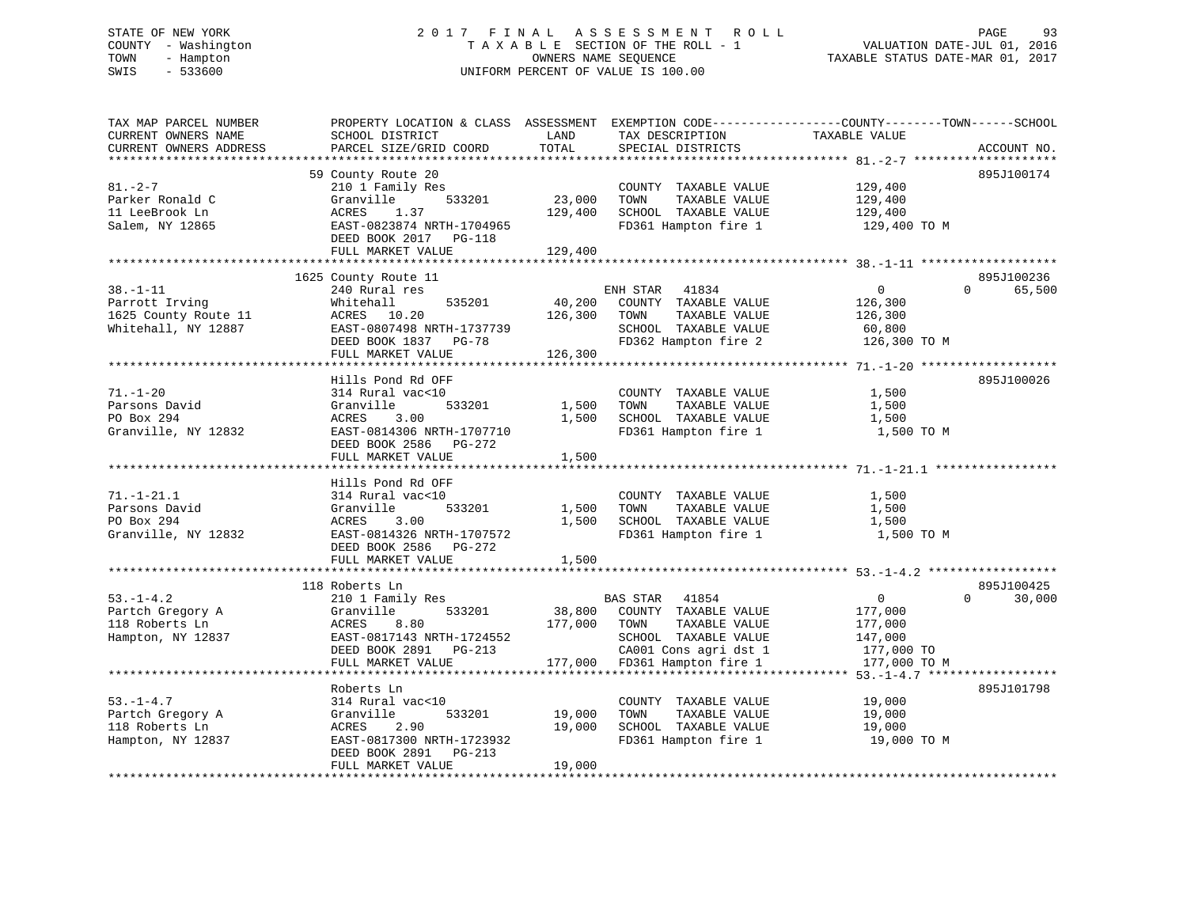STATE OF NEW YORK
COUNTY - Washington
TOWN - Hampton
SWIS - 533600

# 2017 FINAL ASSESSMENT ROLL

TAXABLE SECTION OF THE ROLL - 1
OWNERS NAME SEQUENCE
UNIFORM PERCENT OF VALUE IS 100.00

VALUATION DATE-JUL 01, 2016
TAXABLE STATUS DATE-MAR 01, 2017

| TAX MAP PARCEL NUMBER / CURRENT OWNERS NAME / CURRENT OWNERS ADDRESS | PROPERTY LOCATION & CLASS / SCHOOL DISTRICT / PARCEL SIZE/GRID COORD | ASSESSMENT LAND | TOTAL | EXEMPTION CODE / TAX DESCRIPTION / SPECIAL DISTRICTS | COUNTY TAXABLE VALUE | TOWN | SCHOOL | ACCOUNT NO. |
|---|---|---|---|---|---|---|---|---|
| **81.-2-7** | 59 County Route 20 | | | | | | | 895J100174 |
| 81.-2-7 | 210 1 Family Res | | | COUNTY TAXABLE VALUE | 129,400 | | | |
| Parker Ronald C | Granville 533201 | 23,000 | | TOWN TAXABLE VALUE | 129,400 | | | |
| 11 LeeBrook Ln | ACRES 1.37 | | 129,400 | SCHOOL TAXABLE VALUE | 129,400 | | | |
| Salem, NY 12865 | EAST-0823874 NRTH-1704965 | | | FD361 Hampton fire 1 | 129,400 TO M | | | |
| | DEED BOOK 2017 PG-118 | | | | | | | |
| | FULL MARKET VALUE | | 129,400 | | | | | |
| **38.-1-11** | 1625 County Route 11 | | | | | | | 895J100236 |
| 38.-1-11 | 240 Rural res | | | ENH STAR 41834 | 0 | 0 | 65,500 | |
| Parrott Irving | Whitehall 535201 | 40,200 | | COUNTY TAXABLE VALUE | 126,300 | | | |
| 1625 County Route 11 | ACRES 10.20 | | 126,300 | TOWN TAXABLE VALUE | 126,300 | | | |
| Whitehall, NY 12887 | EAST-0807498 NRTH-1737739 | | | SCHOOL TAXABLE VALUE | 60,800 | | | |
| | DEED BOOK 1837 PG-78 | | | FD362 Hampton fire 2 | 126,300 TO M | | | |
| | FULL MARKET VALUE | | 126,300 | | | | | |
| **71.-1-20** | Hills Pond Rd OFF | | | | | | | 895J100026 |
| 71.-1-20 | 314 Rural vac<10 | | | COUNTY TAXABLE VALUE | 1,500 | | | |
| Parsons David | Granville 533201 | 1,500 | | TOWN TAXABLE VALUE | 1,500 | | | |
| PO Box 294 | ACRES 3.00 | | 1,500 | SCHOOL TAXABLE VALUE | 1,500 | | | |
| Granville, NY 12832 | EAST-0814306 NRTH-1707710 | | | FD361 Hampton fire 1 | 1,500 TO M | | | |
| | DEED BOOK 2586 PG-272 | | | | | | | |
| | FULL MARKET VALUE | | 1,500 | | | | | |
| **71.-1-21.1** | Hills Pond Rd OFF | | | | | | | |
| 71.-1-21.1 | 314 Rural vac<10 | | | COUNTY TAXABLE VALUE | 1,500 | | | |
| Parsons David | Granville 533201 | 1,500 | | TOWN TAXABLE VALUE | 1,500 | | | |
| PO Box 294 | ACRES 3.00 | | 1,500 | SCHOOL TAXABLE VALUE | 1,500 | | | |
| Granville, NY 12832 | EAST-0814326 NRTH-1707572 | | | FD361 Hampton fire 1 | 1,500 TO M | | | |
| | DEED BOOK 2586 PG-272 | | | | | | | |
| | FULL MARKET VALUE | | 1,500 | | | | | |
| **53.-1-4.2** | 118 Roberts Ln | | | | | | | 895J100425 |
| 53.-1-4.2 | 210 1 Family Res | | | BAS STAR 41854 | 0 | 0 | 30,000 | |
| Partch Gregory A | Granville 533201 | 38,800 | | COUNTY TAXABLE VALUE | 177,000 | | | |
| 118 Roberts Ln | ACRES 8.80 | | 177,000 | TOWN TAXABLE VALUE | 177,000 | | | |
| Hampton, NY 12837 | EAST-0817143 NRTH-1724552 | | | SCHOOL TAXABLE VALUE | 147,000 | | | |
| | DEED BOOK 2891 PG-213 | | | CA001 Cons agri dst 1 | 177,000 TO | | | |
| | FULL MARKET VALUE | | 177,000 | FD361 Hampton fire 1 | 177,000 TO M | | | |
| **53.-1-4.7** | Roberts Ln | | | | | | | 895J101798 |
| 53.-1-4.7 | 314 Rural vac<10 | | | COUNTY TAXABLE VALUE | 19,000 | | | |
| Partch Gregory A | Granville 533201 | 19,000 | | TOWN TAXABLE VALUE | 19,000 | | | |
| 118 Roberts Ln | ACRES 2.90 | | 19,000 | SCHOOL TAXABLE VALUE | 19,000 | | | |
| Hampton, NY 12837 | EAST-0817300 NRTH-1723932 | | | FD361 Hampton fire 1 | 19,000 TO M | | | |
| | DEED BOOK 2891 PG-213 | | | | | | | |
| | FULL MARKET VALUE | | 19,000 | | | | | |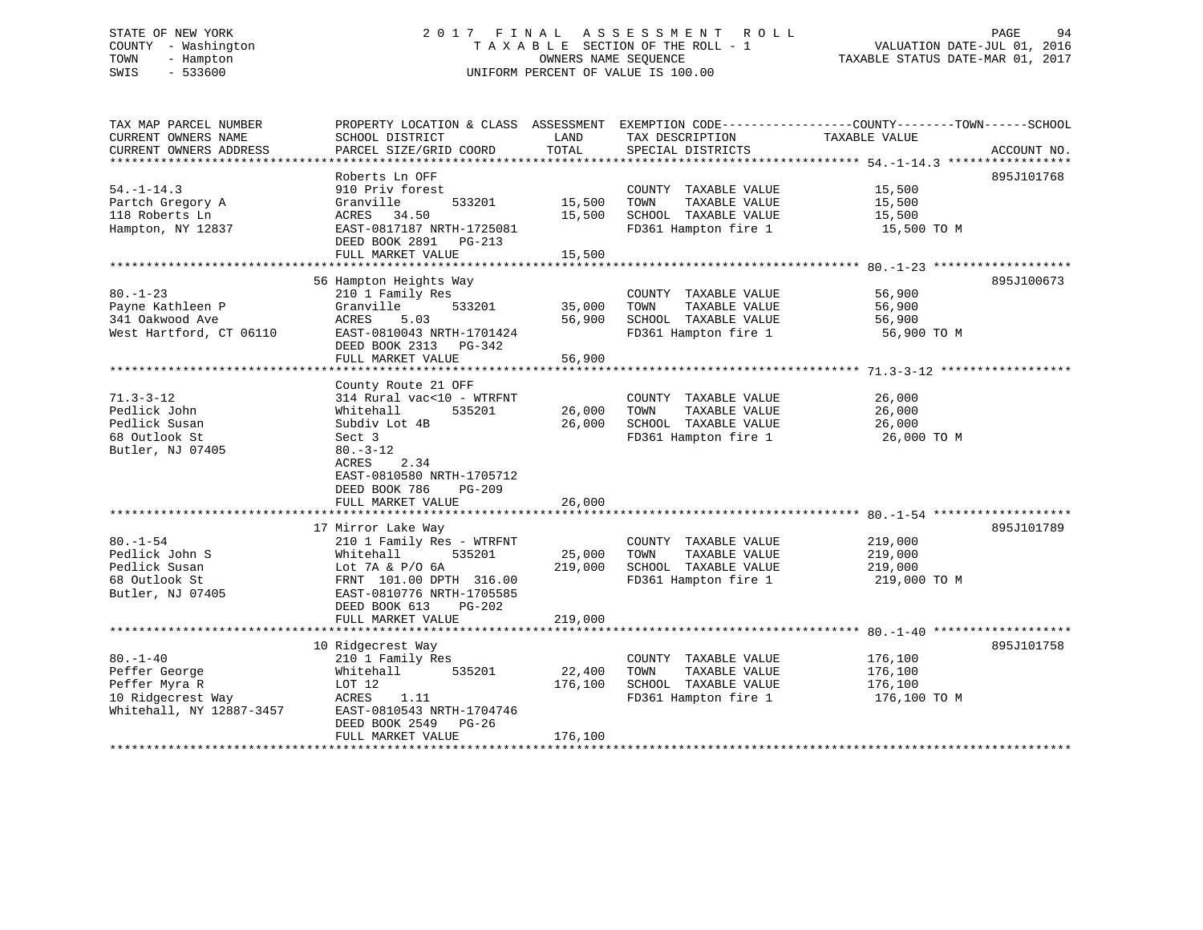STATE OF NEW YORK
COUNTY - Washington
TOWN - Hampton
SWIS - 533600

2 0 1 7 F I N A L A S S E S S M E N T R O L L
T A X A B L E SECTION OF THE ROLL - 1
OWNERS NAME SEQUENCE
UNIFORM PERCENT OF VALUE IS 100.00

VALUATION DATE-JUL 01, 2016
TAXABLE STATUS DATE-MAR 01, 2017

| TAX MAP PARCEL NUMBER / CURRENT OWNERS NAME / CURRENT OWNERS ADDRESS | PROPERTY LOCATION & CLASS / SCHOOL DISTRICT / PARCEL SIZE/GRID COORD | ASSESSMENT LAND / TOTAL | EXEMPTION CODE / TAX DESCRIPTION / SPECIAL DISTRICTS | COUNTY--------TOWN------SCHOOL TAXABLE VALUE | ACCOUNT NO. |
|---|---|---|---|---|---|
| **54.-1-14.3** | Roberts Ln OFF | | | | 895J101768 |
| Partch Gregory A | 910 Priv forest | | COUNTY TAXABLE VALUE | 15,500 | |
| 118 Roberts Ln | Granville 533201 | 15,500 | TOWN TAXABLE VALUE | 15,500 | |
| Hampton, NY 12837 | ACRES 34.50 | 15,500 | SCHOOL TAXABLE VALUE | 15,500 | |
| | EAST-0817187 NRTH-1725081 | | FD361 Hampton fire 1 | 15,500 TO M | |
| | DEED BOOK 2891 PG-213 | | | | |
| | FULL MARKET VALUE | 15,500 | | | |
| **80.-1-23** | 56 Hampton Heights Way | | | | 895J100673 |
| Payne Kathleen P | 210 1 Family Res | | COUNTY TAXABLE VALUE | 56,900 | |
| 341 Oakwood Ave | Granville 533201 | 35,000 | TOWN TAXABLE VALUE | 56,900 | |
| West Hartford, CT 06110 | ACRES 5.03 | 56,900 | SCHOOL TAXABLE VALUE | 56,900 | |
| | EAST-0810043 NRTH-1701424 | | FD361 Hampton fire 1 | 56,900 TO M | |
| | DEED BOOK 2313 PG-342 | | | | |
| | FULL MARKET VALUE | 56,900 | | | |
| **71.3-3-12** | County Route 21 OFF | | | | |
| Pedlick John | 314 Rural vac<10 - WTRFNT | | COUNTY TAXABLE VALUE | 26,000 | |
| Pedlick Susan | Whitehall 535201 | 26,000 | TOWN TAXABLE VALUE | 26,000 | |
| 68 Outlook St | Subdiv Lot 4B | 26,000 | SCHOOL TAXABLE VALUE | 26,000 | |
| Butler, NJ 07405 | Sect 3 | | FD361 Hampton fire 1 | 26,000 TO M | |
| | 80.-3-12 | | | | |
| | ACRES 2.34 | | | | |
| | EAST-0810580 NRTH-1705712 | | | | |
| | DEED BOOK 786 PG-209 | | | | |
| | FULL MARKET VALUE | 26,000 | | | |
| **80.-1-54** | 17 Mirror Lake Way | | | | 895J101789 |
| Pedlick John S | 210 1 Family Res - WTRFNT | | COUNTY TAXABLE VALUE | 219,000 | |
| Pedlick Susan | Whitehall 535201 | 25,000 | TOWN TAXABLE VALUE | 219,000 | |
| 68 Outlook St | Lot 7A & P/O 6A | 219,000 | SCHOOL TAXABLE VALUE | 219,000 | |
| Butler, NJ 07405 | FRNT 101.00 DPTH 316.00 | | FD361 Hampton fire 1 | 219,000 TO M | |
| | EAST-0810776 NRTH-1705585 | | | | |
| | DEED BOOK 613 PG-202 | | | | |
| | FULL MARKET VALUE | 219,000 | | | |
| **80.-1-40** | 10 Ridgecrest Way | | | | 895J101758 |
| Peffer George | 210 1 Family Res | | COUNTY TAXABLE VALUE | 176,100 | |
| Peffer Myra R | Whitehall 535201 | 22,400 | TOWN TAXABLE VALUE | 176,100 | |
| 10 Ridgecrest Way | LOT 12 | 176,100 | SCHOOL TAXABLE VALUE | 176,100 | |
| Whitehall, NY 12887-3457 | ACRES 1.11 | | FD361 Hampton fire 1 | 176,100 TO M | |
| | EAST-0810543 NRTH-1704746 | | | | |
| | DEED BOOK 2549 PG-26 | | | | |
| | FULL MARKET VALUE | 176,100 | | | |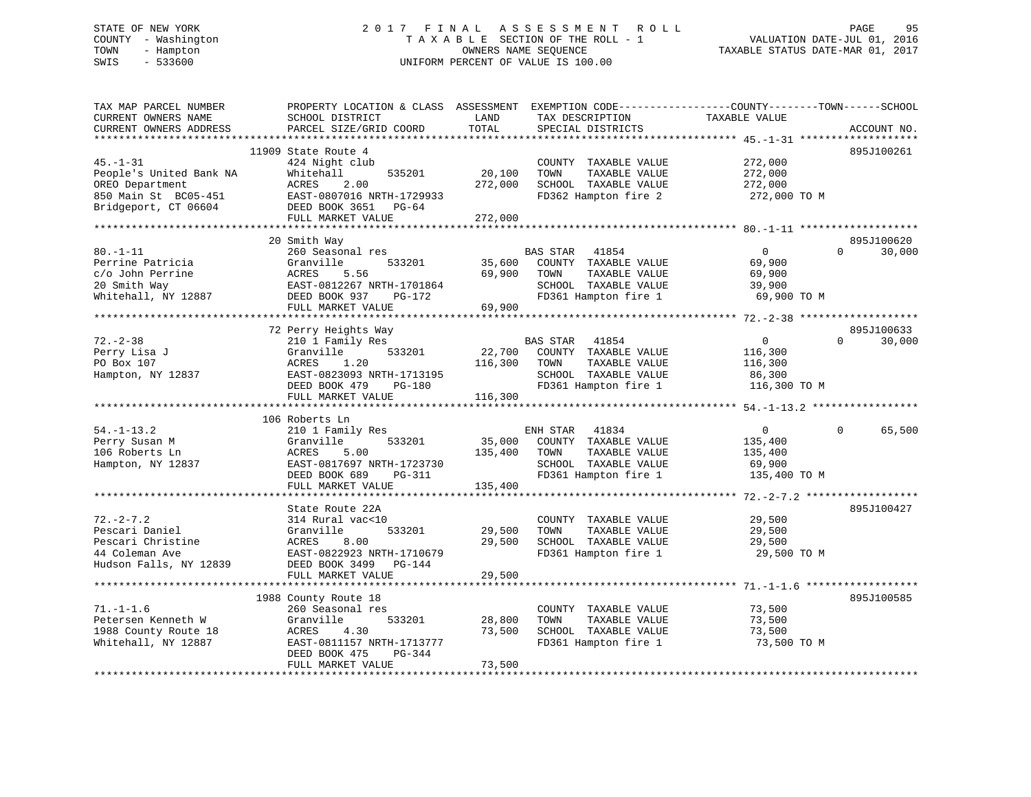STATE OF NEW YORK
COUNTY - Washington
TOWN - Hampton
SWIS - 533600

# 2017 FINAL ASSESSMENT ROLL

TAXABLE SECTION OF THE ROLL - 1
OWNERS NAME SEQUENCE
UNIFORM PERCENT OF VALUE IS 100.00

VALUATION DATE-JUL 01, 2016
TAXABLE STATUS DATE-MAR 01, 2017

| TAX MAP PARCEL NUMBER / CURRENT OWNERS NAME / CURRENT OWNERS ADDRESS | PROPERTY LOCATION & CLASS / SCHOOL DISTRICT / PARCEL SIZE/GRID COORD | ASSESSMENT LAND | TOTAL | EXEMPTION CODE / TAX DESCRIPTION / SPECIAL DISTRICTS | COUNTY / TOWN TAXABLE VALUE | SCHOOL | ACCOUNT NO. |
|---|---|---|---|---|---|---|---|
| 45.-1-31 | 11909 State Route 4 | | | | | | 895J100261 |
| | 424 Night club | | | COUNTY TAXABLE VALUE | 272,000 | | |
| People's United Bank NA | Whitehall 535201 | 20,100 | | TOWN TAXABLE VALUE | 272,000 | | |
| OREO Department | ACRES 2.00 | | 272,000 | SCHOOL TAXABLE VALUE | 272,000 | | |
| 850 Main St BC05-451 | EAST-0807016 NRTH-1729933 | | | FD362 Hampton fire 2 | 272,000 TO M | | |
| Bridgeport, CT 06604 | DEED BOOK 3651 PG-64 | | | | | | |
| | FULL MARKET VALUE | | 272,000 | | | | |
| 80.-1-11 | 20 Smith Way | | | | | | 895J100620 |
| | 260 Seasonal res | | | BAS STAR 41854 | 0 | 0 30,000 | |
| Perrine Patricia | Granville 533201 | 35,600 | | COUNTY TAXABLE VALUE | 69,900 | | |
| c/o John Perrine | ACRES 5.56 | | 69,900 | TOWN TAXABLE VALUE | 69,900 | | |
| 20 Smith Way | EAST-0812267 NRTH-1701864 | | | SCHOOL TAXABLE VALUE | 39,900 | | |
| Whitehall, NY 12887 | DEED BOOK 937 PG-172 | | | FD361 Hampton fire 1 | 69,900 TO M | | |
| | FULL MARKET VALUE | | 69,900 | | | | |
| 72.-2-38 | 72 Perry Heights Way | | | | | | 895J100633 |
| | 210 1 Family Res | | | BAS STAR 41854 | 0 | 0 30,000 | |
| Perry Lisa J | Granville 533201 | 22,700 | | COUNTY TAXABLE VALUE | 116,300 | | |
| PO Box 107 | ACRES 1.20 | | 116,300 | TOWN TAXABLE VALUE | 116,300 | | |
| Hampton, NY 12837 | EAST-0823093 NRTH-1713195 | | | SCHOOL TAXABLE VALUE | 86,300 | | |
| | DEED BOOK 479 PG-180 | | | FD361 Hampton fire 1 | 116,300 TO M | | |
| | FULL MARKET VALUE | | 116,300 | | | | |
| 54.-1-13.2 | 106 Roberts Ln | | | | | | |
| | 210 1 Family Res | | | ENH STAR 41834 | 0 | 0 65,500 | |
| Perry Susan M | Granville 533201 | 35,000 | | COUNTY TAXABLE VALUE | 135,400 | | |
| 106 Roberts Ln | ACRES 5.00 | | 135,400 | TOWN TAXABLE VALUE | 135,400 | | |
| Hampton, NY 12837 | EAST-0817697 NRTH-1723730 | | | SCHOOL TAXABLE VALUE | 69,900 | | |
| | DEED BOOK 689 PG-311 | | | FD361 Hampton fire 1 | 135,400 TO M | | |
| | FULL MARKET VALUE | | 135,400 | | | | |
| 72.-2-7.2 | State Route 22A | | | | | | 895J100427 |
| | 314 Rural vac<10 | | | COUNTY TAXABLE VALUE | 29,500 | | |
| Pescari Daniel | Granville 533201 | 29,500 | | TOWN TAXABLE VALUE | 29,500 | | |
| Pescari Christine | ACRES 8.00 | | 29,500 | SCHOOL TAXABLE VALUE | 29,500 | | |
| 44 Coleman Ave | EAST-0822923 NRTH-1710679 | | | FD361 Hampton fire 1 | 29,500 TO M | | |
| Hudson Falls, NY 12839 | DEED BOOK 3499 PG-144 | | | | | | |
| | FULL MARKET VALUE | | 29,500 | | | | |
| 71.-1-1.6 | 1988 County Route 18 | | | | | | 895J100585 |
| | 260 Seasonal res | | | COUNTY TAXABLE VALUE | 73,500 | | |
| Petersen Kenneth W | Granville 533201 | 28,800 | | TOWN TAXABLE VALUE | 73,500 | | |
| 1988 County Route 18 | ACRES 4.30 | | 73,500 | SCHOOL TAXABLE VALUE | 73,500 | | |
| Whitehall, NY 12887 | EAST-0811157 NRTH-1713777 | | | FD361 Hampton fire 1 | 73,500 TO M | | |
| | DEED BOOK 475 PG-344 | | | | | | |
| | FULL MARKET VALUE | | 73,500 | | | | |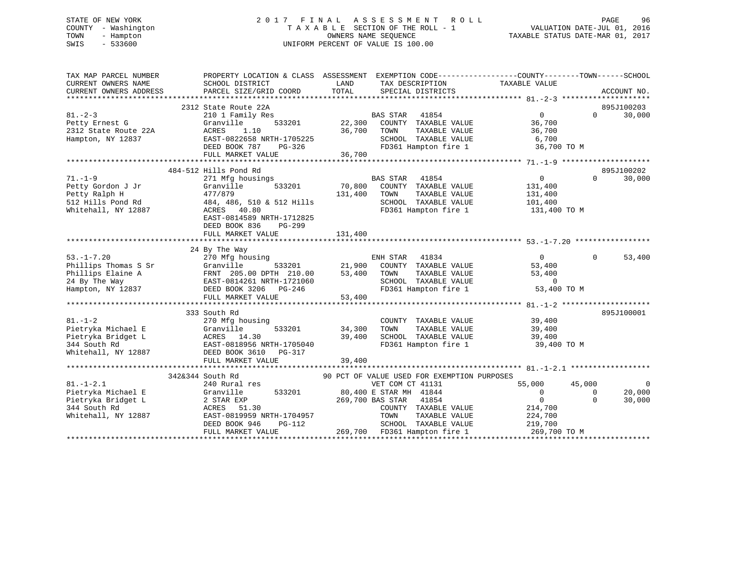STATE OF NEW YORK — 2017 FINAL ASSESSMENT ROLL
COUNTY - Washington — TAXABLE SECTION OF THE ROLL - 1 — VALUATION DATE-JUL 01, 2016
TOWN - Hampton — OWNERS NAME SEQUENCE — TAXABLE STATUS DATE-MAR 01, 2017
SWIS - 533600 — UNIFORM PERCENT OF VALUE IS 100.00

```
TAX MAP PARCEL NUMBER          PROPERTY LOCATION & CLASS  ASSESSMENT  EXEMPTION CODE------------------COUNTY--------TOWN------SCHOOL
CURRENT OWNERS NAME            SCHOOL DISTRICT              LAND       TAX DESCRIPTION            TAXABLE VALUE
CURRENT OWNERS ADDRESS         PARCEL SIZE/GRID COORD       TOTAL      SPECIAL DISTRICTS                                    ACCOUNT NO.
*********************************************************************************************** 81.-2-3 ********************
                     2312 State Route 22A                                                                             895J100203
81.-2-3              210 1 Family Res                      BAS STAR   41854                 0             0     30,000
Petty Ernest G       Granville       533201        22,300   COUNTY  TAXABLE VALUE           36,700
2312 State Route 22A ACRES    1.10                 36,700   TOWN    TAXABLE VALUE           36,700
Hampton, NY 12837    EAST-0822658 NRTH-1705225              SCHOOL  TAXABLE VALUE            6,700
                     DEED BOOK 787    PG-326                FD361 Hampton fire 1            36,700 TO M
                     FULL MARKET VALUE             36,700
*********************************************************************************************** 71.-1-9 ********************
                     484-512 Hills Pond Rd                                                                            895J100202
71.-1-9              271 Mfg housings                      BAS STAR   41854                 0             0     30,000
Petty Gordon J Jr    Granville       533201        70,800   COUNTY  TAXABLE VALUE          131,400
Petty Ralph H        477/879                      131,400   TOWN    TAXABLE VALUE          131,400
512 Hills Pond Rd    484, 486, 510 & 512 Hills              SCHOOL  TAXABLE VALUE          101,400
Whitehall, NY 12887  ACRES   40.80                          FD361 Hampton fire 1           131,400 TO M
                     EAST-0814589 NRTH-1712825
                     DEED BOOK 836    PG-299
                     FULL MARKET VALUE            131,400
*********************************************************************************************** 53.-1-7.20 *****************
                     24 By The Way
53.-1-7.20           270 Mfg housing                       ENH STAR   41834                 0             0     53,400
Phillips Thomas S Sr Granville       533201        21,900   COUNTY  TAXABLE VALUE           53,400
Phillips Elaine A    FRNT 205.00 DPTH 210.00       53,400   TOWN    TAXABLE VALUE           53,400
24 By The Way        EAST-0814261 NRTH-1721060              SCHOOL  TAXABLE VALUE                0
Hampton, NY 12837    DEED BOOK 3206   PG-246                FD361 Hampton fire 1            53,400 TO M
                     FULL MARKET VALUE             53,400
*********************************************************************************************** 81.-1-2 ********************
                     333 South Rd                                                                                     895J100001
81.-1-2              270 Mfg housing                        COUNTY  TAXABLE VALUE           39,400
Pietryka Michael E   Granville       533201        34,300   TOWN    TAXABLE VALUE           39,400
Pietryka Bridget L   ACRES   14.30                 39,400   SCHOOL  TAXABLE VALUE           39,400
344 South Rd         EAST-0818956 NRTH-1705040              FD361 Hampton fire 1            39,400 TO M
Whitehall, NY 12887  DEED BOOK 3610   PG-317
                     FULL MARKET VALUE             39,400
*********************************************************************************************** 81.-1-2.1 ******************
                     342&344 South Rd              90 PCT OF VALUE USED FOR EXEMPTION PURPOSES
81.-1-2.1            240 Rural res                          VET COM CT 41131            55,000        45,000          0
Pietryka Michael E   Granville       533201        80,400 E STAR MH  41844                 0             0     20,000
Pietryka Bridget L   2 STAR EXP                   269,700 BAS STAR   41854                 0             0     30,000
344 South Rd         ACRES   51.30                          COUNTY  TAXABLE VALUE          214,700
Whitehall, NY 12887  EAST-0819959 NRTH-1704957              TOWN    TAXABLE VALUE          224,700
                     DEED BOOK 946    PG-112                SCHOOL  TAXABLE VALUE          219,700
                     FULL MARKET VALUE            269,700   FD361 Hampton fire 1           269,700 TO M
******************************************************************************************************************************
```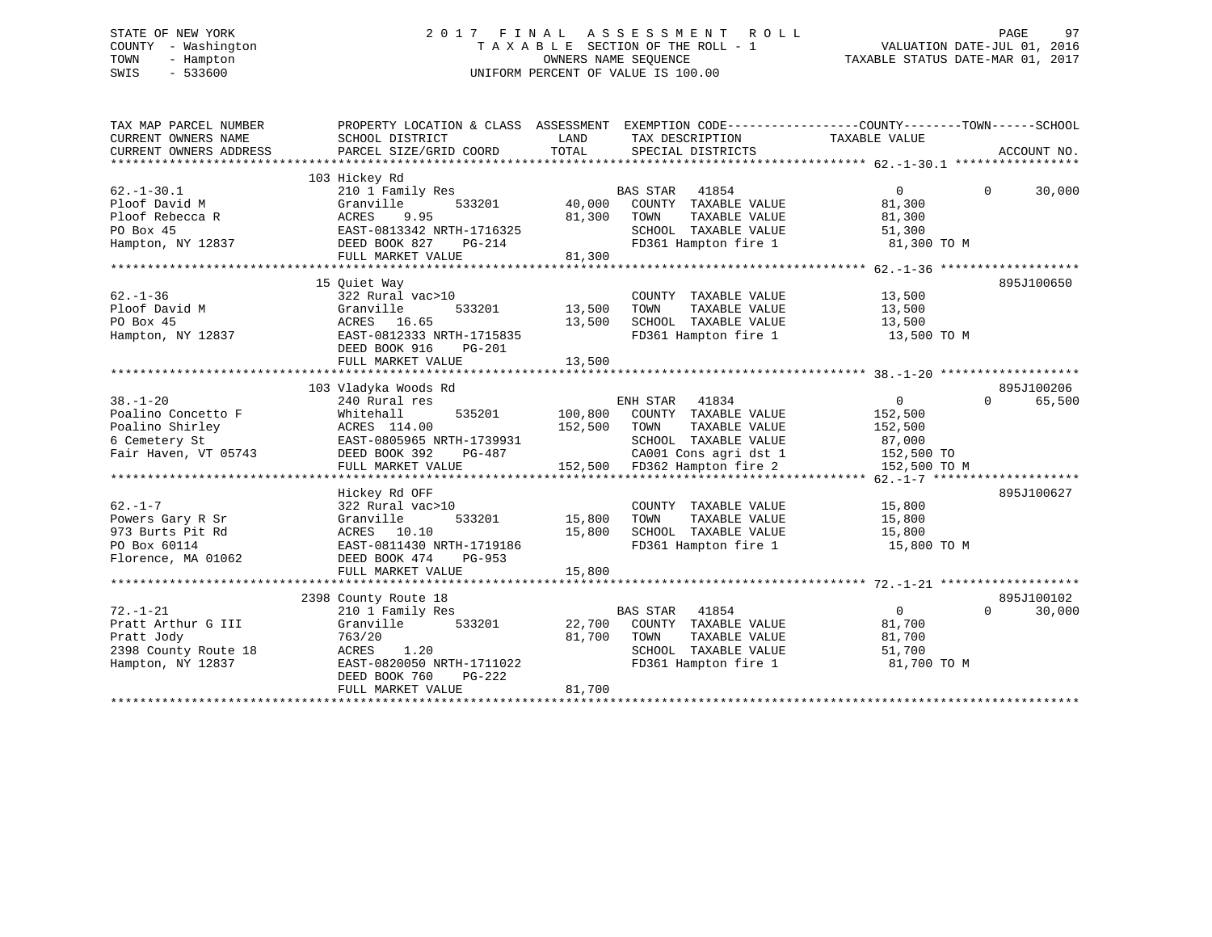STATE OF NEW YORK
COUNTY - Washington
TOWN - Hampton
SWIS - 533600

# 2017 FINAL ASSESSMENT ROLL

TAXABLE SECTION OF THE ROLL - 1
OWNERS NAME SEQUENCE
UNIFORM PERCENT OF VALUE IS 100.00

VALUATION DATE-JUL 01, 2016
TAXABLE STATUS DATE-MAR 01, 2017

```
TAX MAP PARCEL NUMBER     PROPERTY LOCATION & CLASS  ASSESSMENT  EXEMPTION CODE------------------COUNTY--------TOWN------SCHOOL
CURRENT OWNERS NAME       SCHOOL DISTRICT              LAND      TAX DESCRIPTION              TAXABLE VALUE
CURRENT OWNERS ADDRESS    PARCEL SIZE/GRID COORD       TOTAL     SPECIAL DISTRICTS                                      ACCOUNT NO.
******************************************************************************************************* 62.-1-30.1 *****************
                          103 Hickey Rd
62.-1-30.1                210 1 Family Res                       BAS STAR   41854                  0              0        30,000
Ploof David M             Granville        533201      40,000    COUNTY  TAXABLE VALUE          81,300
Ploof Rebecca R           ACRES     9.95               81,300    TOWN    TAXABLE VALUE          81,300
PO Box 45                 EAST-0813342 NRTH-1716325              SCHOOL  TAXABLE VALUE          51,300
Hampton, NY 12837         DEED BOOK 827    PG-214                FD361 Hampton fire 1            81,300 TO M
                          FULL MARKET VALUE            81,300
******************************************************************************************************* 62.-1-36 *******************
                          15 Quiet Way                                                                               895J100650
62.-1-36                  322 Rural vac>10                       COUNTY  TAXABLE VALUE          13,500
Ploof David M             Granville        533201      13,500    TOWN    TAXABLE VALUE          13,500
PO Box 45                 ACRES    16.65               13,500    SCHOOL  TAXABLE VALUE          13,500
Hampton, NY 12837         EAST-0812333 NRTH-1715835              FD361 Hampton fire 1            13,500 TO M
                          DEED BOOK 916    PG-201
                          FULL MARKET VALUE            13,500
******************************************************************************************************* 38.-1-20 *******************
                          103 Vladyka Woods Rd                                                                       895J100206
38.-1-20                  240 Rural res                          ENH STAR   41834                  0              0        65,500
Poalino Concetto F        Whitehall        535201     100,800    COUNTY  TAXABLE VALUE         152,500
Poalino Shirley           ACRES   114.00              152,500    TOWN    TAXABLE VALUE         152,500
6 Cemetery St             EAST-0805965 NRTH-1739931              SCHOOL  TAXABLE VALUE          87,000
Fair Haven, VT 05743      DEED BOOK 392    PG-487                CA001 Cons agri dst 1          152,500 TO
                          FULL MARKET VALUE           152,500    FD362 Hampton fire 2           152,500 TO M
******************************************************************************************************* 62.-1-7 ********************
                          Hickey Rd OFF                                                                              895J100627
62.-1-7                   322 Rural vac>10                       COUNTY  TAXABLE VALUE          15,800
Powers Gary R Sr          Granville        533201      15,800    TOWN    TAXABLE VALUE          15,800
973 Burts Pit Rd          ACRES    10.10               15,800    SCHOOL  TAXABLE VALUE          15,800
PO Box 60114              EAST-0811430 NRTH-1719186              FD361 Hampton fire 1            15,800 TO M
Florence, MA 01062        DEED BOOK 474    PG-953
                          FULL MARKET VALUE            15,800
******************************************************************************************************* 72.-1-21 *******************
                          2398 County Route 18                                                                       895J100102
72.-1-21                  210 1 Family Res                       BAS STAR   41854                  0              0        30,000
Pratt Arthur G III        Granville        533201      22,700    COUNTY  TAXABLE VALUE          81,700
Pratt Jody                763/20                       81,700    TOWN    TAXABLE VALUE          81,700
2398 County Route 18      ACRES     1.20                         SCHOOL  TAXABLE VALUE          51,700
Hampton, NY 12837         EAST-0820050 NRTH-1711022              FD361 Hampton fire 1            81,700 TO M
                          DEED BOOK 760    PG-222
                          FULL MARKET VALUE            81,700
************************************************************************************************************************************
```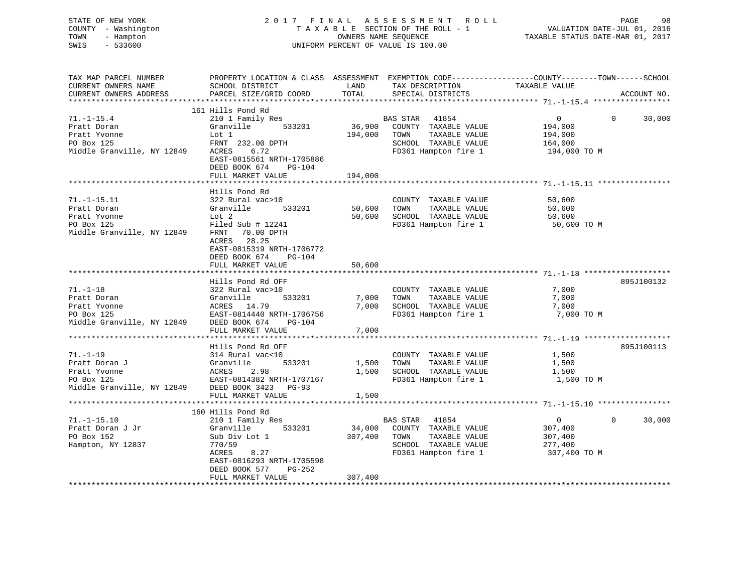STATE OF NEW YORK | COUNTY - Washington | TOWN - Hampton | SWIS - 533600

# 2017 FINAL ASSESSMENT ROLL
TAXABLE SECTION OF THE ROLL - 1
OWNERS NAME SEQUENCE
UNIFORM PERCENT OF VALUE IS 100.00

VALUATION DATE-JUL 01, 2016
TAXABLE STATUS DATE-MAR 01, 2017

| TAX MAP PARCEL NUMBER / CURRENT OWNERS NAME / CURRENT OWNERS ADDRESS | PROPERTY LOCATION & CLASS / SCHOOL DISTRICT / PARCEL SIZE/GRID COORD | ASSESSMENT LAND | TOTAL | EXEMPTION CODE / TAX DESCRIPTION / SPECIAL DISTRICTS | COUNTY TAXABLE VALUE | TOWN | SCHOOL | ACCOUNT NO. |
|---|---|---|---|---|---|---|---|---|
| 71.-1-15.4 | 161 Hills Pond Rd | | | | | | | |
| Pratt Doran | 210 1 Family Res | | | BAS STAR 41854 | 0 | 0 | 30,000 | |
| Pratt Yvonne | Granville 533201 | 36,900 | | COUNTY TAXABLE VALUE | 194,000 | | | |
| PO Box 125 | Lot 1 | | 194,000 | TOWN TAXABLE VALUE | 194,000 | | | |
| Middle Granville, NY 12849 | FRNT 232.00 DPTH | | | SCHOOL TAXABLE VALUE | 164,000 | | | |
| | ACRES 6.72 | | | FD361 Hampton fire 1 | 194,000 TO M | | | |
| | EAST-0815561 NRTH-1705886 | | | | | | | |
| | DEED BOOK 674 PG-104 | | | | | | | |
| | FULL MARKET VALUE | | 194,000 | | | | | |
| 71.-1-15.11 | Hills Pond Rd | | | | | | | |
| Pratt Doran | 322 Rural vac>10 | | | COUNTY TAXABLE VALUE | 50,600 | | | |
| Pratt Yvonne | Granville 533201 | 50,600 | | TOWN TAXABLE VALUE | 50,600 | | | |
| PO Box 125 | Lot 2 | | 50,600 | SCHOOL TAXABLE VALUE | 50,600 | | | |
| Middle Granville, NY 12849 | Filed Sub # 12241 | | | FD361 Hampton fire 1 | 50,600 TO M | | | |
| | FRNT 70.00 DPTH | | | | | | | |
| | ACRES 28.25 | | | | | | | |
| | EAST-0815319 NRTH-1706772 | | | | | | | |
| | DEED BOOK 674 PG-104 | | | | | | | |
| | FULL MARKET VALUE | | 50,600 | | | | | |
| 71.-1-18 | Hills Pond Rd OFF | | | | | | | 895J100132 |
| Pratt Doran | 322 Rural vac>10 | | | COUNTY TAXABLE VALUE | 7,000 | | | |
| Pratt Yvonne | Granville 533201 | 7,000 | | TOWN TAXABLE VALUE | 7,000 | | | |
| PO Box 125 | ACRES 14.79 | | 7,000 | SCHOOL TAXABLE VALUE | 7,000 | | | |
| Middle Granville, NY 12849 | EAST-0814440 NRTH-1706756 | | | FD361 Hampton fire 1 | 7,000 TO M | | | |
| | DEED BOOK 674 PG-104 | | | | | | | |
| | FULL MARKET VALUE | | 7,000 | | | | | |
| 71.-1-19 | Hills Pond Rd OFF | | | | | | | 895J100113 |
| Pratt Doran J | 314 Rural vac<10 | | | COUNTY TAXABLE VALUE | 1,500 | | | |
| Pratt Yvonne | Granville 533201 | 1,500 | | TOWN TAXABLE VALUE | 1,500 | | | |
| PO Box 125 | ACRES 2.98 | | 1,500 | SCHOOL TAXABLE VALUE | 1,500 | | | |
| Middle Granville, NY 12849 | EAST-0814382 NRTH-1707167 | | | FD361 Hampton fire 1 | 1,500 TO M | | | |
| | DEED BOOK 3423 PG-93 | | | | | | | |
| | FULL MARKET VALUE | | 1,500 | | | | | |
| 71.-1-15.10 | 160 Hills Pond Rd | | | | | | | |
| Pratt Doran J Jr | 210 1 Family Res | | | BAS STAR 41854 | 0 | 0 | 30,000 | |
| PO Box 152 | Granville 533201 | 34,000 | | COUNTY TAXABLE VALUE | 307,400 | | | |
| Hampton, NY 12837 | Sub Div Lot 1 | | 307,400 | TOWN TAXABLE VALUE | 307,400 | | | |
| | 770/59 | | | SCHOOL TAXABLE VALUE | 277,400 | | | |
| | ACRES 8.27 | | | FD361 Hampton fire 1 | 307,400 TO M | | | |
| | EAST-0816293 NRTH-1705598 | | | | | | | |
| | DEED BOOK 577 PG-252 | | | | | | | |
| | FULL MARKET VALUE | | 307,400 | | | | | |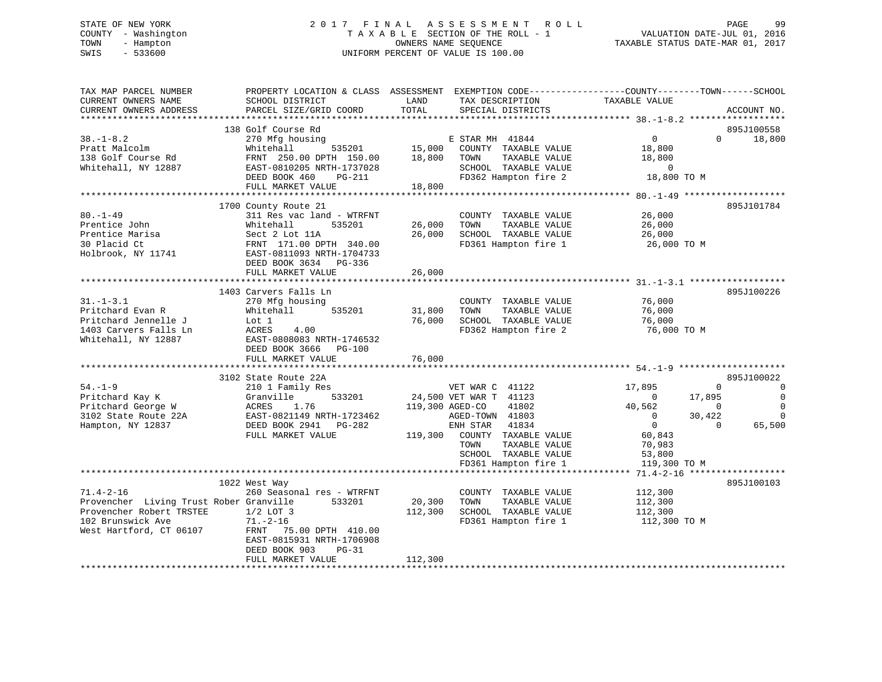STATE OF NEW YORK
COUNTY - Washington
TOWN - Hampton
SWIS - 533600

2017 FINAL ASSESSMENT ROLL
TAXABLE SECTION OF THE ROLL - 1
OWNERS NAME SEQUENCE
UNIFORM PERCENT OF VALUE IS 100.00

VALUATION DATE-JUL 01, 2016
TAXABLE STATUS DATE-MAR 01, 2017

```
TAX MAP PARCEL NUMBER          PROPERTY LOCATION & CLASS  ASSESSMENT  EXEMPTION CODE------------------COUNTY--------TOWN------SCHOOL
CURRENT OWNERS NAME            SCHOOL DISTRICT             LAND       TAX DESCRIPTION            TAXABLE VALUE
CURRENT OWNERS ADDRESS         PARCEL SIZE/GRID COORD      TOTAL      SPECIAL DISTRICTS                                    ACCOUNT NO.
*********************************************************************************************** 38.-1-8.2 ******************
                               138 Golf Course Rd                                                                         895J100558
38.-1-8.2                      270 Mfg housing                        E STAR MH  41844                  0          0       18,800
Pratt Malcolm                  Whitehall         535201     15,000    COUNTY  TAXABLE VALUE        18,800
138 Golf Course Rd             FRNT 250.00 DPTH 150.00      18,800    TOWN    TAXABLE VALUE        18,800
Whitehall, NY 12887            EAST-0810205 NRTH-1737028              SCHOOL  TAXABLE VALUE             0
                               DEED BOOK 460    PG-211                FD362 Hampton fire 2         18,800 TO M
                               FULL MARKET VALUE            18,800
*********************************************************************************************** 80.-1-49 *******************
                               1700 County Route 21                                                                       895J101784
80.-1-49                       311 Res vac land - WTRFNT              COUNTY  TAXABLE VALUE        26,000
Prentice John                  Whitehall         535201     26,000    TOWN    TAXABLE VALUE        26,000
Prentice Marisa                Sect 2 Lot 11A               26,000    SCHOOL  TAXABLE VALUE        26,000
30 Placid Ct                   FRNT 171.00 DPTH 340.00                FD361 Hampton fire 1         26,000 TO M
Holbrook, NY 11741             EAST-0811093 NRTH-1704733
                               DEED BOOK 3634   PG-336
                               FULL MARKET VALUE            26,000
*********************************************************************************************** 31.-1-3.1 ******************
                               1403 Carvers Falls Ln                                                                      895J100226
31.-1-3.1                      270 Mfg housing                        COUNTY  TAXABLE VALUE        76,000
Pritchard Evan R               Whitehall         535201     31,800    TOWN    TAXABLE VALUE        76,000
Pritchard Jennelle J           Lot 1                        76,000    SCHOOL  TAXABLE VALUE        76,000
1403 Carvers Falls Ln          ACRES    4.00                          FD362 Hampton fire 2         76,000 TO M
Whitehall, NY 12887            EAST-0808083 NRTH-1746532
                               DEED BOOK 3666   PG-100
                               FULL MARKET VALUE            76,000
*********************************************************************************************** 54.-1-9 ********************
                               3102 State Route 22A                                                                       895J100022
54.-1-9                        210 1 Family Res                       VET WAR C  41122             17,895          0            0
Pritchard Kay K                Granville         533201     24,500 VET WAR T  41123                 0     17,895            0
Pritchard George W             ACRES    1.76               119,300 AGED-CO    41802             40,562          0            0
3102 State Route 22A           EAST-0821149 NRTH-1723462              AGED-TOWN  41803                  0     30,422            0
Hampton, NY 12837              DEED BOOK 2941   PG-282                ENH STAR   41834                  0          0       65,500
                               FULL MARKET VALUE           119,300    COUNTY  TAXABLE VALUE        60,843
                                                                      TOWN    TAXABLE VALUE        70,983
                                                                      SCHOOL  TAXABLE VALUE        53,800
                                                                      FD361 Hampton fire 1        119,300 TO M
*********************************************************************************************** 71.4-2-16 ******************
                               1022 West Way                                                                              895J100103
71.4-2-16                      260 Seasonal res - WTRFNT              COUNTY  TAXABLE VALUE       112,300
Provencher  Living Trust Rober Granville         533201     20,300    TOWN    TAXABLE VALUE       112,300
Provencher Robert TRSTEE       1/2 LOT 3                   112,300    SCHOOL  TAXABLE VALUE       112,300
102 Brunswick Ave              71.-2-16                               FD361 Hampton fire 1        112,300 TO M
West Hartford, CT 06107        FRNT  75.00 DPTH 410.00
                               EAST-0815931 NRTH-1706908
                               DEED BOOK 903    PG-31
                               FULL MARKET VALUE           112,300
******************************************************************************************************************************
```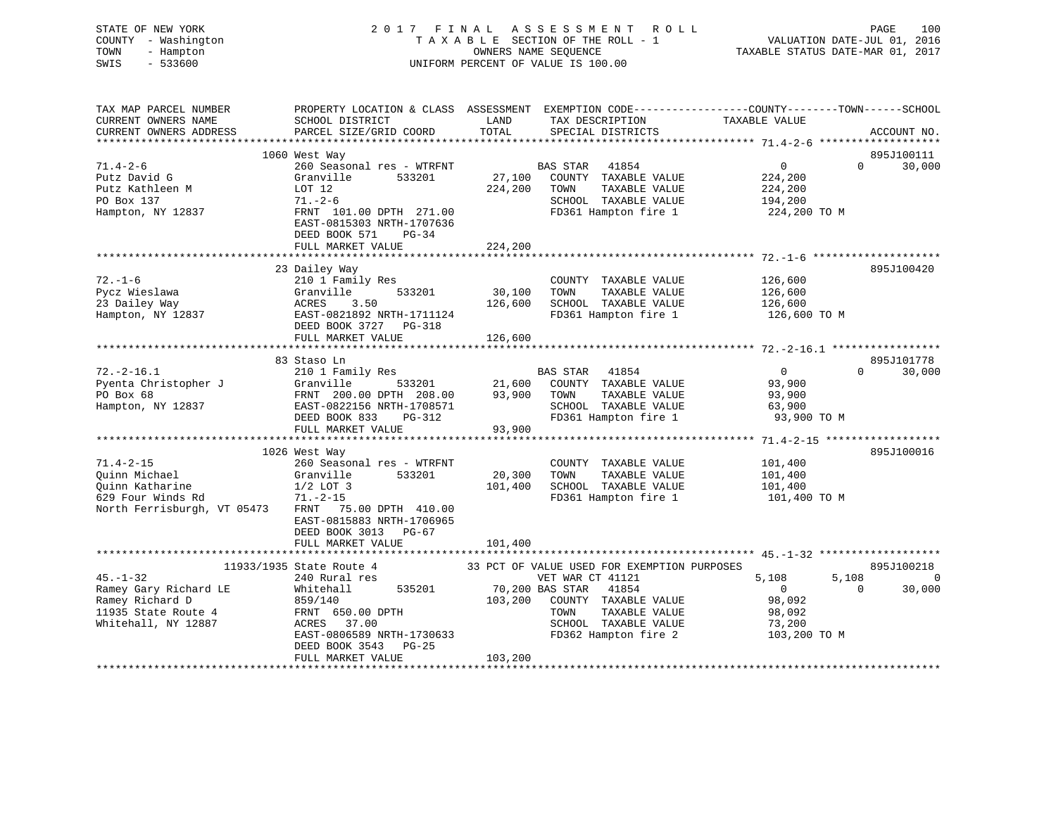STATE OF NEW YORK
COUNTY - Washington
TOWN - Hampton
SWIS - 533600

2017 FINAL ASSESSMENT ROLL
TAXABLE SECTION OF THE ROLL - 1
OWNERS NAME SEQUENCE
UNIFORM PERCENT OF VALUE IS 100.00

VALUATION DATE-JUL 01, 2016
TAXABLE STATUS DATE-MAR 01, 2017

```
TAX MAP PARCEL NUMBER          PROPERTY LOCATION & CLASS  ASSESSMENT  EXEMPTION CODE------------------COUNTY--------TOWN------SCHOOL
CURRENT OWNERS NAME            SCHOOL DISTRICT               LAND      TAX DESCRIPTION              TAXABLE VALUE
CURRENT OWNERS ADDRESS         PARCEL SIZE/GRID COORD        TOTAL     SPECIAL DISTRICTS                                        ACCOUNT NO.
******************************************************************************************************* 71.4-2-6 *******************
                               1060 West Way                                                                                895J100111
71.4-2-6                       260 Seasonal res - WTRFNT             BAS STAR   41854                0              0      30,000
Putz David G                   Granville         533201       27,100   COUNTY  TAXABLE VALUE          224,200
Putz Kathleen M                LOT 12                        224,200   TOWN    TAXABLE VALUE          224,200
PO Box 137                     71.-2-6                                 SCHOOL  TAXABLE VALUE          194,200
Hampton, NY 12837              FRNT 101.00 DPTH 271.00                 FD361 Hampton fire 1            224,200 TO M
                               EAST-0815303 NRTH-1707636
                               DEED BOOK 571     PG-34
                               FULL MARKET VALUE             224,200
******************************************************************************************************* 72.-1-6 ********************
                               23 Dailey Way                                                                                895J100420
72.-1-6                        210 1 Family Res                        COUNTY  TAXABLE VALUE          126,600
Pycz Wieslawa                  Granville         533201       30,100   TOWN    TAXABLE VALUE          126,600
23 Dailey Way                  ACRES     3.50                126,600   SCHOOL  TAXABLE VALUE          126,600
Hampton, NY 12837              EAST-0821892 NRTH-1711124               FD361 Hampton fire 1            126,600 TO M
                               DEED BOOK 3727   PG-318
                               FULL MARKET VALUE             126,600
******************************************************************************************************* 72.-2-16.1 *****************
                               83 Staso Ln                                                                                  895J101778
72.-2-16.1                     210 1 Family Res                      BAS STAR   41854                0              0      30,000
Pyenta Christopher J           Granville         533201       21,600   COUNTY  TAXABLE VALUE           93,900
PO Box 68                      FRNT 200.00 DPTH 208.00        93,900   TOWN    TAXABLE VALUE           93,900
Hampton, NY 12837              EAST-0822156 NRTH-1708571               SCHOOL  TAXABLE VALUE           63,900
                               DEED BOOK 833     PG-312                FD361 Hampton fire 1             93,900 TO M
                               FULL MARKET VALUE              93,900
******************************************************************************************************* 71.4-2-15 ******************
                               1026 West Way                                                                                895J100016
71.4-2-15                      260 Seasonal res - WTRFNT               COUNTY  TAXABLE VALUE          101,400
Quinn Michael                  Granville         533201       20,300   TOWN    TAXABLE VALUE          101,400
Quinn Katharine                1/2 LOT 3                     101,400   SCHOOL  TAXABLE VALUE          101,400
629 Four Winds Rd              71.-2-15                                FD361 Hampton fire 1            101,400 TO M
North Ferrisburgh, VT 05473    FRNT  75.00 DPTH 410.00
                               EAST-0815883 NRTH-1706965
                               DEED BOOK 3013   PG-67
                               FULL MARKET VALUE             101,400
******************************************************************************************************* 45.-1-32 *******************
                        11933/1935 State Route 4             33 PCT OF VALUE USED FOR EXEMPTION PURPOSES                    895J100218
45.-1-32                       240 Rural res                         VET WAR CT 41121             5,108          5,108           0
Ramey Gary Richard LE          Whitehall         535201       70,200 BAS STAR   41854                0              0      30,000
Ramey Richard D                859/140                       103,200   COUNTY  TAXABLE VALUE           98,092
11935 State Route 4            FRNT 650.00 DPTH                        TOWN    TAXABLE VALUE           98,092
Whitehall, NY 12887            ACRES    37.00                          SCHOOL  TAXABLE VALUE           73,200
                               EAST-0806589 NRTH-1730633               FD362 Hampton fire 2            103,200 TO M
                               DEED BOOK 3543   PG-25
                               FULL MARKET VALUE             103,200
************************************************************************************************************************************
```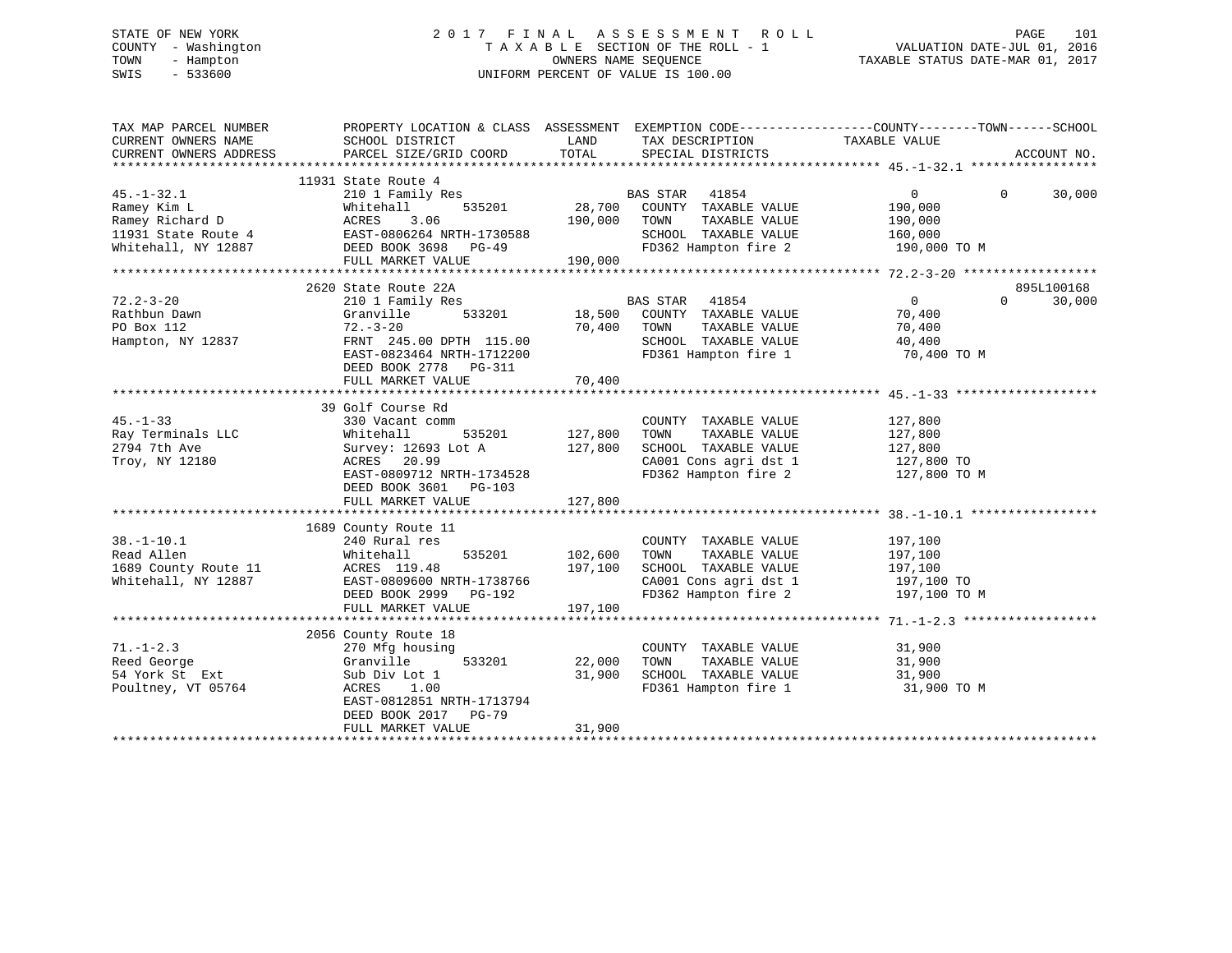STATE OF NEW YORK
COUNTY - Washington
TOWN - Hampton
SWIS - 533600

# 2017 FINAL ASSESSMENT ROLL

TAXABLE SECTION OF THE ROLL - 1
OWNERS NAME SEQUENCE
UNIFORM PERCENT OF VALUE IS 100.00

VALUATION DATE-JUL 01, 2016
TAXABLE STATUS DATE-MAR 01, 2017

```
TAX MAP PARCEL NUMBER          PROPERTY LOCATION & CLASS  ASSESSMENT  EXEMPTION CODE------------------COUNTY--------TOWN------SCHOOL
CURRENT OWNERS NAME            SCHOOL DISTRICT               LAND      TAX DESCRIPTION            TAXABLE VALUE
CURRENT OWNERS ADDRESS         PARCEL SIZE/GRID COORD        TOTAL     SPECIAL DISTRICTS                                    ACCOUNT NO.
******************************************************************************************************* 45.-1-32.1 *****************
                         11931 State Route 4
45.-1-32.1                     210 1 Family Res                      BAS STAR   41854                   0              0      30,000
Ramey Kim L                    Whitehall        535201       28,700   COUNTY  TAXABLE VALUE             190,000
Ramey Richard D                ACRES    3.06               190,000   TOWN    TAXABLE VALUE             190,000
11931 State Route 4            EAST-0806264 NRTH-1730588              SCHOOL  TAXABLE VALUE             160,000
Whitehall, NY 12887            DEED BOOK 3698   PG-49                 FD362 Hampton fire 2               190,000 TO M
                               FULL MARKET VALUE           190,000
******************************************************************************************************* 72.2-3-20 ******************
                         2620 State Route 22A                                                                          895L100168
72.2-3-20                      210 1 Family Res                      BAS STAR   41854                   0              0      30,000
Rathbun Dawn                   Granville        533201       18,500   COUNTY  TAXABLE VALUE              70,400
PO Box 112                     72.-3-20                     70,400   TOWN    TAXABLE VALUE              70,400
Hampton, NY 12837              FRNT 245.00 DPTH 115.00                SCHOOL  TAXABLE VALUE              40,400
                               EAST-0823464 NRTH-1712200              FD361 Hampton fire 1                70,400 TO M
                               DEED BOOK 2778   PG-311
                               FULL MARKET VALUE            70,400
******************************************************************************************************* 45.-1-33 *******************
                         39 Golf Course Rd
45.-1-33                       330 Vacant comm                        COUNTY  TAXABLE VALUE             127,800
Ray Terminals LLC              Whitehall        535201      127,800   TOWN    TAXABLE VALUE             127,800
2794 7th Ave                   Survey: 12693 Lot A         127,800   SCHOOL  TAXABLE VALUE             127,800
Troy, NY 12180                 ACRES   20.99                          CA001 Cons agri dst 1              127,800 TO
                               EAST-0809712 NRTH-1734528              FD362 Hampton fire 2               127,800 TO M
                               DEED BOOK 3601   PG-103
                               FULL MARKET VALUE           127,800
******************************************************************************************************* 38.-1-10.1 *****************
                         1689 County Route 11
38.-1-10.1                     240 Rural res                          COUNTY  TAXABLE VALUE             197,100
Read Allen                     Whitehall        535201      102,600   TOWN    TAXABLE VALUE             197,100
1689 County Route 11           ACRES  119.48               197,100   SCHOOL  TAXABLE VALUE             197,100
Whitehall, NY 12887            EAST-0809600 NRTH-1738766              CA001 Cons agri dst 1              197,100 TO
                               DEED BOOK 2999   PG-192                FD362 Hampton fire 2               197,100 TO M
                               FULL MARKET VALUE           197,100
******************************************************************************************************* 71.-1-2.3 ******************
                         2056 County Route 18
71.-1-2.3                      270 Mfg housing                        COUNTY  TAXABLE VALUE              31,900
Reed George                    Granville        533201       22,000   TOWN    TAXABLE VALUE              31,900
54 York St  Ext                Sub Div Lot 1                31,900   SCHOOL  TAXABLE VALUE              31,900
Poultney, VT 05764             ACRES    1.00                          FD361 Hampton fire 1                31,900 TO M
                               EAST-0812851 NRTH-1713794
                               DEED BOOK 2017   PG-79
                               FULL MARKET VALUE            31,900
************************************************************************************************************************************
```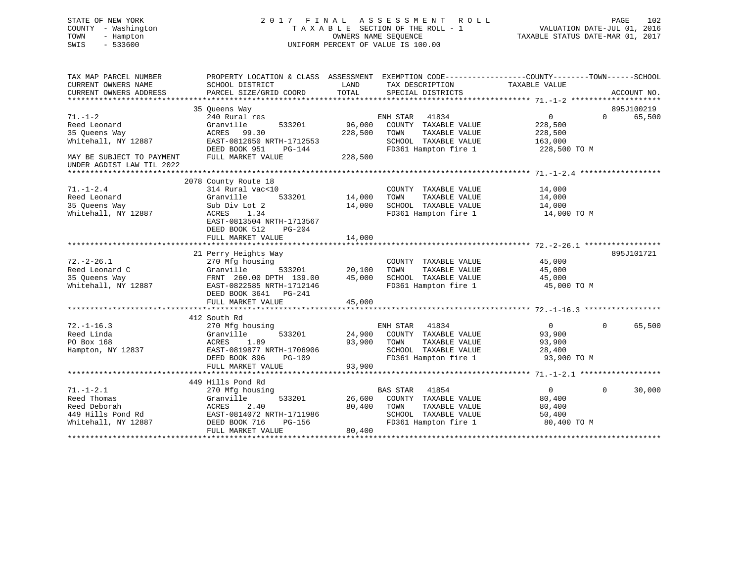STATE OF NEW YORK
COUNTY - Washington
TOWN - Hampton
SWIS - 533600

# 2017 FINAL ASSESSMENT ROLL
TAXABLE SECTION OF THE ROLL - 1
OWNERS NAME SEQUENCE
UNIFORM PERCENT OF VALUE IS 100.00

VALUATION DATE-JUL 01, 2016
TAXABLE STATUS DATE-MAR 01, 2017

```
TAX MAP PARCEL NUMBER          PROPERTY LOCATION & CLASS  ASSESSMENT  EXEMPTION CODE------------------COUNTY--------TOWN------SCHOOL
CURRENT OWNERS NAME            SCHOOL DISTRICT              LAND      TAX DESCRIPTION            TAXABLE VALUE
CURRENT OWNERS ADDRESS         PARCEL SIZE/GRID COORD       TOTAL     SPECIAL DISTRICTS                                   ACCOUNT NO.
******************************************************************************************************* 71.-1-2 ********************
                               35 Queens Way                                                                       895J100219
71.-1-2                        240 Rural res                         ENH STAR   41834                  0          0     65,500
Reed Leonard                   Granville        533201     96,000    COUNTY  TAXABLE VALUE           228,500
35 Queens Way                  ACRES   99.30              228,500    TOWN    TAXABLE VALUE           228,500
Whitehall, NY 12887            EAST-0812650 NRTH-1712553             SCHOOL  TAXABLE VALUE           163,000
                               DEED BOOK 951    PG-144               FD361 Hampton fire 1            228,500 TO M
MAY BE SUBJECT TO PAYMENT      FULL MARKET VALUE          228,500
UNDER AGDIST LAW TIL 2022
******************************************************************************************************* 71.-1-2.4 ******************
                               2078 County Route 18
71.-1-2.4                      314 Rural vac<10                      COUNTY  TAXABLE VALUE            14,000
Reed Leonard                   Granville        533201     14,000    TOWN    TAXABLE VALUE            14,000
35 Queens Way                  Sub Div Lot 2               14,000    SCHOOL  TAXABLE VALUE            14,000
Whitehall, NY 12887            ACRES    1.34                         FD361 Hampton fire 1             14,000 TO M
                               EAST-0813504 NRTH-1713567
                               DEED BOOK 512    PG-204
                               FULL MARKET VALUE           14,000
******************************************************************************************************* 72.-2-26.1 *****************
                               21 Perry Heights Way                                                                895J101721
72.-2-26.1                     270 Mfg housing                       COUNTY  TAXABLE VALUE            45,000
Reed Leonard C                 Granville        533201     20,100    TOWN    TAXABLE VALUE            45,000
35 Queens Way                  FRNT 260.00 DPTH 139.00     45,000    SCHOOL  TAXABLE VALUE            45,000
Whitehall, NY 12887            EAST-0822585 NRTH-1712146             FD361 Hampton fire 1             45,000 TO M
                               DEED BOOK 3641   PG-241
                               FULL MARKET VALUE           45,000
******************************************************************************************************* 72.-1-16.3 *****************
                               412 South Rd
72.-1-16.3                     270 Mfg housing                       ENH STAR   41834                  0          0     65,500
Reed Linda                     Granville        533201     24,900    COUNTY  TAXABLE VALUE            93,900
PO Box 168                     ACRES    1.89               93,900    TOWN    TAXABLE VALUE            93,900
Hampton, NY 12837              EAST-0819877 NRTH-1706906             SCHOOL  TAXABLE VALUE            28,400
                               DEED BOOK 896    PG-109               FD361 Hampton fire 1             93,900 TO M
                               FULL MARKET VALUE           93,900
******************************************************************************************************* 71.-1-2.1 ******************
                               449 Hills Pond Rd
71.-1-2.1                      270 Mfg housing                       BAS STAR   41854                  0          0     30,000
Reed Thomas                    Granville        533201     26,600    COUNTY  TAXABLE VALUE            80,400
Reed Deborah                   ACRES    2.40               80,400    TOWN    TAXABLE VALUE            80,400
449 Hills Pond Rd              EAST-0814072 NRTH-1711986             SCHOOL  TAXABLE VALUE            50,400
Whitehall, NY 12887            DEED BOOK 716    PG-156               FD361 Hampton fire 1             80,400 TO M
                               FULL MARKET VALUE           80,400
************************************************************************************************************************************
```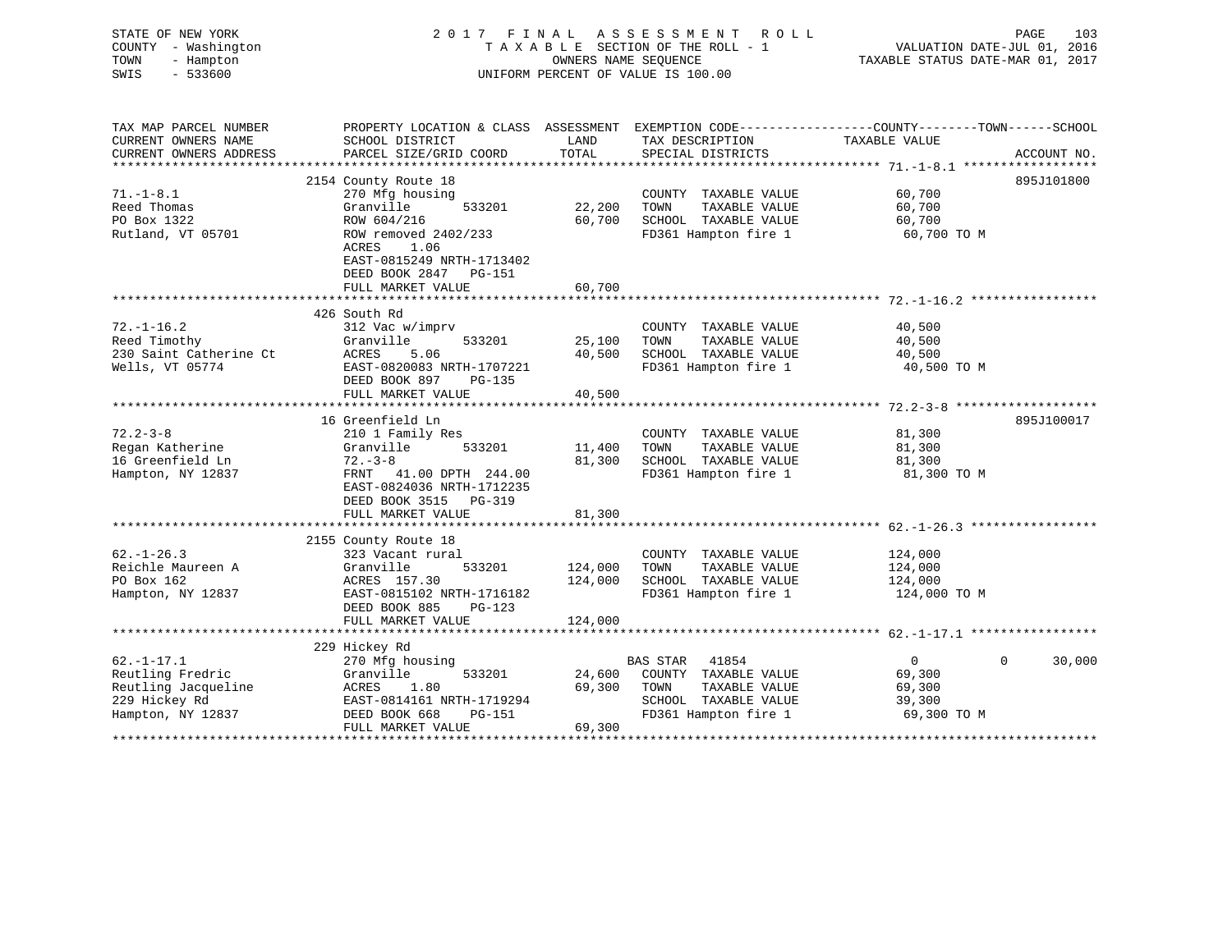STATE OF NEW YORK
COUNTY - Washington
TOWN - Hampton
SWIS - 533600

2 0 1 7 F I N A L A S S E S S M E N T R O L L
T A X A B L E SECTION OF THE ROLL - 1
OWNERS NAME SEQUENCE
UNIFORM PERCENT OF VALUE IS 100.00

VALUATION DATE-JUL 01, 2016
TAXABLE STATUS DATE-MAR 01, 2017

```
TAX MAP PARCEL NUMBER          PROPERTY LOCATION & CLASS  ASSESSMENT  EXEMPTION CODE-----------------COUNTY--------TOWN------SCHOOL
CURRENT OWNERS NAME            SCHOOL DISTRICT               LAND      TAX DESCRIPTION            TAXABLE VALUE
CURRENT OWNERS ADDRESS         PARCEL SIZE/GRID COORD        TOTAL     SPECIAL DISTRICTS                                    ACCOUNT NO.
******************************************************************************************************* 71.-1-8.1 ******************
                               2154 County Route 18                                                                     895J101800
71.-1-8.1                      270 Mfg housing                          COUNTY  TAXABLE VALUE            60,700
Reed Thomas                    Granville       533201        22,200     TOWN    TAXABLE VALUE            60,700
PO Box 1322                    ROW 604/216                   60,700     SCHOOL  TAXABLE VALUE            60,700
Rutland, VT 05701              ROW removed 2402/233                     FD361 Hampton fire 1              60,700 TO M
                               ACRES     1.06
                               EAST-0815249 NRTH-1713402
                               DEED BOOK 2847   PG-151
                               FULL MARKET VALUE             60,700
******************************************************************************************************* 72.-1-16.2 *****************
                               426 South Rd
72.-1-16.2                     312 Vac w/imprv                          COUNTY  TAXABLE VALUE            40,500
Reed Timothy                   Granville       533201        25,100     TOWN    TAXABLE VALUE            40,500
230 Saint Catherine Ct         ACRES     5.06                40,500     SCHOOL  TAXABLE VALUE            40,500
Wells, VT 05774                EAST-0820083 NRTH-1707221                FD361 Hampton fire 1              40,500 TO M
                               DEED BOOK 897    PG-135
                               FULL MARKET VALUE             40,500
******************************************************************************************************* 72.2-3-8 *******************
                               16 Greenfield Ln                                                                         895J100017
72.2-3-8                       210 1 Family Res                         COUNTY  TAXABLE VALUE            81,300
Regan Katherine                Granville       533201        11,400     TOWN    TAXABLE VALUE            81,300
16 Greenfield Ln               72.-3-8                       81,300     SCHOOL  TAXABLE VALUE            81,300
Hampton, NY 12837              FRNT   41.00 DPTH 244.00                 FD361 Hampton fire 1              81,300 TO M
                               EAST-0824036 NRTH-1712235
                               DEED BOOK 3515   PG-319
                               FULL MARKET VALUE             81,300
******************************************************************************************************* 62.-1-26.3 *****************
                               2155 County Route 18
62.-1-26.3                     323 Vacant rural                         COUNTY  TAXABLE VALUE           124,000
Reichle Maureen A              Granville       533201       124,000     TOWN    TAXABLE VALUE           124,000
PO Box 162                     ACRES  157.30                124,000     SCHOOL  TAXABLE VALUE           124,000
Hampton, NY 12837              EAST-0815102 NRTH-1716182                FD361 Hampton fire 1             124,000 TO M
                               DEED BOOK 885    PG-123
                               FULL MARKET VALUE            124,000
******************************************************************************************************* 62.-1-17.1 *****************
                               229 Hickey Rd
62.-1-17.1                     270 Mfg housing                          BAS STAR  41854                       0           0      30,000
Reutling Fredric               Granville       533201        24,600     COUNTY  TAXABLE VALUE            69,300
Reutling Jacqueline            ACRES     1.80                69,300     TOWN    TAXABLE VALUE            69,300
229 Hickey Rd                  EAST-0814161 NRTH-1719294                SCHOOL  TAXABLE VALUE            39,300
Hampton, NY 12837              DEED BOOK 668    PG-151                  FD361 Hampton fire 1              69,300 TO M
                               FULL MARKET VALUE             69,300
************************************************************************************************************************************
```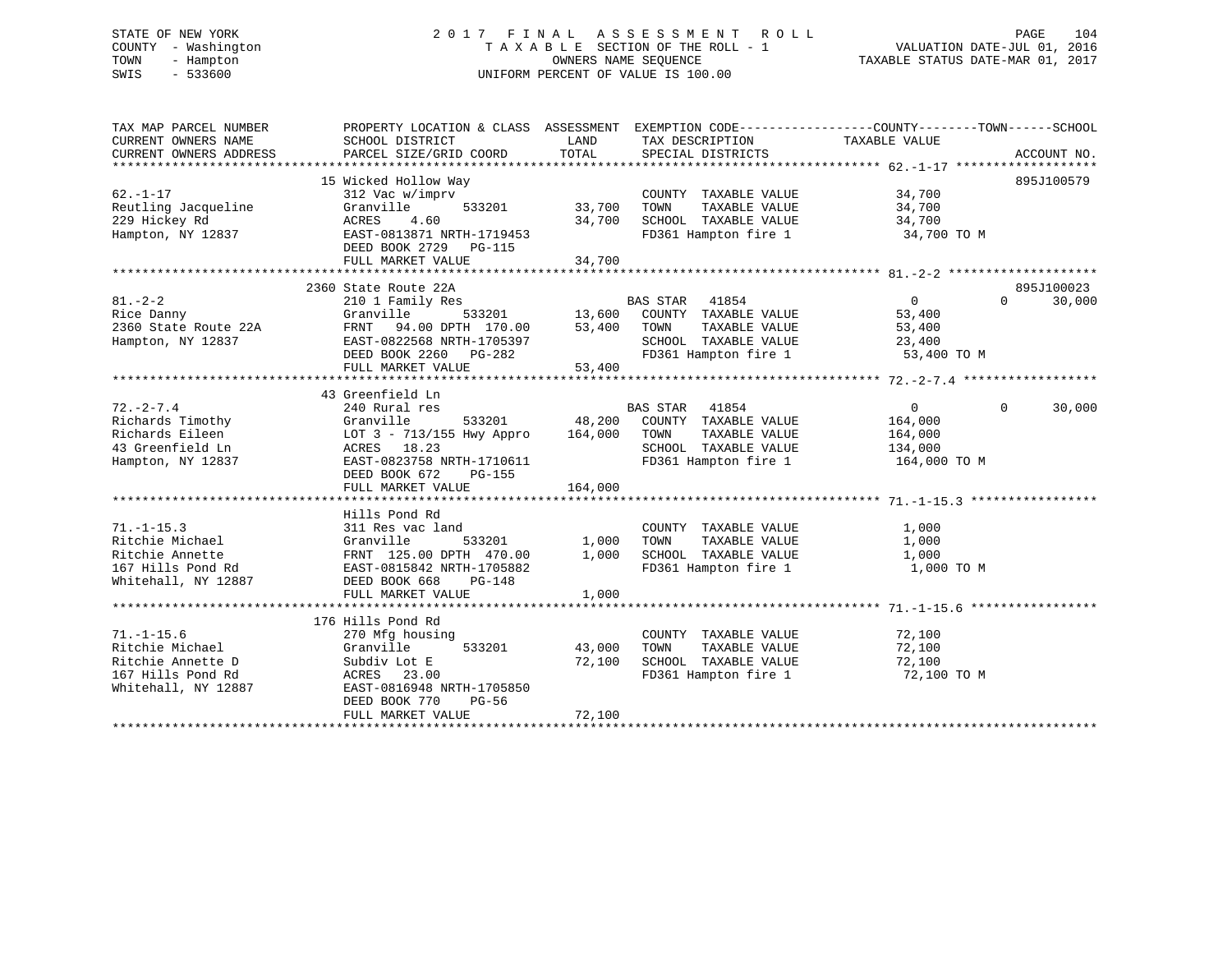STATE OF NEW YORK
COUNTY - Washington
TOWN - Hampton
SWIS - 533600

# 2017 FINAL ASSESSMENT ROLL

TAXABLE SECTION OF THE ROLL - 1
OWNERS NAME SEQUENCE
UNIFORM PERCENT OF VALUE IS 100.00

VALUATION DATE-JUL 01, 2016
TAXABLE STATUS DATE-MAR 01, 2017

| TAX MAP PARCEL NUMBER / CURRENT OWNERS NAME / CURRENT OWNERS ADDRESS | PROPERTY LOCATION & CLASS / SCHOOL DISTRICT / PARCEL SIZE/GRID COORD | ASSESSMENT LAND | TOTAL | EXEMPTION CODE / TAX DESCRIPTION / SPECIAL DISTRICTS | COUNTY TAXABLE VALUE | TOWN | SCHOOL | ACCOUNT NO. |
|---|---|---|---|---|---|---|---|---|
| **62.-1-17** | 15 Wicked Hollow Way | | | | | | | 895J100579 |
| 62.-1-17 | 312 Vac w/imprv | | | COUNTY TAXABLE VALUE | 34,700 | | | |
| Reutling Jacqueline | Granville 533201 | 33,700 | | TOWN TAXABLE VALUE | 34,700 | | | |
| 229 Hickey Rd | ACRES 4.60 | | 34,700 | SCHOOL TAXABLE VALUE | 34,700 | | | |
| Hampton, NY 12837 | EAST-0813871 NRTH-1719453 | | | FD361 Hampton fire 1 | 34,700 TO M | | | |
| | DEED BOOK 2729 PG-115 | | | | | | | |
| | FULL MARKET VALUE | | 34,700 | | | | | |
| **81.-2-2** | 2360 State Route 22A | | | | | | | 895J100023 |
| 81.-2-2 | 210 1 Family Res | | | BAS STAR 41854 | 0 | 0 | 30,000 | |
| Rice Danny | Granville 533201 | 13,600 | | COUNTY TAXABLE VALUE | 53,400 | | | |
| 2360 State Route 22A | FRNT 94.00 DPTH 170.00 | | 53,400 | TOWN TAXABLE VALUE | 53,400 | | | |
| Hampton, NY 12837 | EAST-0822568 NRTH-1705397 | | | SCHOOL TAXABLE VALUE | 23,400 | | | |
| | DEED BOOK 2260 PG-282 | | | FD361 Hampton fire 1 | 53,400 TO M | | | |
| | FULL MARKET VALUE | | 53,400 | | | | | |
| **72.-2-7.4** | 43 Greenfield Ln | | | | | | | |
| 72.-2-7.4 | 240 Rural res | | | BAS STAR 41854 | 0 | 0 | 30,000 | |
| Richards Timothy | Granville 533201 | 48,200 | | COUNTY TAXABLE VALUE | 164,000 | | | |
| Richards Eileen | LOT 3 - 713/155 Hwy Appro | | 164,000 | TOWN TAXABLE VALUE | 164,000 | | | |
| 43 Greenfield Ln | ACRES 18.23 | | | SCHOOL TAXABLE VALUE | 134,000 | | | |
| Hampton, NY 12837 | EAST-0823758 NRTH-1710611 | | | FD361 Hampton fire 1 | 164,000 TO M | | | |
| | DEED BOOK 672 PG-155 | | | | | | | |
| | FULL MARKET VALUE | | 164,000 | | | | | |
| **71.-1-15.3** | Hills Pond Rd | | | | | | | |
| 71.-1-15.3 | 311 Res vac land | | | COUNTY TAXABLE VALUE | 1,000 | | | |
| Ritchie Michael | Granville 533201 | 1,000 | | TOWN TAXABLE VALUE | 1,000 | | | |
| Ritchie Annette | FRNT 125.00 DPTH 470.00 | | 1,000 | SCHOOL TAXABLE VALUE | 1,000 | | | |
| 167 Hills Pond Rd | EAST-0815842 NRTH-1705882 | | | FD361 Hampton fire 1 | 1,000 TO M | | | |
| Whitehall, NY 12887 | DEED BOOK 668 PG-148 | | | | | | | |
| | FULL MARKET VALUE | | 1,000 | | | | | |
| **71.-1-15.6** | 176 Hills Pond Rd | | | | | | | |
| 71.-1-15.6 | 270 Mfg housing | | | COUNTY TAXABLE VALUE | 72,100 | | | |
| Ritchie Michael | Granville 533201 | 43,000 | | TOWN TAXABLE VALUE | 72,100 | | | |
| Ritchie Annette D | Subdiv Lot E | | 72,100 | SCHOOL TAXABLE VALUE | 72,100 | | | |
| 167 Hills Pond Rd | ACRES 23.00 | | | FD361 Hampton fire 1 | 72,100 TO M | | | |
| Whitehall, NY 12887 | EAST-0816948 NRTH-1705850 | | | | | | | |
| | DEED BOOK 770 PG-56 | | | | | | | |
| | FULL MARKET VALUE | | 72,100 | | | | | |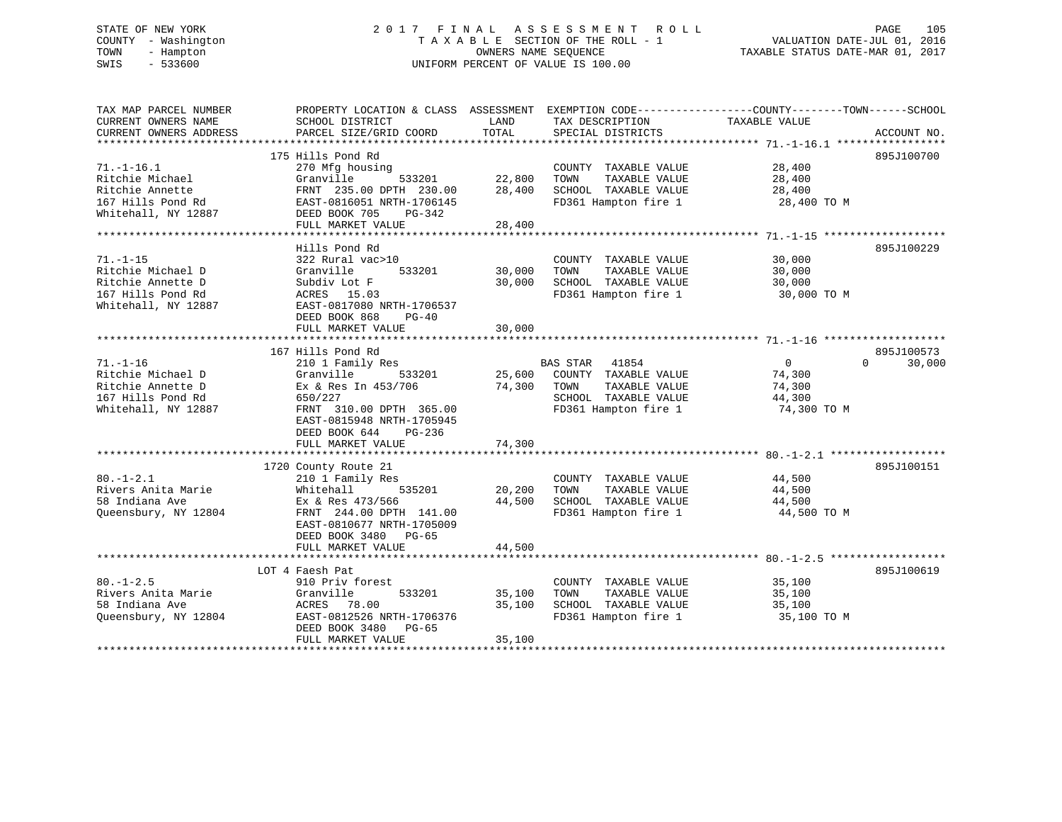STATE OF NEW YORK
COUNTY - Washington
TOWN - Hampton
SWIS - 533600

# 2017 FINAL ASSESSMENT ROLL
TAXABLE SECTION OF THE ROLL - 1
OWNERS NAME SEQUENCE
UNIFORM PERCENT OF VALUE IS 100.00

VALUATION DATE-JUL 01, 2016
TAXABLE STATUS DATE-MAR 01, 2017

| TAX MAP PARCEL NUMBER / CURRENT OWNERS NAME / CURRENT OWNERS ADDRESS | PROPERTY LOCATION & CLASS / SCHOOL DISTRICT / PARCEL SIZE/GRID COORD | ASSESSMENT LAND / TOTAL | EXEMPTION CODE / TAX DESCRIPTION / SPECIAL DISTRICTS | COUNTY TAXABLE VALUE | TOWN | SCHOOL | ACCOUNT NO. |
|---|---|---|---|---|---|---|---|
| 71.-1-16.1 | 175 Hills Pond Rd | | | | | | 895J100700 |
| Ritchie Michael | 270 Mfg housing | | COUNTY TAXABLE VALUE | 28,400 | | | |
| Ritchie Annette | Granville 533201 | 22,800 | TOWN TAXABLE VALUE | 28,400 | | | |
| 167 Hills Pond Rd | FRNT 235.00 DPTH 230.00 | 28,400 | SCHOOL TAXABLE VALUE | 28,400 | | | |
| Whitehall, NY 12887 | EAST-0816051 NRTH-1706145 | | FD361 Hampton fire 1 | 28,400 TO M | | | |
| | DEED BOOK 705 PG-342 | | | | | | |
| | FULL MARKET VALUE | 28,400 | | | | | |
| 71.-1-15 | Hills Pond Rd | | | | | | 895J100229 |
| Ritchie Michael D | 322 Rural vac>10 | | COUNTY TAXABLE VALUE | 30,000 | | | |
| Ritchie Annette D | Granville 533201 | 30,000 | TOWN TAXABLE VALUE | 30,000 | | | |
| 167 Hills Pond Rd | Subdiv Lot F | 30,000 | SCHOOL TAXABLE VALUE | 30,000 | | | |
| Whitehall, NY 12887 | ACRES 15.03 | | FD361 Hampton fire 1 | 30,000 TO M | | | |
| | EAST-0817080 NRTH-1706537 | | | | | | |
| | DEED BOOK 868 PG-40 | | | | | | |
| | FULL MARKET VALUE | 30,000 | | | | | |
| 71.-1-16 | 167 Hills Pond Rd | | | | | | 895J100573 |
| Ritchie Michael D | 210 1 Family Res | | BAS STAR 41854 | 0 | 0 | 30,000 | |
| Ritchie Annette D | Granville 533201 | 25,600 | COUNTY TAXABLE VALUE | 74,300 | | | |
| 167 Hills Pond Rd | Ex & Res In 453/706 | 74,300 | TOWN TAXABLE VALUE | 74,300 | | | |
| Whitehall, NY 12887 | 650/227 | | SCHOOL TAXABLE VALUE | 44,300 | | | |
| | FRNT 310.00 DPTH 365.00 | | FD361 Hampton fire 1 | 74,300 TO M | | | |
| | EAST-0815948 NRTH-1705945 | | | | | | |
| | DEED BOOK 644 PG-236 | | | | | | |
| | FULL MARKET VALUE | 74,300 | | | | | |
| 80.-1-2.1 | 1720 County Route 21 | | | | | | 895J100151 |
| Rivers Anita Marie | 210 1 Family Res | | COUNTY TAXABLE VALUE | 44,500 | | | |
| 58 Indiana Ave | Whitehall 535201 | 20,200 | TOWN TAXABLE VALUE | 44,500 | | | |
| Queensbury, NY 12804 | Ex & Res 473/566 | 44,500 | SCHOOL TAXABLE VALUE | 44,500 | | | |
| | FRNT 244.00 DPTH 141.00 | | FD361 Hampton fire 1 | 44,500 TO M | | | |
| | EAST-0810677 NRTH-1705009 | | | | | | |
| | DEED BOOK 3480 PG-65 | | | | | | |
| | FULL MARKET VALUE | 44,500 | | | | | |
| 80.-1-2.5 | LOT 4 Faesh Pat | | | | | | 895J100619 |
| Rivers Anita Marie | 910 Priv forest | | COUNTY TAXABLE VALUE | 35,100 | | | |
| 58 Indiana Ave | Granville 533201 | 35,100 | TOWN TAXABLE VALUE | 35,100 | | | |
| Queensbury, NY 12804 | ACRES 78.00 | 35,100 | SCHOOL TAXABLE VALUE | 35,100 | | | |
| | EAST-0812526 NRTH-1706376 | | FD361 Hampton fire 1 | 35,100 TO M | | | |
| | DEED BOOK 3480 PG-65 | | | | | | |
| | FULL MARKET VALUE | 35,100 | | | | | |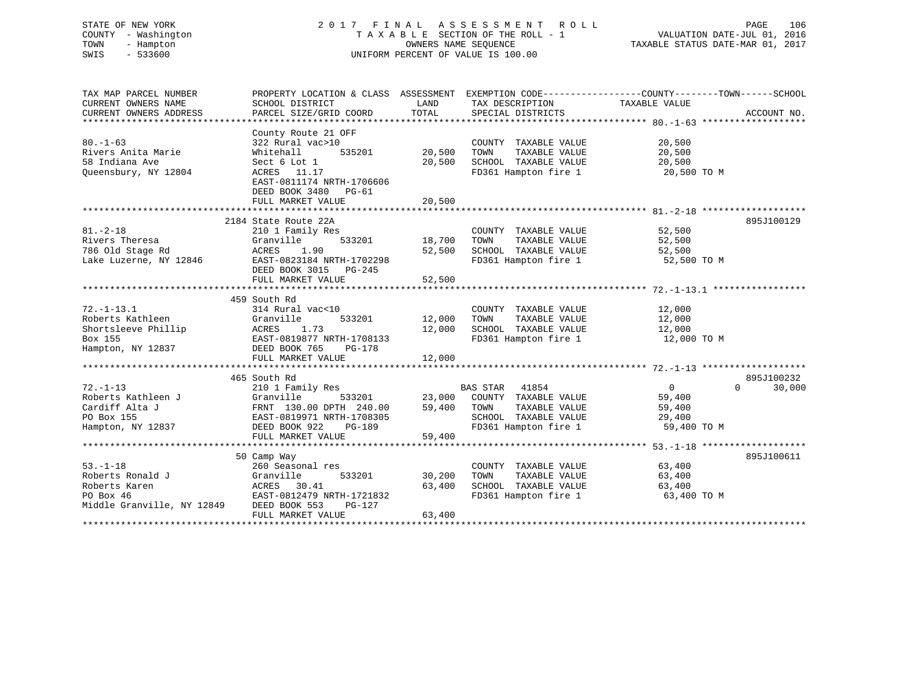STATE OF NEW YORK
COUNTY - Washington
TOWN - Hampton
SWIS - 533600

2 0 1 7 F I N A L A S S E S S M E N T R O L L
T A X A B L E SECTION OF THE ROLL - 1
OWNERS NAME SEQUENCE
UNIFORM PERCENT OF VALUE IS 100.00

VALUATION DATE-JUL 01, 2016
TAXABLE STATUS DATE-MAR 01, 2017

| TAX MAP PARCEL NUMBER / CURRENT OWNERS NAME / CURRENT OWNERS ADDRESS | PROPERTY LOCATION & CLASS / SCHOOL DISTRICT / PARCEL SIZE/GRID COORD | ASSESSMENT LAND | TOTAL | EXEMPTION CODE / TAX DESCRIPTION / SPECIAL DISTRICTS | COUNTY / TOWN / SCHOOL TAXABLE VALUE | ACCOUNT NO. |
|---|---|---|---|---|---|---|
| **80.-1-63** | County Route 21 OFF | | | | | |
| 80.-1-63 | 322 Rural vac>10 | | | COUNTY TAXABLE VALUE | 20,500 | |
| Rivers Anita Marie | Whitehall 535201 | 20,500 | | TOWN TAXABLE VALUE | 20,500 | |
| 58 Indiana Ave | Sect 6 Lot 1 | | 20,500 | SCHOOL TAXABLE VALUE | 20,500 | |
| Queensbury, NY 12804 | ACRES 11.17 | | | FD361 Hampton fire 1 | 20,500 TO M | |
| | EAST-0811174 NRTH-1706606 | | | | | |
| | DEED BOOK 3480 PG-61 | | | | | |
| | FULL MARKET VALUE | | 20,500 | | | |
| **81.-2-18** | 2184 State Route 22A | | | | | 895J100129 |
| 81.-2-18 | 210 1 Family Res | | | COUNTY TAXABLE VALUE | 52,500 | |
| Rivers Theresa | Granville 533201 | 18,700 | | TOWN TAXABLE VALUE | 52,500 | |
| 786 Old Stage Rd | ACRES 1.90 | | 52,500 | SCHOOL TAXABLE VALUE | 52,500 | |
| Lake Luzerne, NY 12846 | EAST-0823184 NRTH-1702298 | | | FD361 Hampton fire 1 | 52,500 TO M | |
| | DEED BOOK 3015 PG-245 | | | | | |
| | FULL MARKET VALUE | | 52,500 | | | |
| **72.-1-13.1** | 459 South Rd | | | | | |
| 72.-1-13.1 | 314 Rural vac<10 | | | COUNTY TAXABLE VALUE | 12,000 | |
| Roberts Kathleen | Granville 533201 | 12,000 | | TOWN TAXABLE VALUE | 12,000 | |
| Shortsleeve Phillip | ACRES 1.73 | | 12,000 | SCHOOL TAXABLE VALUE | 12,000 | |
| Box 155 | EAST-0819877 NRTH-1708133 | | | FD361 Hampton fire 1 | 12,000 TO M | |
| Hampton, NY 12837 | DEED BOOK 765 PG-178 | | | | | |
| | FULL MARKET VALUE | | 12,000 | | | |
| **72.-1-13** | 465 South Rd | | | | | 895J100232 |
| 72.-1-13 | 210 1 Family Res | | | BAS STAR 41854 | 0 0 30,000 | |
| Roberts Kathleen J | Granville 533201 | 23,000 | | COUNTY TAXABLE VALUE | 59,400 | |
| Cardiff Alta J | FRNT 130.00 DPTH 240.00 | | 59,400 | TOWN TAXABLE VALUE | 59,400 | |
| PO Box 155 | EAST-0819971 NRTH-1708305 | | | SCHOOL TAXABLE VALUE | 29,400 | |
| Hampton, NY 12837 | DEED BOOK 922 PG-189 | | | FD361 Hampton fire 1 | 59,400 TO M | |
| | FULL MARKET VALUE | | 59,400 | | | |
| **53.-1-18** | 50 Camp Way | | | | | 895J100611 |
| 53.-1-18 | 260 Seasonal res | | | COUNTY TAXABLE VALUE | 63,400 | |
| Roberts Ronald J | Granville 533201 | 30,200 | | TOWN TAXABLE VALUE | 63,400 | |
| Roberts Karen | ACRES 30.41 | | 63,400 | SCHOOL TAXABLE VALUE | 63,400 | |
| PO Box 46 | EAST-0812479 NRTH-1721832 | | | FD361 Hampton fire 1 | 63,400 TO M | |
| Middle Granville, NY 12849 | DEED BOOK 553 PG-127 | | | | | |
| | FULL MARKET VALUE | | 63,400 | | | |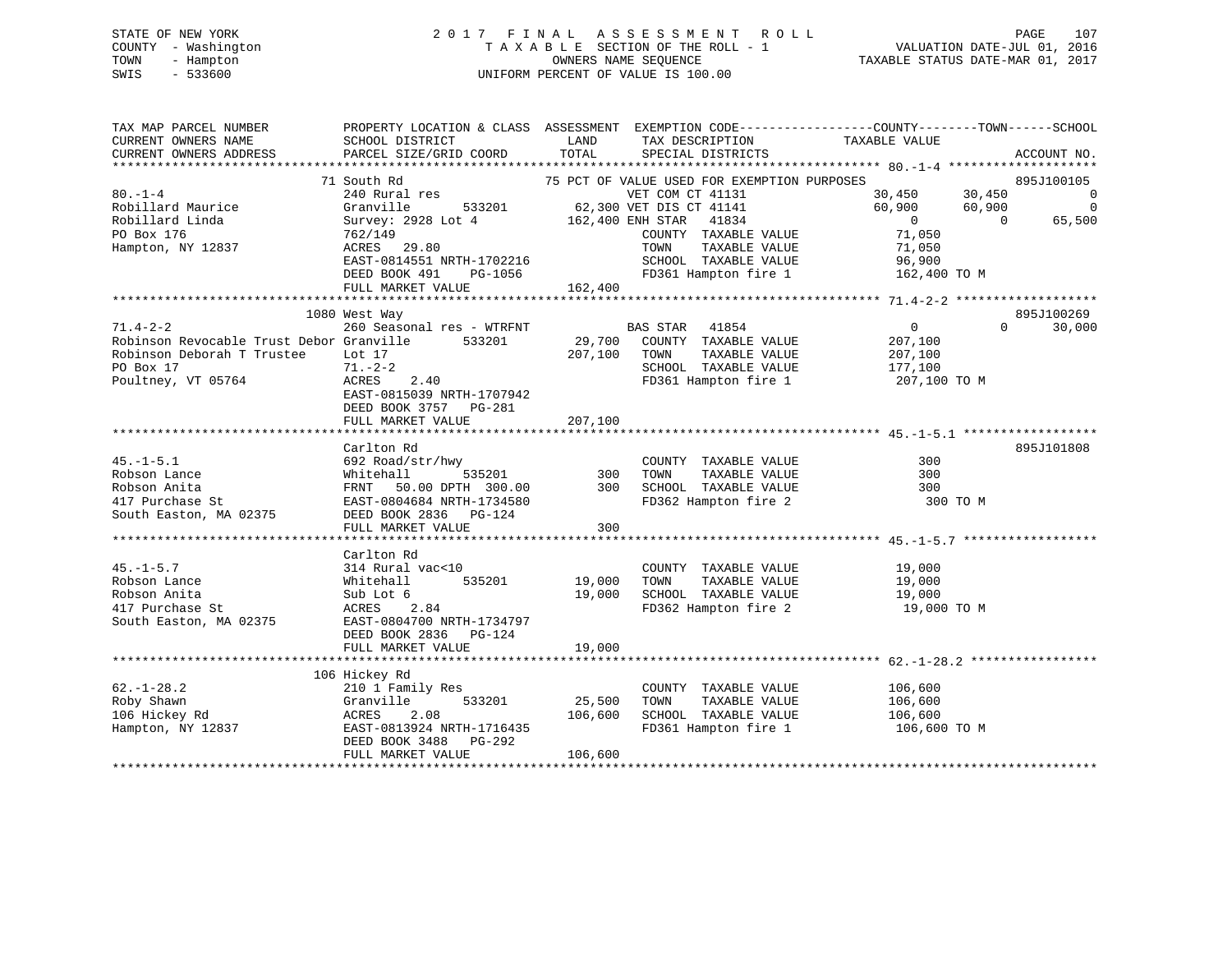STATE OF NEW YORK
COUNTY - Washington
TOWN - Hampton
SWIS - 533600

# 2017 FINAL ASSESSMENT ROLL

TAXABLE SECTION OF THE ROLL - 1
OWNERS NAME SEQUENCE
UNIFORM PERCENT OF VALUE IS 100.00

VALUATION DATE-JUL 01, 2016
TAXABLE STATUS DATE-MAR 01, 2017

```
TAX MAP PARCEL NUMBER          PROPERTY LOCATION & CLASS  ASSESSMENT  EXEMPTION CODE------------------COUNTY--------TOWN------SCHOOL
CURRENT OWNERS NAME            SCHOOL DISTRICT             LAND       TAX DESCRIPTION            TAXABLE VALUE
CURRENT OWNERS ADDRESS         PARCEL SIZE/GRID COORD      TOTAL      SPECIAL DISTRICTS                                    ACCOUNT NO.
*********************************************************************************************** 80.-1-4 ********************
                               71 South Rd                   75 PCT OF VALUE USED FOR EXEMPTION PURPOSES                    895J100105
80.-1-4                        240 Rural res                       VET COM CT 41131           30,450      30,450            0
Robillard Maurice              Granville       533201    62,300 VET DIS CT 41141              60,900      60,900            0
Robillard Linda                Survey: 2928 Lot 4       162,400 ENH STAR   41834                   0           0       65,500
PO Box 176                     762/149                             COUNTY  TAXABLE VALUE          71,050
Hampton, NY 12837              ACRES  29.80                        TOWN    TAXABLE VALUE          71,050
                               EAST-0814551 NRTH-1702216           SCHOOL  TAXABLE VALUE          96,900
                               DEED BOOK 491    PG-1056            FD361 Hampton fire 1          162,400 TO M
                               FULL MARKET VALUE          162,400
*********************************************************************************************** 71.4-2-2 *******************
                               1080 West Way                                                                     895J100269
71.4-2-2                       260 Seasonal res - WTRFNT           BAS STAR   41854                    0           0       30,000
Robinson Revocable Trust Debor Granville       533201    29,700   COUNTY  TAXABLE VALUE          207,100
Robinson Deborah T Trustee     Lot 17                   207,100   TOWN    TAXABLE VALUE          207,100
PO Box 17                      71.-2-2                            SCHOOL  TAXABLE VALUE          177,100
Poultney, VT 05764             ACRES    2.40                      FD361 Hampton fire 1           207,100 TO M
                               EAST-0815039 NRTH-1707942
                               DEED BOOK 3757   PG-281
                               FULL MARKET VALUE          207,100
*********************************************************************************************** 45.-1-5.1 ******************
                               Carlton Rd                                                                        895J101808
45.-1-5.1                      692 Road/str/hwy                   COUNTY  TAXABLE VALUE              300
Robson Lance                   Whitehall       535201       300   TOWN    TAXABLE VALUE              300
Robson Anita                   FRNT  50.00 DPTH 300.00      300   SCHOOL  TAXABLE VALUE              300
417 Purchase St                EAST-0804684 NRTH-1734580          FD362 Hampton fire 2               300 TO M
South Easton, MA 02375         DEED BOOK 2836   PG-124
                               FULL MARKET VALUE              300
*********************************************************************************************** 45.-1-5.7 ******************
                               Carlton Rd
45.-1-5.7                      314 Rural vac<10                   COUNTY  TAXABLE VALUE           19,000
Robson Lance                   Whitehall       535201    19,000   TOWN    TAXABLE VALUE           19,000
Robson Anita                   Sub Lot 6                 19,000   SCHOOL  TAXABLE VALUE           19,000
417 Purchase St                ACRES    2.84                      FD362 Hampton fire 2            19,000 TO M
South Easton, MA 02375         EAST-0804700 NRTH-1734797
                               DEED BOOK 2836   PG-124
                               FULL MARKET VALUE           19,000
*********************************************************************************************** 62.-1-28.2 *****************
                               106 Hickey Rd
62.-1-28.2                     210 1 Family Res                   COUNTY  TAXABLE VALUE          106,600
Roby Shawn                     Granville       533201    25,500   TOWN    TAXABLE VALUE          106,600
106 Hickey Rd                  ACRES    2.08            106,600   SCHOOL  TAXABLE VALUE          106,600
Hampton, NY 12837              EAST-0813924 NRTH-1716435          FD361 Hampton fire 1           106,600 TO M
                               DEED BOOK 3488   PG-292
                               FULL MARKET VALUE          106,600
******************************************************************************************************************************
```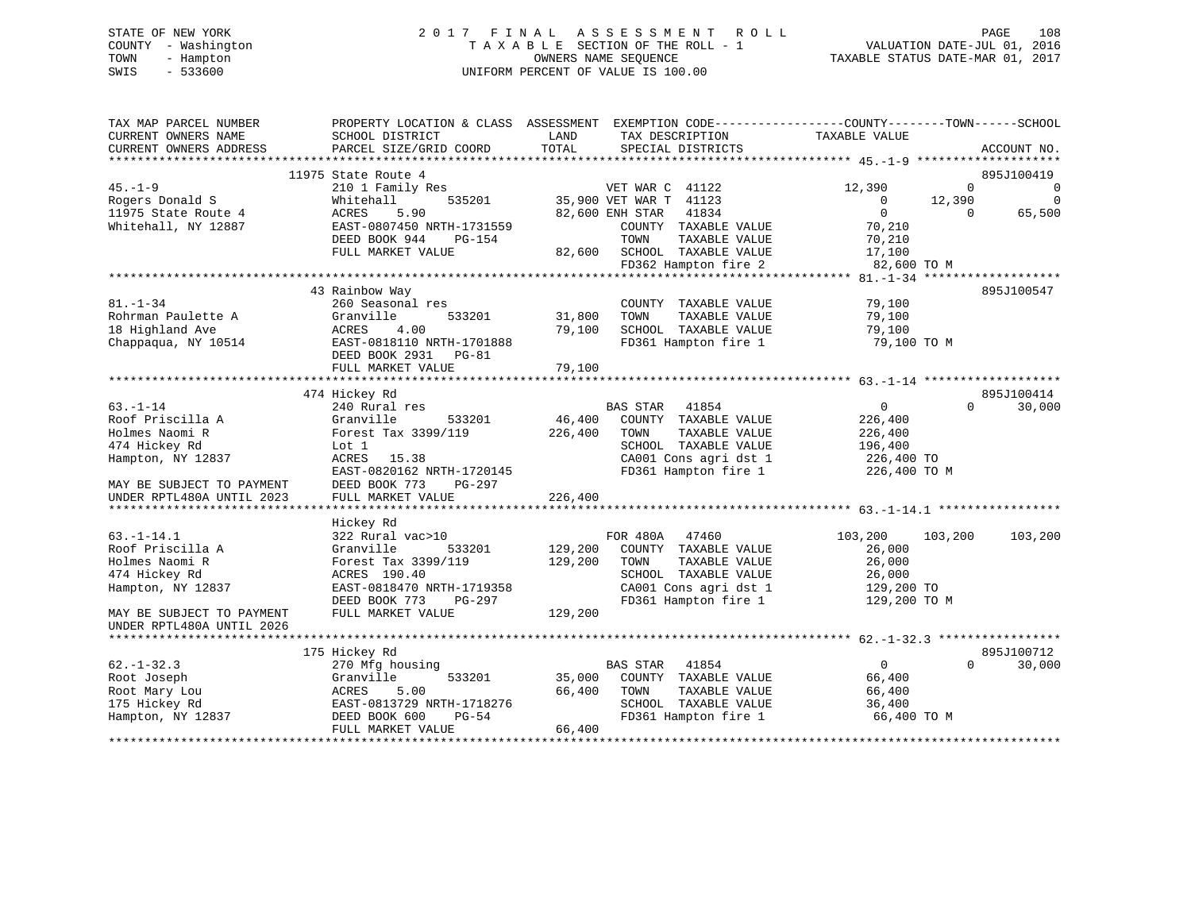STATE OF NEW YORK
COUNTY - Washington
TOWN - Hampton
SWIS - 533600

2 0 1 7 F I N A L A S S E S S M E N T R O L L
T A X A B L E SECTION OF THE ROLL - 1
OWNERS NAME SEQUENCE
UNIFORM PERCENT OF VALUE IS 100.00

VALUATION DATE-JUL 01, 2016
TAXABLE STATUS DATE-MAR 01, 2017

```
TAX MAP PARCEL NUMBER          PROPERTY LOCATION & CLASS  ASSESSMENT  EXEMPTION CODE-----------------COUNTY--------TOWN------SCHOOL
CURRENT OWNERS NAME            SCHOOL DISTRICT               LAND      TAX DESCRIPTION             TAXABLE VALUE
CURRENT OWNERS ADDRESS         PARCEL SIZE/GRID COORD        TOTAL     SPECIAL DISTRICTS                                   ACCOUNT NO.
******************************************************************************************************* 45.-1-9 ********************
                   11975 State Route 4                                                                                  895J100419
45.-1-9                        210 1 Family Res                        VET WAR C  41122          12,390          0             0
Rogers Donald S                Whitehall        535201       35,900 VET WAR T  41123               0        12,390             0
11975 State Route 4            ACRES     5.90                82,600 ENH STAR   41834               0             0        65,500
Whitehall, NY 12887            EAST-0807450 NRTH-1731559              COUNTY  TAXABLE VALUE        70,210
                               DEED BOOK 944     PG-154               TOWN    TAXABLE VALUE        70,210
                               FULL MARKET VALUE             82,600   SCHOOL  TAXABLE VALUE        17,100
                                                                      FD362 Hampton fire 2          82,600 TO M
******************************************************************************************************* 81.-1-34 *******************
                   43 Rainbow Way                                                                                       895J100547
81.-1-34                       260 Seasonal res                       COUNTY  TAXABLE VALUE        79,100
Rohrman Paulette A             Granville        533201       31,800   TOWN    TAXABLE VALUE        79,100
18 Highland Ave                ACRES     4.00                79,100   SCHOOL  TAXABLE VALUE        79,100
Chappaqua, NY 10514            EAST-0818110 NRTH-1701888              FD361 Hampton fire 1          79,100 TO M
                               DEED BOOK 2931   PG-81
                               FULL MARKET VALUE             79,100
******************************************************************************************************* 63.-1-14 *******************
                   474 Hickey Rd                                                                                        895J100414
63.-1-14                       240 Rural res                          BAS STAR   41854               0             0        30,000
Roof Priscilla A               Granville        533201       46,400   COUNTY  TAXABLE VALUE       226,400
Holmes Naomi R                 Forest Tax 3399/119          226,400   TOWN    TAXABLE VALUE       226,400
474 Hickey Rd                  Lot 1                                  SCHOOL  TAXABLE VALUE       196,400
Hampton, NY 12837              ACRES    15.38                         CA001 Cons agri dst 1        226,400 TO
                               EAST-0820162 NRTH-1720145              FD361 Hampton fire 1         226,400 TO M
MAY BE SUBJECT TO PAYMENT      DEED BOOK 773    PG-297
UNDER RPTL480A UNTIL 2023      FULL MARKET VALUE            226,400
******************************************************************************************************* 63.-1-14.1 *****************
                               Hickey Rd
63.-1-14.1                     322 Rural vac>10                       FOR 480A   47460          103,200       103,200       103,200
Roof Priscilla A               Granville        533201      129,200   COUNTY  TAXABLE VALUE        26,000
Holmes Naomi R                 Forest Tax 3399/119          129,200   TOWN    TAXABLE VALUE        26,000
474 Hickey Rd                  ACRES   190.40                         SCHOOL  TAXABLE VALUE        26,000
Hampton, NY 12837              EAST-0818470 NRTH-1719358              CA001 Cons agri dst 1        129,200 TO
                               DEED BOOK 773    PG-297                FD361 Hampton fire 1         129,200 TO M
MAY BE SUBJECT TO PAYMENT      FULL MARKET VALUE            129,200
UNDER RPTL480A UNTIL 2026
******************************************************************************************************* 62.-1-32.3 *****************
                   175 Hickey Rd                                                                                        895J100712
62.-1-32.3                     270 Mfg housing                        BAS STAR   41854               0             0        30,000
Root Joseph                    Granville        533201       35,000   COUNTY  TAXABLE VALUE        66,400
Root Mary Lou                  ACRES     5.00                66,400   TOWN    TAXABLE VALUE        66,400
175 Hickey Rd                  EAST-0813729 NRTH-1718276              SCHOOL  TAXABLE VALUE        36,400
Hampton, NY 12837              DEED BOOK 600    PG-54                 FD361 Hampton fire 1          66,400 TO M
                               FULL MARKET VALUE             66,400
************************************************************************************************************************************
```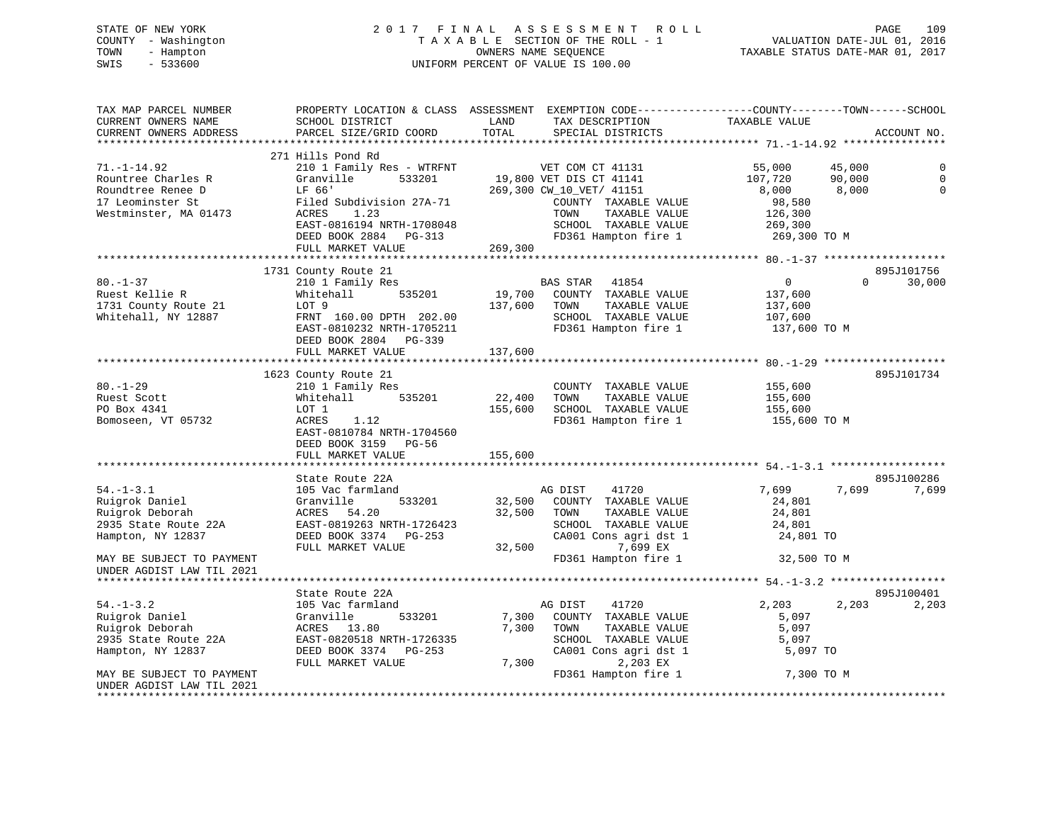STATE OF NEW YORK
COUNTY - Washington
TOWN - Hampton
SWIS - 533600

2017 FINAL ASSESSMENT ROLL
TAXABLE SECTION OF THE ROLL - 1
OWNERS NAME SEQUENCE
UNIFORM PERCENT OF VALUE IS 100.00

VALUATION DATE-JUL 01, 2016
TAXABLE STATUS DATE-MAR 01, 2017

```
TAX MAP PARCEL NUMBER      PROPERTY LOCATION & CLASS  ASSESSMENT  EXEMPTION CODE-----------------COUNTY--------TOWN------SCHOOL
CURRENT OWNERS NAME        SCHOOL DISTRICT               LAND      TAX DESCRIPTION              TAXABLE VALUE
CURRENT OWNERS ADDRESS     PARCEL SIZE/GRID COORD        TOTAL     SPECIAL DISTRICTS                                      ACCOUNT NO.
******************************************************************************************************* 71.-1-14.92 ****************
                           271 Hills Pond Rd
71.-1-14.92                210 1 Family Res - WTRFNT           VET COM CT 41131              55,000     45,000          0
Rountree Charles R         Granville        533201      19,800 VET DIS CT 41141             107,720     90,000          0
Roundtree Renee D          LF 66'                      269,300 CW_10_VET/ 41151               8,000      8,000          0
17 Leominster St           Filed Subdivision 27A-71            COUNTY  TAXABLE VALUE         98,580
Westminster, MA 01473      ACRES    1.23                       TOWN    TAXABLE VALUE        126,300
                           EAST-0816194 NRTH-1708048           SCHOOL  TAXABLE VALUE        269,300
                           DEED BOOK 2884   PG-313             FD361 Hampton fire 1          269,300 TO M
                           FULL MARKET VALUE           269,300
******************************************************************************************************* 80.-1-37 *******************
                           1731 County Route 21                                                                    895J101756
80.-1-37                   210 1 Family Res                    BAS STAR   41854                  0          0     30,000
Ruest Kellie R             Whitehall        535201      19,700  COUNTY  TAXABLE VALUE        137,600
1731 County Route 21       LOT 9                       137,600  TOWN    TAXABLE VALUE        137,600
Whitehall, NY 12887        FRNT 160.00 DPTH 202.00              SCHOOL  TAXABLE VALUE        107,600
                           EAST-0810232 NRTH-1705211            FD361 Hampton fire 1          137,600 TO M
                           DEED BOOK 2804   PG-339
                           FULL MARKET VALUE           137,600
******************************************************************************************************* 80.-1-29 *******************
                           1623 County Route 21                                                                    895J101734
80.-1-29                   210 1 Family Res                     COUNTY  TAXABLE VALUE        155,600
Ruest Scott                Whitehall        535201      22,400  TOWN    TAXABLE VALUE        155,600
PO Box 4341                LOT 1                       155,600  SCHOOL  TAXABLE VALUE        155,600
Bomoseen, VT 05732         ACRES    1.12                        FD361 Hampton fire 1          155,600 TO M
                           EAST-0810784 NRTH-1704560
                           DEED BOOK 3159   PG-56
                           FULL MARKET VALUE           155,600
******************************************************************************************************* 54.-1-3.1 ******************
                           State Route 22A                                                                         895J100286
54.-1-3.1                  105 Vac farmland                    AG DIST    41720              7,699      7,699      7,699
Ruigrok Daniel             Granville        533201      32,500  COUNTY  TAXABLE VALUE         24,801
Ruigrok Deborah            ACRES   54.20                 32,500  TOWN    TAXABLE VALUE         24,801
2935 State Route 22A       EAST-0819263 NRTH-1726423            SCHOOL  TAXABLE VALUE         24,801
Hampton, NY 12837          DEED BOOK 3374   PG-253              CA001 Cons agri dst 1          24,801 TO
                           FULL MARKET VALUE            32,500           7,699 EX
MAY BE SUBJECT TO PAYMENT                                       FD361 Hampton fire 1           32,500 TO M
UNDER AGDIST LAW TIL 2021
******************************************************************************************************* 54.-1-3.2 ******************
                           State Route 22A                                                                         895J100401
54.-1-3.2                  105 Vac farmland                    AG DIST    41720              2,203      2,203      2,203
Ruigrok Daniel             Granville        533201       7,300  COUNTY  TAXABLE VALUE          5,097
Ruigrok Deborah            ACRES   13.80                  7,300  TOWN    TAXABLE VALUE          5,097
2935 State Route 22A       EAST-0820518 NRTH-1726335            SCHOOL  TAXABLE VALUE          5,097
Hampton, NY 12837          DEED BOOK 3374   PG-253              CA001 Cons agri dst 1           5,097 TO
                           FULL MARKET VALUE             7,300           2,203 EX
MAY BE SUBJECT TO PAYMENT                                       FD361 Hampton fire 1            7,300 TO M
UNDER AGDIST LAW TIL 2021
************************************************************************************************************************************
```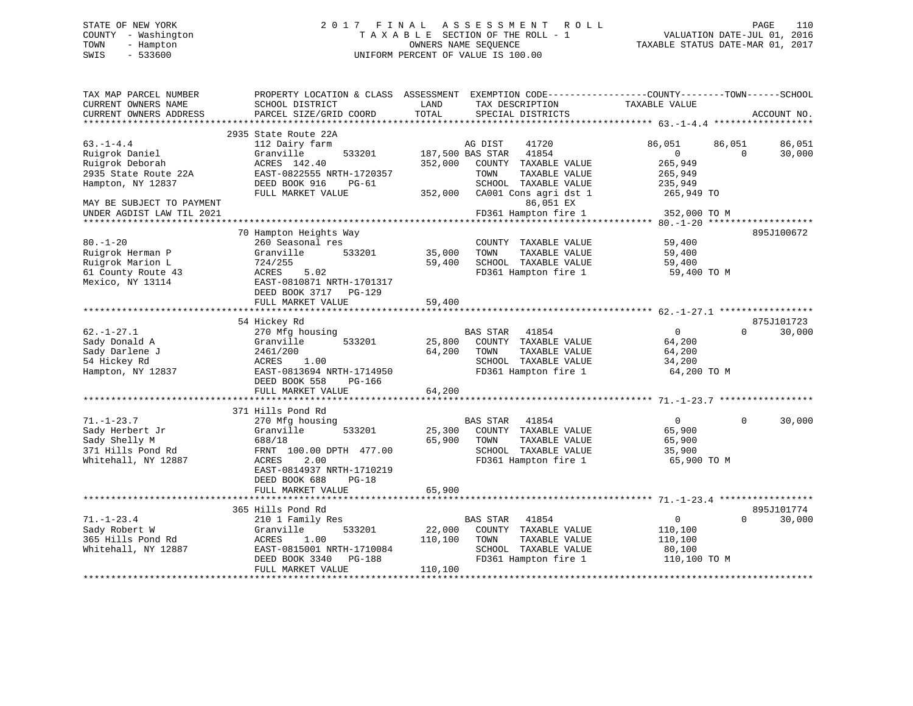STATE OF NEW YORK
COUNTY - Washington
TOWN - Hampton
SWIS - 533600

2 0 1 7 F I N A L A S S E S S M E N T R O L L
T A X A B L E SECTION OF THE ROLL - 1
OWNERS NAME SEQUENCE
UNIFORM PERCENT OF VALUE IS 100.00

VALUATION DATE-JUL 01, 2016
TAXABLE STATUS DATE-MAR 01, 2017

```
TAX MAP PARCEL NUMBER          PROPERTY LOCATION & CLASS  ASSESSMENT  EXEMPTION CODE------------------COUNTY--------TOWN------SCHOOL
CURRENT OWNERS NAME            SCHOOL DISTRICT               LAND      TAX DESCRIPTION             TAXABLE VALUE
CURRENT OWNERS ADDRESS         PARCEL SIZE/GRID COORD        TOTAL     SPECIAL DISTRICTS                                        ACCOUNT NO.
******************************************************************************************************* 63.-1-4.4 ******************
                               2935 State Route 22A
63.-1-4.4                      112 Dairy farm                      AG DIST    41720             86,051      86,051      86,051
Ruigrok Daniel                 Granville         533201      187,500 BAS STAR   41854                  0           0      30,000
Ruigrok Deborah                ACRES  142.40                 352,000   COUNTY  TAXABLE VALUE        265,949
2935 State Route 22A           EAST-0822555 NRTH-1720357               TOWN    TAXABLE VALUE        265,949
Hampton, NY 12837              DEED BOOK 916    PG-61                  SCHOOL  TAXABLE VALUE        235,949
                               FULL MARKET VALUE             352,000   CA001 Cons agri dst 1         265,949 TO
MAY BE SUBJECT TO PAYMENT                                                        86,051 EX
UNDER AGDIST LAW TIL 2021                                              FD361 Hampton fire 1          352,000 TO M
******************************************************************************************************* 80.-1-20 *******************
                               70 Hampton Heights Way                                                                 895J100672
80.-1-20                       260 Seasonal res                        COUNTY  TAXABLE VALUE         59,400
Ruigrok Herman P               Granville         533201       35,000   TOWN    TAXABLE VALUE         59,400
Ruigrok Marion L               724/255                        59,400   SCHOOL  TAXABLE VALUE         59,400
61 County Route 43             ACRES    5.02                           FD361 Hampton fire 1           59,400 TO M
Mexico, NY 13114               EAST-0810871 NRTH-1701317
                               DEED BOOK 3717   PG-129
                               FULL MARKET VALUE              59,400
******************************************************************************************************* 62.-1-27.1 *****************
                               54 Hickey Rd                                                                           875J101723
62.-1-27.1                     270 Mfg housing                         BAS STAR   41854                  0           0      30,000
Sady Donald A                  Granville         533201       25,800   COUNTY  TAXABLE VALUE         64,200
Sady Darlene J                 2461/200                       64,200   TOWN    TAXABLE VALUE         64,200
54 Hickey Rd                   ACRES    1.00                           SCHOOL  TAXABLE VALUE         34,200
Hampton, NY 12837              EAST-0813694 NRTH-1714950               FD361 Hampton fire 1           64,200 TO M
                               DEED BOOK 558    PG-166
                               FULL MARKET VALUE              64,200
******************************************************************************************************* 71.-1-23.7 *****************
                               371 Hills Pond Rd
71.-1-23.7                     270 Mfg housing                         BAS STAR   41854                  0           0      30,000
Sady Herbert Jr                Granville         533201       25,300   COUNTY  TAXABLE VALUE         65,900
Sady Shelly M                  688/18                         65,900   TOWN    TAXABLE VALUE         65,900
371 Hills Pond Rd              FRNT 100.00 DPTH 477.00                 SCHOOL  TAXABLE VALUE         35,900
Whitehall, NY 12887            ACRES    2.00                           FD361 Hampton fire 1           65,900 TO M
                               EAST-0814937 NRTH-1710219
                               DEED BOOK 688    PG-18
                               FULL MARKET VALUE              65,900
******************************************************************************************************* 71.-1-23.4 *****************
                               365 Hills Pond Rd                                                                      895J101774
71.-1-23.4                     210 1 Family Res                        BAS STAR   41854                  0           0      30,000
Sady Robert W                  Granville         533201       22,000   COUNTY  TAXABLE VALUE        110,100
365 Hills Pond Rd              ACRES    1.00                 110,100   TOWN    TAXABLE VALUE        110,100
Whitehall, NY 12887            EAST-0815001 NRTH-1710084               SCHOOL  TAXABLE VALUE         80,100
                               DEED BOOK 3340   PG-188                 FD361 Hampton fire 1          110,100 TO M
                               FULL MARKET VALUE             110,100
************************************************************************************************************************************
```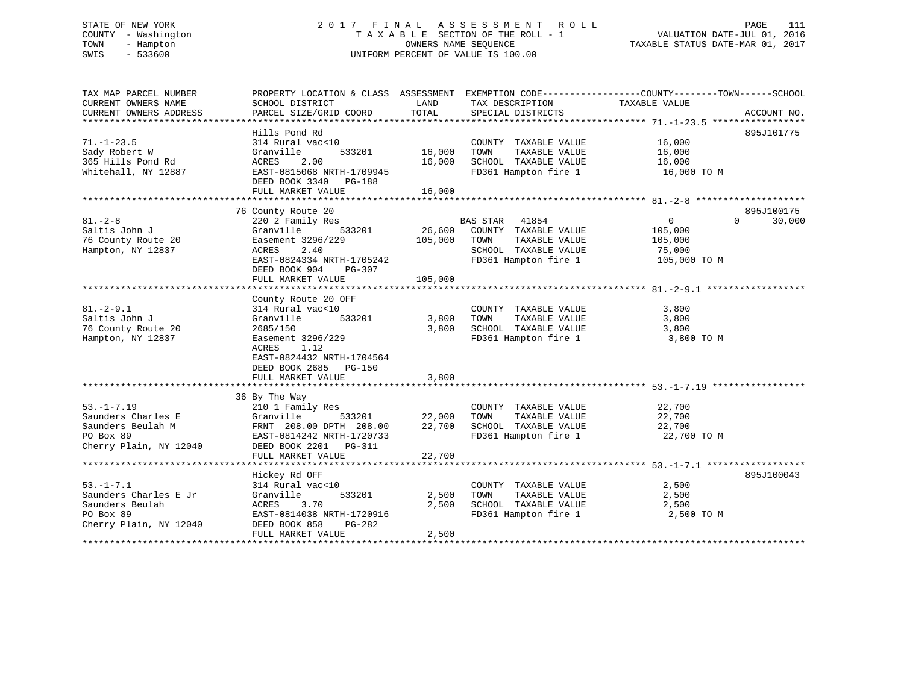STATE OF NEW YORK
COUNTY - Washington
TOWN - Hampton
SWIS - 533600

# 2017 FINAL ASSESSMENT ROLL

TAXABLE SECTION OF THE ROLL - 1
OWNERS NAME SEQUENCE
UNIFORM PERCENT OF VALUE IS 100.00

VALUATION DATE-JUL 01, 2016
TAXABLE STATUS DATE-MAR 01, 2017

| TAX MAP PARCEL NUMBER / CURRENT OWNERS NAME / CURRENT OWNERS ADDRESS | PROPERTY LOCATION & CLASS / SCHOOL DISTRICT / PARCEL SIZE/GRID COORD | ASSESSMENT LAND | TOTAL | EXEMPTION CODE / TAX DESCRIPTION / SPECIAL DISTRICTS | COUNTY TAXABLE VALUE | TOWN | SCHOOL | ACCOUNT NO. |
|---|---|---|---|---|---|---|---|---|
| 71.-1-23.5 | Hills Pond Rd | | | | | | | 895J101775 |
| Sady Robert W | 314 Rural vac<10 | | | COUNTY TAXABLE VALUE | 16,000 | | | |
| 365 Hills Pond Rd | Granville 533201 | 16,000 | | TOWN TAXABLE VALUE | 16,000 | | | |
| Whitehall, NY 12887 | ACRES 2.00 | | 16,000 | SCHOOL TAXABLE VALUE | 16,000 | | | |
| | EAST-0815068 NRTH-1709945 | | | FD361 Hampton fire 1 | 16,000 TO M | | | |
| | DEED BOOK 3340 PG-188 | | | | | | | |
| | FULL MARKET VALUE | | 16,000 | | | | | |
| 81.-2-8 | 76 County Route 20 | | | | | | | 895J100175 |
| Saltis John J | 220 2 Family Res | | | BAS STAR 41854 | 0 | 0 | 30,000 | |
| 76 County Route 20 | Granville 533201 | 26,600 | | COUNTY TAXABLE VALUE | 105,000 | | | |
| Hampton, NY 12837 | Easement 3296/229 | | 105,000 | TOWN TAXABLE VALUE | 105,000 | | | |
| | ACRES 2.40 | | | SCHOOL TAXABLE VALUE | 75,000 | | | |
| | EAST-0824334 NRTH-1705242 | | | FD361 Hampton fire 1 | 105,000 TO M | | | |
| | DEED BOOK 904 PG-307 | | | | | | | |
| | FULL MARKET VALUE | | 105,000 | | | | | |
| 81.-2-9.1 | County Route 20 OFF | | | | | | | |
| Saltis John J | 314 Rural vac<10 | | | COUNTY TAXABLE VALUE | 3,800 | | | |
| 76 County Route 20 | Granville 533201 | 3,800 | | TOWN TAXABLE VALUE | 3,800 | | | |
| Hampton, NY 12837 | 2685/150 | | 3,800 | SCHOOL TAXABLE VALUE | 3,800 | | | |
| | Easement 3296/229 | | | FD361 Hampton fire 1 | 3,800 TO M | | | |
| | ACRES 1.12 | | | | | | | |
| | EAST-0824432 NRTH-1704564 | | | | | | | |
| | DEED BOOK 2685 PG-150 | | | | | | | |
| | FULL MARKET VALUE | | 3,800 | | | | | |
| 53.-1-7.19 | 36 By The Way | | | | | | | |
| Saunders Charles E | 210 1 Family Res | | | COUNTY TAXABLE VALUE | 22,700 | | | |
| Saunders Beulah M | Granville 533201 | 22,000 | | TOWN TAXABLE VALUE | 22,700 | | | |
| PO Box 89 | FRNT 208.00 DPTH 208.00 | | 22,700 | SCHOOL TAXABLE VALUE | 22,700 | | | |
| Cherry Plain, NY 12040 | EAST-0814242 NRTH-1720733 | | | FD361 Hampton fire 1 | 22,700 TO M | | | |
| | DEED BOOK 2201 PG-311 | | | | | | | |
| | FULL MARKET VALUE | | 22,700 | | | | | |
| 53.-1-7.1 | Hickey Rd OFF | | | | | | | 895J100043 |
| Saunders Charles E Jr | 314 Rural vac<10 | | | COUNTY TAXABLE VALUE | 2,500 | | | |
| Saunders Beulah | Granville 533201 | 2,500 | | TOWN TAXABLE VALUE | 2,500 | | | |
| PO Box 89 | ACRES 3.70 | | 2,500 | SCHOOL TAXABLE VALUE | 2,500 | | | |
| Cherry Plain, NY 12040 | EAST-0814038 NRTH-1720916 | | | FD361 Hampton fire 1 | 2,500 TO M | | | |
| | DEED BOOK 858 PG-282 | | | | | | | |
| | FULL MARKET VALUE | | 2,500 | | | | | |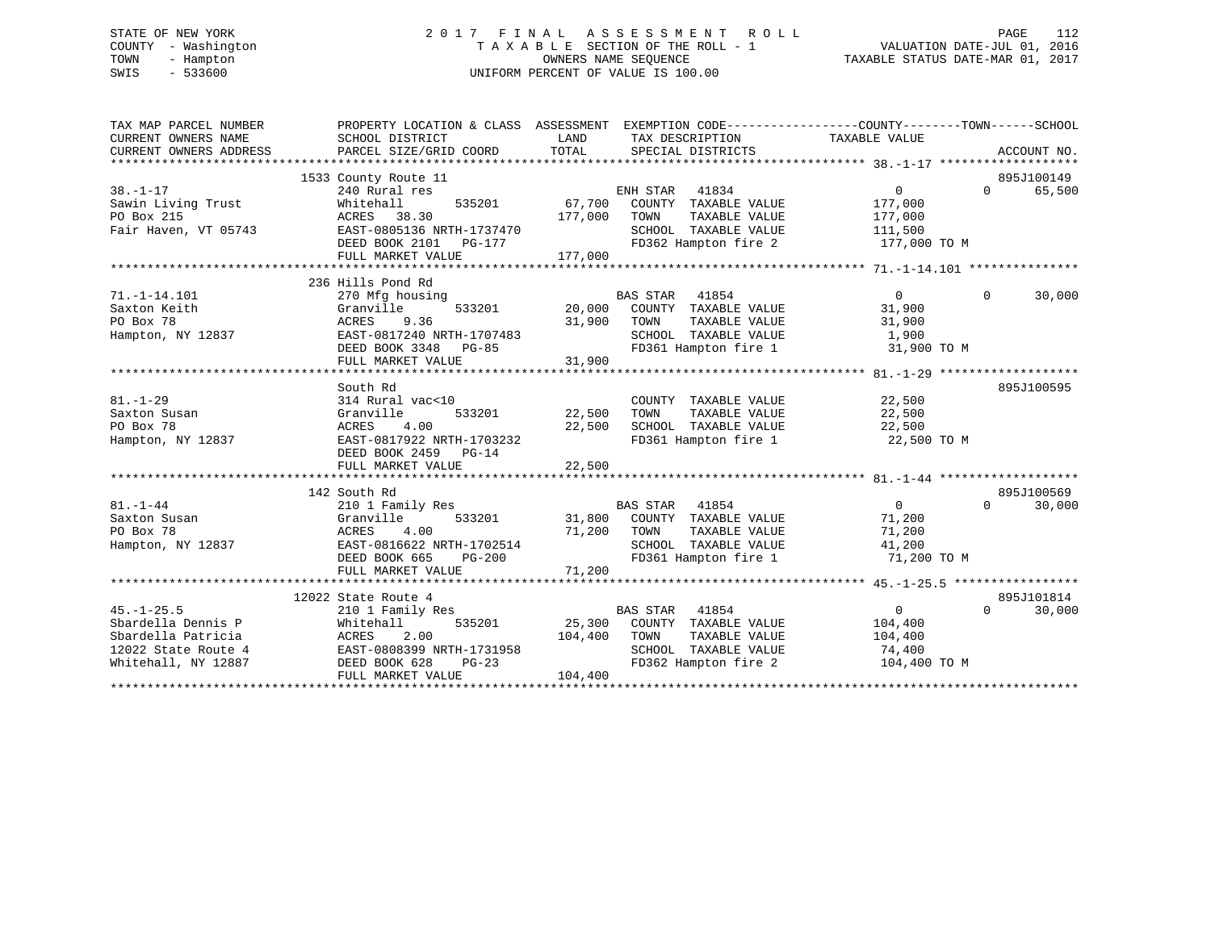STATE OF NEW YORK
COUNTY - Washington
TOWN - Hampton
SWIS - 533600

# 2017 FINAL ASSESSMENT ROLL

TAXABLE SECTION OF THE ROLL - 1
OWNERS NAME SEQUENCE
UNIFORM PERCENT OF VALUE IS 100.00

VALUATION DATE-JUL 01, 2016
TAXABLE STATUS DATE-MAR 01, 2017

| TAX MAP PARCEL NUMBER / CURRENT OWNERS NAME / CURRENT OWNERS ADDRESS | PROPERTY LOCATION & CLASS / SCHOOL DISTRICT / PARCEL SIZE/GRID COORD | ASSESSMENT LAND | TOTAL | EXEMPTION CODE / TAX DESCRIPTION / SPECIAL DISTRICTS | COUNTY TAXABLE VALUE | TOWN | SCHOOL | ACCOUNT NO. |
|---|---|---|---|---|---|---|---|---|
| 38.-1-17 | 1533 County Route 11 | | | | | | | 895J100149 |
| 38.-1-17 | 240 Rural res | | | ENH STAR 41834 | 0 | 0 | 65,500 | |
| Sawin Living Trust | Whitehall 535201 | 67,700 | | COUNTY TAXABLE VALUE | 177,000 | | | |
| PO Box 215 | ACRES 38.30 | | 177,000 | TOWN TAXABLE VALUE | 177,000 | | | |
| Fair Haven, VT 05743 | EAST-0805136 NRTH-1737470 | | | SCHOOL TAXABLE VALUE | 111,500 | | | |
| | DEED BOOK 2101 PG-177 | | | FD362 Hampton fire 2 | 177,000 TO M | | | |
| | FULL MARKET VALUE | | 177,000 | | | | | |
| 71.-1-14.101 | 236 Hills Pond Rd | | | | | | | |
| 71.-1-14.101 | 270 Mfg housing | | | BAS STAR 41854 | 0 | 0 | 30,000 | |
| Saxton Keith | Granville 533201 | 20,000 | | COUNTY TAXABLE VALUE | 31,900 | | | |
| PO Box 78 | ACRES 9.36 | | 31,900 | TOWN TAXABLE VALUE | 31,900 | | | |
| Hampton, NY 12837 | EAST-0817240 NRTH-1707483 | | | SCHOOL TAXABLE VALUE | 1,900 | | | |
| | DEED BOOK 3348 PG-85 | | | FD361 Hampton fire 1 | 31,900 TO M | | | |
| | FULL MARKET VALUE | | 31,900 | | | | | |
| 81.-1-29 | South Rd | | | | | | | 895J100595 |
| 81.-1-29 | 314 Rural vac<10 | | | COUNTY TAXABLE VALUE | 22,500 | | | |
| Saxton Susan | Granville 533201 | 22,500 | | TOWN TAXABLE VALUE | 22,500 | | | |
| PO Box 78 | ACRES 4.00 | | 22,500 | SCHOOL TAXABLE VALUE | 22,500 | | | |
| Hampton, NY 12837 | EAST-0817922 NRTH-1703232 | | | FD361 Hampton fire 1 | 22,500 TO M | | | |
| | DEED BOOK 2459 PG-14 | | | | | | | |
| | FULL MARKET VALUE | | 22,500 | | | | | |
| 81.-1-44 | 142 South Rd | | | | | | | 895J100569 |
| 81.-1-44 | 210 1 Family Res | | | BAS STAR 41854 | 0 | 0 | 30,000 | |
| Saxton Susan | Granville 533201 | 31,800 | | COUNTY TAXABLE VALUE | 71,200 | | | |
| PO Box 78 | ACRES 4.00 | | 71,200 | TOWN TAXABLE VALUE | 71,200 | | | |
| Hampton, NY 12837 | EAST-0816622 NRTH-1702514 | | | SCHOOL TAXABLE VALUE | 41,200 | | | |
| | DEED BOOK 665 PG-200 | | | FD361 Hampton fire 1 | 71,200 TO M | | | |
| | FULL MARKET VALUE | | 71,200 | | | | | |
| 45.-1-25.5 | 12022 State Route 4 | | | | | | | 895J101814 |
| 45.-1-25.5 | 210 1 Family Res | | | BAS STAR 41854 | 0 | 0 | 30,000 | |
| Sbardella Dennis P | Whitehall 535201 | 25,300 | | COUNTY TAXABLE VALUE | 104,400 | | | |
| Sbardella Patricia | ACRES 2.00 | | 104,400 | TOWN TAXABLE VALUE | 104,400 | | | |
| 12022 State Route 4 | EAST-0808399 NRTH-1731958 | | | SCHOOL TAXABLE VALUE | 74,400 | | | |
| Whitehall, NY 12887 | DEED BOOK 628 PG-23 | | | FD362 Hampton fire 2 | 104,400 TO M | | | |
| | FULL MARKET VALUE | | 104,400 | | | | | |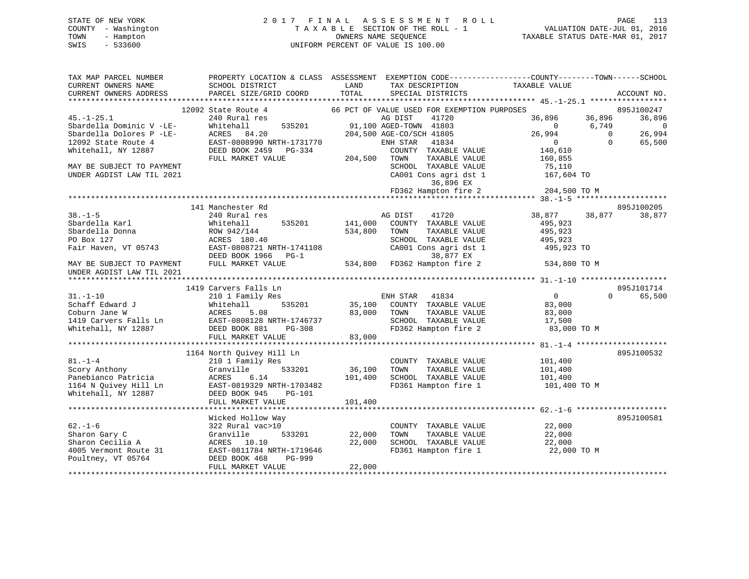STATE OF NEW YORK
COUNTY - Washington
TOWN - Hampton
SWIS - 533600

# 2017 FINAL ASSESSMENT ROLL

TAXABLE SECTION OF THE ROLL - 1
OWNERS NAME SEQUENCE
UNIFORM PERCENT OF VALUE IS 100.00

VALUATION DATE-JUL 01, 2016
TAXABLE STATUS DATE-MAR 01, 2017

```
TAX MAP PARCEL NUMBER          PROPERTY LOCATION & CLASS  ASSESSMENT  EXEMPTION CODE-----------------COUNTY--------TOWN------SCHOOL
CURRENT OWNERS NAME            SCHOOL DISTRICT              LAND      TAX DESCRIPTION              TAXABLE VALUE
CURRENT OWNERS ADDRESS         PARCEL SIZE/GRID COORD       TOTAL     SPECIAL DISTRICTS                                    ACCOUNT NO.
************************************************************************************************** 45.-1-25.1 *****************
                    12092 State Route 4              66 PCT OF VALUE USED FOR EXEMPTION PURPOSES                          895J100247
45.-1-25.1                     240 Rural res                          AG DIST     41720          36,896      36,896      36,896
Sbardella Dominic V -LE-       Whitehall       535201      91,100 AGED-TOWN  41803                   0       6,749           0
Sbardella Dolores P -LE-       ACRES   84.20              204,500 AGE-CO/SCH 41805               26,994           0      26,994
12092 State Route 4            EAST-0808990 NRTH-1731770          ENH STAR   41834                   0           0      65,500
Whitehall, NY 12887            DEED BOOK 2459   PG-334             COUNTY  TAXABLE VALUE         140,610
                               FULL MARKET VALUE          204,500   TOWN    TAXABLE VALUE         160,855
MAY BE SUBJECT TO PAYMENT                                           SCHOOL  TAXABLE VALUE          75,110
UNDER AGDIST LAW TIL 2021                                           CA001 Cons agri dst 1         167,604 TO
                                                                          36,896 EX
                                                                    FD362 Hampton fire 2          204,500 TO M
************************************************************************************************** 38.-1-5 ********************
                    141 Manchester Rd                                                                                  895J100205
38.-1-5                        240 Rural res                          AG DIST     41720          38,877      38,877      38,877
Sbardella Karl                 Whitehall       535201     141,000   COUNTY  TAXABLE VALUE         495,923
Sbardella Donna                ROW 942/144                534,800   TOWN    TAXABLE VALUE         495,923
PO Box 127                     ACRES  180.40                        SCHOOL  TAXABLE VALUE         495,923
Fair Haven, VT 05743           EAST-0808721 NRTH-1741108            CA001 Cons agri dst 1         495,923 TO
                               DEED BOOK 1966   PG-1                      38,877 EX
MAY BE SUBJECT TO PAYMENT      FULL MARKET VALUE          534,800   FD362 Hampton fire 2          534,800 TO M
UNDER AGDIST LAW TIL 2021
************************************************************************************************** 31.-1-10 *******************
                    1419 Carvers Falls Ln                                                                              895J101714
31.-1-10                       210 1 Family Res                       ENH STAR    41834               0           0      65,500
Schaff Edward J                Whitehall       535201      35,100   COUNTY  TAXABLE VALUE          83,000
Coburn Jane W                  ACRES    5.08               83,000   TOWN    TAXABLE VALUE          83,000
1419 Carvers Falls Ln          EAST-0808128 NRTH-1746737            SCHOOL  TAXABLE VALUE          17,500
Whitehall, NY 12887            DEED BOOK 881    PG-308              FD362 Hampton fire 2           83,000 TO M
                               FULL MARKET VALUE           83,000
************************************************************************************************** 81.-1-4 ********************
                    1164 North Quivey Hill Ln                                                                          895J100532
81.-1-4                        210 1 Family Res                       COUNTY  TAXABLE VALUE         101,400
Scory Anthony                  Granville       533201      36,100   TOWN    TAXABLE VALUE         101,400
Panebianco Patricia            ACRES    6.14              101,400   SCHOOL  TAXABLE VALUE         101,400
1164 N Quivey Hill Ln          EAST-0819329 NRTH-1703482            FD361 Hampton fire 1          101,400 TO M
Whitehall, NY 12887            DEED BOOK 945    PG-101
                               FULL MARKET VALUE          101,400
************************************************************************************************** 62.-1-6 ********************
                    Wicked Hollow Way                                                                                  895J100581
62.-1-6                        322 Rural vac>10                       COUNTY  TAXABLE VALUE          22,000
Sharon Gary C                  Granville       533201      22,000   TOWN    TAXABLE VALUE          22,000
Sharon Cecilia A               ACRES   10.10               22,000   SCHOOL  TAXABLE VALUE          22,000
4005 Vermont Route 31          EAST-0811784 NRTH-1719646            FD361 Hampton fire 1           22,000 TO M
Poultney, VT 05764             DEED BOOK 468    PG-999
                               FULL MARKET VALUE           22,000
********************************************************************************************************************************
```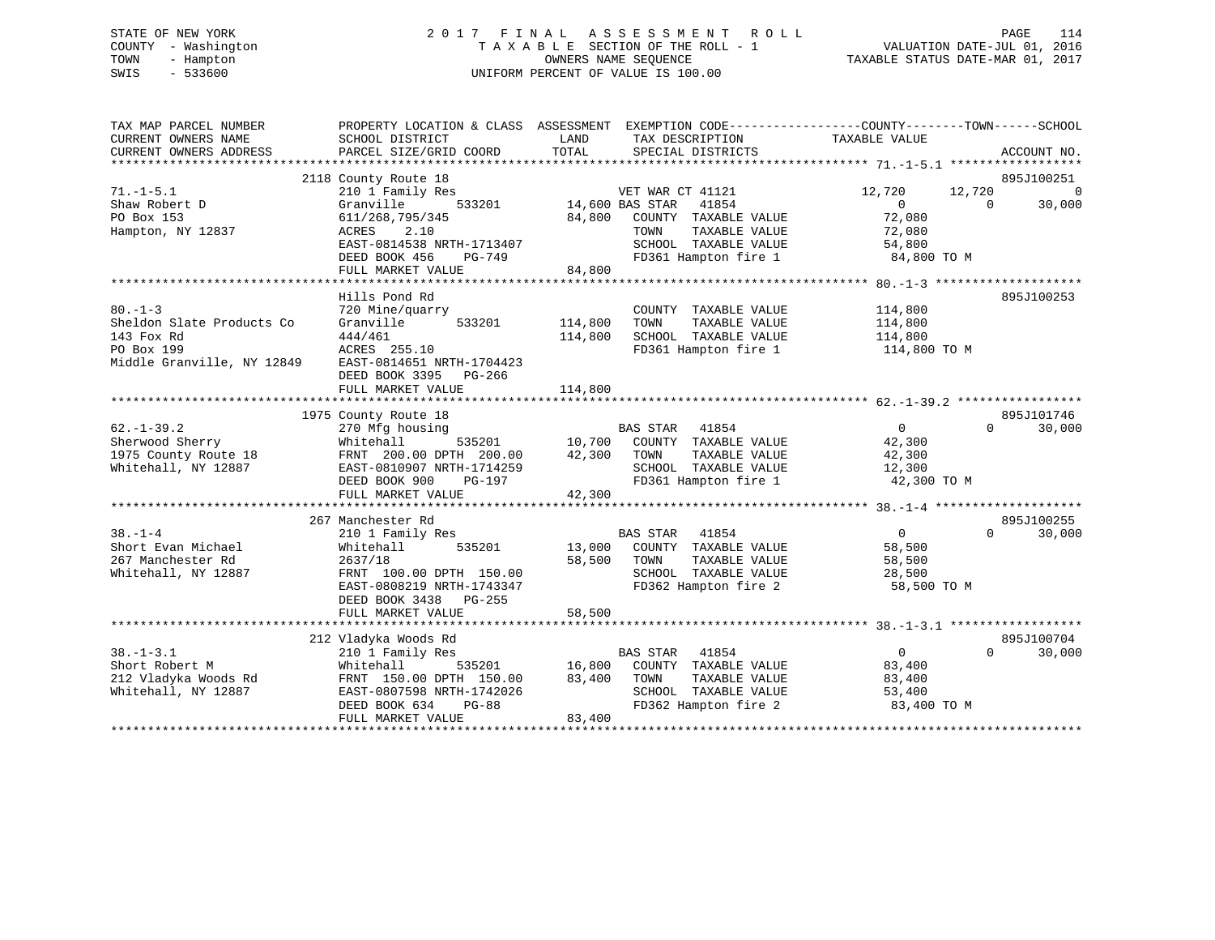STATE OF NEW YORK
COUNTY - Washington
TOWN - Hampton
SWIS - 533600

2017 FINAL ASSESSMENT ROLL
TAXABLE SECTION OF THE ROLL - 1
OWNERS NAME SEQUENCE
UNIFORM PERCENT OF VALUE IS 100.00

VALUATION DATE-JUL 01, 2016
TAXABLE STATUS DATE-MAR 01, 2017

```
TAX MAP PARCEL NUMBER          PROPERTY LOCATION & CLASS  ASSESSMENT  EXEMPTION CODE------------------COUNTY--------TOWN------SCHOOL
CURRENT OWNERS NAME            SCHOOL DISTRICT               LAND      TAX DESCRIPTION            TAXABLE VALUE
CURRENT OWNERS ADDRESS         PARCEL SIZE/GRID COORD        TOTAL     SPECIAL DISTRICTS                                      ACCOUNT NO.
******************************************************************************************************* 71.-1-5.1 ******************
                               2118 County Route 18                                                                          895J100251
71.-1-5.1                      210 1 Family Res                         VET WAR CT 41121          12,720        12,720             0
Shaw Robert D                  Granville      533201        14,600 BAS STAR   41854                    0             0        30,000
PO Box 153                     611/268,795/345              84,800     COUNTY  TAXABLE VALUE          72,080
Hampton, NY 12837              ACRES     2.10                          TOWN    TAXABLE VALUE          72,080
                               EAST-0814538 NRTH-1713407               SCHOOL  TAXABLE VALUE          54,800
                               DEED BOOK 456    PG-749                 FD361 Hampton fire 1            84,800 TO M
                               FULL MARKET VALUE            84,800
******************************************************************************************************* 80.-1-3 ********************
                               Hills Pond Rd                                                                                 895J100253
80.-1-3                        720 Mine/quarry                         COUNTY  TAXABLE VALUE         114,800
Sheldon Slate Products Co      Granville      533201       114,800     TOWN    TAXABLE VALUE         114,800
143 Fox Rd                     444/461                     114,800     SCHOOL  TAXABLE VALUE         114,800
PO Box 199                     ACRES  255.10                           FD361 Hampton fire 1           114,800 TO M
Middle Granville, NY 12849     EAST-0814651 NRTH-1704423
                               DEED BOOK 3395   PG-266
                               FULL MARKET VALUE           114,800
******************************************************************************************************* 62.-1-39.2 *****************
                               1975 County Route 18                                                                          895J101746
62.-1-39.2                     270 Mfg housing                         BAS STAR   41854                    0             0        30,000
Sherwood Sherry                Whitehall      535201        10,700     COUNTY  TAXABLE VALUE          42,300
1975 County Route 18           FRNT  200.00 DPTH  200.00    42,300     TOWN    TAXABLE VALUE          42,300
Whitehall, NY 12887            EAST-0810907 NRTH-1714259               SCHOOL  TAXABLE VALUE          12,300
                               DEED BOOK 900    PG-197                 FD361 Hampton fire 1            42,300 TO M
                               FULL MARKET VALUE            42,300
******************************************************************************************************* 38.-1-4 ********************
                               267 Manchester Rd                                                                             895J100255
38.-1-4                        210 1 Family Res                        BAS STAR   41854                    0             0        30,000
Short Evan Michael             Whitehall      535201        13,000     COUNTY  TAXABLE VALUE          58,500
267 Manchester Rd              2637/18                      58,500     TOWN    TAXABLE VALUE          58,500
Whitehall, NY 12887            FRNT  100.00 DPTH  150.00               SCHOOL  TAXABLE VALUE          28,500
                               EAST-0808219 NRTH-1743347               FD362 Hampton fire 2            58,500 TO M
                               DEED BOOK 3438   PG-255
                               FULL MARKET VALUE            58,500
******************************************************************************************************* 38.-1-3.1 ******************
                               212 Vladyka Woods Rd                                                                          895J100704
38.-1-3.1                      210 1 Family Res                        BAS STAR   41854                    0             0        30,000
Short Robert M                 Whitehall      535201        16,800     COUNTY  TAXABLE VALUE          83,400
212 Vladyka Woods Rd           FRNT  150.00 DPTH  150.00    83,400     TOWN    TAXABLE VALUE          83,400
Whitehall, NY 12887            EAST-0807598 NRTH-1742026               SCHOOL  TAXABLE VALUE          53,400
                               DEED BOOK 634    PG-88                  FD362 Hampton fire 2            83,400 TO M
                               FULL MARKET VALUE            83,400
************************************************************************************************************************************
```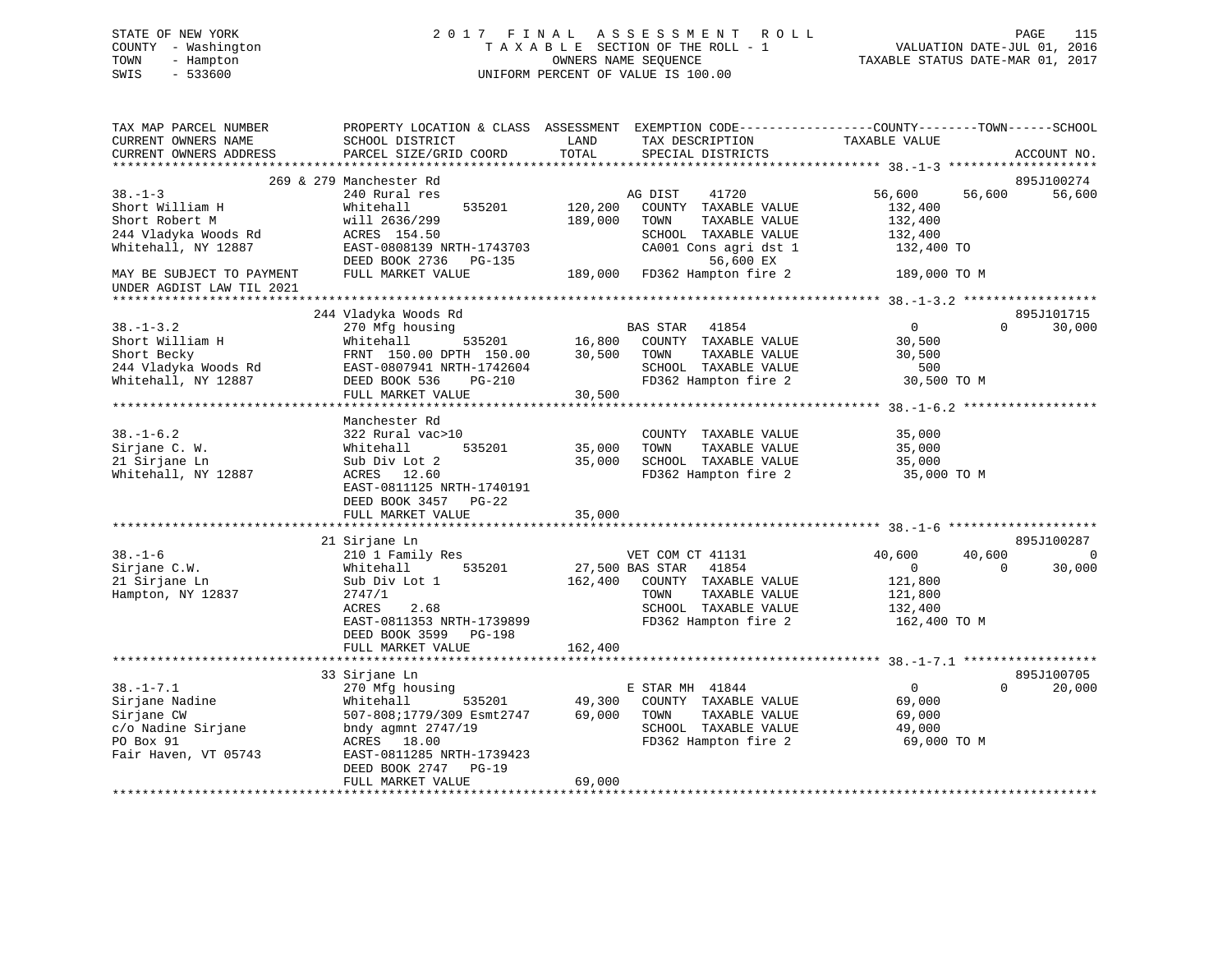STATE OF NEW YORK
COUNTY - Washington
TOWN - Hampton
SWIS - 533600

# 2017 FINAL ASSESSMENT ROLL
TAXABLE SECTION OF THE ROLL - 1
OWNERS NAME SEQUENCE
UNIFORM PERCENT OF VALUE IS 100.00

VALUATION DATE-JUL 01, 2016
TAXABLE STATUS DATE-MAR 01, 2017

```
TAX MAP PARCEL NUMBER          PROPERTY LOCATION & CLASS  ASSESSMENT  EXEMPTION CODE-----------------COUNTY--------TOWN------SCHOOL
CURRENT OWNERS NAME            SCHOOL DISTRICT               LAND      TAX DESCRIPTION              TAXABLE VALUE
CURRENT OWNERS ADDRESS         PARCEL SIZE/GRID COORD       TOTAL      SPECIAL DISTRICTS                                       ACCOUNT NO.
******************************************************************************************************* 38.-1-3 ********************
                     269 & 279 Manchester Rd                                                                              895J100274
38.-1-3                        240 Rural res                         AG DIST      41720           56,600      56,600      56,600
Short William H                Whitehall         535201    120,200   COUNTY  TAXABLE VALUE        132,400
Short Robert M                 will 2636/299               189,000   TOWN    TAXABLE VALUE        132,400
244 Vladyka Woods Rd           ACRES 154.50                          SCHOOL  TAXABLE VALUE        132,400
Whitehall, NY 12887            EAST-0808139 NRTH-1743703             CA001 Cons agri dst 1         132,400 TO
                               DEED BOOK 2736   PG-135                       56,600 EX
MAY BE SUBJECT TO PAYMENT      FULL MARKET VALUE           189,000   FD362 Hampton fire 2           189,000 TO M
UNDER AGDIST LAW TIL 2021
******************************************************************************************************* 38.-1-3.2 ******************
                     244 Vladyka Woods Rd                                                                                 895J101715
38.-1-3.2                      270 Mfg housing                       BAS STAR     41854                0           0      30,000
Short William H                Whitehall         535201     16,800   COUNTY  TAXABLE VALUE         30,500
Short Becky                    FRNT 150.00 DPTH 150.00      30,500   TOWN    TAXABLE VALUE         30,500
244 Vladyka Woods Rd           EAST-0807941 NRTH-1742604             SCHOOL  TAXABLE VALUE            500
Whitehall, NY 12887            DEED BOOK 536    PG-210               FD362 Hampton fire 2            30,500 TO M
                               FULL MARKET VALUE            30,500
******************************************************************************************************* 38.-1-6.2 ******************
                     Manchester Rd
38.-1-6.2                      322 Rural vac>10                      COUNTY  TAXABLE VALUE         35,000
Sirjane C. W.                  Whitehall         535201     35,000   TOWN    TAXABLE VALUE         35,000
21 Sirjane Ln                  Sub Div Lot 2                35,000   SCHOOL  TAXABLE VALUE         35,000
Whitehall, NY 12887            ACRES  12.60                          FD362 Hampton fire 2            35,000 TO M
                               EAST-0811125 NRTH-1740191
                               DEED BOOK 3457   PG-22
                               FULL MARKET VALUE            35,000
******************************************************************************************************* 38.-1-6 ********************
                     21 Sirjane Ln                                                                                        895J100287
38.-1-6                        210 1 Family Res                      VET COM CT 41131              40,600      40,600           0
Sirjane C.W.                   Whitehall         535201     27,500 BAS STAR   41854                0           0      30,000
21 Sirjane Ln                  Sub Div Lot 1               162,400   COUNTY  TAXABLE VALUE        121,800
Hampton, NY 12837              2747/1                                TOWN    TAXABLE VALUE        121,800
                               ACRES    2.68                         SCHOOL  TAXABLE VALUE        132,400
                               EAST-0811353 NRTH-1739899             FD362 Hampton fire 2           162,400 TO M
                               DEED BOOK 3599   PG-198
                               FULL MARKET VALUE           162,400
******************************************************************************************************* 38.-1-7.1 ******************
                     33 Sirjane Ln                                                                                        895J100705
38.-1-7.1                      270 Mfg housing                       E STAR MH  41844                  0           0      20,000
Sirjane Nadine                 Whitehall         535201     49,300   COUNTY  TAXABLE VALUE         69,000
Sirjane CW                     507-808;1779/309 Esmt2747    69,000   TOWN    TAXABLE VALUE         69,000
c/o Nadine Sirjane             bndy agmnt 2747/19                    SCHOOL  TAXABLE VALUE         49,000
PO Box 91                      ACRES  18.00                          FD362 Hampton fire 2            69,000 TO M
Fair Haven, VT 05743           EAST-0811285 NRTH-1739423
                               DEED BOOK 2747   PG-19
                               FULL MARKET VALUE            69,000
************************************************************************************************************************************
```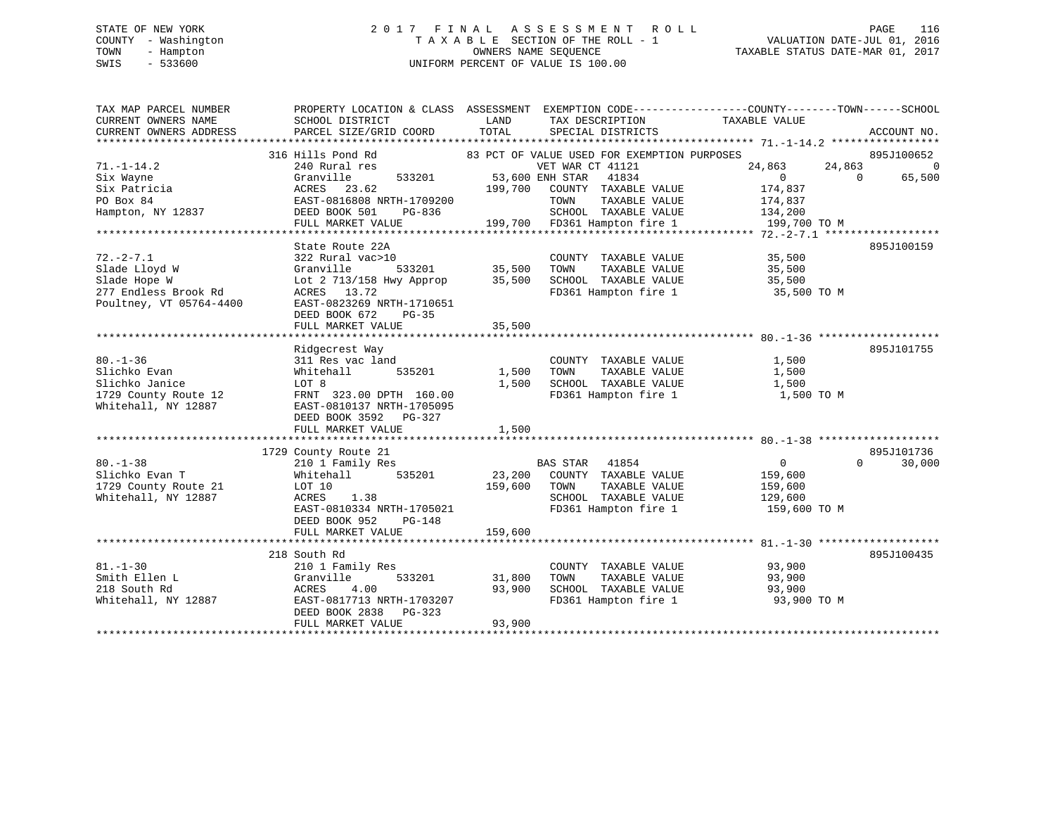STATE OF NEW YORK
COUNTY - Washington
TOWN - Hampton
SWIS - 533600

# 2017 FINAL ASSESSMENT ROLL

TAXABLE SECTION OF THE ROLL - 1
OWNERS NAME SEQUENCE
UNIFORM PERCENT OF VALUE IS 100.00

VALUATION DATE-JUL 01, 2016
TAXABLE STATUS DATE-MAR 01, 2017

| TAX MAP PARCEL NUMBER / CURRENT OWNERS NAME / CURRENT OWNERS ADDRESS | PROPERTY LOCATION & CLASS / SCHOOL DISTRICT / PARCEL SIZE/GRID COORD | LAND | TOTAL | EXEMPTION CODE / TAX DESCRIPTION / SPECIAL DISTRICTS | COUNTY TAXABLE VALUE | TOWN | SCHOOL | ACCOUNT NO. |
|---|---|---|---|---|---|---|---|---|
| 71.-1-14.2 | 316 Hills Pond Rd | | | 83 PCT OF VALUE USED FOR EXEMPTION PURPOSES | | | | 895J100652 |
| Six Wayne | 240 Rural res | | | VET WAR CT 41121 | 24,863 | 24,863 | 0 | |
| Six Patricia | Granville 533201 | 53,600 | | ENH STAR 41834 | 0 | 0 | 65,500 | |
| PO Box 84 | ACRES 23.62 | | 199,700 | COUNTY TAXABLE VALUE | 174,837 | | | |
| Hampton, NY 12837 | EAST-0816808 NRTH-1709200 | | | TOWN TAXABLE VALUE | 174,837 | | | |
| | DEED BOOK 501 PG-836 | | | SCHOOL TAXABLE VALUE | 134,200 | | | |
| | FULL MARKET VALUE | | 199,700 | FD361 Hampton fire 1 | 199,700 TO M | | | |
| 72.-2-7.1 | State Route 22A | | | | | | | 895J100159 |
| Slade Lloyd W | 322 Rural vac>10 | | | COUNTY TAXABLE VALUE | 35,500 | | | |
| Slade Hope W | Granville 533201 | 35,500 | | TOWN TAXABLE VALUE | 35,500 | | | |
| 277 Endless Brook Rd | Lot 2 713/158 Hwy Approp | | 35,500 | SCHOOL TAXABLE VALUE | 35,500 | | | |
| Poultney, VT 05764-4400 | ACRES 13.72 | | | FD361 Hampton fire 1 | 35,500 TO M | | | |
| | EAST-0823269 NRTH-1710651 | | | | | | | |
| | DEED BOOK 672 PG-35 | | | | | | | |
| | FULL MARKET VALUE | | 35,500 | | | | | |
| 80.-1-36 | Ridgecrest Way | | | | | | | 895J101755 |
| Slichko Evan | 311 Res vac land | | | COUNTY TAXABLE VALUE | 1,500 | | | |
| Slichko Janice | Whitehall 535201 | 1,500 | | TOWN TAXABLE VALUE | 1,500 | | | |
| 1729 County Route 12 | LOT 8 | | 1,500 | SCHOOL TAXABLE VALUE | 1,500 | | | |
| Whitehall, NY 12887 | FRNT 323.00 DPTH 160.00 | | | FD361 Hampton fire 1 | 1,500 TO M | | | |
| | EAST-0810137 NRTH-1705095 | | | | | | | |
| | DEED BOOK 3592 PG-327 | | | | | | | |
| | FULL MARKET VALUE | | 1,500 | | | | | |
| 80.-1-38 | 1729 County Route 21 | | | | | | | 895J101736 |
| Slichko Evan T | 210 1 Family Res | | | BAS STAR 41854 | 0 | 0 | 30,000 | |
| 1729 County Route 21 | Whitehall 535201 | 23,200 | | COUNTY TAXABLE VALUE | 159,600 | | | |
| Whitehall, NY 12887 | LOT 10 | | 159,600 | TOWN TAXABLE VALUE | 159,600 | | | |
| | ACRES 1.38 | | | SCHOOL TAXABLE VALUE | 129,600 | | | |
| | EAST-0810334 NRTH-1705021 | | | FD361 Hampton fire 1 | 159,600 TO M | | | |
| | DEED BOOK 952 PG-148 | | | | | | | |
| | FULL MARKET VALUE | | 159,600 | | | | | |
| 81.-1-30 | 218 South Rd | | | | | | | 895J100435 |
| Smith Ellen L | 210 1 Family Res | | | COUNTY TAXABLE VALUE | 93,900 | | | |
| 218 South Rd | Granville 533201 | 31,800 | | TOWN TAXABLE VALUE | 93,900 | | | |
| Whitehall, NY 12887 | ACRES 4.00 | | 93,900 | SCHOOL TAXABLE VALUE | 93,900 | | | |
| | EAST-0817713 NRTH-1703207 | | | FD361 Hampton fire 1 | 93,900 TO M | | | |
| | DEED BOOK 2838 PG-323 | | | | | | | |
| | FULL MARKET VALUE | | 93,900 | | | | | |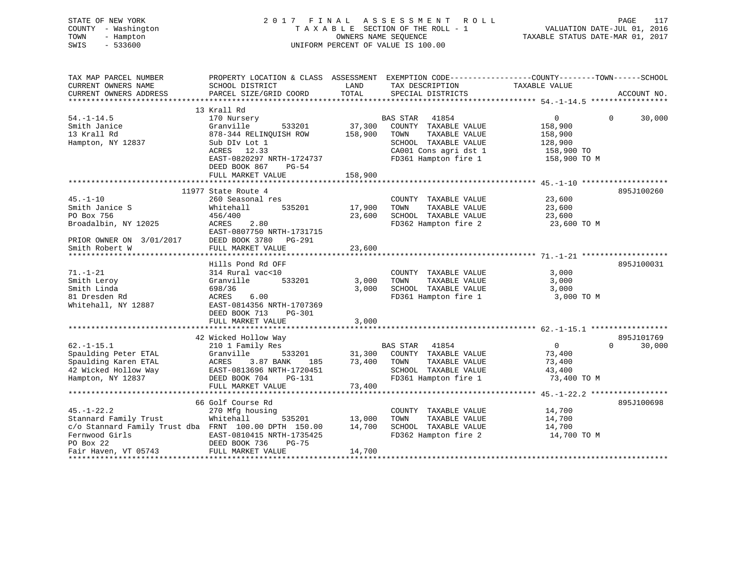STATE OF NEW YORK
COUNTY - Washington
TOWN - Hampton
SWIS - 533600

2017 FINAL ASSESSMENT ROLL
TAXABLE SECTION OF THE ROLL - 1
OWNERS NAME SEQUENCE
UNIFORM PERCENT OF VALUE IS 100.00

VALUATION DATE-JUL 01, 2016
TAXABLE STATUS DATE-MAR 01, 2017

```
TAX MAP PARCEL NUMBER          PROPERTY LOCATION & CLASS  ASSESSMENT  EXEMPTION CODE------------------COUNTY--------TOWN------SCHOOL
CURRENT OWNERS NAME            SCHOOL DISTRICT             LAND        TAX DESCRIPTION              TAXABLE VALUE
CURRENT OWNERS ADDRESS         PARCEL SIZE/GRID COORD      TOTAL       SPECIAL DISTRICTS                                        ACCOUNT NO.
******************************************************************************************************* 54.-1-14.5 *****************
                               13 Krall Rd
54.-1-14.5                     170 Nursery                             BAS STAR   41854                   0           0      30,000
Smith Janice                   Granville        533201      37,300    COUNTY  TAXABLE VALUE          158,900
13 Krall Rd                    878-344 RELINQUISH ROW      158,900    TOWN    TAXABLE VALUE          158,900
Hampton, NY 12837              Sub DIv Lot 1                           SCHOOL  TAXABLE VALUE          128,900
                               ACRES   12.33                           CA001 Cons agri dst 1           158,900 TO
                               EAST-0820297 NRTH-1724737               FD361 Hampton fire 1            158,900 TO M
                               DEED BOOK 867    PG-54
                               FULL MARKET VALUE           158,900
******************************************************************************************************* 45.-1-10 *******************
                               11977 State Route 4                                                                          895J100260
45.-1-10                       260 Seasonal res                        COUNTY  TAXABLE VALUE           23,600
Smith Janice S                 Whitehall        535201      17,900    TOWN    TAXABLE VALUE           23,600
PO Box 756                     456/400                      23,600    SCHOOL  TAXABLE VALUE           23,600
Broadalbin, NY 12025           ACRES    2.80                           FD362 Hampton fire 2             23,600 TO M
                               EAST-0807750 NRTH-1731715
PRIOR OWNER ON  3/01/2017      DEED BOOK 3780   PG-291
Smith Robert W                 FULL MARKET VALUE            23,600
******************************************************************************************************* 71.-1-21 *******************
                               Hills Pond Rd OFF                                                                            895J100031
71.-1-21                       314 Rural vac<10                        COUNTY  TAXABLE VALUE            3,000
Smith Leroy                    Granville        533201       3,000    TOWN    TAXABLE VALUE            3,000
Smith Linda                    698/36                        3,000    SCHOOL  TAXABLE VALUE            3,000
81 Dresden Rd                  ACRES    6.00                           FD361 Hampton fire 1              3,000 TO M
Whitehall, NY 12887            EAST-0814356 NRTH-1707369
                               DEED BOOK 713    PG-301
                               FULL MARKET VALUE             3,000
******************************************************************************************************* 62.-1-15.1 *****************
                               42 Wicked Hollow Way                                                                         895J101769
62.-1-15.1                     210 1 Family Res                        BAS STAR   41854                   0           0      30,000
Spaulding Peter ETAL           Granville        533201      31,300    COUNTY  TAXABLE VALUE           73,400
Spaulding Karen ETAL           ACRES    3.87 BANK    185    73,400    TOWN    TAXABLE VALUE           73,400
42 Wicked Hollow Way           EAST-0813696 NRTH-1720451               SCHOOL  TAXABLE VALUE           43,400
Hampton, NY 12837              DEED BOOK 704    PG-131                 FD361 Hampton fire 1             73,400 TO M
                               FULL MARKET VALUE            73,400
******************************************************************************************************* 45.-1-22.2 *****************
                               66 Golf Course Rd                                                                            895J100698
45.-1-22.2                     270 Mfg housing                         COUNTY  TAXABLE VALUE           14,700
Stannard Family Trust          Whitehall        535201      13,000    TOWN    TAXABLE VALUE           14,700
c/o Stannard Family Trust dba  FRNT 100.00 DPTH 150.00      14,700    SCHOOL  TAXABLE VALUE           14,700
Fernwood Girls                 EAST-0810415 NRTH-1735425               FD362 Hampton fire 2             14,700 TO M
PO Box 22                      DEED BOOK 736    PG-75
Fair Haven, VT 05743           FULL MARKET VALUE            14,700
************************************************************************************************************************************
```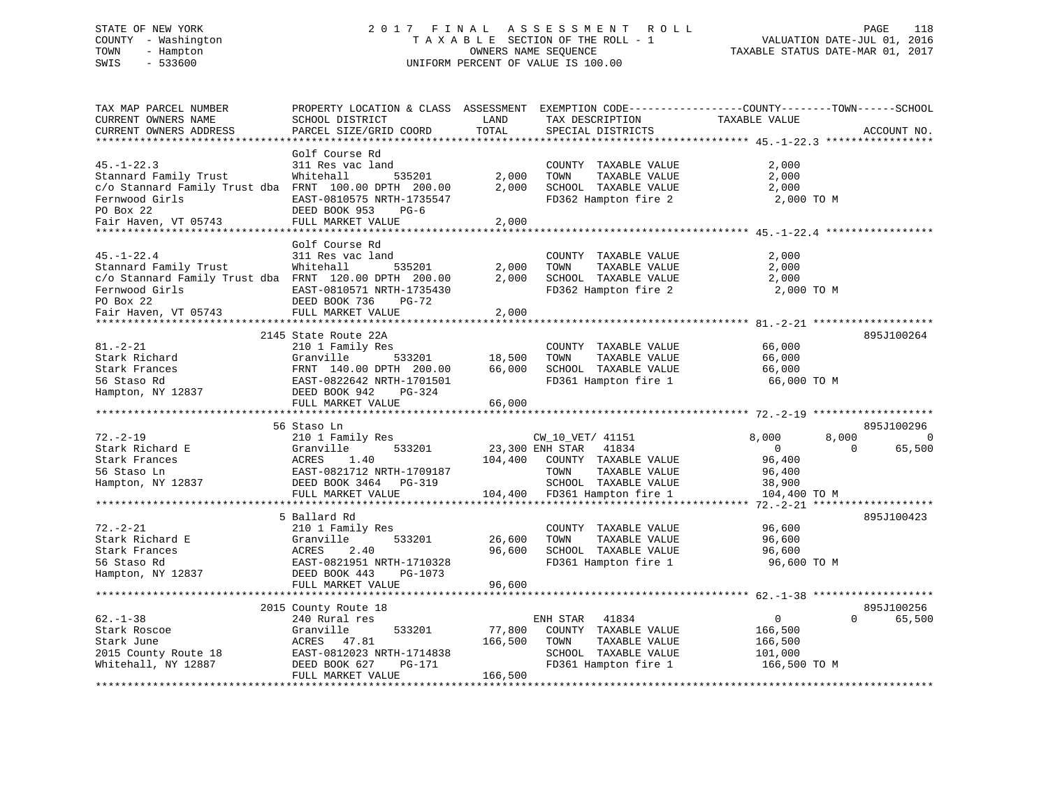STATE OF NEW YORK
COUNTY - Washington
TOWN - Hampton
SWIS - 533600

2 0 1 7 F I N A L A S S E S S M E N T R O L L
T A X A B L E SECTION OF THE ROLL - 1
OWNERS NAME SEQUENCE
UNIFORM PERCENT OF VALUE IS 100.00

VALUATION DATE-JUL 01, 2016
TAXABLE STATUS DATE-MAR 01, 2017

| TAX MAP PARCEL NUMBER / CURRENT OWNERS NAME / CURRENT OWNERS ADDRESS | PROPERTY LOCATION & CLASS / SCHOOL DISTRICT / PARCEL SIZE/GRID COORD | ASSESSMENT LAND | TOTAL | EXEMPTION CODE / TAX DESCRIPTION / SPECIAL DISTRICTS | COUNTY TAXABLE VALUE | TOWN | SCHOOL | ACCOUNT NO. |
|---|---|---|---|---|---|---|---|---|
| **45.-1-22.3** | Golf Course Rd | | | | | | | |
| 45.-1-22.3 | 311 Res vac land | | | COUNTY TAXABLE VALUE | 2,000 | | | |
| Stannard Family Trust | Whitehall 535201 | 2,000 | | TOWN TAXABLE VALUE | 2,000 | | | |
| c/o Stannard Family Trust dba | FRNT 100.00 DPTH 200.00 | | 2,000 | SCHOOL TAXABLE VALUE | 2,000 | | | |
| Fernwood Girls | EAST-0810575 NRTH-1735547 | | | FD362 Hampton fire 2 | 2,000 TO M | | | |
| PO Box 22 | DEED BOOK 953 PG-6 | | | | | | | |
| Fair Haven, VT 05743 | FULL MARKET VALUE | | 2,000 | | | | | |
| **45.-1-22.4** | Golf Course Rd | | | | | | | |
| 45.-1-22.4 | 311 Res vac land | | | COUNTY TAXABLE VALUE | 2,000 | | | |
| Stannard Family Trust | Whitehall 535201 | 2,000 | | TOWN TAXABLE VALUE | 2,000 | | | |
| c/o Stannard Family Trust dba | FRNT 120.00 DPTH 200.00 | | 2,000 | SCHOOL TAXABLE VALUE | 2,000 | | | |
| Fernwood Girls | EAST-0810571 NRTH-1735430 | | | FD362 Hampton fire 2 | 2,000 TO M | | | |
| PO Box 22 | DEED BOOK 736 PG-72 | | | | | | | |
| Fair Haven, VT 05743 | FULL MARKET VALUE | | 2,000 | | | | | |
| **81.-2-21** | 2145 State Route 22A | | | | | | | 895J100264 |
| 81.-2-21 | 210 1 Family Res | | | COUNTY TAXABLE VALUE | 66,000 | | | |
| Stark Richard | Granville 533201 | 18,500 | | TOWN TAXABLE VALUE | 66,000 | | | |
| Stark Frances | FRNT 140.00 DPTH 200.00 | | 66,000 | SCHOOL TAXABLE VALUE | 66,000 | | | |
| 56 Staso Rd | EAST-0822642 NRTH-1701501 | | | FD361 Hampton fire 1 | 66,000 TO M | | | |
| Hampton, NY 12837 | DEED BOOK 942 PG-324 | | | | | | | |
| | FULL MARKET VALUE | | 66,000 | | | | | |
| **72.-2-19** | 56 Staso Ln | | | | | | | 895J100296 |
| 72.-2-19 | 210 1 Family Res | | | CW_10_VET/ 41151 | 8,000 | 8,000 | 0 | |
| Stark Richard E | Granville 533201 | 23,300 | | ENH STAR 41834 | 0 | 0 | 65,500 | |
| Stark Frances | ACRES 1.40 | | 104,400 | COUNTY TAXABLE VALUE | 96,400 | | | |
| 56 Staso Ln | EAST-0821712 NRTH-1709187 | | | TOWN TAXABLE VALUE | 96,400 | | | |
| Hampton, NY 12837 | DEED BOOK 3464 PG-319 | | | SCHOOL TAXABLE VALUE | 38,900 | | | |
| | FULL MARKET VALUE | | 104,400 | FD361 Hampton fire 1 | 104,400 TO M | | | |
| **72.-2-21** | 5 Ballard Rd | | | | | | | 895J100423 |
| 72.-2-21 | 210 1 Family Res | | | COUNTY TAXABLE VALUE | 96,600 | | | |
| Stark Richard E | Granville 533201 | 26,600 | | TOWN TAXABLE VALUE | 96,600 | | | |
| Stark Frances | ACRES 2.40 | | 96,600 | SCHOOL TAXABLE VALUE | 96,600 | | | |
| 56 Staso Rd | EAST-0821951 NRTH-1710328 | | | FD361 Hampton fire 1 | 96,600 TO M | | | |
| Hampton, NY 12837 | DEED BOOK 443 PG-1073 | | | | | | | |
| | FULL MARKET VALUE | | 96,600 | | | | | |
| **62.-1-38** | 2015 County Route 18 | | | | | | | 895J100256 |
| 62.-1-38 | 240 Rural res | | | ENH STAR 41834 | 0 | 0 | 65,500 | |
| Stark Roscoe | Granville 533201 | 77,800 | | COUNTY TAXABLE VALUE | 166,500 | | | |
| Stark June | ACRES 47.81 | | 166,500 | TOWN TAXABLE VALUE | 166,500 | | | |
| 2015 County Route 18 | EAST-0812023 NRTH-1714838 | | | SCHOOL TAXABLE VALUE | 101,000 | | | |
| Whitehall, NY 12887 | DEED BOOK 627 PG-171 | | | FD361 Hampton fire 1 | 166,500 TO M | | | |
| | FULL MARKET VALUE | | 166,500 | | | | | |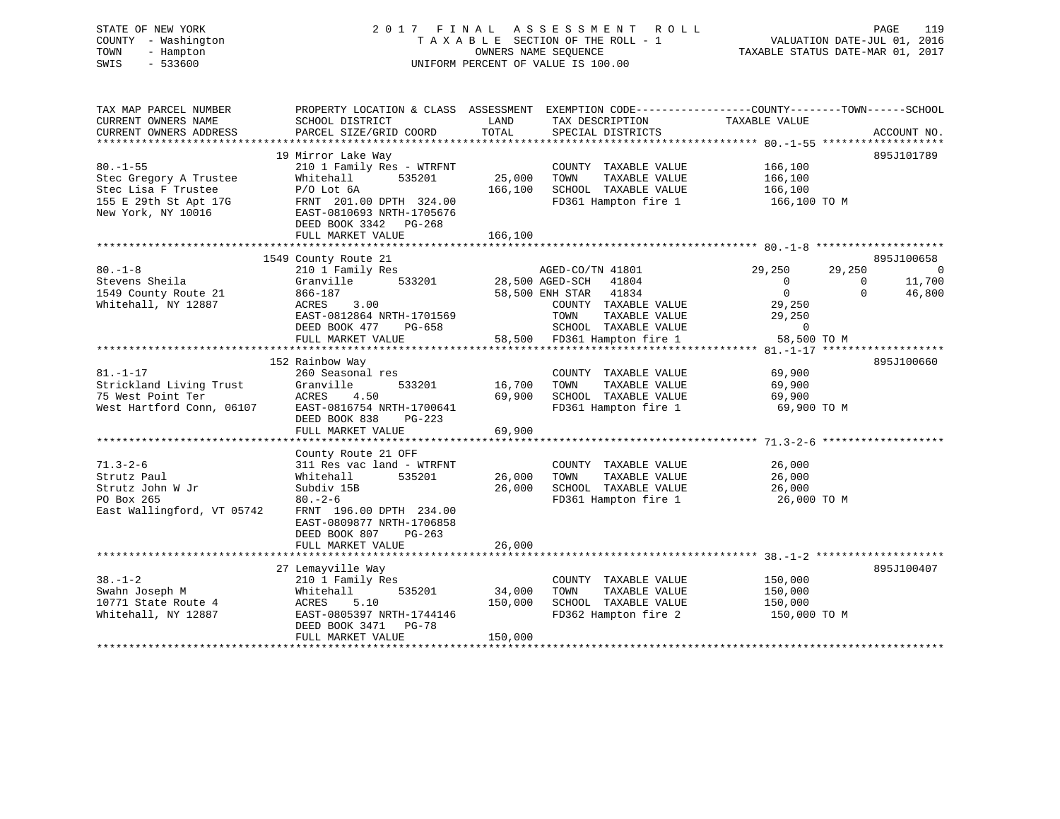STATE OF NEW YORK
COUNTY - Washington
TOWN - Hampton
SWIS - 533600

2017 FINAL ASSESSMENT ROLL
TAXABLE SECTION OF THE ROLL - 1
OWNERS NAME SEQUENCE
UNIFORM PERCENT OF VALUE IS 100.00

VALUATION DATE-JUL 01, 2016
TAXABLE STATUS DATE-MAR 01, 2017

| TAX MAP PARCEL NUMBER / CURRENT OWNERS NAME / CURRENT OWNERS ADDRESS | PROPERTY LOCATION & CLASS / SCHOOL DISTRICT / PARCEL SIZE/GRID COORD | ASSESSMENT LAND / TOTAL | EXEMPTION CODE / TAX DESCRIPTION / SPECIAL DISTRICTS | COUNTY TAXABLE VALUE | TOWN | SCHOOL | ACCOUNT NO. |
|---|---|---|---|---|---|---|---|
| 80.-1-55 | 19 Mirror Lake Way | | | | | | 895J101789 |
| 80.-1-55 | 210 1 Family Res - WTRFNT | | COUNTY TAXABLE VALUE | 166,100 | | | |
| Stec Gregory A Trustee | Whitehall 535201 | 25,000 | TOWN TAXABLE VALUE | 166,100 | | | |
| Stec Lisa F Trustee | P/O Lot 6A | 166,100 | SCHOOL TAXABLE VALUE | 166,100 | | | |
| 155 E 29th St Apt 17G | FRNT 201.00 DPTH 324.00 | | FD361 Hampton fire 1 | 166,100 TO M | | | |
| New York, NY 10016 | EAST-0810693 NRTH-1705676 | | | | | | |
| | DEED BOOK 3342 PG-268 | | | | | | |
| | FULL MARKET VALUE | 166,100 | | | | | |
| 80.-1-8 | 1549 County Route 21 | | | | | | 895J100658 |
| 80.-1-8 | 210 1 Family Res | | AGED-CO/TN 41801 | 29,250 | 29,250 | 0 | |
| Stevens Sheila | Granville 533201 | 28,500 | AGED-SCH 41804 | 0 | 0 | 11,700 | |
| 1549 County Route 21 | 866-187 | 58,500 | ENH STAR 41834 | 0 | 0 | 46,800 | |
| Whitehall, NY 12887 | ACRES 3.00 | | COUNTY TAXABLE VALUE | 29,250 | | | |
| | EAST-0812864 NRTH-1701569 | | TOWN TAXABLE VALUE | 29,250 | | | |
| | DEED BOOK 477 PG-658 | | SCHOOL TAXABLE VALUE | 0 | | | |
| | FULL MARKET VALUE | 58,500 | FD361 Hampton fire 1 | 58,500 TO M | | | |
| 81.-1-17 | 152 Rainbow Way | | | | | | 895J100660 |
| 81.-1-17 | 260 Seasonal res | | COUNTY TAXABLE VALUE | 69,900 | | | |
| Strickland Living Trust | Granville 533201 | 16,700 | TOWN TAXABLE VALUE | 69,900 | | | |
| 75 West Point Ter | ACRES 4.50 | 69,900 | SCHOOL TAXABLE VALUE | 69,900 | | | |
| West Hartford Conn, 06107 | EAST-0816754 NRTH-1700641 | | FD361 Hampton fire 1 | 69,900 TO M | | | |
| | DEED BOOK 838 PG-223 | | | | | | |
| | FULL MARKET VALUE | 69,900 | | | | | |
| 71.3-2-6 | County Route 21 OFF | | | | | | |
| 71.3-2-6 | 311 Res vac land - WTRFNT | | COUNTY TAXABLE VALUE | 26,000 | | | |
| Strutz Paul | Whitehall 535201 | 26,000 | TOWN TAXABLE VALUE | 26,000 | | | |
| Strutz John W Jr | Subdiv 15B | 26,000 | SCHOOL TAXABLE VALUE | 26,000 | | | |
| PO Box 265 | 80.-2-6 | | FD361 Hampton fire 1 | 26,000 TO M | | | |
| East Wallingford, VT 05742 | FRNT 196.00 DPTH 234.00 | | | | | | |
| | EAST-0809877 NRTH-1706858 | | | | | | |
| | DEED BOOK 807 PG-263 | | | | | | |
| | FULL MARKET VALUE | 26,000 | | | | | |
| 38.-1-2 | 27 Lemayville Way | | | | | | 895J100407 |
| 38.-1-2 | 210 1 Family Res | | COUNTY TAXABLE VALUE | 150,000 | | | |
| Swahn Joseph M | Whitehall 535201 | 34,000 | TOWN TAXABLE VALUE | 150,000 | | | |
| 10771 State Route 4 | ACRES 5.10 | 150,000 | SCHOOL TAXABLE VALUE | 150,000 | | | |
| Whitehall, NY 12887 | EAST-0805397 NRTH-1744146 | | FD362 Hampton fire 2 | 150,000 TO M | | | |
| | DEED BOOK 3471 PG-78 | | | | | | |
| | FULL MARKET VALUE | 150,000 | | | | | |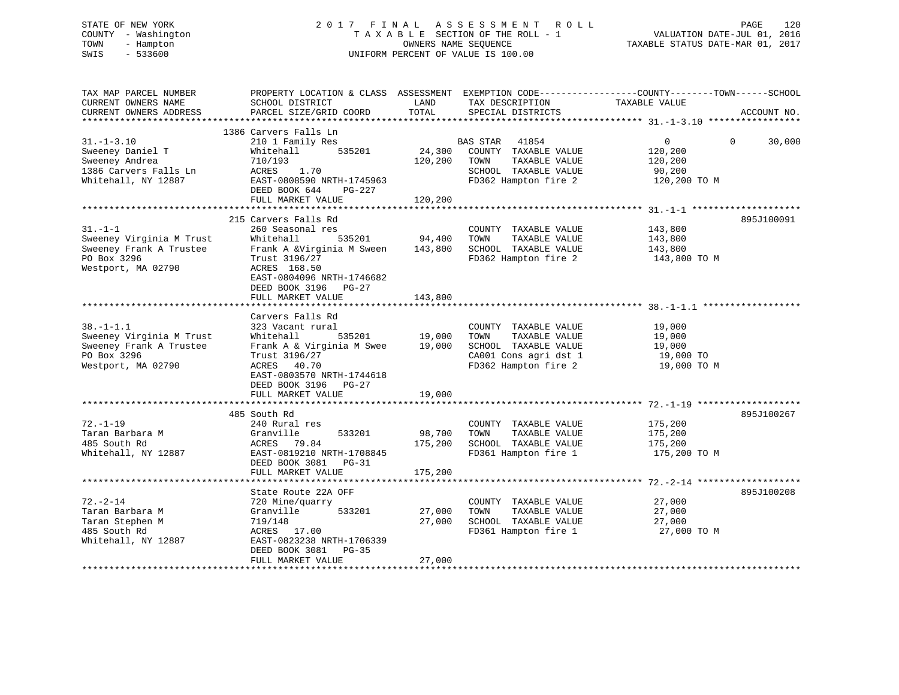STATE OF NEW YORK
COUNTY - Washington
TOWN - Hampton
SWIS - 533600

2017 FINAL ASSESSMENT ROLL
TAXABLE SECTION OF THE ROLL - 1
OWNERS NAME SEQUENCE
UNIFORM PERCENT OF VALUE IS 100.00

VALUATION DATE-JUL 01, 2016
TAXABLE STATUS DATE-MAR 01, 2017

| TAX MAP PARCEL NUMBER / CURRENT OWNERS NAME / CURRENT OWNERS ADDRESS | PROPERTY LOCATION & CLASS / SCHOOL DISTRICT / PARCEL SIZE/GRID COORD | ASSESSMENT LAND | TOTAL | EXEMPTION CODE / TAX DESCRIPTION / SPECIAL DISTRICTS | COUNTY / TOWN TAXABLE VALUE | SCHOOL | ACCOUNT NO. |
|---|---|---|---|---|---|---|---|
| | 1386 Carvers Falls Ln | | | | | | |
| 31.-1-3.10 | 210 1 Family Res | | | BAS STAR 41854 | 0 | 0 30,000 | |
| Sweeney Daniel T | Whitehall 535201 | 24,300 | | COUNTY TAXABLE VALUE | 120,200 | | |
| Sweeney Andrea | 710/193 | | 120,200 | TOWN TAXABLE VALUE | 120,200 | | |
| 1386 Carvers Falls Ln | ACRES 1.70 | | | SCHOOL TAXABLE VALUE | 90,200 | | |
| Whitehall, NY 12887 | EAST-0808590 NRTH-1745963 | | | FD362 Hampton fire 2 | 120,200 TO M | | |
| | DEED BOOK 644 PG-227 | | | | | | |
| | FULL MARKET VALUE | | 120,200 | | | | |
| | 215 Carvers Falls Rd | | | | | | 895J100091 |
| 31.-1-1 | 260 Seasonal res | | | COUNTY TAXABLE VALUE | 143,800 | | |
| Sweeney Virginia M Trust | Whitehall 535201 | 94,400 | | TOWN TAXABLE VALUE | 143,800 | | |
| Sweeney Frank A Trustee | Frank A &Virginia M Sween | | 143,800 | SCHOOL TAXABLE VALUE | 143,800 | | |
| PO Box 3296 | Trust 3196/27 | | | FD362 Hampton fire 2 | 143,800 TO M | | |
| Westport, MA 02790 | ACRES 168.50 | | | | | | |
| | EAST-0804096 NRTH-1746682 | | | | | | |
| | DEED BOOK 3196 PG-27 | | | | | | |
| | FULL MARKET VALUE | | 143,800 | | | | |
| | Carvers Falls Rd | | | | | | |
| 38.-1-1.1 | 323 Vacant rural | | | COUNTY TAXABLE VALUE | 19,000 | | |
| Sweeney Virginia M Trust | Whitehall 535201 | 19,000 | | TOWN TAXABLE VALUE | 19,000 | | |
| Sweeney Frank A Trustee | Frank A & Virginia M Swee | | 19,000 | SCHOOL TAXABLE VALUE | 19,000 | | |
| PO Box 3296 | Trust 3196/27 | | | CA001 Cons agri dst 1 | 19,000 TO | | |
| Westport, MA 02790 | ACRES 40.70 | | | FD362 Hampton fire 2 | 19,000 TO M | | |
| | EAST-0803570 NRTH-1744618 | | | | | | |
| | DEED BOOK 3196 PG-27 | | | | | | |
| | FULL MARKET VALUE | | 19,000 | | | | |
| | 485 South Rd | | | | | | 895J100267 |
| 72.-1-19 | 240 Rural res | | | COUNTY TAXABLE VALUE | 175,200 | | |
| Taran Barbara M | Granville 533201 | 98,700 | | TOWN TAXABLE VALUE | 175,200 | | |
| 485 South Rd | ACRES 79.84 | | 175,200 | SCHOOL TAXABLE VALUE | 175,200 | | |
| Whitehall, NY 12887 | EAST-0819210 NRTH-1708845 | | | FD361 Hampton fire 1 | 175,200 TO M | | |
| | DEED BOOK 3081 PG-31 | | | | | | |
| | FULL MARKET VALUE | | 175,200 | | | | |
| | State Route 22A OFF | | | | | | 895J100208 |
| 72.-2-14 | 720 Mine/quarry | | | COUNTY TAXABLE VALUE | 27,000 | | |
| Taran Barbara M | Granville 533201 | 27,000 | | TOWN TAXABLE VALUE | 27,000 | | |
| Taran Stephen M | 719/148 | | 27,000 | SCHOOL TAXABLE VALUE | 27,000 | | |
| 485 South Rd | ACRES 17.00 | | | FD361 Hampton fire 1 | 27,000 TO M | | |
| Whitehall, NY 12887 | EAST-0823238 NRTH-1706339 | | | | | | |
| | DEED BOOK 3081 PG-35 | | | | | | |
| | FULL MARKET VALUE | | 27,000 | | | | |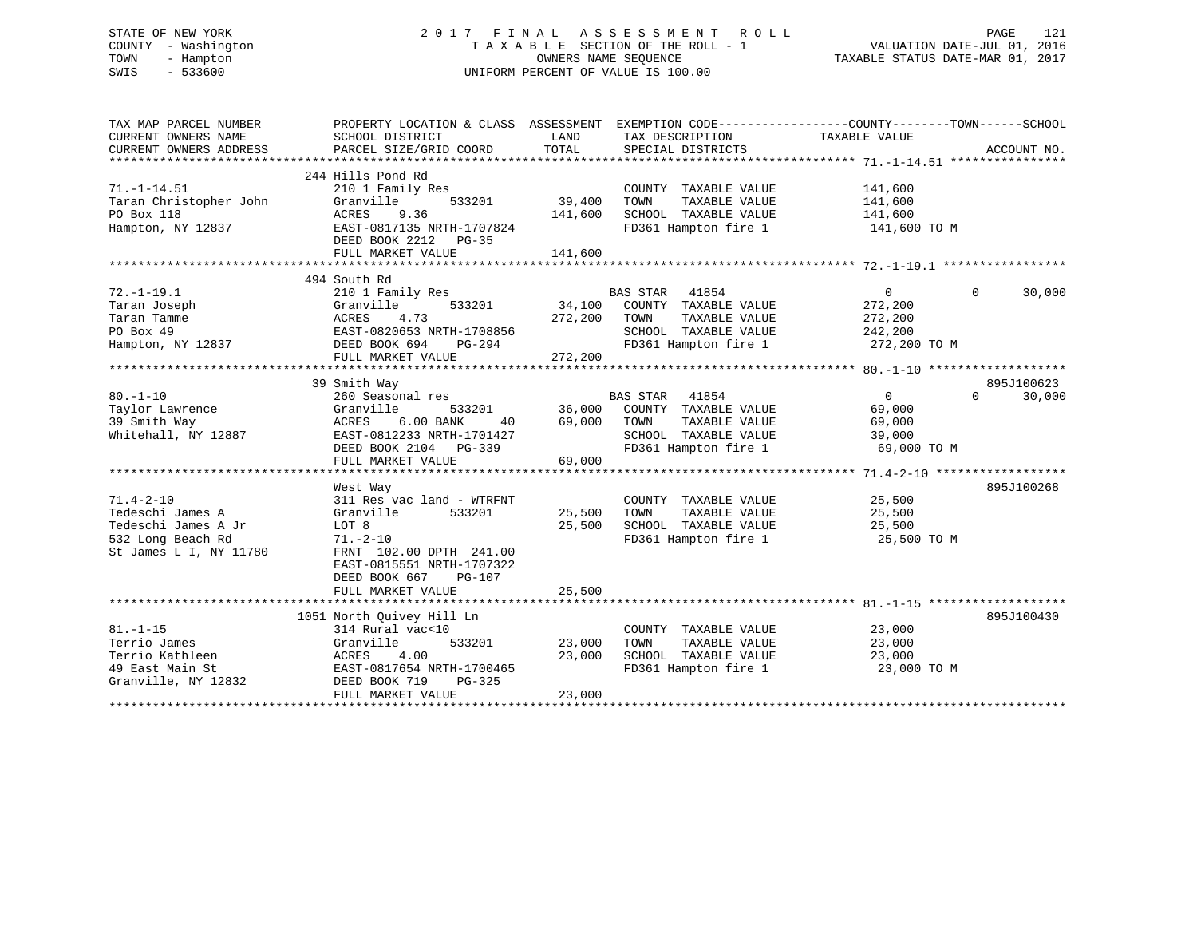STATE OF NEW YORK — COUNTY - Washington — TOWN - Hampton — SWIS - 533600

# 2017 FINAL ASSESSMENT ROLL

TAXABLE SECTION OF THE ROLL - 1
OWNERS NAME SEQUENCE
UNIFORM PERCENT OF VALUE IS 100.00

VALUATION DATE-JUL 01, 2016
TAXABLE STATUS DATE-MAR 01, 2017

| TAX MAP PARCEL NUMBER / CURRENT OWNERS NAME / CURRENT OWNERS ADDRESS | PROPERTY LOCATION & CLASS / SCHOOL DISTRICT / PARCEL SIZE/GRID COORD | ASSESSMENT LAND / TOTAL | EXEMPTION CODE / TAX DESCRIPTION / SPECIAL DISTRICTS | COUNTY | TOWN | SCHOOL | ACCOUNT NO. |
|---|---|---|---|---|---|---|---|
| **71.-1-14.51** | 244 Hills Pond Rd | | | | | | |
| Taran Christopher John | 210 1 Family Res | | COUNTY TAXABLE VALUE | 141,600 | | | |
| PO Box 118 | Granville 533201 | 39,400 | TOWN TAXABLE VALUE | | 141,600 | | |
| Hampton, NY 12837 | ACRES 9.36 | 141,600 | SCHOOL TAXABLE VALUE | | | 141,600 | |
| | EAST-0817135 NRTH-1707824 | | FD361 Hampton fire 1 | 141,600 TO M | | | |
| | DEED BOOK 2212 PG-35 | | | | | | |
| | FULL MARKET VALUE | 141,600 | | | | | |
| **72.-1-19.1** | 494 South Rd | | | | | | |
| Taran Joseph | 210 1 Family Res | | BAS STAR 41854 | 0 | 0 | 30,000 | |
| Taran Tamme | Granville 533201 | 34,100 | COUNTY TAXABLE VALUE | 272,200 | | | |
| PO Box 49 | ACRES 4.73 | 272,200 | TOWN TAXABLE VALUE | | 272,200 | | |
| Hampton, NY 12837 | EAST-0820653 NRTH-1708856 | | SCHOOL TAXABLE VALUE | | | 242,200 | |
| | DEED BOOK 694 PG-294 | | FD361 Hampton fire 1 | 272,200 TO M | | | |
| | FULL MARKET VALUE | 272,200 | | | | | |
| **80.-1-10** | 39 Smith Way | | | | | | 895J100623 |
| Taylor Lawrence | 260 Seasonal res | | BAS STAR 41854 | 0 | 0 | 30,000 | |
| 39 Smith Way | Granville 533201 | 36,000 | COUNTY TAXABLE VALUE | 69,000 | | | |
| Whitehall, NY 12887 | ACRES 6.00 BANK 40 | 69,000 | TOWN TAXABLE VALUE | | 69,000 | | |
| | EAST-0812233 NRTH-1701427 | | SCHOOL TAXABLE VALUE | | | 39,000 | |
| | DEED BOOK 2104 PG-339 | | FD361 Hampton fire 1 | 69,000 TO M | | | |
| | FULL MARKET VALUE | 69,000 | | | | | |
| **71.4-2-10** | West Way | | | | | | 895J100268 |
| Tedeschi James A | 311 Res vac land - WTRFNT | | COUNTY TAXABLE VALUE | 25,500 | | | |
| Tedeschi James A Jr | Granville 533201 | 25,500 | TOWN TAXABLE VALUE | | 25,500 | | |
| 532 Long Beach Rd | LOT 8 | 25,500 | SCHOOL TAXABLE VALUE | | | 25,500 | |
| St James L I, NY 11780 | 71.-2-10 | | FD361 Hampton fire 1 | 25,500 TO M | | | |
| | FRNT 102.00 DPTH 241.00 | | | | | | |
| | EAST-0815551 NRTH-1707322 | | | | | | |
| | DEED BOOK 667 PG-107 | | | | | | |
| | FULL MARKET VALUE | 25,500 | | | | | |
| **81.-1-15** | 1051 North Quivey Hill Ln | | | | | | 895J100430 |
| Terrio James | 314 Rural vac<10 | | COUNTY TAXABLE VALUE | 23,000 | | | |
| Terrio Kathleen | Granville 533201 | 23,000 | TOWN TAXABLE VALUE | | 23,000 | | |
| 49 East Main St | ACRES 4.00 | 23,000 | SCHOOL TAXABLE VALUE | | | 23,000 | |
| Granville, NY 12832 | EAST-0817654 NRTH-1700465 | | FD361 Hampton fire 1 | 23,000 TO M | | | |
| | DEED BOOK 719 PG-325 | | | | | | |
| | FULL MARKET VALUE | 23,000 | | | | | |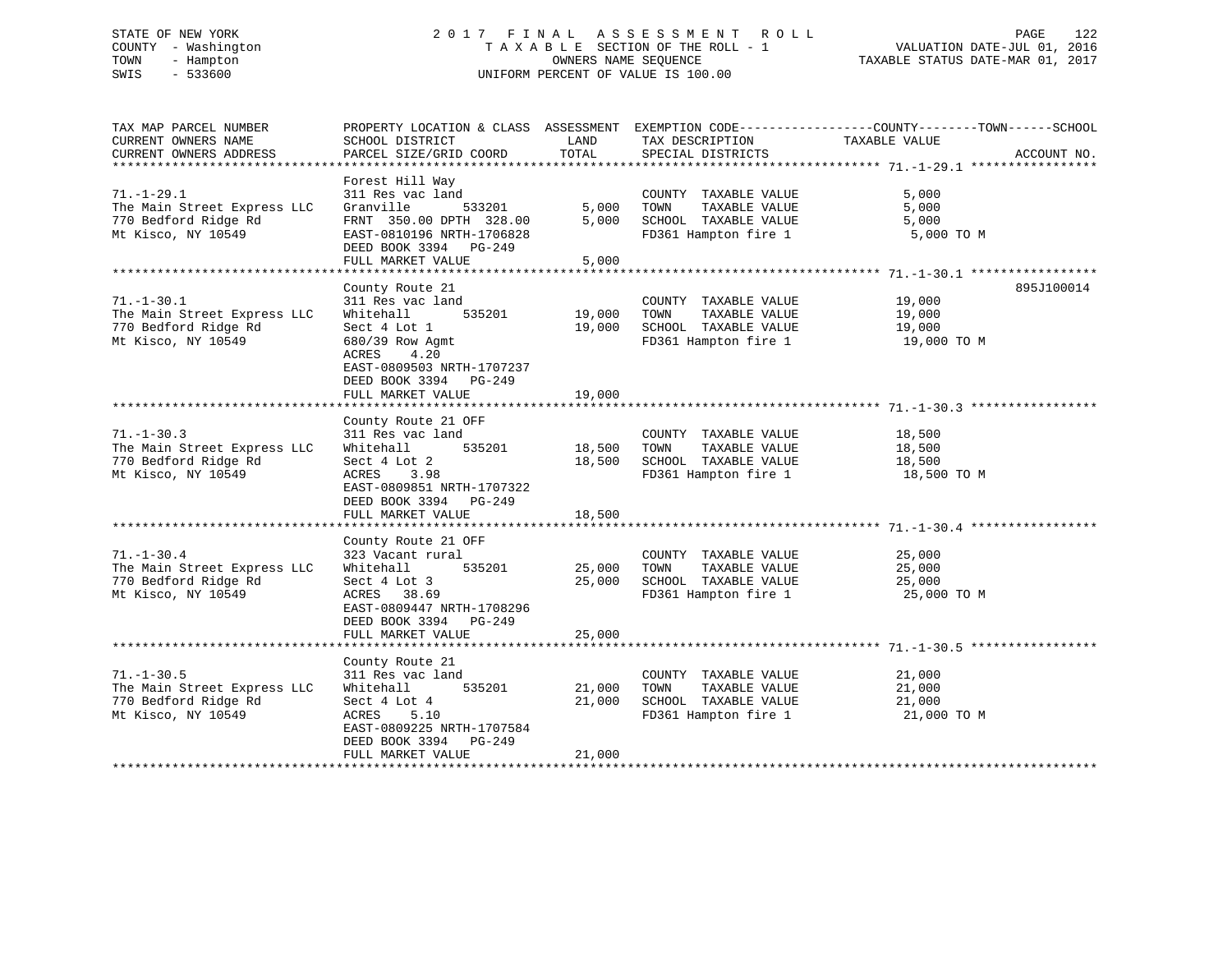STATE OF NEW YORK
COUNTY - Washington
TOWN - Hampton
SWIS - 533600

2017 FINAL ASSESSMENT ROLL
TAXABLE SECTION OF THE ROLL - 1
OWNERS NAME SEQUENCE
UNIFORM PERCENT OF VALUE IS 100.00

VALUATION DATE-JUL 01, 2016
TAXABLE STATUS DATE-MAR 01, 2017

| TAX MAP PARCEL NUMBER / CURRENT OWNERS NAME / CURRENT OWNERS ADDRESS | PROPERTY LOCATION & CLASS / SCHOOL DISTRICT / PARCEL SIZE/GRID COORD | ASSESSMENT LAND | TOTAL | EXEMPTION CODE / TAX DESCRIPTION / SPECIAL DISTRICTS | TAXABLE VALUE (COUNTY / TOWN / SCHOOL) | ACCOUNT NO. |
|---|---|---|---|---|---|---|
| **71.-1-29.1** | Forest Hill Way | | | | | |
| | 311 Res vac land | | | COUNTY TAXABLE VALUE | 5,000 | |
| The Main Street Express LLC | Granville 533201 | 5,000 | | TOWN TAXABLE VALUE | 5,000 | |
| 770 Bedford Ridge Rd | FRNT 350.00 DPTH 328.00 | | 5,000 | SCHOOL TAXABLE VALUE | 5,000 | |
| Mt Kisco, NY 10549 | EAST-0810196 NRTH-1706828 | | | FD361 Hampton fire 1 | 5,000 TO M | |
| | DEED BOOK 3394 PG-249 | | | | | |
| | FULL MARKET VALUE | | 5,000 | | | |
| **71.-1-30.1** | County Route 21 | | | | | 895J100014 |
| | 311 Res vac land | | | COUNTY TAXABLE VALUE | 19,000 | |
| The Main Street Express LLC | Whitehall 535201 | 19,000 | | TOWN TAXABLE VALUE | 19,000 | |
| 770 Bedford Ridge Rd | Sect 4 Lot 1 | | 19,000 | SCHOOL TAXABLE VALUE | 19,000 | |
| Mt Kisco, NY 10549 | 680/39 Row Agmt | | | FD361 Hampton fire 1 | 19,000 TO M | |
| | ACRES 4.20 | | | | | |
| | EAST-0809503 NRTH-1707237 | | | | | |
| | DEED BOOK 3394 PG-249 | | | | | |
| | FULL MARKET VALUE | | 19,000 | | | |
| **71.-1-30.3** | County Route 21 OFF | | | | | |
| | 311 Res vac land | | | COUNTY TAXABLE VALUE | 18,500 | |
| The Main Street Express LLC | Whitehall 535201 | 18,500 | | TOWN TAXABLE VALUE | 18,500 | |
| 770 Bedford Ridge Rd | Sect 4 Lot 2 | | 18,500 | SCHOOL TAXABLE VALUE | 18,500 | |
| Mt Kisco, NY 10549 | ACRES 3.98 | | | FD361 Hampton fire 1 | 18,500 TO M | |
| | EAST-0809851 NRTH-1707322 | | | | | |
| | DEED BOOK 3394 PG-249 | | | | | |
| | FULL MARKET VALUE | | 18,500 | | | |
| **71.-1-30.4** | County Route 21 OFF | | | | | |
| | 323 Vacant rural | | | COUNTY TAXABLE VALUE | 25,000 | |
| The Main Street Express LLC | Whitehall 535201 | 25,000 | | TOWN TAXABLE VALUE | 25,000 | |
| 770 Bedford Ridge Rd | Sect 4 Lot 3 | | 25,000 | SCHOOL TAXABLE VALUE | 25,000 | |
| Mt Kisco, NY 10549 | ACRES 38.69 | | | FD361 Hampton fire 1 | 25,000 TO M | |
| | EAST-0809447 NRTH-1708296 | | | | | |
| | DEED BOOK 3394 PG-249 | | | | | |
| | FULL MARKET VALUE | | 25,000 | | | |
| **71.-1-30.5** | County Route 21 | | | | | |
| | 311 Res vac land | | | COUNTY TAXABLE VALUE | 21,000 | |
| The Main Street Express LLC | Whitehall 535201 | 21,000 | | TOWN TAXABLE VALUE | 21,000 | |
| 770 Bedford Ridge Rd | Sect 4 Lot 4 | | 21,000 | SCHOOL TAXABLE VALUE | 21,000 | |
| Mt Kisco, NY 10549 | ACRES 5.10 | | | FD361 Hampton fire 1 | 21,000 TO M | |
| | EAST-0809225 NRTH-1707584 | | | | | |
| | DEED BOOK 3394 PG-249 | | | | | |
| | FULL MARKET VALUE | | 21,000 | | | |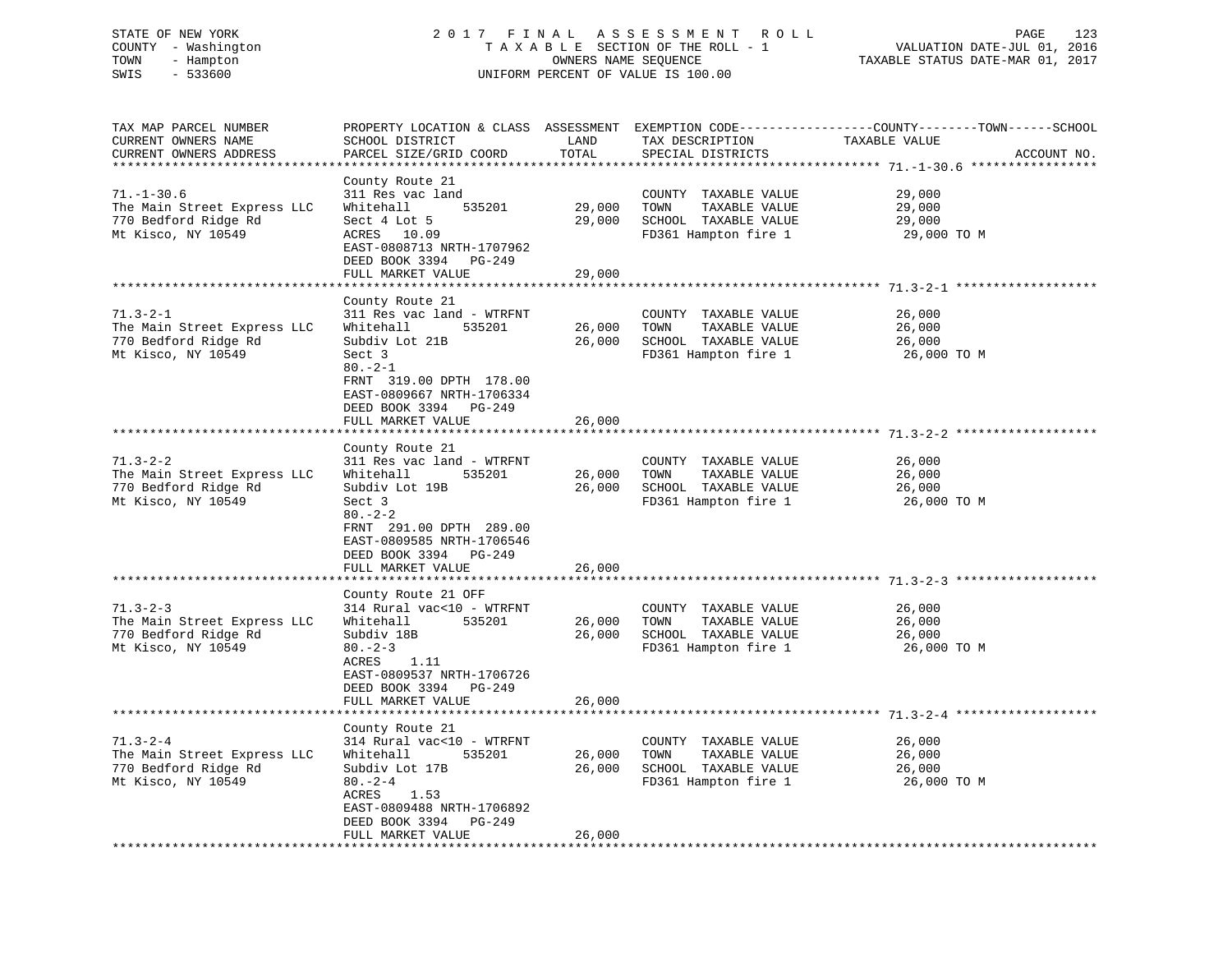STATE OF NEW YORK — COUNTY - Washington — TOWN - Hampton — SWIS - 533600

# 2017 FINAL ASSESSMENT ROLL

TAXABLE SECTION OF THE ROLL - 1
OWNERS NAME SEQUENCE
UNIFORM PERCENT OF VALUE IS 100.00

VALUATION DATE-JUL 01, 2016
TAXABLE STATUS DATE-MAR 01, 2017

| TAX MAP PARCEL NUMBER / CURRENT OWNERS NAME / CURRENT OWNERS ADDRESS | PROPERTY LOCATION & CLASS / SCHOOL DISTRICT / PARCEL SIZE/GRID COORD | ASSESSMENT LAND / TOTAL | EXEMPTION CODE / TAX DESCRIPTION / SPECIAL DISTRICTS | TAXABLE VALUE (COUNTY / TOWN / SCHOOL) | ACCOUNT NO. |
|---|---|---|---|---|---|
| 71.-1-30.6 | County Route 21 | | | | |
| The Main Street Express LLC | 311 Res vac land | | COUNTY TAXABLE VALUE | 29,000 | |
| 770 Bedford Ridge Rd | Whitehall 535201 | 29,000 | TOWN TAXABLE VALUE | 29,000 | |
| Mt Kisco, NY 10549 | Sect 4 Lot 5 | 29,000 | SCHOOL TAXABLE VALUE | 29,000 | |
| | ACRES 10.09 | | FD361 Hampton fire 1 | 29,000 TO M | |
| | EAST-0808713 NRTH-1707962 | | | | |
| | DEED BOOK 3394 PG-249 | | | | |
| | FULL MARKET VALUE | 29,000 | | | |
| 71.3-2-1 | County Route 21 | | | | |
| The Main Street Express LLC | 311 Res vac land - WTRFNT | | COUNTY TAXABLE VALUE | 26,000 | |
| 770 Bedford Ridge Rd | Whitehall 535201 | 26,000 | TOWN TAXABLE VALUE | 26,000 | |
| Mt Kisco, NY 10549 | Subdiv Lot 21B | 26,000 | SCHOOL TAXABLE VALUE | 26,000 | |
| | Sect 3 | | FD361 Hampton fire 1 | 26,000 TO M | |
| | 80.-2-1 | | | | |
| | FRNT 319.00 DPTH 178.00 | | | | |
| | EAST-0809667 NRTH-1706334 | | | | |
| | DEED BOOK 3394 PG-249 | | | | |
| | FULL MARKET VALUE | 26,000 | | | |
| 71.3-2-2 | County Route 21 | | | | |
| The Main Street Express LLC | 311 Res vac land - WTRFNT | | COUNTY TAXABLE VALUE | 26,000 | |
| 770 Bedford Ridge Rd | Whitehall 535201 | 26,000 | TOWN TAXABLE VALUE | 26,000 | |
| Mt Kisco, NY 10549 | Subdiv Lot 19B | 26,000 | SCHOOL TAXABLE VALUE | 26,000 | |
| | Sect 3 | | FD361 Hampton fire 1 | 26,000 TO M | |
| | 80.-2-2 | | | | |
| | FRNT 291.00 DPTH 289.00 | | | | |
| | EAST-0809585 NRTH-1706546 | | | | |
| | DEED BOOK 3394 PG-249 | | | | |
| | FULL MARKET VALUE | 26,000 | | | |
| 71.3-2-3 | County Route 21 OFF | | | | |
| The Main Street Express LLC | 314 Rural vac<10 - WTRFNT | | COUNTY TAXABLE VALUE | 26,000 | |
| 770 Bedford Ridge Rd | Whitehall 535201 | 26,000 | TOWN TAXABLE VALUE | 26,000 | |
| Mt Kisco, NY 10549 | Subdiv 18B | 26,000 | SCHOOL TAXABLE VALUE | 26,000 | |
| | 80.-2-3 | | FD361 Hampton fire 1 | 26,000 TO M | |
| | ACRES 1.11 | | | | |
| | EAST-0809537 NRTH-1706726 | | | | |
| | DEED BOOK 3394 PG-249 | | | | |
| | FULL MARKET VALUE | 26,000 | | | |
| 71.3-2-4 | County Route 21 | | | | |
| The Main Street Express LLC | 314 Rural vac<10 - WTRFNT | | COUNTY TAXABLE VALUE | 26,000 | |
| 770 Bedford Ridge Rd | Whitehall 535201 | 26,000 | TOWN TAXABLE VALUE | 26,000 | |
| Mt Kisco, NY 10549 | Subdiv Lot 17B | 26,000 | SCHOOL TAXABLE VALUE | 26,000 | |
| | 80.-2-4 | | FD361 Hampton fire 1 | 26,000 TO M | |
| | ACRES 1.53 | | | | |
| | EAST-0809488 NRTH-1706892 | | | | |
| | DEED BOOK 3394 PG-249 | | | | |
| | FULL MARKET VALUE | 26,000 | | | |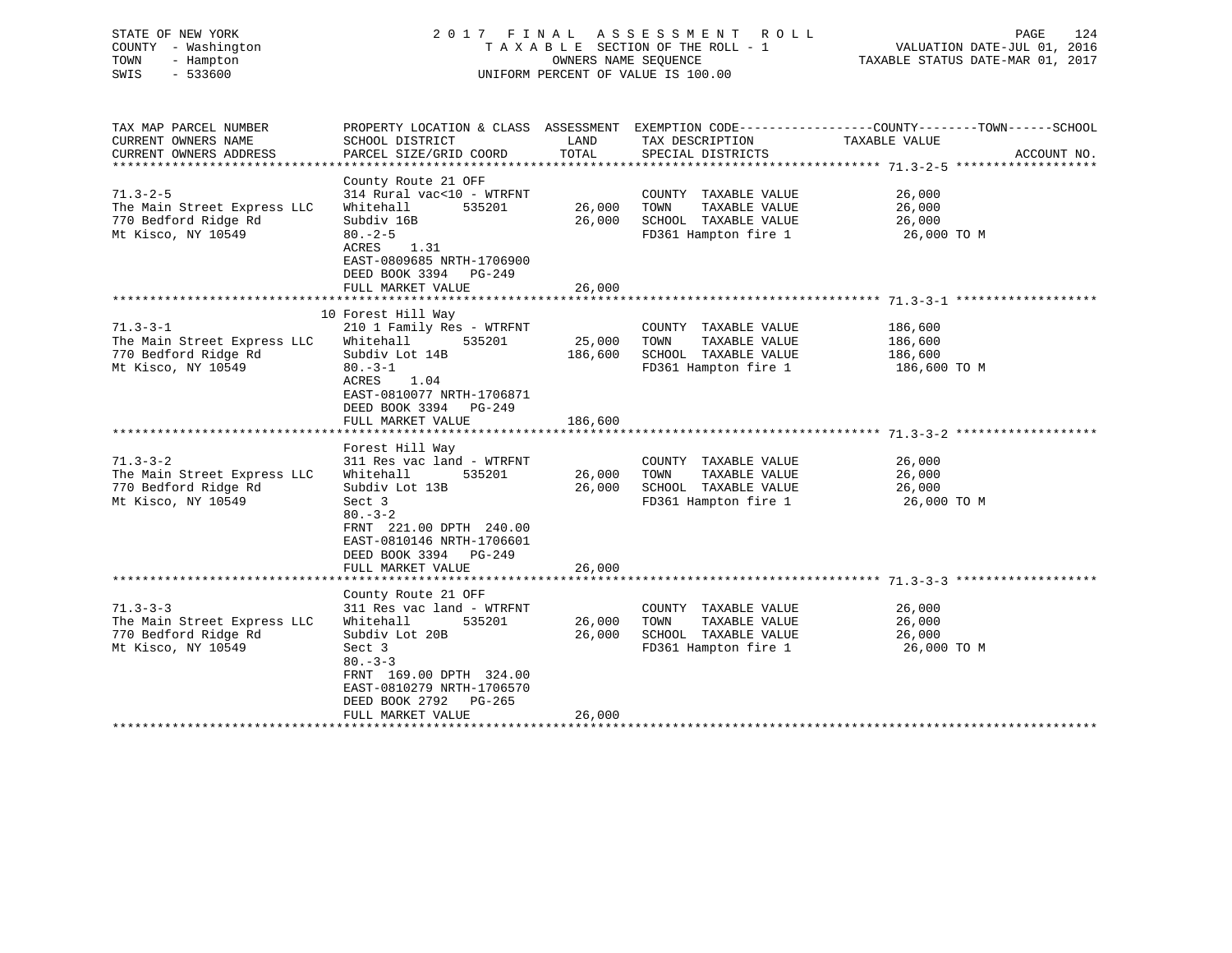STATE OF NEW YORK
COUNTY - Washington
TOWN - Hampton
SWIS - 533600

# 2017 FINAL ASSESSMENT ROLL

TAXABLE SECTION OF THE ROLL - 1
OWNERS NAME SEQUENCE
UNIFORM PERCENT OF VALUE IS 100.00

VALUATION DATE-JUL 01, 2016
TAXABLE STATUS DATE-MAR 01, 2017

| TAX MAP PARCEL NUMBER<br>CURRENT OWNERS NAME<br>CURRENT OWNERS ADDRESS | PROPERTY LOCATION & CLASS<br>SCHOOL DISTRICT<br>PARCEL SIZE/GRID COORD | ASSESSMENT<br>LAND<br>TOTAL | EXEMPTION CODE-----COUNTY-----TOWN-----SCHOOL<br>TAX DESCRIPTION<br>SPECIAL DISTRICTS | TAXABLE VALUE<br><br>ACCOUNT NO. |
|---|---|---|---|---|
| **71.3-2-5** | County Route 21 OFF | | | |
| 71.3-2-5 | 314 Rural vac<10 - WTRFNT | | COUNTY TAXABLE VALUE | 26,000 |
| The Main Street Express LLC | Whitehall 535201 | 26,000 | TOWN TAXABLE VALUE | 26,000 |
| 770 Bedford Ridge Rd | Subdiv 16B | 26,000 | SCHOOL TAXABLE VALUE | 26,000 |
| Mt Kisco, NY 10549 | 80.-2-5 | | FD361 Hampton fire 1 | 26,000 TO M |
| | ACRES 1.31 | | | |
| | EAST-0809685 NRTH-1706900 | | | |
| | DEED BOOK 3394 PG-249 | | | |
| | FULL MARKET VALUE | 26,000 | | |
| **71.3-3-1** | 10 Forest Hill Way | | | |
| 71.3-3-1 | 210 1 Family Res - WTRFNT | | COUNTY TAXABLE VALUE | 186,600 |
| The Main Street Express LLC | Whitehall 535201 | 25,000 | TOWN TAXABLE VALUE | 186,600 |
| 770 Bedford Ridge Rd | Subdiv Lot 14B | 186,600 | SCHOOL TAXABLE VALUE | 186,600 |
| Mt Kisco, NY 10549 | 80.-3-1 | | FD361 Hampton fire 1 | 186,600 TO M |
| | ACRES 1.04 | | | |
| | EAST-0810077 NRTH-1706871 | | | |
| | DEED BOOK 3394 PG-249 | | | |
| | FULL MARKET VALUE | 186,600 | | |
| **71.3-3-2** | Forest Hill Way | | | |
| 71.3-3-2 | 311 Res vac land - WTRFNT | | COUNTY TAXABLE VALUE | 26,000 |
| The Main Street Express LLC | Whitehall 535201 | 26,000 | TOWN TAXABLE VALUE | 26,000 |
| 770 Bedford Ridge Rd | Subdiv Lot 13B | 26,000 | SCHOOL TAXABLE VALUE | 26,000 |
| Mt Kisco, NY 10549 | Sect 3 | | FD361 Hampton fire 1 | 26,000 TO M |
| | 80.-3-2 | | | |
| | FRNT 221.00 DPTH 240.00 | | | |
| | EAST-0810146 NRTH-1706601 | | | |
| | DEED BOOK 3394 PG-249 | | | |
| | FULL MARKET VALUE | 26,000 | | |
| **71.3-3-3** | County Route 21 OFF | | | |
| 71.3-3-3 | 311 Res vac land - WTRFNT | | COUNTY TAXABLE VALUE | 26,000 |
| The Main Street Express LLC | Whitehall 535201 | 26,000 | TOWN TAXABLE VALUE | 26,000 |
| 770 Bedford Ridge Rd | Subdiv Lot 20B | 26,000 | SCHOOL TAXABLE VALUE | 26,000 |
| Mt Kisco, NY 10549 | Sect 3 | | FD361 Hampton fire 1 | 26,000 TO M |
| | 80.-3-3 | | | |
| | FRNT 169.00 DPTH 324.00 | | | |
| | EAST-0810279 NRTH-1706570 | | | |
| | DEED BOOK 2792 PG-265 | | | |
| | FULL MARKET VALUE | 26,000 | | |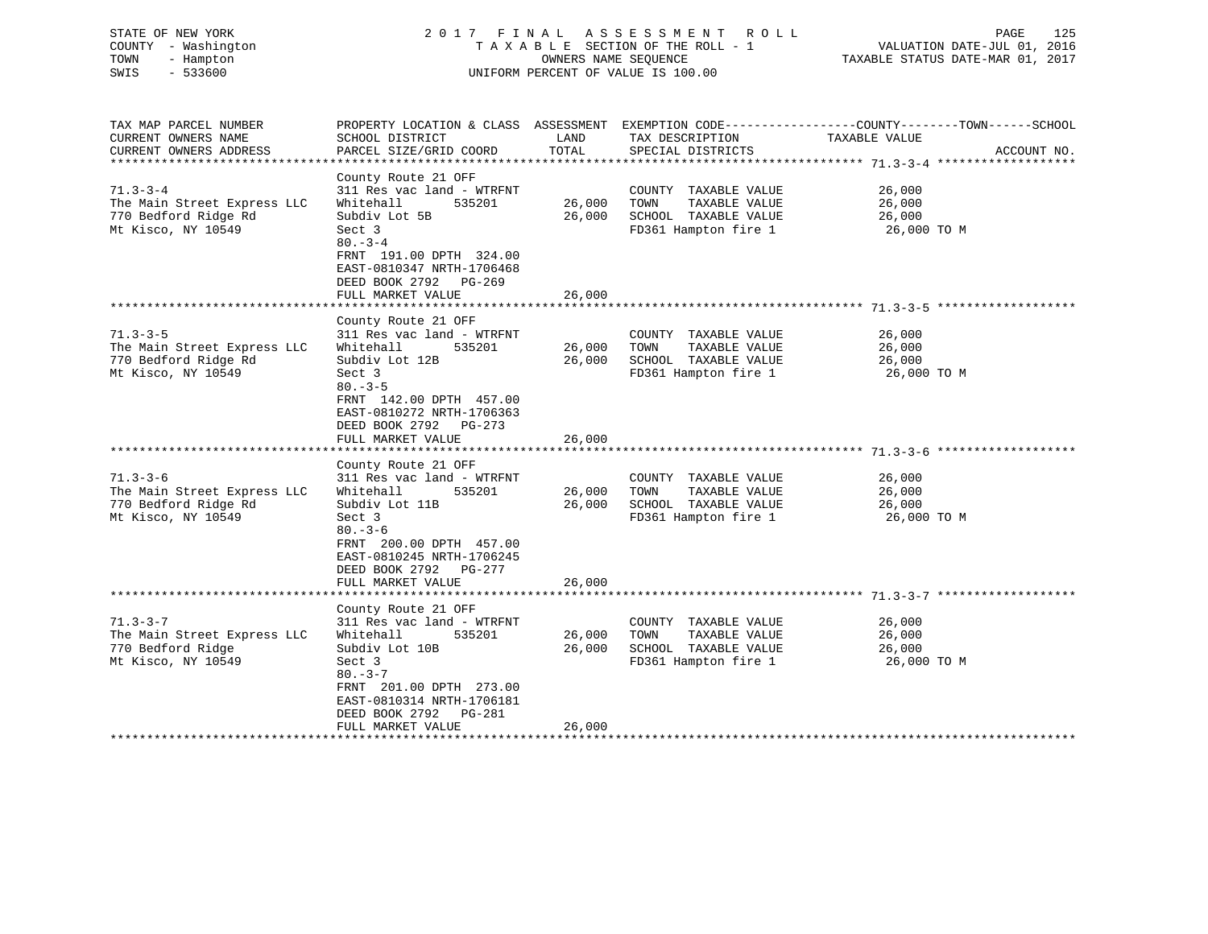STATE OF NEW YORK — 2017 FINAL ASSESSMENT ROLL
COUNTY - Washington — TAXABLE SECTION OF THE ROLL - 1 — VALUATION DATE-JUL 01, 2016
TOWN - Hampton — OWNERS NAME SEQUENCE — TAXABLE STATUS DATE-MAR 01, 2017
SWIS - 533600 — UNIFORM PERCENT OF VALUE IS 100.00

| TAX MAP PARCEL NUMBER / CURRENT OWNERS NAME / CURRENT OWNERS ADDRESS | PROPERTY LOCATION & CLASS / SCHOOL DISTRICT / PARCEL SIZE/GRID COORD | ASSESSMENT LAND | ASSESSMENT TOTAL | EXEMPTION CODE / TAX DESCRIPTION / SPECIAL DISTRICTS | TAXABLE VALUE (COUNTY / TOWN / SCHOOL) | ACCOUNT NO. |
|---|---|---|---|---|---|---|
| 71.3-3-4 | County Route 21 OFF | | | | | |
| | 311 Res vac land - WTRFNT | | | COUNTY TAXABLE VALUE | 26,000 | |
| The Main Street Express LLC | Whitehall 535201 | 26,000 | | TOWN TAXABLE VALUE | 26,000 | |
| 770 Bedford Ridge Rd | Subdiv Lot 5B | | 26,000 | SCHOOL TAXABLE VALUE | 26,000 | |
| Mt Kisco, NY 10549 | Sect 3 | | | FD361 Hampton fire 1 | 26,000 TO M | |
| | 80.-3-4 | | | | | |
| | FRNT 191.00 DPTH 324.00 | | | | | |
| | EAST-0810347 NRTH-1706468 | | | | | |
| | DEED BOOK 2792 PG-269 | | | | | |
| | FULL MARKET VALUE | | 26,000 | | | |
| 71.3-3-5 | County Route 21 OFF | | | | | |
| | 311 Res vac land - WTRFNT | | | COUNTY TAXABLE VALUE | 26,000 | |
| The Main Street Express LLC | Whitehall 535201 | 26,000 | | TOWN TAXABLE VALUE | 26,000 | |
| 770 Bedford Ridge Rd | Subdiv Lot 12B | | 26,000 | SCHOOL TAXABLE VALUE | 26,000 | |
| Mt Kisco, NY 10549 | Sect 3 | | | FD361 Hampton fire 1 | 26,000 TO M | |
| | 80.-3-5 | | | | | |
| | FRNT 142.00 DPTH 457.00 | | | | | |
| | EAST-0810272 NRTH-1706363 | | | | | |
| | DEED BOOK 2792 PG-273 | | | | | |
| | FULL MARKET VALUE | | 26,000 | | | |
| 71.3-3-6 | County Route 21 OFF | | | | | |
| | 311 Res vac land - WTRFNT | | | COUNTY TAXABLE VALUE | 26,000 | |
| The Main Street Express LLC | Whitehall 535201 | 26,000 | | TOWN TAXABLE VALUE | 26,000 | |
| 770 Bedford Ridge Rd | Subdiv Lot 11B | | 26,000 | SCHOOL TAXABLE VALUE | 26,000 | |
| Mt Kisco, NY 10549 | Sect 3 | | | FD361 Hampton fire 1 | 26,000 TO M | |
| | 80.-3-6 | | | | | |
| | FRNT 200.00 DPTH 457.00 | | | | | |
| | EAST-0810245 NRTH-1706245 | | | | | |
| | DEED BOOK 2792 PG-277 | | | | | |
| | FULL MARKET VALUE | | 26,000 | | | |
| 71.3-3-7 | County Route 21 OFF | | | | | |
| | 311 Res vac land - WTRFNT | | | COUNTY TAXABLE VALUE | 26,000 | |
| The Main Street Express LLC | Whitehall 535201 | 26,000 | | TOWN TAXABLE VALUE | 26,000 | |
| 770 Bedford Ridge | Subdiv Lot 10B | | 26,000 | SCHOOL TAXABLE VALUE | 26,000 | |
| Mt Kisco, NY 10549 | Sect 3 | | | FD361 Hampton fire 1 | 26,000 TO M | |
| | 80.-3-7 | | | | | |
| | FRNT 201.00 DPTH 273.00 | | | | | |
| | EAST-0810314 NRTH-1706181 | | | | | |
| | DEED BOOK 2792 PG-281 | | | | | |
| | FULL MARKET VALUE | | 26,000 | | | |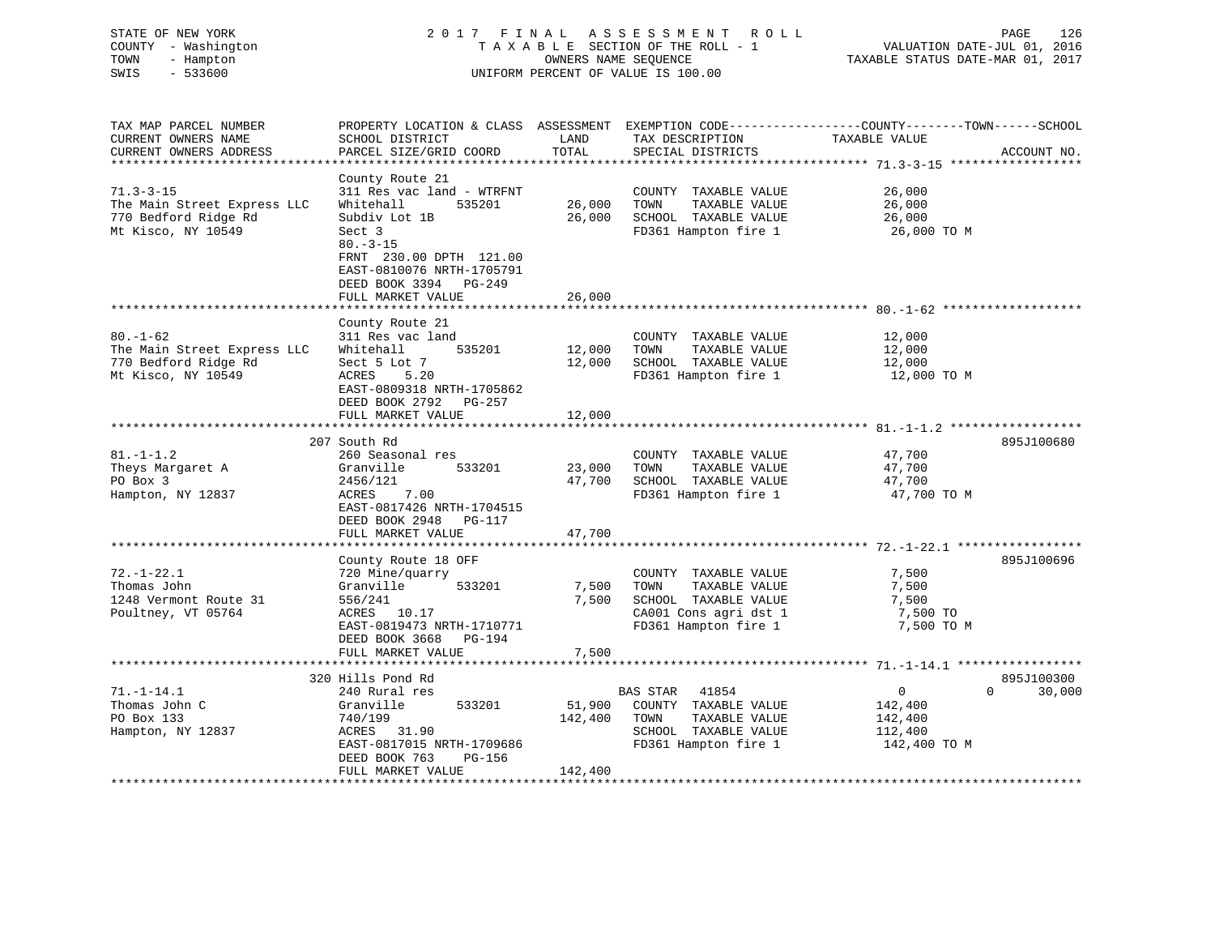STATE OF NEW YORK
COUNTY - Washington
TOWN - Hampton
SWIS - 533600

2 0 1 7 F I N A L A S S E S S M E N T R O L L
T A X A B L E SECTION OF THE ROLL - 1
OWNERS NAME SEQUENCE
UNIFORM PERCENT OF VALUE IS 100.00

VALUATION DATE-JUL 01, 2016
TAXABLE STATUS DATE-MAR 01, 2017

| TAX MAP PARCEL NUMBER / CURRENT OWNERS NAME / CURRENT OWNERS ADDRESS | PROPERTY LOCATION & CLASS / SCHOOL DISTRICT / PARCEL SIZE/GRID COORD | ASSESSMENT LAND | TOTAL | EXEMPTION CODE / TAX DESCRIPTION / SPECIAL DISTRICTS | COUNTY / TOWN / SCHOOL TAXABLE VALUE | ACCOUNT NO. |
|---|---|---|---|---|---|---|
| 71.3-3-15 | County Route 21 | | | | | |
| | 311 Res vac land - WTRFNT | | | COUNTY TAXABLE VALUE | 26,000 | |
| The Main Street Express LLC | Whitehall 535201 | 26,000 | | TOWN TAXABLE VALUE | 26,000 | |
| 770 Bedford Ridge Rd | Subdiv Lot 1B | | 26,000 | SCHOOL TAXABLE VALUE | 26,000 | |
| Mt Kisco, NY 10549 | Sect 3 | | | FD361 Hampton fire 1 | 26,000 TO M | |
| | 80.-3-15 | | | | | |
| | FRNT 230.00 DPTH 121.00 | | | | | |
| | EAST-0810076 NRTH-1705791 | | | | | |
| | DEED BOOK 3394 PG-249 | | | | | |
| | FULL MARKET VALUE | | 26,000 | | | |
| 80.-1-62 | County Route 21 | | | | | |
| | 311 Res vac land | | | COUNTY TAXABLE VALUE | 12,000 | |
| The Main Street Express LLC | Whitehall 535201 | 12,000 | | TOWN TAXABLE VALUE | 12,000 | |
| 770 Bedford Ridge Rd | Sect 5 Lot 7 | | 12,000 | SCHOOL TAXABLE VALUE | 12,000 | |
| Mt Kisco, NY 10549 | ACRES 5.20 | | | FD361 Hampton fire 1 | 12,000 TO M | |
| | EAST-0809318 NRTH-1705862 | | | | | |
| | DEED BOOK 2792 PG-257 | | | | | |
| | FULL MARKET VALUE | | 12,000 | | | |
| 81.-1-1.2 | 207 South Rd | | | | | 895J100680 |
| | 260 Seasonal res | | | COUNTY TAXABLE VALUE | 47,700 | |
| Theys Margaret A | Granville 533201 | 23,000 | | TOWN TAXABLE VALUE | 47,700 | |
| PO Box 3 | 2456/121 | | 47,700 | SCHOOL TAXABLE VALUE | 47,700 | |
| Hampton, NY 12837 | ACRES 7.00 | | | FD361 Hampton fire 1 | 47,700 TO M | |
| | EAST-0817426 NRTH-1704515 | | | | | |
| | DEED BOOK 2948 PG-117 | | | | | |
| | FULL MARKET VALUE | | 47,700 | | | |
| 72.-1-22.1 | County Route 18 OFF | | | | | 895J100696 |
| | 720 Mine/quarry | | | COUNTY TAXABLE VALUE | 7,500 | |
| Thomas John | Granville 533201 | 7,500 | | TOWN TAXABLE VALUE | 7,500 | |
| 1248 Vermont Route 31 | 556/241 | | 7,500 | SCHOOL TAXABLE VALUE | 7,500 | |
| Poultney, VT 05764 | ACRES 10.17 | | | CA001 Cons agri dst 1 | 7,500 TO | |
| | EAST-0819473 NRTH-1710771 | | | FD361 Hampton fire 1 | 7,500 TO M | |
| | DEED BOOK 3668 PG-194 | | | | | |
| | FULL MARKET VALUE | | 7,500 | | | |
| 71.-1-14.1 | 320 Hills Pond Rd | | | | | 895J100300 |
| | 240 Rural res | | | BAS STAR 41854 | 0 0 30,000 | |
| Thomas John C | Granville 533201 | 51,900 | | COUNTY TAXABLE VALUE | 142,400 | |
| PO Box 133 | 740/199 | | 142,400 | TOWN TAXABLE VALUE | 142,400 | |
| Hampton, NY 12837 | ACRES 31.90 | | | SCHOOL TAXABLE VALUE | 112,400 | |
| | EAST-0817015 NRTH-1709686 | | | FD361 Hampton fire 1 | 142,400 TO M | |
| | DEED BOOK 763 PG-156 | | | | | |
| | FULL MARKET VALUE | | 142,400 | | | |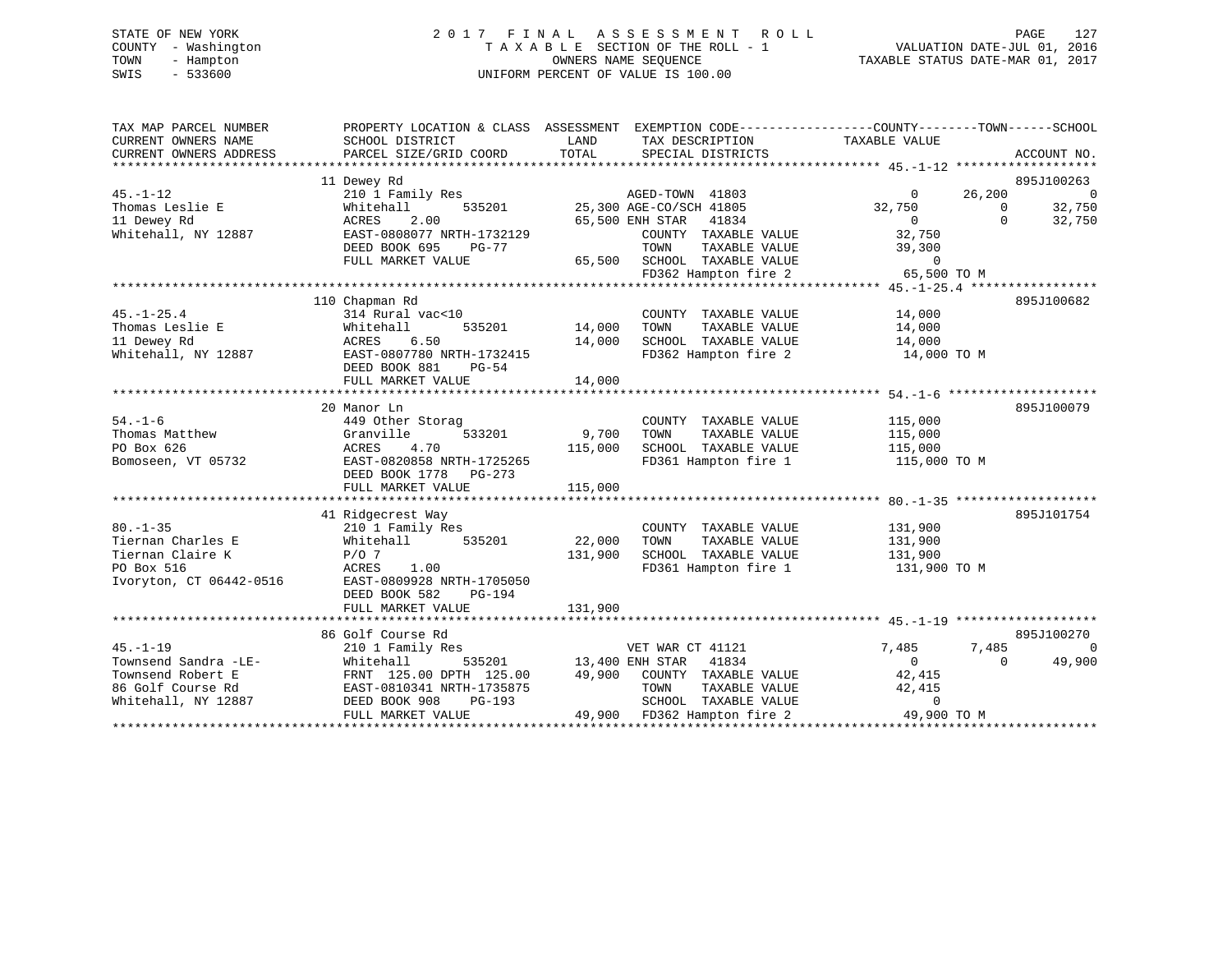STATE OF NEW YORK
COUNTY - Washington
TOWN - Hampton
SWIS - 533600

# 2017 FINAL ASSESSMENT ROLL

TAXABLE SECTION OF THE ROLL - 1
OWNERS NAME SEQUENCE
UNIFORM PERCENT OF VALUE IS 100.00

VALUATION DATE-JUL 01, 2016
TAXABLE STATUS DATE-MAR 01, 2017

| TAX MAP PARCEL NUMBER / CURRENT OWNERS NAME / CURRENT OWNERS ADDRESS | PROPERTY LOCATION & CLASS / SCHOOL DISTRICT / PARCEL SIZE/GRID COORD | ASSESSMENT LAND | TOTAL | EXEMPTION CODE / TAX DESCRIPTION / SPECIAL DISTRICTS | COUNTY TAXABLE VALUE | TOWN | SCHOOL | ACCOUNT NO. |
|---|---|---|---|---|---|---|---|---|
| | 11 Dewey Rd | | | | | | | 895J100263 |
| 45.-1-12 | 210 1 Family Res | | | AGED-TOWN 41803 | 0 | 26,200 | 0 | |
| Thomas Leslie E | Whitehall 535201 | 25,300 | | AGE-CO/SCH 41805 | 32,750 | 0 | 32,750 | |
| 11 Dewey Rd | ACRES 2.00 | | 65,500 | ENH STAR 41834 | 0 | 0 | 32,750 | |
| Whitehall, NY 12887 | EAST-0808077 NRTH-1732129 | | | COUNTY TAXABLE VALUE | 32,750 | | | |
| | DEED BOOK 695 PG-77 | | | TOWN TAXABLE VALUE | 39,300 | | | |
| | FULL MARKET VALUE | | 65,500 | SCHOOL TAXABLE VALUE | 0 | | | |
| | | | | FD362 Hampton fire 2 | 65,500 TO M | | | |
| | 110 Chapman Rd | | | | | | | 895J100682 |
| 45.-1-25.4 | 314 Rural vac<10 | | | COUNTY TAXABLE VALUE | 14,000 | | | |
| Thomas Leslie E | Whitehall 535201 | 14,000 | | TOWN TAXABLE VALUE | 14,000 | | | |
| 11 Dewey Rd | ACRES 6.50 | | 14,000 | SCHOOL TAXABLE VALUE | 14,000 | | | |
| Whitehall, NY 12887 | EAST-0807780 NRTH-1732415 | | | FD362 Hampton fire 2 | 14,000 TO M | | | |
| | DEED BOOK 881 PG-54 | | | | | | | |
| | FULL MARKET VALUE | | 14,000 | | | | | |
| | 20 Manor Ln | | | | | | | 895J100079 |
| 54.-1-6 | 449 Other Storag | | | COUNTY TAXABLE VALUE | 115,000 | | | |
| Thomas Matthew | Granville 533201 | 9,700 | | TOWN TAXABLE VALUE | 115,000 | | | |
| PO Box 626 | ACRES 4.70 | | 115,000 | SCHOOL TAXABLE VALUE | 115,000 | | | |
| Bomoseen, VT 05732 | EAST-0820858 NRTH-1725265 | | | FD361 Hampton fire 1 | 115,000 TO M | | | |
| | DEED BOOK 1778 PG-273 | | | | | | | |
| | FULL MARKET VALUE | | 115,000 | | | | | |
| | 41 Ridgecrest Way | | | | | | | 895J101754 |
| 80.-1-35 | 210 1 Family Res | | | COUNTY TAXABLE VALUE | 131,900 | | | |
| Tiernan Charles E | Whitehall 535201 | 22,000 | | TOWN TAXABLE VALUE | 131,900 | | | |
| Tiernan Claire K | P/O 7 | | 131,900 | SCHOOL TAXABLE VALUE | 131,900 | | | |
| PO Box 516 | ACRES 1.00 | | | FD361 Hampton fire 1 | 131,900 TO M | | | |
| Ivoryton, CT 06442-0516 | EAST-0809928 NRTH-1705050 | | | | | | | |
| | DEED BOOK 582 PG-194 | | | | | | | |
| | FULL MARKET VALUE | | 131,900 | | | | | |
| | 86 Golf Course Rd | | | | | | | 895J100270 |
| 45.-1-19 | 210 1 Family Res | | | VET WAR CT 41121 | 7,485 | 7,485 | 0 | |
| Townsend Sandra -LE- | Whitehall 535201 | 13,400 | | ENH STAR 41834 | 0 | 0 | 49,900 | |
| Townsend Robert E | FRNT 125.00 DPTH 125.00 | | 49,900 | COUNTY TAXABLE VALUE | 42,415 | | | |
| 86 Golf Course Rd | EAST-0810341 NRTH-1735875 | | | TOWN TAXABLE VALUE | 42,415 | | | |
| Whitehall, NY 12887 | DEED BOOK 908 PG-193 | | | SCHOOL TAXABLE VALUE | 0 | | | |
| | FULL MARKET VALUE | | 49,900 | FD362 Hampton fire 2 | 49,900 TO M | | | |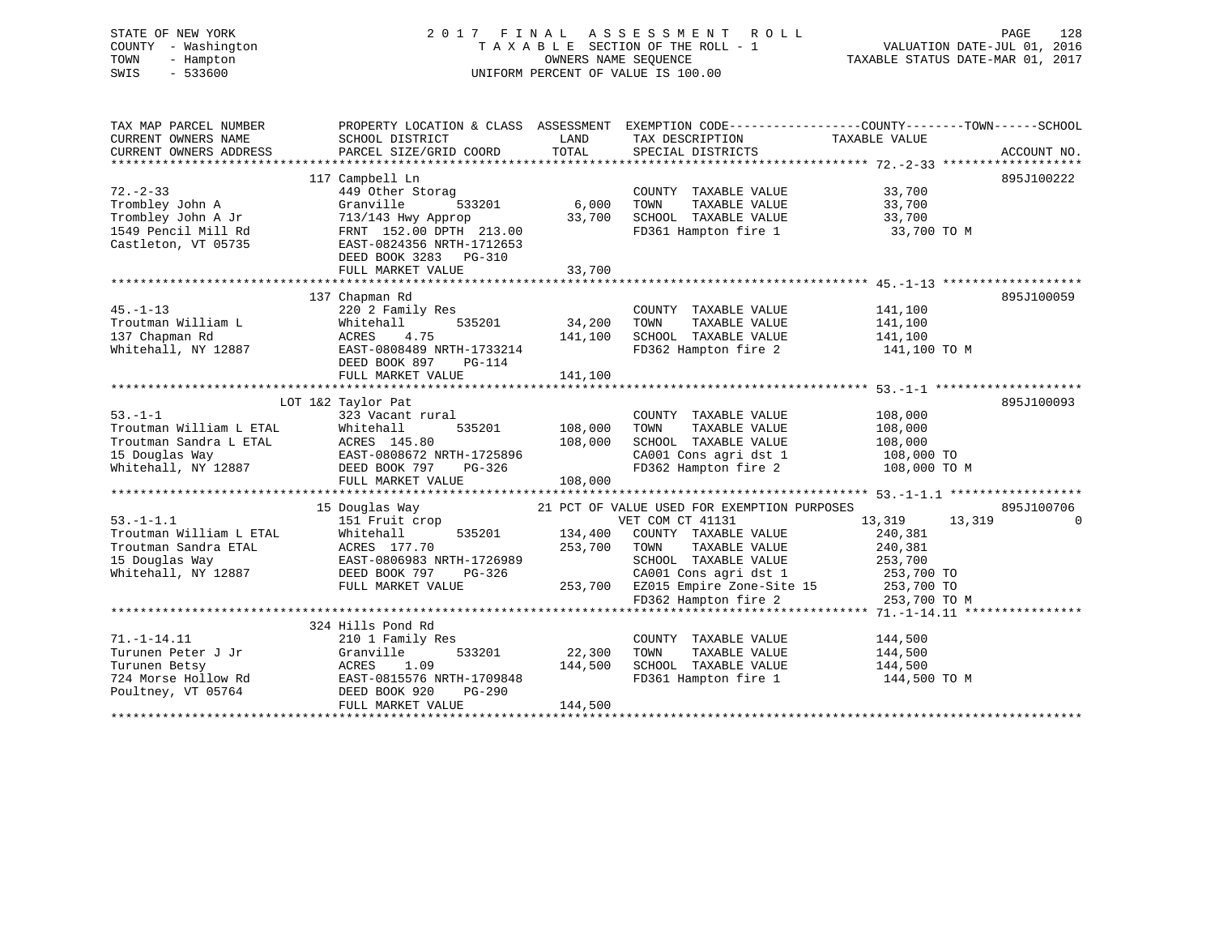STATE OF NEW YORK
COUNTY - Washington
TOWN - Hampton
SWIS - 533600

# 2017 FINAL ASSESSMENT ROLL

TAXABLE SECTION OF THE ROLL - 1
OWNERS NAME SEQUENCE
UNIFORM PERCENT OF VALUE IS 100.00

VALUATION DATE-JUL 01, 2016
TAXABLE STATUS DATE-MAR 01, 2017

```
TAX MAP PARCEL NUMBER          PROPERTY LOCATION & CLASS  ASSESSMENT  EXEMPTION CODE------------------COUNTY--------TOWN------SCHOOL
CURRENT OWNERS NAME            SCHOOL DISTRICT               LAND      TAX DESCRIPTION            TAXABLE VALUE
CURRENT OWNERS ADDRESS         PARCEL SIZE/GRID COORD       TOTAL      SPECIAL DISTRICTS                                    ACCOUNT NO.
******************************************************************************************************* 72.-2-33 *******************
                               117 Campbell Ln                                                                          895J100222
72.-2-33                       449 Other Storag                        COUNTY  TAXABLE VALUE           33,700
Trombley John A                Granville        533201        6,000    TOWN    TAXABLE VALUE           33,700
Trombley John A Jr             713/143 Hwy Approp            33,700    SCHOOL  TAXABLE VALUE           33,700
1549 Pencil Mill Rd            FRNT 152.00 DPTH 213.00                 FD361 Hampton fire 1             33,700 TO M
Castleton, VT 05735            EAST-0824356 NRTH-1712653
                               DEED BOOK 3283   PG-310
                               FULL MARKET VALUE             33,700
******************************************************************************************************* 45.-1-13 *******************
                               137 Chapman Rd                                                                           895J100059
45.-1-13                       220 2 Family Res                        COUNTY  TAXABLE VALUE          141,100
Troutman William L             Whitehall        535201       34,200    TOWN    TAXABLE VALUE          141,100
137 Chapman Rd                 ACRES    4.75                141,100    SCHOOL  TAXABLE VALUE          141,100
Whitehall, NY 12887            EAST-0808489 NRTH-1733214               FD362 Hampton fire 2            141,100 TO M
                               DEED BOOK 897    PG-114
                               FULL MARKET VALUE            141,100
******************************************************************************************************* 53.-1-1 ********************
                           LOT 1&2 Taylor Pat                                                                           895J100093
53.-1-1                        323 Vacant rural                        COUNTY  TAXABLE VALUE          108,000
Troutman William L ETAL        Whitehall        535201      108,000    TOWN    TAXABLE VALUE          108,000
Troutman Sandra L ETAL         ACRES  145.80                108,000    SCHOOL  TAXABLE VALUE          108,000
15 Douglas Way                 EAST-0808672 NRTH-1725896               CA001 Cons agri dst 1           108,000 TO
Whitehall, NY 12887            DEED BOOK 797    PG-326                 FD362 Hampton fire 2            108,000 TO M
                               FULL MARKET VALUE            108,000
******************************************************************************************************* 53.-1-1.1 ******************
                               15 Douglas Way               21 PCT OF VALUE USED FOR EXEMPTION PURPOSES                 895J100706
53.-1-1.1                      151 Fruit crop                          VET COM CT 41131            13,319      13,319            0
Troutman William L ETAL        Whitehall        535201      134,400    COUNTY  TAXABLE VALUE          240,381
Troutman Sandra ETAL           ACRES  177.70                253,700    TOWN    TAXABLE VALUE          240,381
15 Douglas Way                 EAST-0806983 NRTH-1726989               SCHOOL  TAXABLE VALUE          253,700
Whitehall, NY 12887            DEED BOOK 797    PG-326                 CA001 Cons agri dst 1           253,700 TO
                               FULL MARKET VALUE            253,700    EZ015 Empire Zone-Site 15       253,700 TO
                                                                       FD362 Hampton fire 2            253,700 TO M
******************************************************************************************************* 71.-1-14.11 ****************
                               324 Hills Pond Rd
71.-1-14.11                    210 1 Family Res                        COUNTY  TAXABLE VALUE          144,500
Turunen Peter J Jr             Granville        533201       22,300    TOWN    TAXABLE VALUE          144,500
Turunen Betsy                  ACRES    1.09                144,500    SCHOOL  TAXABLE VALUE          144,500
724 Morse Hollow Rd            EAST-0815576 NRTH-1709848               FD361 Hampton fire 1            144,500 TO M
Poultney, VT 05764             DEED BOOK 920    PG-290
                               FULL MARKET VALUE            144,500
************************************************************************************************************************************
```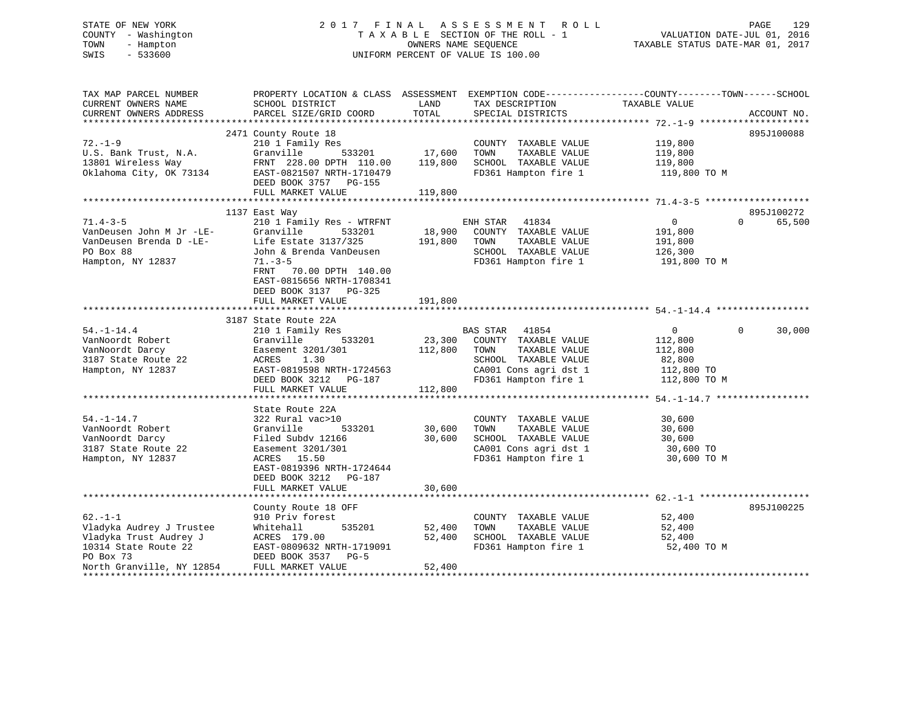STATE OF NEW YORK
COUNTY - Washington
TOWN - Hampton
SWIS - 533600

2017 FINAL ASSESSMENT ROLL
TAXABLE SECTION OF THE ROLL - 1
OWNERS NAME SEQUENCE
UNIFORM PERCENT OF VALUE IS 100.00

VALUATION DATE-JUL 01, 2016
TAXABLE STATUS DATE-MAR 01, 2017

```
TAX MAP PARCEL NUMBER          PROPERTY LOCATION & CLASS  ASSESSMENT  EXEMPTION CODE-----------------COUNTY--------TOWN------SCHOOL
CURRENT OWNERS NAME            SCHOOL DISTRICT               LAND      TAX DESCRIPTION             TAXABLE VALUE
CURRENT OWNERS ADDRESS         PARCEL SIZE/GRID COORD       TOTAL      SPECIAL DISTRICTS                                    ACCOUNT NO.
****************************************************************************************************** 72.-1-9 ********************
                               2471 County Route 18                                                                         895J100088
72.-1-9                        210 1 Family Res                        COUNTY  TAXABLE VALUE          119,800
U.S. Bank Trust, N.A.          Granville       533201       17,600     TOWN    TAXABLE VALUE          119,800
13801 Wireless Way             FRNT  228.00 DPTH  110.00   119,800     SCHOOL  TAXABLE VALUE          119,800
Oklahoma City, OK 73134        EAST-0821507 NRTH-1710479               FD361 Hampton fire 1            119,800 TO M
                               DEED BOOK 3757   PG-155
                               FULL MARKET VALUE           119,800
****************************************************************************************************** 71.4-3-5 *******************
                               1137 East Way                                                                                895J100272
71.4-3-5                       210 1 Family Res - WTRFNT               ENH STAR   41834                      0           0      65,500
VanDeusen John M Jr -LE-       Granville       533201       18,900     COUNTY  TAXABLE VALUE          191,800
VanDeusen Brenda D -LE-        Life Estate 3137/325        191,800     TOWN    TAXABLE VALUE          191,800
PO Box 88                      John & Brenda VanDeusen                 SCHOOL  TAXABLE VALUE          126,300
Hampton, NY 12837              71.-3-5                                 FD361 Hampton fire 1            191,800 TO M
                               FRNT   70.00 DPTH  140.00
                               EAST-0815656 NRTH-1708341
                               DEED BOOK 3137   PG-325
                               FULL MARKET VALUE           191,800
****************************************************************************************************** 54.-1-14.4 *****************
                               3187 State Route 22A
54.-1-14.4                     210 1 Family Res                        BAS STAR   41854                      0           0      30,000
VanNoordt Robert               Granville       533201       23,300     COUNTY  TAXABLE VALUE          112,800
VanNoordt Darcy                Easement 3201/301           112,800     TOWN    TAXABLE VALUE          112,800
3187 State Route 22            ACRES    1.30                           SCHOOL  TAXABLE VALUE           82,800
Hampton, NY 12837              EAST-0819598 NRTH-1724563               CA001 Cons agri dst 1           112,800 TO
                               DEED BOOK 3212   PG-187                 FD361 Hampton fire 1            112,800 TO M
                               FULL MARKET VALUE           112,800
****************************************************************************************************** 54.-1-14.7 *****************
                               State Route 22A
54.-1-14.7                     322 Rural vac>10                        COUNTY  TAXABLE VALUE           30,600
VanNoordt Robert               Granville       533201       30,600     TOWN    TAXABLE VALUE           30,600
VanNoordt Darcy                Filed Subdv 12166            30,600     SCHOOL  TAXABLE VALUE           30,600
3187 State Route 22            Easement 3201/301                       CA001 Cons agri dst 1            30,600 TO
Hampton, NY 12837              ACRES   15.50                           FD361 Hampton fire 1             30,600 TO M
                               EAST-0819396 NRTH-1724644
                               DEED BOOK 3212   PG-187
                               FULL MARKET VALUE            30,600
****************************************************************************************************** 62.-1-1 ********************
                               County Route 18 OFF                                                                          895J100225
62.-1-1                        910 Priv forest                         COUNTY  TAXABLE VALUE           52,400
Vladyka Audrey J Trustee       Whitehall       535201       52,400     TOWN    TAXABLE VALUE           52,400
Vladyka Trust Audrey J         ACRES  179.00                52,400     SCHOOL  TAXABLE VALUE           52,400
10314 State Route 22           EAST-0809632 NRTH-1719091               FD361 Hampton fire 1             52,400 TO M
PO Box 73                      DEED BOOK 3537   PG-5
North Granville, NY 12854      FULL MARKET VALUE            52,400
************************************************************************************************************************************
```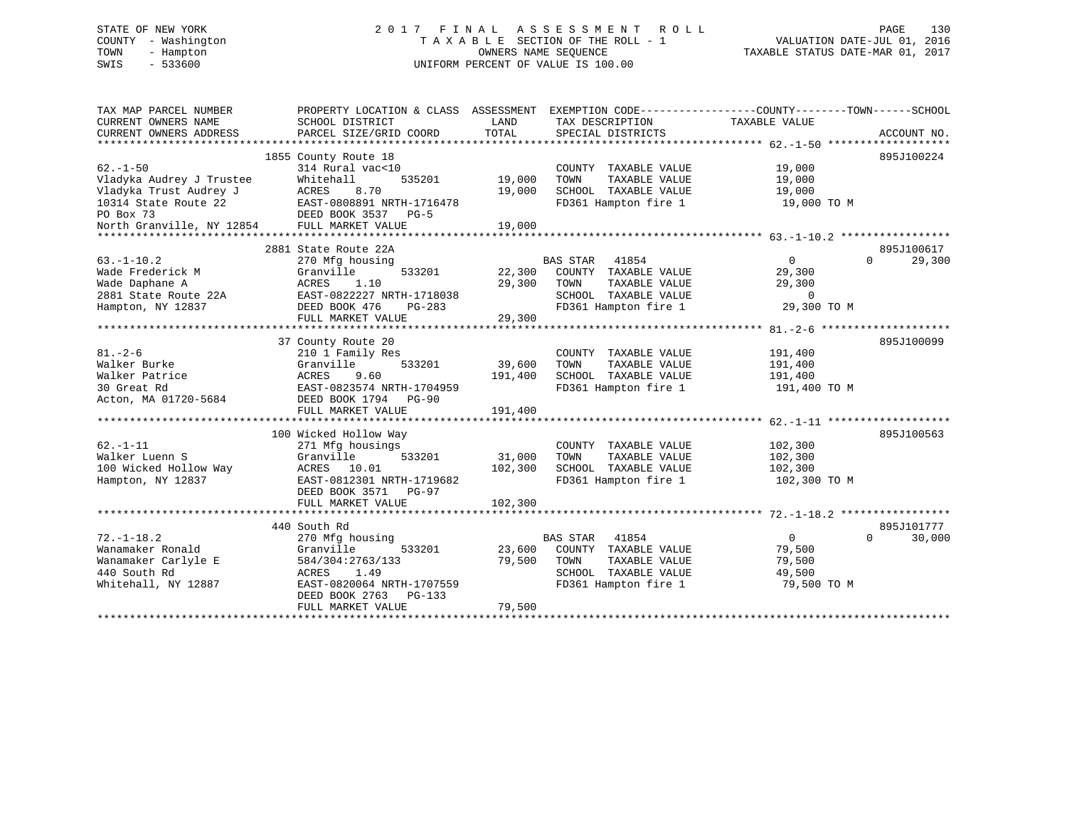STATE OF NEW YORK
COUNTY - Washington
TOWN - Hampton
SWIS - 533600

2 0 1 7 F I N A L A S S E S S M E N T R O L L
T A X A B L E SECTION OF THE ROLL - 1
OWNERS NAME SEQUENCE
UNIFORM PERCENT OF VALUE IS 100.00

VALUATION DATE-JUL 01, 2016
TAXABLE STATUS DATE-MAR 01, 2017

| TAX MAP PARCEL NUMBER / CURRENT OWNERS NAME / CURRENT OWNERS ADDRESS | PROPERTY LOCATION & CLASS / SCHOOL DISTRICT / PARCEL SIZE/GRID COORD | ASSESSMENT LAND / TOTAL | EXEMPTION CODE / TAX DESCRIPTION / SPECIAL DISTRICTS | COUNTY TAXABLE VALUE | TOWN | SCHOOL | ACCOUNT NO. |
|---|---|---|---|---|---|---|---|
| 62.-1-50 | 1855 County Route 18 | | | | | | 895J100224 |
| Vladyka Audrey J Trustee | 314 Rural vac<10 | | COUNTY TAXABLE VALUE | 19,000 | | | |
| Vladyka Trust Audrey J | Whitehall 535201 | 19,000 | TOWN TAXABLE VALUE | 19,000 | | | |
| 10314 State Route 22 | ACRES 8.70 | 19,000 | SCHOOL TAXABLE VALUE | 19,000 | | | |
| PO Box 73 | EAST-0808891 NRTH-1716478 | | FD361 Hampton fire 1 | 19,000 TO M | | | |
| North Granville, NY 12854 | DEED BOOK 3537 PG-5 | | | | | | |
| | FULL MARKET VALUE | 19,000 | | | | | |
| 63.-1-10.2 | 2881 State Route 22A | | | | | | 895J100617 |
| Wade Frederick M | 270 Mfg housing | | BAS STAR 41854 | 0 | 0 | 29,300 | |
| Wade Daphane A | Granville 533201 | 22,300 | COUNTY TAXABLE VALUE | 29,300 | | | |
| 2881 State Route 22A | ACRES 1.10 | 29,300 | TOWN TAXABLE VALUE | 29,300 | | | |
| Hampton, NY 12837 | EAST-0822227 NRTH-1718038 | | SCHOOL TAXABLE VALUE | 0 | | | |
| | DEED BOOK 476 PG-283 | | FD361 Hampton fire 1 | 29,300 TO M | | | |
| | FULL MARKET VALUE | 29,300 | | | | | |
| 81.-2-6 | 37 County Route 20 | | | | | | 895J100099 |
| Walker Burke | 210 1 Family Res | | COUNTY TAXABLE VALUE | 191,400 | | | |
| Walker Patrice | Granville 533201 | 39,600 | TOWN TAXABLE VALUE | 191,400 | | | |
| 30 Great Rd | ACRES 9.60 | 191,400 | SCHOOL TAXABLE VALUE | 191,400 | | | |
| Acton, MA 01720-5684 | EAST-0823574 NRTH-1704959 | | FD361 Hampton fire 1 | 191,400 TO M | | | |
| | DEED BOOK 1794 PG-90 | | | | | | |
| | FULL MARKET VALUE | 191,400 | | | | | |
| 62.-1-11 | 100 Wicked Hollow Way | | | | | | 895J100563 |
| Walker Luenn S | 271 Mfg housings | | COUNTY TAXABLE VALUE | 102,300 | | | |
| 100 Wicked Hollow Way | Granville 533201 | 31,000 | TOWN TAXABLE VALUE | 102,300 | | | |
| Hampton, NY 12837 | ACRES 10.01 | 102,300 | SCHOOL TAXABLE VALUE | 102,300 | | | |
| | EAST-0812301 NRTH-1719682 | | FD361 Hampton fire 1 | 102,300 TO M | | | |
| | DEED BOOK 3571 PG-97 | | | | | | |
| | FULL MARKET VALUE | 102,300 | | | | | |
| 72.-1-18.2 | 440 South Rd | | | | | | 895J101777 |
| Wanamaker Ronald | 270 Mfg housing | | BAS STAR 41854 | 0 | 0 | 30,000 | |
| Wanamaker Carlyle E | Granville 533201 | 23,600 | COUNTY TAXABLE VALUE | 79,500 | | | |
| 440 South Rd | 584/304:2763/133 | 79,500 | TOWN TAXABLE VALUE | 79,500 | | | |
| Whitehall, NY 12887 | ACRES 1.49 | | SCHOOL TAXABLE VALUE | 49,500 | | | |
| | EAST-0820064 NRTH-1707559 | | FD361 Hampton fire 1 | 79,500 TO M | | | |
| | DEED BOOK 2763 PG-133 | | | | | | |
| | FULL MARKET VALUE | 79,500 | | | | | |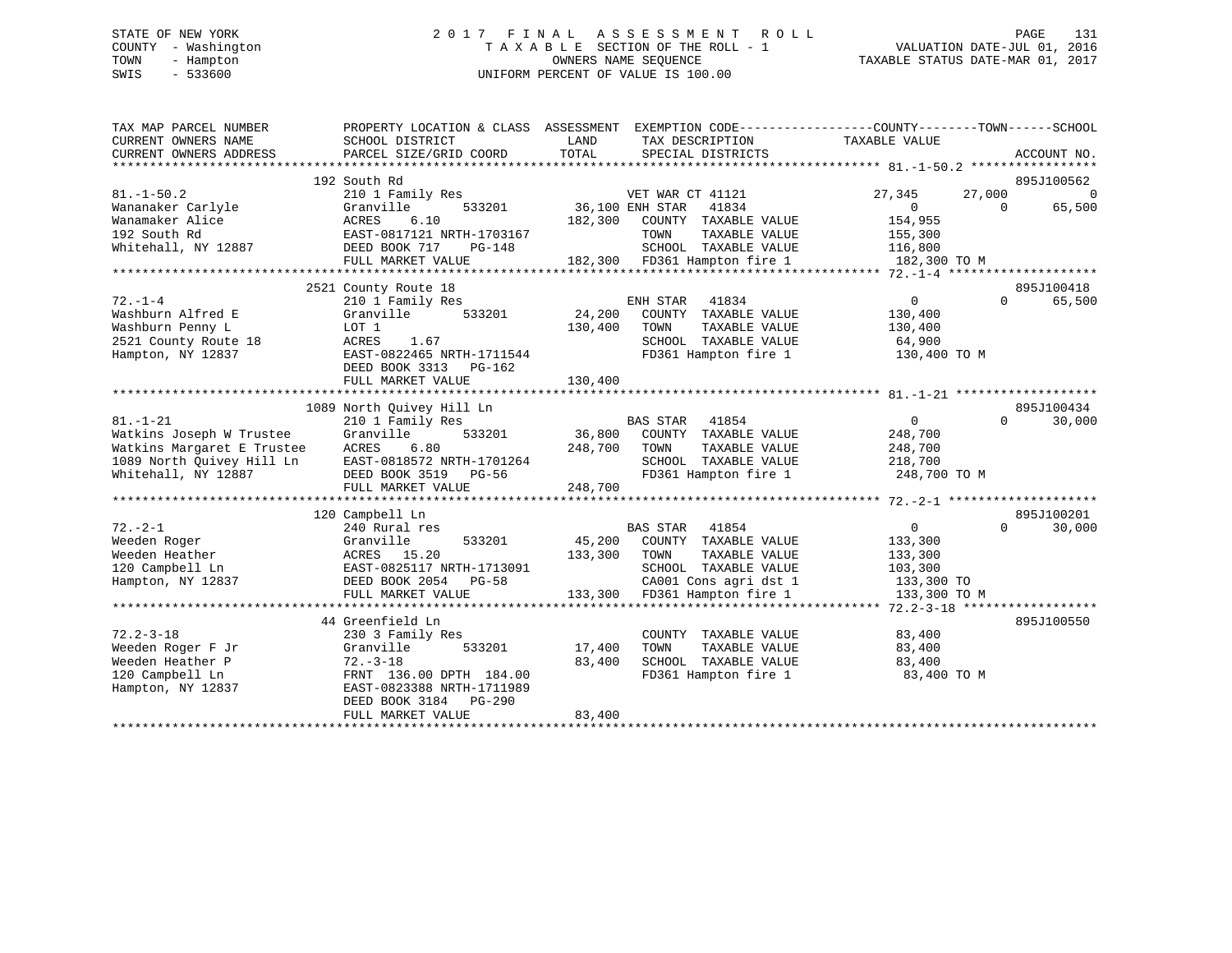STATE OF NEW YORK
COUNTY - Washington
TOWN - Hampton
SWIS - 533600

# 2017 FINAL ASSESSMENT ROLL
TAXABLE SECTION OF THE ROLL - 1
OWNERS NAME SEQUENCE
UNIFORM PERCENT OF VALUE IS 100.00

VALUATION DATE-JUL 01, 2016
TAXABLE STATUS DATE-MAR 01, 2017

| TAX MAP PARCEL NUMBER / CURRENT OWNERS NAME / CURRENT OWNERS ADDRESS | PROPERTY LOCATION & CLASS / SCHOOL DISTRICT / PARCEL SIZE/GRID COORD | ASSESSMENT LAND / TOTAL | EXEMPTION CODE / TAX DESCRIPTION / SPECIAL DISTRICTS | COUNTY TAXABLE VALUE | TOWN | SCHOOL | ACCOUNT NO. |
|---|---|---|---|---|---|---|---|
| 81.-1-50.2 | 192 South Rd | | | | | | 895J100562 |
| Wananaker Carlyle | 210 1 Family Res | | VET WAR CT 41121 | 27,345 | 27,000 | 0 | |
| Wanamaker Alice | Granville 533201 | 36,100 | ENH STAR 41834 | 0 | 0 | 65,500 | |
| 192 South Rd | ACRES 6.10 | 182,300 | COUNTY TAXABLE VALUE | 154,955 | | | |
| Whitehall, NY 12887 | EAST-0817121 NRTH-1703167 | | TOWN TAXABLE VALUE | 155,300 | | | |
| | DEED BOOK 717 PG-148 | | SCHOOL TAXABLE VALUE | 116,800 | | | |
| | FULL MARKET VALUE | 182,300 | FD361 Hampton fire 1 | 182,300 TO M | | | |
| 72.-1-4 | 2521 County Route 18 | | | | | | 895J100418 |
| Washburn Alfred E | 210 1 Family Res | | ENH STAR 41834 | 0 | 0 | 65,500 | |
| Washburn Penny L | Granville 533201 | 24,200 | COUNTY TAXABLE VALUE | 130,400 | | | |
| 2521 County Route 18 | LOT 1 | 130,400 | TOWN TAXABLE VALUE | 130,400 | | | |
| Hampton, NY 12837 | ACRES 1.67 | | SCHOOL TAXABLE VALUE | 64,900 | | | |
| | EAST-0822465 NRTH-1711544 | | FD361 Hampton fire 1 | 130,400 TO M | | | |
| | DEED BOOK 3313 PG-162 | | | | | | |
| | FULL MARKET VALUE | 130,400 | | | | | |
| 81.-1-21 | 1089 North Quivey Hill Ln | | | | | | 895J100434 |
| Watkins Joseph W Trustee | 210 1 Family Res | | BAS STAR 41854 | 0 | 0 | 30,000 | |
| Watkins Margaret E Trustee | Granville 533201 | 36,800 | COUNTY TAXABLE VALUE | 248,700 | | | |
| 1089 North Quivey Hill Ln | ACRES 6.80 | 248,700 | TOWN TAXABLE VALUE | 248,700 | | | |
| Whitehall, NY 12887 | EAST-0818572 NRTH-1701264 | | SCHOOL TAXABLE VALUE | 218,700 | | | |
| | DEED BOOK 3519 PG-56 | | FD361 Hampton fire 1 | 248,700 TO M | | | |
| | FULL MARKET VALUE | 248,700 | | | | | |
| 72.-2-1 | 120 Campbell Ln | | | | | | 895J100201 |
| Weeden Roger | 240 Rural res | | BAS STAR 41854 | 0 | 0 | 30,000 | |
| Weeden Heather | Granville 533201 | 45,200 | COUNTY TAXABLE VALUE | 133,300 | | | |
| 120 Campbell Ln | ACRES 15.20 | 133,300 | TOWN TAXABLE VALUE | 133,300 | | | |
| Hampton, NY 12837 | EAST-0825117 NRTH-1713091 | | SCHOOL TAXABLE VALUE | 103,300 | | | |
| | DEED BOOK 2054 PG-58 | | CA001 Cons agri dst 1 | 133,300 TO | | | |
| | FULL MARKET VALUE | 133,300 | FD361 Hampton fire 1 | 133,300 TO M | | | |
| 72.2-3-18 | 44 Greenfield Ln | | | | | | 895J100550 |
| Weeden Roger F Jr | 230 3 Family Res | | COUNTY TAXABLE VALUE | 83,400 | | | |
| Weeden Heather P | Granville 533201 | 17,400 | TOWN TAXABLE VALUE | 83,400 | | | |
| 120 Campbell Ln | 72.-3-18 | 83,400 | SCHOOL TAXABLE VALUE | 83,400 | | | |
| Hampton, NY 12837 | FRNT 136.00 DPTH 184.00 | | FD361 Hampton fire 1 | 83,400 TO M | | | |
| | EAST-0823388 NRTH-1711989 | | | | | | |
| | DEED BOOK 3184 PG-290 | | | | | | |
| | FULL MARKET VALUE | 83,400 | | | | | |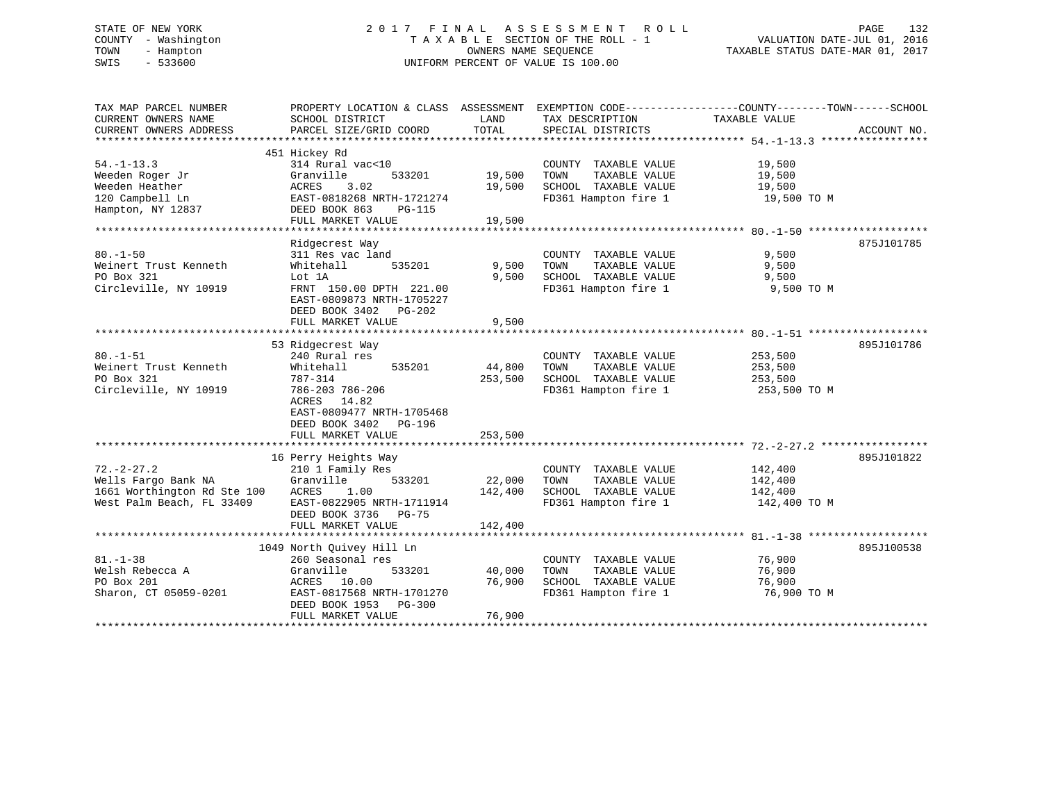STATE OF NEW YORK
COUNTY - Washington
TOWN - Hampton
SWIS - 533600

# 2017 FINAL ASSESSMENT ROLL

TAXABLE SECTION OF THE ROLL - 1
OWNERS NAME SEQUENCE
UNIFORM PERCENT OF VALUE IS 100.00

VALUATION DATE-JUL 01, 2016
TAXABLE STATUS DATE-MAR 01, 2017

| TAX MAP PARCEL NUMBER / CURRENT OWNERS NAME / CURRENT OWNERS ADDRESS | PROPERTY LOCATION & CLASS / SCHOOL DISTRICT / PARCEL SIZE/GRID COORD | ASSESSMENT LAND | TOTAL | EXEMPTION CODE / TAX DESCRIPTION / SPECIAL DISTRICTS | TAXABLE VALUE | ACCOUNT NO. |
|---|---|---|---|---|---|---|
| **54.-1-13.3** | 451 Hickey Rd | | | | | |
| 54.-1-13.3 | 314 Rural vac<10 | | | COUNTY TAXABLE VALUE | 19,500 | |
| Weeden Roger Jr | Granville 533201 | 19,500 | | TOWN TAXABLE VALUE | 19,500 | |
| Weeden Heather | ACRES 3.02 | | 19,500 | SCHOOL TAXABLE VALUE | 19,500 | |
| 120 Campbell Ln | EAST-0818268 NRTH-1721274 | | | FD361 Hampton fire 1 | 19,500 TO M | |
| Hampton, NY 12837 | DEED BOOK 863 PG-115 | | | | | |
| | FULL MARKET VALUE | | 19,500 | | | |
| **80.-1-50** | Ridgecrest Way | | | | | 875J101785 |
| 80.-1-50 | 311 Res vac land | | | COUNTY TAXABLE VALUE | 9,500 | |
| Weinert Trust Kenneth | Whitehall 535201 | 9,500 | | TOWN TAXABLE VALUE | 9,500 | |
| PO Box 321 | Lot 1A | | 9,500 | SCHOOL TAXABLE VALUE | 9,500 | |
| Circleville, NY 10919 | FRNT 150.00 DPTH 221.00 | | | FD361 Hampton fire 1 | 9,500 TO M | |
| | EAST-0809873 NRTH-1705227 | | | | | |
| | DEED BOOK 3402 PG-202 | | | | | |
| | FULL MARKET VALUE | | 9,500 | | | |
| **80.-1-51** | 53 Ridgecrest Way | | | | | 895J101786 |
| 80.-1-51 | 240 Rural res | | | COUNTY TAXABLE VALUE | 253,500 | |
| Weinert Trust Kenneth | Whitehall 535201 | 44,800 | | TOWN TAXABLE VALUE | 253,500 | |
| PO Box 321 | 787-314 | | 253,500 | SCHOOL TAXABLE VALUE | 253,500 | |
| Circleville, NY 10919 | 786-203 786-206 | | | FD361 Hampton fire 1 | 253,500 TO M | |
| | ACRES 14.82 | | | | | |
| | EAST-0809477 NRTH-1705468 | | | | | |
| | DEED BOOK 3402 PG-196 | | | | | |
| | FULL MARKET VALUE | | 253,500 | | | |
| **72.-2-27.2** | 16 Perry Heights Way | | | | | 895J101822 |
| 72.-2-27.2 | 210 1 Family Res | | | COUNTY TAXABLE VALUE | 142,400 | |
| Wells Fargo Bank NA | Granville 533201 | 22,000 | | TOWN TAXABLE VALUE | 142,400 | |
| 1661 Worthington Rd Ste 100 | ACRES 1.00 | | 142,400 | SCHOOL TAXABLE VALUE | 142,400 | |
| West Palm Beach, FL 33409 | EAST-0822905 NRTH-1711914 | | | FD361 Hampton fire 1 | 142,400 TO M | |
| | DEED BOOK 3736 PG-75 | | | | | |
| | FULL MARKET VALUE | | 142,400 | | | |
| **81.-1-38** | 1049 North Quivey Hill Ln | | | | | 895J100538 |
| 81.-1-38 | 260 Seasonal res | | | COUNTY TAXABLE VALUE | 76,900 | |
| Welsh Rebecca A | Granville 533201 | 40,000 | | TOWN TAXABLE VALUE | 76,900 | |
| PO Box 201 | ACRES 10.00 | | 76,900 | SCHOOL TAXABLE VALUE | 76,900 | |
| Sharon, CT 05059-0201 | EAST-0817568 NRTH-1701270 | | | FD361 Hampton fire 1 | 76,900 TO M | |
| | DEED BOOK 1953 PG-300 | | | | | |
| | FULL MARKET VALUE | | 76,900 | | | |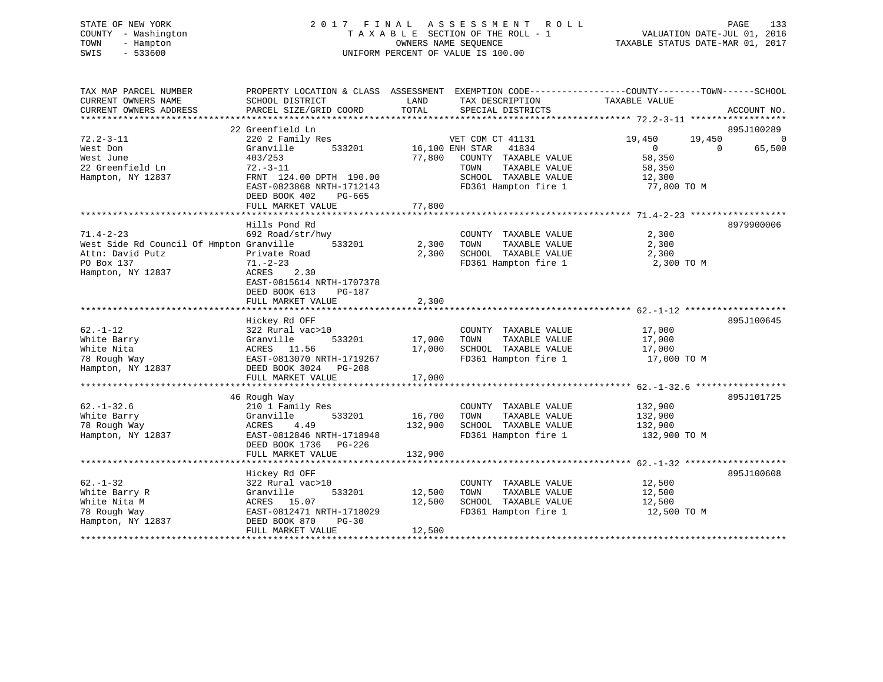STATE OF NEW YORK
COUNTY - Washington
TOWN - Hampton
SWIS - 533600

# 2017 FINAL ASSESSMENT ROLL
TAXABLE SECTION OF THE ROLL - 1
OWNERS NAME SEQUENCE
UNIFORM PERCENT OF VALUE IS 100.00

VALUATION DATE-JUL 01, 2016
TAXABLE STATUS DATE-MAR 01, 2017

| TAX MAP PARCEL NUMBER / CURRENT OWNERS NAME / CURRENT OWNERS ADDRESS | PROPERTY LOCATION & CLASS / SCHOOL DISTRICT / PARCEL SIZE/GRID COORD | ASSESSMENT LAND | TOTAL | EXEMPTION CODE / TAX DESCRIPTION / SPECIAL DISTRICTS | COUNTY TAXABLE VALUE | TOWN | SCHOOL | ACCOUNT NO. |
|---|---|---|---|---|---|---|---|---|
| 72.2-3-11 | 22 Greenfield Ln | | | | | | | 895J100289 |
| 72.2-3-11 | 220 2 Family Res | | | VET COM CT 41131 | 19,450 | 19,450 | 0 | |
| West Don | Granville 533201 | 16,100 | | ENH STAR 41834 | 0 | 0 | 65,500 | |
| West June | 403/253 | | 77,800 | COUNTY TAXABLE VALUE | 58,350 | | | |
| 22 Greenfield Ln | 72.-3-11 | | | TOWN TAXABLE VALUE | 58,350 | | | |
| Hampton, NY 12837 | FRNT 124.00 DPTH 190.00 | | | SCHOOL TAXABLE VALUE | 12,300 | | | |
| | EAST-0823868 NRTH-1712143 | | | FD361 Hampton fire 1 | 77,800 TO M | | | |
| | DEED BOOK 402 PG-665 | | | | | | | |
| | FULL MARKET VALUE | | 77,800 | | | | | |
| 71.4-2-23 | Hills Pond Rd | | | | | | | 8979900006 |
| 71.4-2-23 | 692 Road/str/hwy | | | COUNTY TAXABLE VALUE | 2,300 | | | |
| West Side Rd Council Of Hmpton | Granville 533201 | 2,300 | | TOWN TAXABLE VALUE | 2,300 | | | |
| Attn: David Putz | Private Road | | 2,300 | SCHOOL TAXABLE VALUE | 2,300 | | | |
| PO Box 137 | 71.-2-23 | | | FD361 Hampton fire 1 | 2,300 TO M | | | |
| Hampton, NY 12837 | ACRES 2.30 | | | | | | | |
| | EAST-0815614 NRTH-1707378 | | | | | | | |
| | DEED BOOK 613 PG-187 | | | | | | | |
| | FULL MARKET VALUE | | 2,300 | | | | | |
| 62.-1-12 | Hickey Rd OFF | | | | | | | 895J100645 |
| 62.-1-12 | 322 Rural vac>10 | | | COUNTY TAXABLE VALUE | 17,000 | | | |
| White Barry | Granville 533201 | 17,000 | | TOWN TAXABLE VALUE | 17,000 | | | |
| White Nita | ACRES 11.56 | | 17,000 | SCHOOL TAXABLE VALUE | 17,000 | | | |
| 78 Rough Way | EAST-0813070 NRTH-1719267 | | | FD361 Hampton fire 1 | 17,000 TO M | | | |
| Hampton, NY 12837 | DEED BOOK 3024 PG-208 | | | | | | | |
| | FULL MARKET VALUE | | 17,000 | | | | | |
| 62.-1-32.6 | 46 Rough Way | | | | | | | 895J101725 |
| 62.-1-32.6 | 210 1 Family Res | | | COUNTY TAXABLE VALUE | 132,900 | | | |
| White Barry | Granville 533201 | 16,700 | | TOWN TAXABLE VALUE | 132,900 | | | |
| 78 Rough Way | ACRES 4.49 | | 132,900 | SCHOOL TAXABLE VALUE | 132,900 | | | |
| Hampton, NY 12837 | EAST-0812846 NRTH-1718948 | | | FD361 Hampton fire 1 | 132,900 TO M | | | |
| | DEED BOOK 1736 PG-226 | | | | | | | |
| | FULL MARKET VALUE | | 132,900 | | | | | |
| 62.-1-32 | Hickey Rd OFF | | | | | | | 895J100608 |
| 62.-1-32 | 322 Rural vac>10 | | | COUNTY TAXABLE VALUE | 12,500 | | | |
| White Barry R | Granville 533201 | 12,500 | | TOWN TAXABLE VALUE | 12,500 | | | |
| White Nita M | ACRES 15.07 | | 12,500 | SCHOOL TAXABLE VALUE | 12,500 | | | |
| 78 Rough Way | EAST-0812471 NRTH-1718029 | | | FD361 Hampton fire 1 | 12,500 TO M | | | |
| Hampton, NY 12837 | DEED BOOK 870 PG-30 | | | | | | | |
| | FULL MARKET VALUE | | 12,500 | | | | | |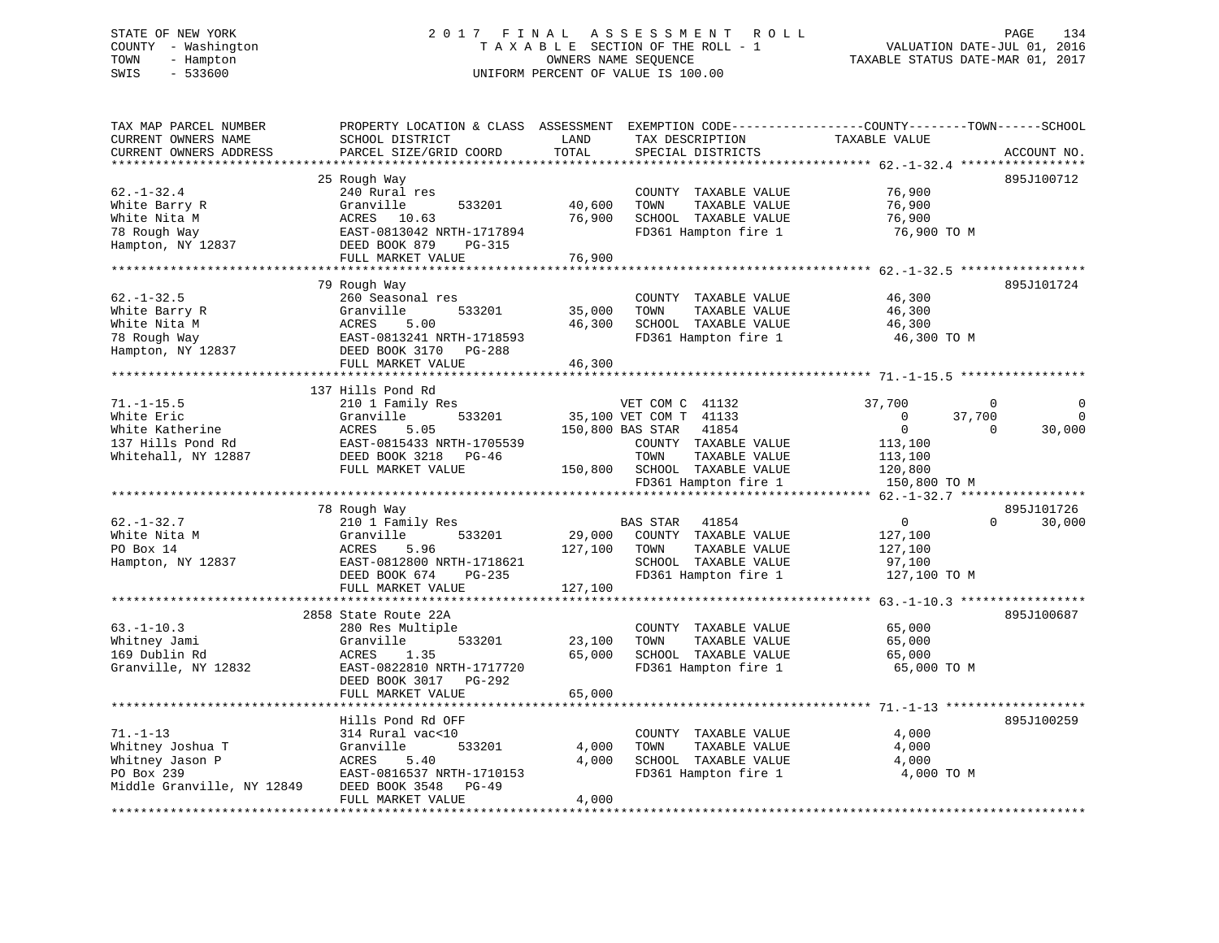STATE OF NEW YORK
COUNTY - Washington
TOWN - Hampton
SWIS - 533600

# 2017 FINAL ASSESSMENT ROLL

TAXABLE SECTION OF THE ROLL - 1
OWNERS NAME SEQUENCE
UNIFORM PERCENT OF VALUE IS 100.00

VALUATION DATE-JUL 01, 2016
TAXABLE STATUS DATE-MAR 01, 2017

| TAX MAP PARCEL NUMBER / CURRENT OWNERS NAME / CURRENT OWNERS ADDRESS | PROPERTY LOCATION & CLASS / SCHOOL DISTRICT / PARCEL SIZE/GRID COORD | ASSESSMENT LAND | TOTAL | EXEMPTION CODE / TAX DESCRIPTION / SPECIAL DISTRICTS | COUNTY TAXABLE VALUE | TOWN | SCHOOL | ACCOUNT NO. |
|---|---|---|---|---|---|---|---|---|
| **62.-1-32.4** | 25 Rough Way | | | | | | | 895J100712 |
| White Barry R | 240 Rural res | | | COUNTY TAXABLE VALUE | 76,900 | | | |
| White Nita M | Granville 533201 | 40,600 | | TOWN TAXABLE VALUE | 76,900 | | | |
| 78 Rough Way | ACRES 10.63 | | 76,900 | SCHOOL TAXABLE VALUE | 76,900 | | | |
| Hampton, NY 12837 | EAST-0813042 NRTH-1717894 | | | FD361 Hampton fire 1 | 76,900 TO M | | | |
| | DEED BOOK 879 PG-315 | | | | | | | |
| | FULL MARKET VALUE | | 76,900 | | | | | |
| **62.-1-32.5** | 79 Rough Way | | | | | | | 895J101724 |
| White Barry R | 260 Seasonal res | | | COUNTY TAXABLE VALUE | 46,300 | | | |
| White Nita M | Granville 533201 | 35,000 | | TOWN TAXABLE VALUE | 46,300 | | | |
| 78 Rough Way | ACRES 5.00 | | 46,300 | SCHOOL TAXABLE VALUE | 46,300 | | | |
| Hampton, NY 12837 | EAST-0813241 NRTH-1718593 | | | FD361 Hampton fire 1 | 46,300 TO M | | | |
| | DEED BOOK 3170 PG-288 | | | | | | | |
| | FULL MARKET VALUE | | 46,300 | | | | | |
| **71.-1-15.5** | 137 Hills Pond Rd | | | | | | | |
| White Eric | 210 1 Family Res | | | VET COM C 41132 | 37,700 | 0 | 0 | |
| White Katherine | Granville 533201 | 35,100 | | VET COM T 41133 | 0 | 37,700 | 0 | |
| 137 Hills Pond Rd | ACRES 5.05 | | 150,800 | BAS STAR 41854 | 0 | 0 | 30,000 | |
| Whitehall, NY 12887 | EAST-0815433 NRTH-1705539 | | | COUNTY TAXABLE VALUE | 113,100 | | | |
| | DEED BOOK 3218 PG-46 | | | TOWN TAXABLE VALUE | 113,100 | | | |
| | FULL MARKET VALUE | | 150,800 | SCHOOL TAXABLE VALUE | 120,800 | | | |
| | | | | FD361 Hampton fire 1 | 150,800 TO M | | | |
| **62.-1-32.7** | 78 Rough Way | | | | | | | 895J101726 |
| White Nita M | 210 1 Family Res | | | BAS STAR 41854 | 0 | 0 | 30,000 | |
| PO Box 14 | Granville 533201 | 29,000 | | COUNTY TAXABLE VALUE | 127,100 | | | |
| Hampton, NY 12837 | ACRES 5.96 | | 127,100 | TOWN TAXABLE VALUE | 127,100 | | | |
| | EAST-0812800 NRTH-1718621 | | | SCHOOL TAXABLE VALUE | 97,100 | | | |
| | DEED BOOK 674 PG-235 | | | FD361 Hampton fire 1 | 127,100 TO M | | | |
| | FULL MARKET VALUE | | 127,100 | | | | | |
| **63.-1-10.3** | 2858 State Route 22A | | | | | | | 895J100687 |
| Whitney Jami | 280 Res Multiple | | | COUNTY TAXABLE VALUE | 65,000 | | | |
| 169 Dublin Rd | Granville 533201 | 23,100 | | TOWN TAXABLE VALUE | 65,000 | | | |
| Granville, NY 12832 | ACRES 1.35 | | 65,000 | SCHOOL TAXABLE VALUE | 65,000 | | | |
| | EAST-0822810 NRTH-1717720 | | | FD361 Hampton fire 1 | 65,000 TO M | | | |
| | DEED BOOK 3017 PG-292 | | | | | | | |
| | FULL MARKET VALUE | | 65,000 | | | | | |
| **71.-1-13** | Hills Pond Rd OFF | | | | | | | 895J100259 |
| Whitney Joshua T | 314 Rural vac<10 | | | COUNTY TAXABLE VALUE | 4,000 | | | |
| Whitney Jason P | Granville 533201 | 4,000 | | TOWN TAXABLE VALUE | 4,000 | | | |
| PO Box 239 | ACRES 5.40 | | 4,000 | SCHOOL TAXABLE VALUE | 4,000 | | | |
| Middle Granville, NY 12849 | EAST-0816537 NRTH-1710153 | | | FD361 Hampton fire 1 | 4,000 TO M | | | |
| | DEED BOOK 3548 PG-49 | | | | | | | |
| | FULL MARKET VALUE | | 4,000 | | | | | |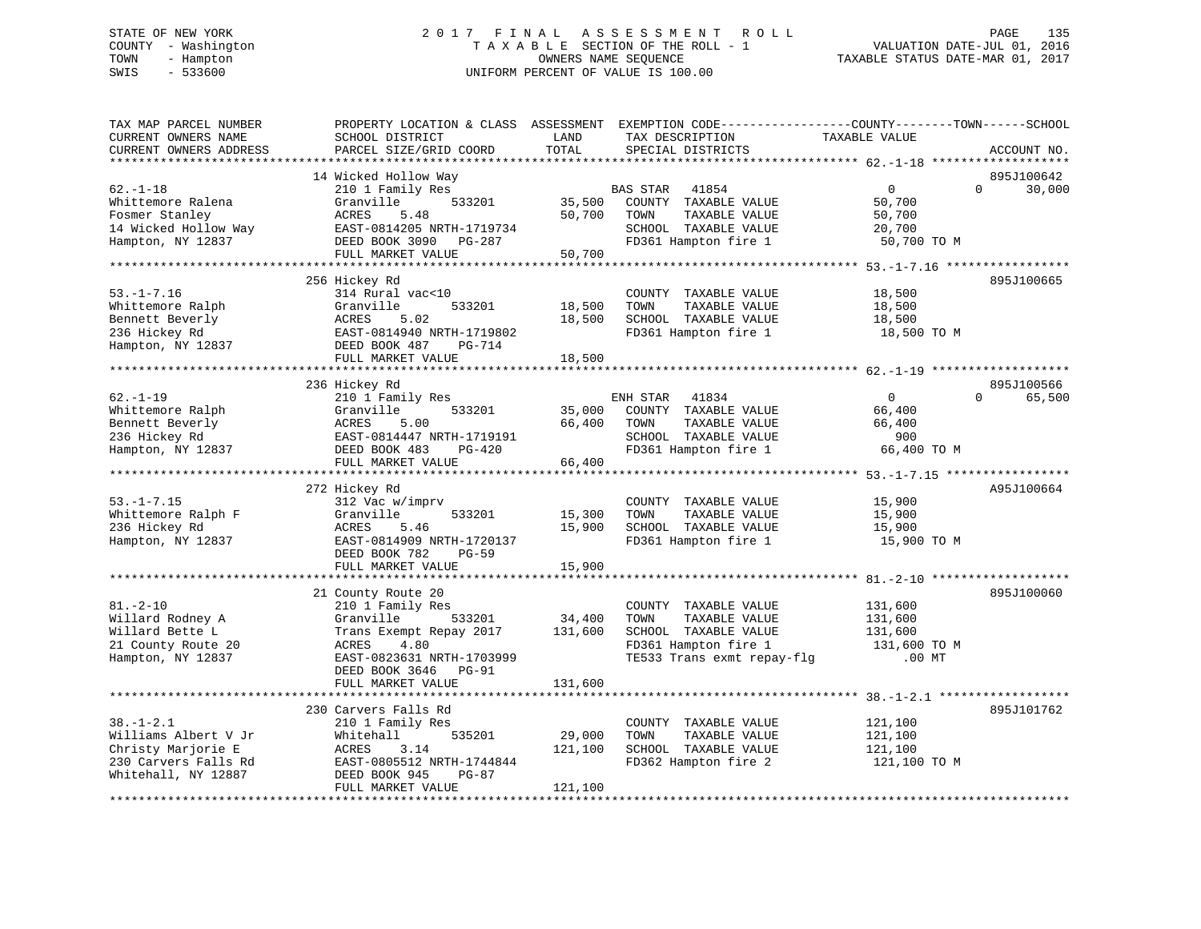STATE OF NEW YORK
COUNTY - Washington
TOWN - Hampton
SWIS - 533600

2017 FINAL ASSESSMENT ROLL
TAXABLE SECTION OF THE ROLL - 1
OWNERS NAME SEQUENCE
UNIFORM PERCENT OF VALUE IS 100.00

VALUATION DATE-JUL 01, 2016
TAXABLE STATUS DATE-MAR 01, 2017

```
TAX MAP PARCEL NUMBER          PROPERTY LOCATION & CLASS  ASSESSMENT  EXEMPTION CODE------------------COUNTY--------TOWN------SCHOOL
CURRENT OWNERS NAME            SCHOOL DISTRICT              LAND      TAX DESCRIPTION             TAXABLE VALUE
CURRENT OWNERS ADDRESS         PARCEL SIZE/GRID COORD       TOTAL     SPECIAL DISTRICTS                                 ACCOUNT NO.
******************************************************************************************************* 62.-1-18 *******************
                               14 Wicked Hollow Way                                                                    895J100642
62.-1-18                       210 1 Family Res                       BAS STAR   41854               0           0      30,000
Whittemore Ralena              Granville       533201       35,500    COUNTY  TAXABLE VALUE          50,700
Fosmer Stanley                 ACRES    5.48                50,700    TOWN    TAXABLE VALUE          50,700
14 Wicked Hollow Way           EAST-0814205 NRTH-1719734              SCHOOL  TAXABLE VALUE          20,700
Hampton, NY 12837              DEED BOOK 3090   PG-287                FD361 Hampton fire 1           50,700 TO M
                               FULL MARKET VALUE            50,700
******************************************************************************************************* 53.-1-7.16 *****************
                               256 Hickey Rd                                                                           895J100665
53.-1-7.16                     314 Rural vac<10                       COUNTY  TAXABLE VALUE          18,500
Whittemore Ralph               Granville       533201       18,500    TOWN    TAXABLE VALUE          18,500
Bennett Beverly                ACRES    5.02                18,500    SCHOOL  TAXABLE VALUE          18,500
236 Hickey Rd                  EAST-0814940 NRTH-1719802              FD361 Hampton fire 1           18,500 TO M
Hampton, NY 12837              DEED BOOK 487    PG-714
                               FULL MARKET VALUE            18,500
******************************************************************************************************* 62.-1-19 *******************
                               236 Hickey Rd                                                                           895J100566
62.-1-19                       210 1 Family Res                       ENH STAR   41834               0           0      65,500
Whittemore Ralph               Granville       533201       35,000    COUNTY  TAXABLE VALUE          66,400
Bennett Beverly                ACRES    5.00                66,400    TOWN    TAXABLE VALUE          66,400
236 Hickey Rd                  EAST-0814447 NRTH-1719191              SCHOOL  TAXABLE VALUE             900
Hampton, NY 12837              DEED BOOK 483    PG-420                FD361 Hampton fire 1           66,400 TO M
                               FULL MARKET VALUE            66,400
******************************************************************************************************* 53.-1-7.15 *****************
                               272 Hickey Rd                                                                           A95J100664
53.-1-7.15                     312 Vac w/imprv                        COUNTY  TAXABLE VALUE          15,900
Whittemore Ralph F             Granville       533201       15,300    TOWN    TAXABLE VALUE          15,900
236 Hickey Rd                  ACRES    5.46                15,900    SCHOOL  TAXABLE VALUE          15,900
Hampton, NY 12837              EAST-0814909 NRTH-1720137              FD361 Hampton fire 1           15,900 TO M
                               DEED BOOK 782    PG-59
                               FULL MARKET VALUE            15,900
******************************************************************************************************* 81.-2-10 *******************
                               21 County Route 20                                                                      895J100060
81.-2-10                       210 1 Family Res                       COUNTY  TAXABLE VALUE         131,600
Willard Rodney A               Granville       533201       34,400    TOWN    TAXABLE VALUE         131,600
Willard Bette L                Trans Exempt Repay 2017     131,600    SCHOOL  TAXABLE VALUE         131,600
21 County Route 20             ACRES    4.80                          FD361 Hampton fire 1          131,600 TO M
Hampton, NY 12837              EAST-0823631 NRTH-1703999              TE533 Trans exmt repay-flg        .00 MT
                               DEED BOOK 3646   PG-91
                               FULL MARKET VALUE           131,600
******************************************************************************************************* 38.-1-2.1 ******************
                               230 Carvers Falls Rd                                                                    895J101762
38.-1-2.1                      210 1 Family Res                       COUNTY  TAXABLE VALUE         121,100
Williams Albert V Jr           Whitehall       535201       29,000    TOWN    TAXABLE VALUE         121,100
Christy Marjorie E             ACRES    3.14               121,100    SCHOOL  TAXABLE VALUE         121,100
230 Carvers Falls Rd           EAST-0805512 NRTH-1744844              FD362 Hampton fire 2          121,100 TO M
Whitehall, NY 12887            DEED BOOK 945    PG-87
                               FULL MARKET VALUE           121,100
************************************************************************************************************************************
```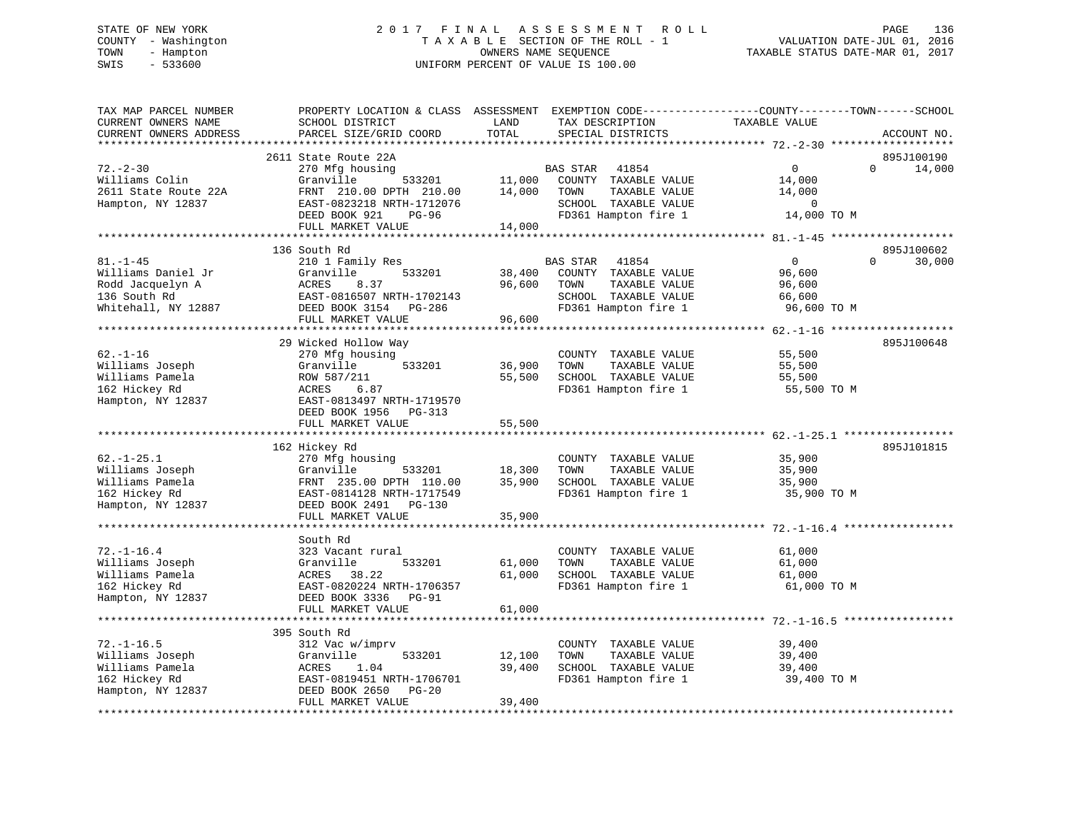STATE OF NEW YORK
COUNTY - Washington
TOWN - Hampton
SWIS - 533600

# 2017 FINAL ASSESSMENT ROLL

TAXABLE SECTION OF THE ROLL - 1
OWNERS NAME SEQUENCE
UNIFORM PERCENT OF VALUE IS 100.00

VALUATION DATE-JUL 01, 2016
TAXABLE STATUS DATE-MAR 01, 2017

| TAX MAP PARCEL NUMBER / CURRENT OWNERS NAME / CURRENT OWNERS ADDRESS | PROPERTY LOCATION & CLASS / SCHOOL DISTRICT / PARCEL SIZE/GRID COORD | ASSESSMENT LAND | TOTAL | EXEMPTION CODE / TAX DESCRIPTION / SPECIAL DISTRICTS | COUNTY / TOWN TAXABLE VALUE | SCHOOL | ACCOUNT NO. |
|---|---|---|---|---|---|---|---|
| 72.-2-30 | 2611 State Route 22A | | | | | | 895J100190 |
| Williams Colin | 270 Mfg housing | | | BAS STAR 41854 | 0 | 0 | 14,000 |
| 2611 State Route 22A | Granville 533201 | 11,000 | | COUNTY TAXABLE VALUE | 14,000 | | |
| Hampton, NY 12837 | FRNT 210.00 DPTH 210.00 | | 14,000 | TOWN TAXABLE VALUE | 14,000 | | |
| | EAST-0823218 NRTH-1712076 | | | SCHOOL TAXABLE VALUE | 0 | | |
| | DEED BOOK 921 PG-96 | | | FD361 Hampton fire 1 | 14,000 TO M | | |
| | FULL MARKET VALUE | | 14,000 | | | | |
| 81.-1-45 | 136 South Rd | | | | | | 895J100602 |
| Williams Daniel Jr | 210 1 Family Res | | | BAS STAR 41854 | 0 | 0 | 30,000 |
| Rodd Jacquelyn A | Granville 533201 | 38,400 | | COUNTY TAXABLE VALUE | 96,600 | | |
| 136 South Rd | ACRES 8.37 | | 96,600 | TOWN TAXABLE VALUE | 96,600 | | |
| Whitehall, NY 12887 | EAST-0816507 NRTH-1702143 | | | SCHOOL TAXABLE VALUE | 66,600 | | |
| | DEED BOOK 3154 PG-286 | | | FD361 Hampton fire 1 | 96,600 TO M | | |
| | FULL MARKET VALUE | | 96,600 | | | | |
| 62.-1-16 | 29 Wicked Hollow Way | | | | | | 895J100648 |
| Williams Joseph | 270 Mfg housing | | | COUNTY TAXABLE VALUE | 55,500 | | |
| Williams Pamela | Granville 533201 | 36,900 | | TOWN TAXABLE VALUE | 55,500 | | |
| 162 Hickey Rd | ROW 587/211 | | 55,500 | SCHOOL TAXABLE VALUE | 55,500 | | |
| Hampton, NY 12837 | ACRES 6.87 | | | FD361 Hampton fire 1 | 55,500 TO M | | |
| | EAST-0813497 NRTH-1719570 | | | | | | |
| | DEED BOOK 1956 PG-313 | | | | | | |
| | FULL MARKET VALUE | | 55,500 | | | | |
| 62.-1-25.1 | 162 Hickey Rd | | | | | | 895J101815 |
| Williams Joseph | 270 Mfg housing | | | COUNTY TAXABLE VALUE | 35,900 | | |
| Williams Pamela | Granville 533201 | 18,300 | | TOWN TAXABLE VALUE | 35,900 | | |
| 162 Hickey Rd | FRNT 235.00 DPTH 110.00 | | 35,900 | SCHOOL TAXABLE VALUE | 35,900 | | |
| Hampton, NY 12837 | EAST-0814128 NRTH-1717549 | | | FD361 Hampton fire 1 | 35,900 TO M | | |
| | DEED BOOK 2491 PG-130 | | | | | | |
| | FULL MARKET VALUE | | 35,900 | | | | |
| 72.-1-16.4 | South Rd | | | | | | |
| Williams Joseph | 323 Vacant rural | | | COUNTY TAXABLE VALUE | 61,000 | | |
| Williams Pamela | Granville 533201 | 61,000 | | TOWN TAXABLE VALUE | 61,000 | | |
| 162 Hickey Rd | ACRES 38.22 | | 61,000 | SCHOOL TAXABLE VALUE | 61,000 | | |
| Hampton, NY 12837 | EAST-0820224 NRTH-1706357 | | | FD361 Hampton fire 1 | 61,000 TO M | | |
| | DEED BOOK 3336 PG-91 | | | | | | |
| | FULL MARKET VALUE | | 61,000 | | | | |
| 72.-1-16.5 | 395 South Rd | | | | | | |
| Williams Joseph | 312 Vac w/imprv | | | COUNTY TAXABLE VALUE | 39,400 | | |
| Williams Pamela | Granville 533201 | 12,100 | | TOWN TAXABLE VALUE | 39,400 | | |
| 162 Hickey Rd | ACRES 1.04 | | 39,400 | SCHOOL TAXABLE VALUE | 39,400 | | |
| Hampton, NY 12837 | EAST-0819451 NRTH-1706701 | | | FD361 Hampton fire 1 | 39,400 TO M | | |
| | DEED BOOK 2650 PG-20 | | | | | | |
| | FULL MARKET VALUE | | 39,400 | | | | |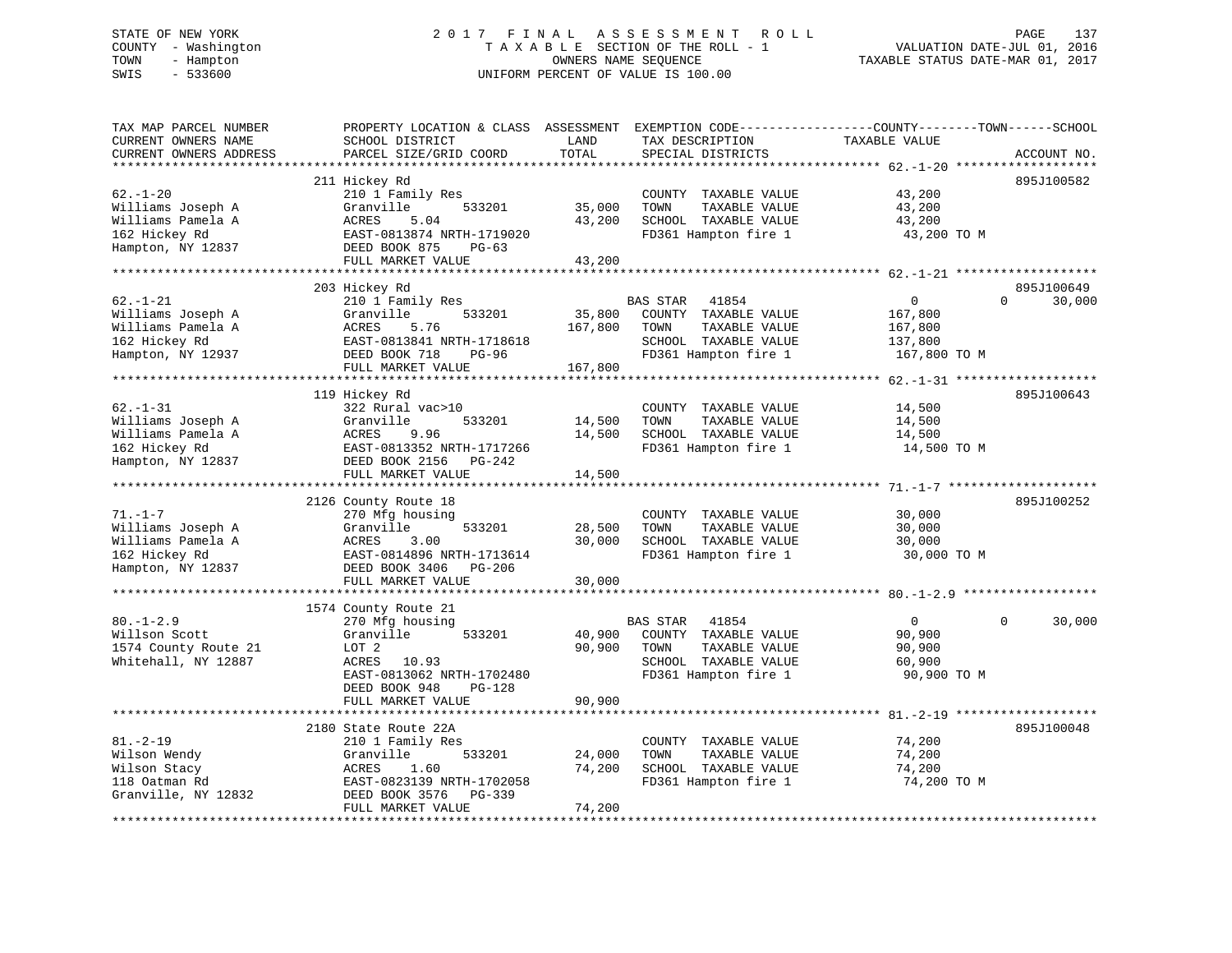STATE OF NEW YORK
COUNTY - Washington
TOWN - Hampton
SWIS - 533600

2 0 1 7 F I N A L A S S E S S M E N T R O L L
T A X A B L E SECTION OF THE ROLL - 1
OWNERS NAME SEQUENCE
UNIFORM PERCENT OF VALUE IS 100.00

VALUATION DATE-JUL 01, 2016
TAXABLE STATUS DATE-MAR 01, 2017

| TAX MAP PARCEL NUMBER / CURRENT OWNERS NAME / CURRENT OWNERS ADDRESS | PROPERTY LOCATION & CLASS / SCHOOL DISTRICT / PARCEL SIZE/GRID COORD | ASSESSMENT LAND | TOTAL | EXEMPTION CODE / TAX DESCRIPTION / SPECIAL DISTRICTS | COUNTY TAXABLE VALUE | TOWN | SCHOOL | ACCOUNT NO. |
|---|---|---|---|---|---|---|---|---|
| 62.-1-20 | 211 Hickey Rd | | | | | | | 895J100582 |
| Williams Joseph A | 210 1 Family Res | | | COUNTY TAXABLE VALUE | 43,200 | | | |
| Williams Pamela A | Granville 533201 | 35,000 | | TOWN TAXABLE VALUE | 43,200 | | | |
| 162 Hickey Rd | ACRES 5.04 | | 43,200 | SCHOOL TAXABLE VALUE | 43,200 | | | |
| Hampton, NY 12837 | EAST-0813874 NRTH-1719020 | | | FD361 Hampton fire 1 | 43,200 TO M | | | |
| | DEED BOOK 875 PG-63 | | | | | | | |
| | FULL MARKET VALUE | | 43,200 | | | | | |
| 62.-1-21 | 203 Hickey Rd | | | | | | | 895J100649 |
| Williams Joseph A | 210 1 Family Res | | | BAS STAR 41854 | 0 | 0 | 30,000 | |
| Williams Pamela A | Granville 533201 | 35,800 | | COUNTY TAXABLE VALUE | 167,800 | | | |
| 162 Hickey Rd | ACRES 5.76 | | 167,800 | TOWN TAXABLE VALUE | 167,800 | | | |
| Hampton, NY 12937 | EAST-0813841 NRTH-1718618 | | | SCHOOL TAXABLE VALUE | 137,800 | | | |
| | DEED BOOK 718 PG-96 | | | FD361 Hampton fire 1 | 167,800 TO M | | | |
| | FULL MARKET VALUE | | 167,800 | | | | | |
| 62.-1-31 | 119 Hickey Rd | | | | | | | 895J100643 |
| Williams Joseph A | 322 Rural vac>10 | | | COUNTY TAXABLE VALUE | 14,500 | | | |
| Williams Pamela A | Granville 533201 | 14,500 | | TOWN TAXABLE VALUE | 14,500 | | | |
| 162 Hickey Rd | ACRES 9.96 | | 14,500 | SCHOOL TAXABLE VALUE | 14,500 | | | |
| Hampton, NY 12837 | EAST-0813352 NRTH-1717266 | | | FD361 Hampton fire 1 | 14,500 TO M | | | |
| | DEED BOOK 2156 PG-242 | | | | | | | |
| | FULL MARKET VALUE | | 14,500 | | | | | |
| 71.-1-7 | 2126 County Route 18 | | | | | | | 895J100252 |
| Williams Joseph A | 270 Mfg housing | | | COUNTY TAXABLE VALUE | 30,000 | | | |
| Williams Pamela A | Granville 533201 | 28,500 | | TOWN TAXABLE VALUE | 30,000 | | | |
| 162 Hickey Rd | ACRES 3.00 | | 30,000 | SCHOOL TAXABLE VALUE | 30,000 | | | |
| Hampton, NY 12837 | EAST-0814896 NRTH-1713614 | | | FD361 Hampton fire 1 | 30,000 TO M | | | |
| | DEED BOOK 3406 PG-206 | | | | | | | |
| | FULL MARKET VALUE | | 30,000 | | | | | |
| 80.-1-2.9 | 1574 County Route 21 | | | | | | | |
| Willson Scott | 270 Mfg housing | | | BAS STAR 41854 | 0 | 0 | 30,000 | |
| 1574 County Route 21 | Granville 533201 | 40,900 | | COUNTY TAXABLE VALUE | 90,900 | | | |
| Whitehall, NY 12887 | LOT 2 | | 90,900 | TOWN TAXABLE VALUE | 90,900 | | | |
| | ACRES 10.93 | | | SCHOOL TAXABLE VALUE | 60,900 | | | |
| | EAST-0813062 NRTH-1702480 | | | FD361 Hampton fire 1 | 90,900 TO M | | | |
| | DEED BOOK 948 PG-128 | | | | | | | |
| | FULL MARKET VALUE | | 90,900 | | | | | |
| 81.-2-19 | 2180 State Route 22A | | | | | | | 895J100048 |
| Wilson Wendy | 210 1 Family Res | | | COUNTY TAXABLE VALUE | 74,200 | | | |
| Wilson Stacy | Granville 533201 | 24,000 | | TOWN TAXABLE VALUE | 74,200 | | | |
| 118 Oatman Rd | ACRES 1.60 | | 74,200 | SCHOOL TAXABLE VALUE | 74,200 | | | |
| Granville, NY 12832 | EAST-0823139 NRTH-1702058 | | | FD361 Hampton fire 1 | 74,200 TO M | | | |
| | DEED BOOK 3576 PG-339 | | | | | | | |
| | FULL MARKET VALUE | | 74,200 | | | | | |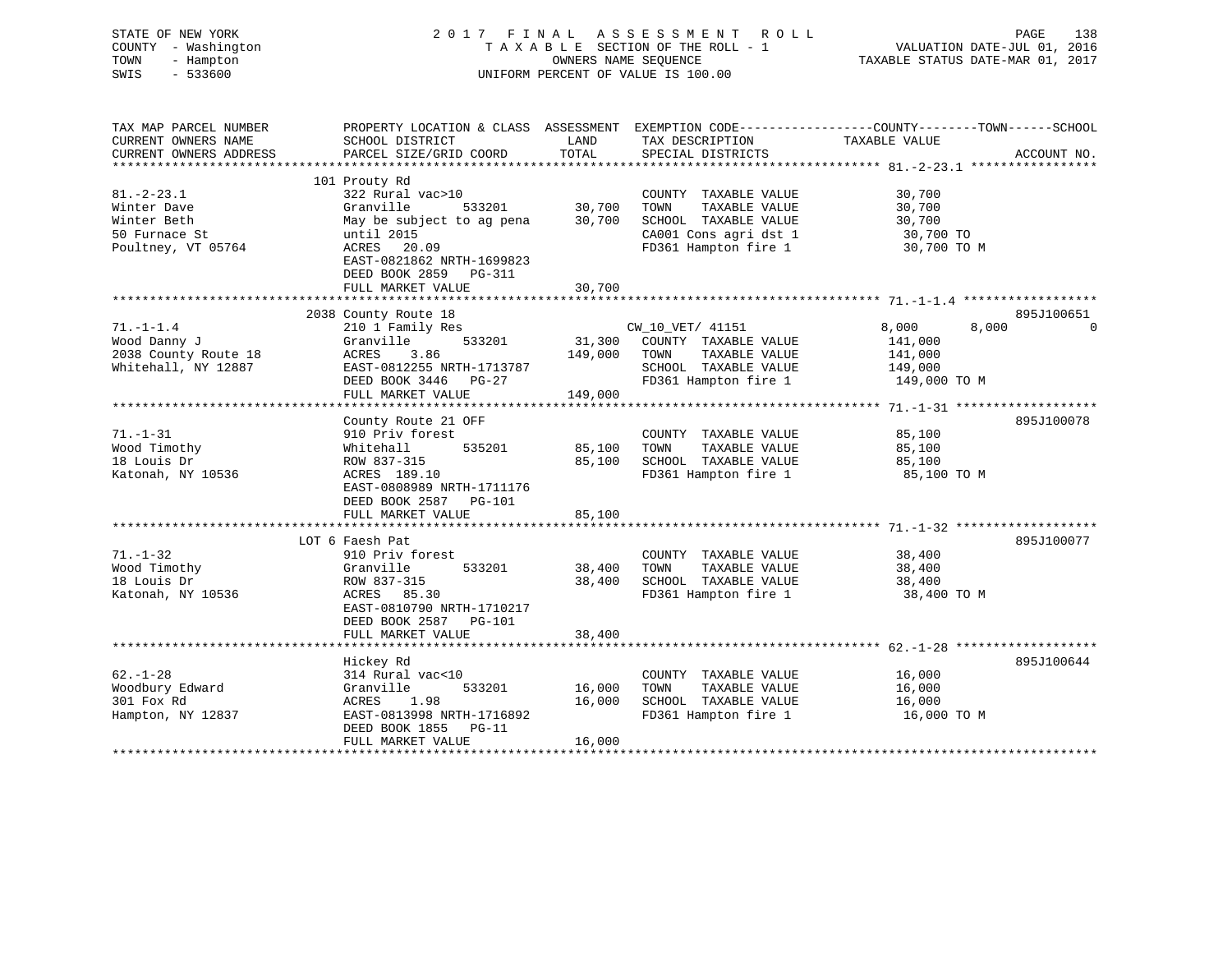STATE OF NEW YORK · COUNTY - Washington · TOWN - Hampton · SWIS - 533600

# 2017 FINAL ASSESSMENT ROLL

TAXABLE SECTION OF THE ROLL - 1
OWNERS NAME SEQUENCE
UNIFORM PERCENT OF VALUE IS 100.00

VALUATION DATE-JUL 01, 2016
TAXABLE STATUS DATE-MAR 01, 2017

```
TAX MAP PARCEL NUMBER          PROPERTY LOCATION & CLASS  ASSESSMENT  EXEMPTION CODE------------------COUNTY--------TOWN------SCHOOL
CURRENT OWNERS NAME            SCHOOL DISTRICT               LAND      TAX DESCRIPTION              TAXABLE VALUE
CURRENT OWNERS ADDRESS         PARCEL SIZE/GRID COORD        TOTAL     SPECIAL DISTRICTS                                        ACCOUNT NO.
******************************************************************************************************* 81.-2-23.1 *****************
                               101 Prouty Rd
81.-2-23.1                     322 Rural vac>10                         COUNTY  TAXABLE VALUE           30,700
Winter Dave                    Granville       533201       30,700      TOWN    TAXABLE VALUE           30,700
Winter Beth                    May be subject to ag pena    30,700      SCHOOL  TAXABLE VALUE           30,700
50 Furnace St                  until 2015                               CA001 Cons agri dst 1            30,700 TO
Poultney, VT 05764             ACRES   20.09                            FD361 Hampton fire 1             30,700 TO M
                               EAST-0821862 NRTH-1699823
                               DEED BOOK 2859   PG-311
                               FULL MARKET VALUE            30,700
******************************************************************************************************* 71.-1-1.4 ******************
                               2038 County Route 18                                                                          895J100651
71.-1-1.4                      210 1 Family Res                  CW_10_VET/ 41151                8,000       8,000              0
Wood Danny J                   Granville       533201       31,300      COUNTY  TAXABLE VALUE          141,000
2038 County Route 18           ACRES    3.86               149,000      TOWN    TAXABLE VALUE          141,000
Whitehall, NY 12887            EAST-0812255 NRTH-1713787                SCHOOL  TAXABLE VALUE          149,000
                               DEED BOOK 3446   PG-27                   FD361 Hampton fire 1            149,000 TO M
                               FULL MARKET VALUE           149,000
******************************************************************************************************* 71.-1-31 *******************
                               County Route 21 OFF                                                                           895J100078
71.-1-31                       910 Priv forest                          COUNTY  TAXABLE VALUE           85,100
Wood Timothy                   Whitehall       535201       85,100      TOWN    TAXABLE VALUE           85,100
18 Louis Dr                    ROW 837-315                  85,100      SCHOOL  TAXABLE VALUE           85,100
Katonah, NY 10536              ACRES  189.10                            FD361 Hampton fire 1             85,100 TO M
                               EAST-0808989 NRTH-1711176
                               DEED BOOK 2587   PG-101
                               FULL MARKET VALUE            85,100
******************************************************************************************************* 71.-1-32 *******************
                               LOT 6 Faesh Pat                                                                               895J100077
71.-1-32                       910 Priv forest                          COUNTY  TAXABLE VALUE           38,400
Wood Timothy                   Granville       533201       38,400      TOWN    TAXABLE VALUE           38,400
18 Louis Dr                    ROW 837-315                  38,400      SCHOOL  TAXABLE VALUE           38,400
Katonah, NY 10536              ACRES   85.30                            FD361 Hampton fire 1             38,400 TO M
                               EAST-0810790 NRTH-1710217
                               DEED BOOK 2587   PG-101
                               FULL MARKET VALUE            38,400
******************************************************************************************************* 62.-1-28 *******************
                               Hickey Rd                                                                                     895J100644
62.-1-28                       314 Rural vac<10                         COUNTY  TAXABLE VALUE           16,000
Woodbury Edward                Granville       533201       16,000      TOWN    TAXABLE VALUE           16,000
301 Fox Rd                     ACRES    1.98                16,000      SCHOOL  TAXABLE VALUE           16,000
Hampton, NY 12837              EAST-0813998 NRTH-1716892                FD361 Hampton fire 1             16,000 TO M
                               DEED BOOK 1855   PG-11
                               FULL MARKET VALUE            16,000
************************************************************************************************************************************
```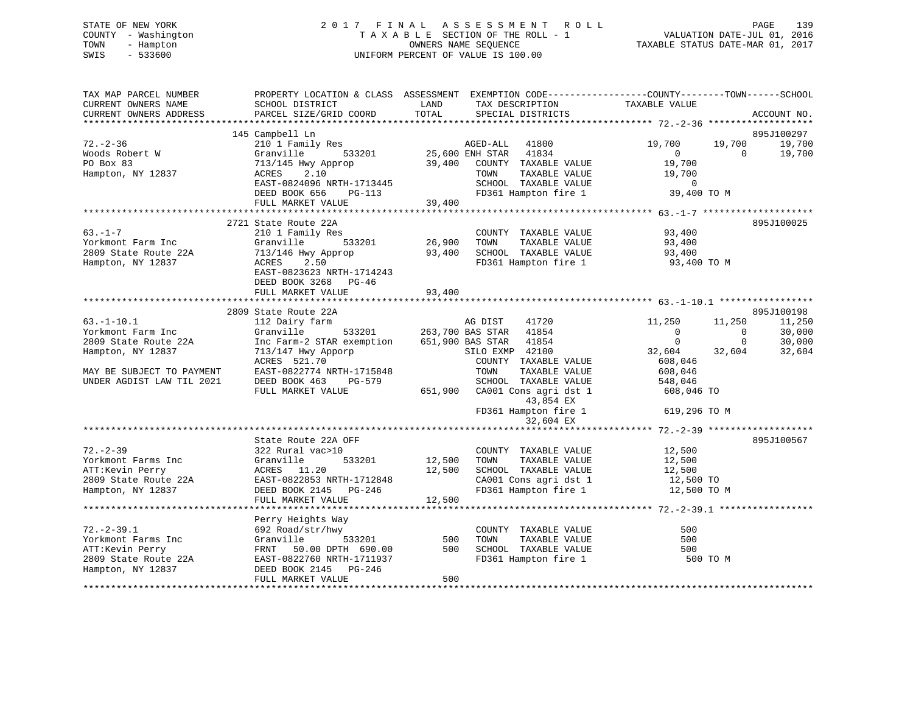STATE OF NEW YORK
COUNTY - Washington
TOWN - Hampton
SWIS - 533600

2 0 1 7 F I N A L A S S E S S M E N T R O L L
T A X A B L E SECTION OF THE ROLL - 1
OWNERS NAME SEQUENCE
UNIFORM PERCENT OF VALUE IS 100.00

VALUATION DATE-JUL 01, 2016
TAXABLE STATUS DATE-MAR 01, 2017

```
TAX MAP PARCEL NUMBER          PROPERTY LOCATION & CLASS  ASSESSMENT  EXEMPTION CODE------------------COUNTY--------TOWN------SCHOOL
CURRENT OWNERS NAME            SCHOOL DISTRICT               LAND      TAX DESCRIPTION            TAXABLE VALUE
CURRENT OWNERS ADDRESS         PARCEL SIZE/GRID COORD        TOTAL     SPECIAL DISTRICTS                                    ACCOUNT NO.
******************************************************************************************************* 72.-2-36 *******************
                               145 Campbell Ln                                                                              895J100297
72.-2-36                       210 1 Family Res                       AGED-ALL    41800            19,700     19,700      19,700
Woods Robert W                 Granville        533201     25,600 ENH STAR    41834                 0          0      19,700
PO Box 83                      713/145 Hwy Approp          39,400    COUNTY  TAXABLE VALUE         19,700
Hampton, NY 12837              ACRES     2.10                         TOWN    TAXABLE VALUE         19,700
                               EAST-0824096 NRTH-1713445              SCHOOL  TAXABLE VALUE              0
                               DEED BOOK 656     PG-113               FD361 Hampton fire 1           39,400 TO M
                               FULL MARKET VALUE           39,400
******************************************************************************************************* 63.-1-7 ********************
                               2721 State Route 22A                                                                         895J100025
63.-1-7                        210 1 Family Res                       COUNTY  TAXABLE VALUE         93,400
Yorkmont Farm Inc              Granville        533201     26,900    TOWN    TAXABLE VALUE         93,400
2809 State Route 22A           713/146 Hwy Approp          93,400    SCHOOL  TAXABLE VALUE         93,400
Hampton, NY 12837              ACRES     2.50                         FD361 Hampton fire 1           93,400 TO M
                               EAST-0823623 NRTH-1714243
                               DEED BOOK 3268    PG-46
                               FULL MARKET VALUE           93,400
******************************************************************************************************* 63.-1-10.1 *****************
                               2809 State Route 22A                                                                         895J100198
63.-1-10.1                     112 Dairy farm                         AG DIST     41720            11,250     11,250      11,250
Yorkmont Farm Inc              Granville        533201    263,700 BAS STAR    41854                 0          0      30,000
2809 State Route 22A           Inc Farm-2 STAR exemption  651,900 BAS STAR    41854                 0          0      30,000
Hampton, NY 12837              713/147 Hwy Apporp                     SILO EXMP   42100            32,604     32,604      32,604
                               ACRES   521.70                         COUNTY  TAXABLE VALUE        608,046
MAY BE SUBJECT TO PAYMENT      EAST-0822774 NRTH-1715848              TOWN    TAXABLE VALUE        608,046
UNDER AGDIST LAW TIL 2021      DEED BOOK 463     PG-579               SCHOOL  TAXABLE VALUE        548,046
                               FULL MARKET VALUE          651,900    CA001 Cons agri dst 1          608,046 TO
                                                                           43,854 EX
                                                                      FD361 Hampton fire 1          619,296 TO M
                                                                           32,604 EX
******************************************************************************************************* 72.-2-39 *******************
                               State Route 22A OFF                                                                          895J100567
72.-2-39                       322 Rural vac>10                       COUNTY  TAXABLE VALUE         12,500
Yorkmont Farms Inc             Granville        533201     12,500    TOWN    TAXABLE VALUE         12,500
ATT:Kevin Perry                ACRES    11.20              12,500    SCHOOL  TAXABLE VALUE         12,500
2809 State Route 22A           EAST-0822853 NRTH-1712848              CA001 Cons agri dst 1           12,500 TO
Hampton, NY 12837              DEED BOOK 2145    PG-246               FD361 Hampton fire 1            12,500 TO M
                               FULL MARKET VALUE           12,500
******************************************************************************************************* 72.-2-39.1 *****************
                               Perry Heights Way
72.-2-39.1                     692 Road/str/hwy                       COUNTY  TAXABLE VALUE            500
Yorkmont Farms Inc             Granville        533201        500    TOWN    TAXABLE VALUE            500
ATT:Kevin Perry                FRNT    50.00 DPTH 690.00      500    SCHOOL  TAXABLE VALUE            500
2809 State Route 22A           EAST-0822760 NRTH-1711937              FD361 Hampton fire 1               500 TO M
Hampton, NY 12837              DEED BOOK 2145    PG-246
                               FULL MARKET VALUE              500
************************************************************************************************************************************
```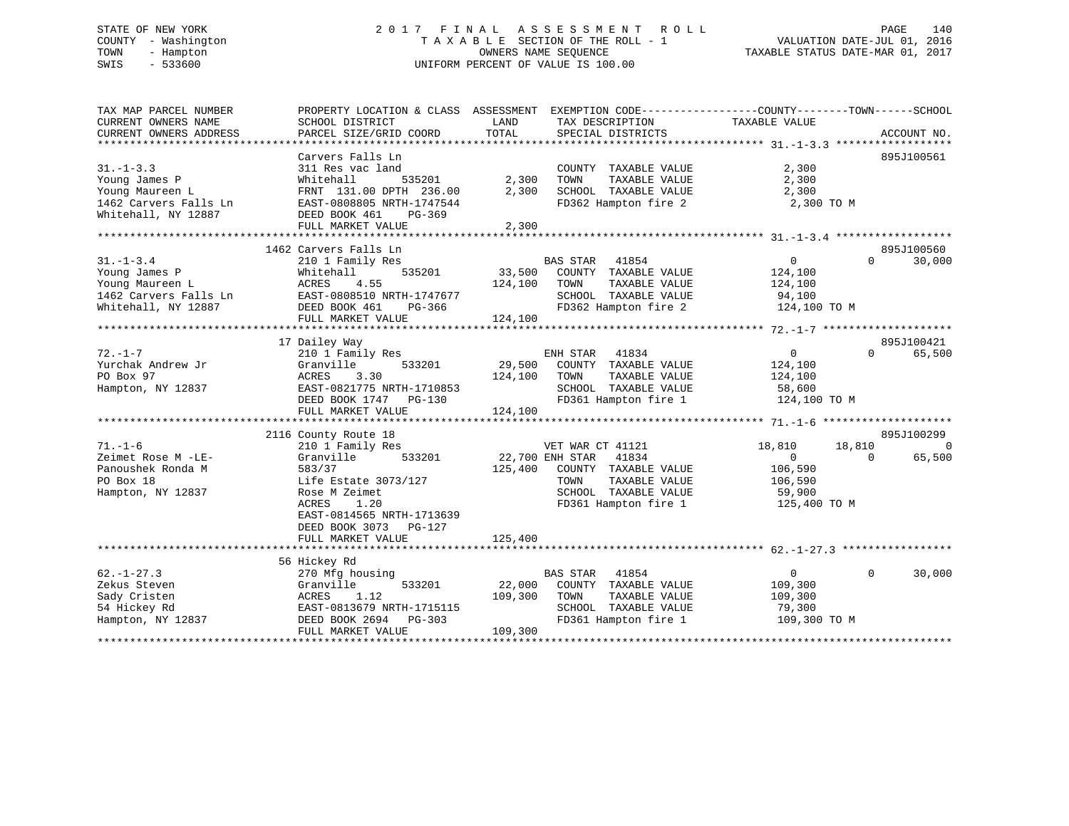STATE OF NEW YORK
COUNTY - Washington
TOWN - Hampton
SWIS - 533600

# 2017 FINAL ASSESSMENT ROLL
TAXABLE SECTION OF THE ROLL - 1
OWNERS NAME SEQUENCE
UNIFORM PERCENT OF VALUE IS 100.00

VALUATION DATE-JUL 01, 2016
TAXABLE STATUS DATE-MAR 01, 2017

```
TAX MAP PARCEL NUMBER          PROPERTY LOCATION & CLASS  ASSESSMENT  EXEMPTION CODE-----------------COUNTY--------TOWN------SCHOOL
CURRENT OWNERS NAME            SCHOOL DISTRICT               LAND      TAX DESCRIPTION              TAXABLE VALUE
CURRENT OWNERS ADDRESS         PARCEL SIZE/GRID COORD        TOTAL     SPECIAL DISTRICTS                                  ACCOUNT NO.
******************************************************************************************************* 31.-1-3.3 ******************
                               Carvers Falls Ln                                                                         895J100561
31.-1-3.3                      311 Res vac land                        COUNTY  TAXABLE VALUE          2,300
Young James P                  Whitehall       535201        2,300     TOWN    TAXABLE VALUE          2,300
Young Maureen L                FRNT 131.00 DPTH 236.00       2,300     SCHOOL  TAXABLE VALUE          2,300
1462 Carvers Falls Ln          EAST-0808805 NRTH-1747544               FD362 Hampton fire 2            2,300 TO M
Whitehall, NY 12887            DEED BOOK 461    PG-369
                               FULL MARKET VALUE             2,300
******************************************************************************************************* 31.-1-3.4 ******************
                               1462 Carvers Falls Ln                                                                    895J100560
31.-1-3.4                      210 1 Family Res                  BAS STAR   41854                  0             0        30,000
Young James P                  Whitehall       535201       33,500     COUNTY  TAXABLE VALUE        124,100
Young Maureen L                ACRES    4.55               124,100     TOWN    TAXABLE VALUE        124,100
1462 Carvers Falls Ln          EAST-0808510 NRTH-1747677               SCHOOL  TAXABLE VALUE         94,100
Whitehall, NY 12887            DEED BOOK 461    PG-366                 FD362 Hampton fire 2          124,100 TO M
                               FULL MARKET VALUE           124,100
******************************************************************************************************* 72.-1-7 ********************
                               17 Dailey Way                                                                            895J100421
72.-1-7                        210 1 Family Res                  ENH STAR   41834                  0             0        65,500
Yurchak Andrew Jr              Granville       533201       29,500     COUNTY  TAXABLE VALUE        124,100
PO Box 97                      ACRES    3.30               124,100     TOWN    TAXABLE VALUE        124,100
Hampton, NY 12837              EAST-0821775 NRTH-1710853               SCHOOL  TAXABLE VALUE         58,600
                               DEED BOOK 1747   PG-130                 FD361 Hampton fire 1          124,100 TO M
                               FULL MARKET VALUE           124,100
******************************************************************************************************* 71.-1-6 ********************
                               2116 County Route 18                                                                     895J100299
71.-1-6                        210 1 Family Res                  VET WAR CT 41121             18,810        18,810             0
Zeimet Rose M -LE-             Granville       533201       22,700 ENH STAR   41834                  0             0        65,500
Panoushek Ronda M              583/37                      125,400     COUNTY  TAXABLE VALUE        106,590
PO Box 18                      Life Estate 3073/127                    TOWN    TAXABLE VALUE        106,590
Hampton, NY 12837              Rose M Zeimet                           SCHOOL  TAXABLE VALUE         59,900
                               ACRES    1.20                           FD361 Hampton fire 1          125,400 TO M
                               EAST-0814565 NRTH-1713639
                               DEED BOOK 3073   PG-127
                               FULL MARKET VALUE           125,400
******************************************************************************************************* 62.-1-27.3 *****************
                               56 Hickey Rd
62.-1-27.3                     270 Mfg housing                   BAS STAR   41854                  0             0        30,000
Zekus Steven                   Granville       533201       22,000     COUNTY  TAXABLE VALUE        109,300
Sady Cristen                   ACRES    1.12               109,300     TOWN    TAXABLE VALUE        109,300
54 Hickey Rd                   EAST-0813679 NRTH-1715115               SCHOOL  TAXABLE VALUE         79,300
Hampton, NY 12837              DEED BOOK 2694   PG-303                 FD361 Hampton fire 1          109,300 TO M
                               FULL MARKET VALUE           109,300
************************************************************************************************************************************
```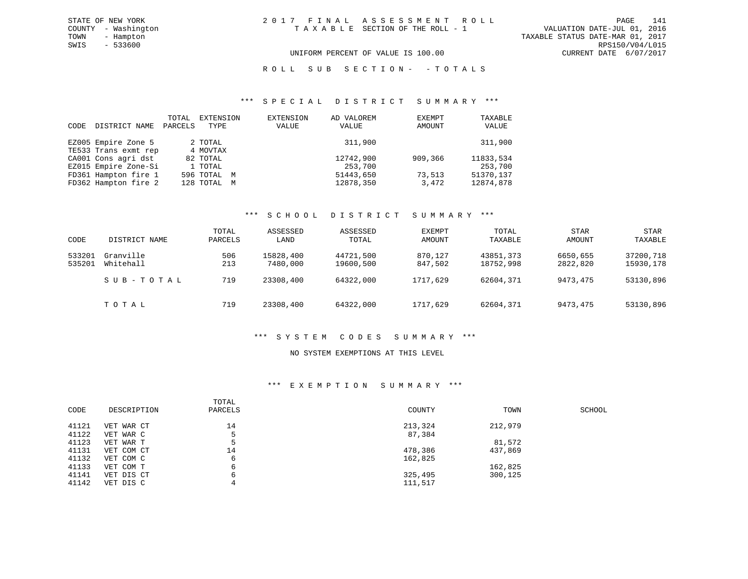STATE OF NEW YORK
COUNTY - Washington
TOWN - Hampton
SWIS - 533600

2 0 1 7 F I N A L A S S E S S M E N T R O L L
T A X A B L E SECTION OF THE ROLL - 1

UNIFORM PERCENT OF VALUE IS 100.00

VALUATION DATE-JUL 01, 2016
TAXABLE STATUS DATE-MAR 01, 2017
RPS150/V04/L015
CURRENT DATE 6/07/2017

R O L L S U B S E C T I O N - - T O T A L S

### *** S P E C I A L D I S T R I C T S U M M A R Y ***

| CODE | DISTRICT NAME | TOTAL PARCELS | EXTENSION TYPE | EXTENSION VALUE | AD VALOREM VALUE | EXEMPT AMOUNT | TAXABLE VALUE |
|---|---|---|---|---|---|---|---|
| EZ005 | Empire Zone 5 | 2 | TOTAL | | 311,900 | | 311,900 |
| TE533 | Trans exmt rep | 4 | MOVTAX | | | | |
| CA001 | Cons agri dst | 82 | TOTAL | | 12742,900 | 909,366 | 11833,534 |
| EZ015 | Empire Zone-Si | 1 | TOTAL | | 253,700 | | 253,700 |
| FD361 | Hampton fire 1 | 596 | TOTAL M | | 51443,650 | 73,513 | 51370,137 |
| FD362 | Hampton fire 2 | 128 | TOTAL M | | 12878,350 | 3,472 | 12874,878 |

### *** S C H O O L D I S T R I C T S U M M A R Y ***

| CODE | DISTRICT NAME | TOTAL PARCELS | ASSESSED LAND | ASSESSED TOTAL | EXEMPT AMOUNT | TOTAL TAXABLE | STAR AMOUNT | STAR TAXABLE |
|---|---|---|---|---|---|---|---|---|
| 533201 | Granville | 506 | 15828,400 | 44721,500 | 870,127 | 43851,373 | 6650,655 | 37200,718 |
| 535201 | Whitehall | 213 | 7480,000 | 19600,500 | 847,502 | 18752,998 | 2822,820 | 15930,178 |
| | S U B - T O T A L | 719 | 23308,400 | 64322,000 | 1717,629 | 62604,371 | 9473,475 | 53130,896 |
| | T O T A L | 719 | 23308,400 | 64322,000 | 1717,629 | 62604,371 | 9473,475 | 53130,896 |

### *** S Y S T E M C O D E S S U M M A R Y ***

NO SYSTEM EXEMPTIONS AT THIS LEVEL

### *** E X E M P T I O N S U M M A R Y ***

| CODE | DESCRIPTION | TOTAL PARCELS | COUNTY | TOWN | SCHOOL |
|---|---|---|---|---|---|
| 41121 | VET WAR CT | 14 | 213,324 | 212,979 | |
| 41122 | VET WAR C | 5 | 87,384 | | |
| 41123 | VET WAR T | 5 | | 81,572 | |
| 41131 | VET COM CT | 14 | 478,386 | 437,869 | |
| 41132 | VET COM C | 6 | 162,825 | | |
| 41133 | VET COM T | 6 | | 162,825 | |
| 41141 | VET DIS CT | 6 | 325,495 | 300,125 | |
| 41142 | VET DIS C | 4 | 111,517 | | |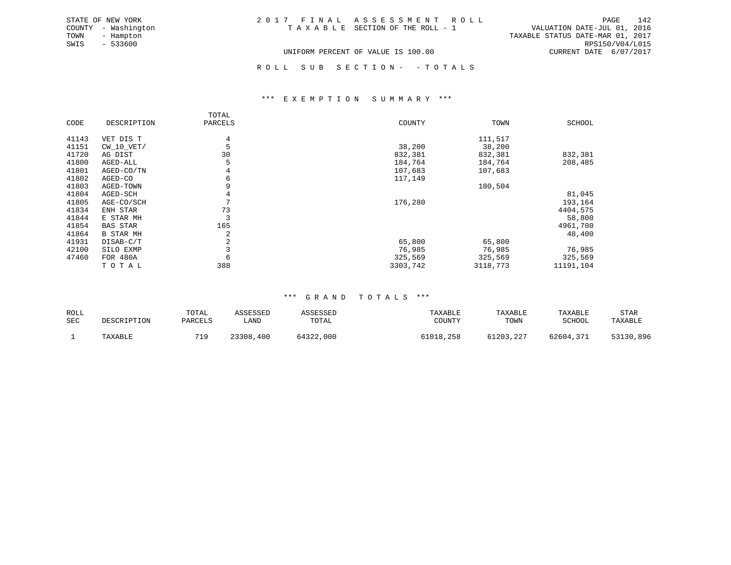STATE OF NEW YORK
COUNTY - Washington
TOWN - Hampton
SWIS - 533600

# 2017 FINAL ASSESSMENT ROLL

TAXABLE SECTION OF THE ROLL - 1

VALUATION DATE-JUL 01, 2016
TAXABLE STATUS DATE-MAR 01, 2017
RPS150/V04/L015
CURRENT DATE 6/07/2017

UNIFORM PERCENT OF VALUE IS 100.00

ROLL SUB SECTION- - TOTALS

## *** EXEMPTION SUMMARY ***

| CODE | DESCRIPTION | TOTAL PARCELS | COUNTY | TOWN | SCHOOL |
|---|---|---|---|---|---|
| 41143 | VET DIS T | 4 | | 111,517 | |
| 41151 | CW_10_VET/ | 5 | 38,200 | 38,200 | |
| 41720 | AG DIST | 30 | 832,381 | 832,381 | 832,381 |
| 41800 | AGED-ALL | 5 | 184,764 | 184,764 | 208,485 |
| 41801 | AGED-CO/TN | 4 | 107,683 | 107,683 | |
| 41802 | AGED-CO | 6 | 117,149 | | |
| 41803 | AGED-TOWN | 9 | | 180,504 | |
| 41804 | AGED-SCH | 4 | | | 81,045 |
| 41805 | AGE-CO/SCH | 7 | 176,280 | | 193,164 |
| 41834 | ENH STAR | 73 | | | 4404,575 |
| 41844 | E STAR MH | 3 | | | 58,800 |
| 41854 | BAS STAR | 165 | | | 4961,700 |
| 41864 | B STAR MH | 2 | | | 48,400 |
| 41931 | DISAB-C/T | 2 | 65,800 | 65,800 | |
| 42100 | SILO EXMP | 3 | 76,985 | 76,985 | 76,985 |
| 47460 | FOR 480A | 6 | 325,569 | 325,569 | 325,569 |
| | TOTAL | 388 | 3303,742 | 3118,773 | 11191,104 |

## *** GRAND TOTALS ***

| ROLL SEC | DESCRIPTION | TOTAL PARCELS | ASSESSED LAND | ASSESSED TOTAL | TAXABLE COUNTY | TAXABLE TOWN | TAXABLE SCHOOL | STAR TAXABLE |
|---|---|---|---|---|---|---|---|---|
| 1 | TAXABLE | 719 | 23308,400 | 64322,000 | 61018,258 | 61203,227 | 62604,371 | 53130,896 |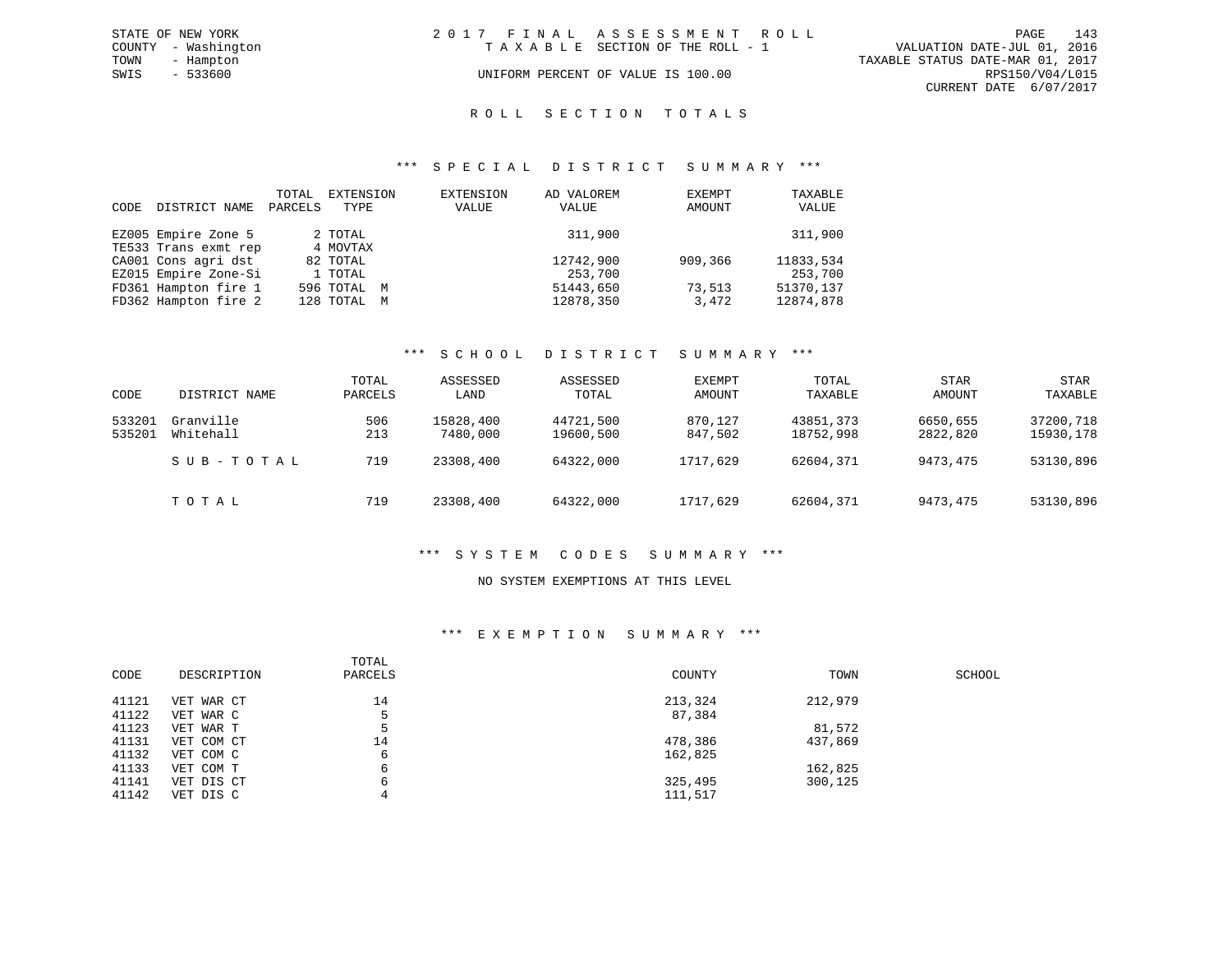STATE OF NEW YORK
COUNTY - Washington
TOWN - Hampton
SWIS - 533600

2017 FINAL ASSESSMENT ROLL
TAXABLE SECTION OF THE ROLL - 1
UNIFORM PERCENT OF VALUE IS 100.00

VALUATION DATE-JUL 01, 2016
TAXABLE STATUS DATE-MAR 01, 2017
RPS150/V04/L015
CURRENT DATE 6/07/2017

## ROLL SECTION TOTALS

### *** SPECIAL DISTRICT SUMMARY ***

| CODE | DISTRICT NAME | TOTAL PARCELS | EXTENSION TYPE | EXTENSION VALUE | AD VALOREM VALUE | EXEMPT AMOUNT | TAXABLE VALUE |
|---|---|---|---|---|---|---|---|
| EZ005 | Empire Zone 5 | 2 | TOTAL | | 311,900 | | 311,900 |
| TE533 | Trans exmt rep | 4 | MOVTAX | | | | |
| CA001 | Cons agri dst | 82 | TOTAL | | 12742,900 | 909,366 | 11833,534 |
| EZ015 | Empire Zone-Si | 1 | TOTAL | | 253,700 | | 253,700 |
| FD361 | Hampton fire 1 | 596 | TOTAL M | | 51443,650 | 73,513 | 51370,137 |
| FD362 | Hampton fire 2 | 128 | TOTAL M | | 12878,350 | 3,472 | 12874,878 |

### *** SCHOOL DISTRICT SUMMARY ***

| CODE | DISTRICT NAME | TOTAL PARCELS | ASSESSED LAND | ASSESSED TOTAL | EXEMPT AMOUNT | TOTAL TAXABLE | STAR AMOUNT | STAR TAXABLE |
|---|---|---|---|---|---|---|---|---|
| 533201 | Granville | 506 | 15828,400 | 44721,500 | 870,127 | 43851,373 | 6650,655 | 37200,718 |
| 535201 | Whitehall | 213 | 7480,000 | 19600,500 | 847,502 | 18752,998 | 2822,820 | 15930,178 |
| | SUB-TOTAL | 719 | 23308,400 | 64322,000 | 1717,629 | 62604,371 | 9473,475 | 53130,896 |
| | TOTAL | 719 | 23308,400 | 64322,000 | 1717,629 | 62604,371 | 9473,475 | 53130,896 |

### *** SYSTEM CODES SUMMARY ***

NO SYSTEM EXEMPTIONS AT THIS LEVEL

### *** EXEMPTION SUMMARY ***

| CODE | DESCRIPTION | TOTAL PARCELS | COUNTY | TOWN | SCHOOL |
|---|---|---|---|---|---|
| 41121 | VET WAR CT | 14 | 213,324 | 212,979 | |
| 41122 | VET WAR C | 5 | 87,384 | | |
| 41123 | VET WAR T | 5 | | 81,572 | |
| 41131 | VET COM CT | 14 | 478,386 | 437,869 | |
| 41132 | VET COM C | 6 | 162,825 | | |
| 41133 | VET COM T | 6 | | 162,825 | |
| 41141 | VET DIS CT | 6 | 325,495 | 300,125 | |
| 41142 | VET DIS C | 4 | 111,517 | | |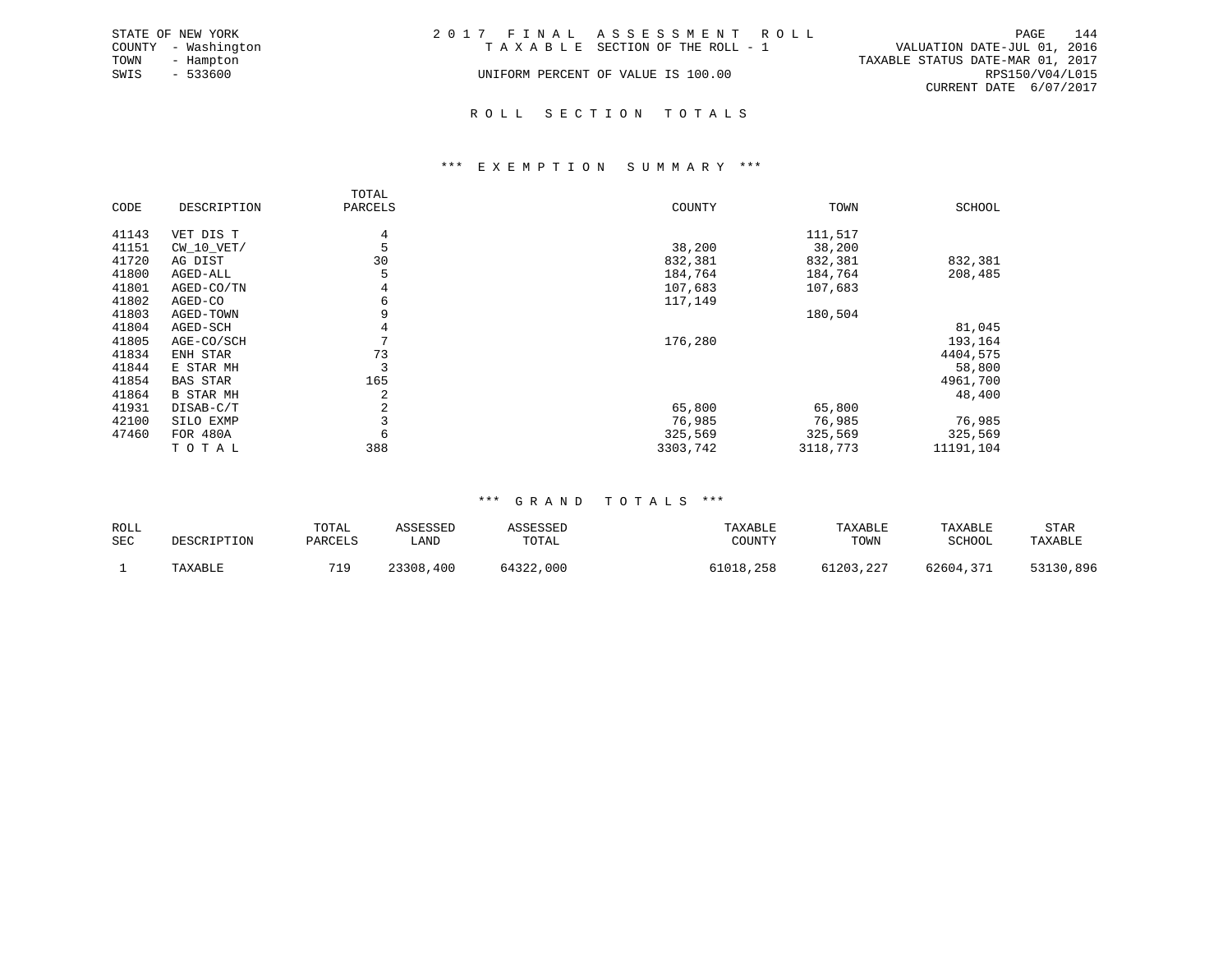STATE OF NEW YORK
COUNTY - Washington
TOWN - Hampton
SWIS - 533600

# 2017 FINAL ASSESSMENT ROLL

TAXABLE SECTION OF THE ROLL - 1

UNIFORM PERCENT OF VALUE IS 100.00

VALUATION DATE-JUL 01, 2016
TAXABLE STATUS DATE-MAR 01, 2017
RPS150/V04/L015
CURRENT DATE 6/07/2017

## ROLL SECTION TOTALS

### *** EXEMPTION SUMMARY ***

| CODE | DESCRIPTION | TOTAL PARCELS | COUNTY | TOWN | SCHOOL |
|---|---|---|---|---|---|
| 41143 | VET DIS T | 4 | | 111,517 | |
| 41151 | CW_10_VET/ | 5 | 38,200 | 38,200 | |
| 41720 | AG DIST | 30 | 832,381 | 832,381 | 832,381 |
| 41800 | AGED-ALL | 5 | 184,764 | 184,764 | 208,485 |
| 41801 | AGED-CO/TN | 4 | 107,683 | 107,683 | |
| 41802 | AGED-CO | 6 | 117,149 | | |
| 41803 | AGED-TOWN | 9 | | 180,504 | |
| 41804 | AGED-SCH | 4 | | | 81,045 |
| 41805 | AGE-CO/SCH | 7 | 176,280 | | 193,164 |
| 41834 | ENH STAR | 73 | | | 4404,575 |
| 41844 | E STAR MH | 3 | | | 58,800 |
| 41854 | BAS STAR | 165 | | | 4961,700 |
| 41864 | B STAR MH | 2 | | | 48,400 |
| 41931 | DISAB-C/T | 2 | 65,800 | 65,800 | |
| 42100 | SILO EXMP | 3 | 76,985 | 76,985 | 76,985 |
| 47460 | FOR 480A | 6 | 325,569 | 325,569 | 325,569 |
| | TOTAL | 388 | 3303,742 | 3118,773 | 11191,104 |

### *** GRAND TOTALS ***

| ROLL SEC | DESCRIPTION | TOTAL PARCELS | ASSESSED LAND | ASSESSED TOTAL | TAXABLE COUNTY | TAXABLE TOWN | TAXABLE SCHOOL | STAR TAXABLE |
|---|---|---|---|---|---|---|---|---|
| 1 | TAXABLE | 719 | 23308,400 | 64322,000 | 61018,258 | 61203,227 | 62604,371 | 53130,896 |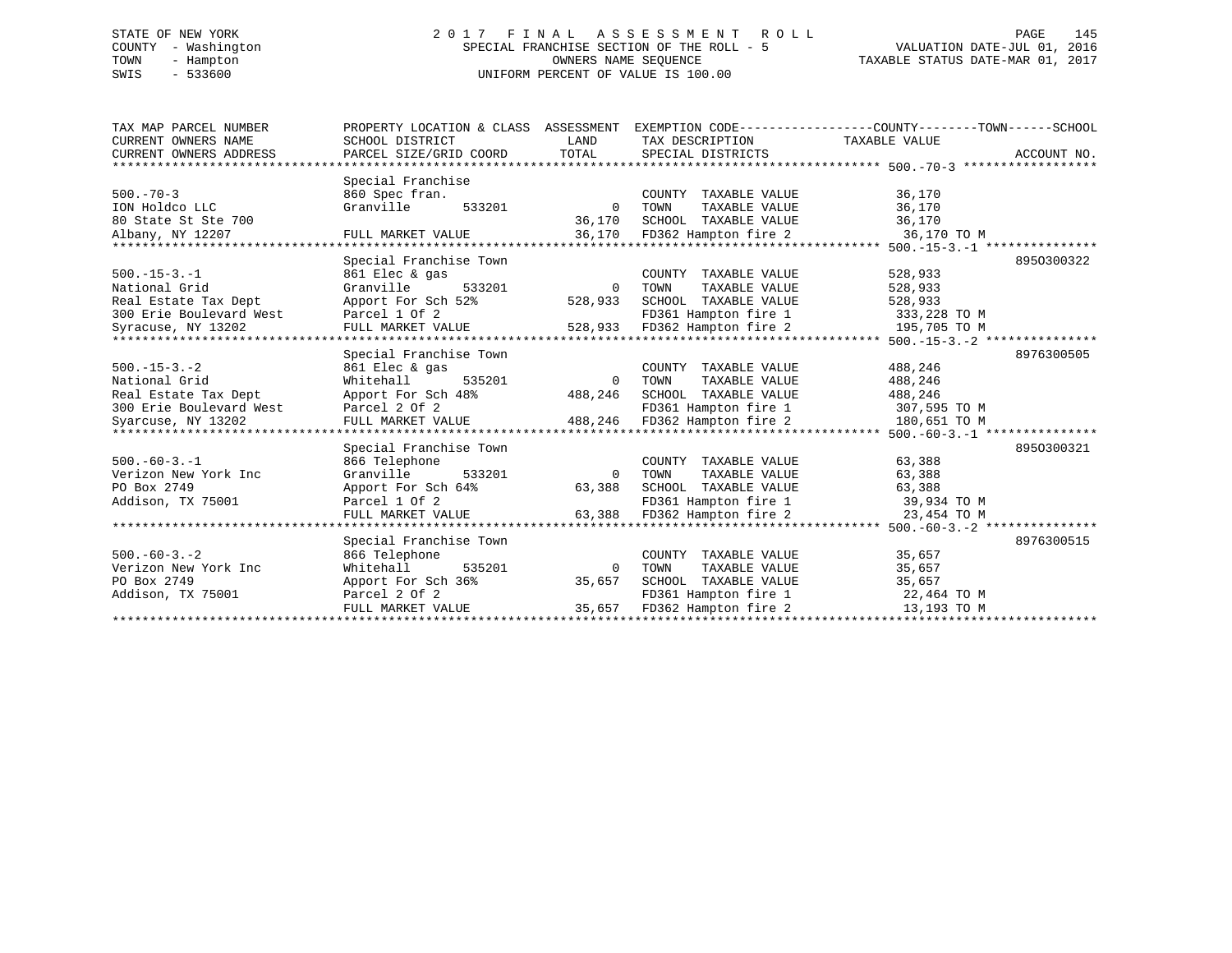STATE OF NEW YORK
COUNTY - Washington
TOWN - Hampton
SWIS - 533600

2017 FINAL ASSESSMENT ROLL
SPECIAL FRANCHISE SECTION OF THE ROLL - 5
OWNERS NAME SEQUENCE
UNIFORM PERCENT OF VALUE IS 100.00

VALUATION DATE-JUL 01, 2016
TAXABLE STATUS DATE-MAR 01, 2017

| TAX MAP PARCEL NUMBER / CURRENT OWNERS NAME / CURRENT OWNERS ADDRESS | PROPERTY LOCATION & CLASS / SCHOOL DISTRICT / PARCEL SIZE/GRID COORD | ASSESSMENT LAND | ASSESSMENT TOTAL | EXEMPTION CODE / TAX DESCRIPTION / SPECIAL DISTRICTS | TAXABLE VALUE (COUNTY / TOWN / SCHOOL) | ACCOUNT NO. |
|---|---|---|---|---|---|---|
| **500.-70-3** | Special Franchise | | | | | |
| | 860 Spec fran. | | | COUNTY TAXABLE VALUE | 36,170 | |
| ION Holdco LLC | Granville 533201 | 0 | | TOWN TAXABLE VALUE | 36,170 | |
| 80 State St Ste 700 | | | 36,170 | SCHOOL TAXABLE VALUE | 36,170 | |
| Albany, NY 12207 | FULL MARKET VALUE | | 36,170 | FD362 Hampton fire 2 | 36,170 TO M | |
| **500.-15-3.-1** | Special Franchise Town | | | | | 895O300322 |
| | 861 Elec & gas | | | COUNTY TAXABLE VALUE | 528,933 | |
| National Grid | Granville 533201 | 0 | | TOWN TAXABLE VALUE | 528,933 | |
| Real Estate Tax Dept | Apport For Sch 52% | | 528,933 | SCHOOL TAXABLE VALUE | 528,933 | |
| 300 Erie Boulevard West | Parcel 1 Of 2 | | | FD361 Hampton fire 1 | 333,228 TO M | |
| Syracuse, NY 13202 | FULL MARKET VALUE | | 528,933 | FD362 Hampton fire 2 | 195,705 TO M | |
| **500.-15-3.-2** | Special Franchise Town | | | | | 8976300505 |
| | 861 Elec & gas | | | COUNTY TAXABLE VALUE | 488,246 | |
| National Grid | Whitehall 535201 | 0 | | TOWN TAXABLE VALUE | 488,246 | |
| Real Estate Tax Dept | Apport For Sch 48% | | 488,246 | SCHOOL TAXABLE VALUE | 488,246 | |
| 300 Erie Boulevard West | Parcel 2 Of 2 | | | FD361 Hampton fire 1 | 307,595 TO M | |
| Syarcuse, NY 13202 | FULL MARKET VALUE | | 488,246 | FD362 Hampton fire 2 | 180,651 TO M | |
| **500.-60-3.-1** | Special Franchise Town | | | | | 895O300321 |
| | 866 Telephone | | | COUNTY TAXABLE VALUE | 63,388 | |
| Verizon New York Inc | Granville 533201 | 0 | | TOWN TAXABLE VALUE | 63,388 | |
| PO Box 2749 | Apport For Sch 64% | | 63,388 | SCHOOL TAXABLE VALUE | 63,388 | |
| Addison, TX 75001 | Parcel 1 Of 2 | | | FD361 Hampton fire 1 | 39,934 TO M | |
| | FULL MARKET VALUE | | 63,388 | FD362 Hampton fire 2 | 23,454 TO M | |
| **500.-60-3.-2** | Special Franchise Town | | | | | 8976300515 |
| | 866 Telephone | | | COUNTY TAXABLE VALUE | 35,657 | |
| Verizon New York Inc | Whitehall 535201 | 0 | | TOWN TAXABLE VALUE | 35,657 | |
| PO Box 2749 | Apport For Sch 36% | | 35,657 | SCHOOL TAXABLE VALUE | 35,657 | |
| Addison, TX 75001 | Parcel 2 Of 2 | | | FD361 Hampton fire 1 | 22,464 TO M | |
| | FULL MARKET VALUE | | 35,657 | FD362 Hampton fire 2 | 13,193 TO M | |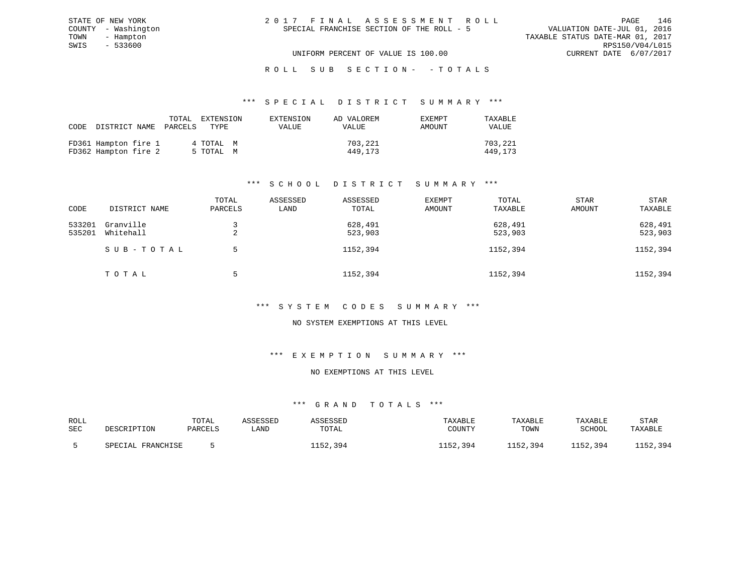STATE OF NEW YORK
COUNTY - Washington
TOWN - Hampton
SWIS - 533600

2017 FINAL ASSESSMENT ROLL
SPECIAL FRANCHISE SECTION OF THE ROLL - 5

VALUATION DATE-JUL 01, 2016
TAXABLE STATUS DATE-MAR 01, 2017
RPS150/V04/L015
CURRENT DATE 6/07/2017

UNIFORM PERCENT OF VALUE IS 100.00

ROLL SUB SECTION- - TOTALS

### *** SPECIAL DISTRICT SUMMARY ***

| CODE | DISTRICT NAME | TOTAL PARCELS | EXTENSION TYPE | EXTENSION VALUE | AD VALOREM VALUE | EXEMPT AMOUNT | TAXABLE VALUE |
|---|---|---|---|---|---|---|---|
| FD361 | Hampton fire 1 | 4 | TOTAL M | | 703,221 | | 703,221 |
| FD362 | Hampton fire 2 | 5 | TOTAL M | | 449,173 | | 449,173 |

### *** SCHOOL DISTRICT SUMMARY ***

| CODE | DISTRICT NAME | TOTAL PARCELS | ASSESSED LAND | ASSESSED TOTAL | EXEMPT AMOUNT | TOTAL TAXABLE | STAR AMOUNT | STAR TAXABLE |
|---|---|---|---|---|---|---|---|---|
| 533201 | Granville | 3 | | 628,491 | | 628,491 | | 628,491 |
| 535201 | Whitehall | 2 | | 523,903 | | 523,903 | | 523,903 |
| | SUB-TOTAL | 5 | | 1152,394 | | 1152,394 | | 1152,394 |
| | TOTAL | 5 | | 1152,394 | | 1152,394 | | 1152,394 |

### *** SYSTEM CODES SUMMARY ***

NO SYSTEM EXEMPTIONS AT THIS LEVEL

### *** EXEMPTION SUMMARY ***

NO EXEMPTIONS AT THIS LEVEL

### *** GRAND TOTALS ***

| ROLL SEC | DESCRIPTION | TOTAL PARCELS | ASSESSED LAND | ASSESSED TOTAL | TAXABLE COUNTY | TAXABLE TOWN | TAXABLE SCHOOL | STAR TAXABLE |
|---|---|---|---|---|---|---|---|---|
| 5 | SPECIAL FRANCHISE | 5 | | 1152,394 | 1152,394 | 1152,394 | 1152,394 | 1152,394 |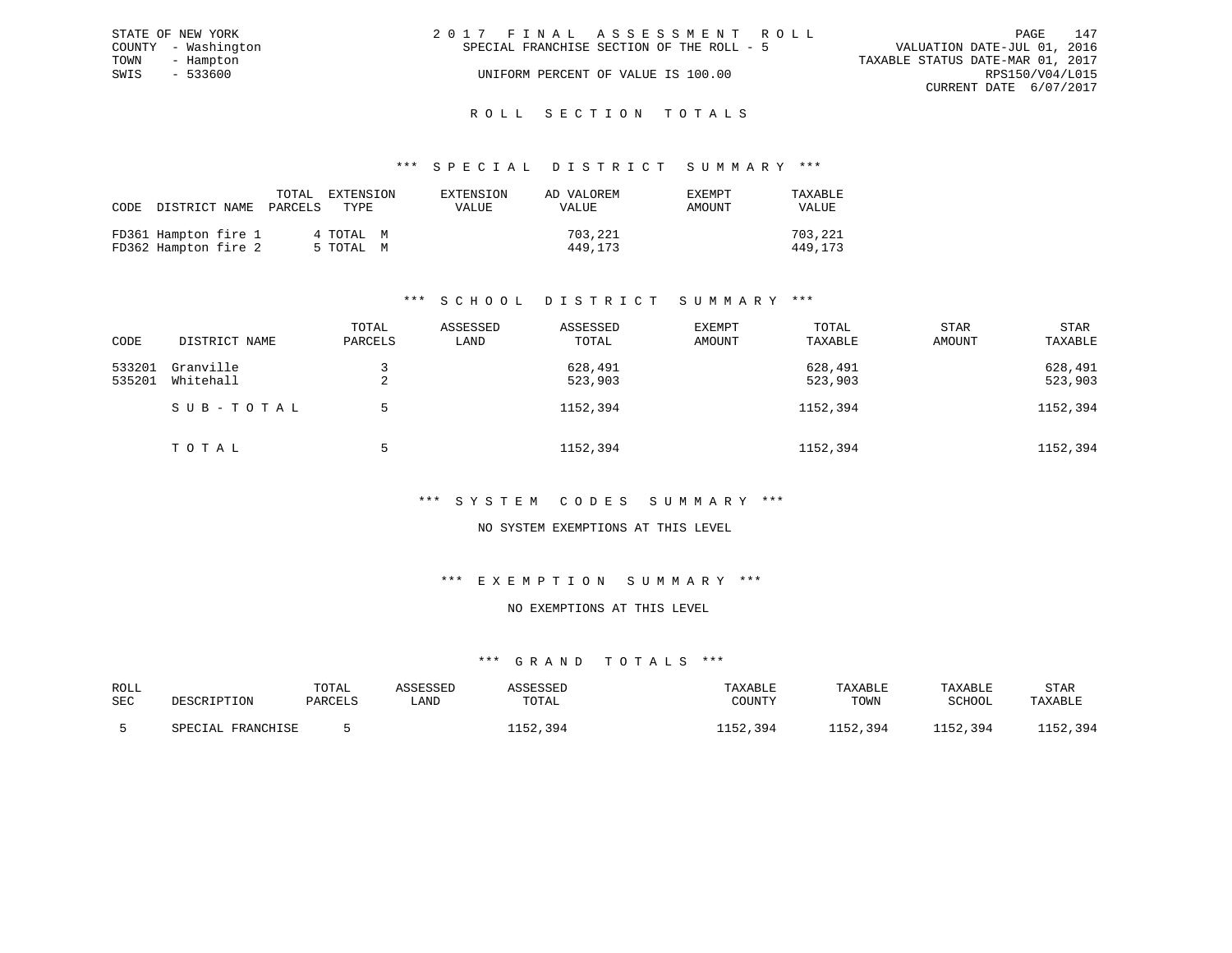STATE OF NEW YORK
COUNTY - Washington
TOWN - Hampton
SWIS - 533600

2 0 1 7 F I N A L A S S E S S M E N T R O L L
SPECIAL FRANCHISE SECTION OF THE ROLL - 5
UNIFORM PERCENT OF VALUE IS 100.00

VALUATION DATE-JUL 01, 2016
TAXABLE STATUS DATE-MAR 01, 2017
RPS150/V04/L015
CURRENT DATE 6/07/2017

## R O L L S E C T I O N T O T A L S

### *** S P E C I A L D I S T R I C T S U M M A R Y ***

| CODE | DISTRICT NAME | TOTAL PARCELS | EXTENSION TYPE | EXTENSION VALUE | AD VALOREM VALUE | EXEMPT AMOUNT | TAXABLE VALUE |
|---|---|---|---|---|---|---|---|
| FD361 | Hampton fire 1 | 4 | TOTAL M | | 703,221 | | 703,221 |
| FD362 | Hampton fire 2 | 5 | TOTAL M | | 449,173 | | 449,173 |

### *** S C H O O L D I S T R I C T S U M M A R Y ***

| CODE | DISTRICT NAME | TOTAL PARCELS | ASSESSED LAND | ASSESSED TOTAL | EXEMPT AMOUNT | TOTAL TAXABLE | STAR AMOUNT | STAR TAXABLE |
|---|---|---|---|---|---|---|---|---|
| 533201 | Granville | 3 | | 628,491 | | 628,491 | | 628,491 |
| 535201 | Whitehall | 2 | | 523,903 | | 523,903 | | 523,903 |
| | S U B - T O T A L | 5 | | 1152,394 | | 1152,394 | | 1152,394 |
| | T O T A L | 5 | | 1152,394 | | 1152,394 | | 1152,394 |

### *** S Y S T E M C O D E S S U M M A R Y ***

NO SYSTEM EXEMPTIONS AT THIS LEVEL

### *** E X E M P T I O N S U M M A R Y ***

NO EXEMPTIONS AT THIS LEVEL

### *** G R A N D T O T A L S ***

| ROLL SEC | DESCRIPTION | TOTAL PARCELS | ASSESSED LAND | ASSESSED TOTAL | TAXABLE COUNTY | TAXABLE TOWN | TAXABLE SCHOOL | STAR TAXABLE |
|---|---|---|---|---|---|---|---|---|
| 5 | SPECIAL FRANCHISE | 5 | | 1152,394 | 1152,394 | 1152,394 | 1152,394 | 1152,394 |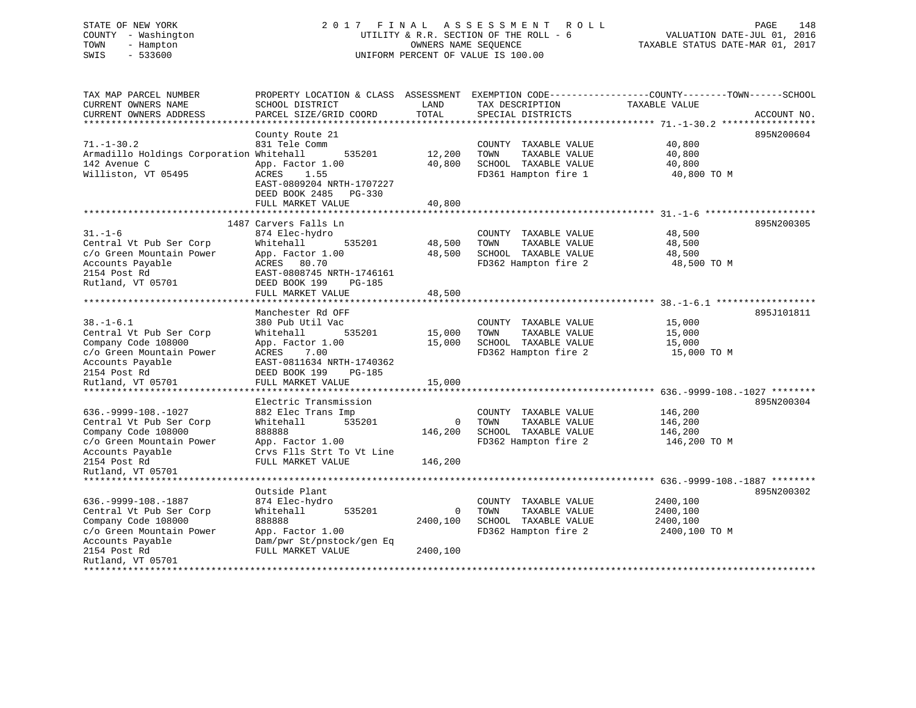STATE OF NEW YORK
COUNTY - Washington
TOWN - Hampton
SWIS - 533600

2 0 1 7 F I N A L A S S E S S M E N T R O L L
UTILITY & R.R. SECTION OF THE ROLL - 6
OWNERS NAME SEQUENCE
UNIFORM PERCENT OF VALUE IS 100.00

VALUATION DATE-JUL 01, 2016
TAXABLE STATUS DATE-MAR 01, 2017

| TAX MAP PARCEL NUMBER / CURRENT OWNERS NAME / CURRENT OWNERS ADDRESS | PROPERTY LOCATION & CLASS / SCHOOL DISTRICT / PARCEL SIZE/GRID COORD | ASSESSMENT LAND | TOTAL | EXEMPTION CODE / TAX DESCRIPTION / SPECIAL DISTRICTS | TAXABLE VALUE (COUNTY / TOWN / SCHOOL) | ACCOUNT NO. |
|---|---|---|---|---|---|---|
| **71.-1-30.2** | County Route 21 | | | | | 895N200604 |
| Armadillo Holdings Corporation | 831 Tele Comm | | | COUNTY TAXABLE VALUE | 40,800 | |
| 142 Avenue C | Whitehall 535201 | 12,200 | | TOWN TAXABLE VALUE | 40,800 | |
| Williston, VT 05495 | App. Factor 1.00 | | 40,800 | SCHOOL TAXABLE VALUE | 40,800 | |
| | ACRES 1.55 | | | FD361 Hampton fire 1 | 40,800 TO M | |
| | EAST-0809204 NRTH-1707227 | | | | | |
| | DEED BOOK 2485 PG-330 | | | | | |
| | FULL MARKET VALUE | | 40,800 | | | |
| **31.-1-6** | 1487 Carvers Falls Ln | | | | | 895N200305 |
| Central Vt Pub Ser Corp | 874 Elec-hydro | | | COUNTY TAXABLE VALUE | 48,500 | |
| c/o Green Mountain Power | Whitehall 535201 | 48,500 | | TOWN TAXABLE VALUE | 48,500 | |
| Accounts Payable | App. Factor 1.00 | | 48,500 | SCHOOL TAXABLE VALUE | 48,500 | |
| 2154 Post Rd | ACRES 80.70 | | | FD362 Hampton fire 2 | 48,500 TO M | |
| Rutland, VT 05701 | EAST-0808745 NRTH-1746161 | | | | | |
| | DEED BOOK 199 PG-185 | | | | | |
| | FULL MARKET VALUE | | 48,500 | | | |
| **38.-1-6.1** | Manchester Rd OFF | | | | | 895J101811 |
| Central Vt Pub Ser Corp | 380 Pub Util Vac | | | COUNTY TAXABLE VALUE | 15,000 | |
| Company Code 108000 | Whitehall 535201 | 15,000 | | TOWN TAXABLE VALUE | 15,000 | |
| c/o Green Mountain Power | App. Factor 1.00 | | 15,000 | SCHOOL TAXABLE VALUE | 15,000 | |
| Accounts Payable | ACRES 7.00 | | | FD362 Hampton fire 2 | 15,000 TO M | |
| 2154 Post Rd | EAST-0811634 NRTH-1740362 | | | | | |
| | DEED BOOK 199 PG-185 | | | | | |
| Rutland, VT 05701 | FULL MARKET VALUE | | 15,000 | | | |
| **636.-9999-108.-1027** | Electric Transmission | | | | | 895N200304 |
| Central Vt Pub Ser Corp | 882 Elec Trans Imp | | | COUNTY TAXABLE VALUE | 146,200 | |
| Company Code 108000 | Whitehall 535201 | 0 | | TOWN TAXABLE VALUE | 146,200 | |
| c/o Green Mountain Power | 888888 | | 146,200 | SCHOOL TAXABLE VALUE | 146,200 | |
| Accounts Payable | App. Factor 1.00 | | | FD362 Hampton fire 2 | 146,200 TO M | |
| 2154 Post Rd | Crvs Flls Strt To Vt Line | | | | | |
| Rutland, VT 05701 | FULL MARKET VALUE | | 146,200 | | | |
| **636.-9999-108.-1887** | Outside Plant | | | | | 895N200302 |
| Central Vt Pub Ser Corp | 874 Elec-hydro | | | COUNTY TAXABLE VALUE | 2400,100 | |
| Company Code 108000 | Whitehall 535201 | 0 | | TOWN TAXABLE VALUE | 2400,100 | |
| c/o Green Mountain Power | 888888 | | 2400,100 | SCHOOL TAXABLE VALUE | 2400,100 | |
| Accounts Payable | App. Factor 1.00 | | | FD362 Hampton fire 2 | 2400,100 TO M | |
| 2154 Post Rd | Dam/pwr St/pnstock/gen Eq | | | | | |
| Rutland, VT 05701 | FULL MARKET VALUE | | 2400,100 | | | |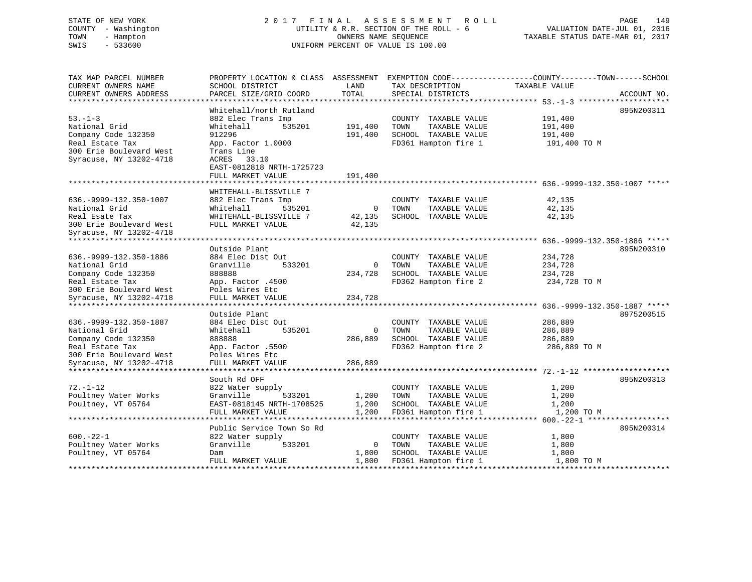STATE OF NEW YORK
COUNTY - Washington
TOWN - Hampton
SWIS - 533600

2017 FINAL ASSESSMENT ROLL
UTILITY & R.R. SECTION OF THE ROLL - 6
OWNERS NAME SEQUENCE
UNIFORM PERCENT OF VALUE IS 100.00

VALUATION DATE-JUL 01, 2016
TAXABLE STATUS DATE-MAR 01, 2017

| TAX MAP PARCEL NUMBER / CURRENT OWNERS NAME / CURRENT OWNERS ADDRESS | PROPERTY LOCATION & CLASS / SCHOOL DISTRICT / PARCEL SIZE/GRID COORD | ASSESSMENT LAND | TOTAL | EXEMPTION CODE / TAX DESCRIPTION / SPECIAL DISTRICTS | COUNTY--------TOWN------SCHOOL TAXABLE VALUE | ACCOUNT NO. |
|---|---|---|---|---|---|---|
| **53.-1-3** | Whitehall/north Rutland | | | | | 895N200311 |
| 53.-1-3 | 882 Elec Trans Imp | | | COUNTY TAXABLE VALUE | 191,400 | |
| National Grid | Whitehall 535201 | 191,400 | | TOWN TAXABLE VALUE | 191,400 | |
| Company Code 132350 | 912296 | | 191,400 | SCHOOL TAXABLE VALUE | 191,400 | |
| Real Estate Tax | App. Factor 1.0000 | | | FD361 Hampton fire 1 | 191,400 TO M | |
| 300 Erie Boulevard West | Trans Line | | | | | |
| Syracuse, NY 13202-4718 | ACRES 33.10 | | | | | |
| | EAST-0812818 NRTH-1725723 | | | | | |
| | FULL MARKET VALUE | | 191,400 | | | |
| **636.-9999-132.350-1007** | WHITEHALL-BLISSVILLE 7 | | | | | |
| 636.-9999-132.350-1007 | 882 Elec Trans Imp | | | COUNTY TAXABLE VALUE | 42,135 | |
| National Grid | Whitehall 535201 | 0 | | TOWN TAXABLE VALUE | 42,135 | |
| Real Esate Tax | WHITEHALL-BLISSVILLE 7 | | 42,135 | SCHOOL TAXABLE VALUE | 42,135 | |
| 300 Erie Boulevard West | FULL MARKET VALUE | | 42,135 | | | |
| Syracuse, NY 13202-4718 | | | | | | |
| **636.-9999-132.350-1886** | Outside Plant | | | | | 895N200310 |
| 636.-9999-132.350-1886 | 884 Elec Dist Out | | | COUNTY TAXABLE VALUE | 234,728 | |
| National Grid | Granville 533201 | 0 | | TOWN TAXABLE VALUE | 234,728 | |
| Company Code 132350 | 888888 | | 234,728 | SCHOOL TAXABLE VALUE | 234,728 | |
| Real Estate Tax | App. Factor .4500 | | | FD362 Hampton fire 2 | 234,728 TO M | |
| 300 Erie Boulevard West | Poles Wires Etc | | | | | |
| Syracuse, NY 13202-4718 | FULL MARKET VALUE | | 234,728 | | | |
| **636.-9999-132.350-1887** | Outside Plant | | | | | 8975200515 |
| 636.-9999-132.350-1887 | 884 Elec Dist Out | | | COUNTY TAXABLE VALUE | 286,889 | |
| National Grid | Whitehall 535201 | 0 | | TOWN TAXABLE VALUE | 286,889 | |
| Company Code 132350 | 888888 | | 286,889 | SCHOOL TAXABLE VALUE | 286,889 | |
| Real Estate Tax | App. Factor .5500 | | | FD362 Hampton fire 2 | 286,889 TO M | |
| 300 Erie Boulevard West | Poles Wires Etc | | | | | |
| Syracuse, NY 13202-4718 | FULL MARKET VALUE | | 286,889 | | | |
| **72.-1-12** | South Rd OFF | | | | | 895N200313 |
| 72.-1-12 | 822 Water supply | | | COUNTY TAXABLE VALUE | 1,200 | |
| Poultney Water Works | Granville 533201 | 1,200 | | TOWN TAXABLE VALUE | 1,200 | |
| Poultney, VT 05764 | EAST-0818145 NRTH-1708525 | | 1,200 | SCHOOL TAXABLE VALUE | 1,200 | |
| | FULL MARKET VALUE | | 1,200 | FD361 Hampton fire 1 | 1,200 TO M | |
| **600.-22-1** | Public Service Town So Rd | | | | | 895N200314 |
| 600.-22-1 | 822 Water supply | | | COUNTY TAXABLE VALUE | 1,800 | |
| Poultney Water Works | Granville 533201 | 0 | | TOWN TAXABLE VALUE | 1,800 | |
| Poultney, VT 05764 | Dam | | 1,800 | SCHOOL TAXABLE VALUE | 1,800 | |
| | FULL MARKET VALUE | | 1,800 | FD361 Hampton fire 1 | 1,800 TO M | |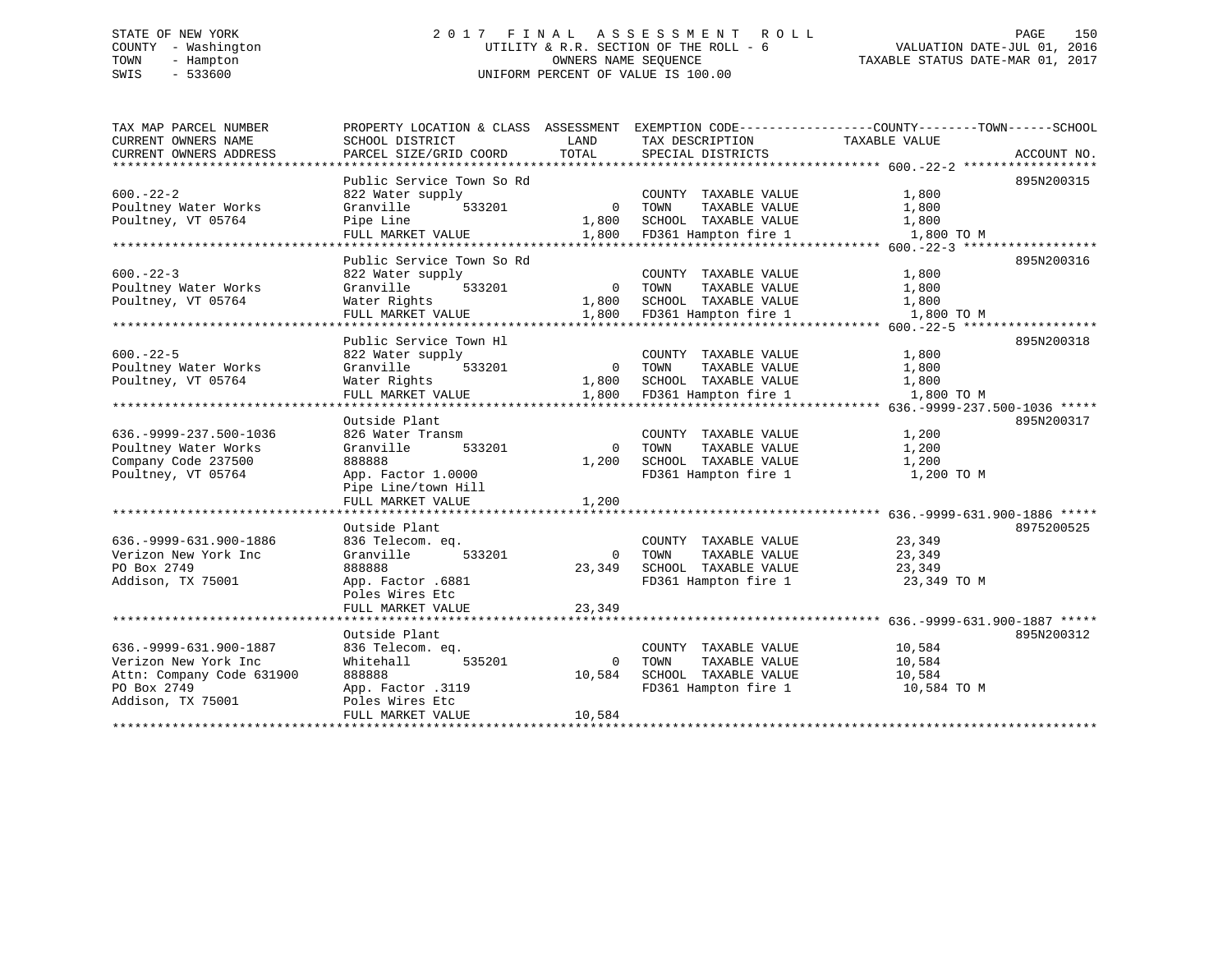STATE OF NEW YORK
COUNTY - Washington
TOWN - Hampton
SWIS - 533600

2 0 1 7 F I N A L A S S E S S M E N T R O L L
UTILITY & R.R. SECTION OF THE ROLL - 6
OWNERS NAME SEQUENCE
UNIFORM PERCENT OF VALUE IS 100.00

VALUATION DATE-JUL 01, 2016
TAXABLE STATUS DATE-MAR 01, 2017

```
TAX MAP PARCEL NUMBER          PROPERTY LOCATION & CLASS  ASSESSMENT  EXEMPTION CODE------------------COUNTY--------TOWN------SCHOOL
CURRENT OWNERS NAME            SCHOOL DISTRICT             LAND       TAX DESCRIPTION            TAXABLE VALUE
CURRENT OWNERS ADDRESS         PARCEL SIZE/GRID COORD      TOTAL      SPECIAL DISTRICTS                                   ACCOUNT NO.
******************************************************************************************************* 600.-22-2 ******************
                               Public Service Town So Rd                                                                895N200315
600.-22-2                      822 Water supply                        COUNTY  TAXABLE VALUE             1,800
Poultney Water Works           Granville       533201          0       TOWN    TAXABLE VALUE             1,800
Poultney, VT 05764             Pipe Line                   1,800       SCHOOL  TAXABLE VALUE             1,800
                               FULL MARKET VALUE           1,800       FD361 Hampton fire 1               1,800 TO M
******************************************************************************************************* 600.-22-3 ******************
                               Public Service Town So Rd                                                                895N200316
600.-22-3                      822 Water supply                        COUNTY  TAXABLE VALUE             1,800
Poultney Water Works           Granville       533201          0       TOWN    TAXABLE VALUE             1,800
Poultney, VT 05764             Water Rights                1,800       SCHOOL  TAXABLE VALUE             1,800
                               FULL MARKET VALUE           1,800       FD361 Hampton fire 1               1,800 TO M
******************************************************************************************************* 600.-22-5 ******************
                               Public Service Town Hl                                                                   895N200318
600.-22-5                      822 Water supply                        COUNTY  TAXABLE VALUE             1,800
Poultney Water Works           Granville       533201          0       TOWN    TAXABLE VALUE             1,800
Poultney, VT 05764             Water Rights                1,800       SCHOOL  TAXABLE VALUE             1,800
                               FULL MARKET VALUE           1,800       FD361 Hampton fire 1               1,800 TO M
******************************************************************************************************* 636.-9999-237.500-1036 *****
                               Outside Plant                                                                            895N200317
636.-9999-237.500-1036         826 Water Transm                        COUNTY  TAXABLE VALUE             1,200
Poultney Water Works           Granville       533201          0       TOWN    TAXABLE VALUE             1,200
Company Code 237500            888888                      1,200       SCHOOL  TAXABLE VALUE             1,200
Poultney, VT 05764             App. Factor 1.0000                      FD361 Hampton fire 1               1,200 TO M
                               Pipe Line/town Hill
                               FULL MARKET VALUE           1,200
******************************************************************************************************* 636.-9999-631.900-1886 *****
                               Outside Plant                                                                            8975200525
636.-9999-631.900-1886         836 Telecom. eq.                        COUNTY  TAXABLE VALUE            23,349
Verizon New York Inc           Granville       533201          0       TOWN    TAXABLE VALUE            23,349
PO Box 2749                    888888                     23,349       SCHOOL  TAXABLE VALUE            23,349
Addison, TX 75001              App. Factor .6881                       FD361 Hampton fire 1              23,349 TO M
                               Poles Wires Etc
                               FULL MARKET VALUE          23,349
******************************************************************************************************* 636.-9999-631.900-1887 *****
                               Outside Plant                                                                            895N200312
636.-9999-631.900-1887         836 Telecom. eq.                        COUNTY  TAXABLE VALUE            10,584
Verizon New York Inc           Whitehall       535201          0       TOWN    TAXABLE VALUE            10,584
Attn: Company Code 631900      888888                     10,584       SCHOOL  TAXABLE VALUE            10,584
PO Box 2749                    App. Factor .3119                       FD361 Hampton fire 1              10,584 TO M
Addison, TX 75001              Poles Wires Etc
                               FULL MARKET VALUE          10,584
************************************************************************************************************************************
```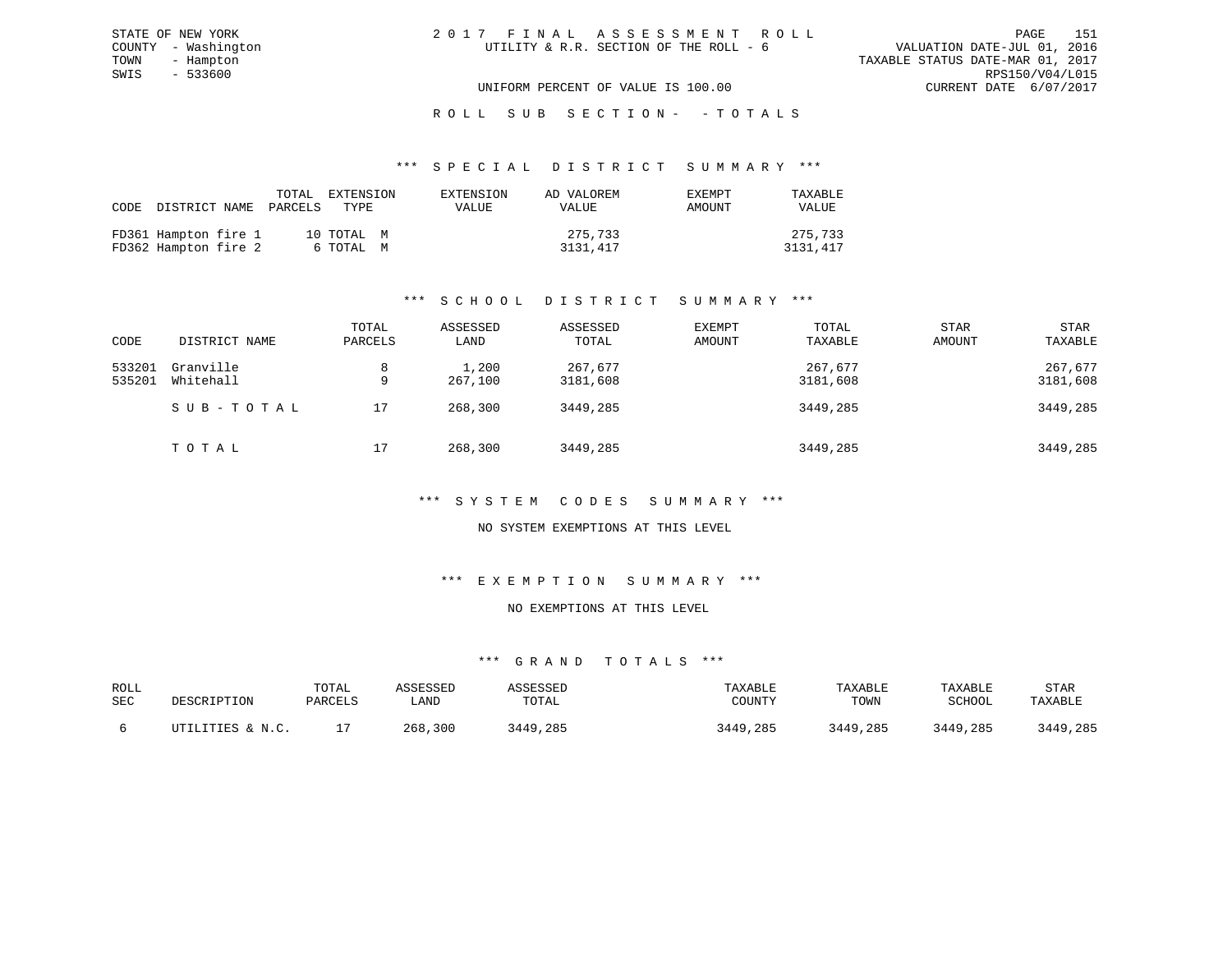STATE OF NEW YORK
COUNTY - Washington
TOWN - Hampton
SWIS - 533600

2 0 1 7 F I N A L A S S E S S M E N T R O L L
UTILITY & R.R. SECTION OF THE ROLL - 6

VALUATION DATE-JUL 01, 2016
TAXABLE STATUS DATE-MAR 01, 2017
RPS150/V04/L015
CURRENT DATE 6/07/2017

UNIFORM PERCENT OF VALUE IS 100.00

R O L L S U B S E C T I O N - - T O T A L S

*** S P E C I A L D I S T R I C T S U M M A R Y ***

| CODE | DISTRICT NAME | TOTAL PARCELS | EXTENSION TYPE | EXTENSION VALUE | AD VALOREM VALUE | EXEMPT AMOUNT | TAXABLE VALUE |
|---|---|---|---|---|---|---|---|
| FD361 | Hampton fire 1 | 10 | TOTAL M | | 275,733 | | 275,733 |
| FD362 | Hampton fire 2 | 6 | TOTAL M | | 3131,417 | | 3131,417 |

*** S C H O O L D I S T R I C T S U M M A R Y ***

| CODE | DISTRICT NAME | TOTAL PARCELS | ASSESSED LAND | ASSESSED TOTAL | EXEMPT AMOUNT | TOTAL TAXABLE | STAR AMOUNT | STAR TAXABLE |
|---|---|---|---|---|---|---|---|---|
| 533201 | Granville | 8 | 1,200 | 267,677 | | 267,677 | | 267,677 |
| 535201 | Whitehall | 9 | 267,100 | 3181,608 | | 3181,608 | | 3181,608 |
| | S U B - T O T A L | 17 | 268,300 | 3449,285 | | 3449,285 | | 3449,285 |
| | T O T A L | 17 | 268,300 | 3449,285 | | 3449,285 | | 3449,285 |

*** S Y S T E M C O D E S S U M M A R Y ***

NO SYSTEM EXEMPTIONS AT THIS LEVEL

*** E X E M P T I O N S U M M A R Y ***

NO EXEMPTIONS AT THIS LEVEL

*** G R A N D T O T A L S ***

| ROLL SEC | DESCRIPTION | TOTAL PARCELS | ASSESSED LAND | ASSESSED TOTAL | TAXABLE COUNTY | TAXABLE TOWN | TAXABLE SCHOOL | STAR TAXABLE |
|---|---|---|---|---|---|---|---|---|
| 6 | UTILITIES & N.C. | 17 | 268,300 | 3449,285 | 3449,285 | 3449,285 | 3449,285 | 3449,285 |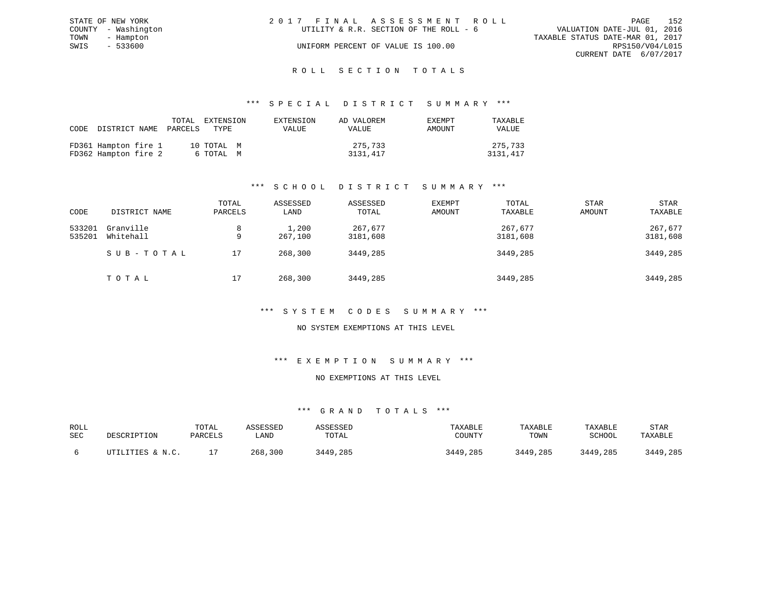STATE OF NEW YORK
COUNTY - Washington
TOWN - Hampton
SWIS - 533600

2 0 1 7 F I N A L A S S E S S M E N T R O L L
UTILITY & R.R. SECTION OF THE ROLL - 6
UNIFORM PERCENT OF VALUE IS 100.00

VALUATION DATE-JUL 01, 2016
TAXABLE STATUS DATE-MAR 01, 2017
RPS150/V04/L015
CURRENT DATE 6/07/2017

## R O L L S E C T I O N T O T A L S

### *** S P E C I A L D I S T R I C T S U M M A R Y ***

| CODE | DISTRICT NAME | TOTAL PARCELS | EXTENSION TYPE | EXTENSION VALUE | AD VALOREM VALUE | EXEMPT AMOUNT | TAXABLE VALUE |
|---|---|---|---|---|---|---|---|
| FD361 | Hampton fire 1 | 10 | TOTAL M | | 275,733 | | 275,733 |
| FD362 | Hampton fire 2 | 6 | TOTAL M | | 3131,417 | | 3131,417 |

### *** S C H O O L D I S T R I C T S U M M A R Y ***

| CODE | DISTRICT NAME | TOTAL PARCELS | ASSESSED LAND | ASSESSED TOTAL | EXEMPT AMOUNT | TOTAL TAXABLE | STAR AMOUNT | STAR TAXABLE |
|---|---|---|---|---|---|---|---|---|
| 533201 | Granville | 8 | 1,200 | 267,677 | | 267,677 | | 267,677 |
| 535201 | Whitehall | 9 | 267,100 | 3181,608 | | 3181,608 | | 3181,608 |
| | S U B - T O T A L | 17 | 268,300 | 3449,285 | | 3449,285 | | 3449,285 |
| | T O T A L | 17 | 268,300 | 3449,285 | | 3449,285 | | 3449,285 |

### *** S Y S T E M C O D E S S U M M A R Y ***

NO SYSTEM EXEMPTIONS AT THIS LEVEL

### *** E X E M P T I O N S U M M A R Y ***

NO EXEMPTIONS AT THIS LEVEL

### *** G R A N D T O T A L S ***

| ROLL SEC | DESCRIPTION | TOTAL PARCELS | ASSESSED LAND | ASSESSED TOTAL | TAXABLE COUNTY | TAXABLE TOWN | TAXABLE SCHOOL | STAR TAXABLE |
|---|---|---|---|---|---|---|---|---|
| 6 | UTILITIES & N.C. | 17 | 268,300 | 3449,285 | 3449,285 | 3449,285 | 3449,285 | 3449,285 |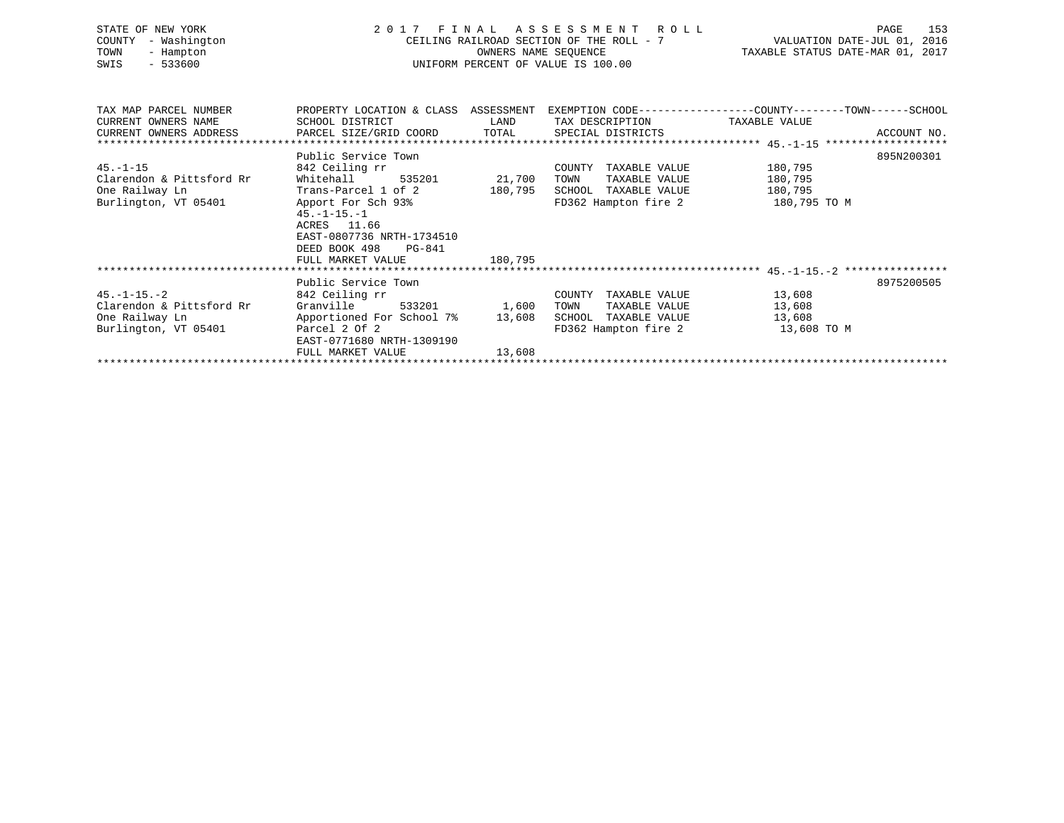STATE OF NEW YORK
COUNTY - Washington
TOWN - Hampton
SWIS - 533600

2 0 1 7 F I N A L A S S E S S M E N T R O L L
CEILING RAILROAD SECTION OF THE ROLL - 7
OWNERS NAME SEQUENCE
UNIFORM PERCENT OF VALUE IS 100.00

VALUATION DATE-JUL 01, 2016
TAXABLE STATUS DATE-MAR 01, 2017

| TAX MAP PARCEL NUMBER / CURRENT OWNERS NAME / CURRENT OWNERS ADDRESS | PROPERTY LOCATION & CLASS / SCHOOL DISTRICT / PARCEL SIZE/GRID COORD | ASSESSMENT LAND / TOTAL | EXEMPTION CODE / TAX DESCRIPTION / SPECIAL DISTRICTS | COUNTY--------TOWN------SCHOOL TAXABLE VALUE | ACCOUNT NO. |
|---|---|---|---|---|---|
| **45.-1-15** | | | | | |
| | Public Service Town | | | | 895N200301 |
| 45.-1-15 | 842 Ceiling rr | | COUNTY TAXABLE VALUE | 180,795 | |
| Clarendon & Pittsford Rr | Whitehall 535201 | 21,700 | TOWN TAXABLE VALUE | 180,795 | |
| One Railway Ln | Trans-Parcel 1 of 2 | 180,795 | SCHOOL TAXABLE VALUE | 180,795 | |
| Burlington, VT 05401 | Apport For Sch 93% | | FD362 Hampton fire 2 | 180,795 TO M | |
| | 45.-1-15.-1 | | | | |
| | ACRES 11.66 | | | | |
| | EAST-0807736 NRTH-1734510 | | | | |
| | DEED BOOK 498 PG-841 | | | | |
| | FULL MARKET VALUE | 180,795 | | | |
| **45.-1-15.-2** | | | | | |
| | Public Service Town | | | | 8975200505 |
| 45.-1-15.-2 | 842 Ceiling rr | | COUNTY TAXABLE VALUE | 13,608 | |
| Clarendon & Pittsford Rr | Granville 533201 | 1,600 | TOWN TAXABLE VALUE | 13,608 | |
| One Railway Ln | Apportioned For School 7% | 13,608 | SCHOOL TAXABLE VALUE | 13,608 | |
| Burlington, VT 05401 | Parcel 2 Of 2 | | FD362 Hampton fire 2 | 13,608 TO M | |
| | EAST-0771680 NRTH-1309190 | | | | |
| | FULL MARKET VALUE | 13,608 | | | |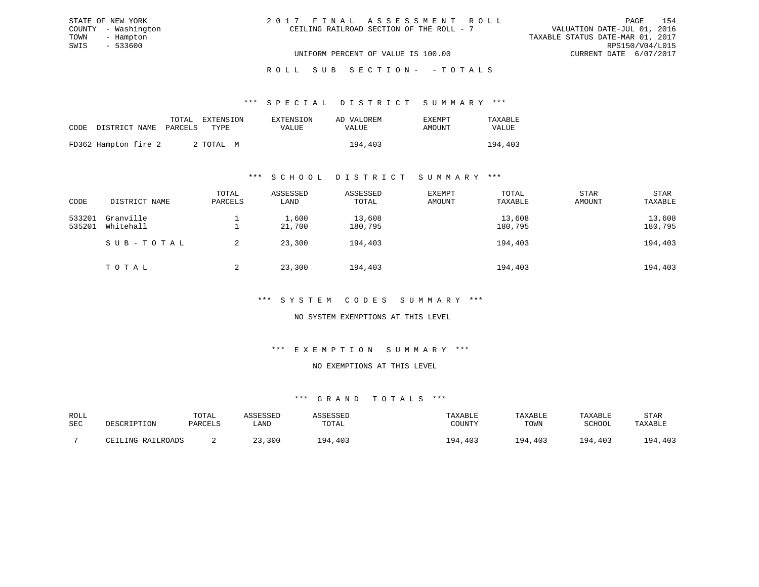STATE OF NEW YORK
COUNTY - Washington
TOWN - Hampton
SWIS - 533600

2 0 1 7 F I N A L A S S E S S M E N T R O L L
CEILING RAILROAD SECTION OF THE ROLL - 7

UNIFORM PERCENT OF VALUE IS 100.00

VALUATION DATE-JUL 01, 2016
TAXABLE STATUS DATE-MAR 01, 2017
RPS150/V04/L015
CURRENT DATE 6/07/2017

R O L L S U B S E C T I O N - - T O T A L S

*** S P E C I A L D I S T R I C T S U M M A R Y ***

| CODE | DISTRICT NAME | TOTAL PARCELS | EXTENSION TYPE | EXTENSION VALUE | AD VALOREM VALUE | EXEMPT AMOUNT | TAXABLE VALUE |
|---|---|---|---|---|---|---|---|
| FD362 | Hampton fire 2 | 2 | TOTAL M | | 194,403 | | 194,403 |

*** S C H O O L D I S T R I C T S U M M A R Y ***

| CODE | DISTRICT NAME | TOTAL PARCELS | ASSESSED LAND | ASSESSED TOTAL | EXEMPT AMOUNT | TOTAL TAXABLE | STAR AMOUNT | STAR TAXABLE |
|---|---|---|---|---|---|---|---|---|
| 533201 | Granville | 1 | 1,600 | 13,608 | | 13,608 | | 13,608 |
| 535201 | Whitehall | 1 | 21,700 | 180,795 | | 180,795 | | 180,795 |
| | S U B - T O T A L | 2 | 23,300 | 194,403 | | 194,403 | | 194,403 |
| | T O T A L | 2 | 23,300 | 194,403 | | 194,403 | | 194,403 |

*** S Y S T E M C O D E S S U M M A R Y ***

NO SYSTEM EXEMPTIONS AT THIS LEVEL

*** E X E M P T I O N S U M M A R Y ***

NO EXEMPTIONS AT THIS LEVEL

*** G R A N D T O T A L S ***

| ROLL SEC | DESCRIPTION | TOTAL PARCELS | ASSESSED LAND | ASSESSED TOTAL | TAXABLE COUNTY | TAXABLE TOWN | TAXABLE SCHOOL | STAR TAXABLE |
|---|---|---|---|---|---|---|---|---|
| 7 | CEILING RAILROADS | 2 | 23,300 | 194,403 | 194,403 | 194,403 | 194,403 | 194,403 |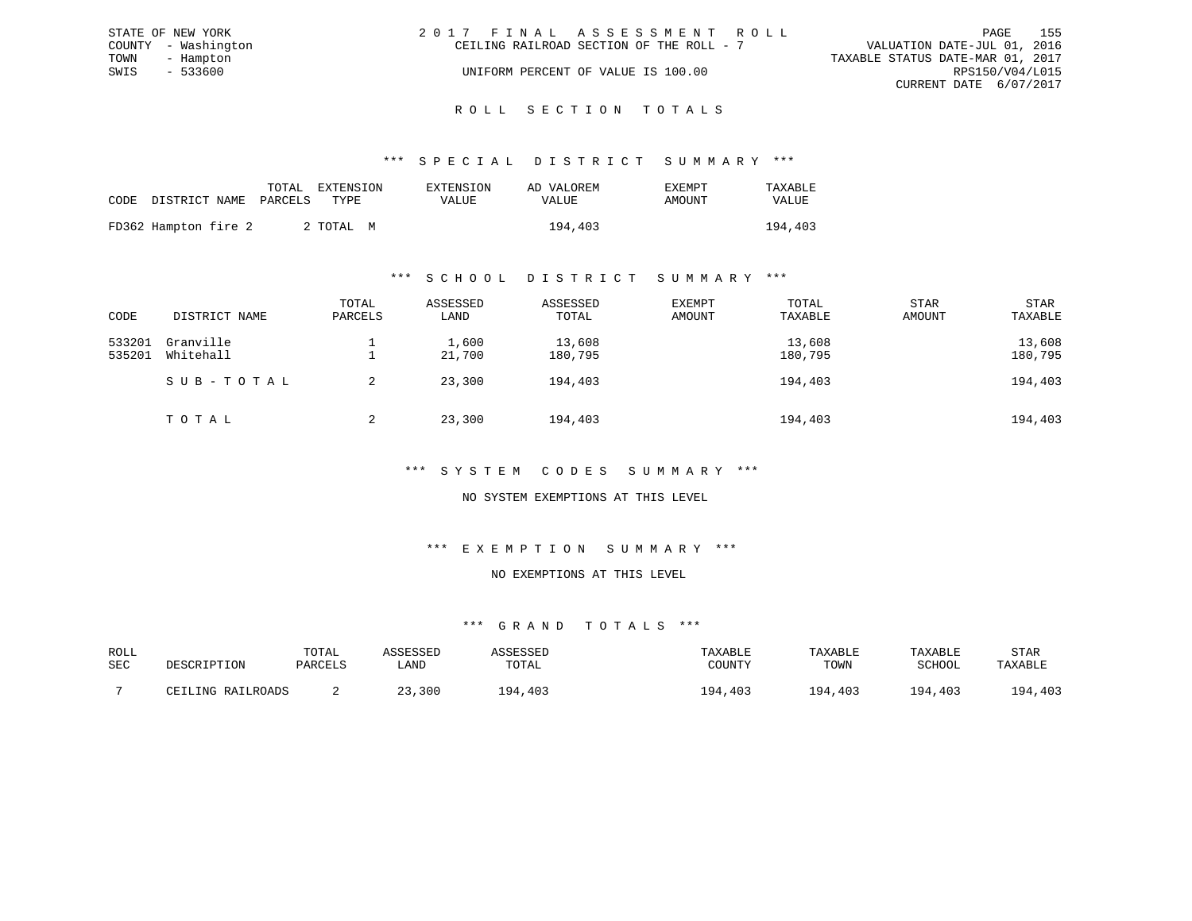STATE OF NEW YORK
COUNTY - Washington
TOWN - Hampton
SWIS - 533600

2 0 1 7 F I N A L A S S E S S M E N T R O L L
CEILING RAILROAD SECTION OF THE ROLL - 7
UNIFORM PERCENT OF VALUE IS 100.00

VALUATION DATE-JUL 01, 2016
TAXABLE STATUS DATE-MAR 01, 2017
RPS150/V04/L015
CURRENT DATE 6/07/2017

## R O L L S E C T I O N T O T A L S

### *** S P E C I A L D I S T R I C T S U M M A R Y ***

| CODE | DISTRICT NAME | TOTAL PARCELS | EXTENSION TYPE | EXTENSION VALUE | AD VALOREM VALUE | EXEMPT AMOUNT | TAXABLE VALUE |
|---|---|---|---|---|---|---|---|
| FD362 | Hampton fire 2 | 2 | TOTAL M | | 194,403 | | 194,403 |

### *** S C H O O L D I S T R I C T S U M M A R Y ***

| CODE | DISTRICT NAME | TOTAL PARCELS | ASSESSED LAND | ASSESSED TOTAL | EXEMPT AMOUNT | TOTAL TAXABLE | STAR AMOUNT | STAR TAXABLE |
|---|---|---|---|---|---|---|---|---|
| 533201 | Granville | 1 | 1,600 | 13,608 | | 13,608 | | 13,608 |
| 535201 | Whitehall | 1 | 21,700 | 180,795 | | 180,795 | | 180,795 |
| | S U B - T O T A L | 2 | 23,300 | 194,403 | | 194,403 | | 194,403 |
| | T O T A L | 2 | 23,300 | 194,403 | | 194,403 | | 194,403 |

### *** S Y S T E M C O D E S S U M M A R Y ***

NO SYSTEM EXEMPTIONS AT THIS LEVEL

### *** E X E M P T I O N S U M M A R Y ***

NO EXEMPTIONS AT THIS LEVEL

### *** G R A N D T O T A L S ***

| ROLL SEC | DESCRIPTION | TOTAL PARCELS | ASSESSED LAND | ASSESSED TOTAL | TAXABLE COUNTY | TAXABLE TOWN | TAXABLE SCHOOL | STAR TAXABLE |
|---|---|---|---|---|---|---|---|---|
| 7 | CEILING RAILROADS | 2 | 23,300 | 194,403 | 194,403 | 194,403 | 194,403 | 194,403 |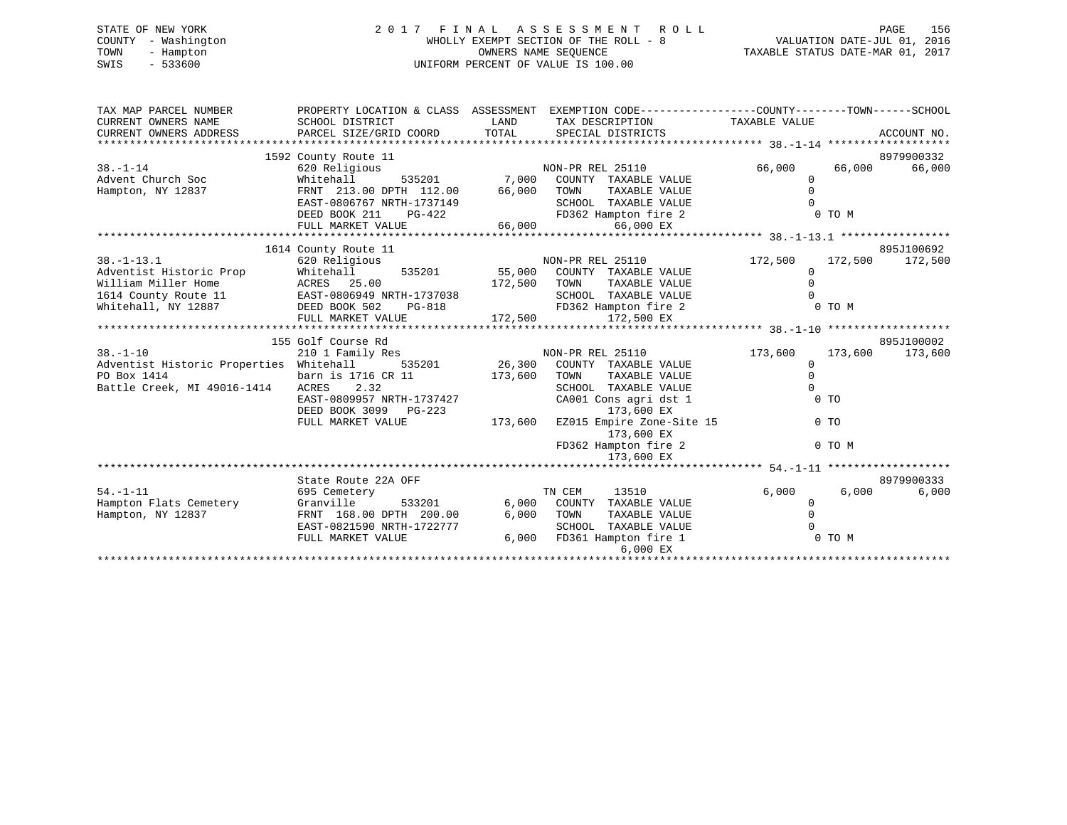STATE OF NEW YORK — 2017 FINAL ASSESSMENT ROLL
COUNTY - Washington — WHOLLY EXEMPT SECTION OF THE ROLL - 8 — VALUATION DATE-JUL 01, 2016
TOWN - Hampton — OWNERS NAME SEQUENCE — TAXABLE STATUS DATE-MAR 01, 2017
SWIS - 533600 — UNIFORM PERCENT OF VALUE IS 100.00

| TAX MAP PARCEL NUMBER / CURRENT OWNERS NAME / CURRENT OWNERS ADDRESS | PROPERTY LOCATION & CLASS / SCHOOL DISTRICT / PARCEL SIZE/GRID COORD | ASSESSMENT LAND / TOTAL | EXEMPTION CODE / TAX DESCRIPTION / SPECIAL DISTRICTS | COUNTY TAXABLE VALUE | TOWN | SCHOOL | ACCOUNT NO. |
|---|---|---|---|---|---|---|---|
| **38.-1-14** | 1592 County Route 11 | | | | | | 8979900332 |
| Advent Church Soc | 620 Religious | | NON-PR REL 25110 | 66,000 | 66,000 | 66,000 | |
| Hampton, NY 12837 | Whitehall 535201 | 7,000 | COUNTY TAXABLE VALUE | 0 | | | |
| | FRNT 213.00 DPTH 112.00 | 66,000 | TOWN TAXABLE VALUE | 0 | | | |
| | EAST-0806767 NRTH-1737149 | | SCHOOL TAXABLE VALUE | 0 | | | |
| | DEED BOOK 211 PG-422 | | FD362 Hampton fire 2 | 0 TO M | | | |
| | FULL MARKET VALUE | 66,000 | 66,000 EX | | | | |
| **38.-1-13.1** | 1614 County Route 11 | | | | | | 895J100692 |
| Adventist Historic Prop | 620 Religious | | NON-PR REL 25110 | 172,500 | 172,500 | 172,500 | |
| William Miller Home | Whitehall 535201 | 55,000 | COUNTY TAXABLE VALUE | 0 | | | |
| 1614 County Route 11 | ACRES 25.00 | 172,500 | TOWN TAXABLE VALUE | 0 | | | |
| Whitehall, NY 12887 | EAST-0806949 NRTH-1737038 | | SCHOOL TAXABLE VALUE | 0 | | | |
| | DEED BOOK 502 PG-818 | | FD362 Hampton fire 2 | 0 TO M | | | |
| | FULL MARKET VALUE | 172,500 | 172,500 EX | | | | |
| **38.-1-10** | 155 Golf Course Rd | | | | | | 895J100002 |
| Adventist Historic Properties | 210 1 Family Res | | NON-PR REL 25110 | 173,600 | 173,600 | 173,600 | |
| PO Box 1414 | Whitehall 535201 | 26,300 | COUNTY TAXABLE VALUE | 0 | | | |
| Battle Creek, MI 49016-1414 | barn is 1716 CR 11 | 173,600 | TOWN TAXABLE VALUE | 0 | | | |
| | ACRES 2.32 | | SCHOOL TAXABLE VALUE | 0 | | | |
| | EAST-0809957 NRTH-1737427 | | CA001 Cons agri dst 1 | 0 TO | | | |
| | DEED BOOK 3099 PG-223 | | 173,600 EX | | | | |
| | FULL MARKET VALUE | 173,600 | EZ015 Empire Zone-Site 15 | 0 TO | | | |
| | | | 173,600 EX | | | | |
| | | | FD362 Hampton fire 2 | 0 TO M | | | |
| | | | 173,600 EX | | | | |
| **54.-1-11** | State Route 22A OFF | | | | | | 8979900333 |
| Hampton Flats Cemetery | 695 Cemetery | | TN CEM 13510 | 6,000 | 6,000 | 6,000 | |
| Hampton, NY 12837 | Granville 533201 | 6,000 | COUNTY TAXABLE VALUE | 0 | | | |
| | FRNT 168.00 DPTH 200.00 | 6,000 | TOWN TAXABLE VALUE | 0 | | | |
| | EAST-0821590 NRTH-1722777 | | SCHOOL TAXABLE VALUE | 0 | | | |
| | FULL MARKET VALUE | 6,000 | FD361 Hampton fire 1 | 0 TO M | | | |
| | | | 6,000 EX | | | | |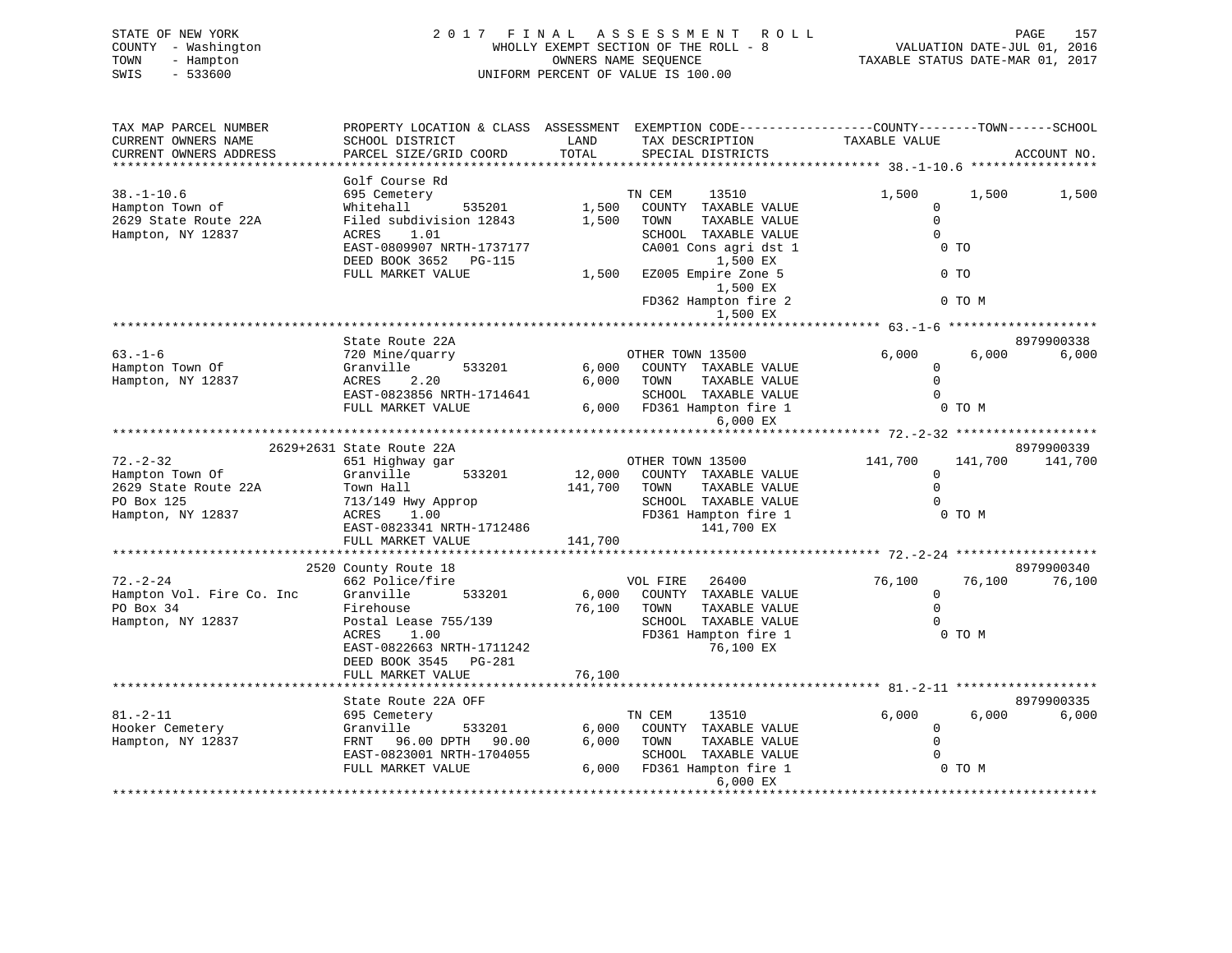STATE OF NEW YORK
COUNTY - Washington
TOWN - Hampton
SWIS - 533600

2 0 1 7 F I N A L A S S E S S M E N T R O L L
WHOLLY EXEMPT SECTION OF THE ROLL - 8
OWNERS NAME SEQUENCE
UNIFORM PERCENT OF VALUE IS 100.00

VALUATION DATE-JUL 01, 2016
TAXABLE STATUS DATE-MAR 01, 2017

| TAX MAP PARCEL NUMBER / CURRENT OWNERS NAME / CURRENT OWNERS ADDRESS | PROPERTY LOCATION & CLASS / SCHOOL DISTRICT / PARCEL SIZE/GRID COORD | ASSESSMENT LAND / TOTAL | EXEMPTION CODE / TAX DESCRIPTION / SPECIAL DISTRICTS | COUNTY TAXABLE VALUE | TOWN | SCHOOL | ACCOUNT NO. |
|---|---|---|---|---|---|---|---|
| **38.-1-10.6** | Golf Course Rd | | | | | | |
| 38.-1-10.6 | 695 Cemetery | | TN CEM 13510 | 1,500 | 1,500 | 1,500 | |
| Hampton Town of | Whitehall 535201 | 1,500 | COUNTY TAXABLE VALUE | 0 | | | |
| 2629 State Route 22A | Filed subdivision 12843 | 1,500 | TOWN TAXABLE VALUE | 0 | | | |
| Hampton, NY 12837 | ACRES 1.01 | | SCHOOL TAXABLE VALUE | 0 | | | |
| | EAST-0809907 NRTH-1737177 | | CA001 Cons agri dst 1 / 1,500 EX | 0 TO | | | |
| | DEED BOOK 3652 PG-115 | | | | | | |
| | FULL MARKET VALUE | 1,500 | EZ005 Empire Zone 5 / 1,500 EX | 0 TO | | | |
| | | | FD362 Hampton fire 2 / 1,500 EX | 0 TO M | | | |
| **63.-1-6** | State Route 22A | | | | | | 8979900338 |
| 63.-1-6 | 720 Mine/quarry | | OTHER TOWN 13500 | 6,000 | 6,000 | 6,000 | |
| Hampton Town Of | Granville 533201 | 6,000 | COUNTY TAXABLE VALUE | 0 | | | |
| Hampton, NY 12837 | ACRES 2.20 | 6,000 | TOWN TAXABLE VALUE | 0 | | | |
| | EAST-0823856 NRTH-1714641 | | SCHOOL TAXABLE VALUE | 0 | | | |
| | FULL MARKET VALUE | 6,000 | FD361 Hampton fire 1 / 6,000 EX | 0 TO M | | | |
| **72.-2-32** | 2629+2631 State Route 22A | | | | | | 8979900339 |
| 72.-2-32 | 651 Highway gar | | OTHER TOWN 13500 | 141,700 | 141,700 | 141,700 | |
| Hampton Town Of | Granville 533201 | 12,000 | COUNTY TAXABLE VALUE | 0 | | | |
| 2629 State Route 22A | Town Hall | 141,700 | TOWN TAXABLE VALUE | 0 | | | |
| PO Box 125 | 713/149 Hwy Approp | | SCHOOL TAXABLE VALUE | 0 | | | |
| Hampton, NY 12837 | ACRES 1.00 | | FD361 Hampton fire 1 / 141,700 EX | 0 TO M | | | |
| | EAST-0823341 NRTH-1712486 | | | | | | |
| | FULL MARKET VALUE | 141,700 | | | | | |
| **72.-2-24** | 2520 County Route 18 | | | | | | 8979900340 |
| 72.-2-24 | 662 Police/fire | | VOL FIRE 26400 | 76,100 | 76,100 | 76,100 | |
| Hampton Vol. Fire Co. Inc | Granville 533201 | 6,000 | COUNTY TAXABLE VALUE | 0 | | | |
| PO Box 34 | Firehouse | 76,100 | TOWN TAXABLE VALUE | 0 | | | |
| Hampton, NY 12837 | Postal Lease 755/139 | | SCHOOL TAXABLE VALUE | 0 | | | |
| | ACRES 1.00 | | FD361 Hampton fire 1 / 76,100 EX | 0 TO M | | | |
| | EAST-0822663 NRTH-1711242 | | | | | | |
| | DEED BOOK 3545 PG-281 | | | | | | |
| | FULL MARKET VALUE | 76,100 | | | | | |
| **81.-2-11** | State Route 22A OFF | | | | | | 8979900335 |
| 81.-2-11 | 695 Cemetery | | TN CEM 13510 | 6,000 | 6,000 | 6,000 | |
| Hooker Cemetery | Granville 533201 | 6,000 | COUNTY TAXABLE VALUE | 0 | | | |
| Hampton, NY 12837 | FRNT 96.00 DPTH 90.00 | 6,000 | TOWN TAXABLE VALUE | 0 | | | |
| | EAST-0823001 NRTH-1704055 | | SCHOOL TAXABLE VALUE | 0 | | | |
| | FULL MARKET VALUE | 6,000 | FD361 Hampton fire 1 / 6,000 EX | 0 TO M | | | |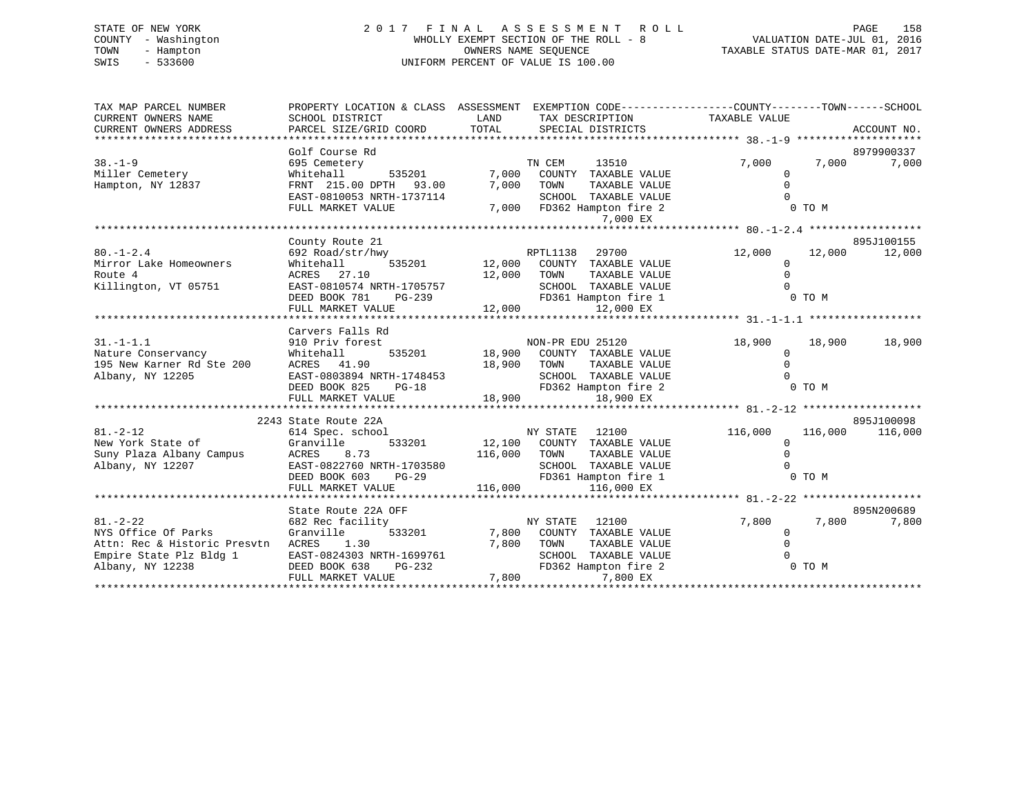STATE OF NEW YORK
COUNTY - Washington
TOWN - Hampton
SWIS - 533600

2017 FINAL ASSESSMENT ROLL
WHOLLY EXEMPT SECTION OF THE ROLL - 8
OWNERS NAME SEQUENCE
UNIFORM PERCENT OF VALUE IS 100.00

VALUATION DATE-JUL 01, 2016
TAXABLE STATUS DATE-MAR 01, 2017

```
TAX MAP PARCEL NUMBER         PROPERTY LOCATION & CLASS  ASSESSMENT  EXEMPTION CODE------------------COUNTY--------TOWN------SCHOOL
CURRENT OWNERS NAME           SCHOOL DISTRICT             LAND       TAX DESCRIPTION              TAXABLE VALUE
CURRENT OWNERS ADDRESS        PARCEL SIZE/GRID COORD      TOTAL      SPECIAL DISTRICTS                                      ACCOUNT NO.
******************************************************************************************************* 38.-1-9 ********************
                              Golf Course Rd                                                                               8979900337
38.-1-9                       695 Cemetery                          TN CEM      13510             7,000      7,000       7,000
Miller Cemetery               Whitehall       535201       7,000    COUNTY  TAXABLE VALUE              0
Hampton, NY 12837             FRNT 215.00 DPTH  93.00      7,000    TOWN    TAXABLE VALUE              0
                              EAST-0810053 NRTH-1737114             SCHOOL  TAXABLE VALUE              0
                              FULL MARKET VALUE            7,000    FD362 Hampton fire 2                 0 TO M
                                                                         7,000 EX
******************************************************************************************************* 80.-1-2.4 ******************
                              County Route 21                                                                              895J100155
80.-1-2.4                     692 Road/str/hwy                      RPTL1138    29700            12,000     12,000      12,000
Mirror Lake Homeowners        Whitehall       535201      12,000    COUNTY  TAXABLE VALUE              0
Route 4                       ACRES  27.10                12,000    TOWN    TAXABLE VALUE              0
Killington, VT 05751          EAST-0810574 NRTH-1705757             SCHOOL  TAXABLE VALUE              0
                              DEED BOOK 781    PG-239               FD361 Hampton fire 1                 0 TO M
                              FULL MARKET VALUE           12,000          12,000 EX
******************************************************************************************************* 31.-1-1.1 ******************
                              Carvers Falls Rd
31.-1-1.1                     910 Priv forest                       NON-PR EDU 25120                18,900     18,900      18,900
Nature Conservancy            Whitehall       535201      18,900    COUNTY  TAXABLE VALUE              0
195 New Karner Rd Ste 200     ACRES  41.90                18,900    TOWN    TAXABLE VALUE              0
Albany, NY 12205              EAST-0803894 NRTH-1748453             SCHOOL  TAXABLE VALUE              0
                              DEED BOOK 825    PG-18                FD362 Hampton fire 2                 0 TO M
                              FULL MARKET VALUE           18,900          18,900 EX
******************************************************************************************************* 81.-2-12 *******************
                         2243 State Route 22A                                                                              895J100098
81.-2-12                      614 Spec. school                      NY STATE    12100           116,000    116,000     116,000
New York State of             Granville       533201      12,100    COUNTY  TAXABLE VALUE              0
Suny Plaza Albany Campus      ACRES   8.73               116,000    TOWN    TAXABLE VALUE              0
Albany, NY 12207              EAST-0822760 NRTH-1703580             SCHOOL  TAXABLE VALUE              0
                              DEED BOOK 603    PG-29                FD361 Hampton fire 1                 0 TO M
                              FULL MARKET VALUE          116,000         116,000 EX
******************************************************************************************************* 81.-2-22 *******************
                              State Route 22A OFF                                                                          895N200689
81.-2-22                      682 Rec facility                      NY STATE    12100             7,800      7,800       7,800
NYS Office Of Parks           Granville       533201       7,800    COUNTY  TAXABLE VALUE              0
Attn: Rec & Historic Presvtn  ACRES   1.30                 7,800    TOWN    TAXABLE VALUE              0
Empire State Plz Bldg 1       EAST-0824303 NRTH-1699761             SCHOOL  TAXABLE VALUE              0
Albany, NY 12238              DEED BOOK 638    PG-232               FD362 Hampton fire 2                 0 TO M
                              FULL MARKET VALUE            7,800           7,800 EX
************************************************************************************************************************************
```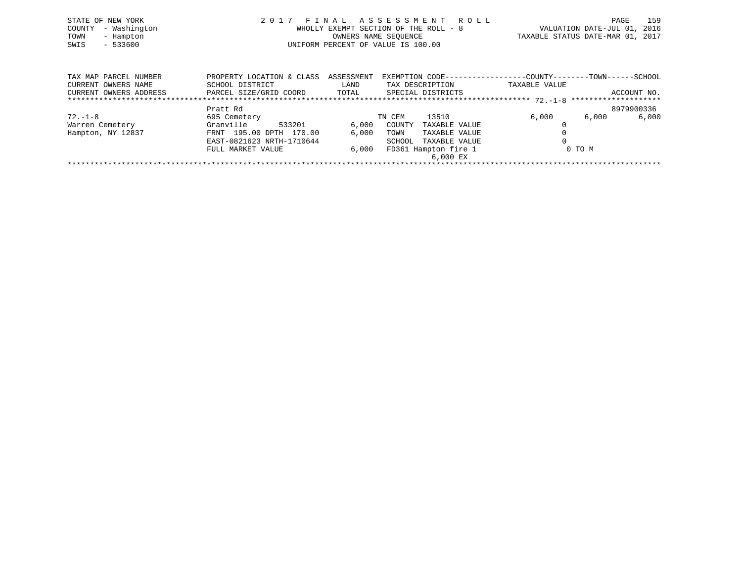STATE OF NEW YORK
COUNTY - Washington
TOWN - Hampton
SWIS - 533600

2 0 1 7 F I N A L A S S E S S M E N T R O L L
WHOLLY EXEMPT SECTION OF THE ROLL - 8
OWNERS NAME SEQUENCE
UNIFORM PERCENT OF VALUE IS 100.00

VALUATION DATE-JUL 01, 2016
TAXABLE STATUS DATE-MAR 01, 2017

| TAX MAP PARCEL NUMBER<br>CURRENT OWNERS NAME<br>CURRENT OWNERS ADDRESS | PROPERTY LOCATION & CLASS<br>SCHOOL DISTRICT<br>PARCEL SIZE/GRID COORD | ASSESSMENT<br>LAND<br>TOTAL | EXEMPTION CODE<br>TAX DESCRIPTION<br>SPECIAL DISTRICTS | COUNTY<br>TAXABLE VALUE | TOWN | SCHOOL<br><br>ACCOUNT NO. |
|---|---|---|---|---|---|---|
| | Pratt Rd | | | | | 8979900336 |
| 72.-1-8 | 695 Cemetery | | TN CEM 13510 | 6,000 | 6,000 | 6,000 |
| Warren Cemetery | Granville 533201 | 6,000 | COUNTY TAXABLE VALUE | 0 | | |
| Hampton, NY 12837 | FRNT 195.00 DPTH 170.00 | 6,000 | TOWN TAXABLE VALUE | 0 | | |
| | EAST-0821623 NRTH-1710644 | | SCHOOL TAXABLE VALUE | 0 | | |
| | FULL MARKET VALUE | 6,000 | FD361 Hampton fire 1 | 0 TO M | | |
| | | | 6,000 EX | | | |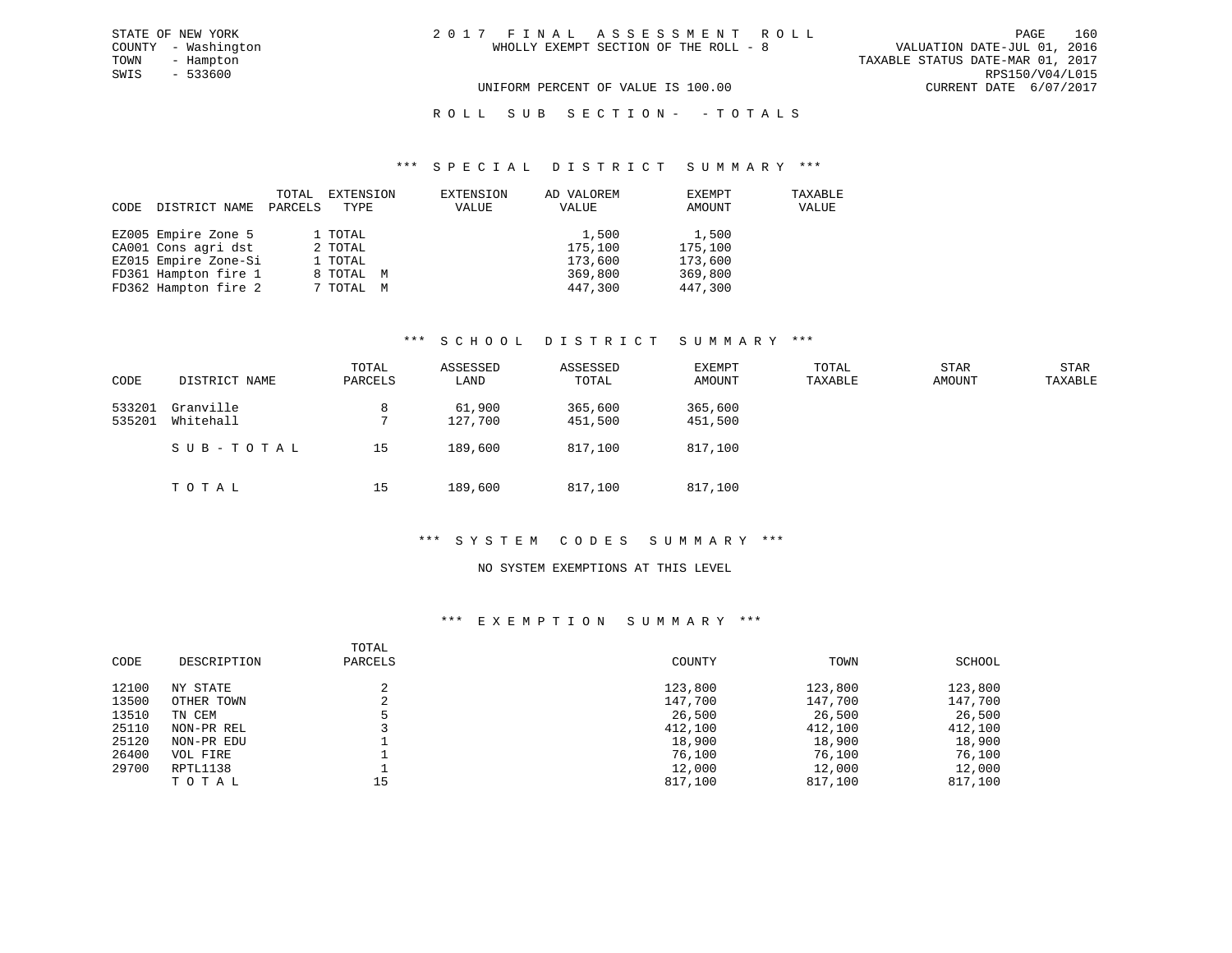STATE OF NEW YORK
COUNTY - Washington
TOWN - Hampton
SWIS - 533600

# 2 0 1 7 F I N A L A S S E S S M E N T R O L L

WHOLLY EXEMPT SECTION OF THE ROLL - 8

VALUATION DATE-JUL 01, 2016
TAXABLE STATUS DATE-MAR 01, 2017
RPS150/V04/L015
CURRENT DATE 6/07/2017

UNIFORM PERCENT OF VALUE IS 100.00

## R O L L S U B S E C T I O N - - T O T A L S

### *** S P E C I A L D I S T R I C T S U M M A R Y ***

| CODE | DISTRICT NAME | TOTAL PARCELS | EXTENSION TYPE | EXTENSION VALUE | AD VALOREM VALUE | EXEMPT AMOUNT | TAXABLE VALUE |
|---|---|---|---|---|---|---|---|
| EZ005 | Empire Zone 5 | 1 | TOTAL | | 1,500 | 1,500 | |
| CA001 | Cons agri dst | 2 | TOTAL | | 175,100 | 175,100 | |
| EZ015 | Empire Zone-Si | 1 | TOTAL | | 173,600 | 173,600 | |
| FD361 | Hampton fire 1 | 8 | TOTAL M | | 369,800 | 369,800 | |
| FD362 | Hampton fire 2 | 7 | TOTAL M | | 447,300 | 447,300 | |

### *** S C H O O L D I S T R I C T S U M M A R Y ***

| CODE | DISTRICT NAME | TOTAL PARCELS | ASSESSED LAND | ASSESSED TOTAL | EXEMPT AMOUNT | TOTAL TAXABLE | STAR AMOUNT | STAR TAXABLE |
|---|---|---|---|---|---|---|---|---|
| 533201 | Granville | 8 | 61,900 | 365,600 | 365,600 | | | |
| 535201 | Whitehall | 7 | 127,700 | 451,500 | 451,500 | | | |
| | S U B - T O T A L | 15 | 189,600 | 817,100 | 817,100 | | | |
| | T O T A L | 15 | 189,600 | 817,100 | 817,100 | | | |

### *** S Y S T E M C O D E S S U M M A R Y ***

NO SYSTEM EXEMPTIONS AT THIS LEVEL

### *** E X E M P T I O N S U M M A R Y ***

| CODE | DESCRIPTION | TOTAL PARCELS | COUNTY | TOWN | SCHOOL |
|---|---|---|---|---|---|
| 12100 | NY STATE | 2 | 123,800 | 123,800 | 123,800 |
| 13500 | OTHER TOWN | 2 | 147,700 | 147,700 | 147,700 |
| 13510 | TN CEM | 5 | 26,500 | 26,500 | 26,500 |
| 25110 | NON-PR REL | 3 | 412,100 | 412,100 | 412,100 |
| 25120 | NON-PR EDU | 1 | 18,900 | 18,900 | 18,900 |
| 26400 | VOL FIRE | 1 | 76,100 | 76,100 | 76,100 |
| 29700 | RPTL1138 | 1 | 12,000 | 12,000 | 12,000 |
| | T O T A L | 15 | 817,100 | 817,100 | 817,100 |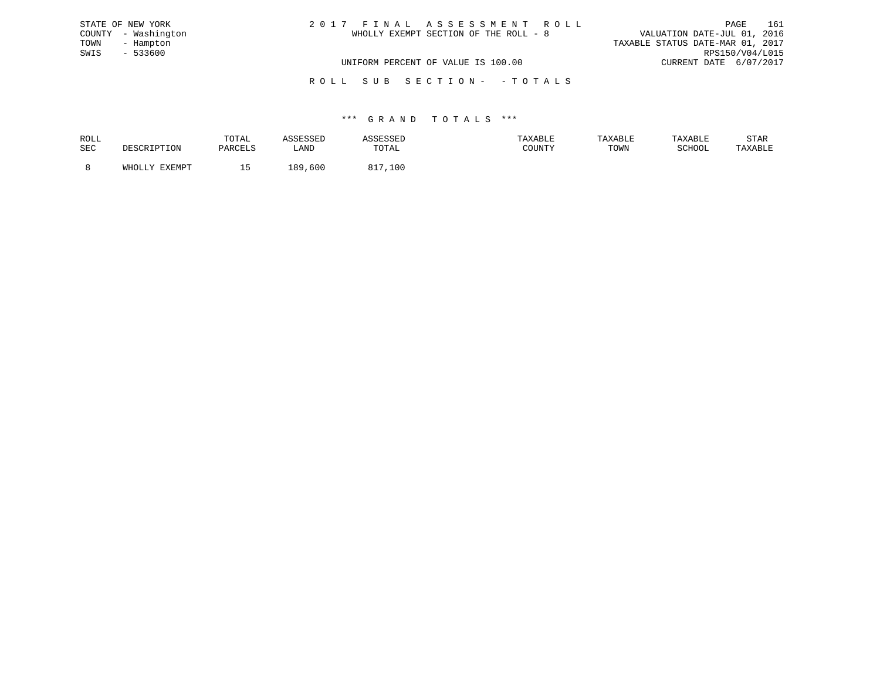STATE OF NEW YORK
COUNTY - Washington
TOWN - Hampton
SWIS - 533600

# 2017 FINAL ASSESSMENT ROLL

WHOLLY EXEMPT SECTION OF THE ROLL - 8

VALUATION DATE-JUL 01, 2016
TAXABLE STATUS DATE-MAR 01, 2017
RPS150/V04/L015
CURRENT DATE 6/07/2017

UNIFORM PERCENT OF VALUE IS 100.00

## ROLL SUB SECTION- - TOTALS

### *** GRAND TOTALS ***

| ROLL SEC | DESCRIPTION | TOTAL PARCELS | ASSESSED LAND | ASSESSED TOTAL | TAXABLE COUNTY | TAXABLE TOWN | TAXABLE SCHOOL | STAR TAXABLE |
|---|---|---|---|---|---|---|---|---|
| 8 | WHOLLY EXEMPT | 15 | 189,600 | 817,100 | | | | |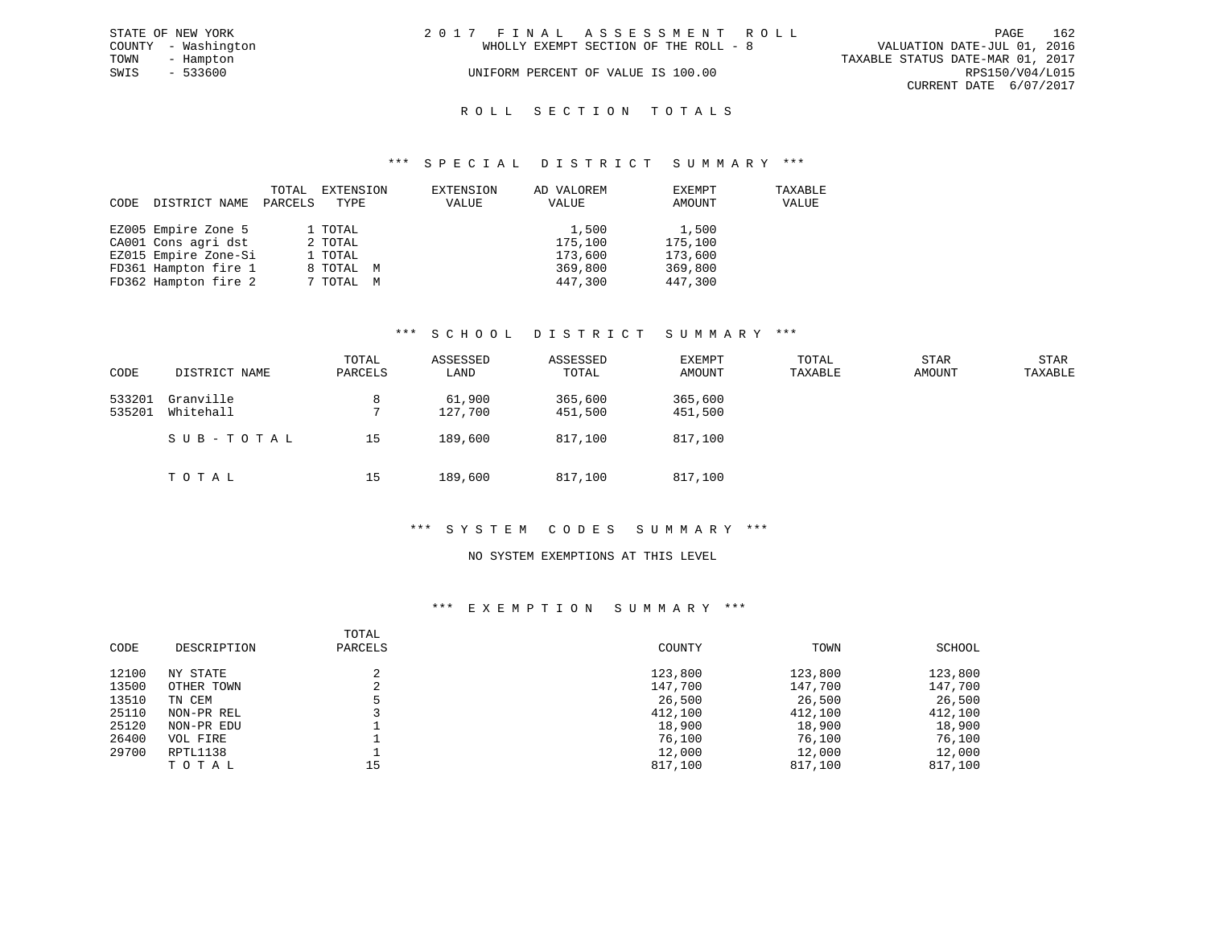STATE OF NEW YORK
COUNTY - Washington
TOWN - Hampton
SWIS - 533600

# 2017 FINAL ASSESSMENT ROLL

WHOLLY EXEMPT SECTION OF THE ROLL - 8

UNIFORM PERCENT OF VALUE IS 100.00

VALUATION DATE-JUL 01, 2016
TAXABLE STATUS DATE-MAR 01, 2017
RPS150/V04/L015
CURRENT DATE 6/07/2017

## ROLL SECTION TOTALS

### *** SPECIAL DISTRICT SUMMARY ***

| CODE | DISTRICT NAME | TOTAL PARCELS | EXTENSION TYPE | EXTENSION VALUE | AD VALOREM VALUE | EXEMPT AMOUNT | TAXABLE VALUE |
|---|---|---|---|---|---|---|---|
| EZ005 | Empire Zone 5 | 1 | TOTAL | | 1,500 | 1,500 | |
| CA001 | Cons agri dst | 2 | TOTAL | | 175,100 | 175,100 | |
| EZ015 | Empire Zone-Si | 1 | TOTAL | | 173,600 | 173,600 | |
| FD361 | Hampton fire 1 | 8 | TOTAL M | | 369,800 | 369,800 | |
| FD362 | Hampton fire 2 | 7 | TOTAL M | | 447,300 | 447,300 | |

### *** SCHOOL DISTRICT SUMMARY ***

| CODE | DISTRICT NAME | TOTAL PARCELS | ASSESSED LAND | ASSESSED TOTAL | EXEMPT AMOUNT | TOTAL TAXABLE | STAR AMOUNT | STAR TAXABLE |
|---|---|---|---|---|---|---|---|---|
| 533201 | Granville | 8 | 61,900 | 365,600 | 365,600 | | | |
| 535201 | Whitehall | 7 | 127,700 | 451,500 | 451,500 | | | |
| | SUB-TOTAL | 15 | 189,600 | 817,100 | 817,100 | | | |
| | TOTAL | 15 | 189,600 | 817,100 | 817,100 | | | |

### *** SYSTEM CODES SUMMARY ***

NO SYSTEM EXEMPTIONS AT THIS LEVEL

### *** EXEMPTION SUMMARY ***

| CODE | DESCRIPTION | TOTAL PARCELS | COUNTY | TOWN | SCHOOL |
|---|---|---|---|---|---|
| 12100 | NY STATE | 2 | 123,800 | 123,800 | 123,800 |
| 13500 | OTHER TOWN | 2 | 147,700 | 147,700 | 147,700 |
| 13510 | TN CEM | 5 | 26,500 | 26,500 | 26,500 |
| 25110 | NON-PR REL | 3 | 412,100 | 412,100 | 412,100 |
| 25120 | NON-PR EDU | 1 | 18,900 | 18,900 | 18,900 |
| 26400 | VOL FIRE | 1 | 76,100 | 76,100 | 76,100 |
| 29700 | RPTL1138 | 1 | 12,000 | 12,000 | 12,000 |
| | TOTAL | 15 | 817,100 | 817,100 | 817,100 |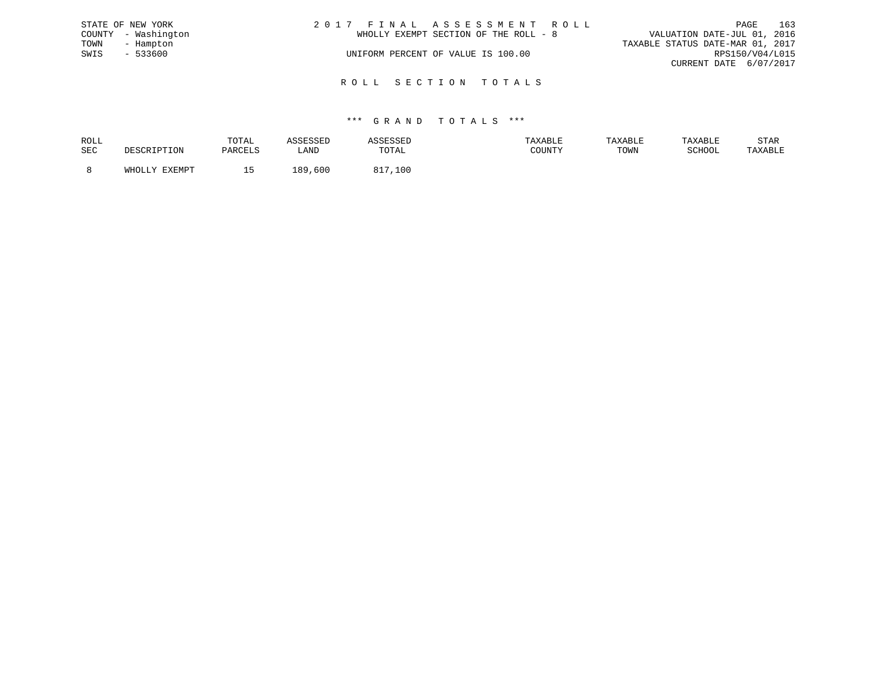STATE OF NEW YORK
COUNTY - Washington
TOWN - Hampton
SWIS - 533600

2 0 1 7 F I N A L A S S E S S M E N T R O L L
WHOLLY EXEMPT SECTION OF THE ROLL - 8
UNIFORM PERCENT OF VALUE IS 100.00

VALUATION DATE-JUL 01, 2016
TAXABLE STATUS DATE-MAR 01, 2017
RPS150/V04/L015
CURRENT DATE 6/07/2017

## R O L L S E C T I O N T O T A L S

### *** G R A N D T O T A L S ***

| ROLL SEC | DESCRIPTION | TOTAL PARCELS | ASSESSED LAND | ASSESSED TOTAL | TAXABLE COUNTY | TAXABLE TOWN | TAXABLE SCHOOL | STAR TAXABLE |
|---|---|---|---|---|---|---|---|---|
| 8 | WHOLLY EXEMPT | 15 | 189,600 | 817,100 | | | | |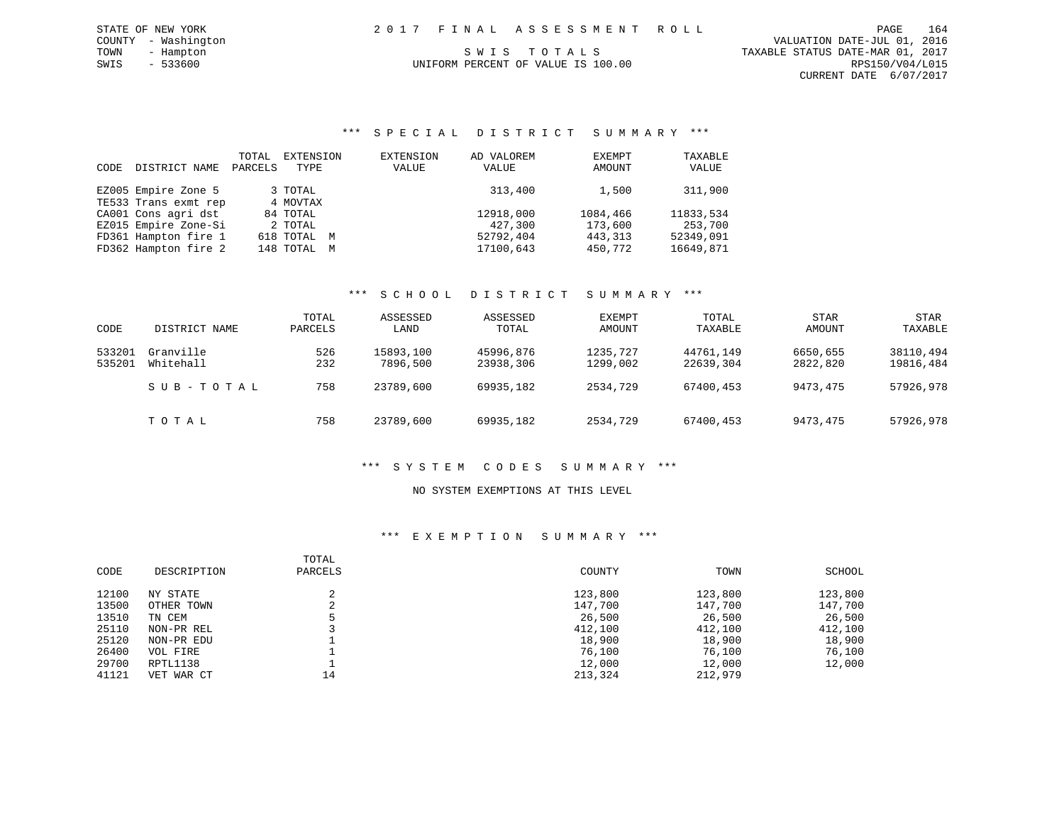STATE OF NEW YORK
COUNTY - Washington
TOWN - Hampton
SWIS - 533600

2 0 1 7 F I N A L A S S E S S M E N T R O L L

S W I S T O T A L S

UNIFORM PERCENT OF VALUE IS 100.00

VALUATION DATE-JUL 01, 2016
TAXABLE STATUS DATE-MAR 01, 2017
RPS150/V04/L015
CURRENT DATE 6/07/2017

### *** S P E C I A L D I S T R I C T S U M M A R Y ***

| CODE | DISTRICT NAME | TOTAL PARCELS | EXTENSION TYPE | EXTENSION VALUE | AD VALOREM VALUE | EXEMPT AMOUNT | TAXABLE VALUE |
|---|---|---|---|---|---|---|---|
| EZ005 | Empire Zone 5 | 3 | TOTAL | | 313,400 | 1,500 | 311,900 |
| TE533 | Trans exmt rep | 4 | MOVTAX | | | | |
| CA001 | Cons agri dst | 84 | TOTAL | | 12918,000 | 1084,466 | 11833,534 |
| EZ015 | Empire Zone-Si | 2 | TOTAL | | 427,300 | 173,600 | 253,700 |
| FD361 | Hampton fire 1 | 618 | TOTAL M | | 52792,404 | 443,313 | 52349,091 |
| FD362 | Hampton fire 2 | 148 | TOTAL M | | 17100,643 | 450,772 | 16649,871 |

### *** S C H O O L D I S T R I C T S U M M A R Y ***

| CODE | DISTRICT NAME | TOTAL PARCELS | ASSESSED LAND | ASSESSED TOTAL | EXEMPT AMOUNT | TOTAL TAXABLE | STAR AMOUNT | STAR TAXABLE |
|---|---|---|---|---|---|---|---|---|
| 533201 | Granville | 526 | 15893,100 | 45996,876 | 1235,727 | 44761,149 | 6650,655 | 38110,494 |
| 535201 | Whitehall | 232 | 7896,500 | 23938,306 | 1299,002 | 22639,304 | 2822,820 | 19816,484 |
| | S U B - T O T A L | 758 | 23789,600 | 69935,182 | 2534,729 | 67400,453 | 9473,475 | 57926,978 |
| | T O T A L | 758 | 23789,600 | 69935,182 | 2534,729 | 67400,453 | 9473,475 | 57926,978 |

### *** S Y S T E M C O D E S S U M M A R Y ***

NO SYSTEM EXEMPTIONS AT THIS LEVEL

### *** E X E M P T I O N S U M M A R Y ***

| CODE | DESCRIPTION | TOTAL PARCELS | COUNTY | TOWN | SCHOOL |
|---|---|---|---|---|---|
| 12100 | NY STATE | 2 | 123,800 | 123,800 | 123,800 |
| 13500 | OTHER TOWN | 2 | 147,700 | 147,700 | 147,700 |
| 13510 | TN CEM | 5 | 26,500 | 26,500 | 26,500 |
| 25110 | NON-PR REL | 3 | 412,100 | 412,100 | 412,100 |
| 25120 | NON-PR EDU | 1 | 18,900 | 18,900 | 18,900 |
| 26400 | VOL FIRE | 1 | 76,100 | 76,100 | 76,100 |
| 29700 | RPTL1138 | 1 | 12,000 | 12,000 | 12,000 |
| 41121 | VET WAR CT | 14 | 213,324 | 212,979 | |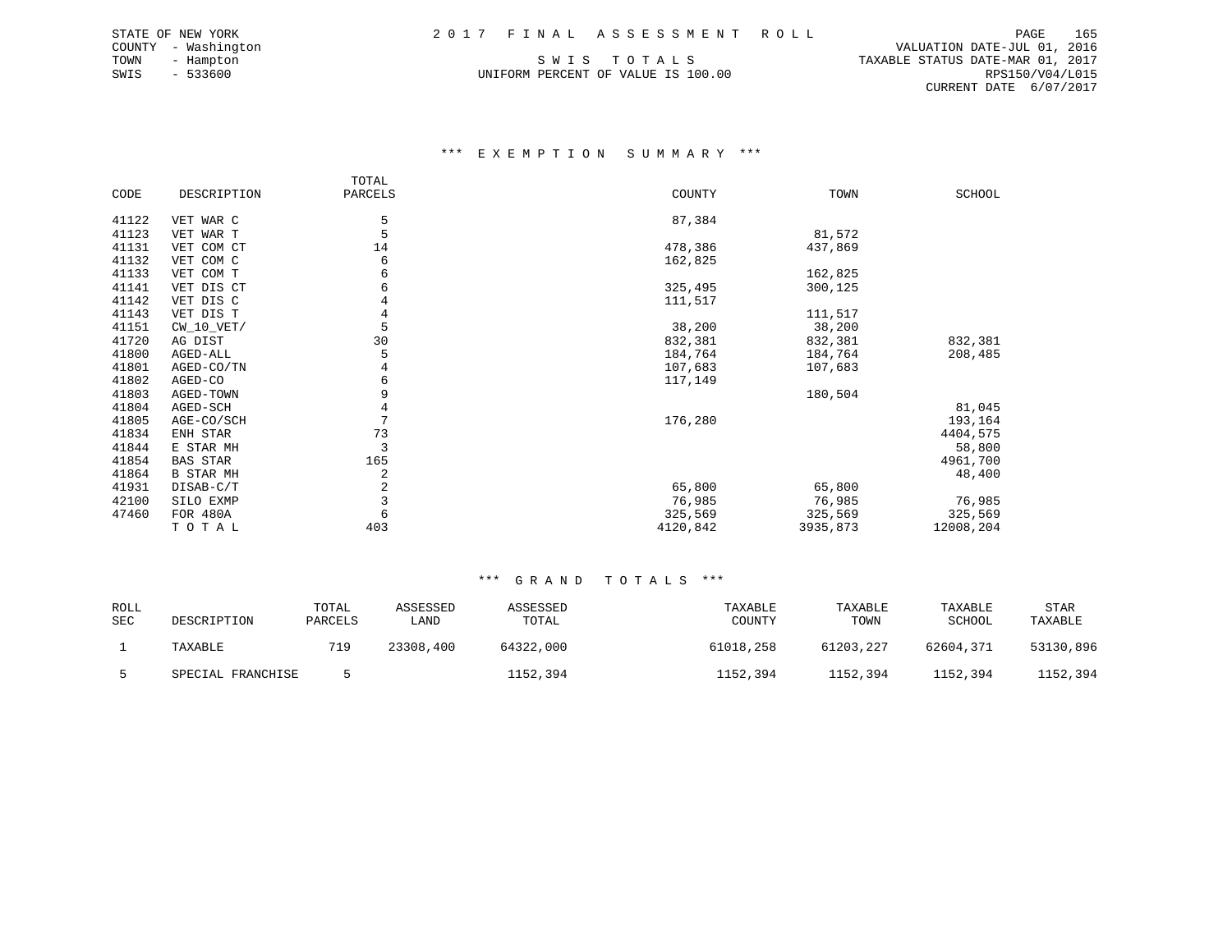STATE OF NEW YORK
COUNTY - Washington
TOWN - Hampton
SWIS - 533600

2017 FINAL ASSESSMENT ROLL

SWIS TOTALS

UNIFORM PERCENT OF VALUE IS 100.00

VALUATION DATE-JUL 01, 2016
TAXABLE STATUS DATE-MAR 01, 2017
RPS150/V04/L015
CURRENT DATE 6/07/2017

### *** EXEMPTION SUMMARY ***

| CODE | DESCRIPTION | TOTAL PARCELS | COUNTY | TOWN | SCHOOL |
|---|---|---|---|---|---|
| 41122 | VET WAR C | 5 | 87,384 | | |
| 41123 | VET WAR T | 5 | | 81,572 | |
| 41131 | VET COM CT | 14 | 478,386 | 437,869 | |
| 41132 | VET COM C | 6 | 162,825 | | |
| 41133 | VET COM T | 6 | | 162,825 | |
| 41141 | VET DIS CT | 6 | 325,495 | 300,125 | |
| 41142 | VET DIS C | 4 | 111,517 | | |
| 41143 | VET DIS T | 4 | | 111,517 | |
| 41151 | CW_10_VET/ | 5 | 38,200 | 38,200 | |
| 41720 | AG DIST | 30 | 832,381 | 832,381 | 832,381 |
| 41800 | AGED-ALL | 5 | 184,764 | 184,764 | 208,485 |
| 41801 | AGED-CO/TN | 4 | 107,683 | 107,683 | |
| 41802 | AGED-CO | 6 | 117,149 | | |
| 41803 | AGED-TOWN | 9 | | 180,504 | |
| 41804 | AGED-SCH | 4 | | | 81,045 |
| 41805 | AGE-CO/SCH | 7 | 176,280 | | 193,164 |
| 41834 | ENH STAR | 73 | | | 4404,575 |
| 41844 | E STAR MH | 3 | | | 58,800 |
| 41854 | BAS STAR | 165 | | | 4961,700 |
| 41864 | B STAR MH | 2 | | | 48,400 |
| 41931 | DISAB-C/T | 2 | 65,800 | 65,800 | |
| 42100 | SILO EXMP | 3 | 76,985 | 76,985 | 76,985 |
| 47460 | FOR 480A | 6 | 325,569 | 325,569 | 325,569 |
| | TOTAL | 403 | 4120,842 | 3935,873 | 12008,204 |

### *** GRAND TOTALS ***

| ROLL SEC | DESCRIPTION | TOTAL PARCELS | ASSESSED LAND | ASSESSED TOTAL | TAXABLE COUNTY | TAXABLE TOWN | TAXABLE SCHOOL | STAR TAXABLE |
|---|---|---|---|---|---|---|---|---|
| 1 | TAXABLE | 719 | 23308,400 | 64322,000 | 61018,258 | 61203,227 | 62604,371 | 53130,896 |
| 5 | SPECIAL FRANCHISE | 5 | | 1152,394 | 1152,394 | 1152,394 | 1152,394 | 1152,394 |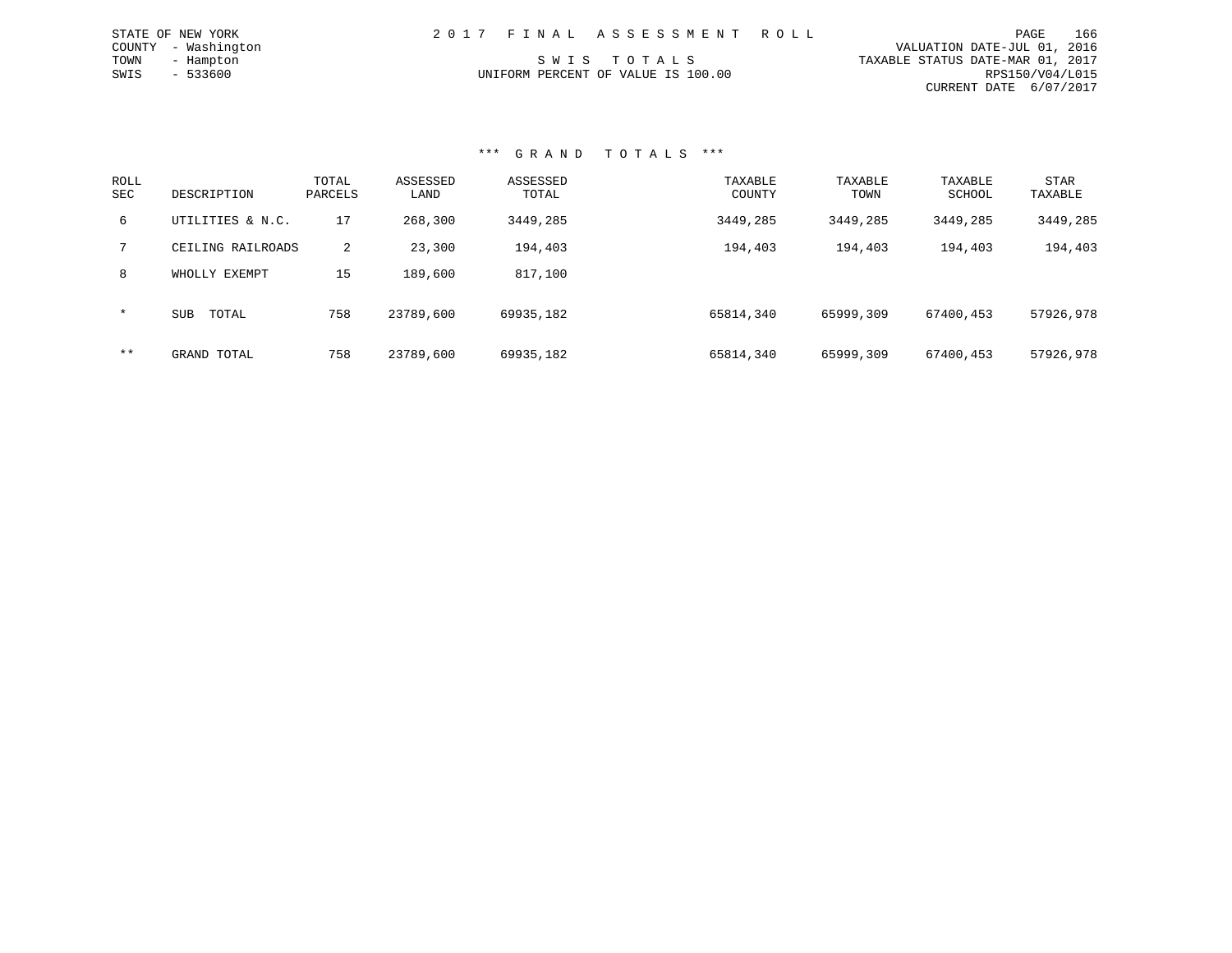STATE OF NEW YORK
COUNTY - Washington
TOWN - Hampton
SWIS - 533600

# 2 0 1 7 F I N A L A S S E S S M E N T R O L L

S W I S T O T A L S
UNIFORM PERCENT OF VALUE IS 100.00

VALUATION DATE-JUL 01, 2016
TAXABLE STATUS DATE-MAR 01, 2017
RPS150/V04/L015
CURRENT DATE 6/07/2017

## *** G R A N D T O T A L S ***

| ROLL SEC | DESCRIPTION | TOTAL PARCELS | ASSESSED LAND | ASSESSED TOTAL | TAXABLE COUNTY | TAXABLE TOWN | TAXABLE SCHOOL | STAR TAXABLE |
|---|---|---|---|---|---|---|---|---|
| 6 | UTILITIES & N.C. | 17 | 268,300 | 3449,285 | 3449,285 | 3449,285 | 3449,285 | 3449,285 |
| 7 | CEILING RAILROADS | 2 | 23,300 | 194,403 | 194,403 | 194,403 | 194,403 | 194,403 |
| 8 | WHOLLY EXEMPT | 15 | 189,600 | 817,100 | | | | |
| * | SUB TOTAL | 758 | 23789,600 | 69935,182 | 65814,340 | 65999,309 | 67400,453 | 57926,978 |
| ** | GRAND TOTAL | 758 | 23789,600 | 69935,182 | 65814,340 | 65999,309 | 67400,453 | 57926,978 |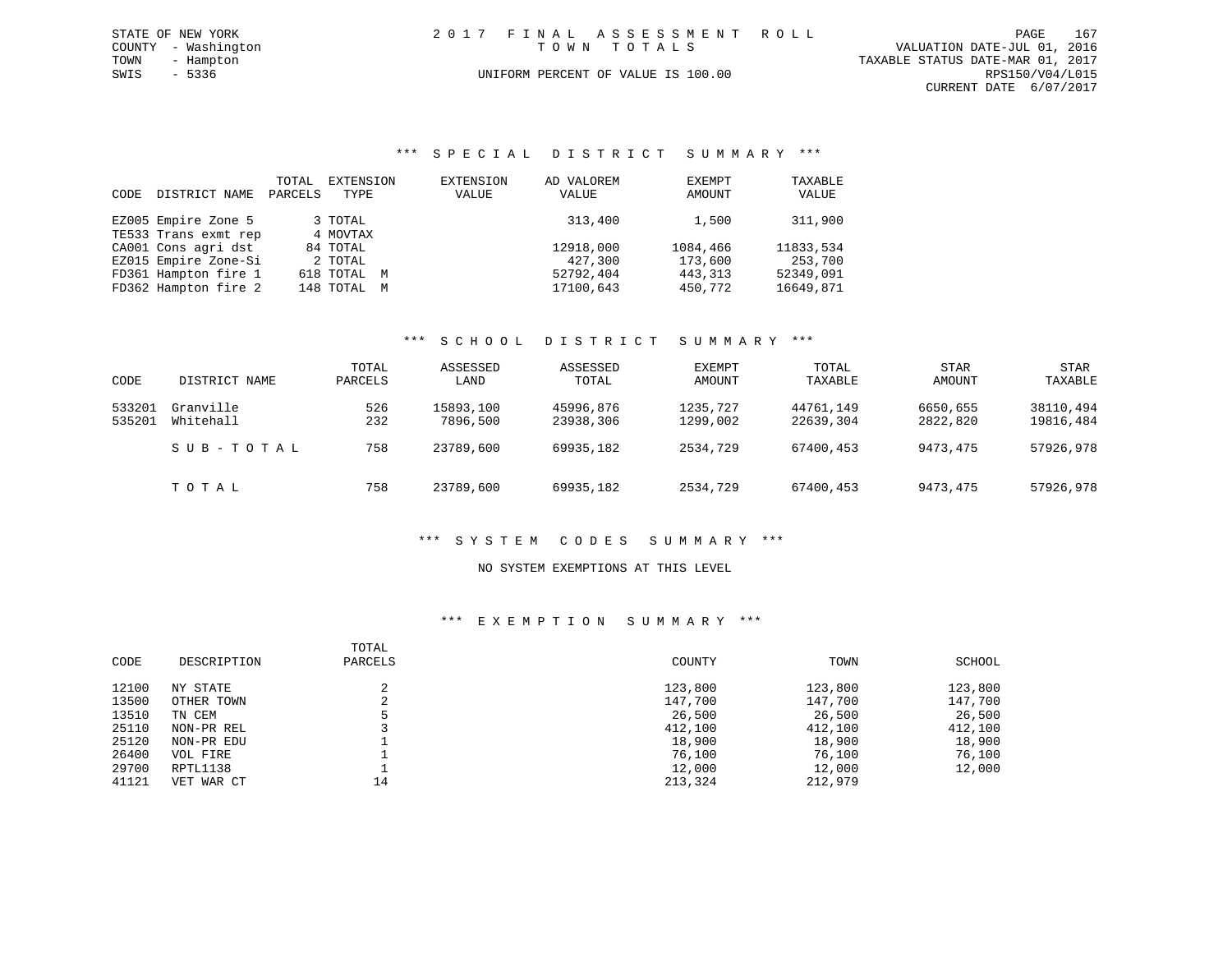STATE OF NEW YORK
COUNTY - Washington
TOWN - Hampton
SWIS - 5336

2 0 1 7 F I N A L A S S E S S M E N T R O L L
T O W N T O T A L S
UNIFORM PERCENT OF VALUE IS 100.00

VALUATION DATE-JUL 01, 2016
TAXABLE STATUS DATE-MAR 01, 2017
RPS150/V04/L015
CURRENT DATE 6/07/2017

### *** S P E C I A L D I S T R I C T S U M M A R Y ***

| CODE | DISTRICT NAME | TOTAL PARCELS | EXTENSION TYPE | EXTENSION VALUE | AD VALOREM VALUE | EXEMPT AMOUNT | TAXABLE VALUE |
|---|---|---|---|---|---|---|---|
| EZ005 | Empire Zone 5 | 3 | TOTAL | | 313,400 | 1,500 | 311,900 |
| TE533 | Trans exmt rep | 4 | MOVTAX | | | | |
| CA001 | Cons agri dst | 84 | TOTAL | | 12918,000 | 1084,466 | 11833,534 |
| EZ015 | Empire Zone-Si | 2 | TOTAL | | 427,300 | 173,600 | 253,700 |
| FD361 | Hampton fire 1 | 618 | TOTAL M | | 52792,404 | 443,313 | 52349,091 |
| FD362 | Hampton fire 2 | 148 | TOTAL M | | 17100,643 | 450,772 | 16649,871 |

### *** S C H O O L D I S T R I C T S U M M A R Y ***

| CODE | DISTRICT NAME | TOTAL PARCELS | ASSESSED LAND | ASSESSED TOTAL | EXEMPT AMOUNT | TOTAL TAXABLE | STAR AMOUNT | STAR TAXABLE |
|---|---|---|---|---|---|---|---|---|
| 533201 | Granville | 526 | 15893,100 | 45996,876 | 1235,727 | 44761,149 | 6650,655 | 38110,494 |
| 535201 | Whitehall | 232 | 7896,500 | 23938,306 | 1299,002 | 22639,304 | 2822,820 | 19816,484 |
| | S U B - T O T A L | 758 | 23789,600 | 69935,182 | 2534,729 | 67400,453 | 9473,475 | 57926,978 |
| | T O T A L | 758 | 23789,600 | 69935,182 | 2534,729 | 67400,453 | 9473,475 | 57926,978 |

### *** S Y S T E M C O D E S S U M M A R Y ***

NO SYSTEM EXEMPTIONS AT THIS LEVEL

### *** E X E M P T I O N S U M M A R Y ***

| CODE | DESCRIPTION | TOTAL PARCELS | COUNTY | TOWN | SCHOOL |
|---|---|---|---|---|---|
| 12100 | NY STATE | 2 | 123,800 | 123,800 | 123,800 |
| 13500 | OTHER TOWN | 2 | 147,700 | 147,700 | 147,700 |
| 13510 | TN CEM | 5 | 26,500 | 26,500 | 26,500 |
| 25110 | NON-PR REL | 3 | 412,100 | 412,100 | 412,100 |
| 25120 | NON-PR EDU | 1 | 18,900 | 18,900 | 18,900 |
| 26400 | VOL FIRE | 1 | 76,100 | 76,100 | 76,100 |
| 29700 | RPTL1138 | 1 | 12,000 | 12,000 | 12,000 |
| 41121 | VET WAR CT | 14 | 213,324 | 212,979 | |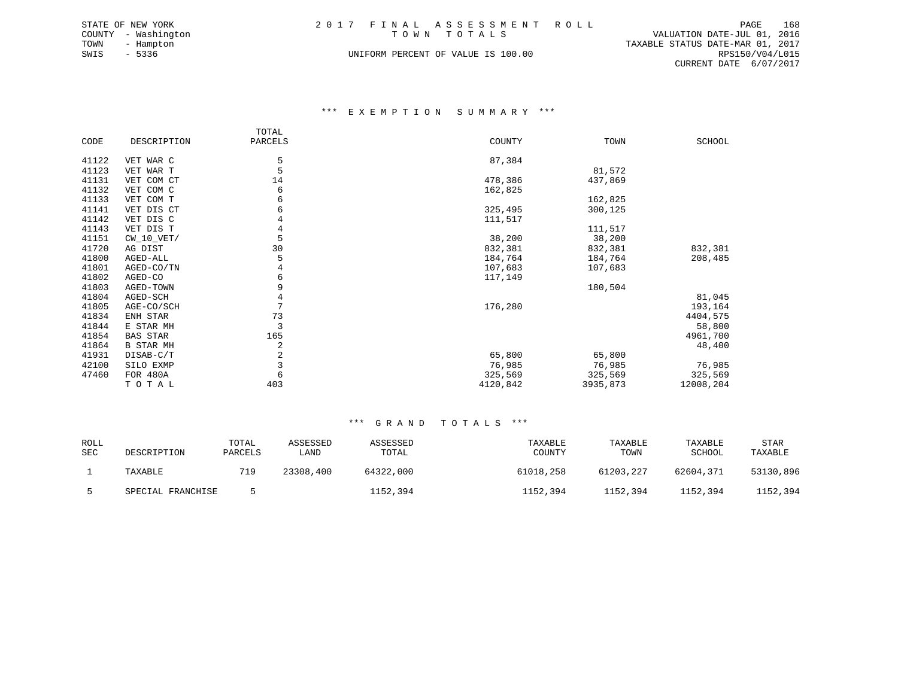STATE OF NEW YORK
COUNTY - Washington
TOWN - Hampton
SWIS - 5336

2017 FINAL ASSESSMENT ROLL
TOWN TOTALS
UNIFORM PERCENT OF VALUE IS 100.00

VALUATION DATE-JUL 01, 2016
TAXABLE STATUS DATE-MAR 01, 2017
RPS150/V04/L015
CURRENT DATE 6/07/2017

### *** EXEMPTION SUMMARY ***

| CODE | DESCRIPTION | TOTAL PARCELS | COUNTY | TOWN | SCHOOL |
|---|---|---|---|---|---|
| 41122 | VET WAR C | 5 | 87,384 | | |
| 41123 | VET WAR T | 5 | | 81,572 | |
| 41131 | VET COM CT | 14 | 478,386 | 437,869 | |
| 41132 | VET COM C | 6 | 162,825 | | |
| 41133 | VET COM T | 6 | | 162,825 | |
| 41141 | VET DIS CT | 6 | 325,495 | 300,125 | |
| 41142 | VET DIS C | 4 | 111,517 | | |
| 41143 | VET DIS T | 4 | | 111,517 | |
| 41151 | CW_10_VET/ | 5 | 38,200 | 38,200 | |
| 41720 | AG DIST | 30 | 832,381 | 832,381 | 832,381 |
| 41800 | AGED-ALL | 5 | 184,764 | 184,764 | 208,485 |
| 41801 | AGED-CO/TN | 4 | 107,683 | 107,683 | |
| 41802 | AGED-CO | 6 | 117,149 | | |
| 41803 | AGED-TOWN | 9 | | 180,504 | |
| 41804 | AGED-SCH | 4 | | | 81,045 |
| 41805 | AGE-CO/SCH | 7 | 176,280 | | 193,164 |
| 41834 | ENH STAR | 73 | | | 4404,575 |
| 41844 | E STAR MH | 3 | | | 58,800 |
| 41854 | BAS STAR | 165 | | | 4961,700 |
| 41864 | B STAR MH | 2 | | | 48,400 |
| 41931 | DISAB-C/T | 2 | 65,800 | 65,800 | |
| 42100 | SILO EXMP | 3 | 76,985 | 76,985 | 76,985 |
| 47460 | FOR 480A | 6 | 325,569 | 325,569 | 325,569 |
| | T O T A L | 403 | 4120,842 | 3935,873 | 12008,204 |

### *** GRAND TOTALS ***

| ROLL SEC | DESCRIPTION | TOTAL PARCELS | ASSESSED LAND | ASSESSED TOTAL | TAXABLE COUNTY | TAXABLE TOWN | TAXABLE SCHOOL | STAR TAXABLE |
|---|---|---|---|---|---|---|---|---|
| 1 | TAXABLE | 719 | 23308,400 | 64322,000 | 61018,258 | 61203,227 | 62604,371 | 53130,896 |
| 5 | SPECIAL FRANCHISE | 5 | | 1152,394 | 1152,394 | 1152,394 | 1152,394 | 1152,394 |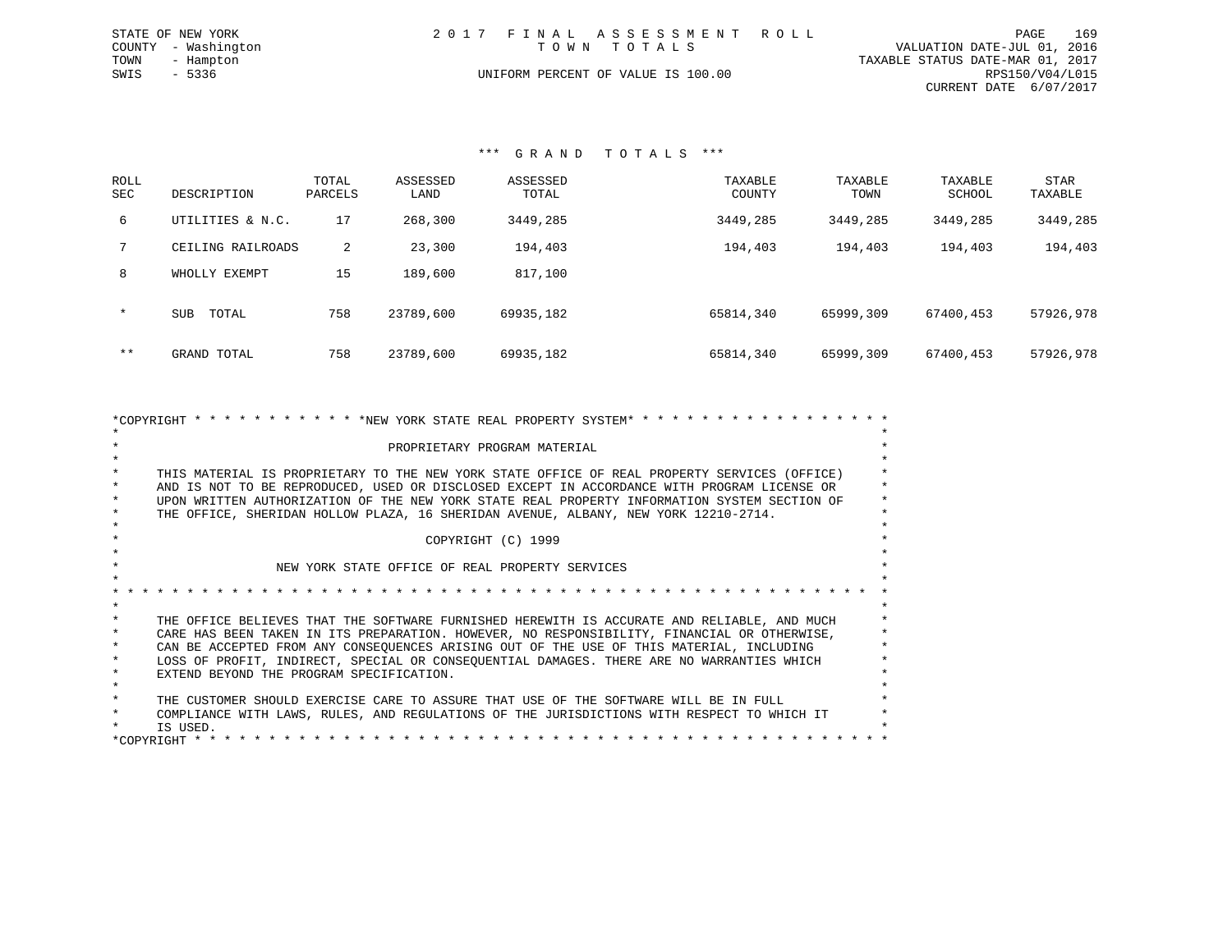STATE OF NEW YORK
COUNTY - Washington
TOWN - Hampton
SWIS - 5336

2 0 1 7 F I N A L A S S E S S M E N T R O L L
T O W N T O T A L S
UNIFORM PERCENT OF VALUE IS 100.00

VALUATION DATE-JUL 01, 2016
TAXABLE STATUS DATE-MAR 01, 2017
RPS150/V04/L015
CURRENT DATE 6/07/2017

### *** G R A N D T O T A L S ***

| ROLL SEC | DESCRIPTION | TOTAL PARCELS | ASSESSED LAND | ASSESSED TOTAL | TAXABLE COUNTY | TAXABLE TOWN | TAXABLE SCHOOL | STAR TAXABLE |
|---|---|---|---|---|---|---|---|---|
| 6 | UTILITIES & N.C. | 17 | 268,300 | 3449,285 | 3449,285 | 3449,285 | 3449,285 | 3449,285 |
| 7 | CEILING RAILROADS | 2 | 23,300 | 194,403 | 194,403 | 194,403 | 194,403 | 194,403 |
| 8 | WHOLLY EXEMPT | 15 | 189,600 | 817,100 | | | | |
| * | SUB TOTAL | 758 | 23789,600 | 69935,182 | 65814,340 | 65999,309 | 67400,453 | 57926,978 |
| ** | GRAND TOTAL | 758 | 23789,600 | 69935,182 | 65814,340 | 65999,309 | 67400,453 | 57926,978 |

*COPYRIGHT * * * * * * * * * * * *NEW YORK STATE REAL PROPERTY SYSTEM* * * * * * * * * * * * * * * * * * *

PROPRIETARY PROGRAM MATERIAL

THIS MATERIAL IS PROPRIETARY TO THE NEW YORK STATE OFFICE OF REAL PROPERTY SERVICES (OFFICE) AND IS NOT TO BE REPRODUCED, USED OR DISCLOSED EXCEPT IN ACCORDANCE WITH PROGRAM LICENSE OR UPON WRITTEN AUTHORIZATION OF THE NEW YORK STATE REAL PROPERTY INFORMATION SYSTEM SECTION OF THE OFFICE, SHERIDAN HOLLOW PLAZA, 16 SHERIDAN AVENUE, ALBANY, NEW YORK 12210-2714.

COPYRIGHT (C) 1999

NEW YORK STATE OFFICE OF REAL PROPERTY SERVICES

THE OFFICE BELIEVES THAT THE SOFTWARE FURNISHED HEREWITH IS ACCURATE AND RELIABLE, AND MUCH CARE HAS BEEN TAKEN IN ITS PREPARATION. HOWEVER, NO RESPONSIBILITY, FINANCIAL OR OTHERWISE, CAN BE ACCEPTED FROM ANY CONSEQUENCES ARISING OUT OF THE USE OF THIS MATERIAL, INCLUDING LOSS OF PROFIT, INDIRECT, SPECIAL OR CONSEQUENTIAL DAMAGES. THERE ARE NO WARRANTIES WHICH EXTEND BEYOND THE PROGRAM SPECIFICATION.

THE CUSTOMER SHOULD EXERCISE CARE TO ASSURE THAT USE OF THE SOFTWARE WILL BE IN FULL COMPLIANCE WITH LAWS, RULES, AND REGULATIONS OF THE JURISDICTIONS WITH RESPECT TO WHICH IT IS USED.

*COPYRIGHT * * * * * * * * * * * * * * * * * * * * * * * * * * * * * * * * * * * * * * * * * * * * *